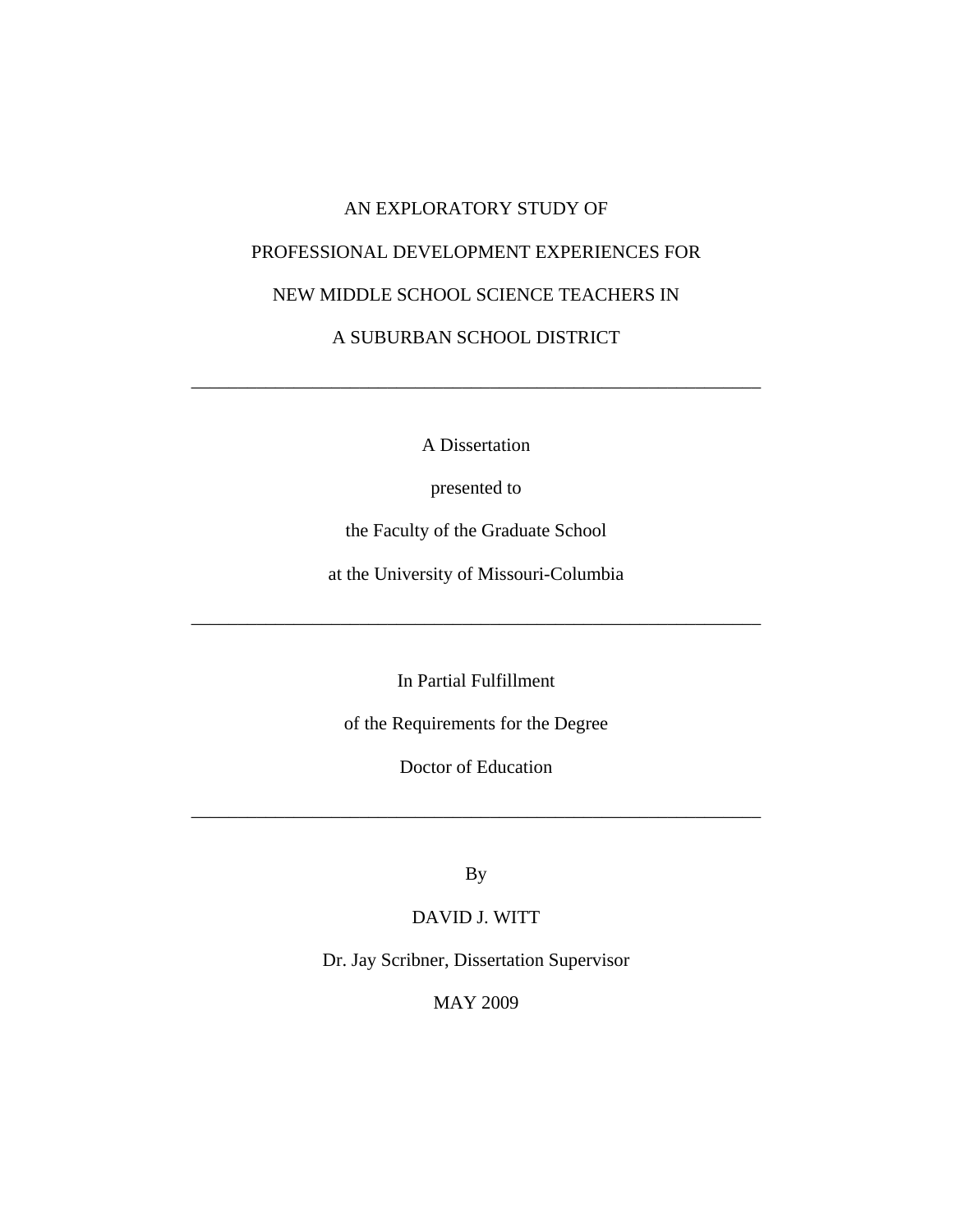# AN EXPLORATORY STUDY OF PROFESSIONAL DEVELOPMENT EXPERIENCES FOR NEW MIDDLE SCHOOL SCIENCE TEACHERS IN A SUBURBAN SCHOOL DISTRICT

---

A Dissertation

presented to

the Faculty of the Graduate School

at the University of Missouri-Columbia

---

In Partial Fulfillment

of the Requirements for the Degree

Doctor of Education

---

By

DAVID J. WITT

Dr. Jay Scribner, Dissertation Supervisor

MAY 2009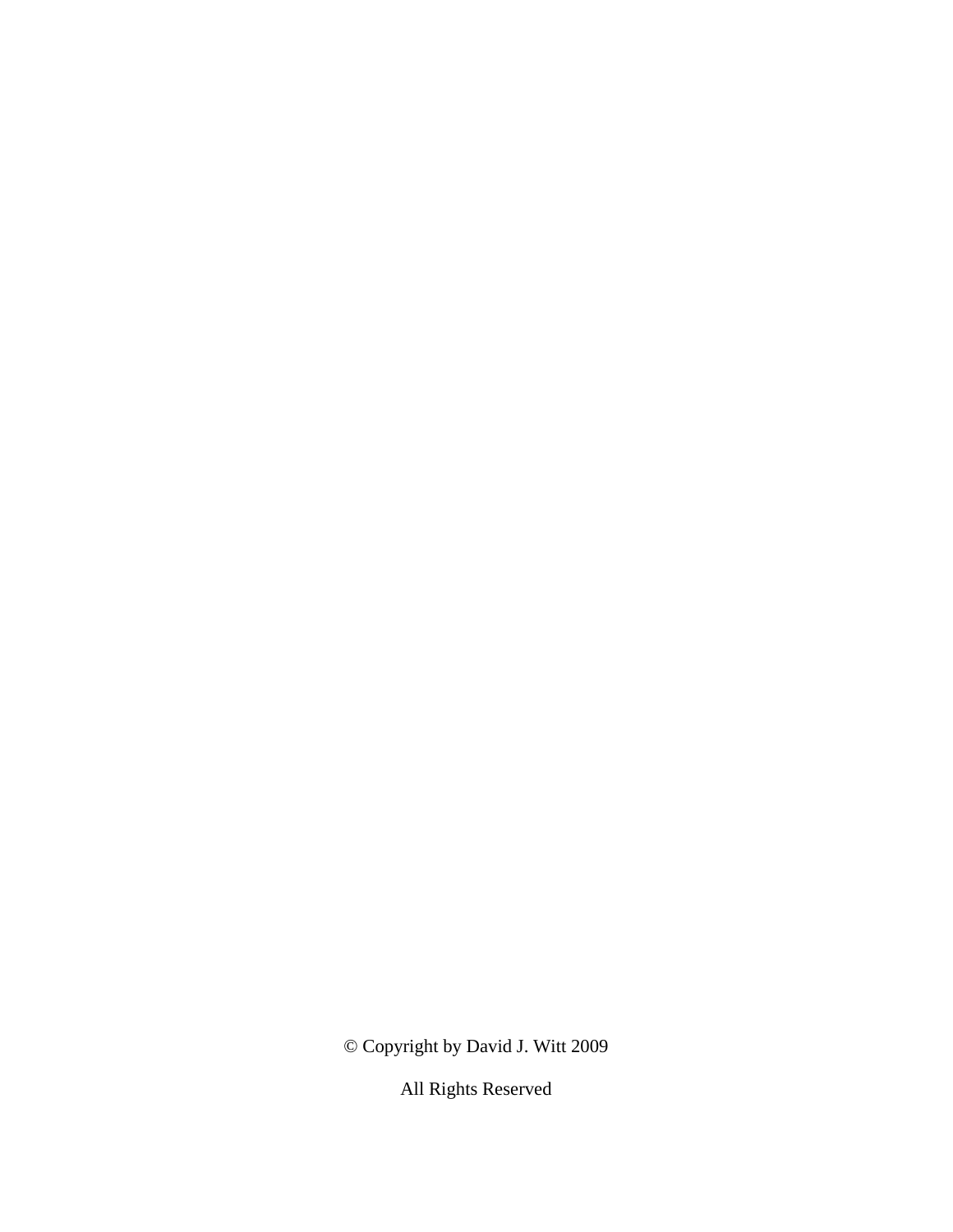© Copyright by David J. Witt 2009

All Rights Reserved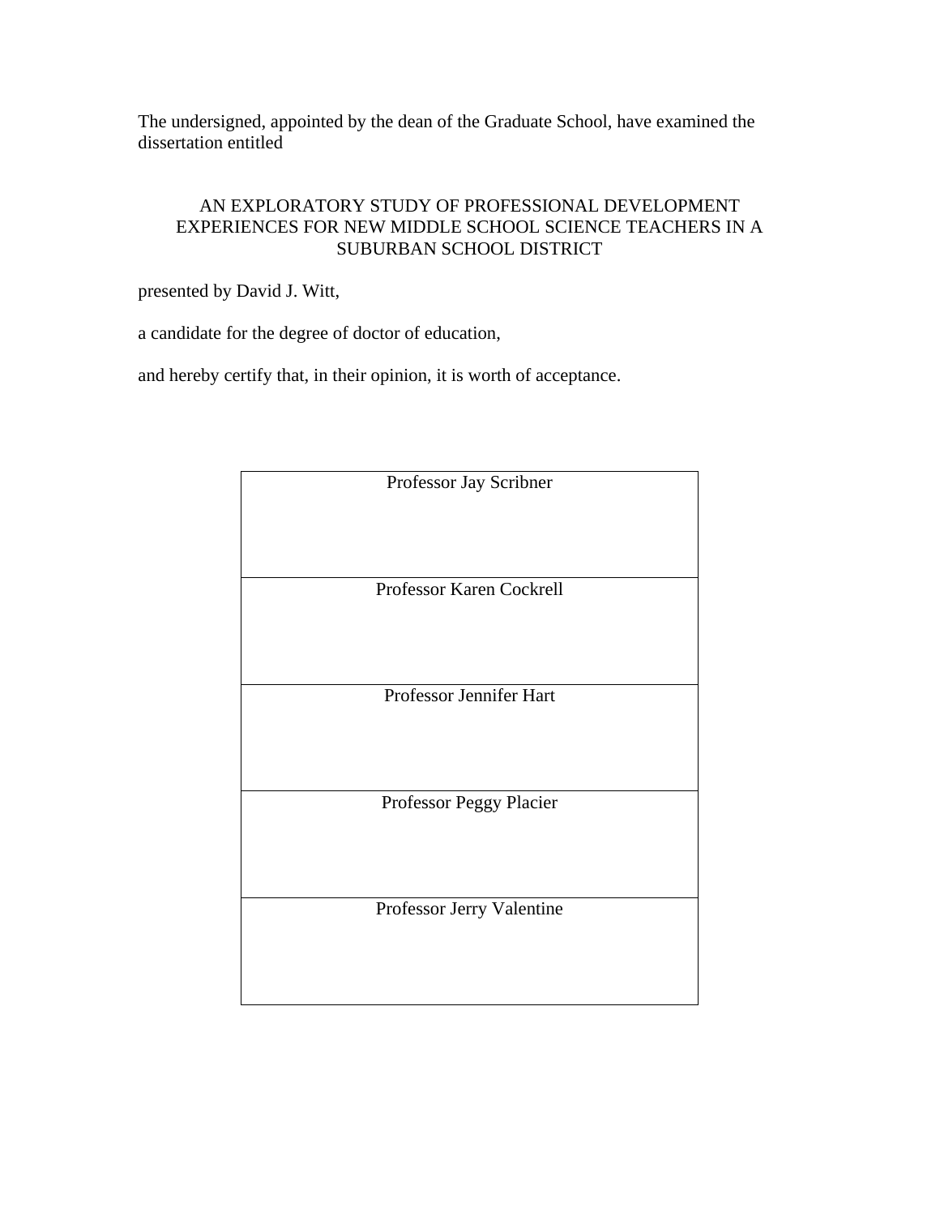The undersigned, appointed by the dean of the Graduate School, have examined the dissertation entitled

AN EXPLORATORY STUDY OF PROFESSIONAL DEVELOPMENT EXPERIENCES FOR NEW MIDDLE SCHOOL SCIENCE TEACHERS IN A SUBURBAN SCHOOL DISTRICT

presented by David J. Witt,

a candidate for the degree of doctor of education,

and hereby certify that, in their opinion, it is worth of acceptance.

| Professor Jay Scribner |
| --- |
| Professor Karen Cockrell |
| Professor Jennifer Hart |
| Professor Peggy Placier |
| Professor Jerry Valentine |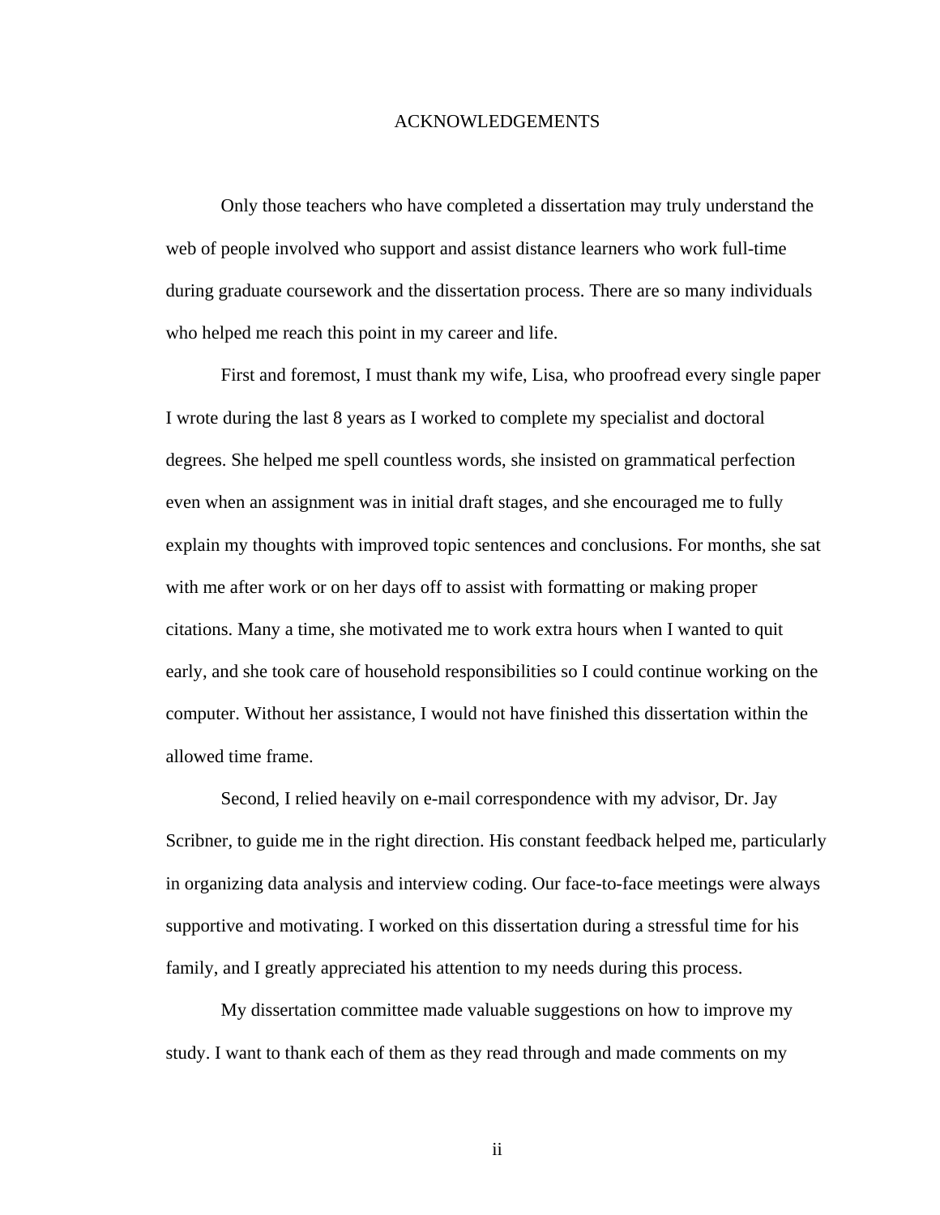# ACKNOWLEDGEMENTS

Only those teachers who have completed a dissertation may truly understand the web of people involved who support and assist distance learners who work full-time during graduate coursework and the dissertation process. There are so many individuals who helped me reach this point in my career and life.

First and foremost, I must thank my wife, Lisa, who proofread every single paper I wrote during the last 8 years as I worked to complete my specialist and doctoral degrees. She helped me spell countless words, she insisted on grammatical perfection even when an assignment was in initial draft stages, and she encouraged me to fully explain my thoughts with improved topic sentences and conclusions. For months, she sat with me after work or on her days off to assist with formatting or making proper citations. Many a time, she motivated me to work extra hours when I wanted to quit early, and she took care of household responsibilities so I could continue working on the computer. Without her assistance, I would not have finished this dissertation within the allowed time frame.

Second, I relied heavily on e-mail correspondence with my advisor, Dr. Jay Scribner, to guide me in the right direction. His constant feedback helped me, particularly in organizing data analysis and interview coding. Our face-to-face meetings were always supportive and motivating. I worked on this dissertation during a stressful time for his family, and I greatly appreciated his attention to my needs during this process.

My dissertation committee made valuable suggestions on how to improve my study. I want to thank each of them as they read through and made comments on my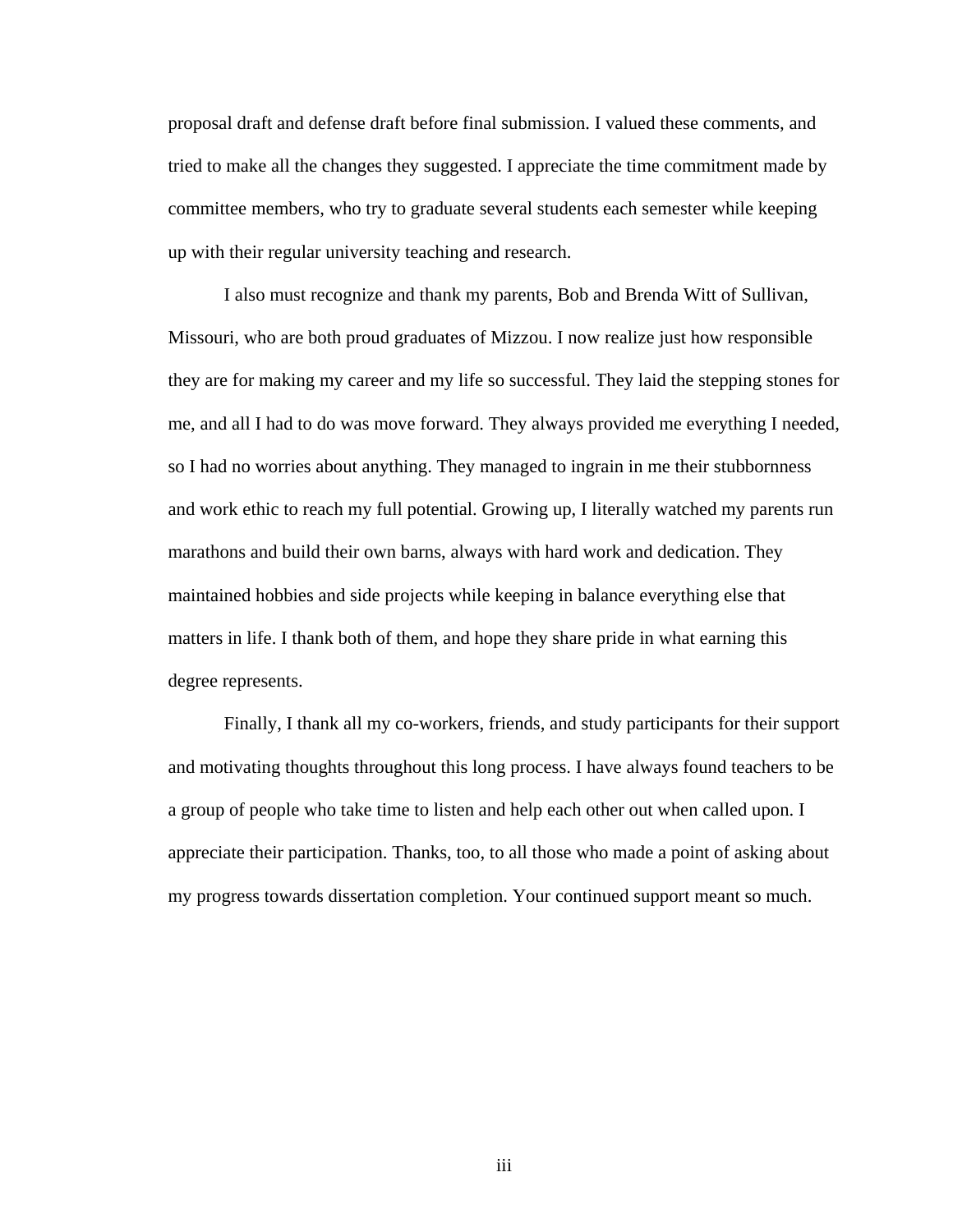proposal draft and defense draft before final submission. I valued these comments, and tried to make all the changes they suggested. I appreciate the time commitment made by committee members, who try to graduate several students each semester while keeping up with their regular university teaching and research.

I also must recognize and thank my parents, Bob and Brenda Witt of Sullivan, Missouri, who are both proud graduates of Mizzou. I now realize just how responsible they are for making my career and my life so successful. They laid the stepping stones for me, and all I had to do was move forward. They always provided me everything I needed, so I had no worries about anything. They managed to ingrain in me their stubbornness and work ethic to reach my full potential. Growing up, I literally watched my parents run marathons and build their own barns, always with hard work and dedication. They maintained hobbies and side projects while keeping in balance everything else that matters in life. I thank both of them, and hope they share pride in what earning this degree represents.

Finally, I thank all my co-workers, friends, and study participants for their support and motivating thoughts throughout this long process. I have always found teachers to be a group of people who take time to listen and help each other out when called upon. I appreciate their participation. Thanks, too, to all those who made a point of asking about my progress towards dissertation completion. Your continued support meant so much.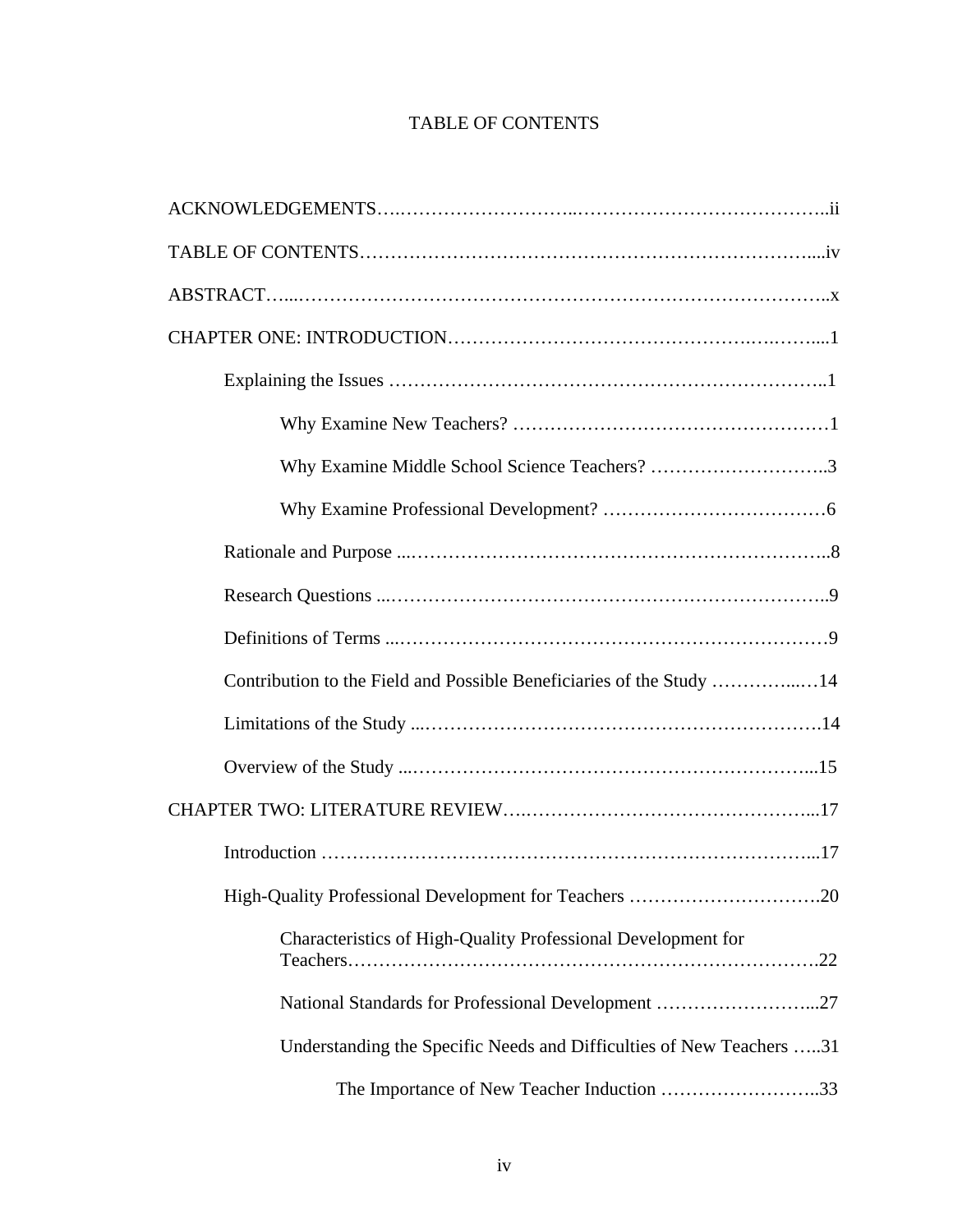# TABLE OF CONTENTS

ACKNOWLEDGEMENTS…..……………………..…………………………………..ii

TABLE OF CONTENTS……………………………………………………………....iv

ABSTRACT…...………………………….…………………………….……………..x

CHAPTER ONE: INTRODUCTION……………………………………….….……....1

- Explaining the Issues ………………………………………………………..1
  - Why Examine New Teachers? ……………………………………………1
  - Why Examine Middle School Science Teachers? ………………………..3
  - Why Examine Professional Development? ………………………………6
- Rationale and Purpose ...……………………………………………………..8
- Research Questions ...………………………………………………………..9
- Definitions of Terms ...………………………………………………………9
- Contribution to the Field and Possible Beneficiaries of the Study …………...…14
- Limitations of the Study ...……………………………………………………….14
- Overview of the Study ...………………………………………………………...15

CHAPTER TWO: LITERATURE REVIEW….……………………………………...17

- Introduction …………………………………………………………………...17
- High-Quality Professional Development for Teachers ………………………….20
  - Characteristics of High-Quality Professional Development for Teachers……………………………………………………………….22
  - National Standards for Professional Development ……………………...27
  - Understanding the Specific Needs and Difficulties of New Teachers …..31
    - The Importance of New Teacher Induction ……………………..33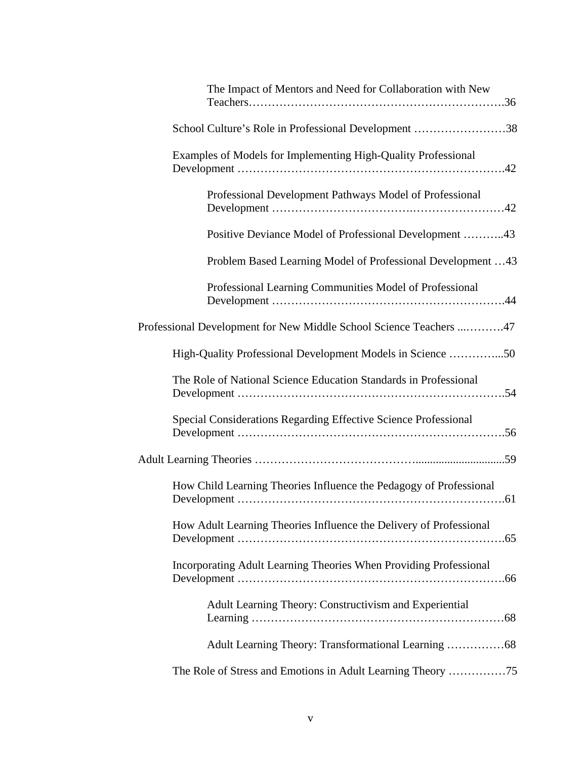The Impact of Mentors and Need for Collaboration with New Teachers……………………………………………………….36

School Culture's Role in Professional Development ……………………38

Examples of Models for Implementing High-Quality Professional Development ………………………………………………………….42

Professional Development Pathways Model of Professional Development ……………………….……………………42

Positive Deviance Model of Professional Development ………..43

Problem Based Learning Model of Professional Development …43

Professional Learning Communities Model of Professional Development ………………………………………………….44

Professional Development for New Middle School Science Teachers ...……….47

High-Quality Professional Development Models in Science …………...50

The Role of National Science Education Standards in Professional Development ………………………………………………………….54

Special Considerations Regarding Effective Science Professional Development ………………………………………………………….56

Adult Learning Theories …………………………………..............................59

How Child Learning Theories Influence the Pedagogy of Professional Development ………………………………………………………….61

How Adult Learning Theories Influence the Delivery of Professional Development ………………………………………………………….65

Incorporating Adult Learning Theories When Providing Professional Development ………………………………………………………….66

Adult Learning Theory: Constructivism and Experiential Learning …………………………………………………………68

Adult Learning Theory: Transformational Learning ……………68

The Role of Stress and Emotions in Adult Learning Theory ……………75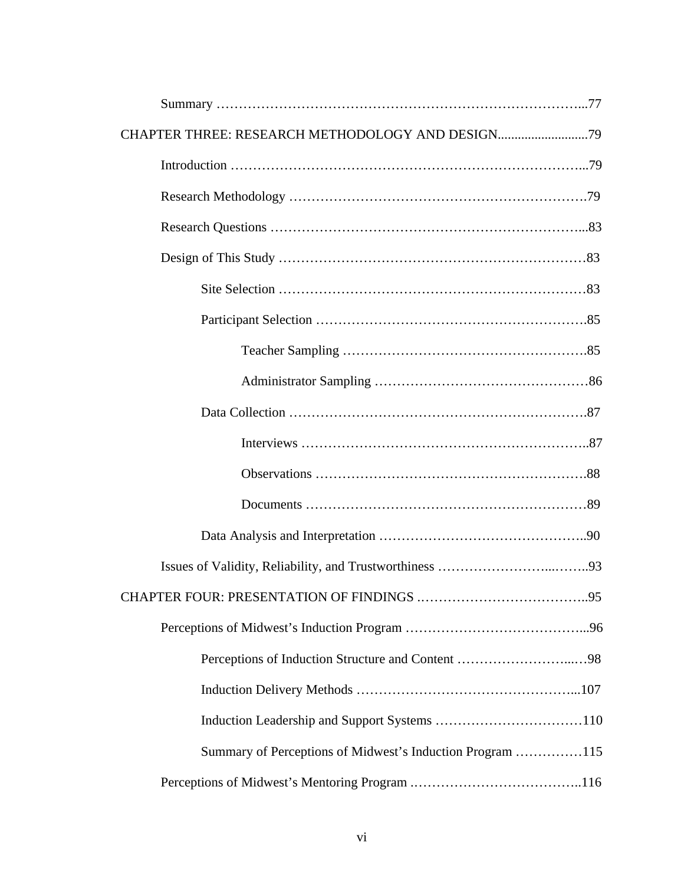Summary ……………………………………………………………………………..77

CHAPTER THREE: RESEARCH METHODOLOGY AND DESIGN...........................79

Introduction …………………………………………………………………...79

Research Methodology ………………………………………………………….79

Research Questions ……………………………………………………………...83

Design of This Study ……………………………………………………………83

Site Selection ……………………………………………………………83

Participant Selection …………………………………………………….85

Teacher Sampling ……………………………………………….85

Administrator Sampling …………………………………………86

Data Collection ………………………………………………………….87

Interviews ………………………………………………………..87

Observations …………………………………………………….88

Documents ………………………………………………………89

Data Analysis and Interpretation ………………………………………..90

Issues of Validity, Reliability, and Trustworthiness ……………………...……..93

CHAPTER FOUR: PRESENTATION OF FINDINGS .………………………………..95

Perceptions of Midwest's Induction Program …………………………………...96

Perceptions of Induction Structure and Content ……………………...…98

Induction Delivery Methods …………………………………………...107

Induction Leadership and Support Systems ……………………………110

Summary of Perceptions of Midwest's Induction Program ……………115

Perceptions of Midwest's Mentoring Program .………………………………..116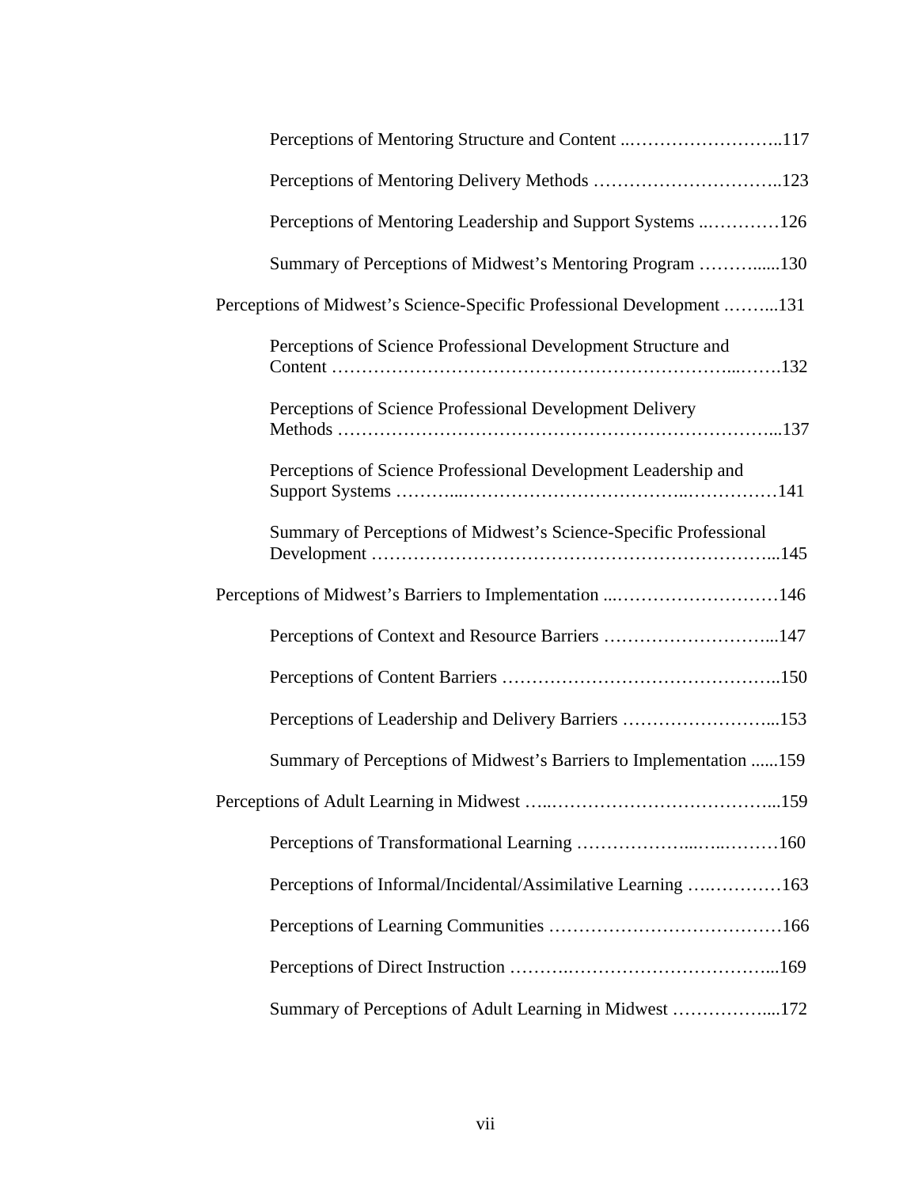Perceptions of Mentoring Structure and Content ..……………………..117

Perceptions of Mentoring Delivery Methods …………………………..123

Perceptions of Mentoring Leadership and Support Systems ..…………126

Summary of Perceptions of Midwest's Mentoring Program ………......130

Perceptions of Midwest's Science-Specific Professional Development .……...131

Perceptions of Science Professional Development Structure and Content ………………………………………………………...…….132

Perceptions of Science Professional Development Delivery Methods ……………………………………………………………...137

Perceptions of Science Professional Development Leadership and Support Systems ………...…………………………….……………141

Summary of Perceptions of Midwest's Science-Specific Professional Development ………………………………………………………...145

Perceptions of Midwest's Barriers to Implementation ...………………………146

Perceptions of Context and Resource Barriers ………………………...147

Perceptions of Content Barriers ………………………………………..150

Perceptions of Leadership and Delivery Barriers ……………………...153

Summary of Perceptions of Midwest's Barriers to Implementation ......159

Perceptions of Adult Learning in Midwest …..………………………………...159

Perceptions of Transformational Learning ………………...…..………160

Perceptions of Informal/Incidental/Assimilative Learning …..…………163

Perceptions of Learning Communities …………………………………166

Perceptions of Direct Instruction ……….……………………………...169

Summary of Perceptions of Adult Learning in Midwest ……………....172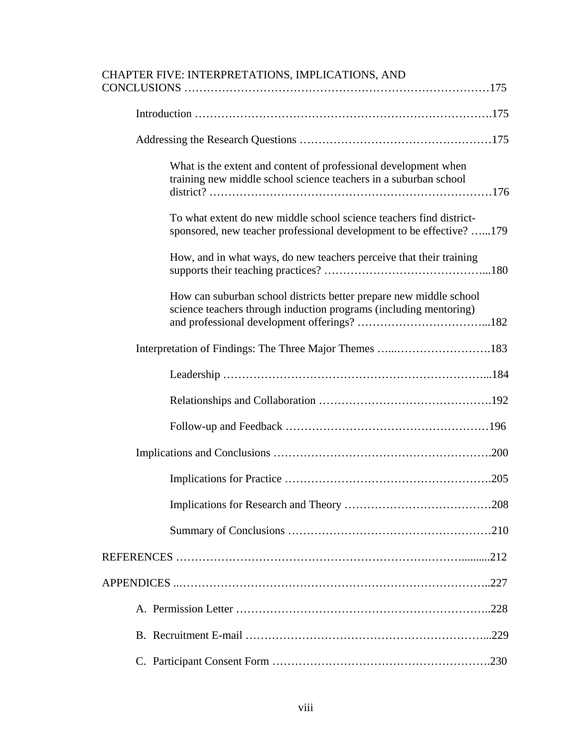CHAPTER FIVE: INTERPRETATIONS, IMPLICATIONS, AND CONCLUSIONS ……………………………………………………………………175

Introduction …………………………………………………………………….175

Addressing the Research Questions …………………………………………175

What is the extent and content of professional development when training new middle school science teachers in a suburban school district? …………………………………………………………………176

To what extent do new middle school science teachers find district-sponsored, new teacher professional development to be effective? …...179

How, and in what ways, do new teachers perceive that their training supports their teaching practices? ……………………………………...180

How can suburban school districts better prepare new middle school science teachers through induction programs (including mentoring) and professional development offerings? ……………………………...182

Interpretation of Findings: The Three Major Themes …...…………………….183

Leadership ……………………………………………………………...184

Relationships and Collaboration ……………………………………….192

Follow-up and Feedback ……………………………………………196

Implications and Conclusions ………………………………………………….200

Implications for Practice ……………………………………………….205

Implications for Research and Theory …………………………………208

Summary of Conclusions ………………………………………………210

REFERENCES ………………………………………………………….……..........212

APPENDICES ..…………………………………………………………………….227

A. Permission Letter ……………………………………………………………..228

B. Recruitment E-mail …………………………………………………………...229

C. Participant Consent Form ……………………………………………….230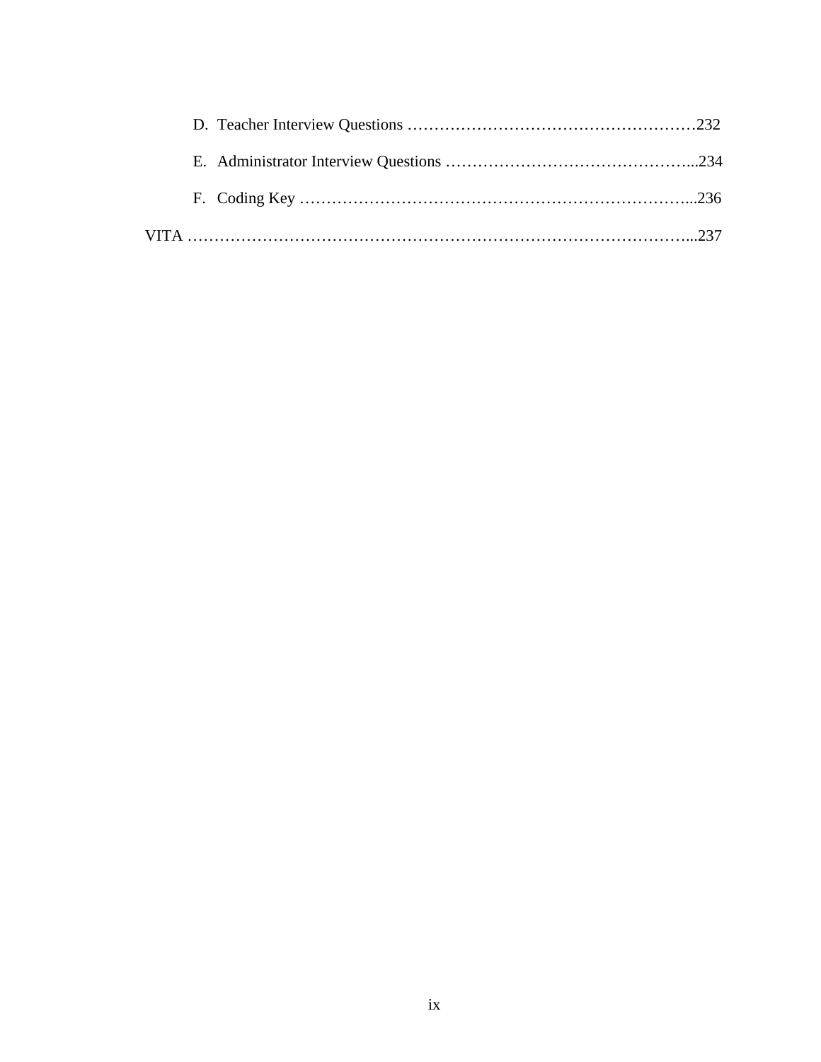D. Teacher Interview Questions ……………………………………………………232

E. Administrator Interview Questions ………………………………………...234

F. Coding Key ………………………………………………………………...236

VITA ………………………………………………………………………………...237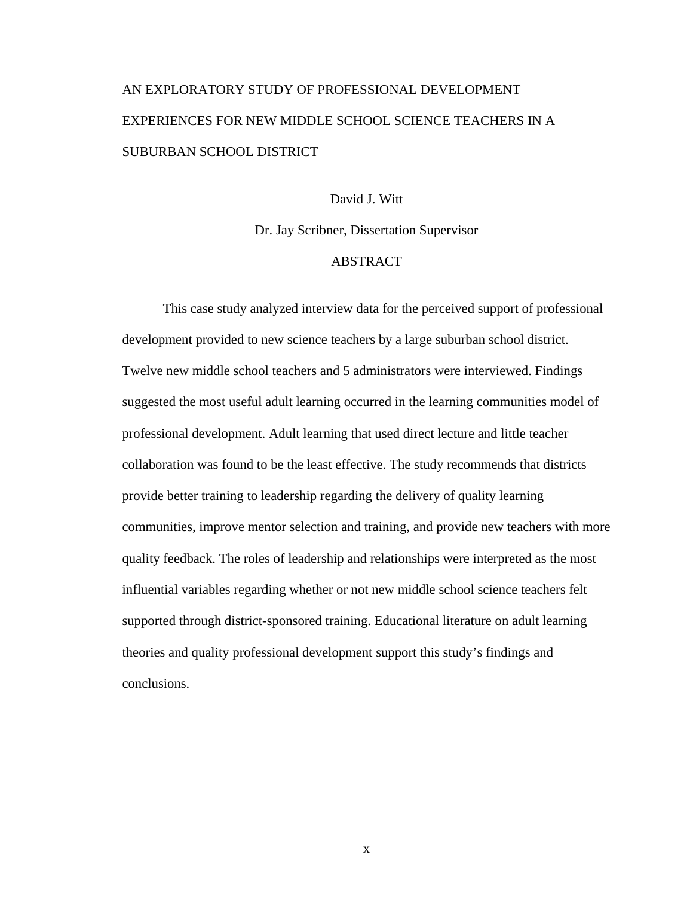AN EXPLORATORY STUDY OF PROFESSIONAL DEVELOPMENT EXPERIENCES FOR NEW MIDDLE SCHOOL SCIENCE TEACHERS IN A SUBURBAN SCHOOL DISTRICT

David J. Witt

Dr. Jay Scribner, Dissertation Supervisor

## ABSTRACT

This case study analyzed interview data for the perceived support of professional development provided to new science teachers by a large suburban school district. Twelve new middle school teachers and 5 administrators were interviewed. Findings suggested the most useful adult learning occurred in the learning communities model of professional development. Adult learning that used direct lecture and little teacher collaboration was found to be the least effective. The study recommends that districts provide better training to leadership regarding the delivery of quality learning communities, improve mentor selection and training, and provide new teachers with more quality feedback. The roles of leadership and relationships were interpreted as the most influential variables regarding whether or not new middle school science teachers felt supported through district-sponsored training. Educational literature on adult learning theories and quality professional development support this study's findings and conclusions.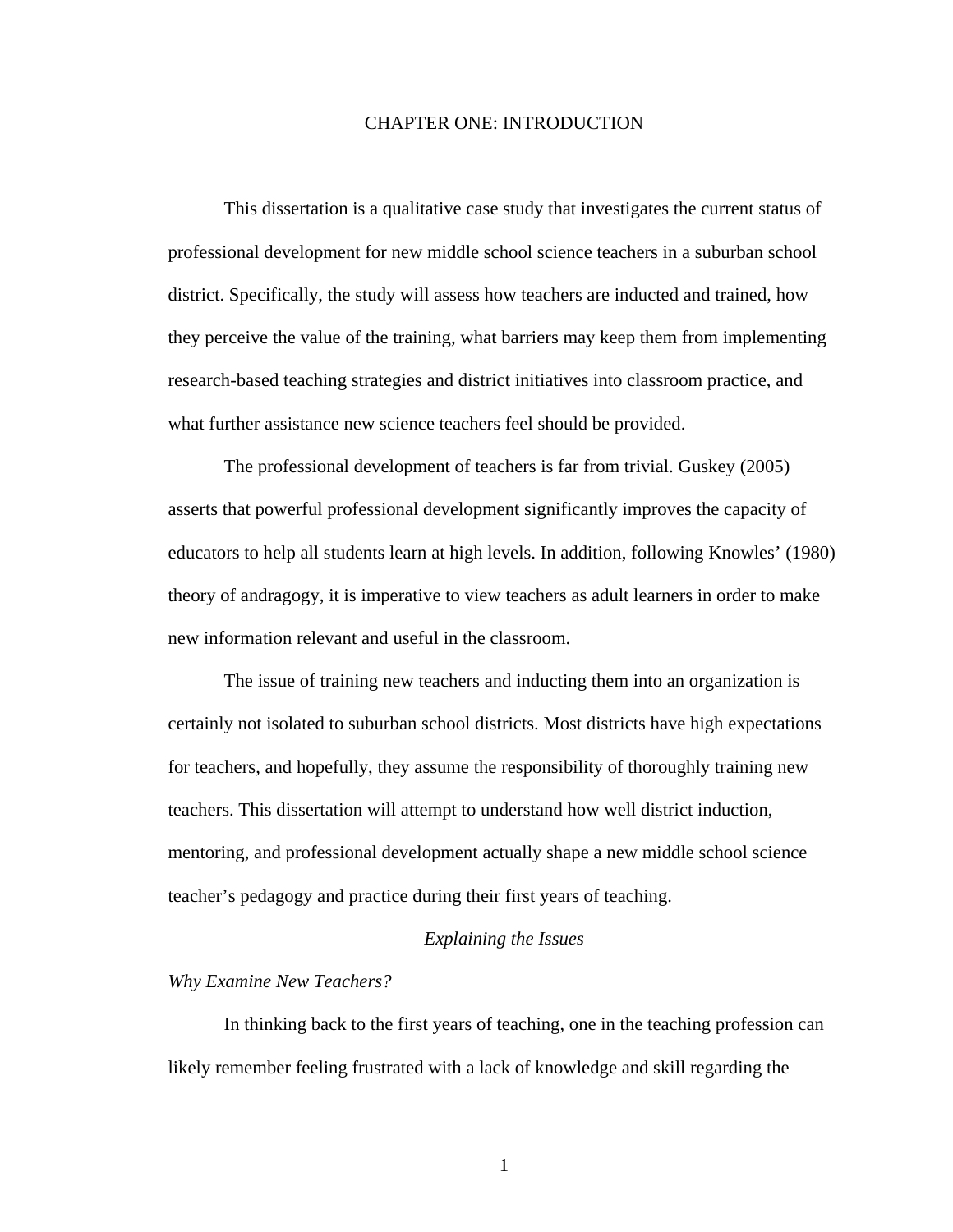# CHAPTER ONE: INTRODUCTION

This dissertation is a qualitative case study that investigates the current status of professional development for new middle school science teachers in a suburban school district. Specifically, the study will assess how teachers are inducted and trained, how they perceive the value of the training, what barriers may keep them from implementing research-based teaching strategies and district initiatives into classroom practice, and what further assistance new science teachers feel should be provided.

The professional development of teachers is far from trivial. Guskey (2005) asserts that powerful professional development significantly improves the capacity of educators to help all students learn at high levels. In addition, following Knowles' (1980) theory of andragogy, it is imperative to view teachers as adult learners in order to make new information relevant and useful in the classroom.

The issue of training new teachers and inducting them into an organization is certainly not isolated to suburban school districts. Most districts have high expectations for teachers, and hopefully, they assume the responsibility of thoroughly training new teachers. This dissertation will attempt to understand how well district induction, mentoring, and professional development actually shape a new middle school science teacher's pedagogy and practice during their first years of teaching.

## *Explaining the Issues*

### *Why Examine New Teachers?*

In thinking back to the first years of teaching, one in the teaching profession can likely remember feeling frustrated with a lack of knowledge and skill regarding the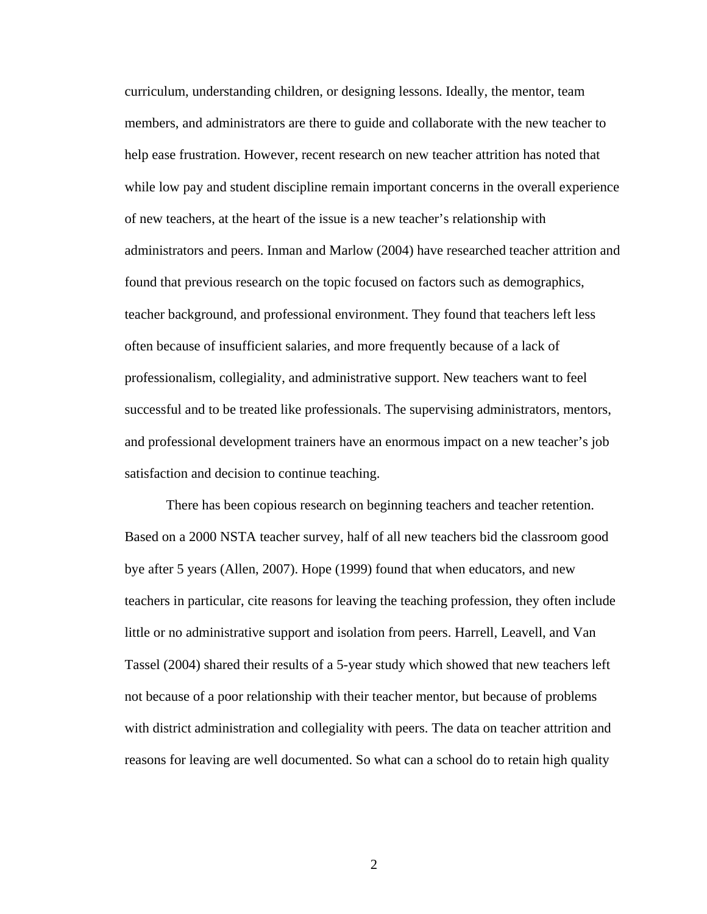curriculum, understanding children, or designing lessons. Ideally, the mentor, team members, and administrators are there to guide and collaborate with the new teacher to help ease frustration. However, recent research on new teacher attrition has noted that while low pay and student discipline remain important concerns in the overall experience of new teachers, at the heart of the issue is a new teacher's relationship with administrators and peers. Inman and Marlow (2004) have researched teacher attrition and found that previous research on the topic focused on factors such as demographics, teacher background, and professional environment. They found that teachers left less often because of insufficient salaries, and more frequently because of a lack of professionalism, collegiality, and administrative support. New teachers want to feel successful and to be treated like professionals. The supervising administrators, mentors, and professional development trainers have an enormous impact on a new teacher's job satisfaction and decision to continue teaching.

There has been copious research on beginning teachers and teacher retention. Based on a 2000 NSTA teacher survey, half of all new teachers bid the classroom good bye after 5 years (Allen, 2007). Hope (1999) found that when educators, and new teachers in particular, cite reasons for leaving the teaching profession, they often include little or no administrative support and isolation from peers. Harrell, Leavell, and Van Tassel (2004) shared their results of a 5-year study which showed that new teachers left not because of a poor relationship with their teacher mentor, but because of problems with district administration and collegiality with peers. The data on teacher attrition and reasons for leaving are well documented. So what can a school do to retain high quality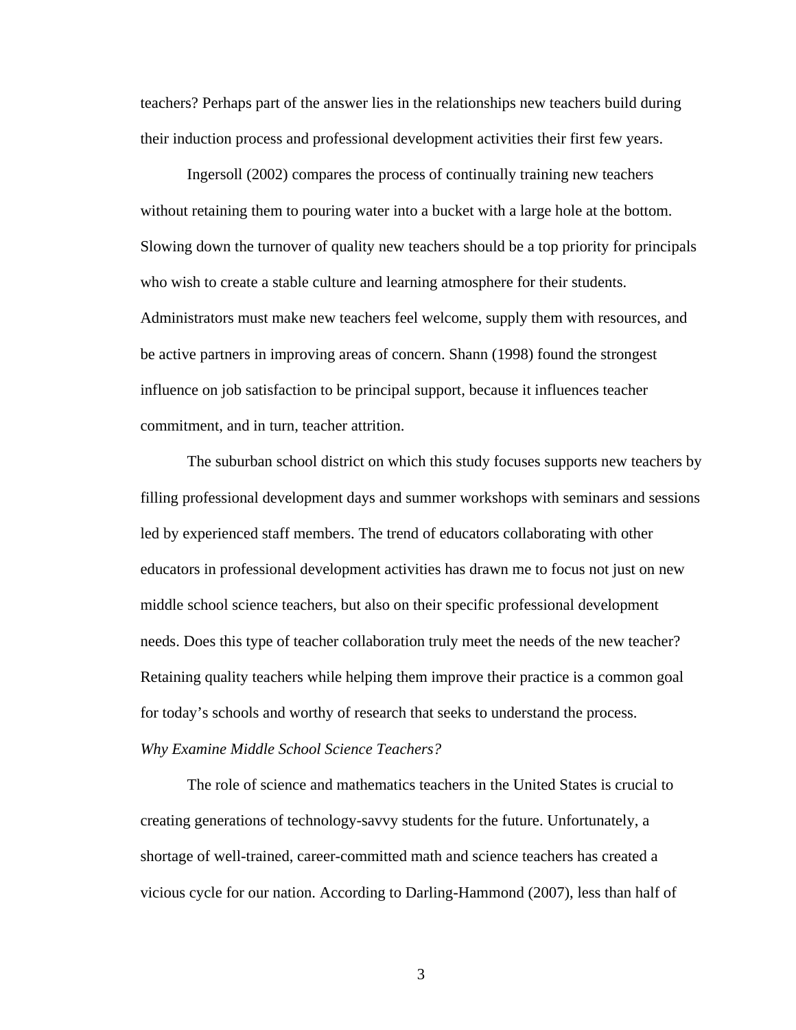teachers? Perhaps part of the answer lies in the relationships new teachers build during their induction process and professional development activities their first few years.

Ingersoll (2002) compares the process of continually training new teachers without retaining them to pouring water into a bucket with a large hole at the bottom. Slowing down the turnover of quality new teachers should be a top priority for principals who wish to create a stable culture and learning atmosphere for their students. Administrators must make new teachers feel welcome, supply them with resources, and be active partners in improving areas of concern. Shann (1998) found the strongest influence on job satisfaction to be principal support, because it influences teacher commitment, and in turn, teacher attrition.

The suburban school district on which this study focuses supports new teachers by filling professional development days and summer workshops with seminars and sessions led by experienced staff members. The trend of educators collaborating with other educators in professional development activities has drawn me to focus not just on new middle school science teachers, but also on their specific professional development needs. Does this type of teacher collaboration truly meet the needs of the new teacher? Retaining quality teachers while helping them improve their practice is a common goal for today's schools and worthy of research that seeks to understand the process.

*Why Examine Middle School Science Teachers?*

The role of science and mathematics teachers in the United States is crucial to creating generations of technology-savvy students for the future. Unfortunately, a shortage of well-trained, career-committed math and science teachers has created a vicious cycle for our nation. According to Darling-Hammond (2007), less than half of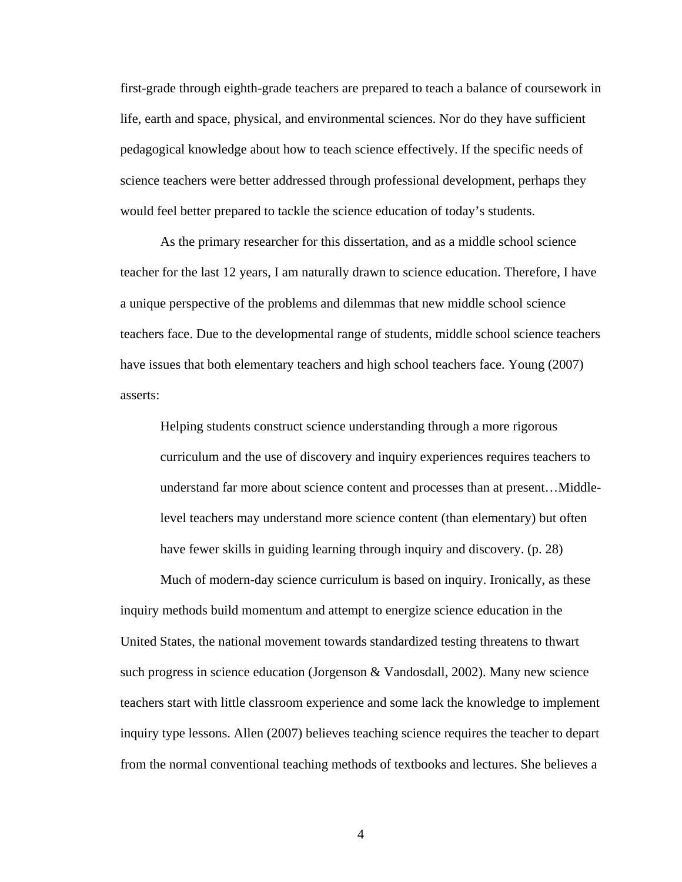first-grade through eighth-grade teachers are prepared to teach a balance of coursework in life, earth and space, physical, and environmental sciences. Nor do they have sufficient pedagogical knowledge about how to teach science effectively. If the specific needs of science teachers were better addressed through professional development, perhaps they would feel better prepared to tackle the science education of today's students.

As the primary researcher for this dissertation, and as a middle school science teacher for the last 12 years, I am naturally drawn to science education. Therefore, I have a unique perspective of the problems and dilemmas that new middle school science teachers face. Due to the developmental range of students, middle school science teachers have issues that both elementary teachers and high school teachers face. Young (2007) asserts:

> Helping students construct science understanding through a more rigorous curriculum and the use of discovery and inquiry experiences requires teachers to understand far more about science content and processes than at present…Middle-level teachers may understand more science content (than elementary) but often have fewer skills in guiding learning through inquiry and discovery. (p. 28)

Much of modern-day science curriculum is based on inquiry. Ironically, as these inquiry methods build momentum and attempt to energize science education in the United States, the national movement towards standardized testing threatens to thwart such progress in science education (Jorgenson & Vandosdall, 2002). Many new science teachers start with little classroom experience and some lack the knowledge to implement inquiry type lessons. Allen (2007) believes teaching science requires the teacher to depart from the normal conventional teaching methods of textbooks and lectures. She believes a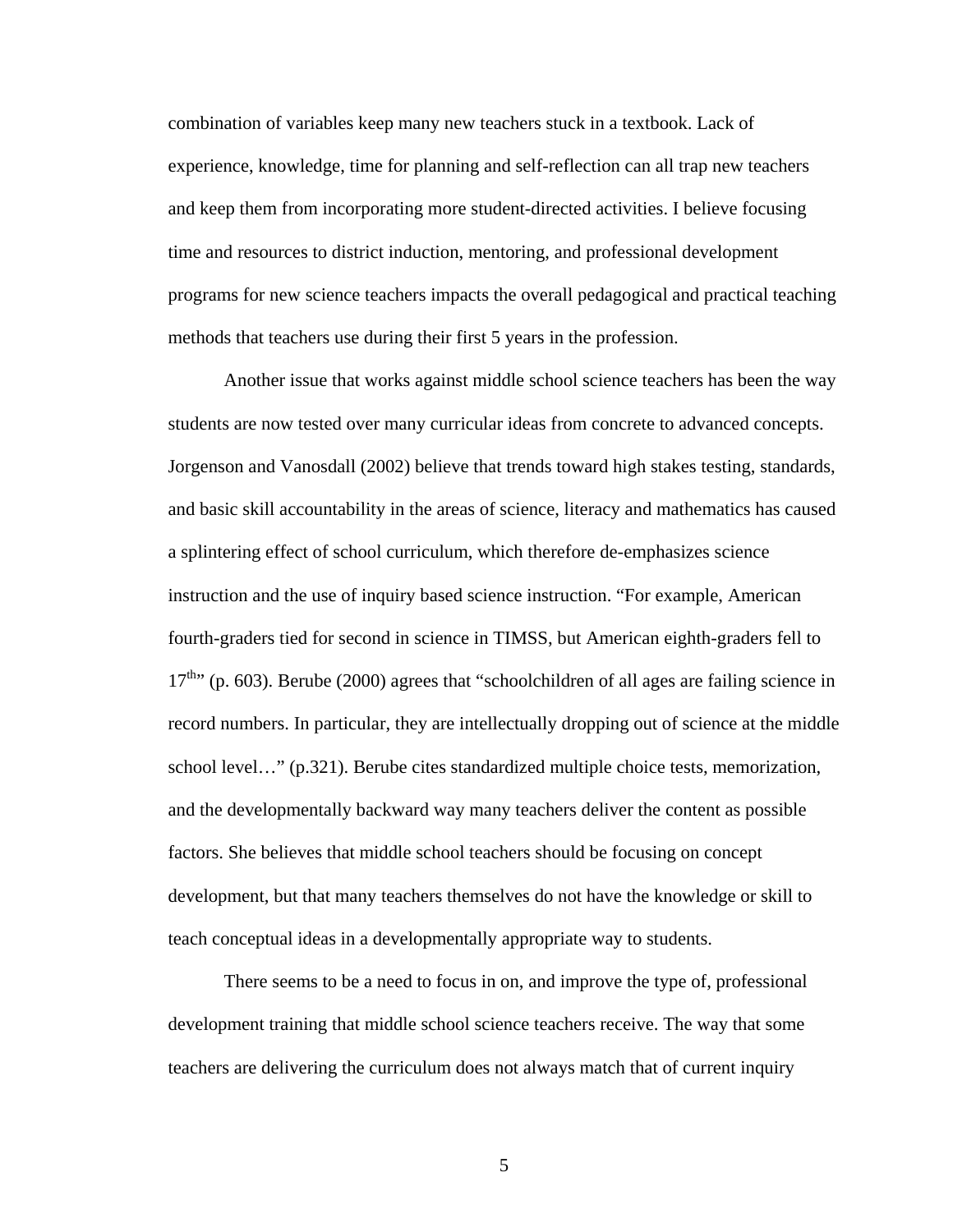combination of variables keep many new teachers stuck in a textbook. Lack of experience, knowledge, time for planning and self-reflection can all trap new teachers and keep them from incorporating more student-directed activities. I believe focusing time and resources to district induction, mentoring, and professional development programs for new science teachers impacts the overall pedagogical and practical teaching methods that teachers use during their first 5 years in the profession.

Another issue that works against middle school science teachers has been the way students are now tested over many curricular ideas from concrete to advanced concepts. Jorgenson and Vanosdall (2002) believe that trends toward high stakes testing, standards, and basic skill accountability in the areas of science, literacy and mathematics has caused a splintering effect of school curriculum, which therefore de-emphasizes science instruction and the use of inquiry based science instruction. "For example, American fourth-graders tied for second in science in TIMSS, but American eighth-graders fell to 17th" (p. 603). Berube (2000) agrees that "schoolchildren of all ages are failing science in record numbers. In particular, they are intellectually dropping out of science at the middle school level…" (p.321). Berube cites standardized multiple choice tests, memorization, and the developmentally backward way many teachers deliver the content as possible factors. She believes that middle school teachers should be focusing on concept development, but that many teachers themselves do not have the knowledge or skill to teach conceptual ideas in a developmentally appropriate way to students.

There seems to be a need to focus in on, and improve the type of, professional development training that middle school science teachers receive. The way that some teachers are delivering the curriculum does not always match that of current inquiry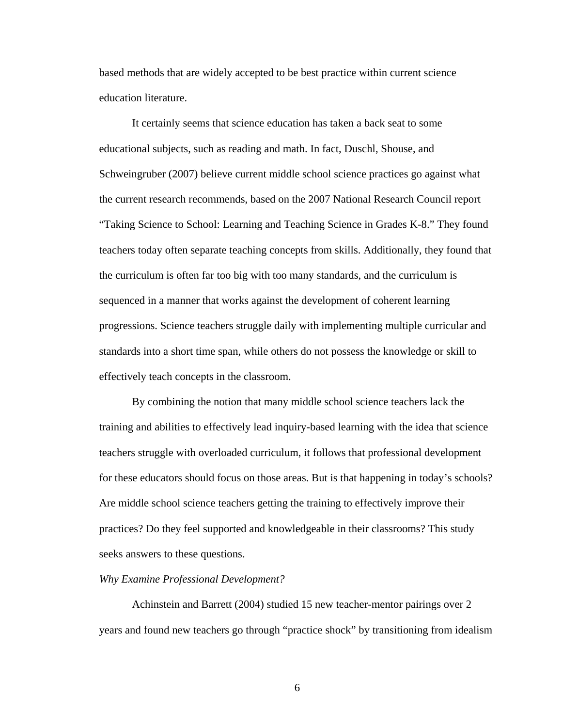based methods that are widely accepted to be best practice within current science education literature.

It certainly seems that science education has taken a back seat to some educational subjects, such as reading and math. In fact, Duschl, Shouse, and Schweingruber (2007) believe current middle school science practices go against what the current research recommends, based on the 2007 National Research Council report "Taking Science to School: Learning and Teaching Science in Grades K-8." They found teachers today often separate teaching concepts from skills. Additionally, they found that the curriculum is often far too big with too many standards, and the curriculum is sequenced in a manner that works against the development of coherent learning progressions. Science teachers struggle daily with implementing multiple curricular and standards into a short time span, while others do not possess the knowledge or skill to effectively teach concepts in the classroom.

By combining the notion that many middle school science teachers lack the training and abilities to effectively lead inquiry-based learning with the idea that science teachers struggle with overloaded curriculum, it follows that professional development for these educators should focus on those areas. But is that happening in today's schools? Are middle school science teachers getting the training to effectively improve their practices? Do they feel supported and knowledgeable in their classrooms? This study seeks answers to these questions.

*Why Examine Professional Development?*

Achinstein and Barrett (2004) studied 15 new teacher-mentor pairings over 2 years and found new teachers go through "practice shock" by transitioning from idealism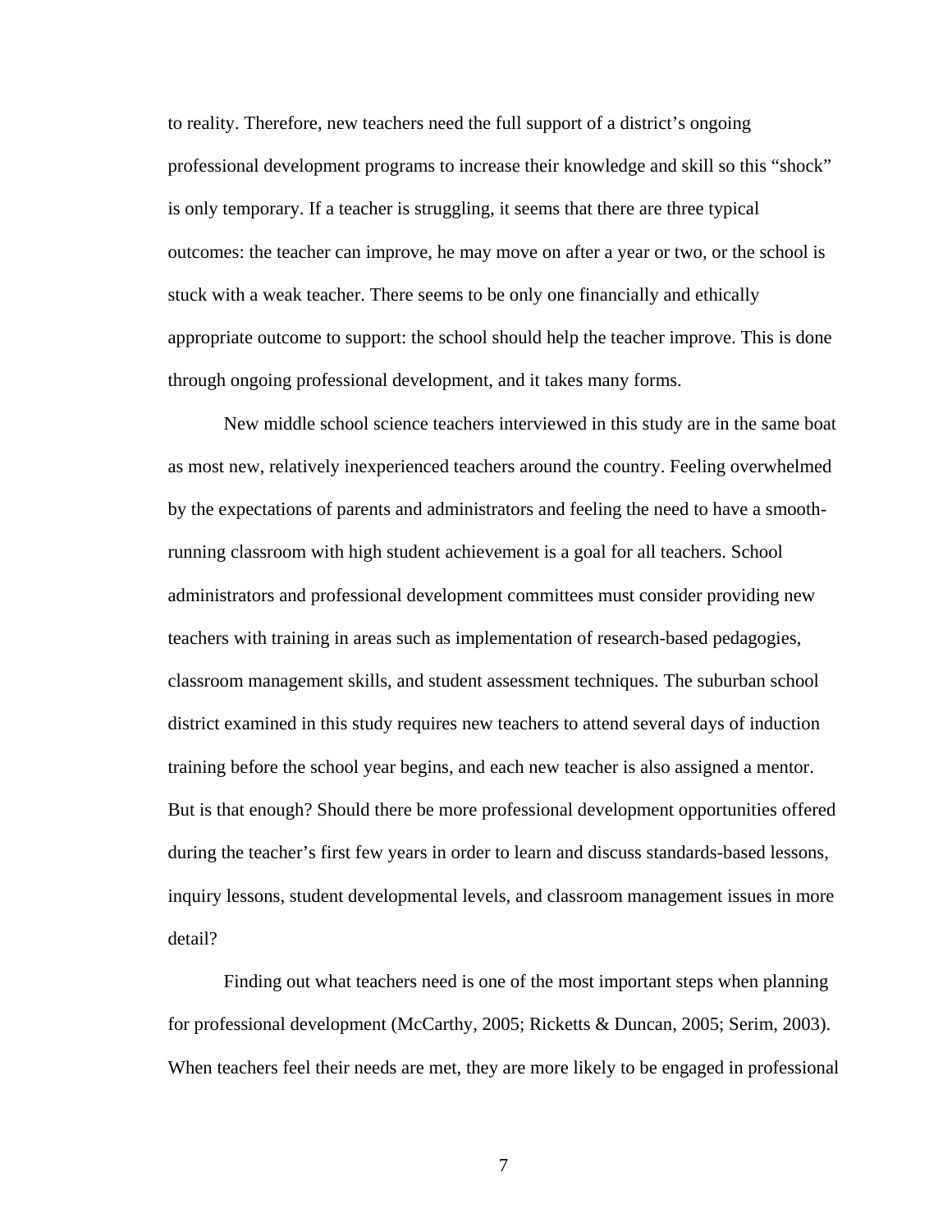to reality. Therefore, new teachers need the full support of a district's ongoing professional development programs to increase their knowledge and skill so this "shock" is only temporary. If a teacher is struggling, it seems that there are three typical outcomes: the teacher can improve, he may move on after a year or two, or the school is stuck with a weak teacher. There seems to be only one financially and ethically appropriate outcome to support: the school should help the teacher improve. This is done through ongoing professional development, and it takes many forms.

New middle school science teachers interviewed in this study are in the same boat as most new, relatively inexperienced teachers around the country. Feeling overwhelmed by the expectations of parents and administrators and feeling the need to have a smooth-running classroom with high student achievement is a goal for all teachers. School administrators and professional development committees must consider providing new teachers with training in areas such as implementation of research-based pedagogies, classroom management skills, and student assessment techniques. The suburban school district examined in this study requires new teachers to attend several days of induction training before the school year begins, and each new teacher is also assigned a mentor. But is that enough? Should there be more professional development opportunities offered during the teacher's first few years in order to learn and discuss standards-based lessons, inquiry lessons, student developmental levels, and classroom management issues in more detail?

Finding out what teachers need is one of the most important steps when planning for professional development (McCarthy, 2005; Ricketts & Duncan, 2005; Serim, 2003). When teachers feel their needs are met, they are more likely to be engaged in professional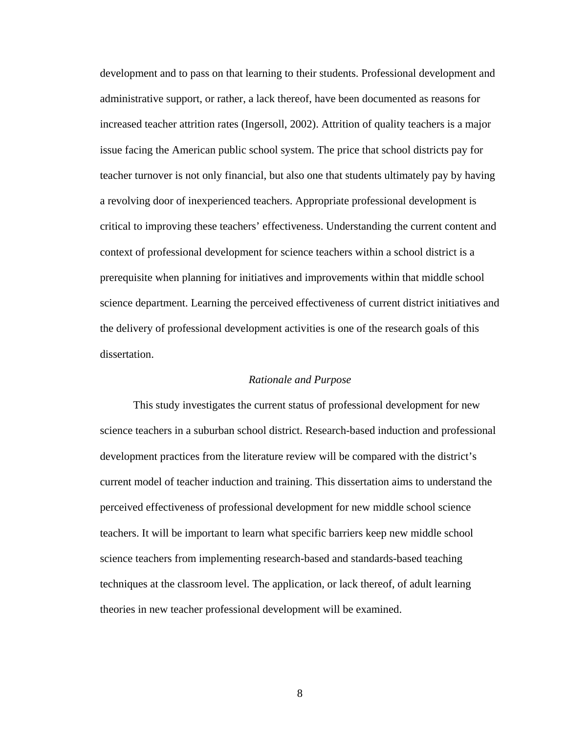development and to pass on that learning to their students. Professional development and administrative support, or rather, a lack thereof, have been documented as reasons for increased teacher attrition rates (Ingersoll, 2002). Attrition of quality teachers is a major issue facing the American public school system. The price that school districts pay for teacher turnover is not only financial, but also one that students ultimately pay by having a revolving door of inexperienced teachers. Appropriate professional development is critical to improving these teachers' effectiveness. Understanding the current content and context of professional development for science teachers within a school district is a prerequisite when planning for initiatives and improvements within that middle school science department. Learning the perceived effectiveness of current district initiatives and the delivery of professional development activities is one of the research goals of this dissertation.

### *Rationale and Purpose*

This study investigates the current status of professional development for new science teachers in a suburban school district. Research-based induction and professional development practices from the literature review will be compared with the district's current model of teacher induction and training. This dissertation aims to understand the perceived effectiveness of professional development for new middle school science teachers. It will be important to learn what specific barriers keep new middle school science teachers from implementing research-based and standards-based teaching techniques at the classroom level. The application, or lack thereof, of adult learning theories in new teacher professional development will be examined.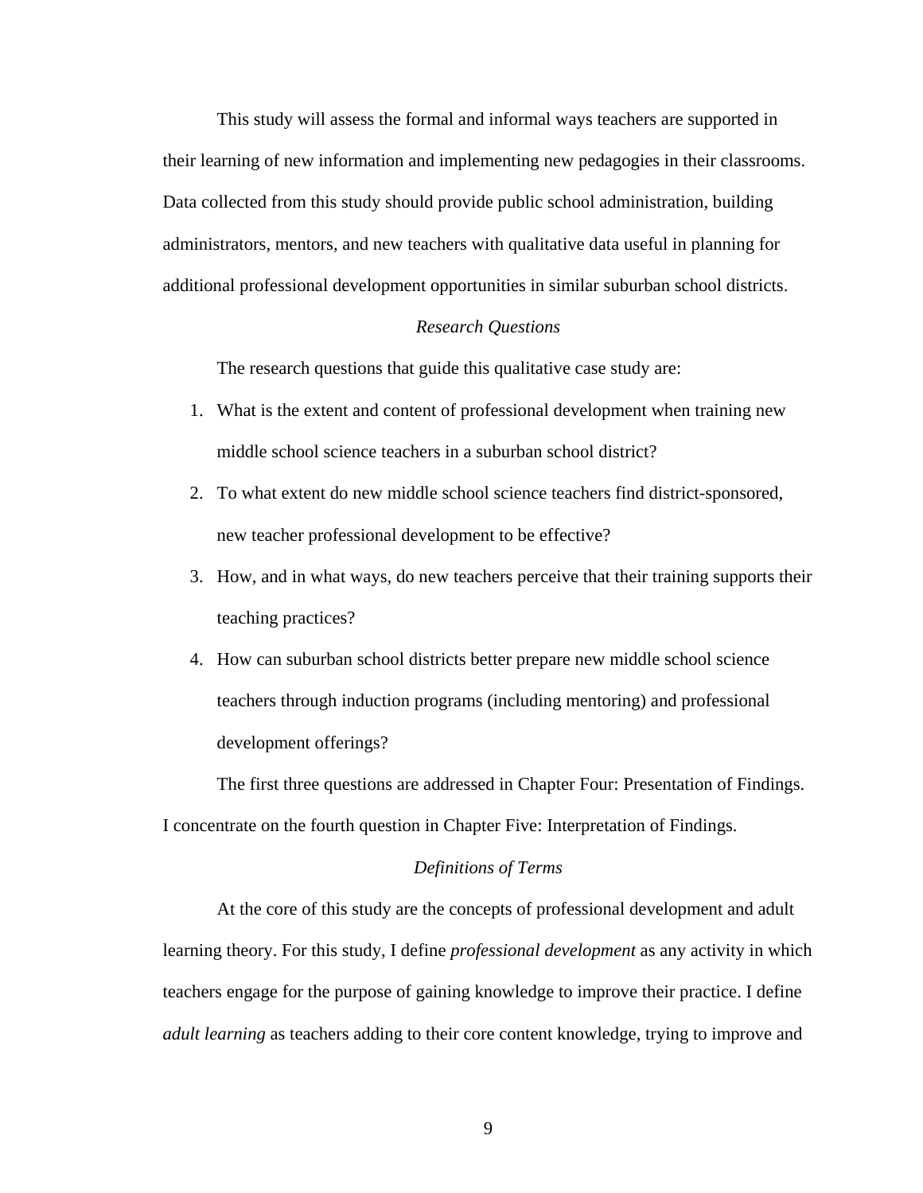This study will assess the formal and informal ways teachers are supported in their learning of new information and implementing new pedagogies in their classrooms. Data collected from this study should provide public school administration, building administrators, mentors, and new teachers with qualitative data useful in planning for additional professional development opportunities in similar suburban school districts.

### *Research Questions*

The research questions that guide this qualitative case study are:

1. What is the extent and content of professional development when training new middle school science teachers in a suburban school district?
2. To what extent do new middle school science teachers find district-sponsored, new teacher professional development to be effective?
3. How, and in what ways, do new teachers perceive that their training supports their teaching practices?
4. How can suburban school districts better prepare new middle school science teachers through induction programs (including mentoring) and professional development offerings?

The first three questions are addressed in Chapter Four: Presentation of Findings. I concentrate on the fourth question in Chapter Five: Interpretation of Findings.

### *Definitions of Terms*

At the core of this study are the concepts of professional development and adult learning theory. For this study, I define *professional development* as any activity in which teachers engage for the purpose of gaining knowledge to improve their practice. I define *adult learning* as teachers adding to their core content knowledge, trying to improve and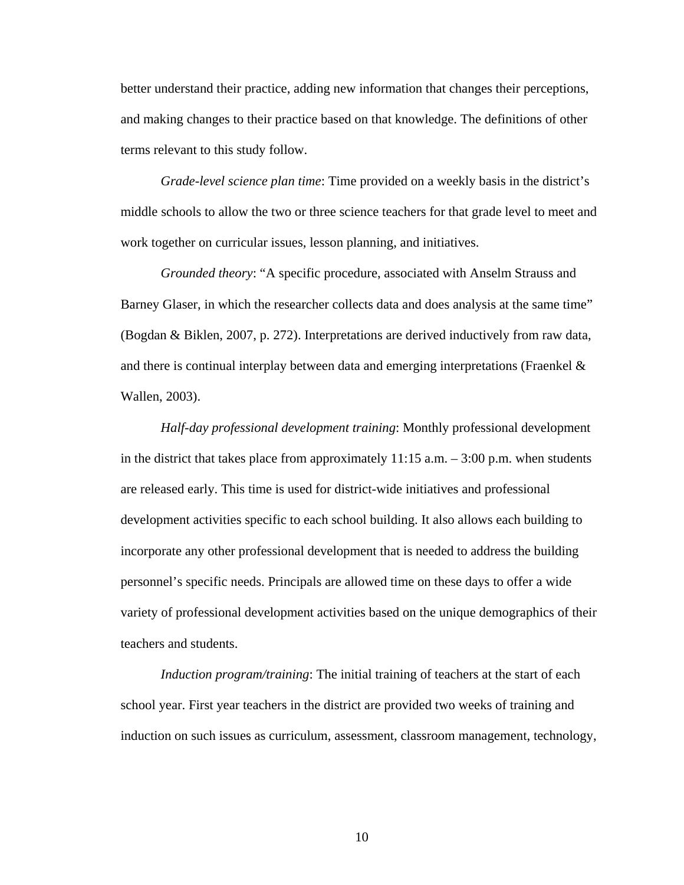better understand their practice, adding new information that changes their perceptions, and making changes to their practice based on that knowledge. The definitions of other terms relevant to this study follow.

*Grade-level science plan time*: Time provided on a weekly basis in the district's middle schools to allow the two or three science teachers for that grade level to meet and work together on curricular issues, lesson planning, and initiatives.

*Grounded theory*: "A specific procedure, associated with Anselm Strauss and Barney Glaser, in which the researcher collects data and does analysis at the same time" (Bogdan & Biklen, 2007, p. 272). Interpretations are derived inductively from raw data, and there is continual interplay between data and emerging interpretations (Fraenkel & Wallen, 2003).

*Half-day professional development training*: Monthly professional development in the district that takes place from approximately 11:15 a.m. – 3:00 p.m. when students are released early. This time is used for district-wide initiatives and professional development activities specific to each school building. It also allows each building to incorporate any other professional development that is needed to address the building personnel's specific needs. Principals are allowed time on these days to offer a wide variety of professional development activities based on the unique demographics of their teachers and students.

*Induction program/training*: The initial training of teachers at the start of each school year. First year teachers in the district are provided two weeks of training and induction on such issues as curriculum, assessment, classroom management, technology,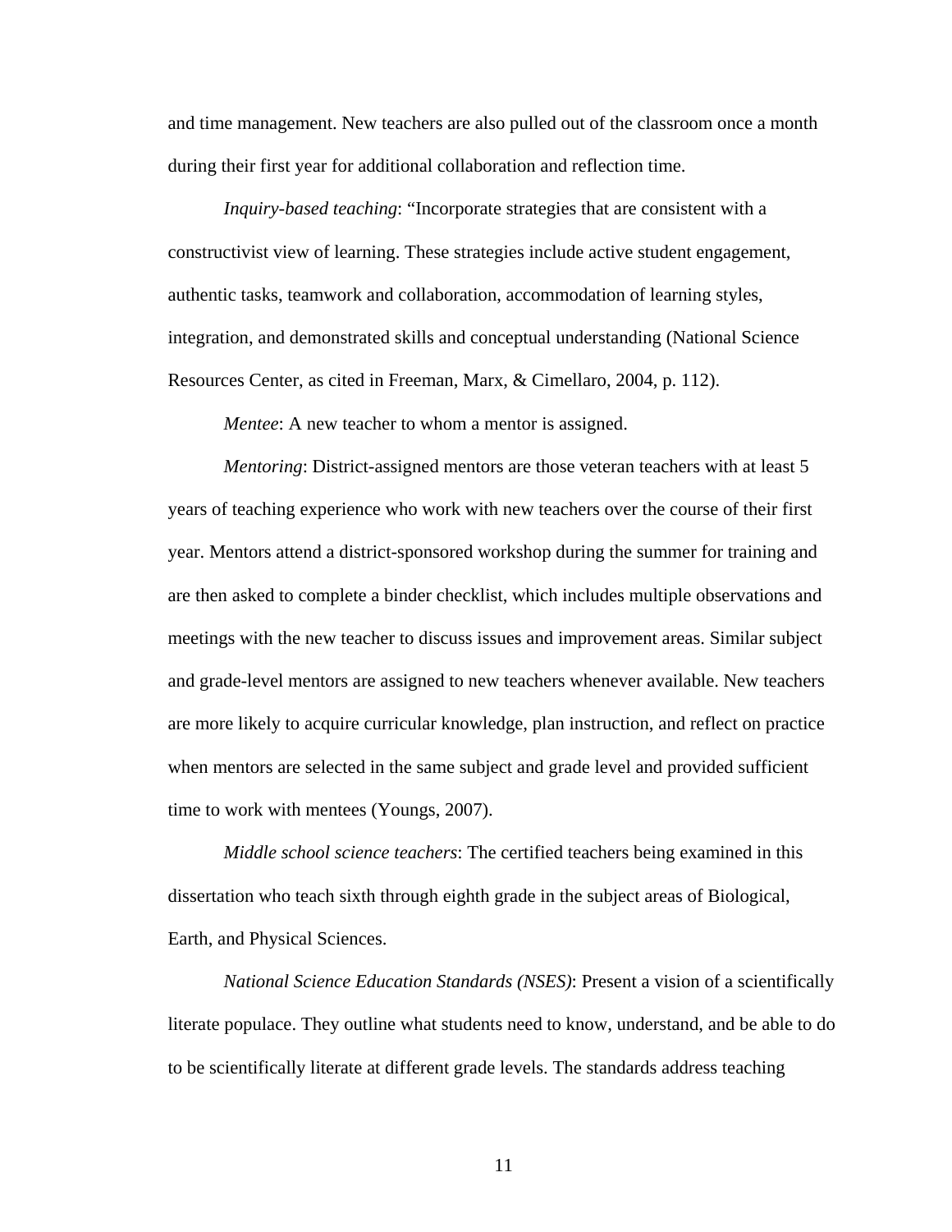and time management. New teachers are also pulled out of the classroom once a month during their first year for additional collaboration and reflection time.

*Inquiry-based teaching*: "Incorporate strategies that are consistent with a constructivist view of learning. These strategies include active student engagement, authentic tasks, teamwork and collaboration, accommodation of learning styles, integration, and demonstrated skills and conceptual understanding (National Science Resources Center, as cited in Freeman, Marx, & Cimellaro, 2004, p. 112).

*Mentee*: A new teacher to whom a mentor is assigned.

*Mentoring*: District-assigned mentors are those veteran teachers with at least 5 years of teaching experience who work with new teachers over the course of their first year. Mentors attend a district-sponsored workshop during the summer for training and are then asked to complete a binder checklist, which includes multiple observations and meetings with the new teacher to discuss issues and improvement areas. Similar subject and grade-level mentors are assigned to new teachers whenever available. New teachers are more likely to acquire curricular knowledge, plan instruction, and reflect on practice when mentors are selected in the same subject and grade level and provided sufficient time to work with mentees (Youngs, 2007).

*Middle school science teachers*: The certified teachers being examined in this dissertation who teach sixth through eighth grade in the subject areas of Biological, Earth, and Physical Sciences.

*National Science Education Standards (NSES)*: Present a vision of a scientifically literate populace. They outline what students need to know, understand, and be able to do to be scientifically literate at different grade levels. The standards address teaching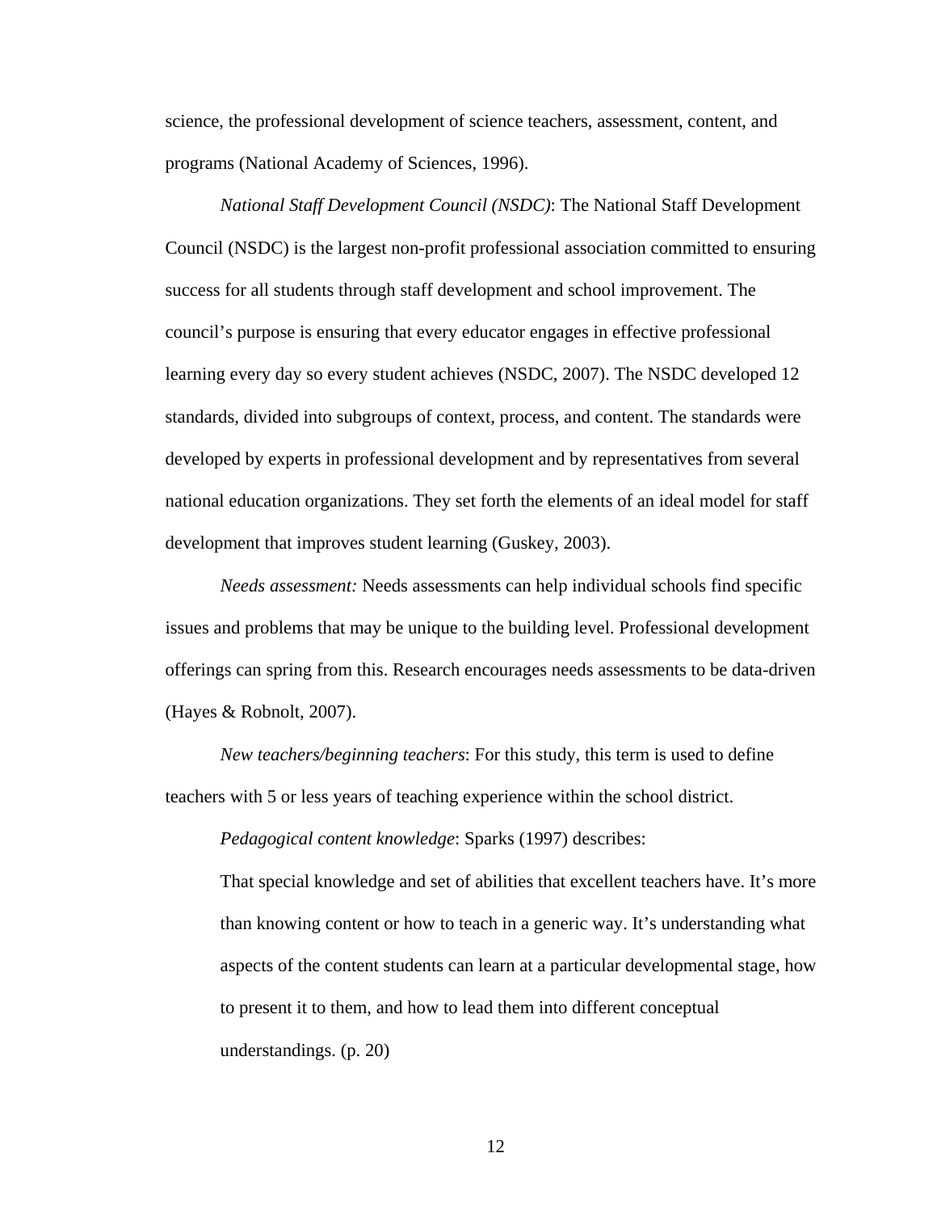science, the professional development of science teachers, assessment, content, and programs (National Academy of Sciences, 1996).

*National Staff Development Council (NSDC)*: The National Staff Development Council (NSDC) is the largest non-profit professional association committed to ensuring success for all students through staff development and school improvement. The council's purpose is ensuring that every educator engages in effective professional learning every day so every student achieves (NSDC, 2007). The NSDC developed 12 standards, divided into subgroups of context, process, and content. The standards were developed by experts in professional development and by representatives from several national education organizations. They set forth the elements of an ideal model for staff development that improves student learning (Guskey, 2003).

*Needs assessment:* Needs assessments can help individual schools find specific issues and problems that may be unique to the building level. Professional development offerings can spring from this. Research encourages needs assessments to be data-driven (Hayes & Robnolt, 2007).

*New teachers/beginning teachers*: For this study, this term is used to define teachers with 5 or less years of teaching experience within the school district.

*Pedagogical content knowledge*: Sparks (1997) describes:

> That special knowledge and set of abilities that excellent teachers have. It's more than knowing content or how to teach in a generic way. It's understanding what aspects of the content students can learn at a particular developmental stage, how to present it to them, and how to lead them into different conceptual understandings. (p. 20)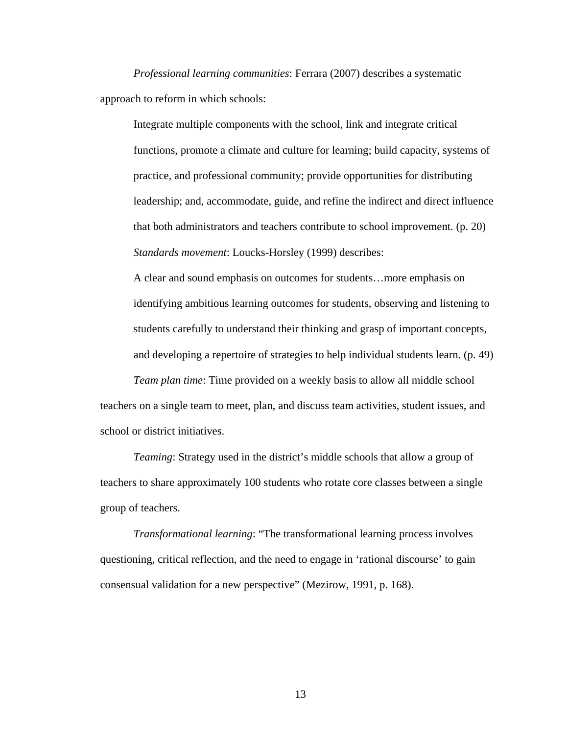*Professional learning communities*: Ferrara (2007) describes a systematic approach to reform in which schools:

> Integrate multiple components with the school, link and integrate critical functions, promote a climate and culture for learning; build capacity, systems of practice, and professional community; provide opportunities for distributing leadership; and, accommodate, guide, and refine the indirect and direct influence that both administrators and teachers contribute to school improvement. (p. 20)

*Standards movement*: Loucks-Horsley (1999) describes:

> A clear and sound emphasis on outcomes for students…more emphasis on identifying ambitious learning outcomes for students, observing and listening to students carefully to understand their thinking and grasp of important concepts, and developing a repertoire of strategies to help individual students learn. (p. 49)

*Team plan time*: Time provided on a weekly basis to allow all middle school teachers on a single team to meet, plan, and discuss team activities, student issues, and school or district initiatives.

*Teaming*: Strategy used in the district's middle schools that allow a group of teachers to share approximately 100 students who rotate core classes between a single group of teachers.

*Transformational learning*: "The transformational learning process involves questioning, critical reflection, and the need to engage in 'rational discourse' to gain consensual validation for a new perspective" (Mezirow, 1991, p. 168).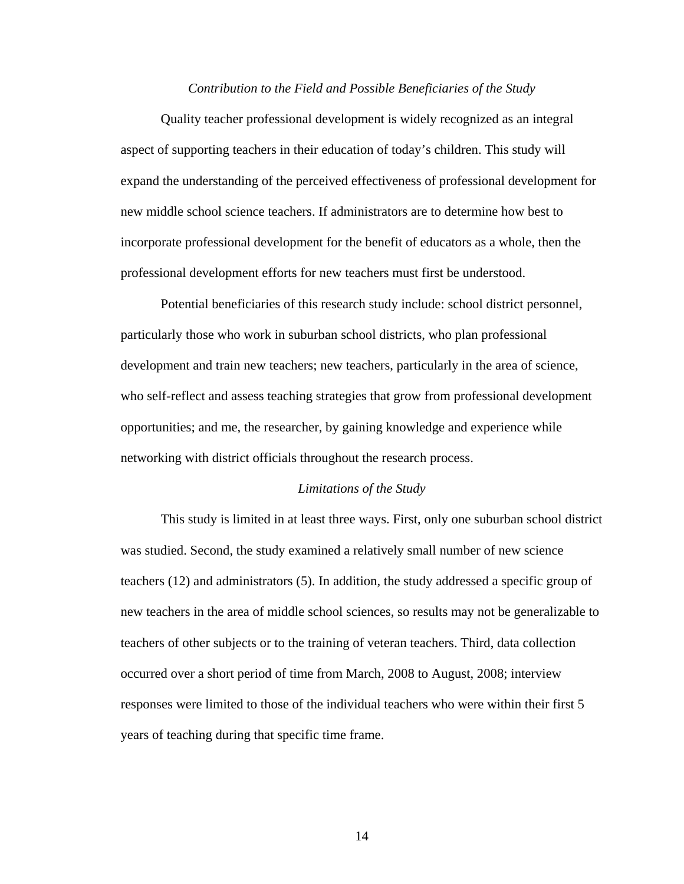### *Contribution to the Field and Possible Beneficiaries of the Study*

Quality teacher professional development is widely recognized as an integral aspect of supporting teachers in their education of today's children. This study will expand the understanding of the perceived effectiveness of professional development for new middle school science teachers. If administrators are to determine how best to incorporate professional development for the benefit of educators as a whole, then the professional development efforts for new teachers must first be understood.

Potential beneficiaries of this research study include: school district personnel, particularly those who work in suburban school districts, who plan professional development and train new teachers; new teachers, particularly in the area of science, who self-reflect and assess teaching strategies that grow from professional development opportunities; and me, the researcher, by gaining knowledge and experience while networking with district officials throughout the research process.

### *Limitations of the Study*

This study is limited in at least three ways. First, only one suburban school district was studied. Second, the study examined a relatively small number of new science teachers (12) and administrators (5). In addition, the study addressed a specific group of new teachers in the area of middle school sciences, so results may not be generalizable to teachers of other subjects or to the training of veteran teachers. Third, data collection occurred over a short period of time from March, 2008 to August, 2008; interview responses were limited to those of the individual teachers who were within their first 5 years of teaching during that specific time frame.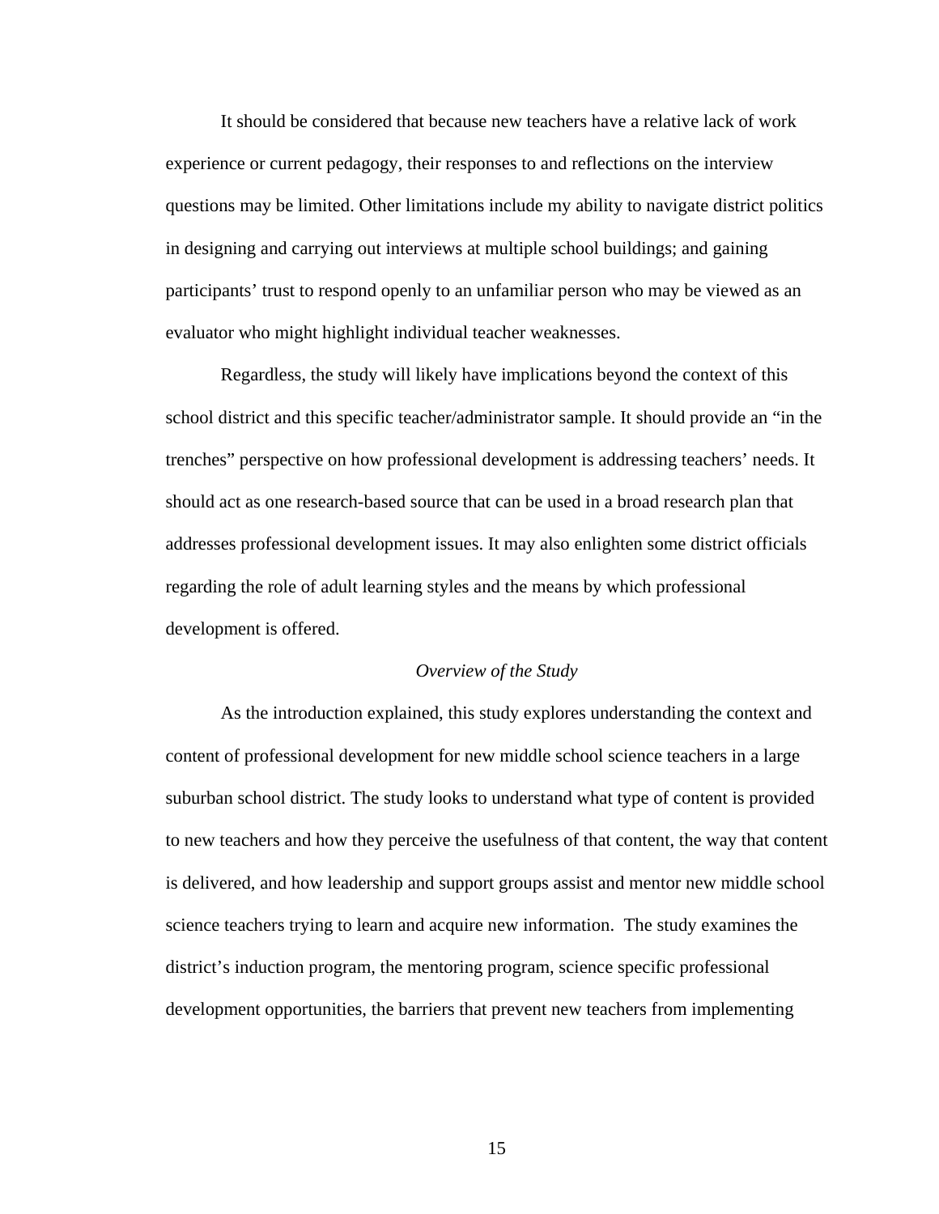It should be considered that because new teachers have a relative lack of work experience or current pedagogy, their responses to and reflections on the interview questions may be limited. Other limitations include my ability to navigate district politics in designing and carrying out interviews at multiple school buildings; and gaining participants' trust to respond openly to an unfamiliar person who may be viewed as an evaluator who might highlight individual teacher weaknesses.

Regardless, the study will likely have implications beyond the context of this school district and this specific teacher/administrator sample. It should provide an "in the trenches" perspective on how professional development is addressing teachers' needs. It should act as one research-based source that can be used in a broad research plan that addresses professional development issues. It may also enlighten some district officials regarding the role of adult learning styles and the means by which professional development is offered.

### *Overview of the Study*

As the introduction explained, this study explores understanding the context and content of professional development for new middle school science teachers in a large suburban school district. The study looks to understand what type of content is provided to new teachers and how they perceive the usefulness of that content, the way that content is delivered, and how leadership and support groups assist and mentor new middle school science teachers trying to learn and acquire new information. The study examines the district's induction program, the mentoring program, science specific professional development opportunities, the barriers that prevent new teachers from implementing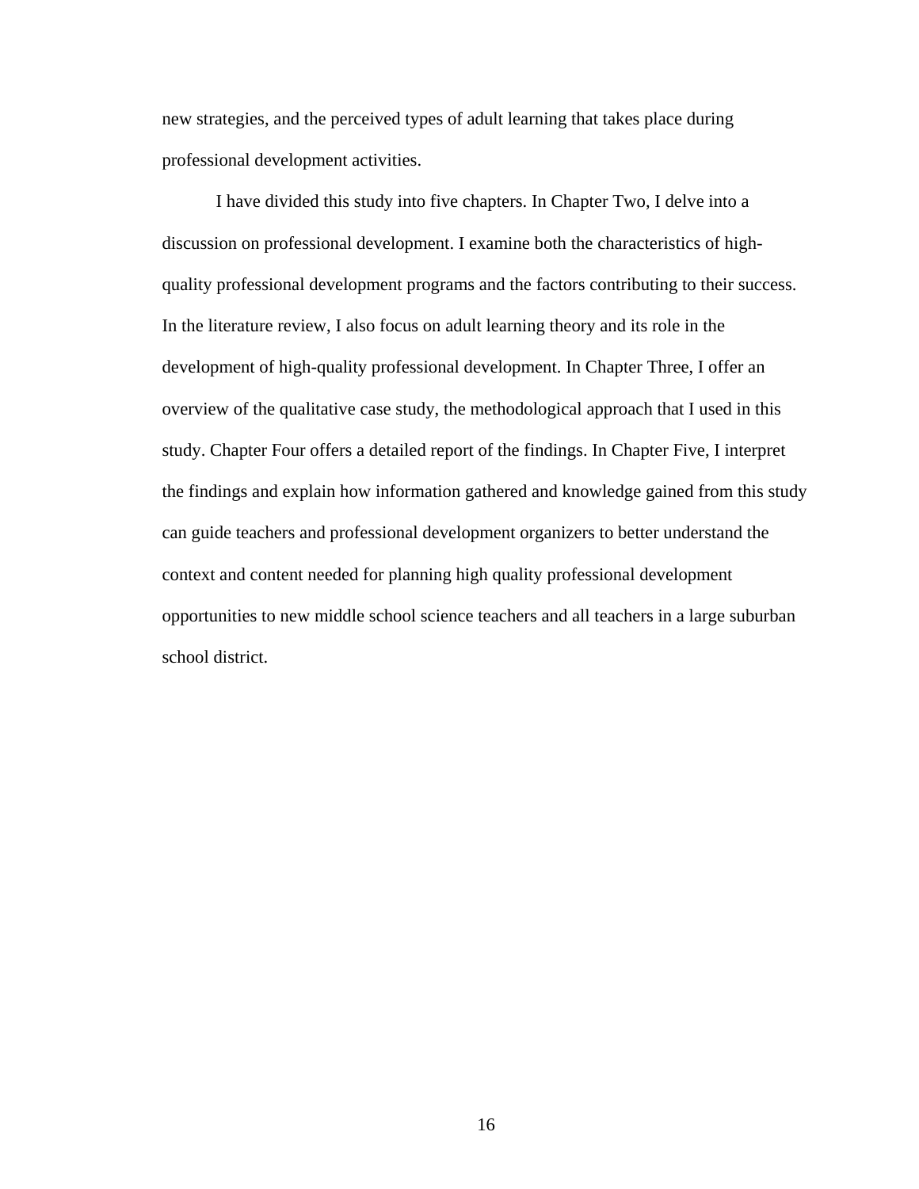new strategies, and the perceived types of adult learning that takes place during professional development activities.

I have divided this study into five chapters. In Chapter Two, I delve into a discussion on professional development. I examine both the characteristics of high-quality professional development programs and the factors contributing to their success. In the literature review, I also focus on adult learning theory and its role in the development of high-quality professional development. In Chapter Three, I offer an overview of the qualitative case study, the methodological approach that I used in this study. Chapter Four offers a detailed report of the findings. In Chapter Five, I interpret the findings and explain how information gathered and knowledge gained from this study can guide teachers and professional development organizers to better understand the context and content needed for planning high quality professional development opportunities to new middle school science teachers and all teachers in a large suburban school district.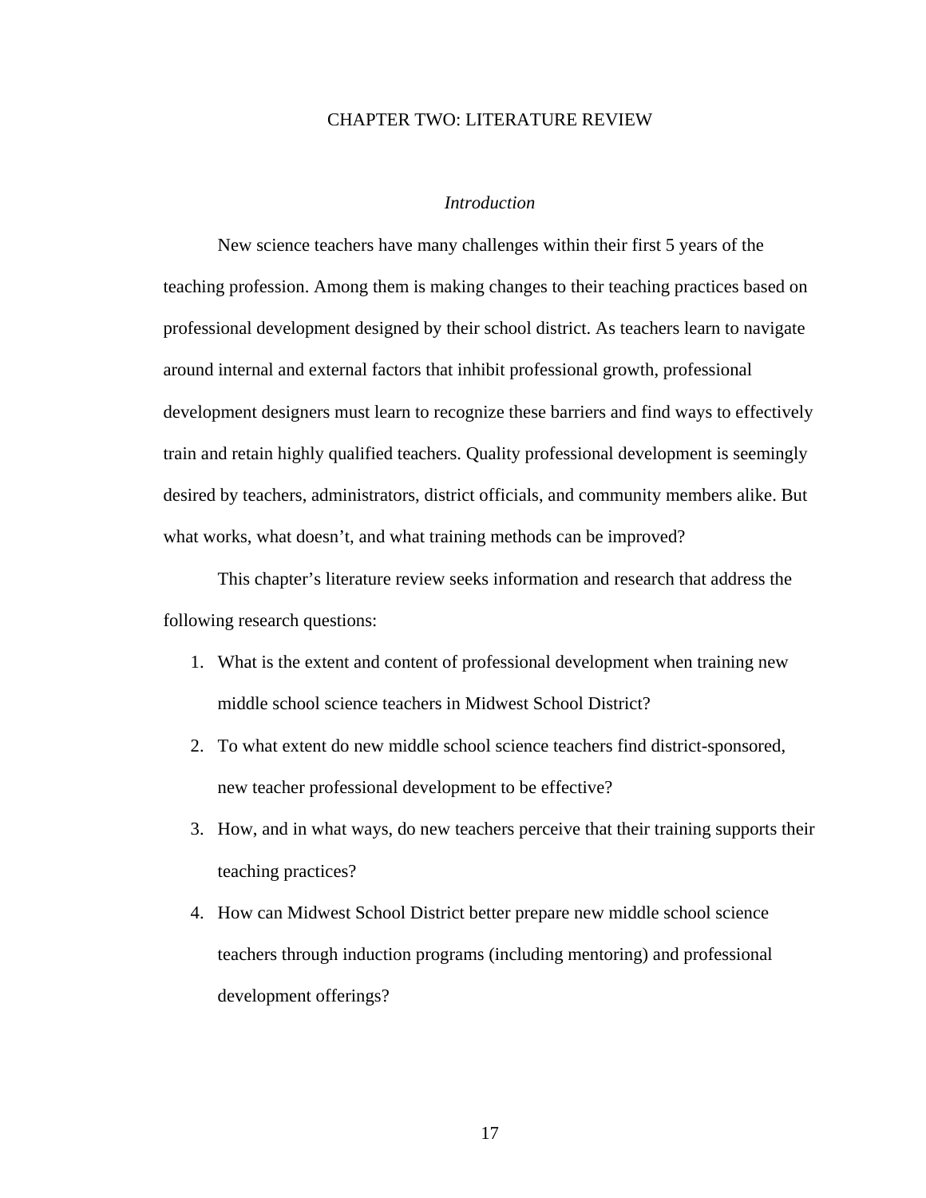# CHAPTER TWO: LITERATURE REVIEW

## *Introduction*

New science teachers have many challenges within their first 5 years of the teaching profession. Among them is making changes to their teaching practices based on professional development designed by their school district. As teachers learn to navigate around internal and external factors that inhibit professional growth, professional development designers must learn to recognize these barriers and find ways to effectively train and retain highly qualified teachers. Quality professional development is seemingly desired by teachers, administrators, district officials, and community members alike. But what works, what doesn't, and what training methods can be improved?

This chapter's literature review seeks information and research that address the following research questions:

1. What is the extent and content of professional development when training new middle school science teachers in Midwest School District?
2. To what extent do new middle school science teachers find district-sponsored, new teacher professional development to be effective?
3. How, and in what ways, do new teachers perceive that their training supports their teaching practices?
4. How can Midwest School District better prepare new middle school science teachers through induction programs (including mentoring) and professional development offerings?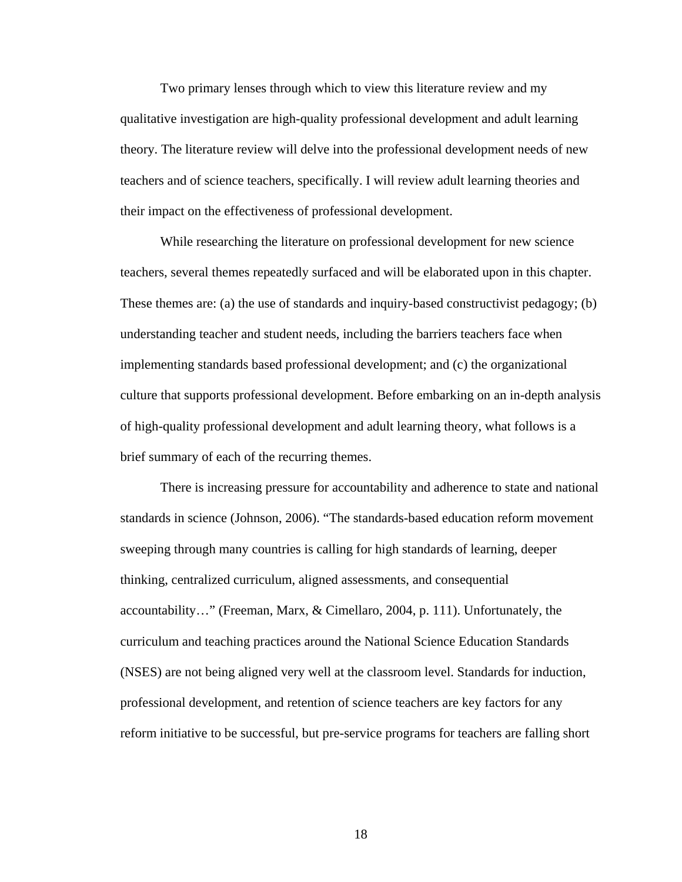Two primary lenses through which to view this literature review and my qualitative investigation are high-quality professional development and adult learning theory. The literature review will delve into the professional development needs of new teachers and of science teachers, specifically. I will review adult learning theories and their impact on the effectiveness of professional development.

While researching the literature on professional development for new science teachers, several themes repeatedly surfaced and will be elaborated upon in this chapter. These themes are: (a) the use of standards and inquiry-based constructivist pedagogy; (b) understanding teacher and student needs, including the barriers teachers face when implementing standards based professional development; and (c) the organizational culture that supports professional development. Before embarking on an in-depth analysis of high-quality professional development and adult learning theory, what follows is a brief summary of each of the recurring themes.

There is increasing pressure for accountability and adherence to state and national standards in science (Johnson, 2006). "The standards-based education reform movement sweeping through many countries is calling for high standards of learning, deeper thinking, centralized curriculum, aligned assessments, and consequential accountability…" (Freeman, Marx, & Cimellaro, 2004, p. 111). Unfortunately, the curriculum and teaching practices around the National Science Education Standards (NSES) are not being aligned very well at the classroom level. Standards for induction, professional development, and retention of science teachers are key factors for any reform initiative to be successful, but pre-service programs for teachers are falling short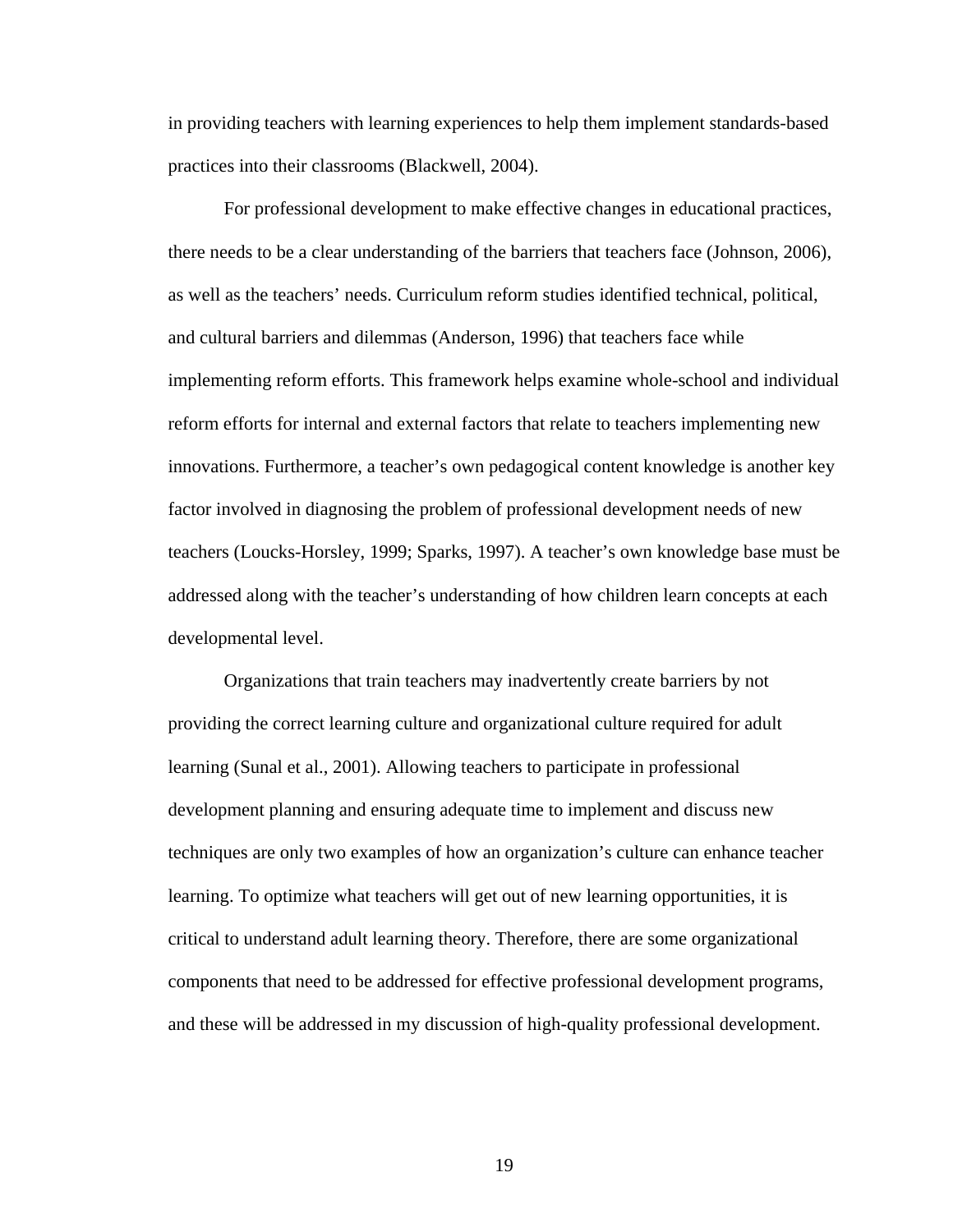in providing teachers with learning experiences to help them implement standards-based practices into their classrooms (Blackwell, 2004).

For professional development to make effective changes in educational practices, there needs to be a clear understanding of the barriers that teachers face (Johnson, 2006), as well as the teachers' needs. Curriculum reform studies identified technical, political, and cultural barriers and dilemmas (Anderson, 1996) that teachers face while implementing reform efforts. This framework helps examine whole-school and individual reform efforts for internal and external factors that relate to teachers implementing new innovations. Furthermore, a teacher's own pedagogical content knowledge is another key factor involved in diagnosing the problem of professional development needs of new teachers (Loucks-Horsley, 1999; Sparks, 1997). A teacher's own knowledge base must be addressed along with the teacher's understanding of how children learn concepts at each developmental level.

Organizations that train teachers may inadvertently create barriers by not providing the correct learning culture and organizational culture required for adult learning (Sunal et al., 2001). Allowing teachers to participate in professional development planning and ensuring adequate time to implement and discuss new techniques are only two examples of how an organization's culture can enhance teacher learning. To optimize what teachers will get out of new learning opportunities, it is critical to understand adult learning theory. Therefore, there are some organizational components that need to be addressed for effective professional development programs, and these will be addressed in my discussion of high-quality professional development.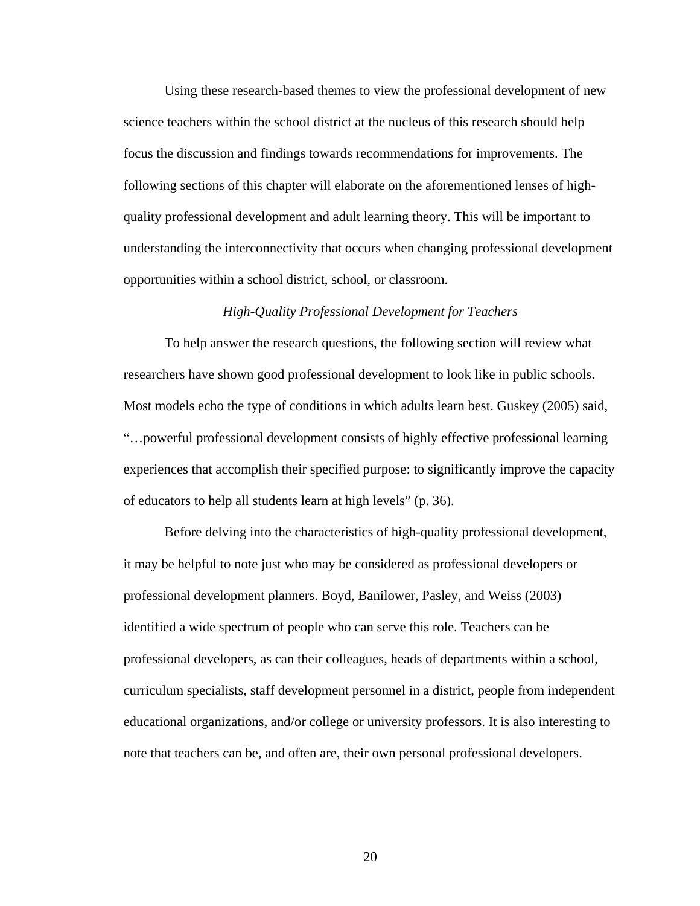Using these research-based themes to view the professional development of new science teachers within the school district at the nucleus of this research should help focus the discussion and findings towards recommendations for improvements. The following sections of this chapter will elaborate on the aforementioned lenses of high-quality professional development and adult learning theory. This will be important to understanding the interconnectivity that occurs when changing professional development opportunities within a school district, school, or classroom.

### *High-Quality Professional Development for Teachers*

To help answer the research questions, the following section will review what researchers have shown good professional development to look like in public schools. Most models echo the type of conditions in which adults learn best. Guskey (2005) said, "…powerful professional development consists of highly effective professional learning experiences that accomplish their specified purpose: to significantly improve the capacity of educators to help all students learn at high levels" (p. 36).

Before delving into the characteristics of high-quality professional development, it may be helpful to note just who may be considered as professional developers or professional development planners. Boyd, Banilower, Pasley, and Weiss (2003) identified a wide spectrum of people who can serve this role. Teachers can be professional developers, as can their colleagues, heads of departments within a school, curriculum specialists, staff development personnel in a district, people from independent educational organizations, and/or college or university professors. It is also interesting to note that teachers can be, and often are, their own personal professional developers.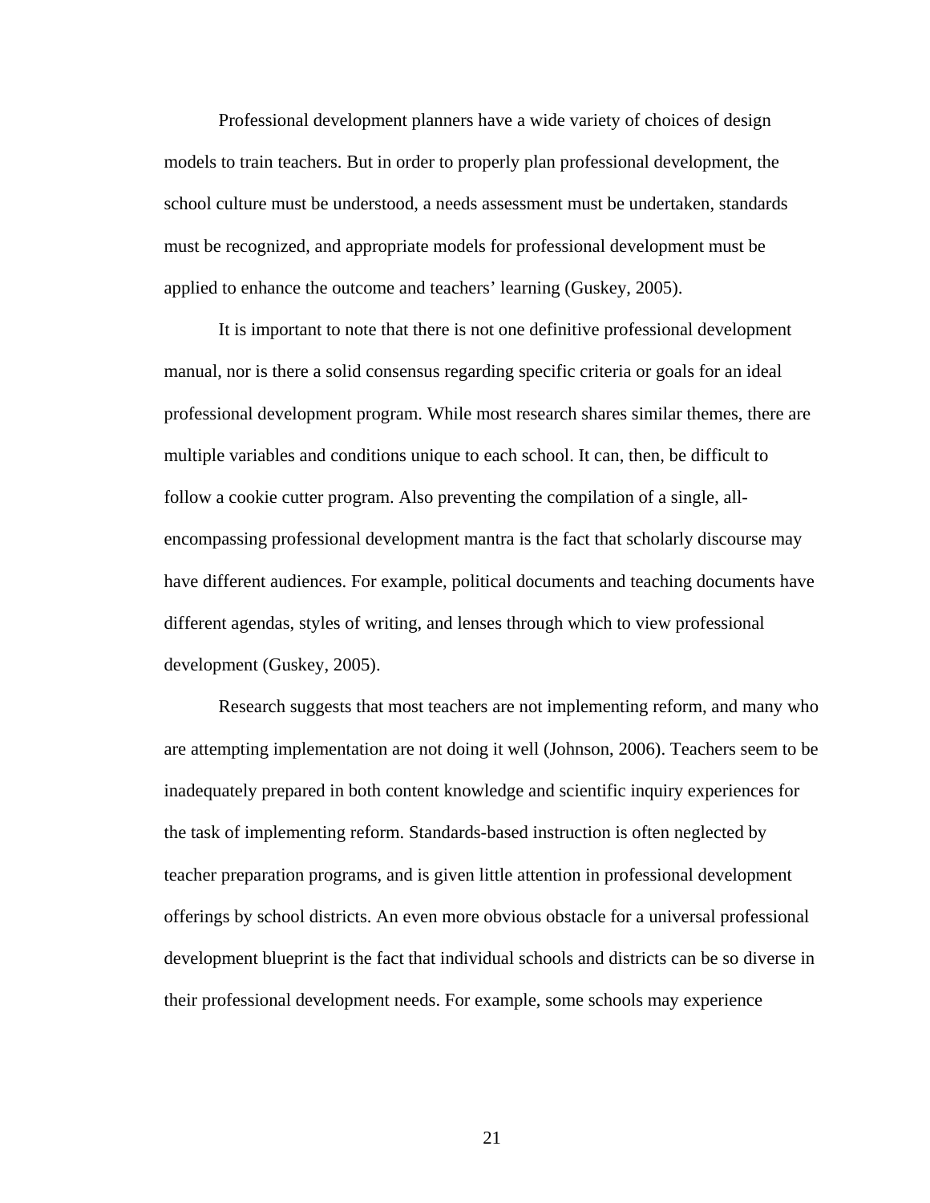Professional development planners have a wide variety of choices of design models to train teachers. But in order to properly plan professional development, the school culture must be understood, a needs assessment must be undertaken, standards must be recognized, and appropriate models for professional development must be applied to enhance the outcome and teachers' learning (Guskey, 2005).

It is important to note that there is not one definitive professional development manual, nor is there a solid consensus regarding specific criteria or goals for an ideal professional development program. While most research shares similar themes, there are multiple variables and conditions unique to each school. It can, then, be difficult to follow a cookie cutter program. Also preventing the compilation of a single, all-encompassing professional development mantra is the fact that scholarly discourse may have different audiences. For example, political documents and teaching documents have different agendas, styles of writing, and lenses through which to view professional development (Guskey, 2005).

Research suggests that most teachers are not implementing reform, and many who are attempting implementation are not doing it well (Johnson, 2006). Teachers seem to be inadequately prepared in both content knowledge and scientific inquiry experiences for the task of implementing reform. Standards-based instruction is often neglected by teacher preparation programs, and is given little attention in professional development offerings by school districts. An even more obvious obstacle for a universal professional development blueprint is the fact that individual schools and districts can be so diverse in their professional development needs. For example, some schools may experience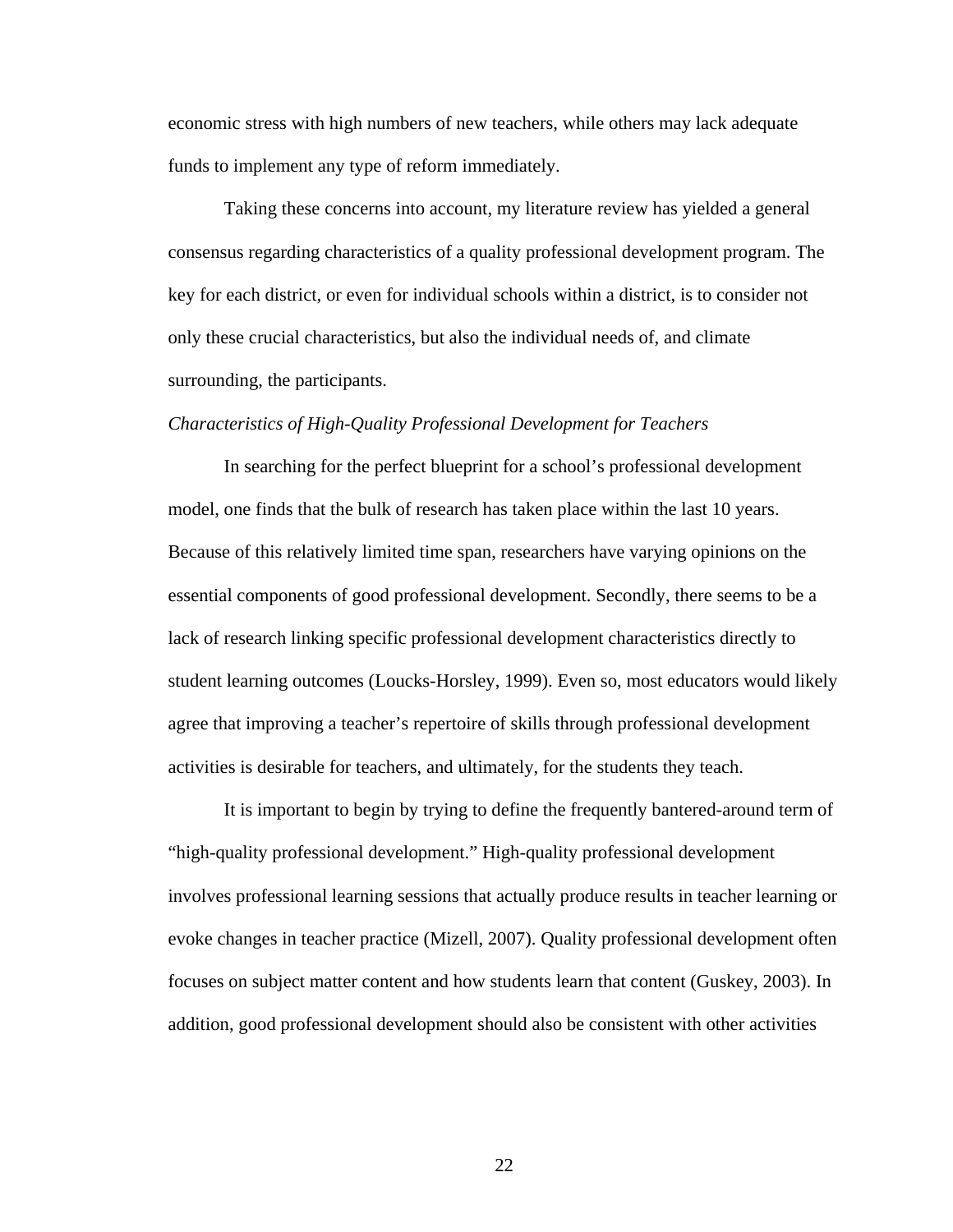economic stress with high numbers of new teachers, while others may lack adequate funds to implement any type of reform immediately.

Taking these concerns into account, my literature review has yielded a general consensus regarding characteristics of a quality professional development program. The key for each district, or even for individual schools within a district, is to consider not only these crucial characteristics, but also the individual needs of, and climate surrounding, the participants.

*Characteristics of High-Quality Professional Development for Teachers*

In searching for the perfect blueprint for a school's professional development model, one finds that the bulk of research has taken place within the last 10 years. Because of this relatively limited time span, researchers have varying opinions on the essential components of good professional development. Secondly, there seems to be a lack of research linking specific professional development characteristics directly to student learning outcomes (Loucks-Horsley, 1999). Even so, most educators would likely agree that improving a teacher's repertoire of skills through professional development activities is desirable for teachers, and ultimately, for the students they teach.

It is important to begin by trying to define the frequently bantered-around term of "high-quality professional development." High-quality professional development involves professional learning sessions that actually produce results in teacher learning or evoke changes in teacher practice (Mizell, 2007). Quality professional development often focuses on subject matter content and how students learn that content (Guskey, 2003). In addition, good professional development should also be consistent with other activities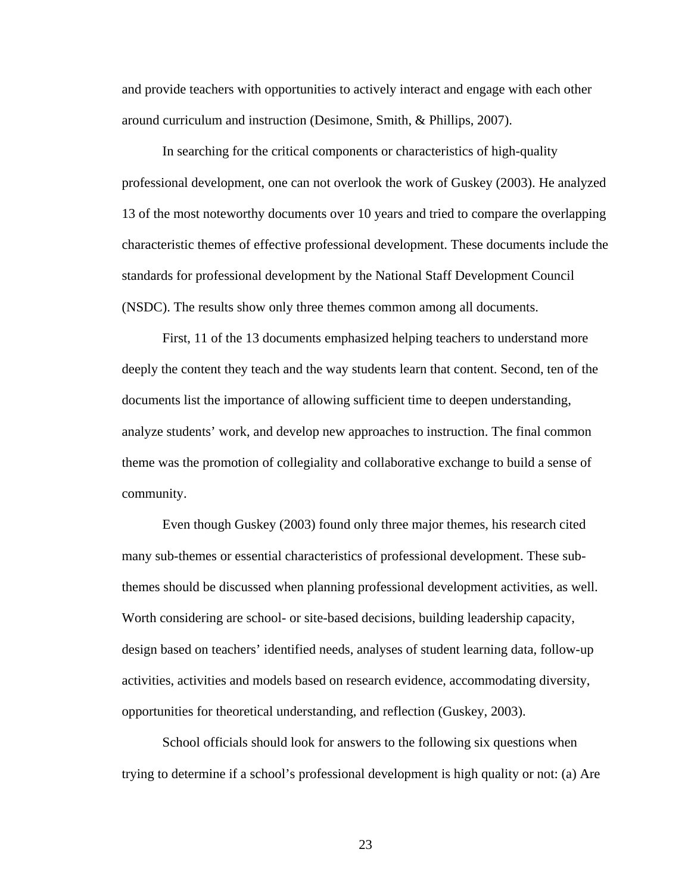and provide teachers with opportunities to actively interact and engage with each other around curriculum and instruction (Desimone, Smith, & Phillips, 2007).

In searching for the critical components or characteristics of high-quality professional development, one can not overlook the work of Guskey (2003). He analyzed 13 of the most noteworthy documents over 10 years and tried to compare the overlapping characteristic themes of effective professional development. These documents include the standards for professional development by the National Staff Development Council (NSDC). The results show only three themes common among all documents.

First, 11 of the 13 documents emphasized helping teachers to understand more deeply the content they teach and the way students learn that content. Second, ten of the documents list the importance of allowing sufficient time to deepen understanding, analyze students' work, and develop new approaches to instruction. The final common theme was the promotion of collegiality and collaborative exchange to build a sense of community.

Even though Guskey (2003) found only three major themes, his research cited many sub-themes or essential characteristics of professional development. These sub-themes should be discussed when planning professional development activities, as well. Worth considering are school- or site-based decisions, building leadership capacity, design based on teachers' identified needs, analyses of student learning data, follow-up activities, activities and models based on research evidence, accommodating diversity, opportunities for theoretical understanding, and reflection (Guskey, 2003).

School officials should look for answers to the following six questions when trying to determine if a school's professional development is high quality or not: (a) Are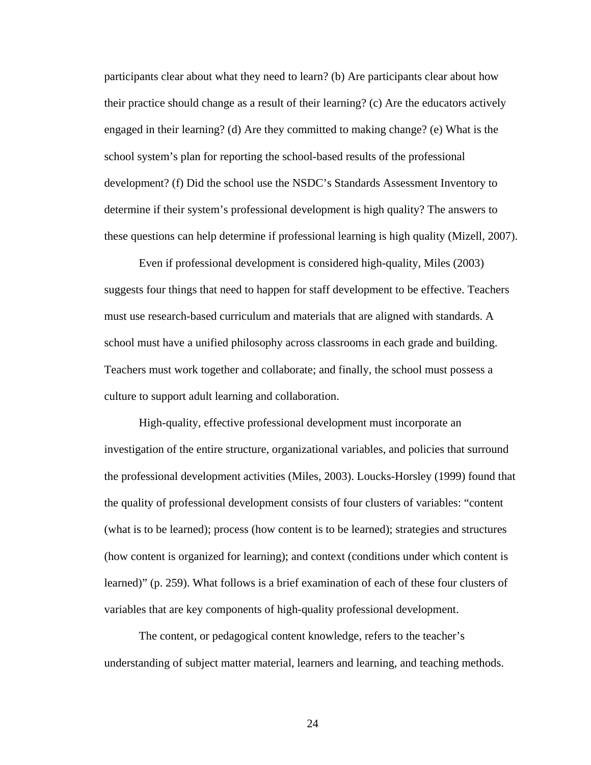participants clear about what they need to learn? (b) Are participants clear about how their practice should change as a result of their learning? (c) Are the educators actively engaged in their learning? (d) Are they committed to making change? (e) What is the school system's plan for reporting the school-based results of the professional development? (f) Did the school use the NSDC's Standards Assessment Inventory to determine if their system's professional development is high quality? The answers to these questions can help determine if professional learning is high quality (Mizell, 2007).

Even if professional development is considered high-quality, Miles (2003) suggests four things that need to happen for staff development to be effective. Teachers must use research-based curriculum and materials that are aligned with standards. A school must have a unified philosophy across classrooms in each grade and building. Teachers must work together and collaborate; and finally, the school must possess a culture to support adult learning and collaboration.

High-quality, effective professional development must incorporate an investigation of the entire structure, organizational variables, and policies that surround the professional development activities (Miles, 2003). Loucks-Horsley (1999) found that the quality of professional development consists of four clusters of variables: "content (what is to be learned); process (how content is to be learned); strategies and structures (how content is organized for learning); and context (conditions under which content is learned)" (p. 259). What follows is a brief examination of each of these four clusters of variables that are key components of high-quality professional development.

The content, or pedagogical content knowledge, refers to the teacher's understanding of subject matter material, learners and learning, and teaching methods.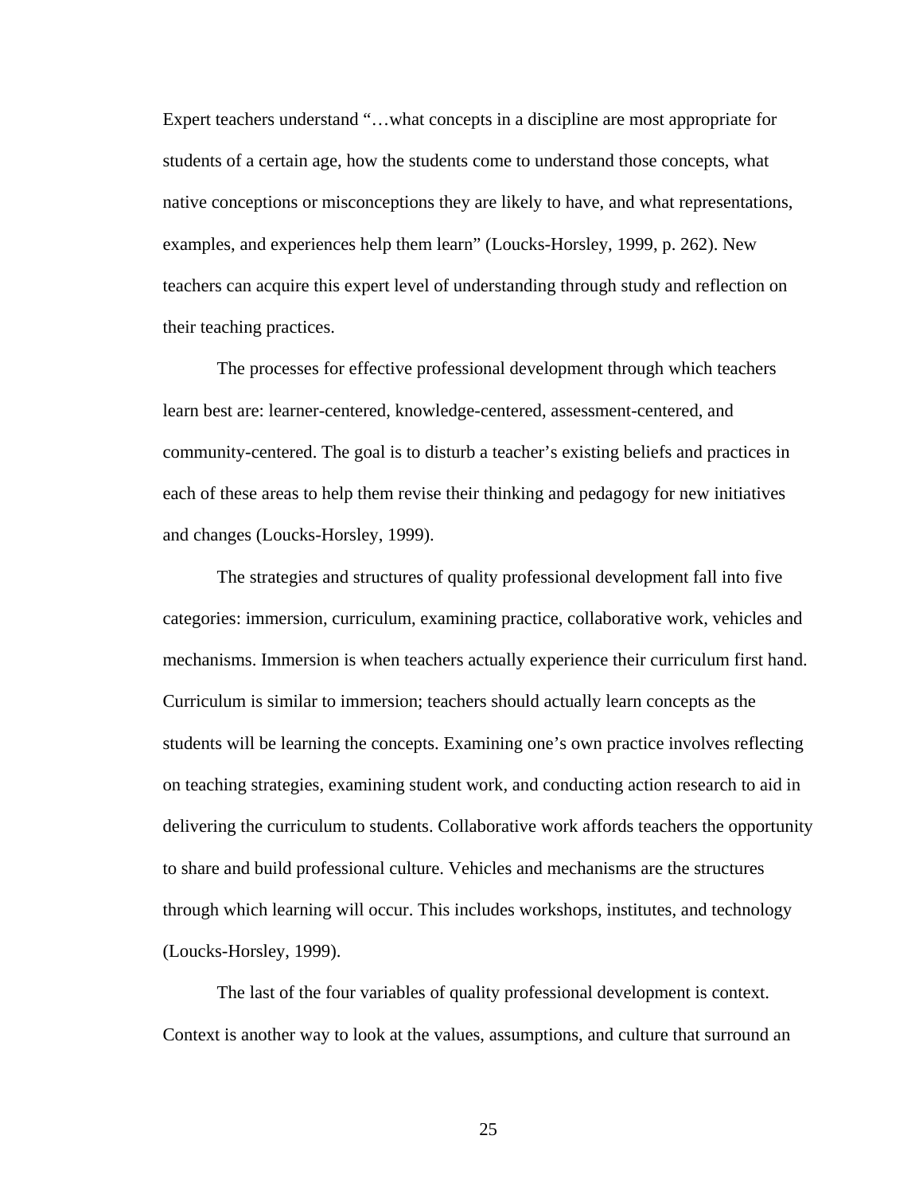Expert teachers understand "…what concepts in a discipline are most appropriate for students of a certain age, how the students come to understand those concepts, what native conceptions or misconceptions they are likely to have, and what representations, examples, and experiences help them learn" (Loucks-Horsley, 1999, p. 262). New teachers can acquire this expert level of understanding through study and reflection on their teaching practices.

The processes for effective professional development through which teachers learn best are: learner-centered, knowledge-centered, assessment-centered, and community-centered. The goal is to disturb a teacher's existing beliefs and practices in each of these areas to help them revise their thinking and pedagogy for new initiatives and changes (Loucks-Horsley, 1999).

The strategies and structures of quality professional development fall into five categories: immersion, curriculum, examining practice, collaborative work, vehicles and mechanisms. Immersion is when teachers actually experience their curriculum first hand. Curriculum is similar to immersion; teachers should actually learn concepts as the students will be learning the concepts. Examining one's own practice involves reflecting on teaching strategies, examining student work, and conducting action research to aid in delivering the curriculum to students. Collaborative work affords teachers the opportunity to share and build professional culture. Vehicles and mechanisms are the structures through which learning will occur. This includes workshops, institutes, and technology (Loucks-Horsley, 1999).

The last of the four variables of quality professional development is context. Context is another way to look at the values, assumptions, and culture that surround an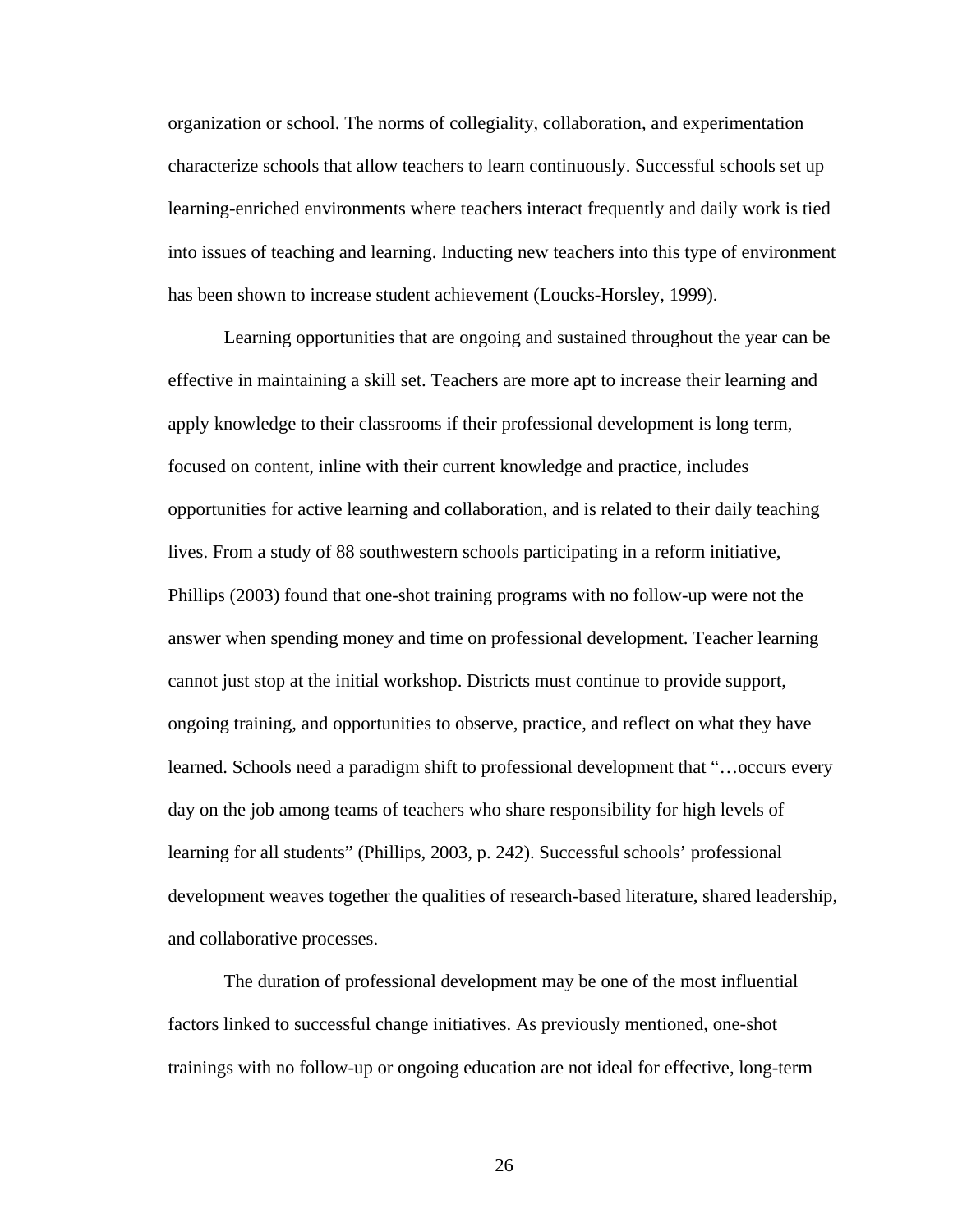organization or school. The norms of collegiality, collaboration, and experimentation characterize schools that allow teachers to learn continuously. Successful schools set up learning-enriched environments where teachers interact frequently and daily work is tied into issues of teaching and learning. Inducting new teachers into this type of environment has been shown to increase student achievement (Loucks-Horsley, 1999).

Learning opportunities that are ongoing and sustained throughout the year can be effective in maintaining a skill set. Teachers are more apt to increase their learning and apply knowledge to their classrooms if their professional development is long term, focused on content, inline with their current knowledge and practice, includes opportunities for active learning and collaboration, and is related to their daily teaching lives. From a study of 88 southwestern schools participating in a reform initiative, Phillips (2003) found that one-shot training programs with no follow-up were not the answer when spending money and time on professional development. Teacher learning cannot just stop at the initial workshop. Districts must continue to provide support, ongoing training, and opportunities to observe, practice, and reflect on what they have learned. Schools need a paradigm shift to professional development that "…occurs every day on the job among teams of teachers who share responsibility for high levels of learning for all students" (Phillips, 2003, p. 242). Successful schools' professional development weaves together the qualities of research-based literature, shared leadership, and collaborative processes.

The duration of professional development may be one of the most influential factors linked to successful change initiatives. As previously mentioned, one-shot trainings with no follow-up or ongoing education are not ideal for effective, long-term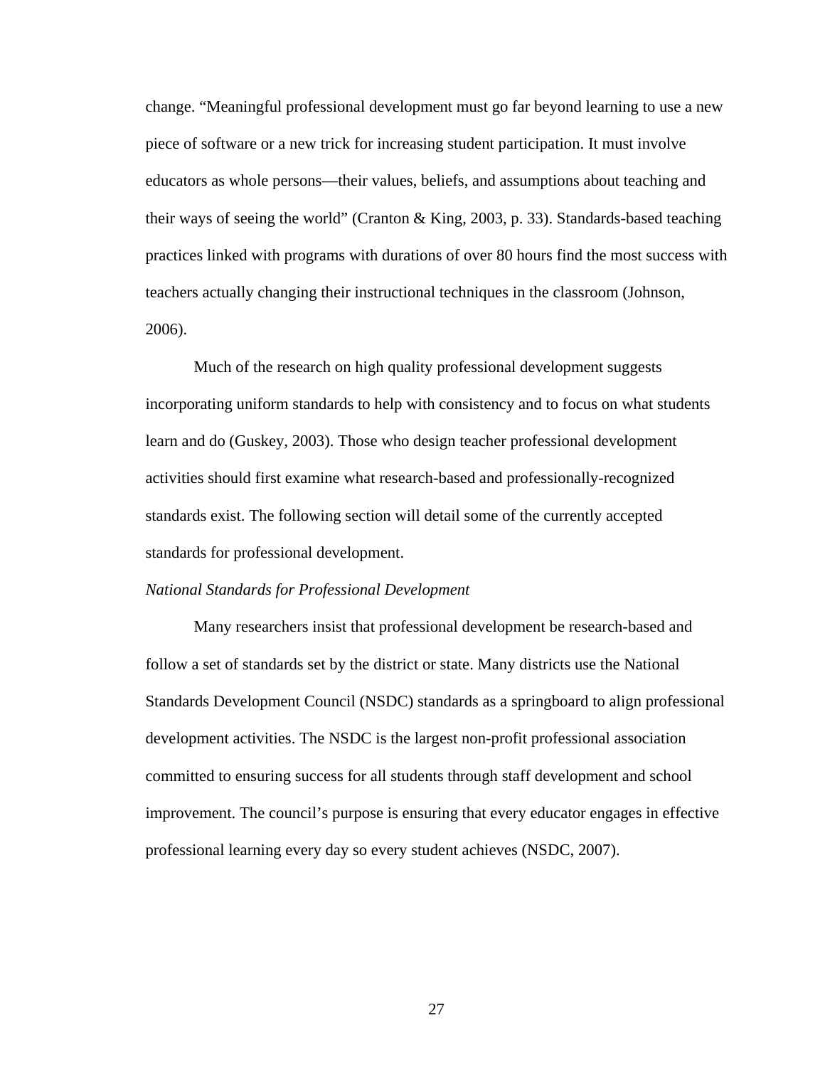change. “Meaningful professional development must go far beyond learning to use a new piece of software or a new trick for increasing student participation. It must involve educators as whole persons—their values, beliefs, and assumptions about teaching and their ways of seeing the world” (Cranton & King, 2003, p. 33). Standards-based teaching practices linked with programs with durations of over 80 hours find the most success with teachers actually changing their instructional techniques in the classroom (Johnson, 2006).

Much of the research on high quality professional development suggests incorporating uniform standards to help with consistency and to focus on what students learn and do (Guskey, 2003). Those who design teacher professional development activities should first examine what research-based and professionally-recognized standards exist. The following section will detail some of the currently accepted standards for professional development.

*National Standards for Professional Development*

Many researchers insist that professional development be research-based and follow a set of standards set by the district or state. Many districts use the National Standards Development Council (NSDC) standards as a springboard to align professional development activities. The NSDC is the largest non-profit professional association committed to ensuring success for all students through staff development and school improvement. The council’s purpose is ensuring that every educator engages in effective professional learning every day so every student achieves (NSDC, 2007).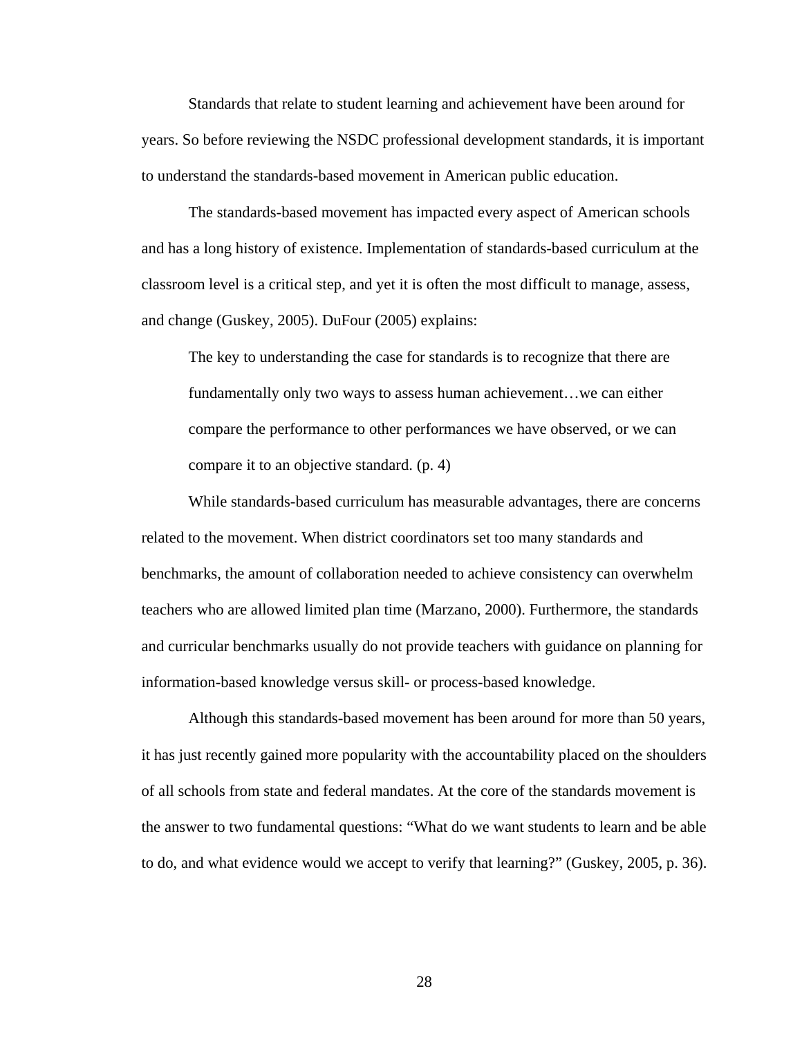Standards that relate to student learning and achievement have been around for years. So before reviewing the NSDC professional development standards, it is important to understand the standards-based movement in American public education.

The standards-based movement has impacted every aspect of American schools and has a long history of existence. Implementation of standards-based curriculum at the classroom level is a critical step, and yet it is often the most difficult to manage, assess, and change (Guskey, 2005). DuFour (2005) explains:

> The key to understanding the case for standards is to recognize that there are fundamentally only two ways to assess human achievement…we can either compare the performance to other performances we have observed, or we can compare it to an objective standard. (p. 4)

While standards-based curriculum has measurable advantages, there are concerns related to the movement. When district coordinators set too many standards and benchmarks, the amount of collaboration needed to achieve consistency can overwhelm teachers who are allowed limited plan time (Marzano, 2000). Furthermore, the standards and curricular benchmarks usually do not provide teachers with guidance on planning for information-based knowledge versus skill- or process-based knowledge.

Although this standards-based movement has been around for more than 50 years, it has just recently gained more popularity with the accountability placed on the shoulders of all schools from state and federal mandates. At the core of the standards movement is the answer to two fundamental questions: "What do we want students to learn and be able to do, and what evidence would we accept to verify that learning?" (Guskey, 2005, p. 36).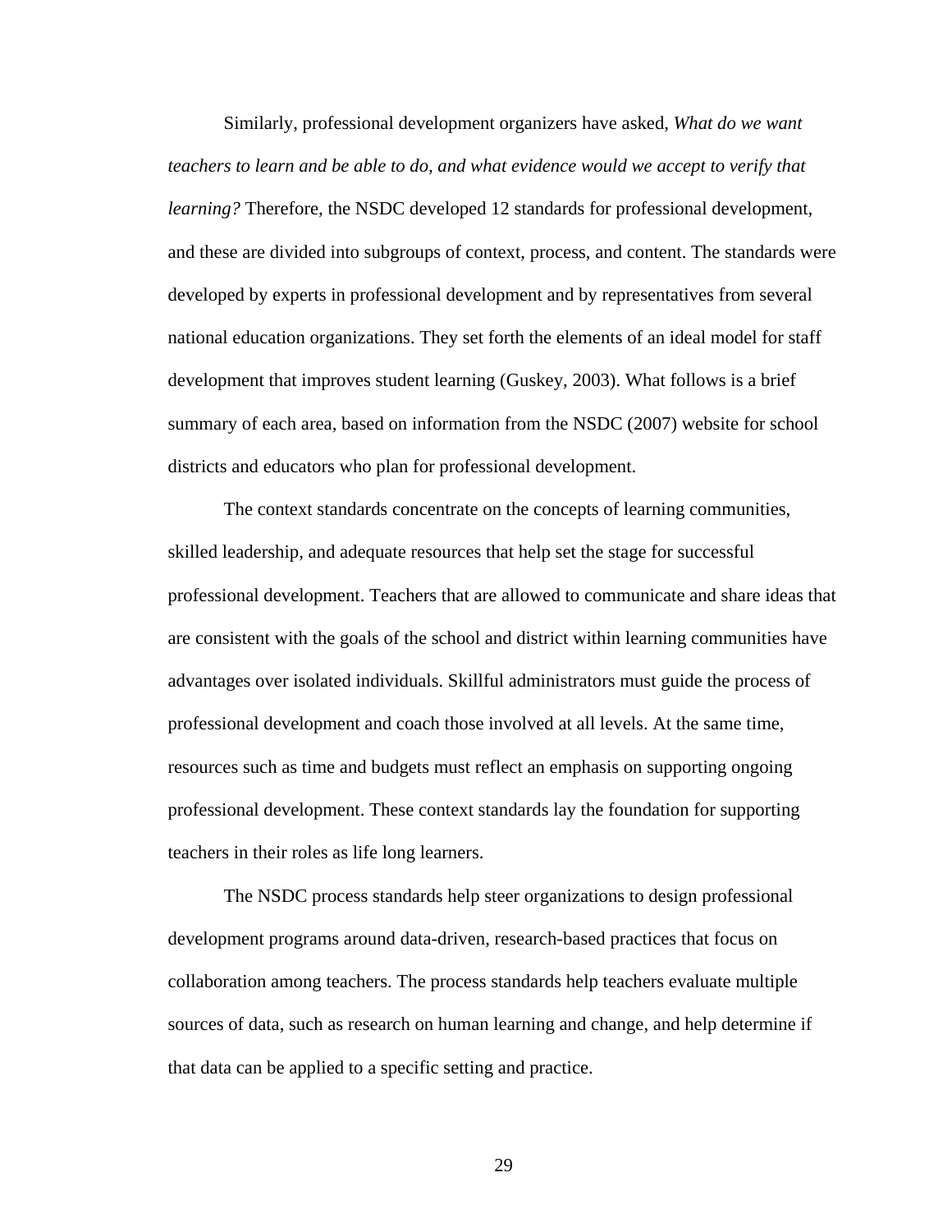Similarly, professional development organizers have asked, *What do we want teachers to learn and be able to do, and what evidence would we accept to verify that learning?* Therefore, the NSDC developed 12 standards for professional development, and these are divided into subgroups of context, process, and content. The standards were developed by experts in professional development and by representatives from several national education organizations. They set forth the elements of an ideal model for staff development that improves student learning (Guskey, 2003). What follows is a brief summary of each area, based on information from the NSDC (2007) website for school districts and educators who plan for professional development.

The context standards concentrate on the concepts of learning communities, skilled leadership, and adequate resources that help set the stage for successful professional development. Teachers that are allowed to communicate and share ideas that are consistent with the goals of the school and district within learning communities have advantages over isolated individuals. Skillful administrators must guide the process of professional development and coach those involved at all levels. At the same time, resources such as time and budgets must reflect an emphasis on supporting ongoing professional development. These context standards lay the foundation for supporting teachers in their roles as life long learners.

The NSDC process standards help steer organizations to design professional development programs around data-driven, research-based practices that focus on collaboration among teachers. The process standards help teachers evaluate multiple sources of data, such as research on human learning and change, and help determine if that data can be applied to a specific setting and practice.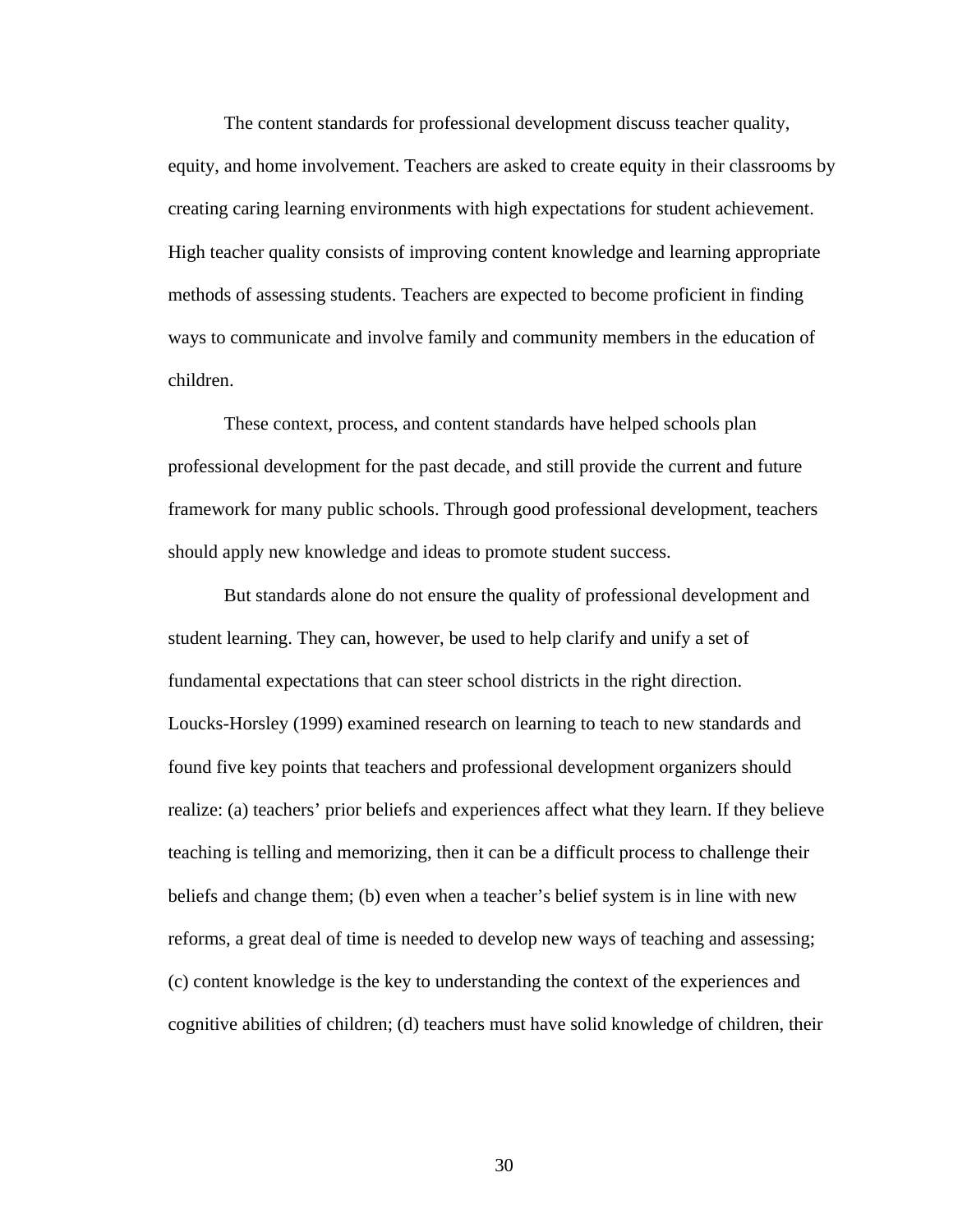The content standards for professional development discuss teacher quality, equity, and home involvement. Teachers are asked to create equity in their classrooms by creating caring learning environments with high expectations for student achievement. High teacher quality consists of improving content knowledge and learning appropriate methods of assessing students. Teachers are expected to become proficient in finding ways to communicate and involve family and community members in the education of children.

These context, process, and content standards have helped schools plan professional development for the past decade, and still provide the current and future framework for many public schools. Through good professional development, teachers should apply new knowledge and ideas to promote student success.

But standards alone do not ensure the quality of professional development and student learning. They can, however, be used to help clarify and unify a set of fundamental expectations that can steer school districts in the right direction. Loucks-Horsley (1999) examined research on learning to teach to new standards and found five key points that teachers and professional development organizers should realize: (a) teachers' prior beliefs and experiences affect what they learn. If they believe teaching is telling and memorizing, then it can be a difficult process to challenge their beliefs and change them; (b) even when a teacher's belief system is in line with new reforms, a great deal of time is needed to develop new ways of teaching and assessing; (c) content knowledge is the key to understanding the context of the experiences and cognitive abilities of children; (d) teachers must have solid knowledge of children, their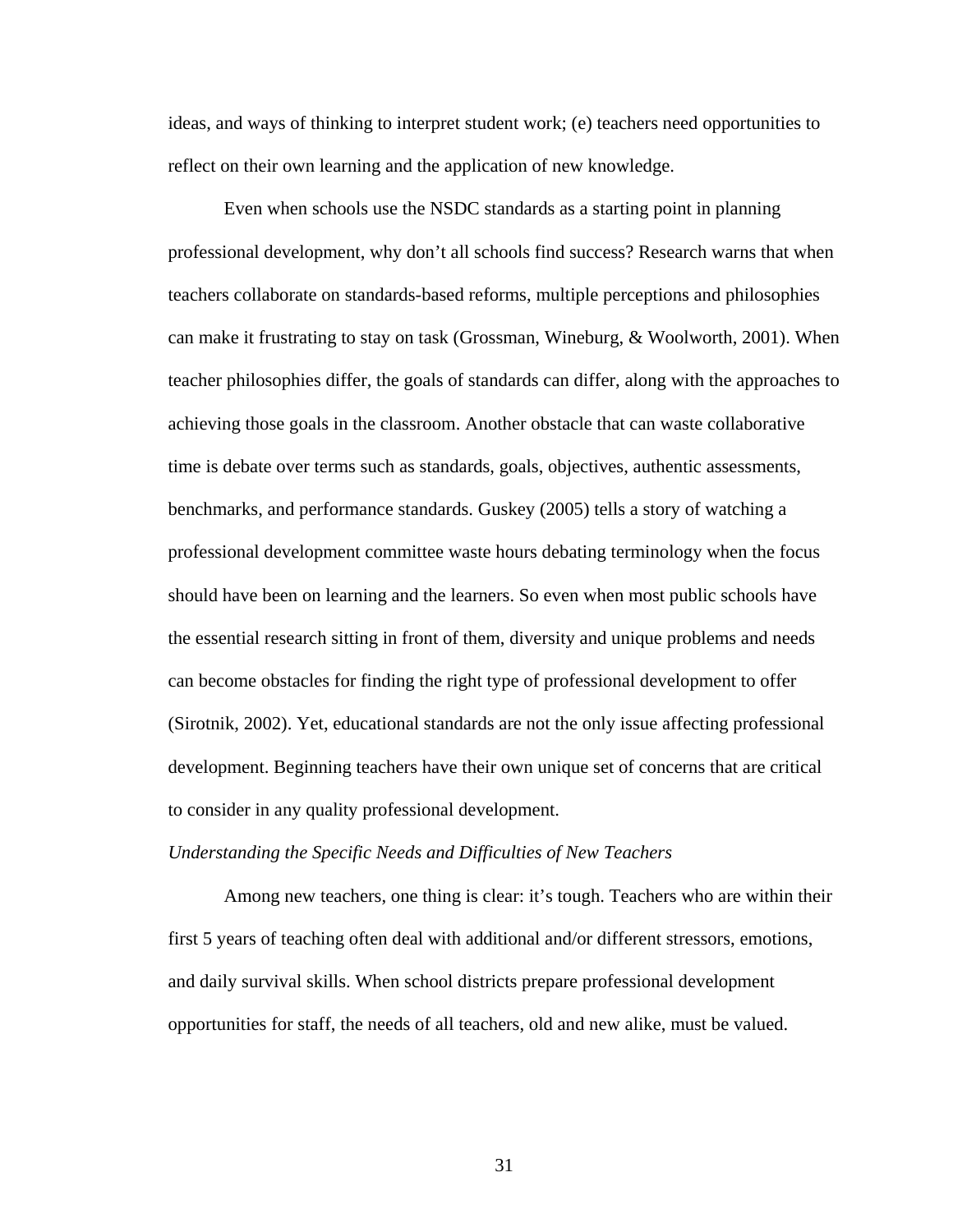ideas, and ways of thinking to interpret student work; (e) teachers need opportunities to reflect on their own learning and the application of new knowledge.

Even when schools use the NSDC standards as a starting point in planning professional development, why don't all schools find success? Research warns that when teachers collaborate on standards-based reforms, multiple perceptions and philosophies can make it frustrating to stay on task (Grossman, Wineburg, & Woolworth, 2001). When teacher philosophies differ, the goals of standards can differ, along with the approaches to achieving those goals in the classroom. Another obstacle that can waste collaborative time is debate over terms such as standards, goals, objectives, authentic assessments, benchmarks, and performance standards. Guskey (2005) tells a story of watching a professional development committee waste hours debating terminology when the focus should have been on learning and the learners. So even when most public schools have the essential research sitting in front of them, diversity and unique problems and needs can become obstacles for finding the right type of professional development to offer (Sirotnik, 2002). Yet, educational standards are not the only issue affecting professional development. Beginning teachers have their own unique set of concerns that are critical to consider in any quality professional development.

*Understanding the Specific Needs and Difficulties of New Teachers*

Among new teachers, one thing is clear: it's tough. Teachers who are within their first 5 years of teaching often deal with additional and/or different stressors, emotions, and daily survival skills. When school districts prepare professional development opportunities for staff, the needs of all teachers, old and new alike, must be valued.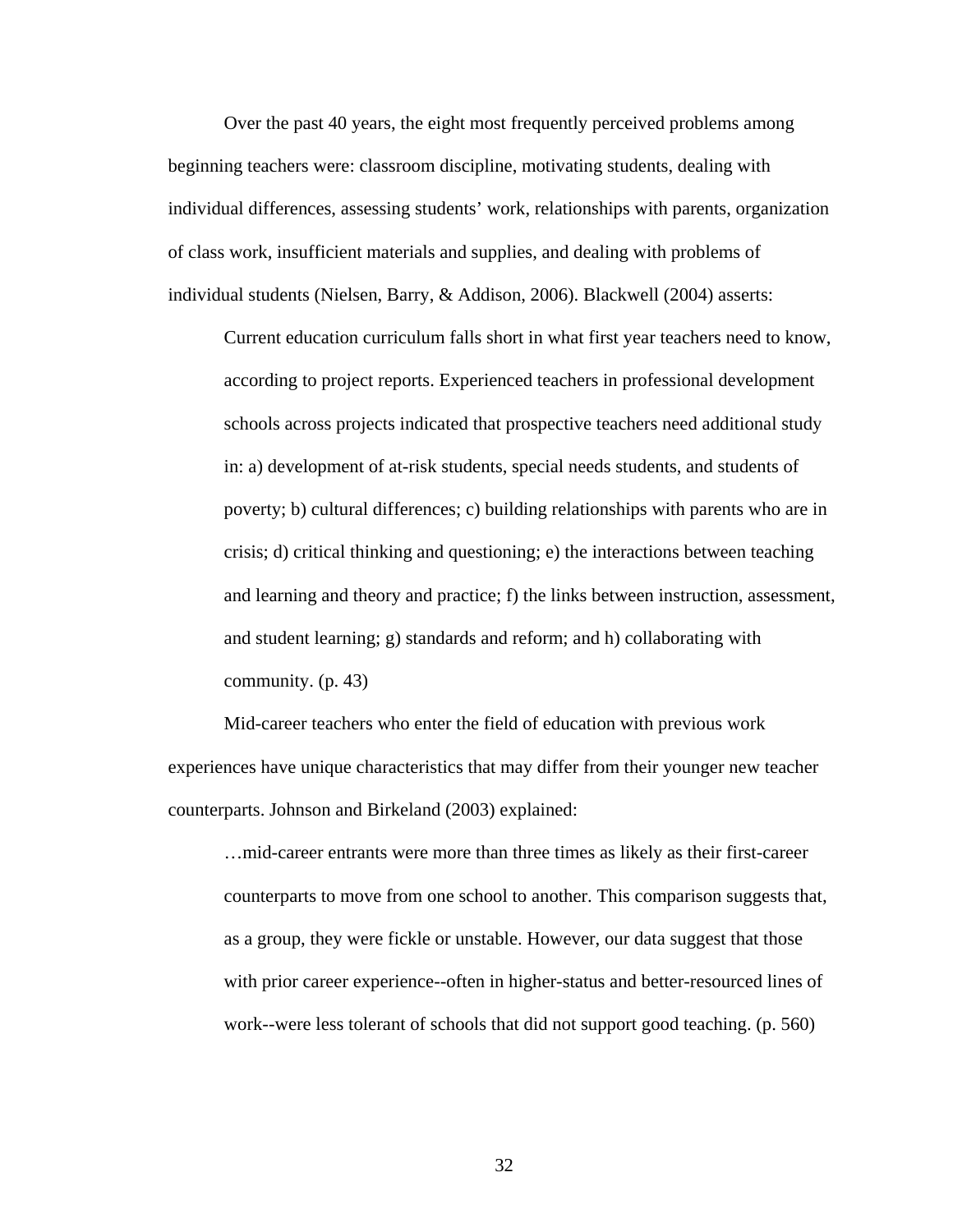Over the past 40 years, the eight most frequently perceived problems among beginning teachers were: classroom discipline, motivating students, dealing with individual differences, assessing students' work, relationships with parents, organization of class work, insufficient materials and supplies, and dealing with problems of individual students (Nielsen, Barry, & Addison, 2006). Blackwell (2004) asserts:

> Current education curriculum falls short in what first year teachers need to know, according to project reports. Experienced teachers in professional development schools across projects indicated that prospective teachers need additional study in: a) development of at-risk students, special needs students, and students of poverty; b) cultural differences; c) building relationships with parents who are in crisis; d) critical thinking and questioning; e) the interactions between teaching and learning and theory and practice; f) the links between instruction, assessment, and student learning; g) standards and reform; and h) collaborating with community. (p. 43)

Mid-career teachers who enter the field of education with previous work experiences have unique characteristics that may differ from their younger new teacher counterparts. Johnson and Birkeland (2003) explained:

> …mid-career entrants were more than three times as likely as their first-career counterparts to move from one school to another. This comparison suggests that, as a group, they were fickle or unstable. However, our data suggest that those with prior career experience--often in higher-status and better-resourced lines of work--were less tolerant of schools that did not support good teaching. (p. 560)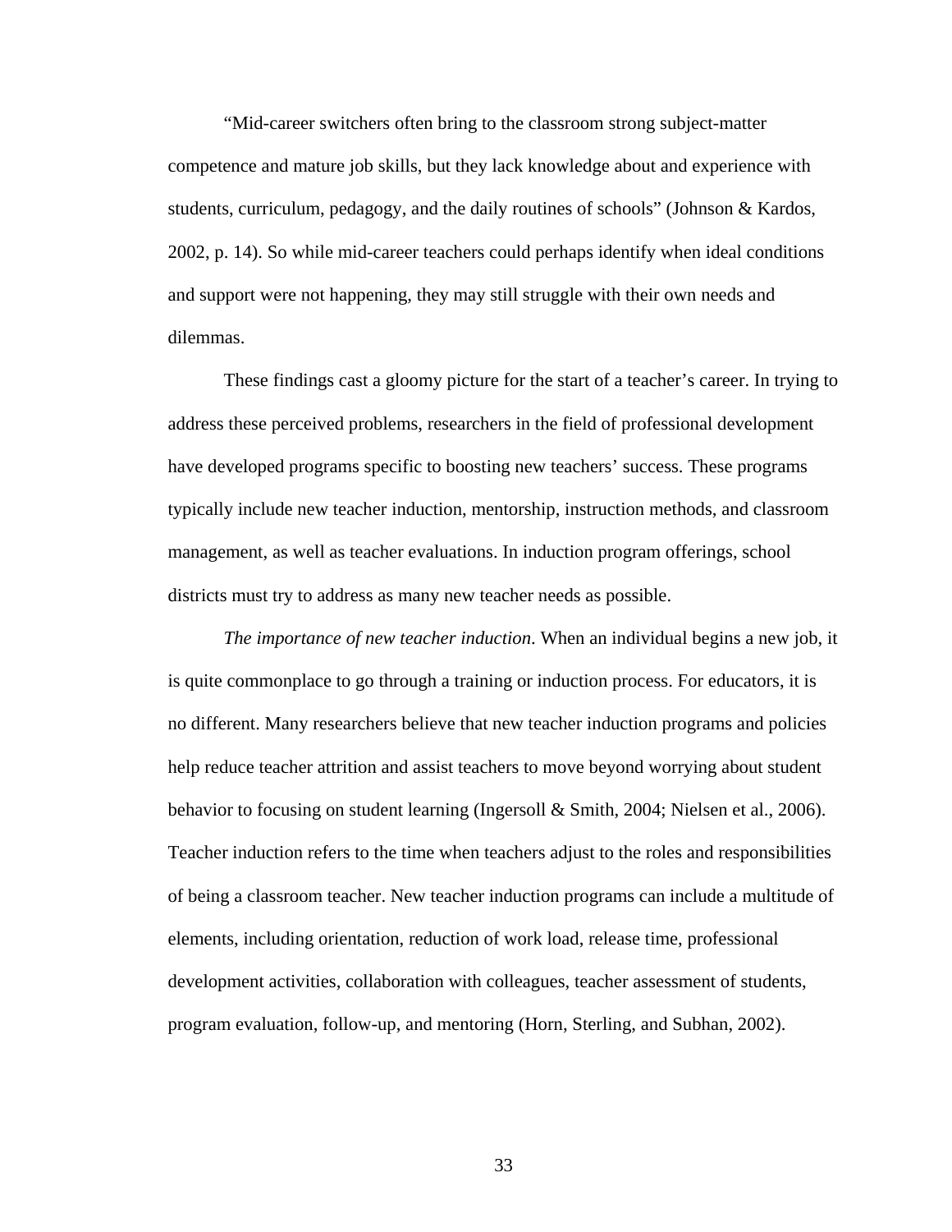“Mid-career switchers often bring to the classroom strong subject-matter competence and mature job skills, but they lack knowledge about and experience with students, curriculum, pedagogy, and the daily routines of schools” (Johnson & Kardos, 2002, p. 14). So while mid-career teachers could perhaps identify when ideal conditions and support were not happening, they may still struggle with their own needs and dilemmas.

These findings cast a gloomy picture for the start of a teacher’s career. In trying to address these perceived problems, researchers in the field of professional development have developed programs specific to boosting new teachers’ success. These programs typically include new teacher induction, mentorship, instruction methods, and classroom management, as well as teacher evaluations. In induction program offerings, school districts must try to address as many new teacher needs as possible.

*The importance of new teacher induction*. When an individual begins a new job, it is quite commonplace to go through a training or induction process. For educators, it is no different. Many researchers believe that new teacher induction programs and policies help reduce teacher attrition and assist teachers to move beyond worrying about student behavior to focusing on student learning (Ingersoll & Smith, 2004; Nielsen et al., 2006). Teacher induction refers to the time when teachers adjust to the roles and responsibilities of being a classroom teacher. New teacher induction programs can include a multitude of elements, including orientation, reduction of work load, release time, professional development activities, collaboration with colleagues, teacher assessment of students, program evaluation, follow-up, and mentoring (Horn, Sterling, and Subhan, 2002).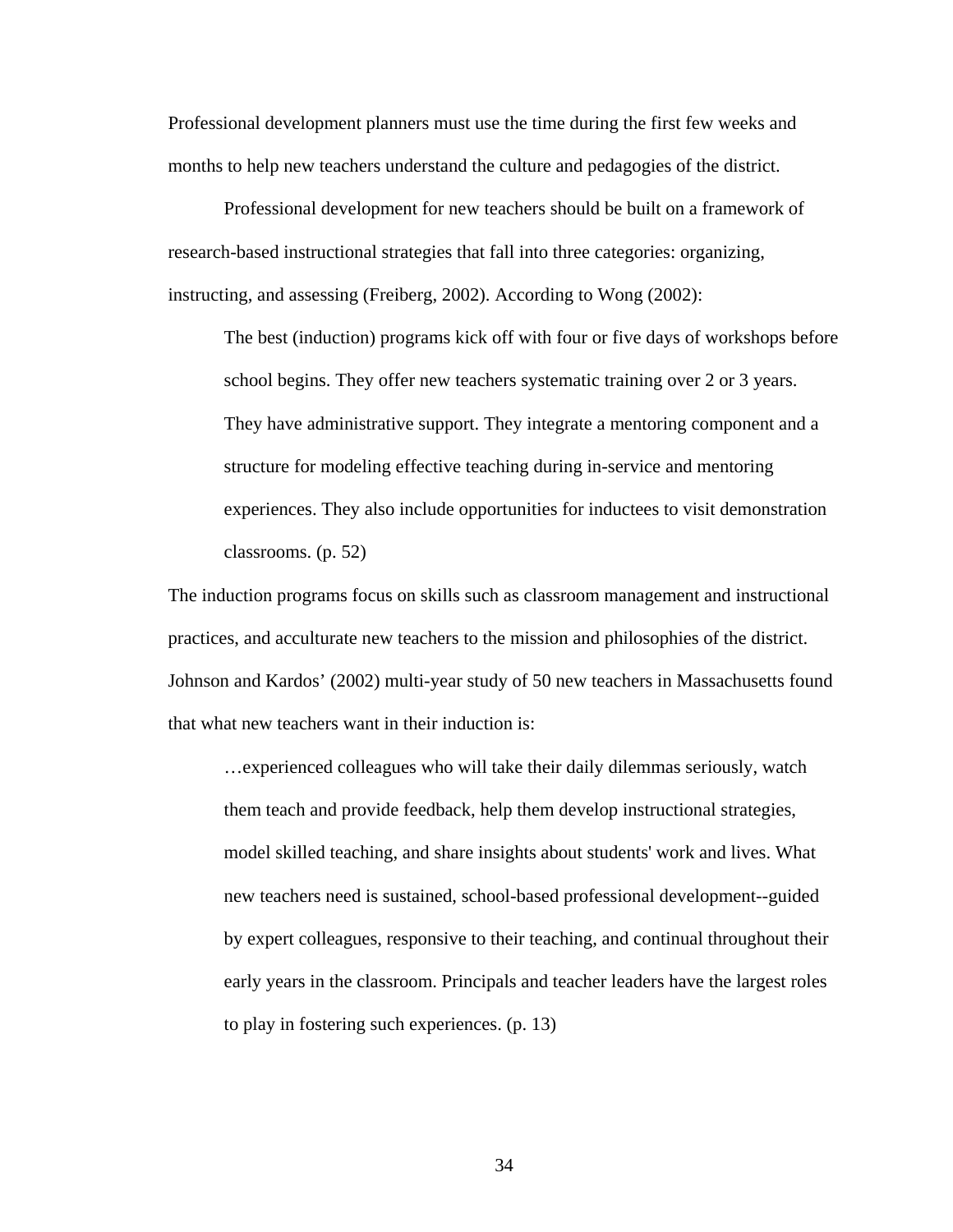Professional development planners must use the time during the first few weeks and months to help new teachers understand the culture and pedagogies of the district.

Professional development for new teachers should be built on a framework of research-based instructional strategies that fall into three categories: organizing, instructing, and assessing (Freiberg, 2002). According to Wong (2002):

> The best (induction) programs kick off with four or five days of workshops before school begins. They offer new teachers systematic training over 2 or 3 years. They have administrative support. They integrate a mentoring component and a structure for modeling effective teaching during in-service and mentoring experiences. They also include opportunities for inductees to visit demonstration classrooms. (p. 52)

The induction programs focus on skills such as classroom management and instructional practices, and acculturate new teachers to the mission and philosophies of the district. Johnson and Kardos' (2002) multi-year study of 50 new teachers in Massachusetts found that what new teachers want in their induction is:

> …experienced colleagues who will take their daily dilemmas seriously, watch them teach and provide feedback, help them develop instructional strategies, model skilled teaching, and share insights about students' work and lives. What new teachers need is sustained, school-based professional development--guided by expert colleagues, responsive to their teaching, and continual throughout their early years in the classroom. Principals and teacher leaders have the largest roles to play in fostering such experiences. (p. 13)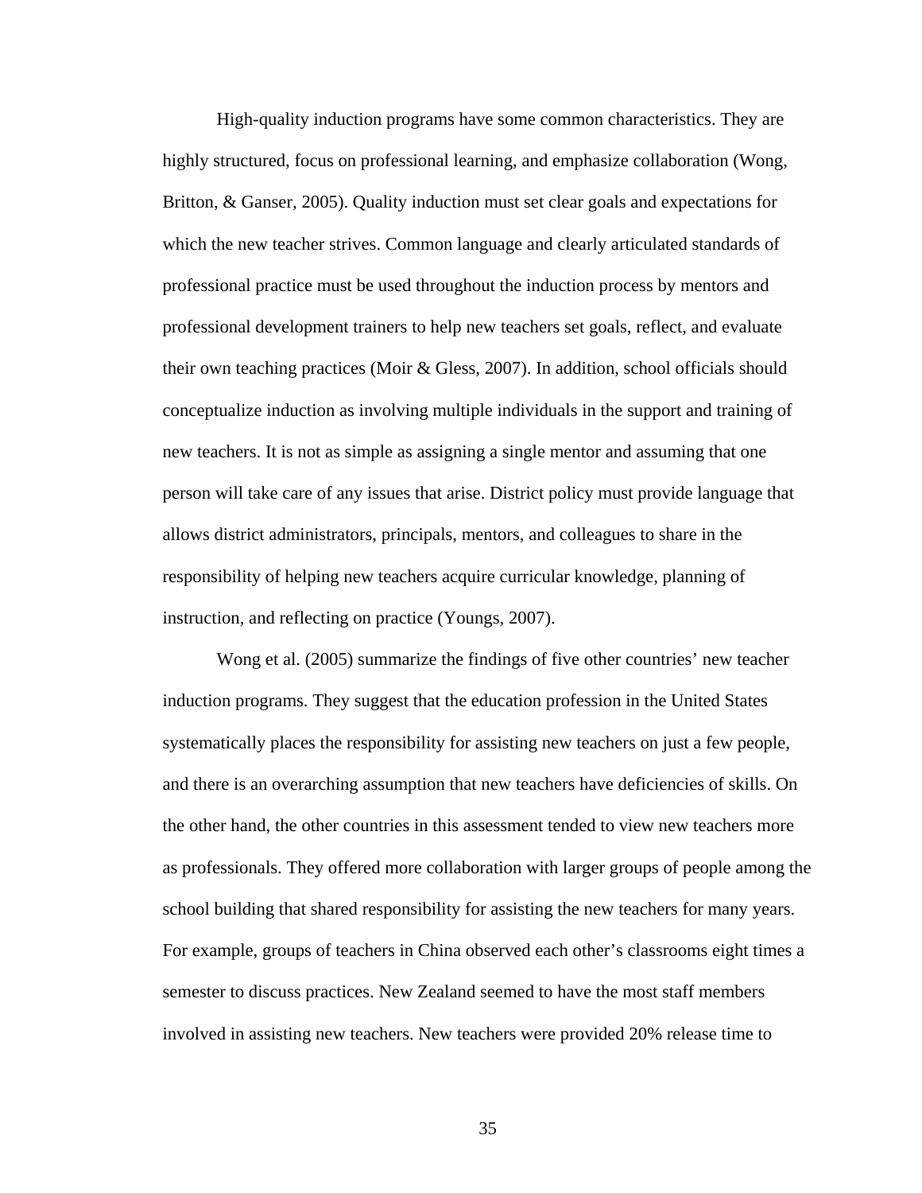High-quality induction programs have some common characteristics. They are highly structured, focus on professional learning, and emphasize collaboration (Wong, Britton, & Ganser, 2005). Quality induction must set clear goals and expectations for which the new teacher strives. Common language and clearly articulated standards of professional practice must be used throughout the induction process by mentors and professional development trainers to help new teachers set goals, reflect, and evaluate their own teaching practices (Moir & Gless, 2007). In addition, school officials should conceptualize induction as involving multiple individuals in the support and training of new teachers. It is not as simple as assigning a single mentor and assuming that one person will take care of any issues that arise. District policy must provide language that allows district administrators, principals, mentors, and colleagues to share in the responsibility of helping new teachers acquire curricular knowledge, planning of instruction, and reflecting on practice (Youngs, 2007).

Wong et al. (2005) summarize the findings of five other countries' new teacher induction programs. They suggest that the education profession in the United States systematically places the responsibility for assisting new teachers on just a few people, and there is an overarching assumption that new teachers have deficiencies of skills. On the other hand, the other countries in this assessment tended to view new teachers more as professionals. They offered more collaboration with larger groups of people among the school building that shared responsibility for assisting the new teachers for many years. For example, groups of teachers in China observed each other's classrooms eight times a semester to discuss practices. New Zealand seemed to have the most staff members involved in assisting new teachers. New teachers were provided 20% release time to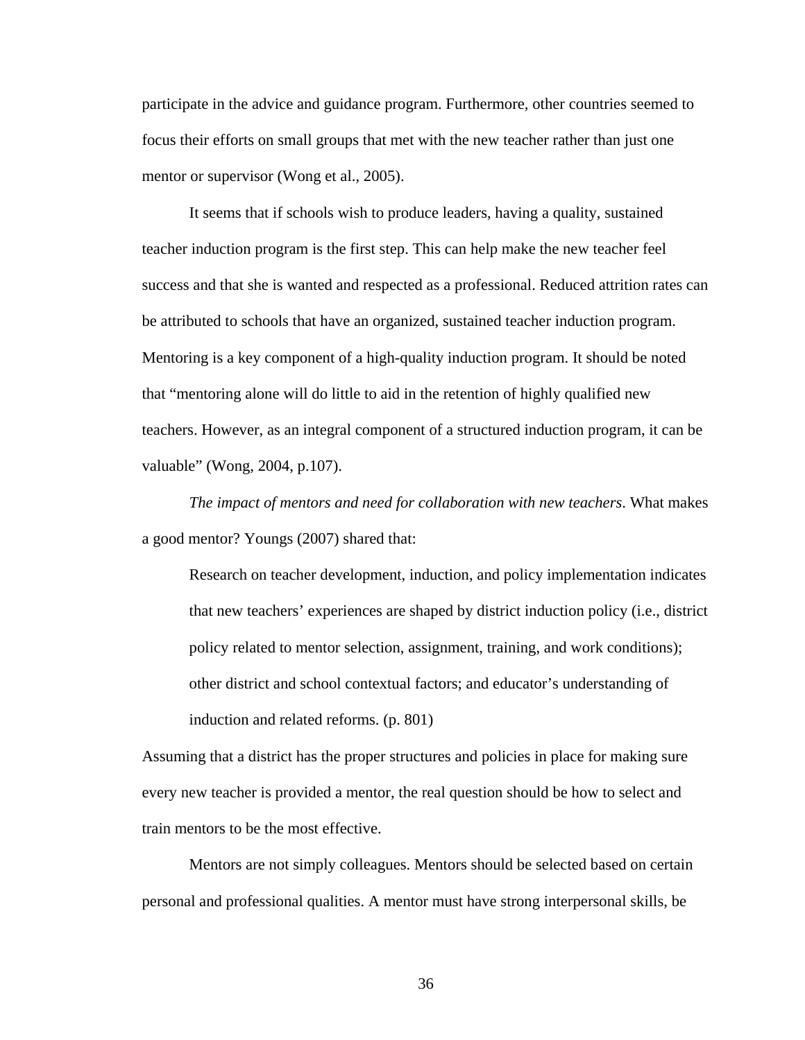participate in the advice and guidance program. Furthermore, other countries seemed to focus their efforts on small groups that met with the new teacher rather than just one mentor or supervisor (Wong et al., 2005).

It seems that if schools wish to produce leaders, having a quality, sustained teacher induction program is the first step. This can help make the new teacher feel success and that she is wanted and respected as a professional. Reduced attrition rates can be attributed to schools that have an organized, sustained teacher induction program. Mentoring is a key component of a high-quality induction program. It should be noted that "mentoring alone will do little to aid in the retention of highly qualified new teachers. However, as an integral component of a structured induction program, it can be valuable" (Wong, 2004, p.107).

*The impact of mentors and need for collaboration with new teachers*. What makes a good mentor? Youngs (2007) shared that:

> Research on teacher development, induction, and policy implementation indicates that new teachers' experiences are shaped by district induction policy (i.e., district policy related to mentor selection, assignment, training, and work conditions); other district and school contextual factors; and educator's understanding of induction and related reforms. (p. 801)

Assuming that a district has the proper structures and policies in place for making sure every new teacher is provided a mentor, the real question should be how to select and train mentors to be the most effective.

Mentors are not simply colleagues. Mentors should be selected based on certain personal and professional qualities. A mentor must have strong interpersonal skills, be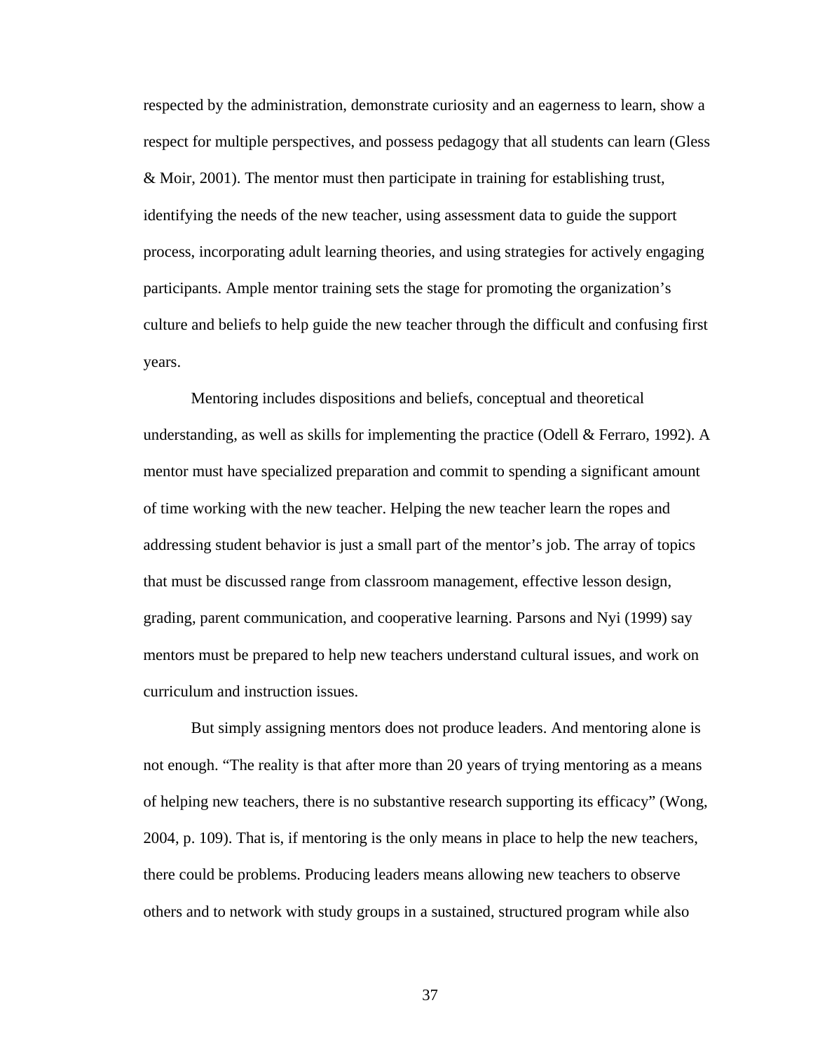respected by the administration, demonstrate curiosity and an eagerness to learn, show a respect for multiple perspectives, and possess pedagogy that all students can learn (Gless & Moir, 2001). The mentor must then participate in training for establishing trust, identifying the needs of the new teacher, using assessment data to guide the support process, incorporating adult learning theories, and using strategies for actively engaging participants. Ample mentor training sets the stage for promoting the organization's culture and beliefs to help guide the new teacher through the difficult and confusing first years.

Mentoring includes dispositions and beliefs, conceptual and theoretical understanding, as well as skills for implementing the practice (Odell & Ferraro, 1992). A mentor must have specialized preparation and commit to spending a significant amount of time working with the new teacher. Helping the new teacher learn the ropes and addressing student behavior is just a small part of the mentor's job. The array of topics that must be discussed range from classroom management, effective lesson design, grading, parent communication, and cooperative learning. Parsons and Nyi (1999) say mentors must be prepared to help new teachers understand cultural issues, and work on curriculum and instruction issues.

But simply assigning mentors does not produce leaders. And mentoring alone is not enough. "The reality is that after more than 20 years of trying mentoring as a means of helping new teachers, there is no substantive research supporting its efficacy" (Wong, 2004, p. 109). That is, if mentoring is the only means in place to help the new teachers, there could be problems. Producing leaders means allowing new teachers to observe others and to network with study groups in a sustained, structured program while also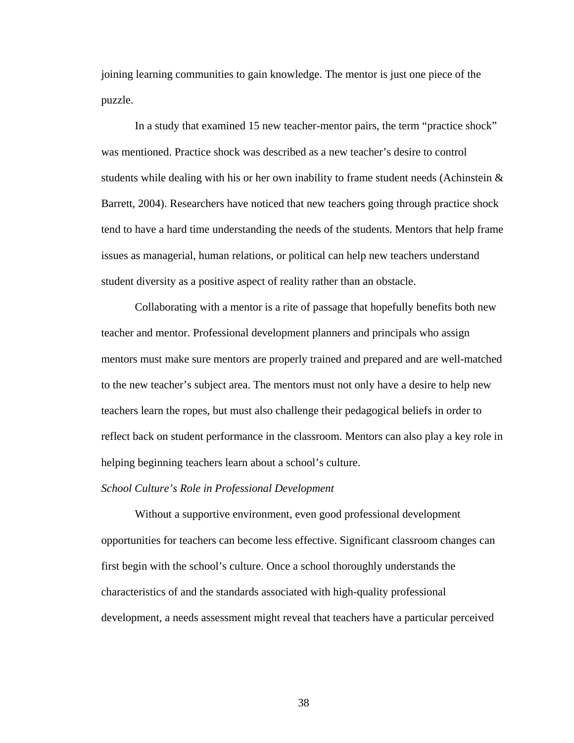joining learning communities to gain knowledge. The mentor is just one piece of the puzzle.

In a study that examined 15 new teacher-mentor pairs, the term "practice shock" was mentioned. Practice shock was described as a new teacher's desire to control students while dealing with his or her own inability to frame student needs (Achinstein & Barrett, 2004). Researchers have noticed that new teachers going through practice shock tend to have a hard time understanding the needs of the students. Mentors that help frame issues as managerial, human relations, or political can help new teachers understand student diversity as a positive aspect of reality rather than an obstacle.

Collaborating with a mentor is a rite of passage that hopefully benefits both new teacher and mentor. Professional development planners and principals who assign mentors must make sure mentors are properly trained and prepared and are well-matched to the new teacher's subject area. The mentors must not only have a desire to help new teachers learn the ropes, but must also challenge their pedagogical beliefs in order to reflect back on student performance in the classroom. Mentors can also play a key role in helping beginning teachers learn about a school's culture.

*School Culture's Role in Professional Development*

Without a supportive environment, even good professional development opportunities for teachers can become less effective. Significant classroom changes can first begin with the school's culture. Once a school thoroughly understands the characteristics of and the standards associated with high-quality professional development, a needs assessment might reveal that teachers have a particular perceived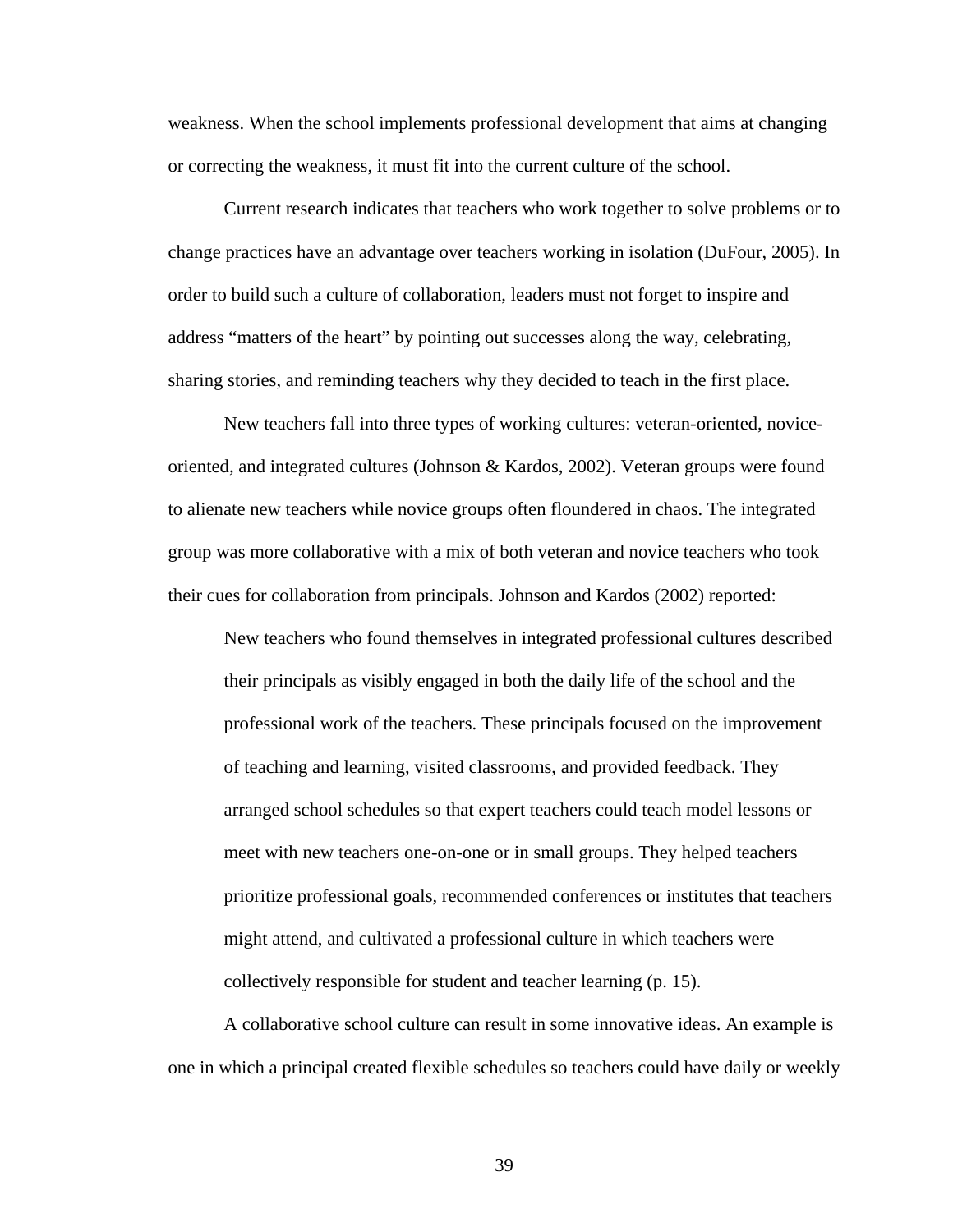weakness. When the school implements professional development that aims at changing or correcting the weakness, it must fit into the current culture of the school.

Current research indicates that teachers who work together to solve problems or to change practices have an advantage over teachers working in isolation (DuFour, 2005). In order to build such a culture of collaboration, leaders must not forget to inspire and address "matters of the heart" by pointing out successes along the way, celebrating, sharing stories, and reminding teachers why they decided to teach in the first place.

New teachers fall into three types of working cultures: veteran-oriented, novice-oriented, and integrated cultures (Johnson & Kardos, 2002). Veteran groups were found to alienate new teachers while novice groups often floundered in chaos. The integrated group was more collaborative with a mix of both veteran and novice teachers who took their cues for collaboration from principals. Johnson and Kardos (2002) reported:

> New teachers who found themselves in integrated professional cultures described their principals as visibly engaged in both the daily life of the school and the professional work of the teachers. These principals focused on the improvement of teaching and learning, visited classrooms, and provided feedback. They arranged school schedules so that expert teachers could teach model lessons or meet with new teachers one-on-one or in small groups. They helped teachers prioritize professional goals, recommended conferences or institutes that teachers might attend, and cultivated a professional culture in which teachers were collectively responsible for student and teacher learning (p. 15).

A collaborative school culture can result in some innovative ideas. An example is one in which a principal created flexible schedules so teachers could have daily or weekly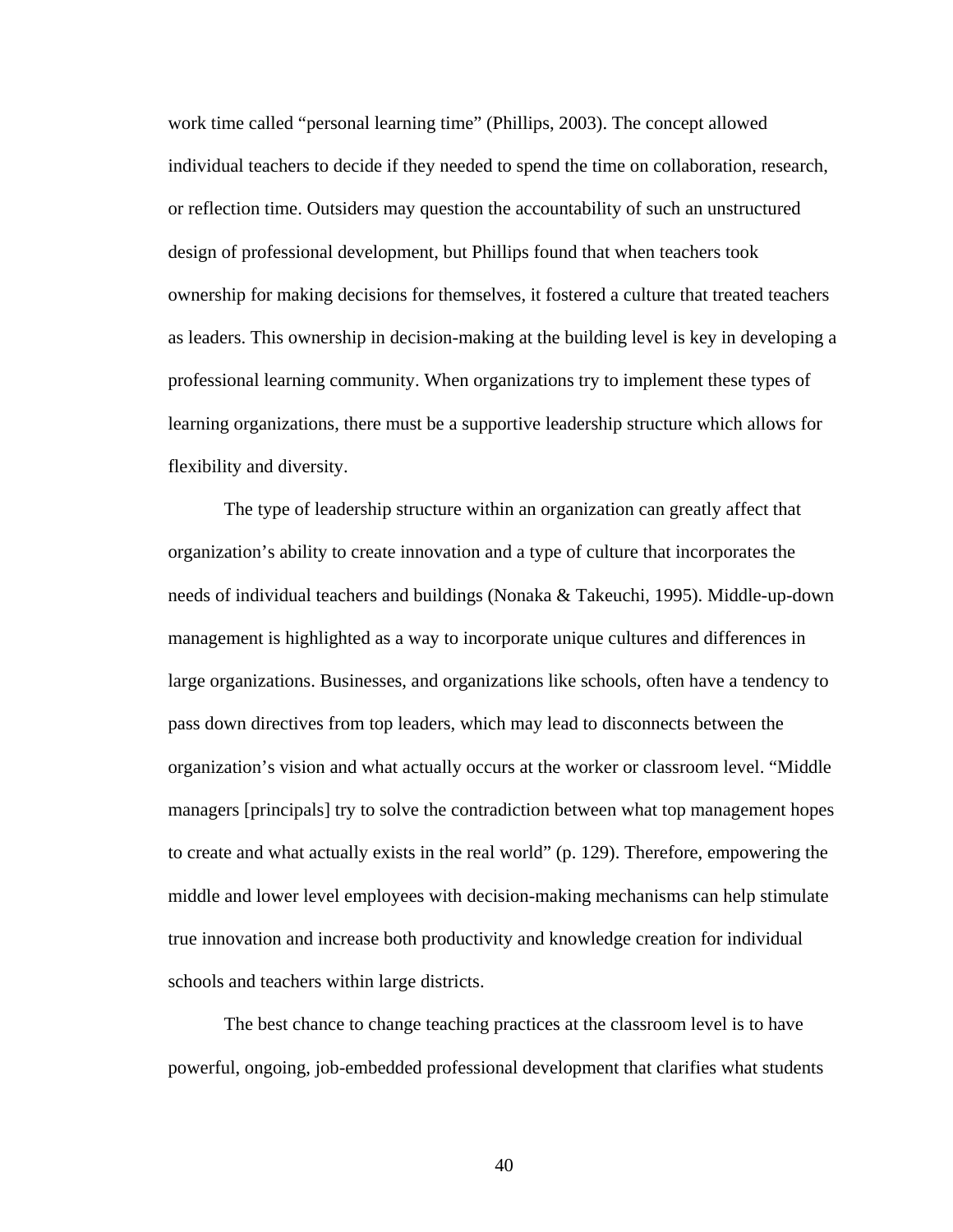work time called “personal learning time” (Phillips, 2003). The concept allowed individual teachers to decide if they needed to spend the time on collaboration, research, or reflection time. Outsiders may question the accountability of such an unstructured design of professional development, but Phillips found that when teachers took ownership for making decisions for themselves, it fostered a culture that treated teachers as leaders. This ownership in decision-making at the building level is key in developing a professional learning community. When organizations try to implement these types of learning organizations, there must be a supportive leadership structure which allows for flexibility and diversity.

The type of leadership structure within an organization can greatly affect that organization’s ability to create innovation and a type of culture that incorporates the needs of individual teachers and buildings (Nonaka & Takeuchi, 1995). Middle-up-down management is highlighted as a way to incorporate unique cultures and differences in large organizations. Businesses, and organizations like schools, often have a tendency to pass down directives from top leaders, which may lead to disconnects between the organization’s vision and what actually occurs at the worker or classroom level. “Middle managers [principals] try to solve the contradiction between what top management hopes to create and what actually exists in the real world” (p. 129). Therefore, empowering the middle and lower level employees with decision-making mechanisms can help stimulate true innovation and increase both productivity and knowledge creation for individual schools and teachers within large districts.

The best chance to change teaching practices at the classroom level is to have powerful, ongoing, job-embedded professional development that clarifies what students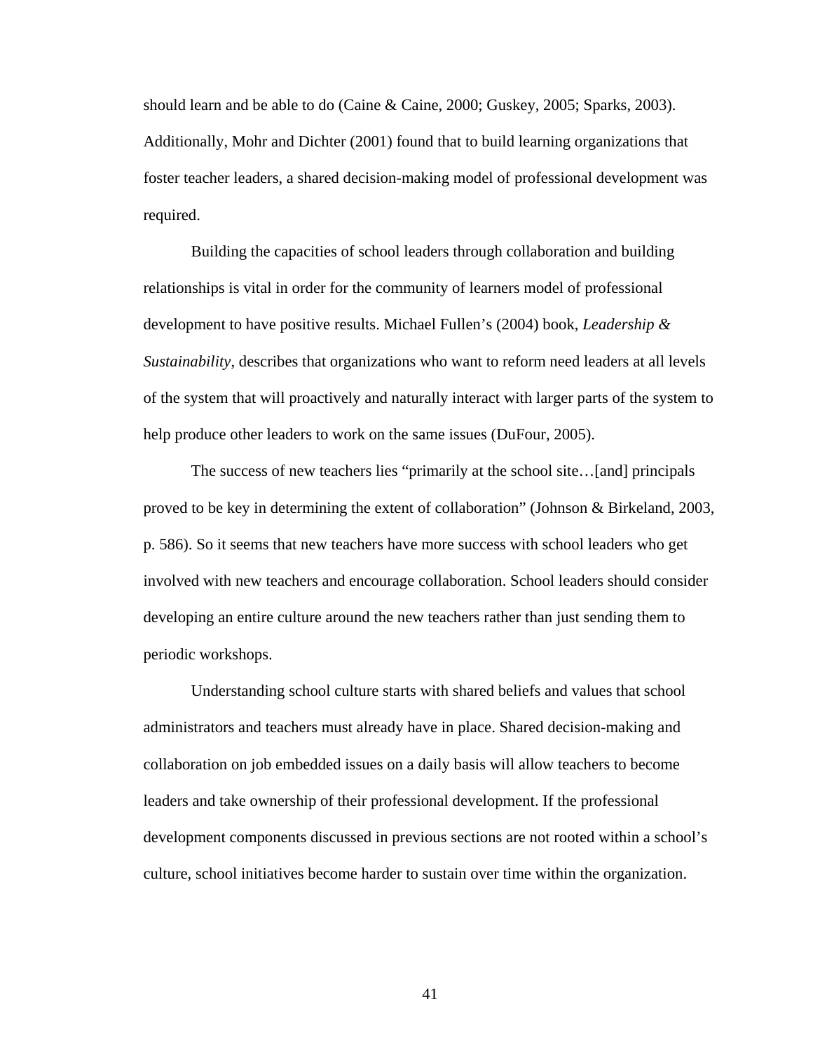should learn and be able to do (Caine & Caine, 2000; Guskey, 2005; Sparks, 2003). Additionally, Mohr and Dichter (2001) found that to build learning organizations that foster teacher leaders, a shared decision-making model of professional development was required.

Building the capacities of school leaders through collaboration and building relationships is vital in order for the community of learners model of professional development to have positive results. Michael Fullen's (2004) book, *Leadership & Sustainability*, describes that organizations who want to reform need leaders at all levels of the system that will proactively and naturally interact with larger parts of the system to help produce other leaders to work on the same issues (DuFour, 2005).

The success of new teachers lies "primarily at the school site…[and] principals proved to be key in determining the extent of collaboration" (Johnson & Birkeland, 2003, p. 586). So it seems that new teachers have more success with school leaders who get involved with new teachers and encourage collaboration. School leaders should consider developing an entire culture around the new teachers rather than just sending them to periodic workshops.

Understanding school culture starts with shared beliefs and values that school administrators and teachers must already have in place. Shared decision-making and collaboration on job embedded issues on a daily basis will allow teachers to become leaders and take ownership of their professional development. If the professional development components discussed in previous sections are not rooted within a school's culture, school initiatives become harder to sustain over time within the organization.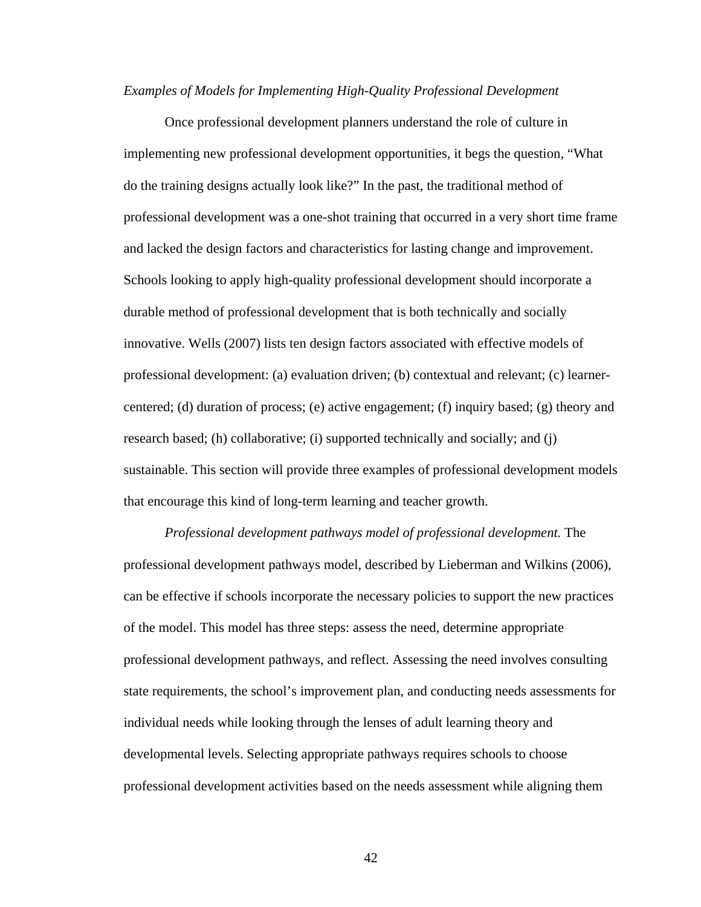*Examples of Models for Implementing High-Quality Professional Development*

Once professional development planners understand the role of culture in implementing new professional development opportunities, it begs the question, "What do the training designs actually look like?" In the past, the traditional method of professional development was a one-shot training that occurred in a very short time frame and lacked the design factors and characteristics for lasting change and improvement. Schools looking to apply high-quality professional development should incorporate a durable method of professional development that is both technically and socially innovative. Wells (2007) lists ten design factors associated with effective models of professional development: (a) evaluation driven; (b) contextual and relevant; (c) learner-centered; (d) duration of process; (e) active engagement; (f) inquiry based; (g) theory and research based; (h) collaborative; (i) supported technically and socially; and (j) sustainable. This section will provide three examples of professional development models that encourage this kind of long-term learning and teacher growth.

*Professional development pathways model of professional development.* The professional development pathways model, described by Lieberman and Wilkins (2006), can be effective if schools incorporate the necessary policies to support the new practices of the model. This model has three steps: assess the need, determine appropriate professional development pathways, and reflect. Assessing the need involves consulting state requirements, the school's improvement plan, and conducting needs assessments for individual needs while looking through the lenses of adult learning theory and developmental levels. Selecting appropriate pathways requires schools to choose professional development activities based on the needs assessment while aligning them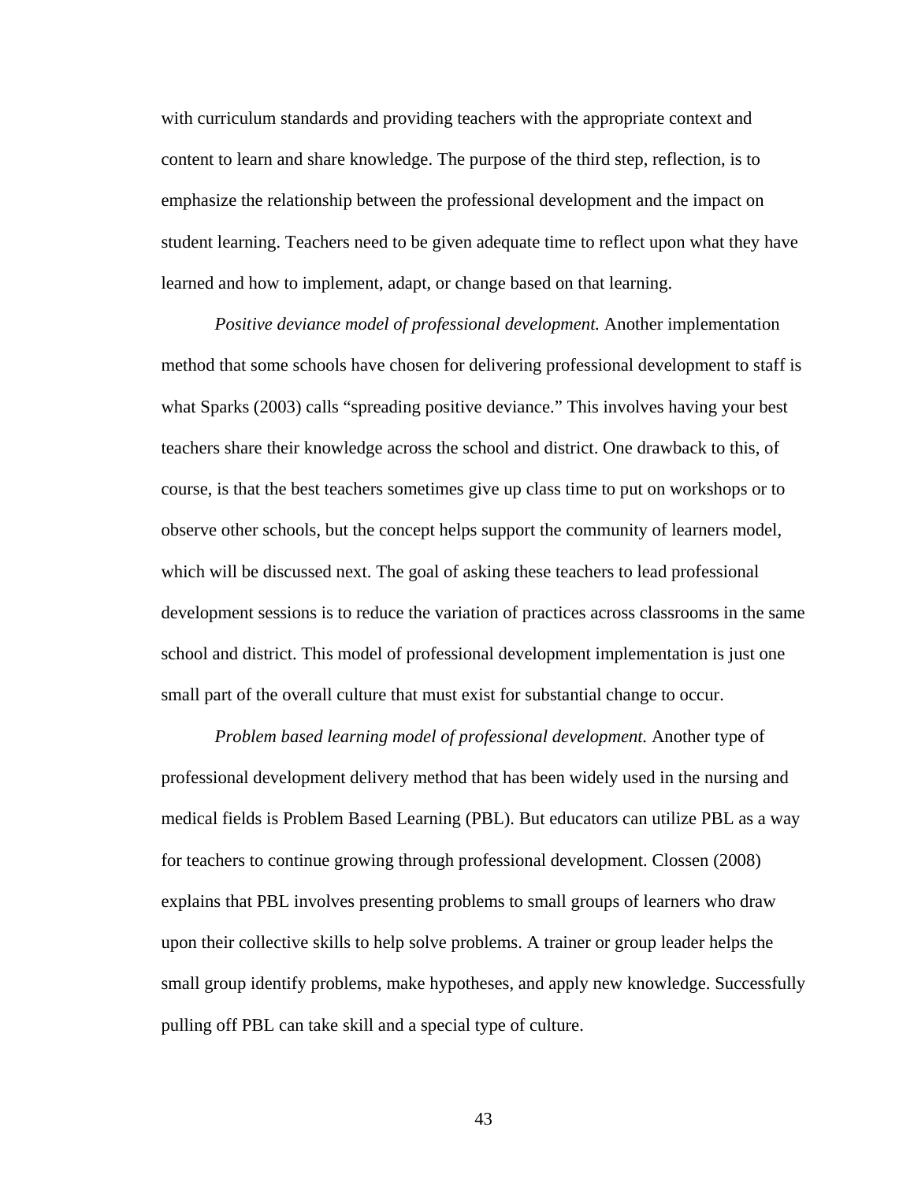with curriculum standards and providing teachers with the appropriate context and content to learn and share knowledge. The purpose of the third step, reflection, is to emphasize the relationship between the professional development and the impact on student learning. Teachers need to be given adequate time to reflect upon what they have learned and how to implement, adapt, or change based on that learning.

*Positive deviance model of professional development.* Another implementation method that some schools have chosen for delivering professional development to staff is what Sparks (2003) calls "spreading positive deviance." This involves having your best teachers share their knowledge across the school and district. One drawback to this, of course, is that the best teachers sometimes give up class time to put on workshops or to observe other schools, but the concept helps support the community of learners model, which will be discussed next. The goal of asking these teachers to lead professional development sessions is to reduce the variation of practices across classrooms in the same school and district. This model of professional development implementation is just one small part of the overall culture that must exist for substantial change to occur.

*Problem based learning model of professional development.* Another type of professional development delivery method that has been widely used in the nursing and medical fields is Problem Based Learning (PBL). But educators can utilize PBL as a way for teachers to continue growing through professional development. Clossen (2008) explains that PBL involves presenting problems to small groups of learners who draw upon their collective skills to help solve problems. A trainer or group leader helps the small group identify problems, make hypotheses, and apply new knowledge. Successfully pulling off PBL can take skill and a special type of culture.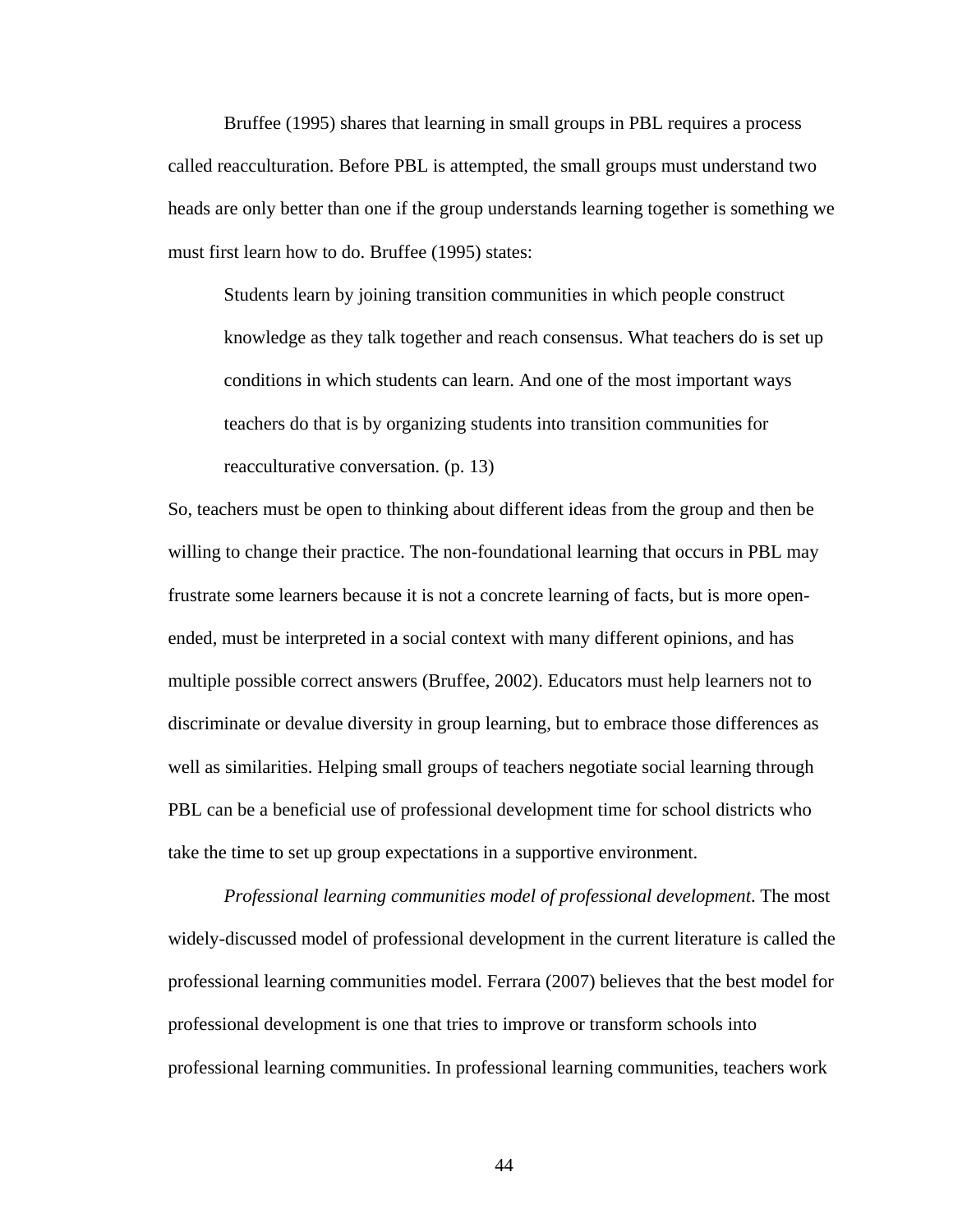Bruffee (1995) shares that learning in small groups in PBL requires a process called reacculturation. Before PBL is attempted, the small groups must understand two heads are only better than one if the group understands learning together is something we must first learn how to do. Bruffee (1995) states:

> Students learn by joining transition communities in which people construct knowledge as they talk together and reach consensus. What teachers do is set up conditions in which students can learn. And one of the most important ways teachers do that is by organizing students into transition communities for reacculturative conversation. (p. 13)

So, teachers must be open to thinking about different ideas from the group and then be willing to change their practice. The non-foundational learning that occurs in PBL may frustrate some learners because it is not a concrete learning of facts, but is more open-ended, must be interpreted in a social context with many different opinions, and has multiple possible correct answers (Bruffee, 2002). Educators must help learners not to discriminate or devalue diversity in group learning, but to embrace those differences as well as similarities. Helping small groups of teachers negotiate social learning through PBL can be a beneficial use of professional development time for school districts who take the time to set up group expectations in a supportive environment.

*Professional learning communities model of professional development*. The most widely-discussed model of professional development in the current literature is called the professional learning communities model. Ferrara (2007) believes that the best model for professional development is one that tries to improve or transform schools into professional learning communities. In professional learning communities, teachers work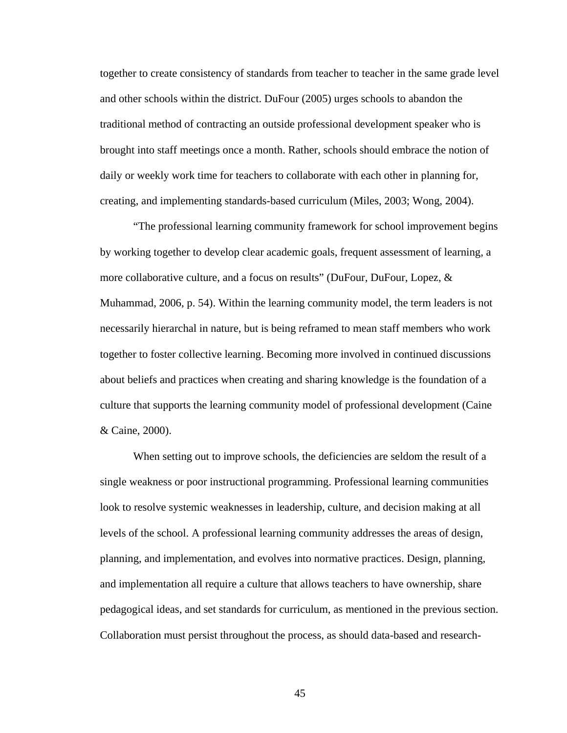together to create consistency of standards from teacher to teacher in the same grade level and other schools within the district. DuFour (2005) urges schools to abandon the traditional method of contracting an outside professional development speaker who is brought into staff meetings once a month. Rather, schools should embrace the notion of daily or weekly work time for teachers to collaborate with each other in planning for, creating, and implementing standards-based curriculum (Miles, 2003; Wong, 2004).

"The professional learning community framework for school improvement begins by working together to develop clear academic goals, frequent assessment of learning, a more collaborative culture, and a focus on results" (DuFour, DuFour, Lopez, & Muhammad, 2006, p. 54). Within the learning community model, the term leaders is not necessarily hierarchal in nature, but is being reframed to mean staff members who work together to foster collective learning. Becoming more involved in continued discussions about beliefs and practices when creating and sharing knowledge is the foundation of a culture that supports the learning community model of professional development (Caine & Caine, 2000).

When setting out to improve schools, the deficiencies are seldom the result of a single weakness or poor instructional programming. Professional learning communities look to resolve systemic weaknesses in leadership, culture, and decision making at all levels of the school. A professional learning community addresses the areas of design, planning, and implementation, and evolves into normative practices. Design, planning, and implementation all require a culture that allows teachers to have ownership, share pedagogical ideas, and set standards for curriculum, as mentioned in the previous section. Collaboration must persist throughout the process, as should data-based and research-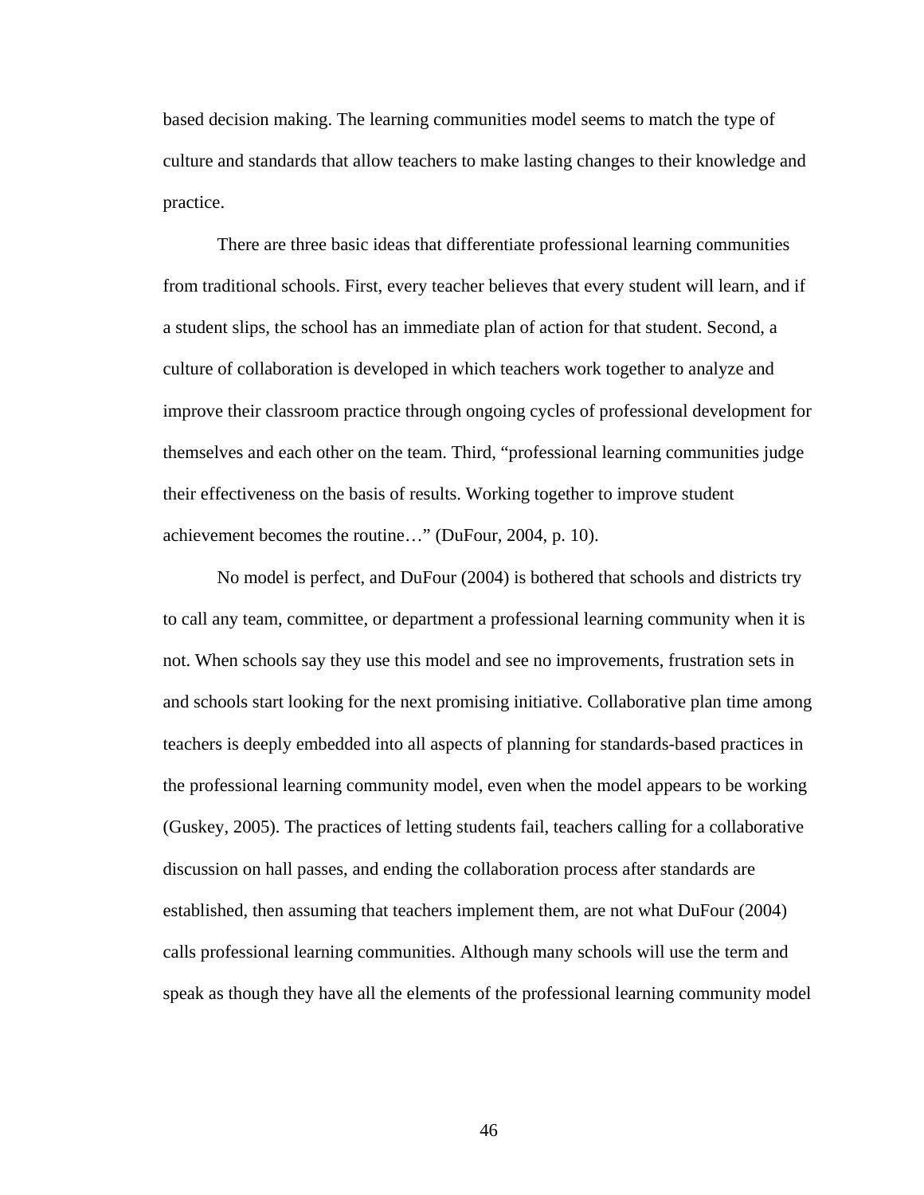based decision making. The learning communities model seems to match the type of culture and standards that allow teachers to make lasting changes to their knowledge and practice.

There are three basic ideas that differentiate professional learning communities from traditional schools. First, every teacher believes that every student will learn, and if a student slips, the school has an immediate plan of action for that student. Second, a culture of collaboration is developed in which teachers work together to analyze and improve their classroom practice through ongoing cycles of professional development for themselves and each other on the team. Third, “professional learning communities judge their effectiveness on the basis of results. Working together to improve student achievement becomes the routine…” (DuFour, 2004, p. 10).

No model is perfect, and DuFour (2004) is bothered that schools and districts try to call any team, committee, or department a professional learning community when it is not. When schools say they use this model and see no improvements, frustration sets in and schools start looking for the next promising initiative. Collaborative plan time among teachers is deeply embedded into all aspects of planning for standards-based practices in the professional learning community model, even when the model appears to be working (Guskey, 2005). The practices of letting students fail, teachers calling for a collaborative discussion on hall passes, and ending the collaboration process after standards are established, then assuming that teachers implement them, are not what DuFour (2004) calls professional learning communities. Although many schools will use the term and speak as though they have all the elements of the professional learning community model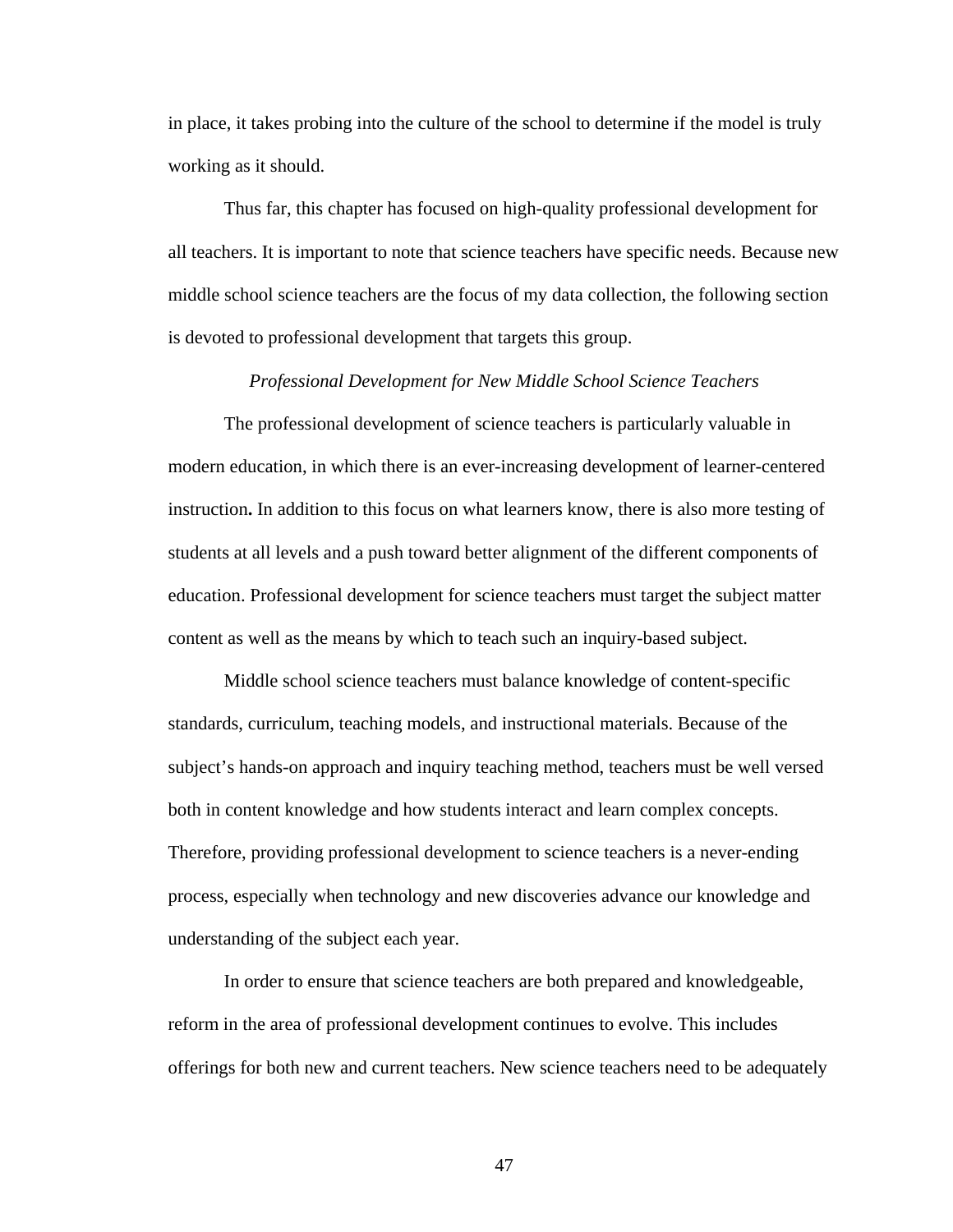in place, it takes probing into the culture of the school to determine if the model is truly working as it should.

Thus far, this chapter has focused on high-quality professional development for all teachers. It is important to note that science teachers have specific needs. Because new middle school science teachers are the focus of my data collection, the following section is devoted to professional development that targets this group.

### *Professional Development for New Middle School Science Teachers*

The professional development of science teachers is particularly valuable in modern education, in which there is an ever-increasing development of learner-centered instruction**.** In addition to this focus on what learners know, there is also more testing of students at all levels and a push toward better alignment of the different components of education. Professional development for science teachers must target the subject matter content as well as the means by which to teach such an inquiry-based subject.

Middle school science teachers must balance knowledge of content-specific standards, curriculum, teaching models, and instructional materials. Because of the subject's hands-on approach and inquiry teaching method, teachers must be well versed both in content knowledge and how students interact and learn complex concepts. Therefore, providing professional development to science teachers is a never-ending process, especially when technology and new discoveries advance our knowledge and understanding of the subject each year.

In order to ensure that science teachers are both prepared and knowledgeable, reform in the area of professional development continues to evolve. This includes offerings for both new and current teachers. New science teachers need to be adequately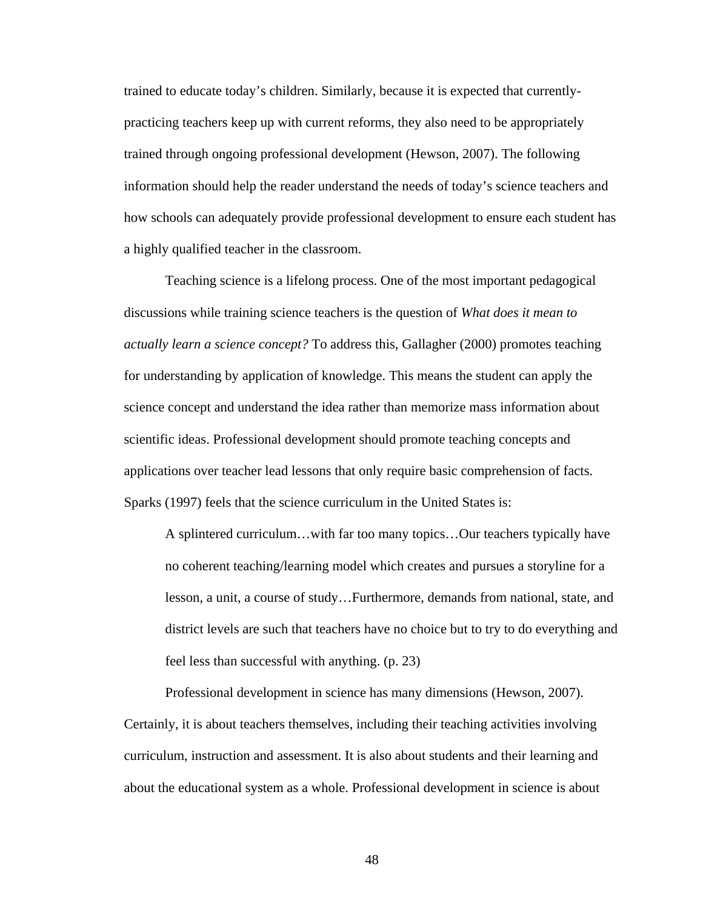trained to educate today's children. Similarly, because it is expected that currently-practicing teachers keep up with current reforms, they also need to be appropriately trained through ongoing professional development (Hewson, 2007). The following information should help the reader understand the needs of today's science teachers and how schools can adequately provide professional development to ensure each student has a highly qualified teacher in the classroom.

Teaching science is a lifelong process. One of the most important pedagogical discussions while training science teachers is the question of *What does it mean to actually learn a science concept?* To address this, Gallagher (2000) promotes teaching for understanding by application of knowledge. This means the student can apply the science concept and understand the idea rather than memorize mass information about scientific ideas. Professional development should promote teaching concepts and applications over teacher lead lessons that only require basic comprehension of facts. Sparks (1997) feels that the science curriculum in the United States is:

> A splintered curriculum…with far too many topics…Our teachers typically have no coherent teaching/learning model which creates and pursues a storyline for a lesson, a unit, a course of study…Furthermore, demands from national, state, and district levels are such that teachers have no choice but to try to do everything and feel less than successful with anything. (p. 23)

Professional development in science has many dimensions (Hewson, 2007). Certainly, it is about teachers themselves, including their teaching activities involving curriculum, instruction and assessment. It is also about students and their learning and about the educational system as a whole. Professional development in science is about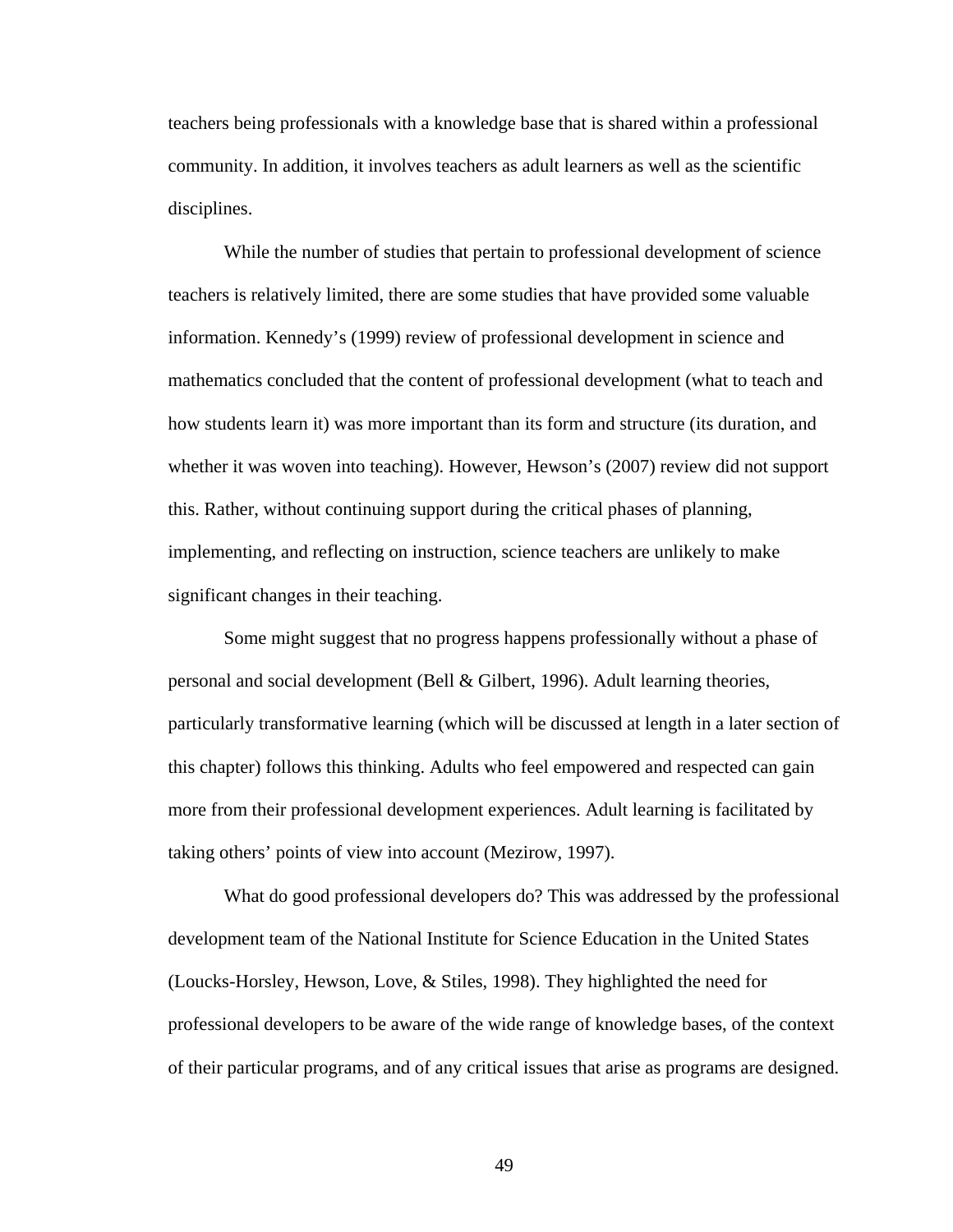teachers being professionals with a knowledge base that is shared within a professional community. In addition, it involves teachers as adult learners as well as the scientific disciplines.

While the number of studies that pertain to professional development of science teachers is relatively limited, there are some studies that have provided some valuable information. Kennedy's (1999) review of professional development in science and mathematics concluded that the content of professional development (what to teach and how students learn it) was more important than its form and structure (its duration, and whether it was woven into teaching). However, Hewson's (2007) review did not support this. Rather, without continuing support during the critical phases of planning, implementing, and reflecting on instruction, science teachers are unlikely to make significant changes in their teaching.

Some might suggest that no progress happens professionally without a phase of personal and social development (Bell & Gilbert, 1996). Adult learning theories, particularly transformative learning (which will be discussed at length in a later section of this chapter) follows this thinking. Adults who feel empowered and respected can gain more from their professional development experiences. Adult learning is facilitated by taking others' points of view into account (Mezirow, 1997).

What do good professional developers do? This was addressed by the professional development team of the National Institute for Science Education in the United States (Loucks-Horsley, Hewson, Love, & Stiles, 1998). They highlighted the need for professional developers to be aware of the wide range of knowledge bases, of the context of their particular programs, and of any critical issues that arise as programs are designed.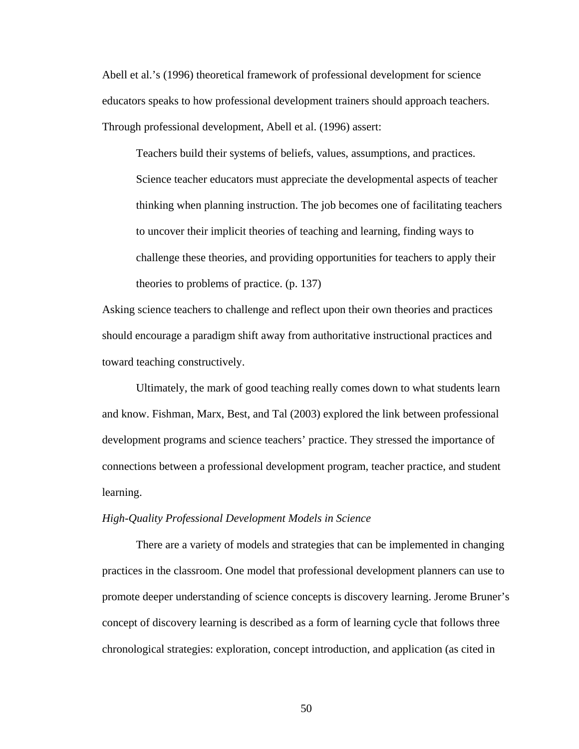Abell et al.'s (1996) theoretical framework of professional development for science educators speaks to how professional development trainers should approach teachers. Through professional development, Abell et al. (1996) assert:

> Teachers build their systems of beliefs, values, assumptions, and practices. Science teacher educators must appreciate the developmental aspects of teacher thinking when planning instruction. The job becomes one of facilitating teachers to uncover their implicit theories of teaching and learning, finding ways to challenge these theories, and providing opportunities for teachers to apply their theories to problems of practice. (p. 137)

Asking science teachers to challenge and reflect upon their own theories and practices should encourage a paradigm shift away from authoritative instructional practices and toward teaching constructively.

Ultimately, the mark of good teaching really comes down to what students learn and know. Fishman, Marx, Best, and Tal (2003) explored the link between professional development programs and science teachers' practice. They stressed the importance of connections between a professional development program, teacher practice, and student learning.

*High-Quality Professional Development Models in Science*

There are a variety of models and strategies that can be implemented in changing practices in the classroom. One model that professional development planners can use to promote deeper understanding of science concepts is discovery learning. Jerome Bruner's concept of discovery learning is described as a form of learning cycle that follows three chronological strategies: exploration, concept introduction, and application (as cited in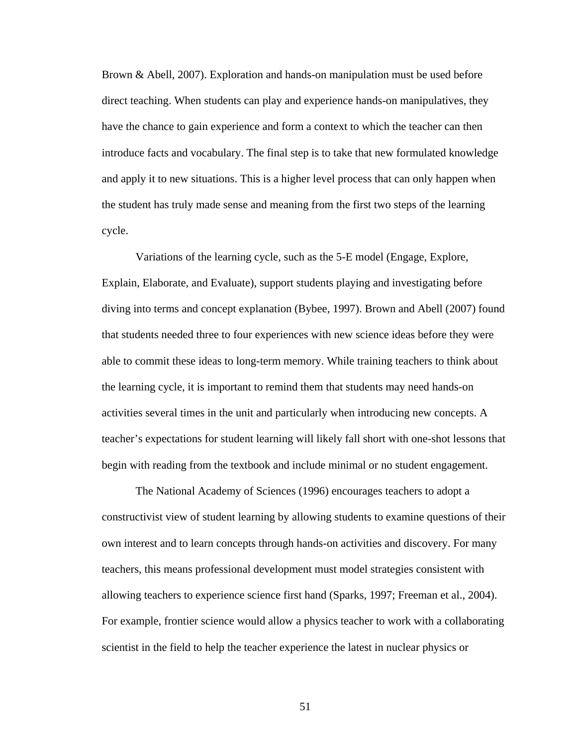Brown & Abell, 2007). Exploration and hands-on manipulation must be used before direct teaching. When students can play and experience hands-on manipulatives, they have the chance to gain experience and form a context to which the teacher can then introduce facts and vocabulary. The final step is to take that new formulated knowledge and apply it to new situations. This is a higher level process that can only happen when the student has truly made sense and meaning from the first two steps of the learning cycle.

Variations of the learning cycle, such as the 5-E model (Engage, Explore, Explain, Elaborate, and Evaluate), support students playing and investigating before diving into terms and concept explanation (Bybee, 1997). Brown and Abell (2007) found that students needed three to four experiences with new science ideas before they were able to commit these ideas to long-term memory. While training teachers to think about the learning cycle, it is important to remind them that students may need hands-on activities several times in the unit and particularly when introducing new concepts. A teacher's expectations for student learning will likely fall short with one-shot lessons that begin with reading from the textbook and include minimal or no student engagement.

The National Academy of Sciences (1996) encourages teachers to adopt a constructivist view of student learning by allowing students to examine questions of their own interest and to learn concepts through hands-on activities and discovery. For many teachers, this means professional development must model strategies consistent with allowing teachers to experience science first hand (Sparks, 1997; Freeman et al., 2004). For example, frontier science would allow a physics teacher to work with a collaborating scientist in the field to help the teacher experience the latest in nuclear physics or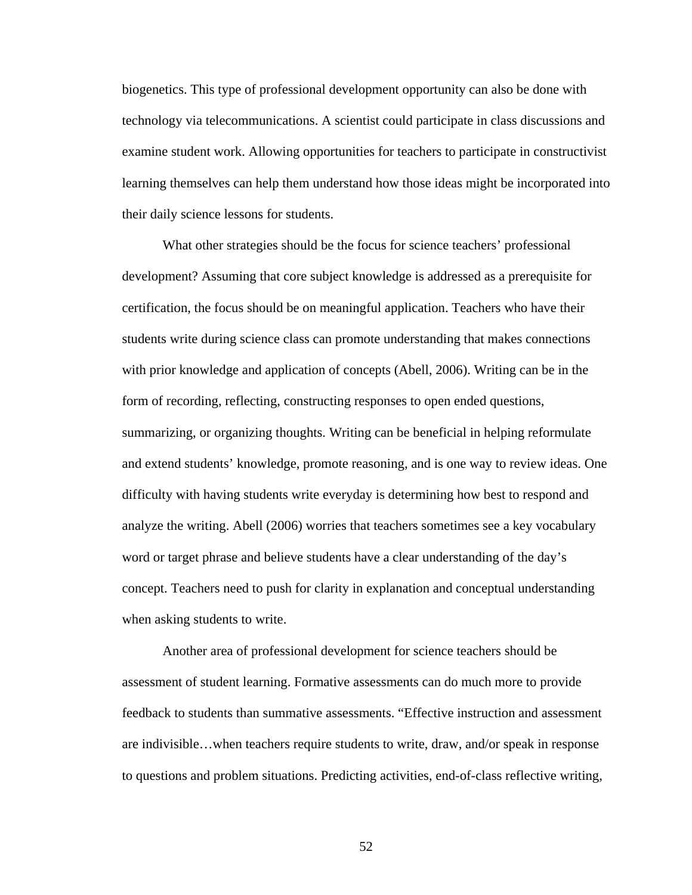biogenetics. This type of professional development opportunity can also be done with technology via telecommunications. A scientist could participate in class discussions and examine student work. Allowing opportunities for teachers to participate in constructivist learning themselves can help them understand how those ideas might be incorporated into their daily science lessons for students.

What other strategies should be the focus for science teachers' professional development? Assuming that core subject knowledge is addressed as a prerequisite for certification, the focus should be on meaningful application. Teachers who have their students write during science class can promote understanding that makes connections with prior knowledge and application of concepts (Abell, 2006). Writing can be in the form of recording, reflecting, constructing responses to open ended questions, summarizing, or organizing thoughts. Writing can be beneficial in helping reformulate and extend students' knowledge, promote reasoning, and is one way to review ideas. One difficulty with having students write everyday is determining how best to respond and analyze the writing. Abell (2006) worries that teachers sometimes see a key vocabulary word or target phrase and believe students have a clear understanding of the day's concept. Teachers need to push for clarity in explanation and conceptual understanding when asking students to write.

Another area of professional development for science teachers should be assessment of student learning. Formative assessments can do much more to provide feedback to students than summative assessments. "Effective instruction and assessment are indivisible…when teachers require students to write, draw, and/or speak in response to questions and problem situations. Predicting activities, end-of-class reflective writing,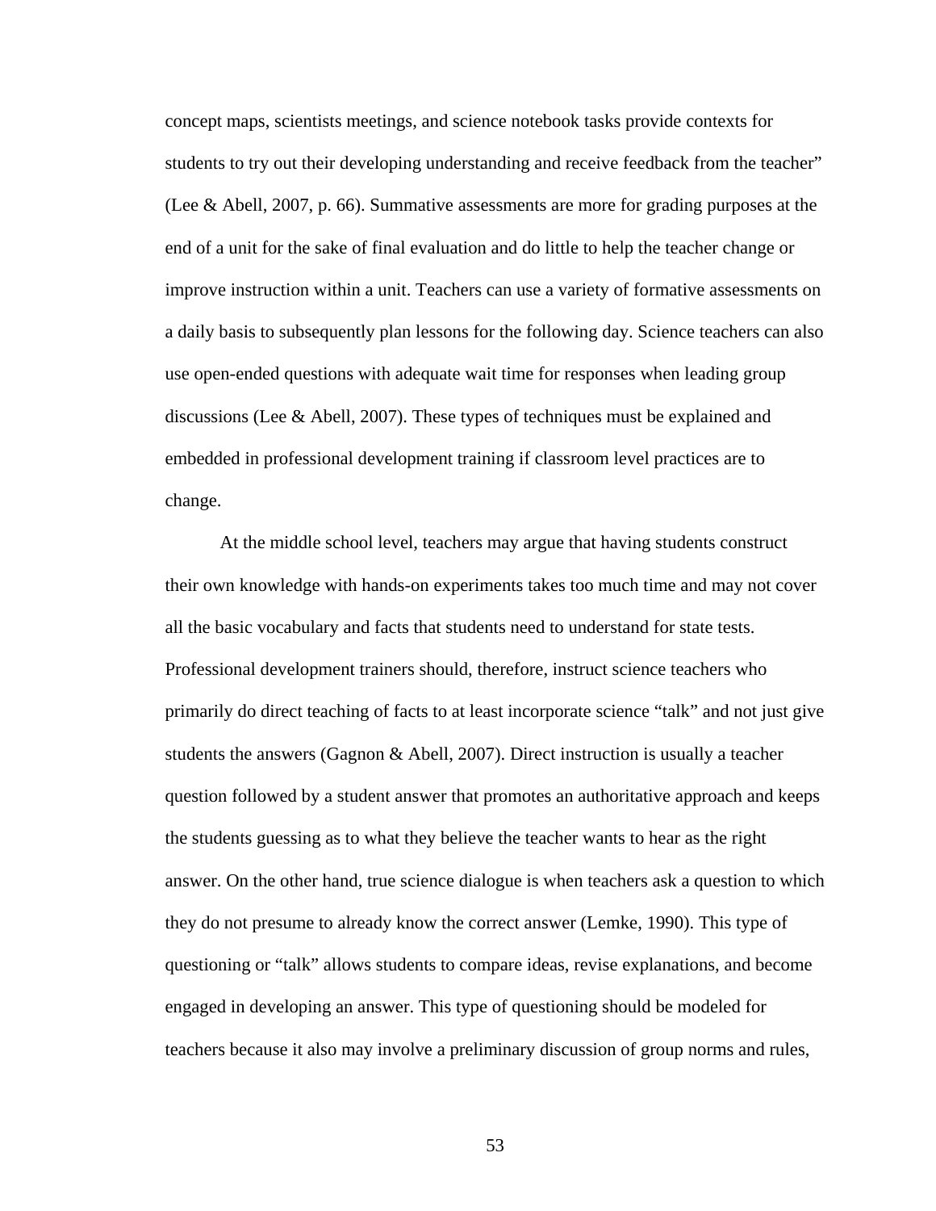concept maps, scientists meetings, and science notebook tasks provide contexts for students to try out their developing understanding and receive feedback from the teacher" (Lee & Abell, 2007, p. 66). Summative assessments are more for grading purposes at the end of a unit for the sake of final evaluation and do little to help the teacher change or improve instruction within a unit. Teachers can use a variety of formative assessments on a daily basis to subsequently plan lessons for the following day. Science teachers can also use open-ended questions with adequate wait time for responses when leading group discussions (Lee & Abell, 2007). These types of techniques must be explained and embedded in professional development training if classroom level practices are to change.

At the middle school level, teachers may argue that having students construct their own knowledge with hands-on experiments takes too much time and may not cover all the basic vocabulary and facts that students need to understand for state tests. Professional development trainers should, therefore, instruct science teachers who primarily do direct teaching of facts to at least incorporate science "talk" and not just give students the answers (Gagnon & Abell, 2007). Direct instruction is usually a teacher question followed by a student answer that promotes an authoritative approach and keeps the students guessing as to what they believe the teacher wants to hear as the right answer. On the other hand, true science dialogue is when teachers ask a question to which they do not presume to already know the correct answer (Lemke, 1990). This type of questioning or "talk" allows students to compare ideas, revise explanations, and become engaged in developing an answer. This type of questioning should be modeled for teachers because it also may involve a preliminary discussion of group norms and rules,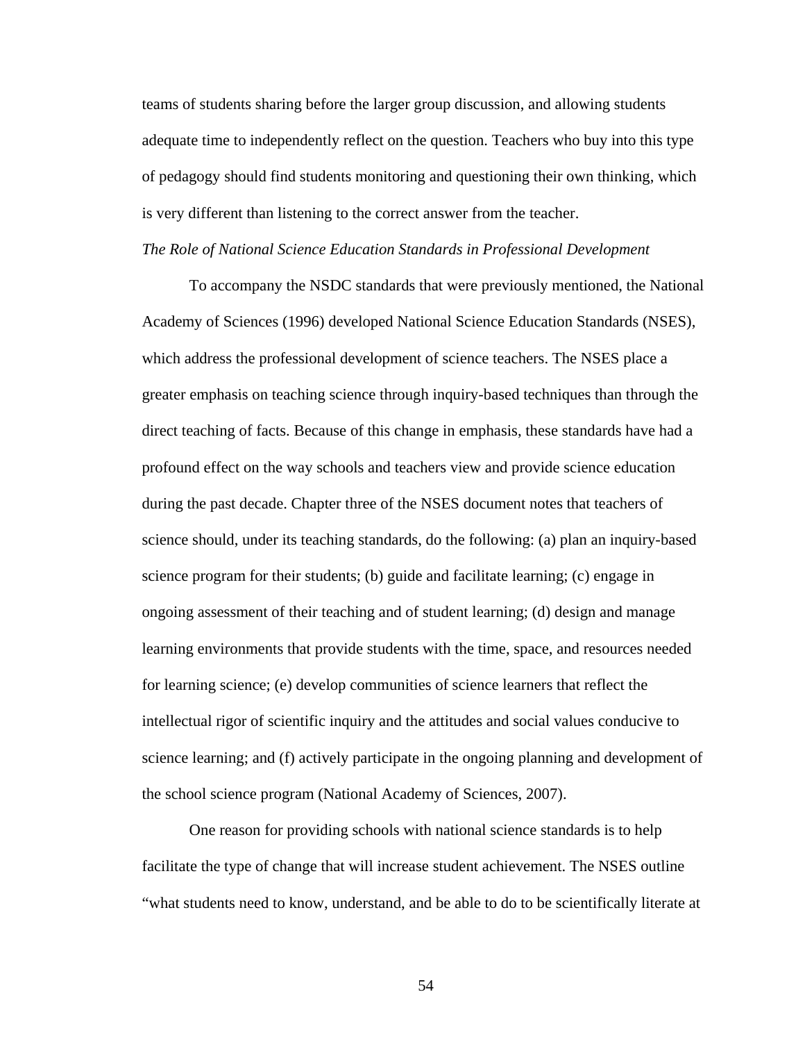teams of students sharing before the larger group discussion, and allowing students adequate time to independently reflect on the question. Teachers who buy into this type of pedagogy should find students monitoring and questioning their own thinking, which is very different than listening to the correct answer from the teacher.

*The Role of National Science Education Standards in Professional Development*

To accompany the NSDC standards that were previously mentioned, the National Academy of Sciences (1996) developed National Science Education Standards (NSES), which address the professional development of science teachers. The NSES place a greater emphasis on teaching science through inquiry-based techniques than through the direct teaching of facts. Because of this change in emphasis, these standards have had a profound effect on the way schools and teachers view and provide science education during the past decade. Chapter three of the NSES document notes that teachers of science should, under its teaching standards, do the following: (a) plan an inquiry-based science program for their students; (b) guide and facilitate learning; (c) engage in ongoing assessment of their teaching and of student learning; (d) design and manage learning environments that provide students with the time, space, and resources needed for learning science; (e) develop communities of science learners that reflect the intellectual rigor of scientific inquiry and the attitudes and social values conducive to science learning; and (f) actively participate in the ongoing planning and development of the school science program (National Academy of Sciences, 2007).

One reason for providing schools with national science standards is to help facilitate the type of change that will increase student achievement. The NSES outline "what students need to know, understand, and be able to do to be scientifically literate at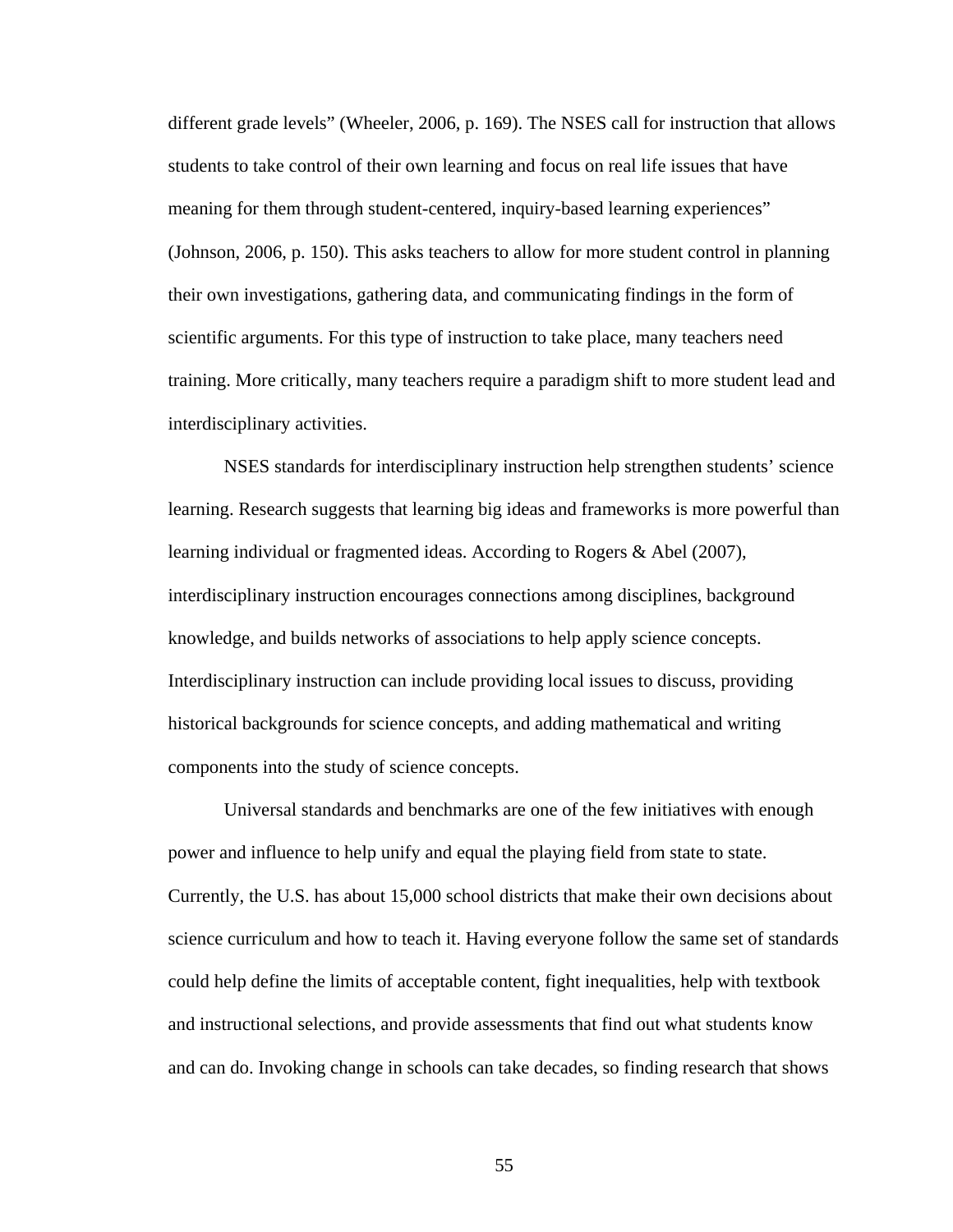different grade levels" (Wheeler, 2006, p. 169). The NSES call for instruction that allows students to take control of their own learning and focus on real life issues that have meaning for them through student-centered, inquiry-based learning experiences" (Johnson, 2006, p. 150). This asks teachers to allow for more student control in planning their own investigations, gathering data, and communicating findings in the form of scientific arguments. For this type of instruction to take place, many teachers need training. More critically, many teachers require a paradigm shift to more student lead and interdisciplinary activities.

NSES standards for interdisciplinary instruction help strengthen students' science learning. Research suggests that learning big ideas and frameworks is more powerful than learning individual or fragmented ideas. According to Rogers & Abel (2007), interdisciplinary instruction encourages connections among disciplines, background knowledge, and builds networks of associations to help apply science concepts. Interdisciplinary instruction can include providing local issues to discuss, providing historical backgrounds for science concepts, and adding mathematical and writing components into the study of science concepts.

Universal standards and benchmarks are one of the few initiatives with enough power and influence to help unify and equal the playing field from state to state. Currently, the U.S. has about 15,000 school districts that make their own decisions about science curriculum and how to teach it. Having everyone follow the same set of standards could help define the limits of acceptable content, fight inequalities, help with textbook and instructional selections, and provide assessments that find out what students know and can do. Invoking change in schools can take decades, so finding research that shows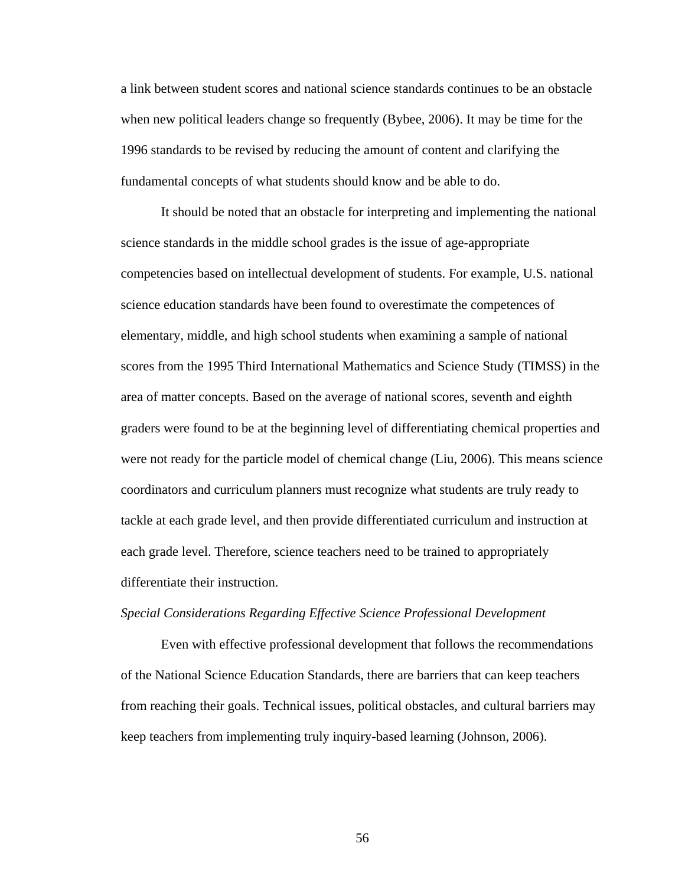a link between student scores and national science standards continues to be an obstacle when new political leaders change so frequently (Bybee, 2006). It may be time for the 1996 standards to be revised by reducing the amount of content and clarifying the fundamental concepts of what students should know and be able to do.

It should be noted that an obstacle for interpreting and implementing the national science standards in the middle school grades is the issue of age-appropriate competencies based on intellectual development of students. For example, U.S. national science education standards have been found to overestimate the competences of elementary, middle, and high school students when examining a sample of national scores from the 1995 Third International Mathematics and Science Study (TIMSS) in the area of matter concepts. Based on the average of national scores, seventh and eighth graders were found to be at the beginning level of differentiating chemical properties and were not ready for the particle model of chemical change (Liu, 2006). This means science coordinators and curriculum planners must recognize what students are truly ready to tackle at each grade level, and then provide differentiated curriculum and instruction at each grade level. Therefore, science teachers need to be trained to appropriately differentiate their instruction.

*Special Considerations Regarding Effective Science Professional Development*

Even with effective professional development that follows the recommendations of the National Science Education Standards, there are barriers that can keep teachers from reaching their goals. Technical issues, political obstacles, and cultural barriers may keep teachers from implementing truly inquiry-based learning (Johnson, 2006).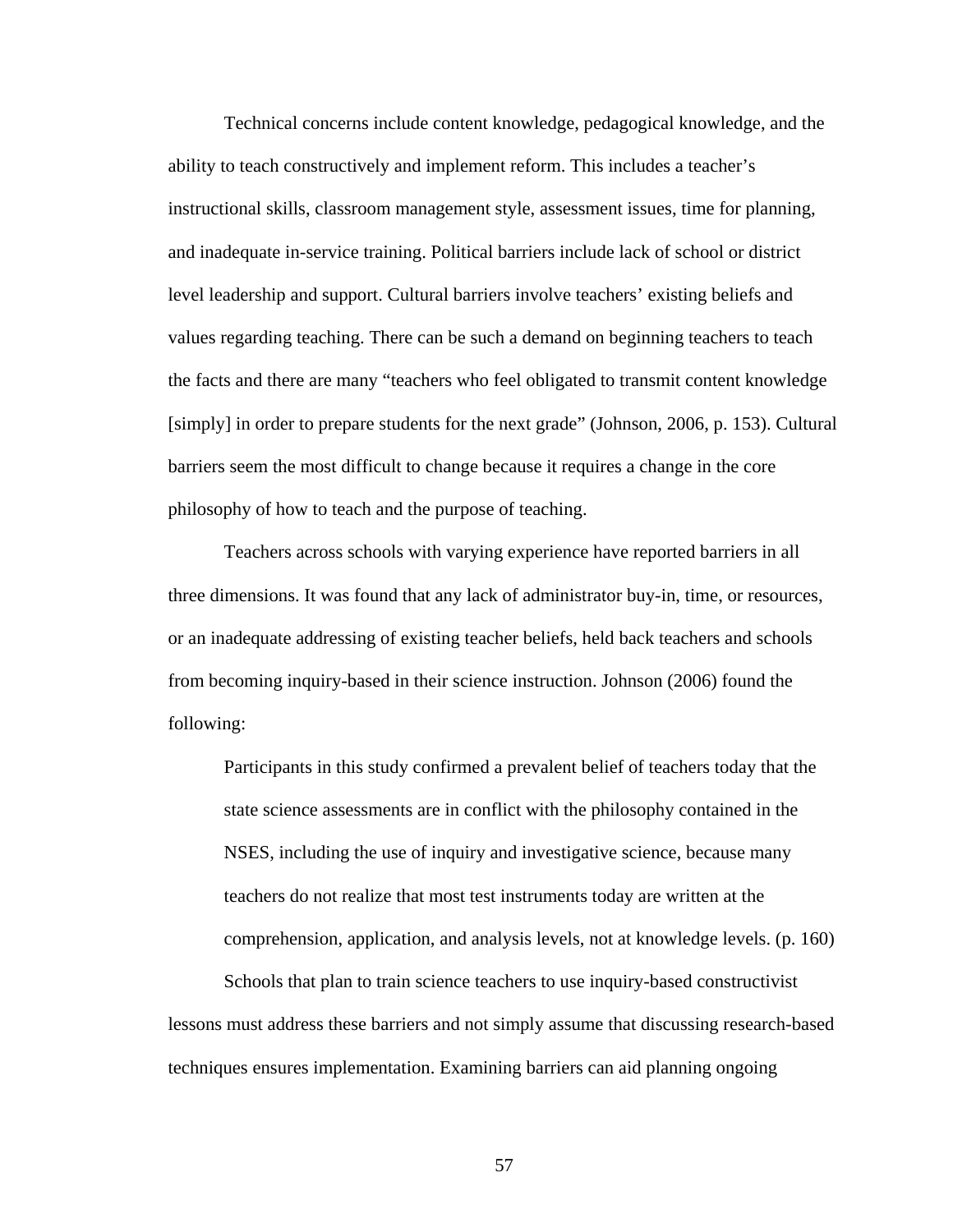Technical concerns include content knowledge, pedagogical knowledge, and the ability to teach constructively and implement reform. This includes a teacher's instructional skills, classroom management style, assessment issues, time for planning, and inadequate in-service training. Political barriers include lack of school or district level leadership and support. Cultural barriers involve teachers' existing beliefs and values regarding teaching. There can be such a demand on beginning teachers to teach the facts and there are many "teachers who feel obligated to transmit content knowledge [simply] in order to prepare students for the next grade" (Johnson, 2006, p. 153). Cultural barriers seem the most difficult to change because it requires a change in the core philosophy of how to teach and the purpose of teaching.

Teachers across schools with varying experience have reported barriers in all three dimensions. It was found that any lack of administrator buy-in, time, or resources, or an inadequate addressing of existing teacher beliefs, held back teachers and schools from becoming inquiry-based in their science instruction. Johnson (2006) found the following:

> Participants in this study confirmed a prevalent belief of teachers today that the state science assessments are in conflict with the philosophy contained in the NSES, including the use of inquiry and investigative science, because many teachers do not realize that most test instruments today are written at the comprehension, application, and analysis levels, not at knowledge levels. (p. 160)

Schools that plan to train science teachers to use inquiry-based constructivist lessons must address these barriers and not simply assume that discussing research-based techniques ensures implementation. Examining barriers can aid planning ongoing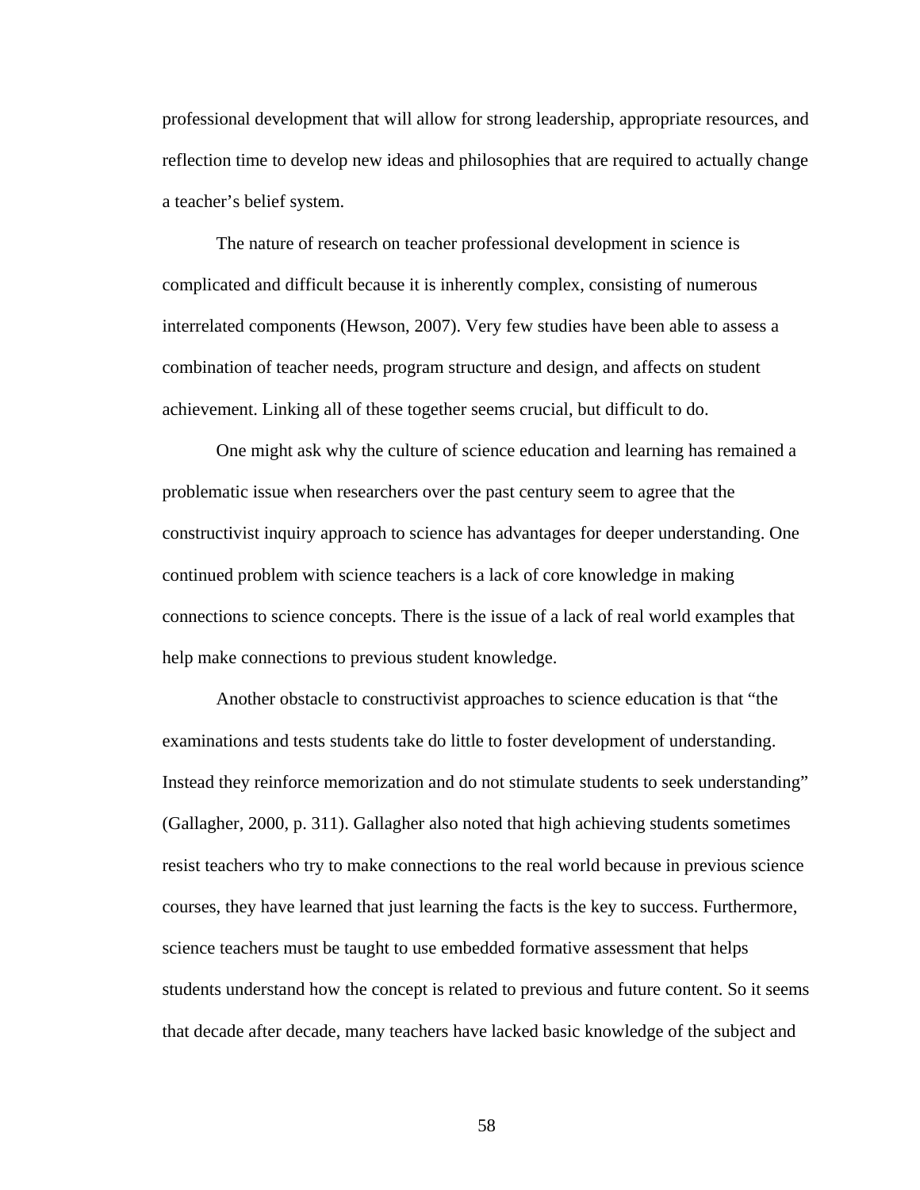professional development that will allow for strong leadership, appropriate resources, and reflection time to develop new ideas and philosophies that are required to actually change a teacher's belief system.

The nature of research on teacher professional development in science is complicated and difficult because it is inherently complex, consisting of numerous interrelated components (Hewson, 2007). Very few studies have been able to assess a combination of teacher needs, program structure and design, and affects on student achievement. Linking all of these together seems crucial, but difficult to do.

One might ask why the culture of science education and learning has remained a problematic issue when researchers over the past century seem to agree that the constructivist inquiry approach to science has advantages for deeper understanding. One continued problem with science teachers is a lack of core knowledge in making connections to science concepts. There is the issue of a lack of real world examples that help make connections to previous student knowledge.

Another obstacle to constructivist approaches to science education is that "the examinations and tests students take do little to foster development of understanding. Instead they reinforce memorization and do not stimulate students to seek understanding" (Gallagher, 2000, p. 311). Gallagher also noted that high achieving students sometimes resist teachers who try to make connections to the real world because in previous science courses, they have learned that just learning the facts is the key to success. Furthermore, science teachers must be taught to use embedded formative assessment that helps students understand how the concept is related to previous and future content. So it seems that decade after decade, many teachers have lacked basic knowledge of the subject and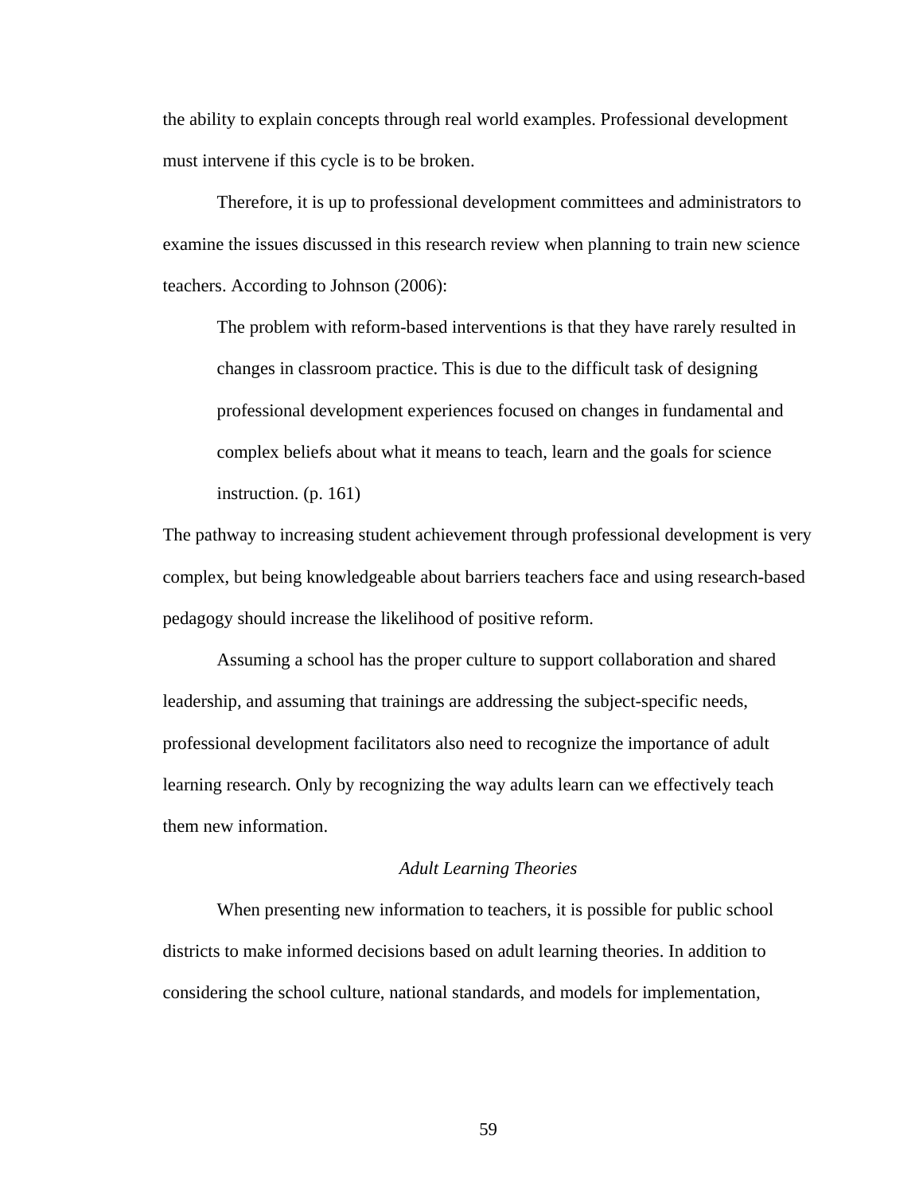the ability to explain concepts through real world examples. Professional development must intervene if this cycle is to be broken.

Therefore, it is up to professional development committees and administrators to examine the issues discussed in this research review when planning to train new science teachers. According to Johnson (2006):

> The problem with reform-based interventions is that they have rarely resulted in changes in classroom practice. This is due to the difficult task of designing professional development experiences focused on changes in fundamental and complex beliefs about what it means to teach, learn and the goals for science instruction. (p. 161)

The pathway to increasing student achievement through professional development is very complex, but being knowledgeable about barriers teachers face and using research-based pedagogy should increase the likelihood of positive reform.

Assuming a school has the proper culture to support collaboration and shared leadership, and assuming that trainings are addressing the subject-specific needs, professional development facilitators also need to recognize the importance of adult learning research. Only by recognizing the way adults learn can we effectively teach them new information.

### *Adult Learning Theories*

When presenting new information to teachers, it is possible for public school districts to make informed decisions based on adult learning theories. In addition to considering the school culture, national standards, and models for implementation,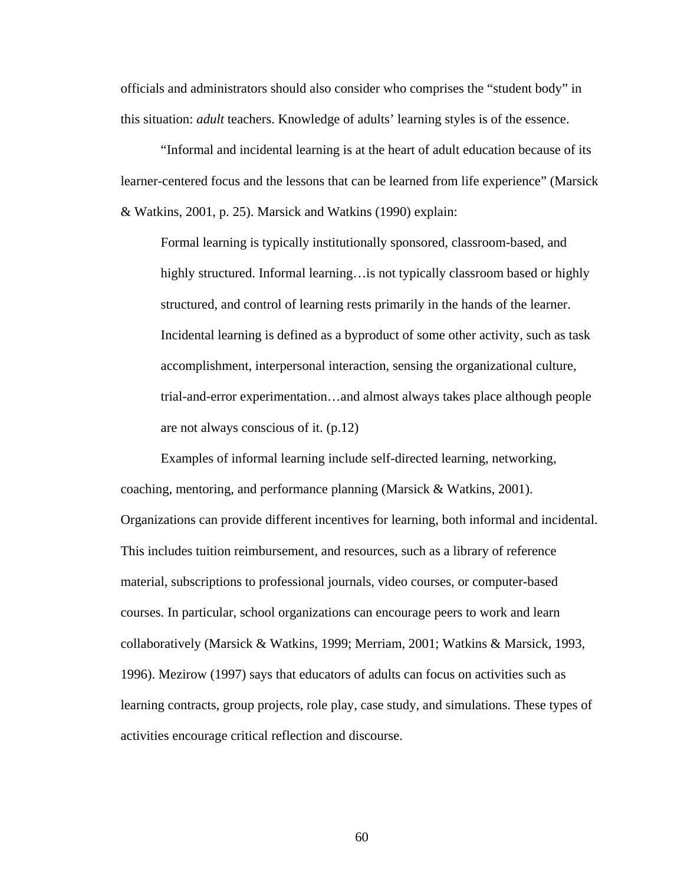officials and administrators should also consider who comprises the "student body" in this situation: *adult* teachers. Knowledge of adults' learning styles is of the essence.

"Informal and incidental learning is at the heart of adult education because of its learner-centered focus and the lessons that can be learned from life experience" (Marsick & Watkins, 2001, p. 25). Marsick and Watkins (1990) explain:

> Formal learning is typically institutionally sponsored, classroom-based, and highly structured. Informal learning…is not typically classroom based or highly structured, and control of learning rests primarily in the hands of the learner. Incidental learning is defined as a byproduct of some other activity, such as task accomplishment, interpersonal interaction, sensing the organizational culture, trial-and-error experimentation…and almost always takes place although people are not always conscious of it. (p.12)

Examples of informal learning include self-directed learning, networking, coaching, mentoring, and performance planning (Marsick & Watkins, 2001). Organizations can provide different incentives for learning, both informal and incidental. This includes tuition reimbursement, and resources, such as a library of reference material, subscriptions to professional journals, video courses, or computer-based courses. In particular, school organizations can encourage peers to work and learn collaboratively (Marsick & Watkins, 1999; Merriam, 2001; Watkins & Marsick, 1993, 1996). Mezirow (1997) says that educators of adults can focus on activities such as learning contracts, group projects, role play, case study, and simulations. These types of activities encourage critical reflection and discourse.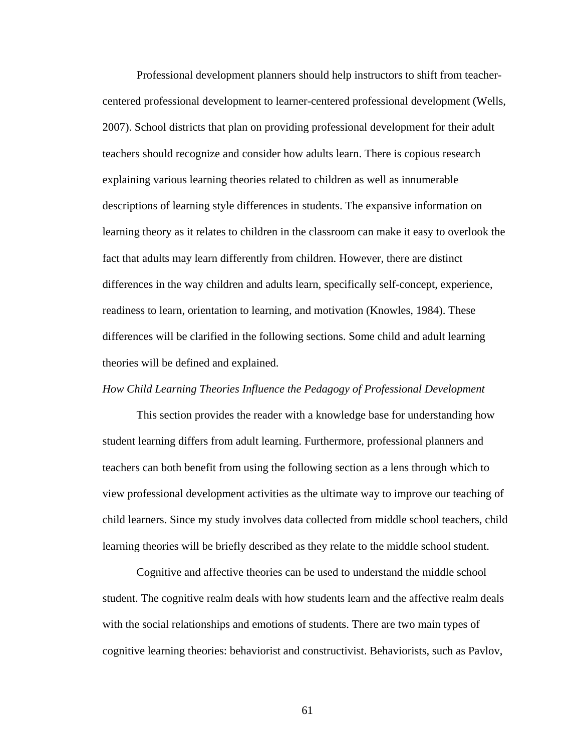Professional development planners should help instructors to shift from teacher-centered professional development to learner-centered professional development (Wells, 2007). School districts that plan on providing professional development for their adult teachers should recognize and consider how adults learn. There is copious research explaining various learning theories related to children as well as innumerable descriptions of learning style differences in students. The expansive information on learning theory as it relates to children in the classroom can make it easy to overlook the fact that adults may learn differently from children. However, there are distinct differences in the way children and adults learn, specifically self-concept, experience, readiness to learn, orientation to learning, and motivation (Knowles, 1984). These differences will be clarified in the following sections. Some child and adult learning theories will be defined and explained.

### *How Child Learning Theories Influence the Pedagogy of Professional Development*

This section provides the reader with a knowledge base for understanding how student learning differs from adult learning. Furthermore, professional planners and teachers can both benefit from using the following section as a lens through which to view professional development activities as the ultimate way to improve our teaching of child learners. Since my study involves data collected from middle school teachers, child learning theories will be briefly described as they relate to the middle school student.

Cognitive and affective theories can be used to understand the middle school student. The cognitive realm deals with how students learn and the affective realm deals with the social relationships and emotions of students. There are two main types of cognitive learning theories: behaviorist and constructivist. Behaviorists, such as Pavlov,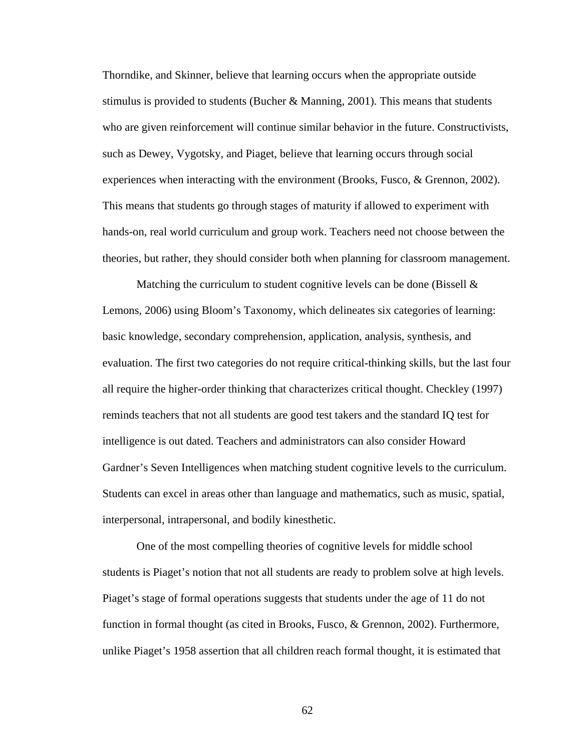Thorndike, and Skinner, believe that learning occurs when the appropriate outside stimulus is provided to students (Bucher & Manning, 2001). This means that students who are given reinforcement will continue similar behavior in the future. Constructivists, such as Dewey, Vygotsky, and Piaget, believe that learning occurs through social experiences when interacting with the environment (Brooks, Fusco, & Grennon, 2002). This means that students go through stages of maturity if allowed to experiment with hands-on, real world curriculum and group work. Teachers need not choose between the theories, but rather, they should consider both when planning for classroom management.

Matching the curriculum to student cognitive levels can be done (Bissell & Lemons, 2006) using Bloom's Taxonomy, which delineates six categories of learning: basic knowledge, secondary comprehension, application, analysis, synthesis, and evaluation. The first two categories do not require critical-thinking skills, but the last four all require the higher-order thinking that characterizes critical thought. Checkley (1997) reminds teachers that not all students are good test takers and the standard IQ test for intelligence is out dated. Teachers and administrators can also consider Howard Gardner's Seven Intelligences when matching student cognitive levels to the curriculum. Students can excel in areas other than language and mathematics, such as music, spatial, interpersonal, intrapersonal, and bodily kinesthetic.

One of the most compelling theories of cognitive levels for middle school students is Piaget's notion that not all students are ready to problem solve at high levels. Piaget's stage of formal operations suggests that students under the age of 11 do not function in formal thought (as cited in Brooks, Fusco, & Grennon, 2002). Furthermore, unlike Piaget's 1958 assertion that all children reach formal thought, it is estimated that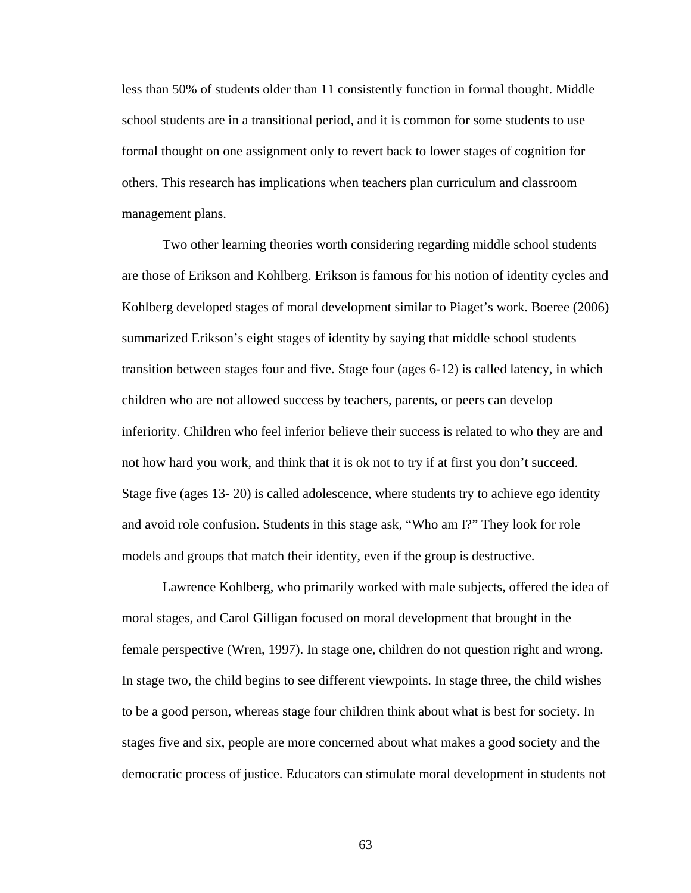less than 50% of students older than 11 consistently function in formal thought. Middle school students are in a transitional period, and it is common for some students to use formal thought on one assignment only to revert back to lower stages of cognition for others. This research has implications when teachers plan curriculum and classroom management plans.

Two other learning theories worth considering regarding middle school students are those of Erikson and Kohlberg. Erikson is famous for his notion of identity cycles and Kohlberg developed stages of moral development similar to Piaget's work. Boeree (2006) summarized Erikson's eight stages of identity by saying that middle school students transition between stages four and five. Stage four (ages 6-12) is called latency, in which children who are not allowed success by teachers, parents, or peers can develop inferiority. Children who feel inferior believe their success is related to who they are and not how hard you work, and think that it is ok not to try if at first you don't succeed. Stage five (ages 13- 20) is called adolescence, where students try to achieve ego identity and avoid role confusion. Students in this stage ask, "Who am I?" They look for role models and groups that match their identity, even if the group is destructive.

Lawrence Kohlberg, who primarily worked with male subjects, offered the idea of moral stages, and Carol Gilligan focused on moral development that brought in the female perspective (Wren, 1997). In stage one, children do not question right and wrong. In stage two, the child begins to see different viewpoints. In stage three, the child wishes to be a good person, whereas stage four children think about what is best for society. In stages five and six, people are more concerned about what makes a good society and the democratic process of justice. Educators can stimulate moral development in students not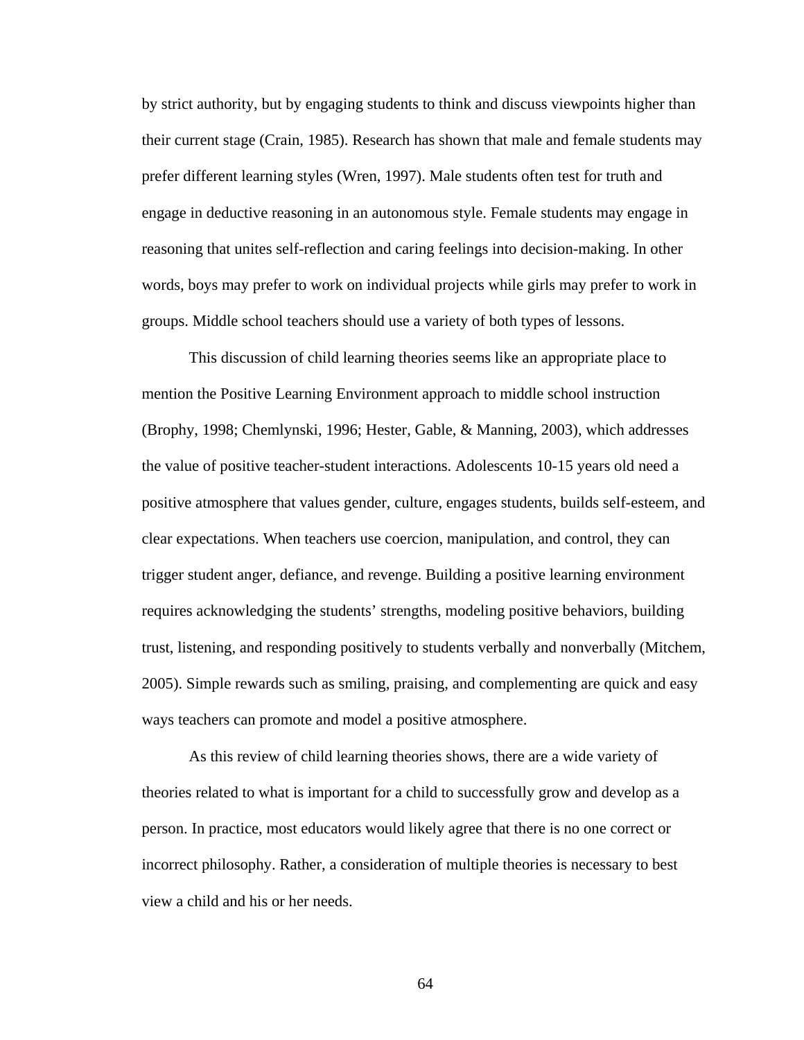by strict authority, but by engaging students to think and discuss viewpoints higher than their current stage (Crain, 1985). Research has shown that male and female students may prefer different learning styles (Wren, 1997). Male students often test for truth and engage in deductive reasoning in an autonomous style. Female students may engage in reasoning that unites self-reflection and caring feelings into decision-making. In other words, boys may prefer to work on individual projects while girls may prefer to work in groups. Middle school teachers should use a variety of both types of lessons.

This discussion of child learning theories seems like an appropriate place to mention the Positive Learning Environment approach to middle school instruction (Brophy, 1998; Chemlynski, 1996; Hester, Gable, & Manning, 2003), which addresses the value of positive teacher-student interactions. Adolescents 10-15 years old need a positive atmosphere that values gender, culture, engages students, builds self-esteem, and clear expectations. When teachers use coercion, manipulation, and control, they can trigger student anger, defiance, and revenge. Building a positive learning environment requires acknowledging the students' strengths, modeling positive behaviors, building trust, listening, and responding positively to students verbally and nonverbally (Mitchem, 2005). Simple rewards such as smiling, praising, and complementing are quick and easy ways teachers can promote and model a positive atmosphere.

As this review of child learning theories shows, there are a wide variety of theories related to what is important for a child to successfully grow and develop as a person. In practice, most educators would likely agree that there is no one correct or incorrect philosophy. Rather, a consideration of multiple theories is necessary to best view a child and his or her needs.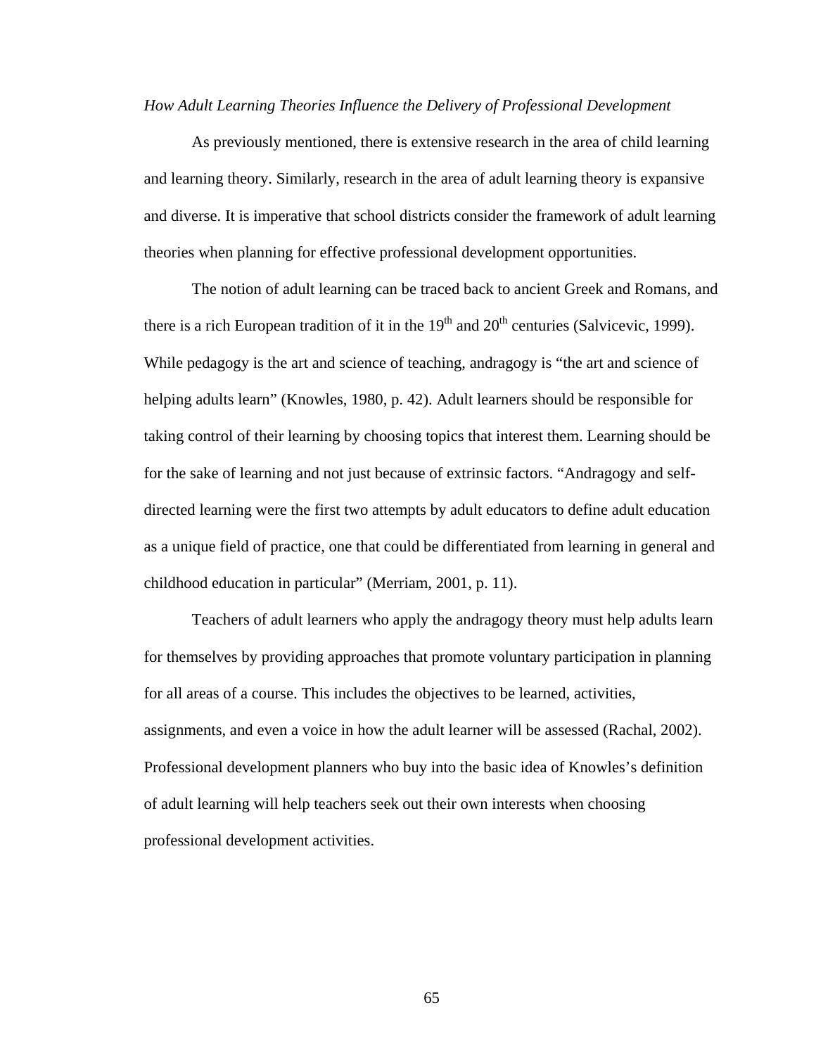*How Adult Learning Theories Influence the Delivery of Professional Development*

As previously mentioned, there is extensive research in the area of child learning and learning theory. Similarly, research in the area of adult learning theory is expansive and diverse. It is imperative that school districts consider the framework of adult learning theories when planning for effective professional development opportunities.

The notion of adult learning can be traced back to ancient Greek and Romans, and there is a rich European tradition of it in the 19th and 20th centuries (Salvicevic, 1999). While pedagogy is the art and science of teaching, andragogy is "the art and science of helping adults learn" (Knowles, 1980, p. 42). Adult learners should be responsible for taking control of their learning by choosing topics that interest them. Learning should be for the sake of learning and not just because of extrinsic factors. "Andragogy and self-directed learning were the first two attempts by adult educators to define adult education as a unique field of practice, one that could be differentiated from learning in general and childhood education in particular" (Merriam, 2001, p. 11).

Teachers of adult learners who apply the andragogy theory must help adults learn for themselves by providing approaches that promote voluntary participation in planning for all areas of a course. This includes the objectives to be learned, activities, assignments, and even a voice in how the adult learner will be assessed (Rachal, 2002). Professional development planners who buy into the basic idea of Knowles's definition of adult learning will help teachers seek out their own interests when choosing professional development activities.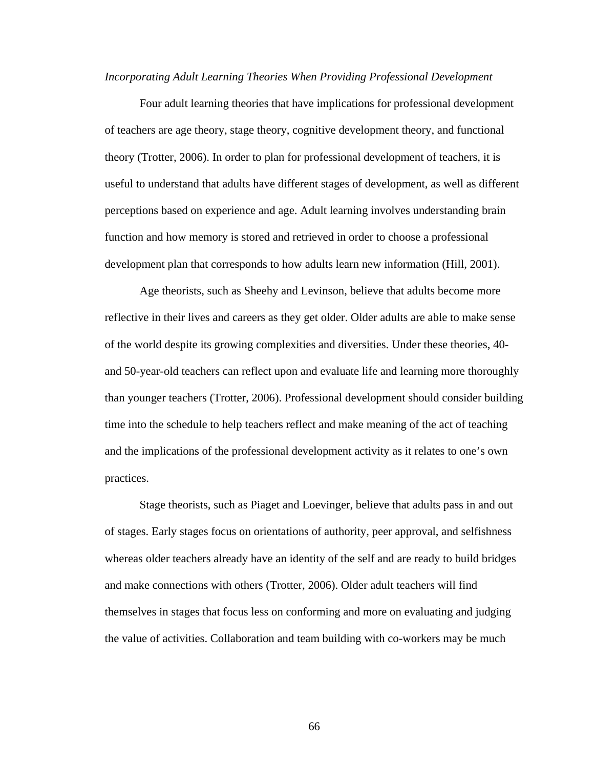*Incorporating Adult Learning Theories When Providing Professional Development*

Four adult learning theories that have implications for professional development of teachers are age theory, stage theory, cognitive development theory, and functional theory (Trotter, 2006). In order to plan for professional development of teachers, it is useful to understand that adults have different stages of development, as well as different perceptions based on experience and age. Adult learning involves understanding brain function and how memory is stored and retrieved in order to choose a professional development plan that corresponds to how adults learn new information (Hill, 2001).

Age theorists, such as Sheehy and Levinson, believe that adults become more reflective in their lives and careers as they get older. Older adults are able to make sense of the world despite its growing complexities and diversities. Under these theories, 40- and 50-year-old teachers can reflect upon and evaluate life and learning more thoroughly than younger teachers (Trotter, 2006). Professional development should consider building time into the schedule to help teachers reflect and make meaning of the act of teaching and the implications of the professional development activity as it relates to one's own practices.

Stage theorists, such as Piaget and Loevinger, believe that adults pass in and out of stages. Early stages focus on orientations of authority, peer approval, and selfishness whereas older teachers already have an identity of the self and are ready to build bridges and make connections with others (Trotter, 2006). Older adult teachers will find themselves in stages that focus less on conforming and more on evaluating and judging the value of activities. Collaboration and team building with co-workers may be much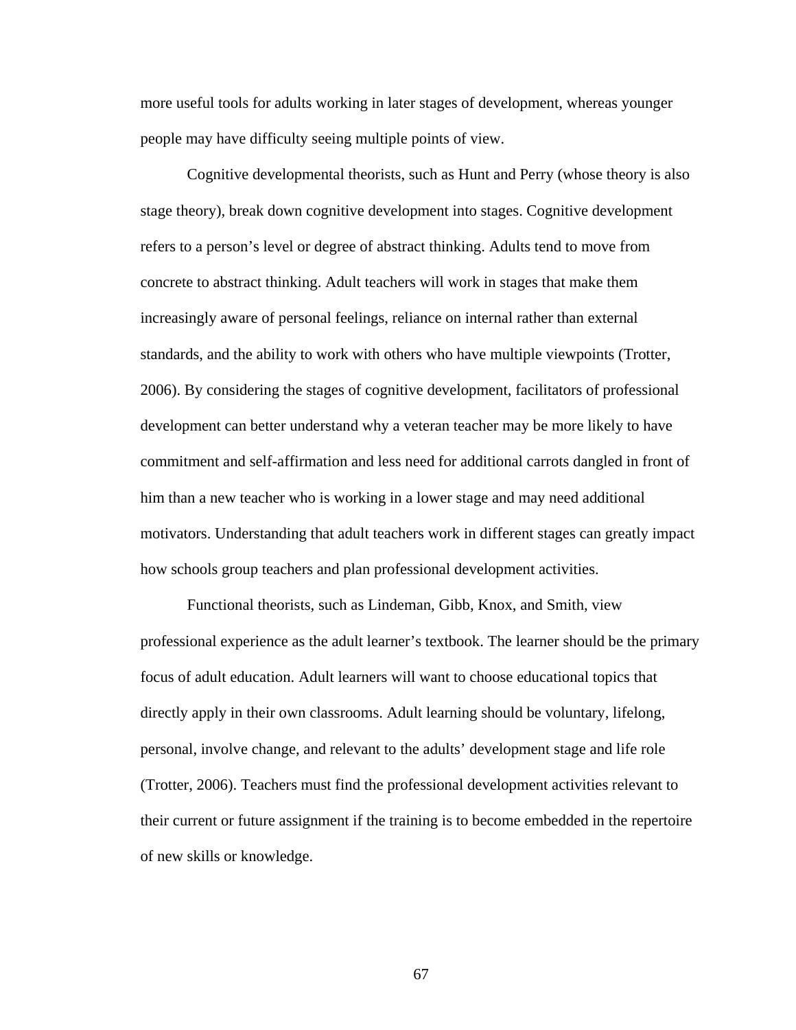more useful tools for adults working in later stages of development, whereas younger people may have difficulty seeing multiple points of view.

Cognitive developmental theorists, such as Hunt and Perry (whose theory is also stage theory), break down cognitive development into stages. Cognitive development refers to a person's level or degree of abstract thinking. Adults tend to move from concrete to abstract thinking. Adult teachers will work in stages that make them increasingly aware of personal feelings, reliance on internal rather than external standards, and the ability to work with others who have multiple viewpoints (Trotter, 2006). By considering the stages of cognitive development, facilitators of professional development can better understand why a veteran teacher may be more likely to have commitment and self-affirmation and less need for additional carrots dangled in front of him than a new teacher who is working in a lower stage and may need additional motivators. Understanding that adult teachers work in different stages can greatly impact how schools group teachers and plan professional development activities.

Functional theorists, such as Lindeman, Gibb, Knox, and Smith, view professional experience as the adult learner's textbook. The learner should be the primary focus of adult education. Adult learners will want to choose educational topics that directly apply in their own classrooms. Adult learning should be voluntary, lifelong, personal, involve change, and relevant to the adults' development stage and life role (Trotter, 2006). Teachers must find the professional development activities relevant to their current or future assignment if the training is to become embedded in the repertoire of new skills or knowledge.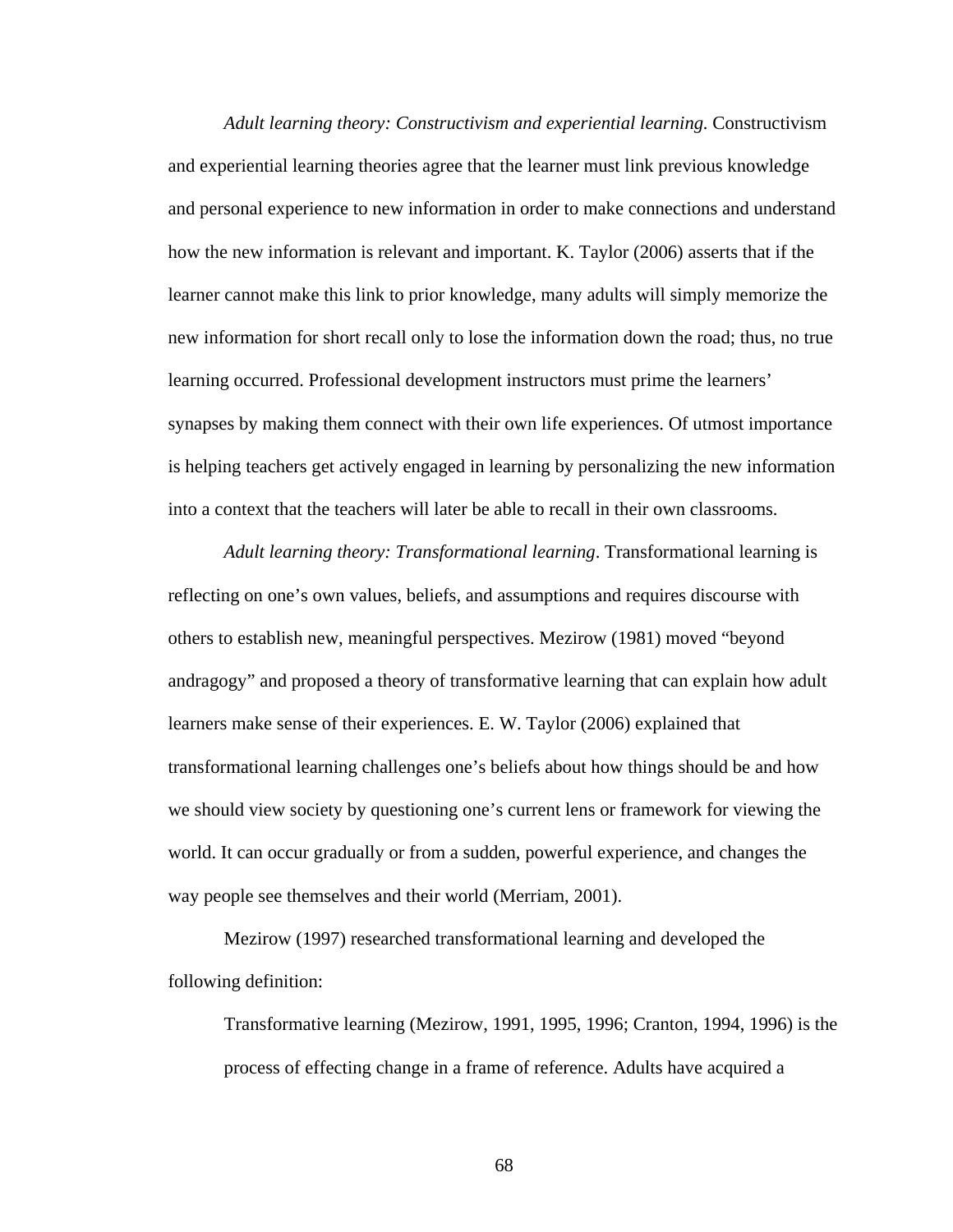*Adult learning theory: Constructivism and experiential learning*. Constructivism and experiential learning theories agree that the learner must link previous knowledge and personal experience to new information in order to make connections and understand how the new information is relevant and important. K. Taylor (2006) asserts that if the learner cannot make this link to prior knowledge, many adults will simply memorize the new information for short recall only to lose the information down the road; thus, no true learning occurred. Professional development instructors must prime the learners' synapses by making them connect with their own life experiences. Of utmost importance is helping teachers get actively engaged in learning by personalizing the new information into a context that the teachers will later be able to recall in their own classrooms.

*Adult learning theory: Transformational learning*. Transformational learning is reflecting on one's own values, beliefs, and assumptions and requires discourse with others to establish new, meaningful perspectives. Mezirow (1981) moved "beyond andragogy" and proposed a theory of transformative learning that can explain how adult learners make sense of their experiences. E. W. Taylor (2006) explained that transformational learning challenges one's beliefs about how things should be and how we should view society by questioning one's current lens or framework for viewing the world. It can occur gradually or from a sudden, powerful experience, and changes the way people see themselves and their world (Merriam, 2001).

Mezirow (1997) researched transformational learning and developed the following definition:

> Transformative learning (Mezirow, 1991, 1995, 1996; Cranton, 1994, 1996) is the process of effecting change in a frame of reference. Adults have acquired a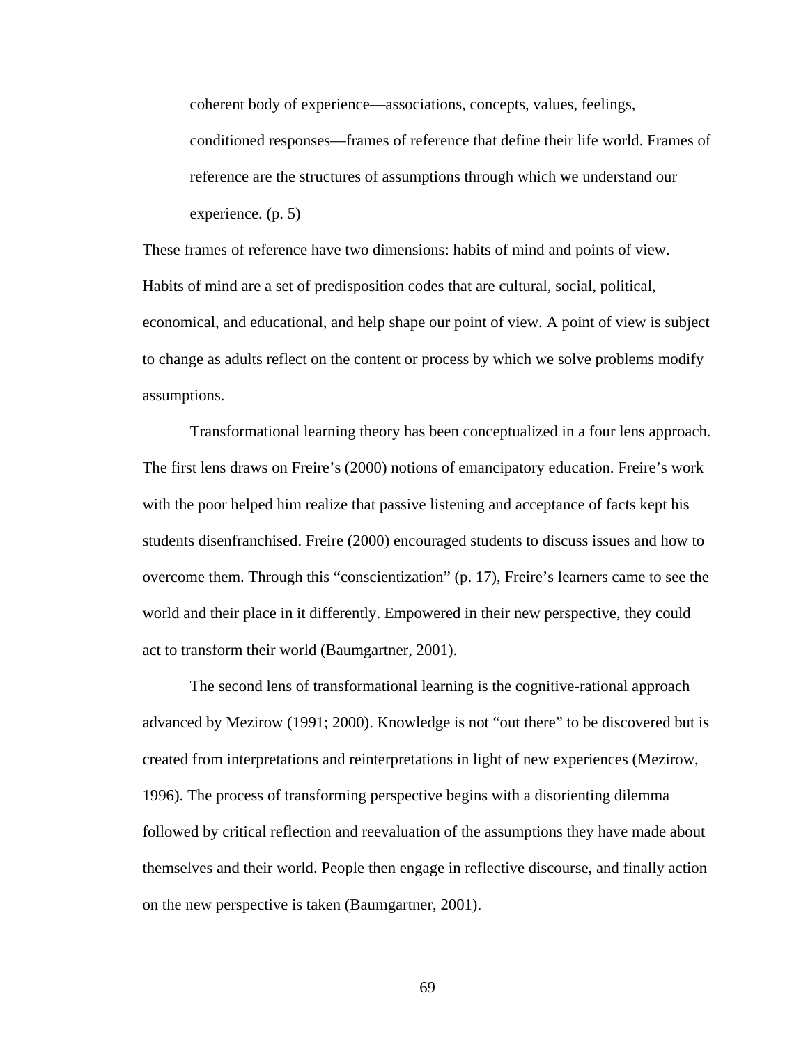> coherent body of experience—associations, concepts, values, feelings, conditioned responses—frames of reference that define their life world. Frames of reference are the structures of assumptions through which we understand our experience. (p. 5)

These frames of reference have two dimensions: habits of mind and points of view. Habits of mind are a set of predisposition codes that are cultural, social, political, economical, and educational, and help shape our point of view. A point of view is subject to change as adults reflect on the content or process by which we solve problems modify assumptions.

Transformational learning theory has been conceptualized in a four lens approach. The first lens draws on Freire's (2000) notions of emancipatory education. Freire's work with the poor helped him realize that passive listening and acceptance of facts kept his students disenfranchised. Freire (2000) encouraged students to discuss issues and how to overcome them. Through this "conscientization" (p. 17), Freire's learners came to see the world and their place in it differently. Empowered in their new perspective, they could act to transform their world (Baumgartner, 2001).

The second lens of transformational learning is the cognitive-rational approach advanced by Mezirow (1991; 2000). Knowledge is not "out there" to be discovered but is created from interpretations and reinterpretations in light of new experiences (Mezirow, 1996). The process of transforming perspective begins with a disorienting dilemma followed by critical reflection and reevaluation of the assumptions they have made about themselves and their world. People then engage in reflective discourse, and finally action on the new perspective is taken (Baumgartner, 2001).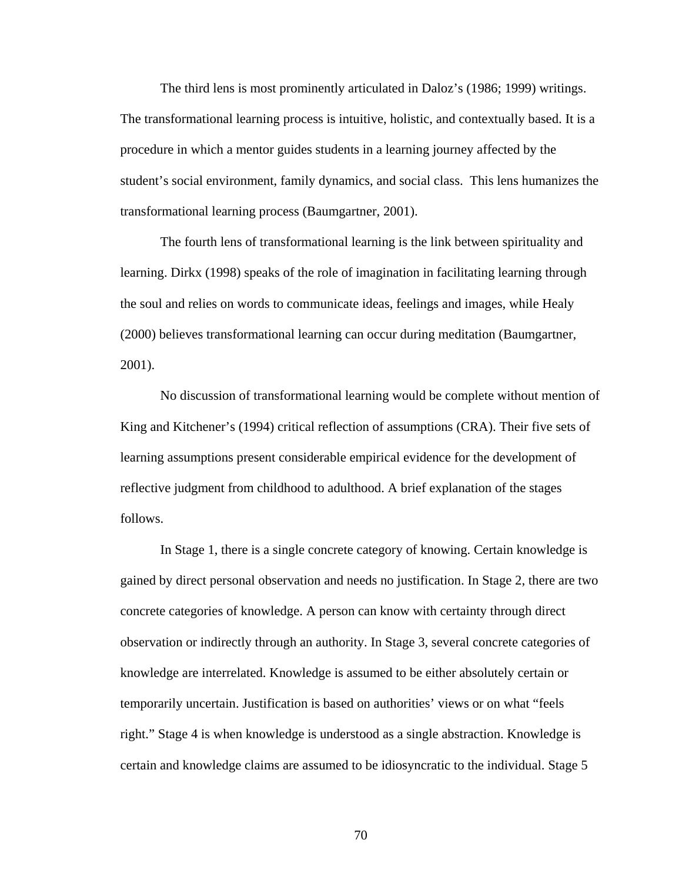The third lens is most prominently articulated in Daloz's (1986; 1999) writings. The transformational learning process is intuitive, holistic, and contextually based. It is a procedure in which a mentor guides students in a learning journey affected by the student's social environment, family dynamics, and social class. This lens humanizes the transformational learning process (Baumgartner, 2001).

The fourth lens of transformational learning is the link between spirituality and learning. Dirkx (1998) speaks of the role of imagination in facilitating learning through the soul and relies on words to communicate ideas, feelings and images, while Healy (2000) believes transformational learning can occur during meditation (Baumgartner, 2001).

No discussion of transformational learning would be complete without mention of King and Kitchener's (1994) critical reflection of assumptions (CRA). Their five sets of learning assumptions present considerable empirical evidence for the development of reflective judgment from childhood to adulthood. A brief explanation of the stages follows.

In Stage 1, there is a single concrete category of knowing. Certain knowledge is gained by direct personal observation and needs no justification. In Stage 2, there are two concrete categories of knowledge. A person can know with certainty through direct observation or indirectly through an authority. In Stage 3, several concrete categories of knowledge are interrelated. Knowledge is assumed to be either absolutely certain or temporarily uncertain. Justification is based on authorities' views or on what "feels right." Stage 4 is when knowledge is understood as a single abstraction. Knowledge is certain and knowledge claims are assumed to be idiosyncratic to the individual. Stage 5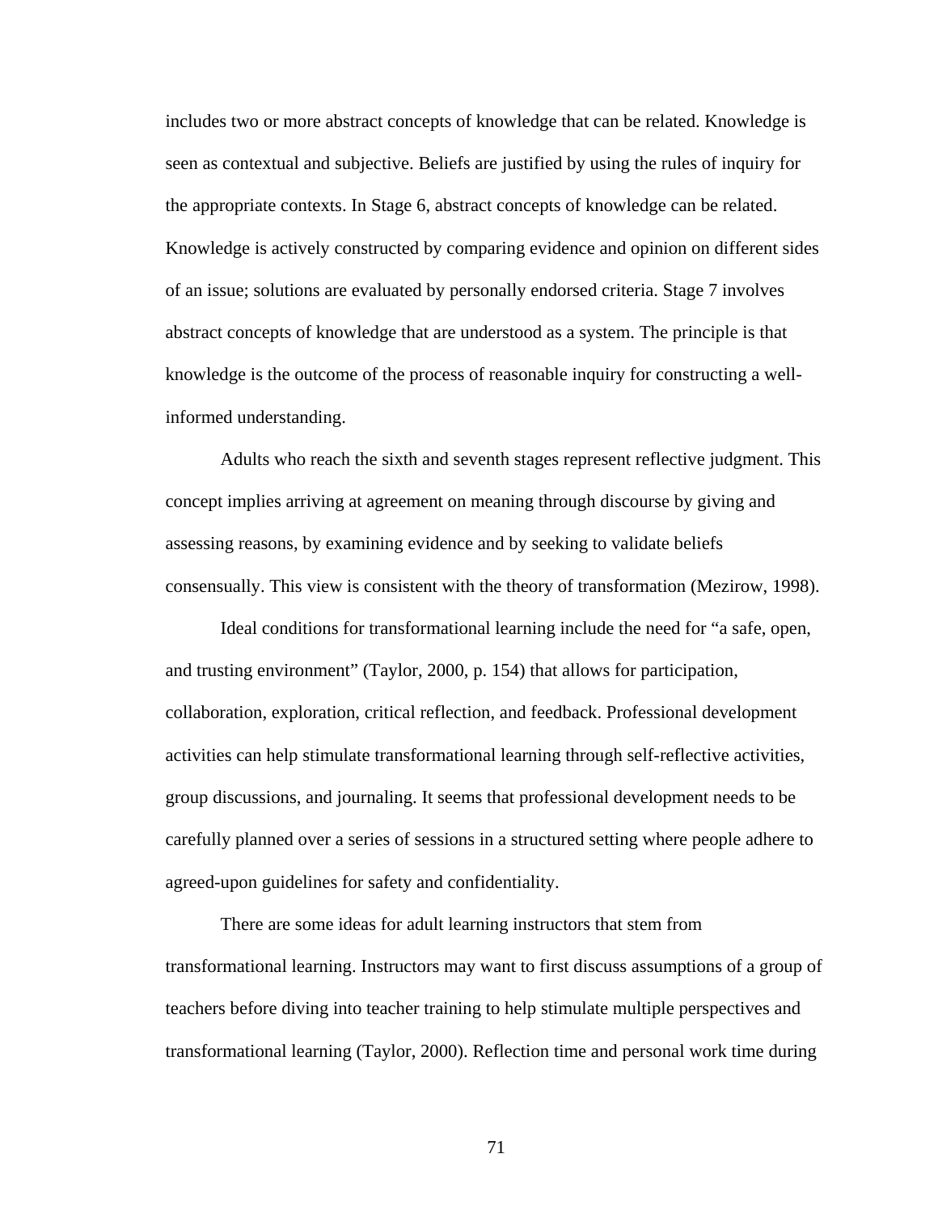includes two or more abstract concepts of knowledge that can be related. Knowledge is seen as contextual and subjective. Beliefs are justified by using the rules of inquiry for the appropriate contexts. In Stage 6, abstract concepts of knowledge can be related. Knowledge is actively constructed by comparing evidence and opinion on different sides of an issue; solutions are evaluated by personally endorsed criteria. Stage 7 involves abstract concepts of knowledge that are understood as a system. The principle is that knowledge is the outcome of the process of reasonable inquiry for constructing a well-informed understanding.

Adults who reach the sixth and seventh stages represent reflective judgment. This concept implies arriving at agreement on meaning through discourse by giving and assessing reasons, by examining evidence and by seeking to validate beliefs consensually. This view is consistent with the theory of transformation (Mezirow, 1998).

Ideal conditions for transformational learning include the need for "a safe, open, and trusting environment" (Taylor, 2000, p. 154) that allows for participation, collaboration, exploration, critical reflection, and feedback. Professional development activities can help stimulate transformational learning through self-reflective activities, group discussions, and journaling. It seems that professional development needs to be carefully planned over a series of sessions in a structured setting where people adhere to agreed-upon guidelines for safety and confidentiality.

There are some ideas for adult learning instructors that stem from transformational learning. Instructors may want to first discuss assumptions of a group of teachers before diving into teacher training to help stimulate multiple perspectives and transformational learning (Taylor, 2000). Reflection time and personal work time during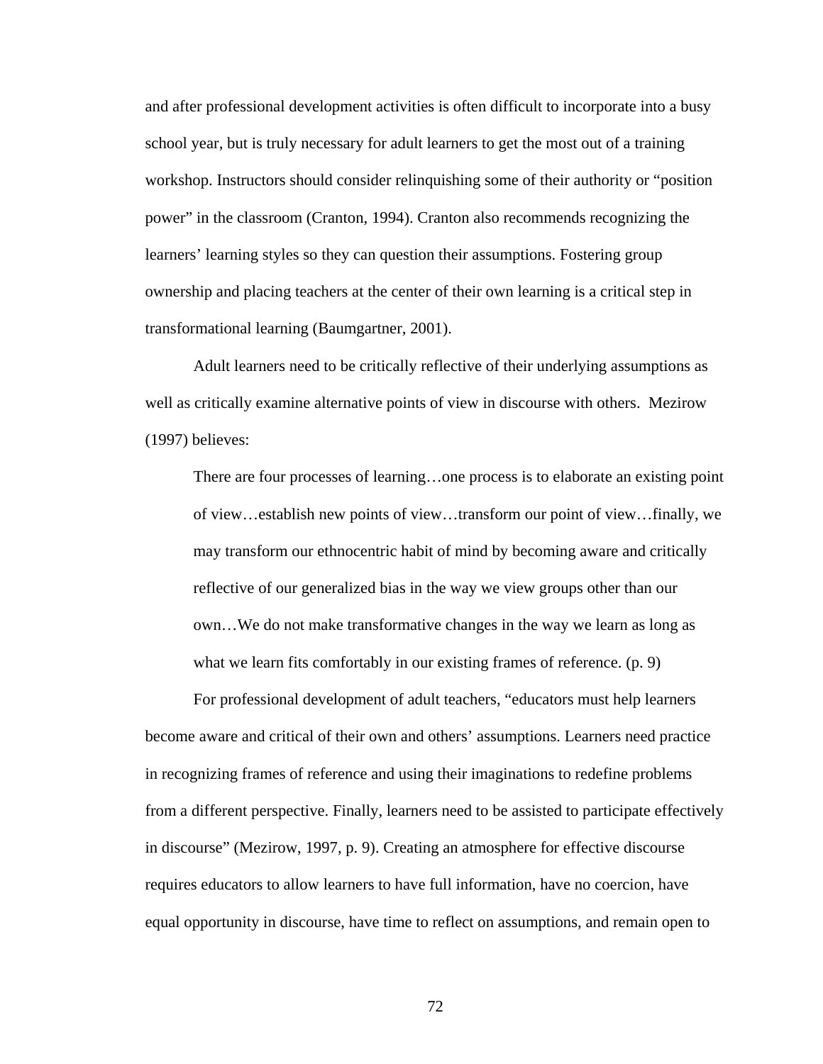and after professional development activities is often difficult to incorporate into a busy school year, but is truly necessary for adult learners to get the most out of a training workshop. Instructors should consider relinquishing some of their authority or "position power" in the classroom (Cranton, 1994). Cranton also recommends recognizing the learners' learning styles so they can question their assumptions. Fostering group ownership and placing teachers at the center of their own learning is a critical step in transformational learning (Baumgartner, 2001).

Adult learners need to be critically reflective of their underlying assumptions as well as critically examine alternative points of view in discourse with others. Mezirow (1997) believes:

> There are four processes of learning…one process is to elaborate an existing point of view…establish new points of view…transform our point of view…finally, we may transform our ethnocentric habit of mind by becoming aware and critically reflective of our generalized bias in the way we view groups other than our own…We do not make transformative changes in the way we learn as long as what we learn fits comfortably in our existing frames of reference. (p. 9)

For professional development of adult teachers, "educators must help learners become aware and critical of their own and others' assumptions. Learners need practice in recognizing frames of reference and using their imaginations to redefine problems from a different perspective. Finally, learners need to be assisted to participate effectively in discourse" (Mezirow, 1997, p. 9). Creating an atmosphere for effective discourse requires educators to allow learners to have full information, have no coercion, have equal opportunity in discourse, have time to reflect on assumptions, and remain open to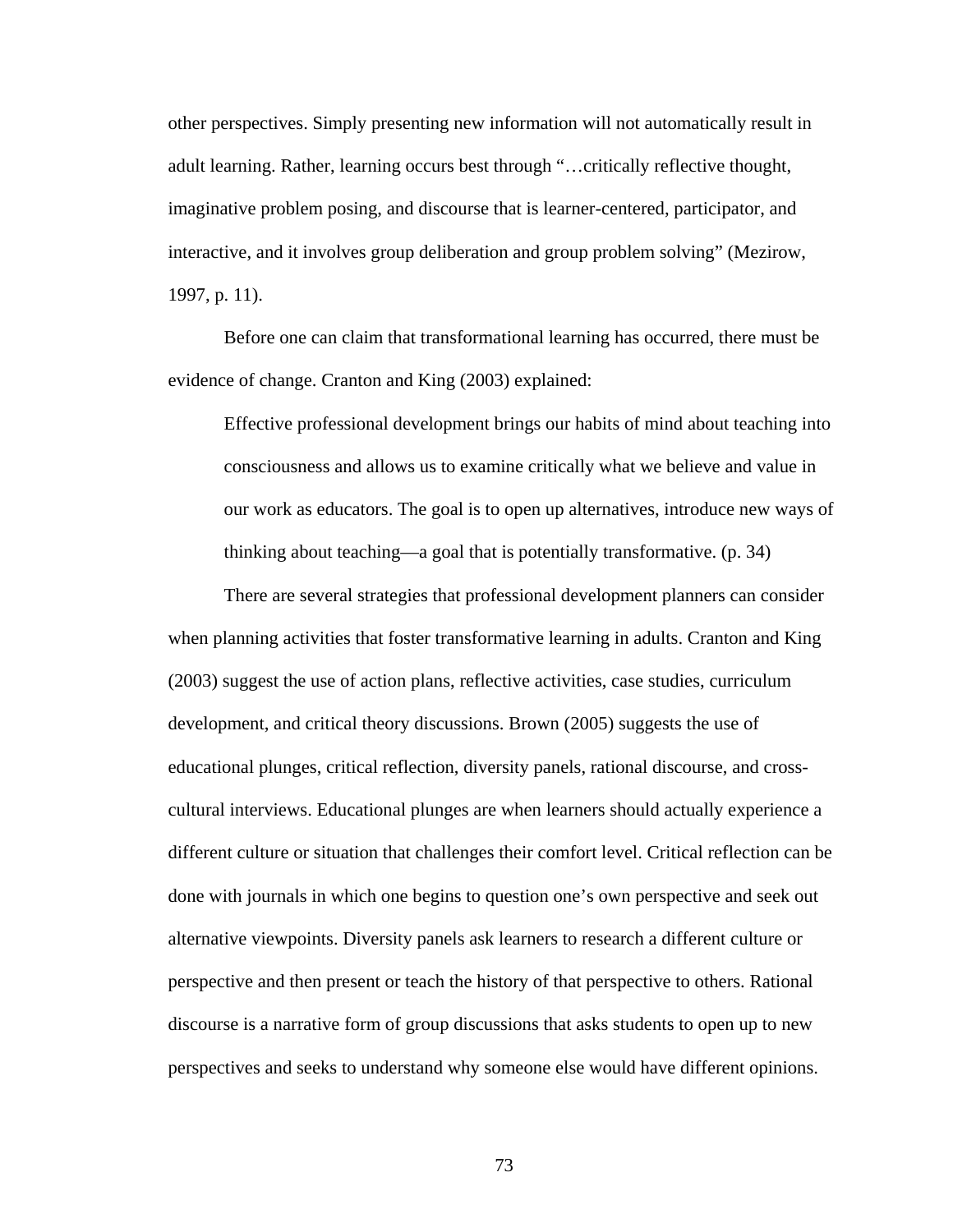other perspectives. Simply presenting new information will not automatically result in adult learning. Rather, learning occurs best through "…critically reflective thought, imaginative problem posing, and discourse that is learner-centered, participator, and interactive, and it involves group deliberation and group problem solving" (Mezirow, 1997, p. 11).

Before one can claim that transformational learning has occurred, there must be evidence of change. Cranton and King (2003) explained:

> Effective professional development brings our habits of mind about teaching into consciousness and allows us to examine critically what we believe and value in our work as educators. The goal is to open up alternatives, introduce new ways of thinking about teaching—a goal that is potentially transformative. (p. 34)

There are several strategies that professional development planners can consider when planning activities that foster transformative learning in adults. Cranton and King (2003) suggest the use of action plans, reflective activities, case studies, curriculum development, and critical theory discussions. Brown (2005) suggests the use of educational plunges, critical reflection, diversity panels, rational discourse, and cross-cultural interviews. Educational plunges are when learners should actually experience a different culture or situation that challenges their comfort level. Critical reflection can be done with journals in which one begins to question one's own perspective and seek out alternative viewpoints. Diversity panels ask learners to research a different culture or perspective and then present or teach the history of that perspective to others. Rational discourse is a narrative form of group discussions that asks students to open up to new perspectives and seeks to understand why someone else would have different opinions.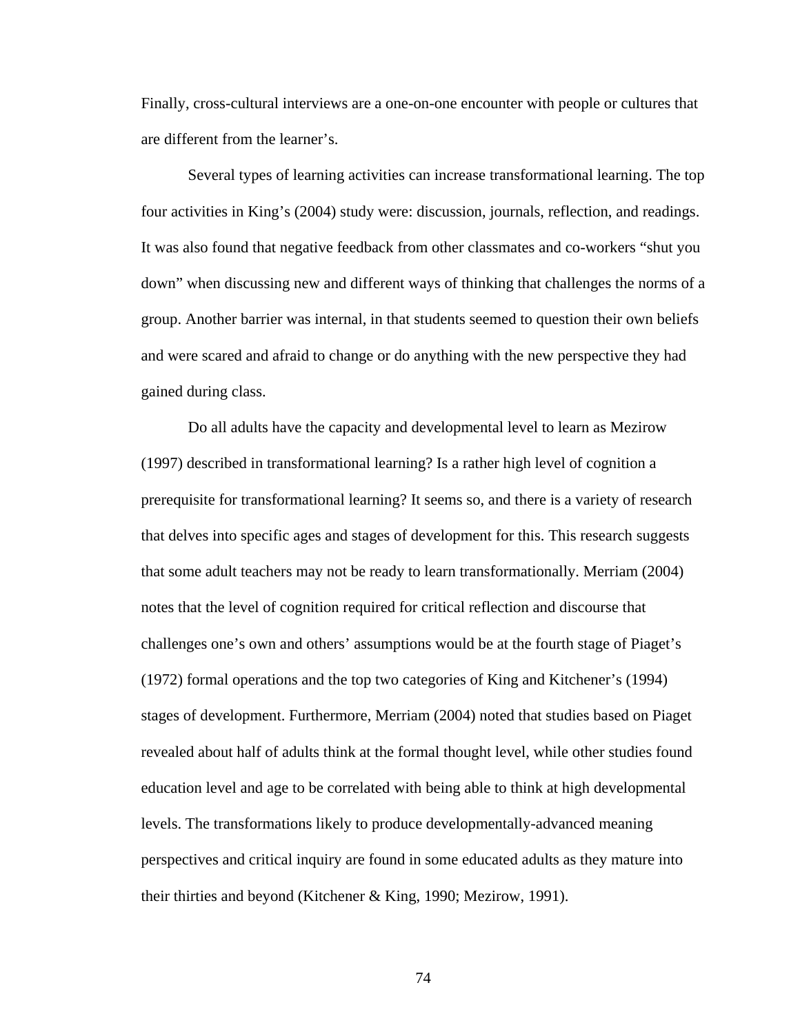Finally, cross-cultural interviews are a one-on-one encounter with people or cultures that are different from the learner's.

Several types of learning activities can increase transformational learning. The top four activities in King's (2004) study were: discussion, journals, reflection, and readings. It was also found that negative feedback from other classmates and co-workers "shut you down" when discussing new and different ways of thinking that challenges the norms of a group. Another barrier was internal, in that students seemed to question their own beliefs and were scared and afraid to change or do anything with the new perspective they had gained during class.

Do all adults have the capacity and developmental level to learn as Mezirow (1997) described in transformational learning? Is a rather high level of cognition a prerequisite for transformational learning? It seems so, and there is a variety of research that delves into specific ages and stages of development for this. This research suggests that some adult teachers may not be ready to learn transformationally. Merriam (2004) notes that the level of cognition required for critical reflection and discourse that challenges one's own and others' assumptions would be at the fourth stage of Piaget's (1972) formal operations and the top two categories of King and Kitchener's (1994) stages of development. Furthermore, Merriam (2004) noted that studies based on Piaget revealed about half of adults think at the formal thought level, while other studies found education level and age to be correlated with being able to think at high developmental levels. The transformations likely to produce developmentally-advanced meaning perspectives and critical inquiry are found in some educated adults as they mature into their thirties and beyond (Kitchener & King, 1990; Mezirow, 1991).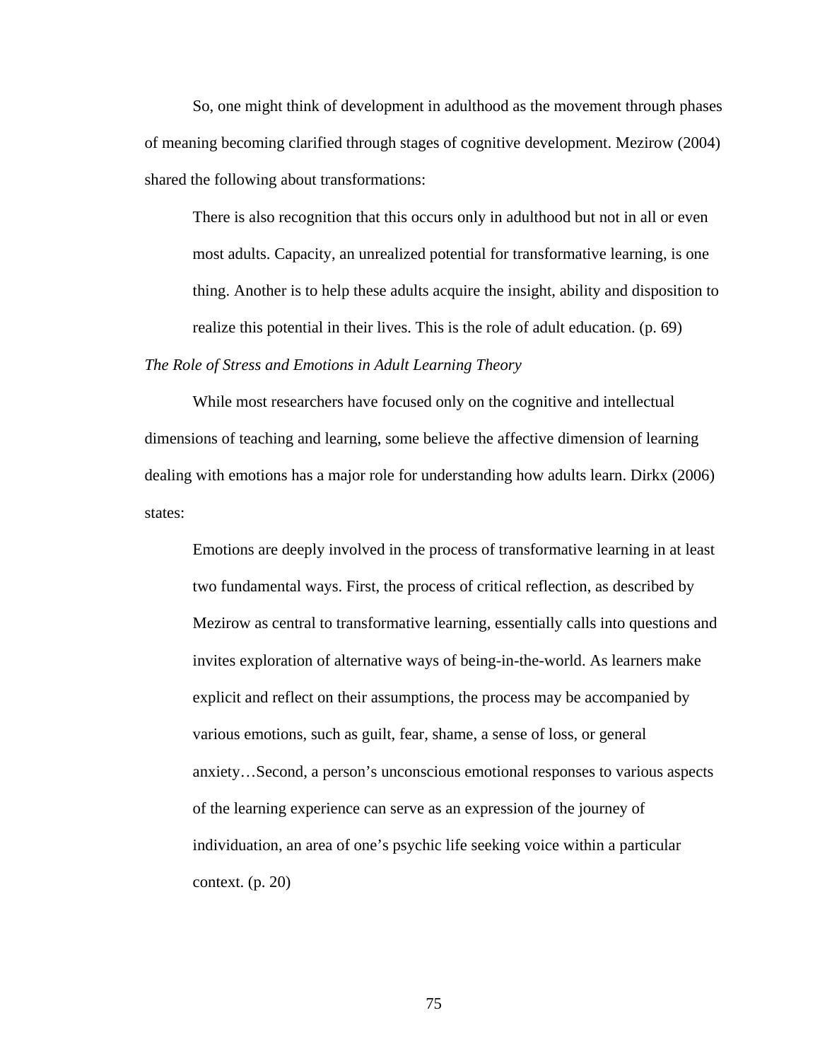So, one might think of development in adulthood as the movement through phases of meaning becoming clarified through stages of cognitive development. Mezirow (2004) shared the following about transformations:

> There is also recognition that this occurs only in adulthood but not in all or even most adults. Capacity, an unrealized potential for transformative learning, is one thing. Another is to help these adults acquire the insight, ability and disposition to realize this potential in their lives. This is the role of adult education. (p. 69)

*The Role of Stress and Emotions in Adult Learning Theory*

While most researchers have focused only on the cognitive and intellectual dimensions of teaching and learning, some believe the affective dimension of learning dealing with emotions has a major role for understanding how adults learn. Dirkx (2006) states:

> Emotions are deeply involved in the process of transformative learning in at least two fundamental ways. First, the process of critical reflection, as described by Mezirow as central to transformative learning, essentially calls into questions and invites exploration of alternative ways of being-in-the-world. As learners make explicit and reflect on their assumptions, the process may be accompanied by various emotions, such as guilt, fear, shame, a sense of loss, or general anxiety…Second, a person's unconscious emotional responses to various aspects of the learning experience can serve as an expression of the journey of individuation, an area of one's psychic life seeking voice within a particular context. (p. 20)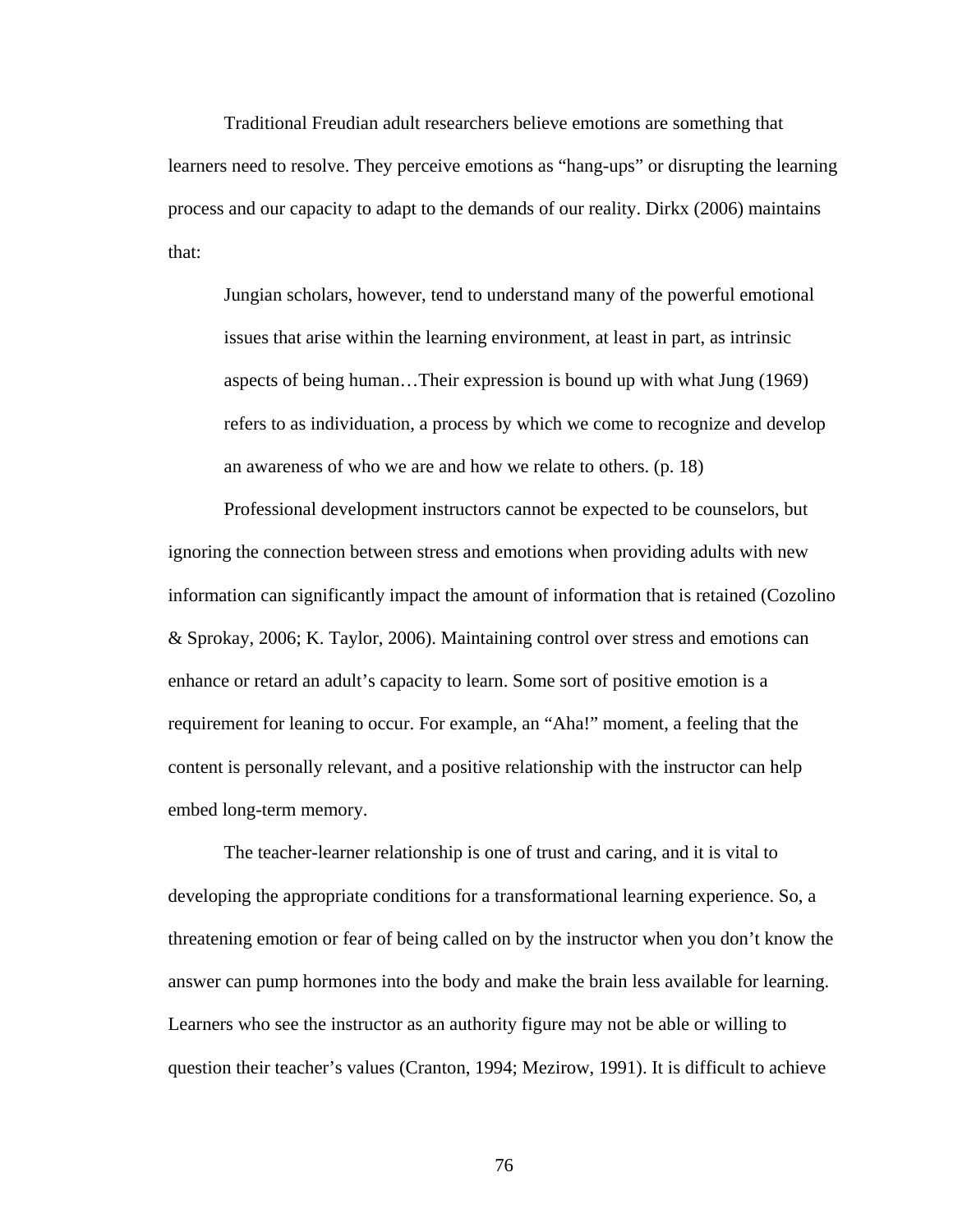Traditional Freudian adult researchers believe emotions are something that learners need to resolve. They perceive emotions as "hang-ups" or disrupting the learning process and our capacity to adapt to the demands of our reality. Dirkx (2006) maintains that:

> Jungian scholars, however, tend to understand many of the powerful emotional issues that arise within the learning environment, at least in part, as intrinsic aspects of being human…Their expression is bound up with what Jung (1969) refers to as individuation, a process by which we come to recognize and develop an awareness of who we are and how we relate to others. (p. 18)

Professional development instructors cannot be expected to be counselors, but ignoring the connection between stress and emotions when providing adults with new information can significantly impact the amount of information that is retained (Cozolino & Sprokay, 2006; K. Taylor, 2006). Maintaining control over stress and emotions can enhance or retard an adult's capacity to learn. Some sort of positive emotion is a requirement for leaning to occur. For example, an "Aha!" moment, a feeling that the content is personally relevant, and a positive relationship with the instructor can help embed long-term memory.

The teacher-learner relationship is one of trust and caring, and it is vital to developing the appropriate conditions for a transformational learning experience. So, a threatening emotion or fear of being called on by the instructor when you don't know the answer can pump hormones into the body and make the brain less available for learning. Learners who see the instructor as an authority figure may not be able or willing to question their teacher's values (Cranton, 1994; Mezirow, 1991). It is difficult to achieve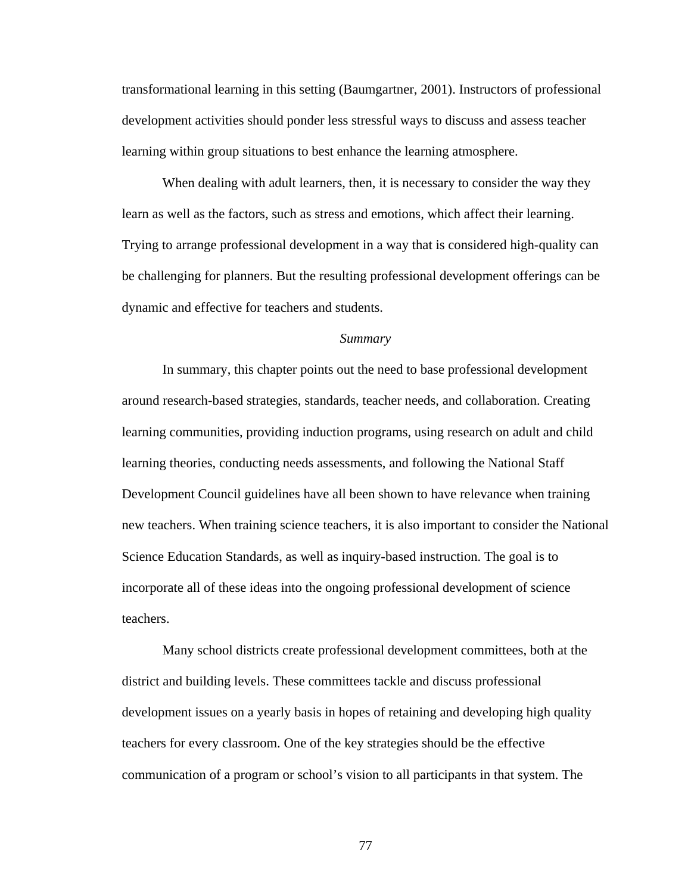transformational learning in this setting (Baumgartner, 2001). Instructors of professional development activities should ponder less stressful ways to discuss and assess teacher learning within group situations to best enhance the learning atmosphere.

When dealing with adult learners, then, it is necessary to consider the way they learn as well as the factors, such as stress and emotions, which affect their learning. Trying to arrange professional development in a way that is considered high-quality can be challenging for planners. But the resulting professional development offerings can be dynamic and effective for teachers and students.

### *Summary*

In summary, this chapter points out the need to base professional development around research-based strategies, standards, teacher needs, and collaboration. Creating learning communities, providing induction programs, using research on adult and child learning theories, conducting needs assessments, and following the National Staff Development Council guidelines have all been shown to have relevance when training new teachers. When training science teachers, it is also important to consider the National Science Education Standards, as well as inquiry-based instruction. The goal is to incorporate all of these ideas into the ongoing professional development of science teachers.

Many school districts create professional development committees, both at the district and building levels. These committees tackle and discuss professional development issues on a yearly basis in hopes of retaining and developing high quality teachers for every classroom. One of the key strategies should be the effective communication of a program or school's vision to all participants in that system. The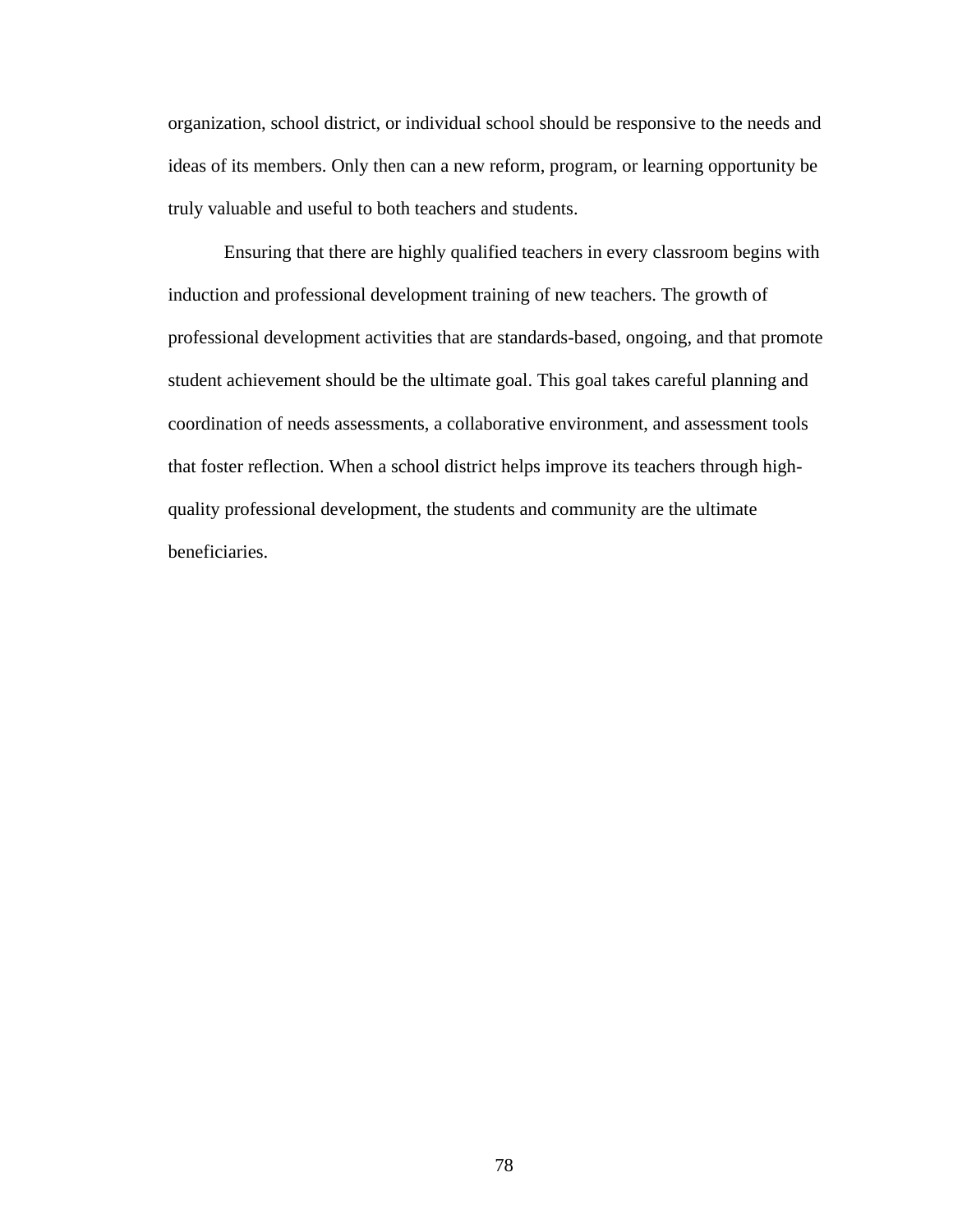organization, school district, or individual school should be responsive to the needs and ideas of its members. Only then can a new reform, program, or learning opportunity be truly valuable and useful to both teachers and students.

Ensuring that there are highly qualified teachers in every classroom begins with induction and professional development training of new teachers. The growth of professional development activities that are standards-based, ongoing, and that promote student achievement should be the ultimate goal. This goal takes careful planning and coordination of needs assessments, a collaborative environment, and assessment tools that foster reflection. When a school district helps improve its teachers through high-quality professional development, the students and community are the ultimate beneficiaries.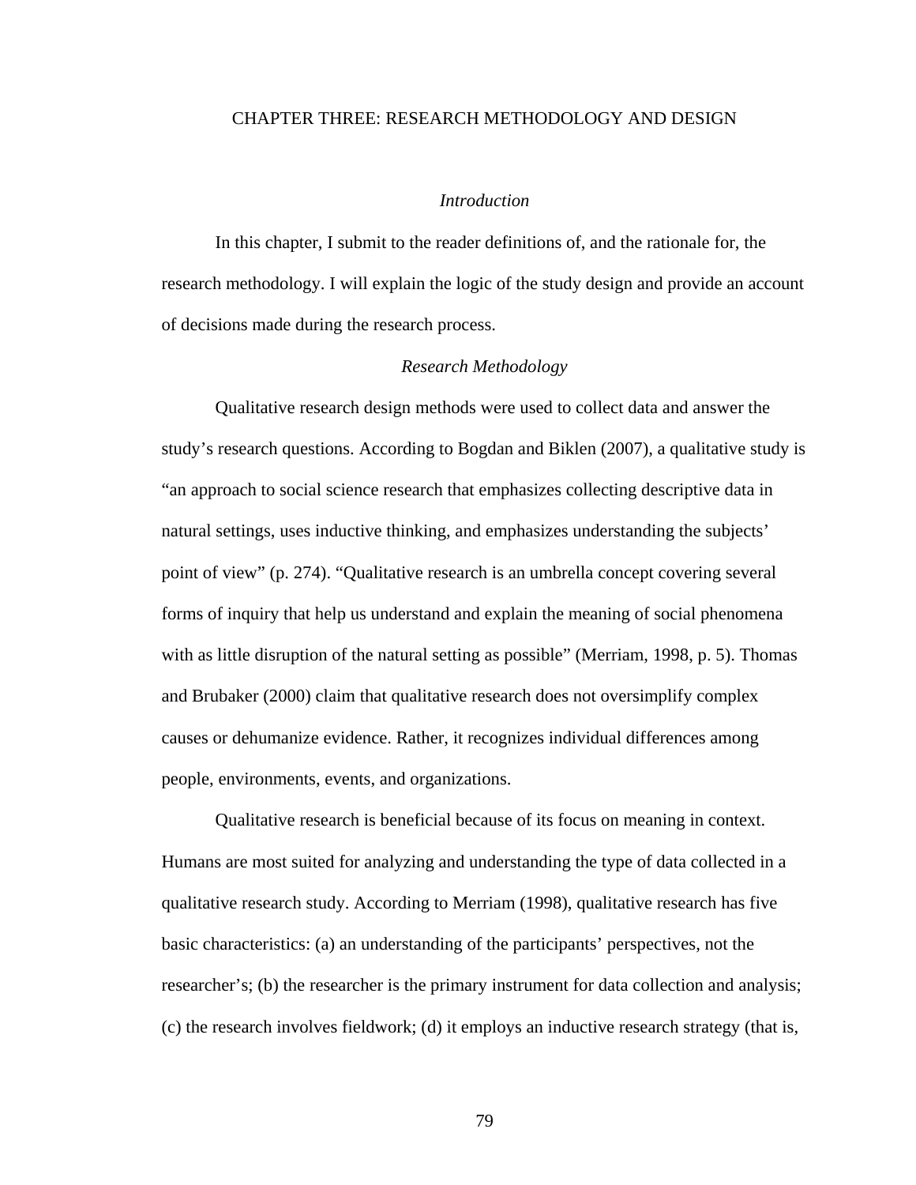# CHAPTER THREE: RESEARCH METHODOLOGY AND DESIGN

## *Introduction*

In this chapter, I submit to the reader definitions of, and the rationale for, the research methodology. I will explain the logic of the study design and provide an account of decisions made during the research process.

## *Research Methodology*

Qualitative research design methods were used to collect data and answer the study's research questions. According to Bogdan and Biklen (2007), a qualitative study is "an approach to social science research that emphasizes collecting descriptive data in natural settings, uses inductive thinking, and emphasizes understanding the subjects' point of view" (p. 274). "Qualitative research is an umbrella concept covering several forms of inquiry that help us understand and explain the meaning of social phenomena with as little disruption of the natural setting as possible" (Merriam, 1998, p. 5). Thomas and Brubaker (2000) claim that qualitative research does not oversimplify complex causes or dehumanize evidence. Rather, it recognizes individual differences among people, environments, events, and organizations.

Qualitative research is beneficial because of its focus on meaning in context. Humans are most suited for analyzing and understanding the type of data collected in a qualitative research study. According to Merriam (1998), qualitative research has five basic characteristics: (a) an understanding of the participants' perspectives, not the researcher's; (b) the researcher is the primary instrument for data collection and analysis; (c) the research involves fieldwork; (d) it employs an inductive research strategy (that is,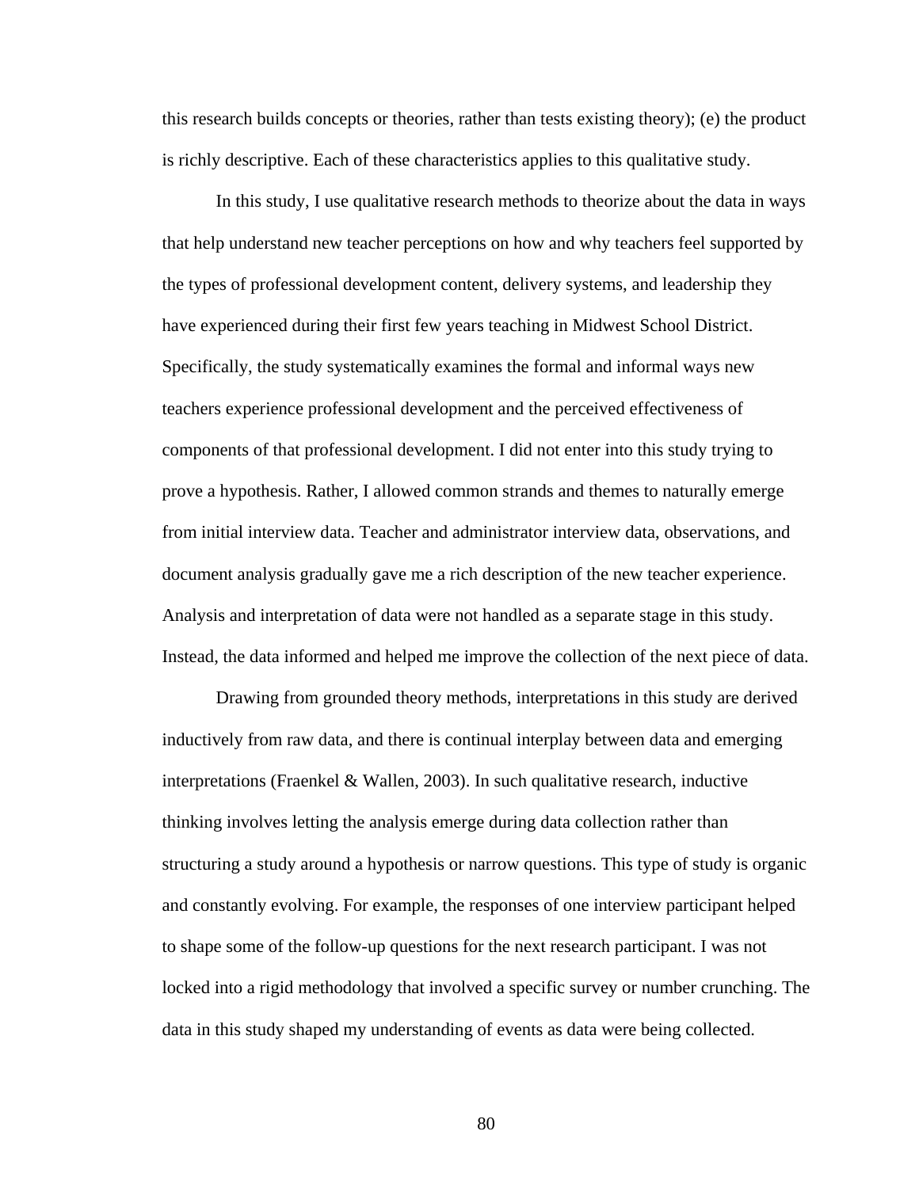this research builds concepts or theories, rather than tests existing theory); (e) the product is richly descriptive. Each of these characteristics applies to this qualitative study.

In this study, I use qualitative research methods to theorize about the data in ways that help understand new teacher perceptions on how and why teachers feel supported by the types of professional development content, delivery systems, and leadership they have experienced during their first few years teaching in Midwest School District. Specifically, the study systematically examines the formal and informal ways new teachers experience professional development and the perceived effectiveness of components of that professional development. I did not enter into this study trying to prove a hypothesis. Rather, I allowed common strands and themes to naturally emerge from initial interview data. Teacher and administrator interview data, observations, and document analysis gradually gave me a rich description of the new teacher experience. Analysis and interpretation of data were not handled as a separate stage in this study. Instead, the data informed and helped me improve the collection of the next piece of data.

Drawing from grounded theory methods, interpretations in this study are derived inductively from raw data, and there is continual interplay between data and emerging interpretations (Fraenkel & Wallen, 2003). In such qualitative research, inductive thinking involves letting the analysis emerge during data collection rather than structuring a study around a hypothesis or narrow questions. This type of study is organic and constantly evolving. For example, the responses of one interview participant helped to shape some of the follow-up questions for the next research participant. I was not locked into a rigid methodology that involved a specific survey or number crunching. The data in this study shaped my understanding of events as data were being collected.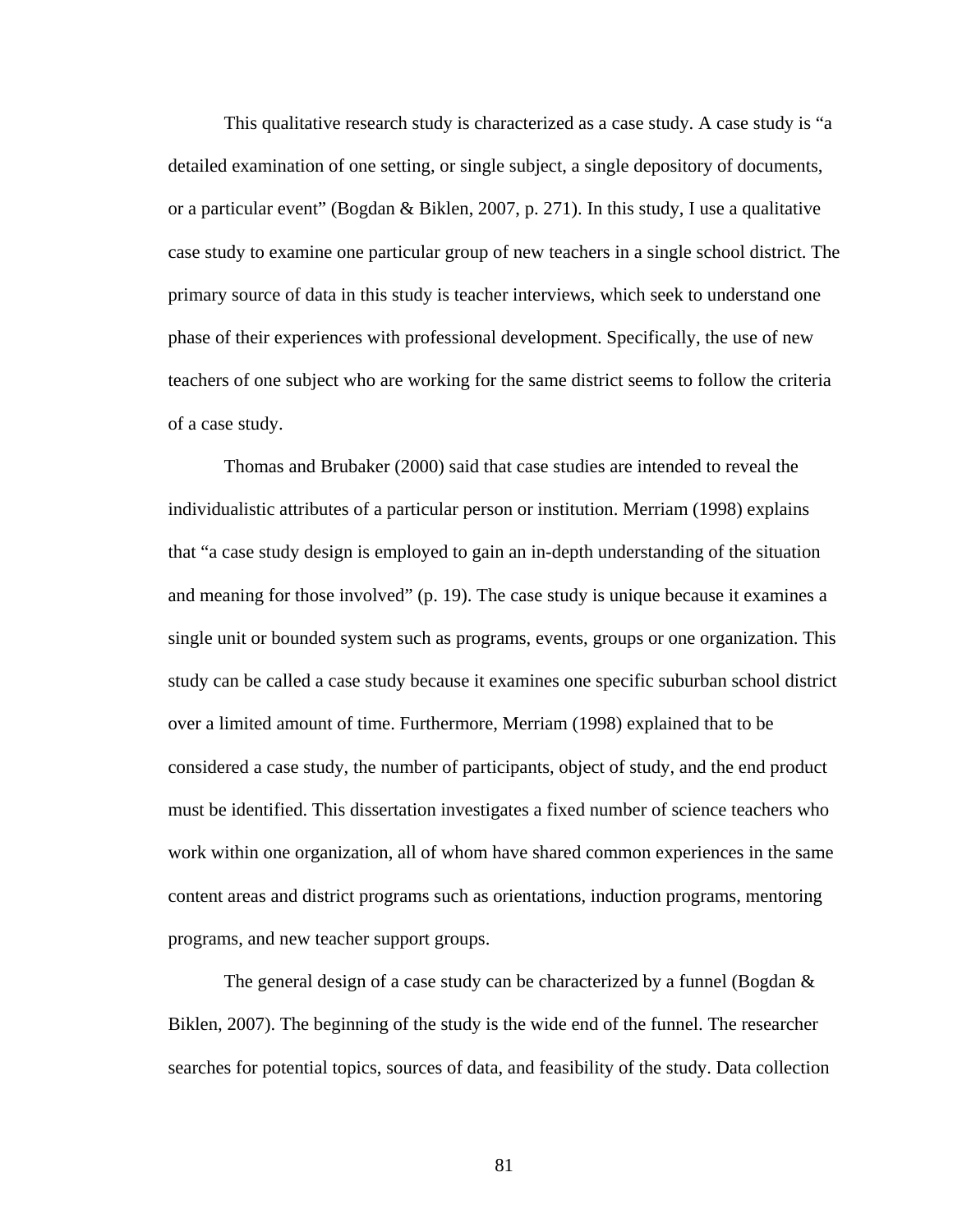This qualitative research study is characterized as a case study. A case study is "a detailed examination of one setting, or single subject, a single depository of documents, or a particular event" (Bogdan & Biklen, 2007, p. 271). In this study, I use a qualitative case study to examine one particular group of new teachers in a single school district. The primary source of data in this study is teacher interviews, which seek to understand one phase of their experiences with professional development. Specifically, the use of new teachers of one subject who are working for the same district seems to follow the criteria of a case study.

Thomas and Brubaker (2000) said that case studies are intended to reveal the individualistic attributes of a particular person or institution. Merriam (1998) explains that "a case study design is employed to gain an in-depth understanding of the situation and meaning for those involved" (p. 19). The case study is unique because it examines a single unit or bounded system such as programs, events, groups or one organization. This study can be called a case study because it examines one specific suburban school district over a limited amount of time. Furthermore, Merriam (1998) explained that to be considered a case study, the number of participants, object of study, and the end product must be identified. This dissertation investigates a fixed number of science teachers who work within one organization, all of whom have shared common experiences in the same content areas and district programs such as orientations, induction programs, mentoring programs, and new teacher support groups.

The general design of a case study can be characterized by a funnel (Bogdan & Biklen, 2007). The beginning of the study is the wide end of the funnel. The researcher searches for potential topics, sources of data, and feasibility of the study. Data collection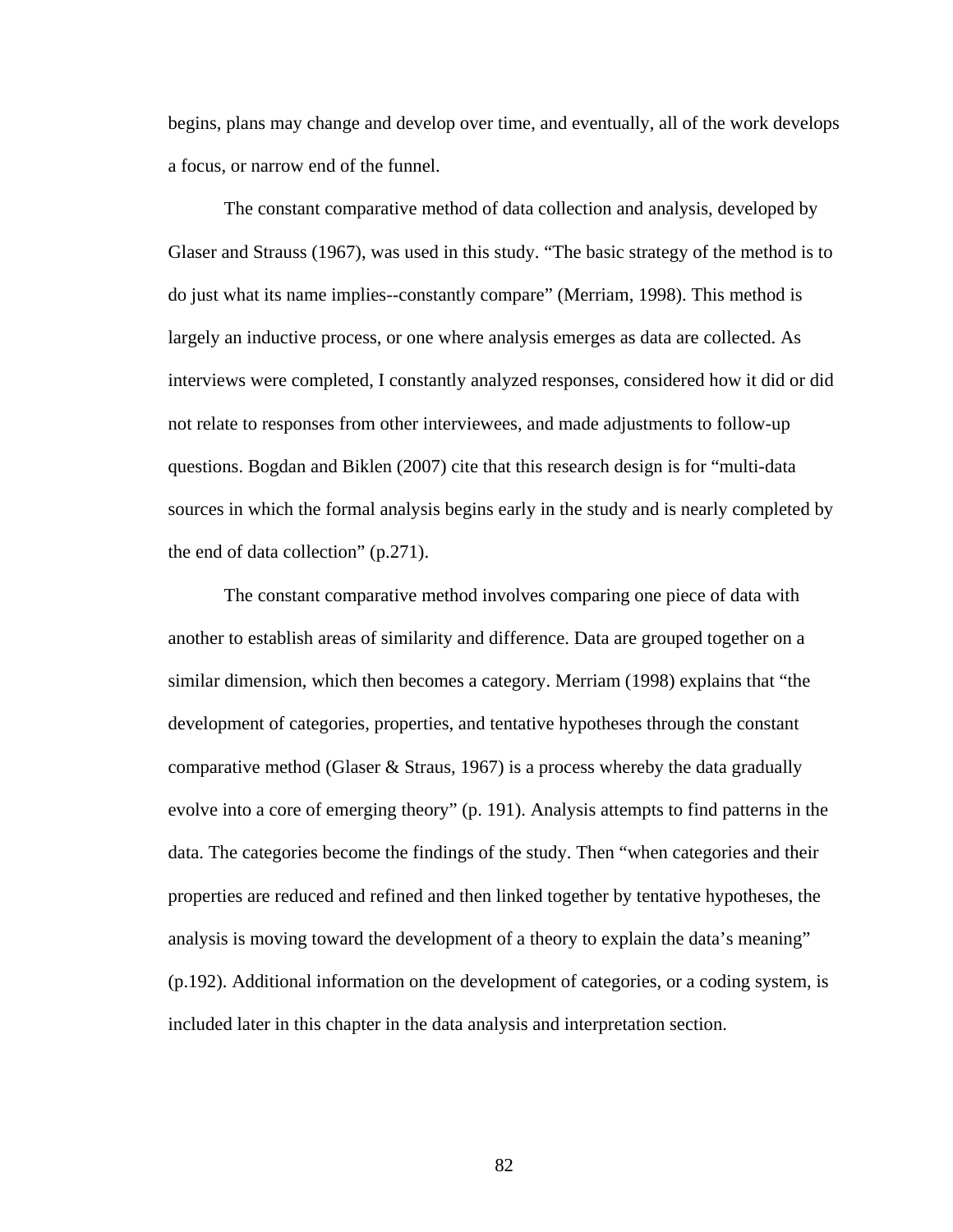begins, plans may change and develop over time, and eventually, all of the work develops a focus, or narrow end of the funnel.

The constant comparative method of data collection and analysis, developed by Glaser and Strauss (1967), was used in this study. "The basic strategy of the method is to do just what its name implies--constantly compare" (Merriam, 1998). This method is largely an inductive process, or one where analysis emerges as data are collected. As interviews were completed, I constantly analyzed responses, considered how it did or did not relate to responses from other interviewees, and made adjustments to follow-up questions. Bogdan and Biklen (2007) cite that this research design is for "multi-data sources in which the formal analysis begins early in the study and is nearly completed by the end of data collection" (p.271).

The constant comparative method involves comparing one piece of data with another to establish areas of similarity and difference. Data are grouped together on a similar dimension, which then becomes a category. Merriam (1998) explains that "the development of categories, properties, and tentative hypotheses through the constant comparative method (Glaser & Straus, 1967) is a process whereby the data gradually evolve into a core of emerging theory" (p. 191). Analysis attempts to find patterns in the data. The categories become the findings of the study. Then "when categories and their properties are reduced and refined and then linked together by tentative hypotheses, the analysis is moving toward the development of a theory to explain the data's meaning" (p.192). Additional information on the development of categories, or a coding system, is included later in this chapter in the data analysis and interpretation section.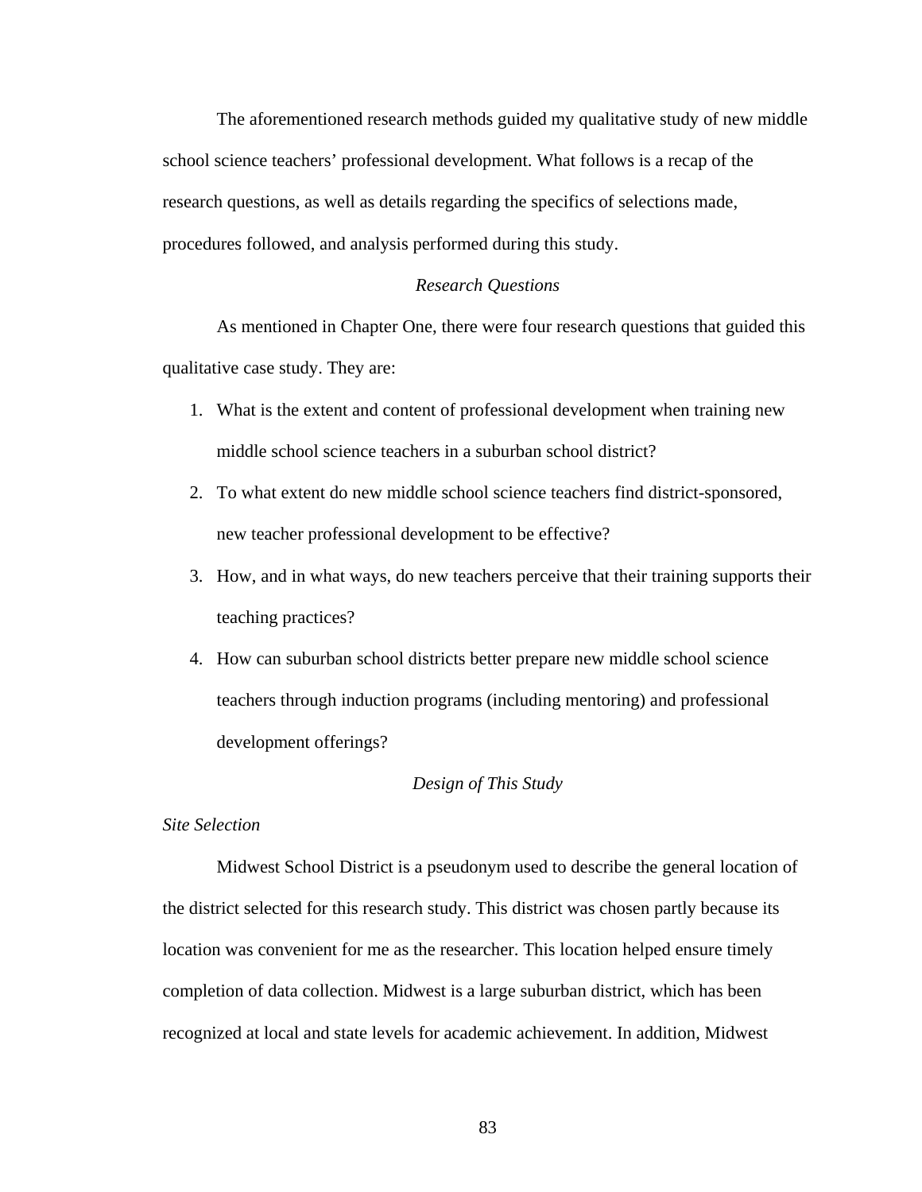The aforementioned research methods guided my qualitative study of new middle school science teachers' professional development. What follows is a recap of the research questions, as well as details regarding the specifics of selections made, procedures followed, and analysis performed during this study.

## *Research Questions*

As mentioned in Chapter One, there were four research questions that guided this qualitative case study. They are:

1. What is the extent and content of professional development when training new middle school science teachers in a suburban school district?
2. To what extent do new middle school science teachers find district-sponsored, new teacher professional development to be effective?
3. How, and in what ways, do new teachers perceive that their training supports their teaching practices?
4. How can suburban school districts better prepare new middle school science teachers through induction programs (including mentoring) and professional development offerings?

## *Design of This Study*

### *Site Selection*

Midwest School District is a pseudonym used to describe the general location of the district selected for this research study. This district was chosen partly because its location was convenient for me as the researcher. This location helped ensure timely completion of data collection. Midwest is a large suburban district, which has been recognized at local and state levels for academic achievement. In addition, Midwest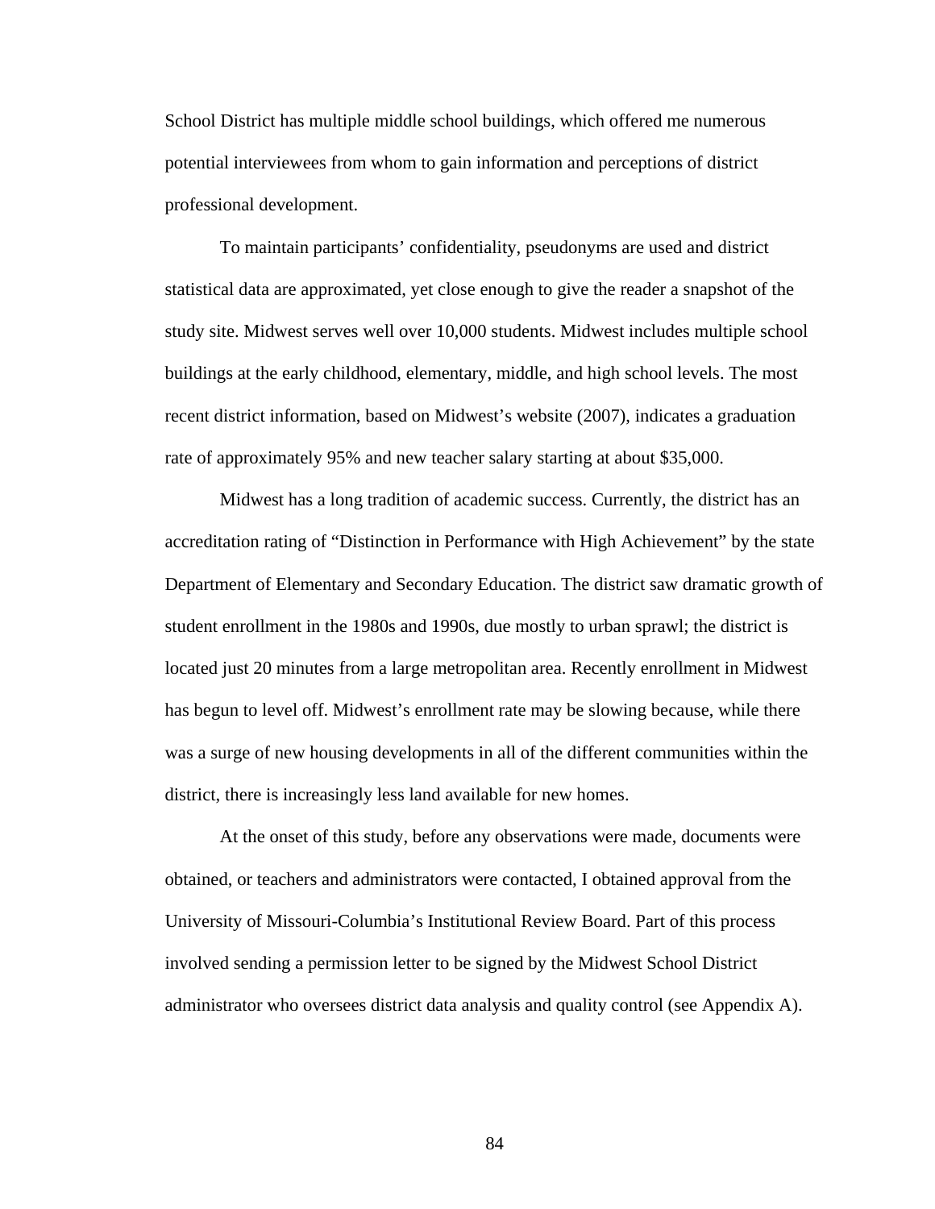School District has multiple middle school buildings, which offered me numerous potential interviewees from whom to gain information and perceptions of district professional development.

To maintain participants' confidentiality, pseudonyms are used and district statistical data are approximated, yet close enough to give the reader a snapshot of the study site. Midwest serves well over 10,000 students. Midwest includes multiple school buildings at the early childhood, elementary, middle, and high school levels. The most recent district information, based on Midwest's website (2007), indicates a graduation rate of approximately 95% and new teacher salary starting at about $35,000.

Midwest has a long tradition of academic success. Currently, the district has an accreditation rating of "Distinction in Performance with High Achievement" by the state Department of Elementary and Secondary Education. The district saw dramatic growth of student enrollment in the 1980s and 1990s, due mostly to urban sprawl; the district is located just 20 minutes from a large metropolitan area. Recently enrollment in Midwest has begun to level off. Midwest's enrollment rate may be slowing because, while there was a surge of new housing developments in all of the different communities within the district, there is increasingly less land available for new homes.

At the onset of this study, before any observations were made, documents were obtained, or teachers and administrators were contacted, I obtained approval from the University of Missouri-Columbia's Institutional Review Board. Part of this process involved sending a permission letter to be signed by the Midwest School District administrator who oversees district data analysis and quality control (see Appendix A).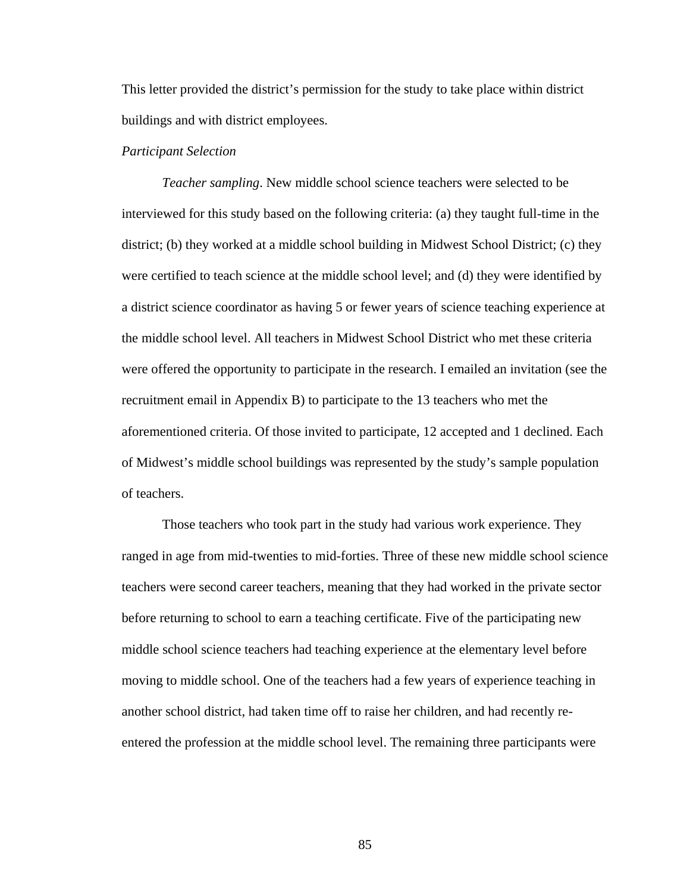This letter provided the district's permission for the study to take place within district buildings and with district employees.

*Participant Selection*

*Teacher sampling*. New middle school science teachers were selected to be interviewed for this study based on the following criteria: (a) they taught full-time in the district; (b) they worked at a middle school building in Midwest School District; (c) they were certified to teach science at the middle school level; and (d) they were identified by a district science coordinator as having 5 or fewer years of science teaching experience at the middle school level. All teachers in Midwest School District who met these criteria were offered the opportunity to participate in the research. I emailed an invitation (see the recruitment email in Appendix B) to participate to the 13 teachers who met the aforementioned criteria. Of those invited to participate, 12 accepted and 1 declined. Each of Midwest's middle school buildings was represented by the study's sample population of teachers.

Those teachers who took part in the study had various work experience. They ranged in age from mid-twenties to mid-forties. Three of these new middle school science teachers were second career teachers, meaning that they had worked in the private sector before returning to school to earn a teaching certificate. Five of the participating new middle school science teachers had teaching experience at the elementary level before moving to middle school. One of the teachers had a few years of experience teaching in another school district, had taken time off to raise her children, and had recently re-entered the profession at the middle school level. The remaining three participants were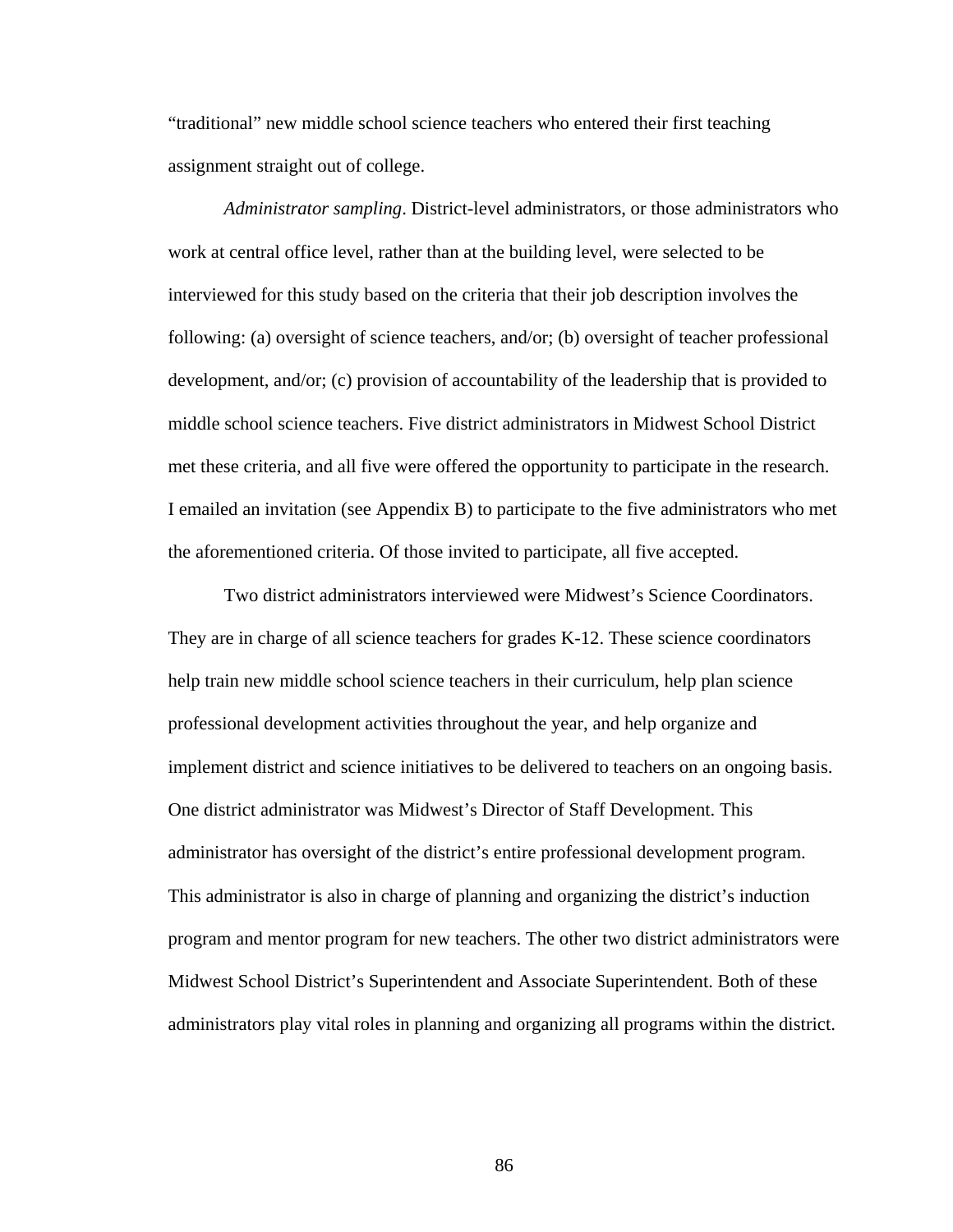"traditional" new middle school science teachers who entered their first teaching assignment straight out of college.

*Administrator sampling*. District-level administrators, or those administrators who work at central office level, rather than at the building level, were selected to be interviewed for this study based on the criteria that their job description involves the following: (a) oversight of science teachers, and/or; (b) oversight of teacher professional development, and/or; (c) provision of accountability of the leadership that is provided to middle school science teachers. Five district administrators in Midwest School District met these criteria, and all five were offered the opportunity to participate in the research. I emailed an invitation (see Appendix B) to participate to the five administrators who met the aforementioned criteria. Of those invited to participate, all five accepted.

Two district administrators interviewed were Midwest's Science Coordinators. They are in charge of all science teachers for grades K-12. These science coordinators help train new middle school science teachers in their curriculum, help plan science professional development activities throughout the year, and help organize and implement district and science initiatives to be delivered to teachers on an ongoing basis. One district administrator was Midwest's Director of Staff Development. This administrator has oversight of the district's entire professional development program. This administrator is also in charge of planning and organizing the district's induction program and mentor program for new teachers. The other two district administrators were Midwest School District's Superintendent and Associate Superintendent. Both of these administrators play vital roles in planning and organizing all programs within the district.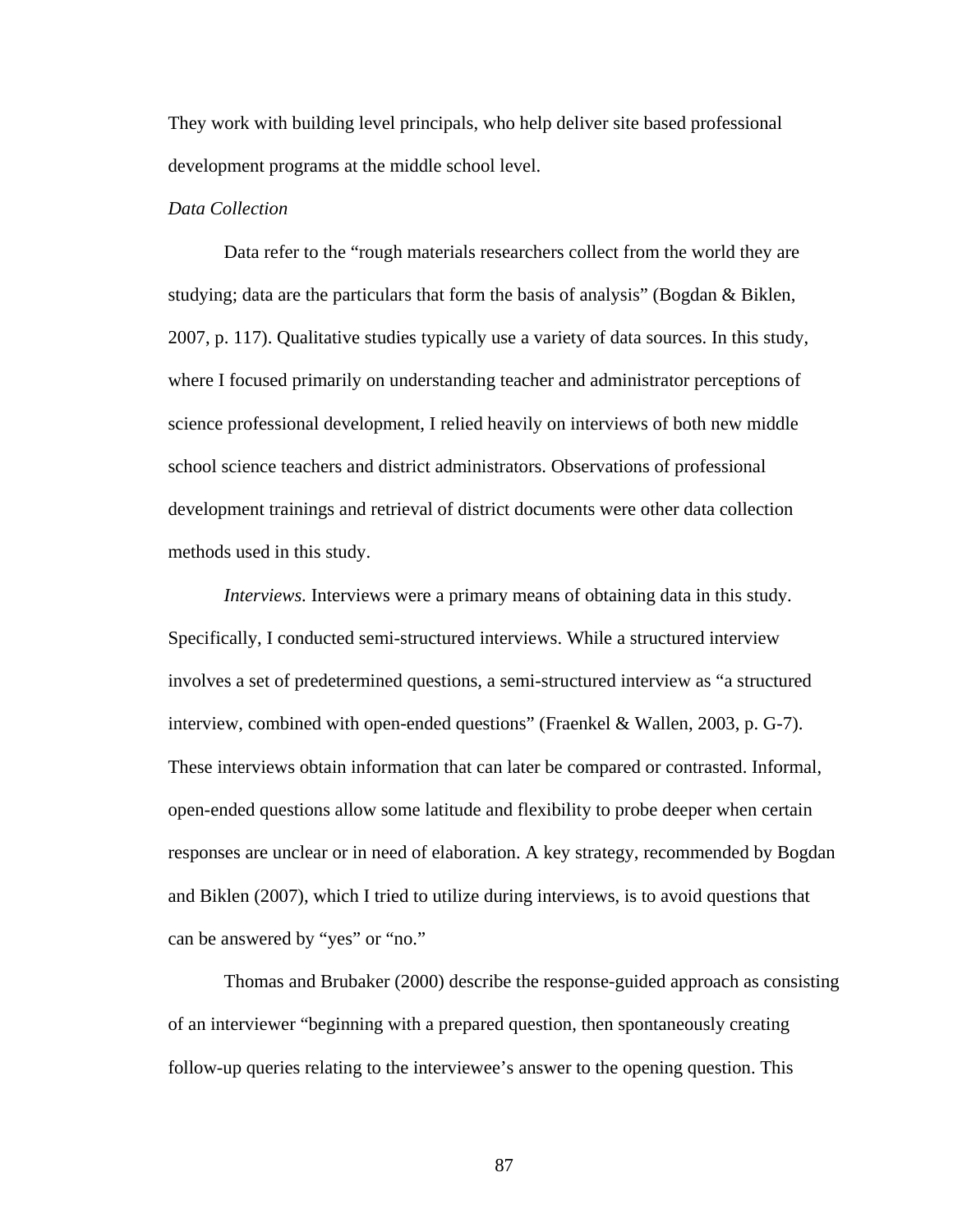They work with building level principals, who help deliver site based professional development programs at the middle school level.

*Data Collection*

Data refer to the "rough materials researchers collect from the world they are studying; data are the particulars that form the basis of analysis" (Bogdan & Biklen, 2007, p. 117). Qualitative studies typically use a variety of data sources. In this study, where I focused primarily on understanding teacher and administrator perceptions of science professional development, I relied heavily on interviews of both new middle school science teachers and district administrators. Observations of professional development trainings and retrieval of district documents were other data collection methods used in this study.

*Interviews.* Interviews were a primary means of obtaining data in this study. Specifically, I conducted semi-structured interviews. While a structured interview involves a set of predetermined questions, a semi-structured interview as "a structured interview, combined with open-ended questions" (Fraenkel & Wallen, 2003, p. G-7). These interviews obtain information that can later be compared or contrasted. Informal, open-ended questions allow some latitude and flexibility to probe deeper when certain responses are unclear or in need of elaboration. A key strategy, recommended by Bogdan and Biklen (2007), which I tried to utilize during interviews, is to avoid questions that can be answered by "yes" or "no."

Thomas and Brubaker (2000) describe the response-guided approach as consisting of an interviewer "beginning with a prepared question, then spontaneously creating follow-up queries relating to the interviewee's answer to the opening question. This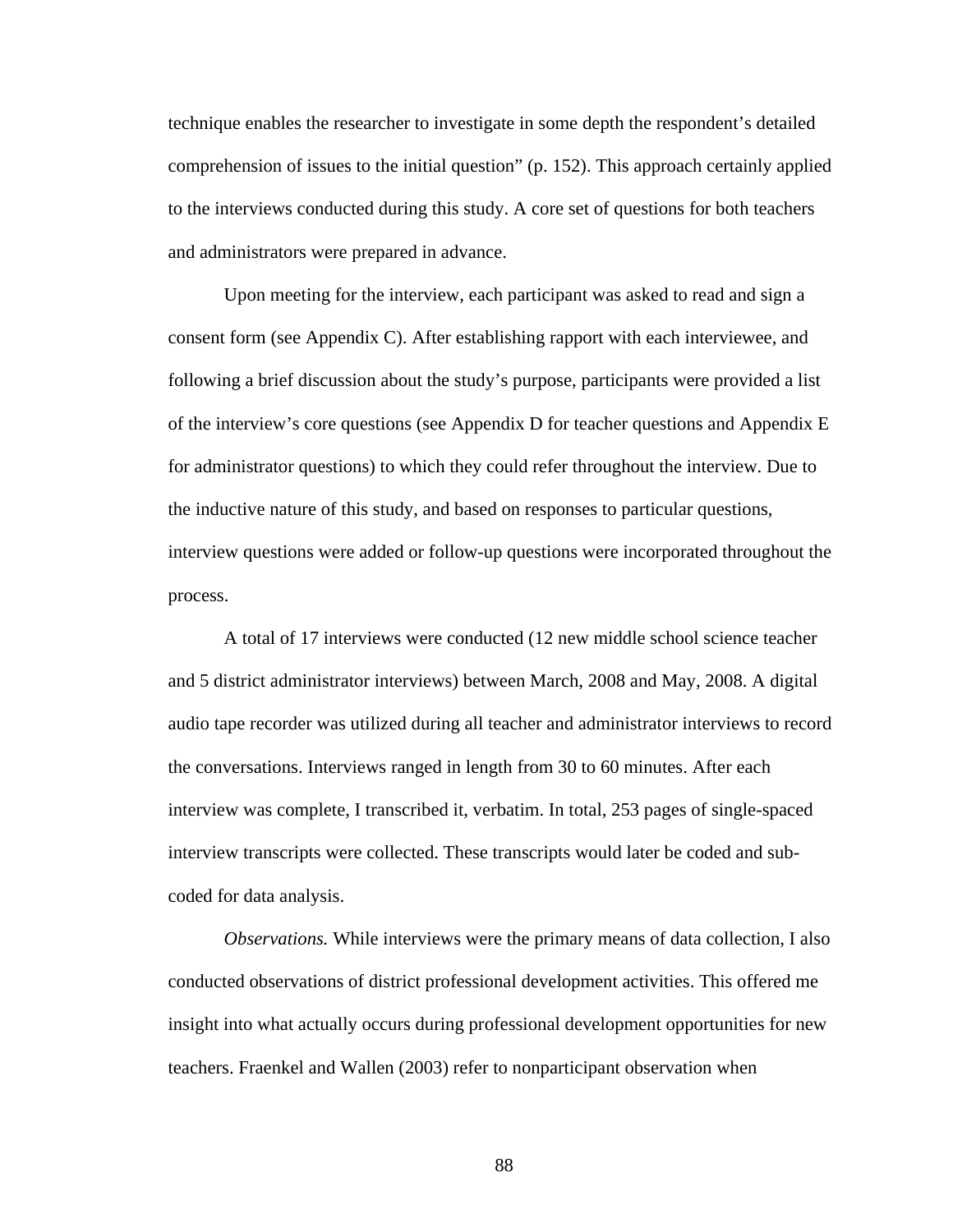technique enables the researcher to investigate in some depth the respondent's detailed comprehension of issues to the initial question" (p. 152). This approach certainly applied to the interviews conducted during this study. A core set of questions for both teachers and administrators were prepared in advance.

Upon meeting for the interview, each participant was asked to read and sign a consent form (see Appendix C). After establishing rapport with each interviewee, and following a brief discussion about the study's purpose, participants were provided a list of the interview's core questions (see Appendix D for teacher questions and Appendix E for administrator questions) to which they could refer throughout the interview. Due to the inductive nature of this study, and based on responses to particular questions, interview questions were added or follow-up questions were incorporated throughout the process.

A total of 17 interviews were conducted (12 new middle school science teacher and 5 district administrator interviews) between March, 2008 and May, 2008. A digital audio tape recorder was utilized during all teacher and administrator interviews to record the conversations. Interviews ranged in length from 30 to 60 minutes. After each interview was complete, I transcribed it, verbatim. In total, 253 pages of single-spaced interview transcripts were collected. These transcripts would later be coded and sub-coded for data analysis.

*Observations.* While interviews were the primary means of data collection, I also conducted observations of district professional development activities. This offered me insight into what actually occurs during professional development opportunities for new teachers. Fraenkel and Wallen (2003) refer to nonparticipant observation when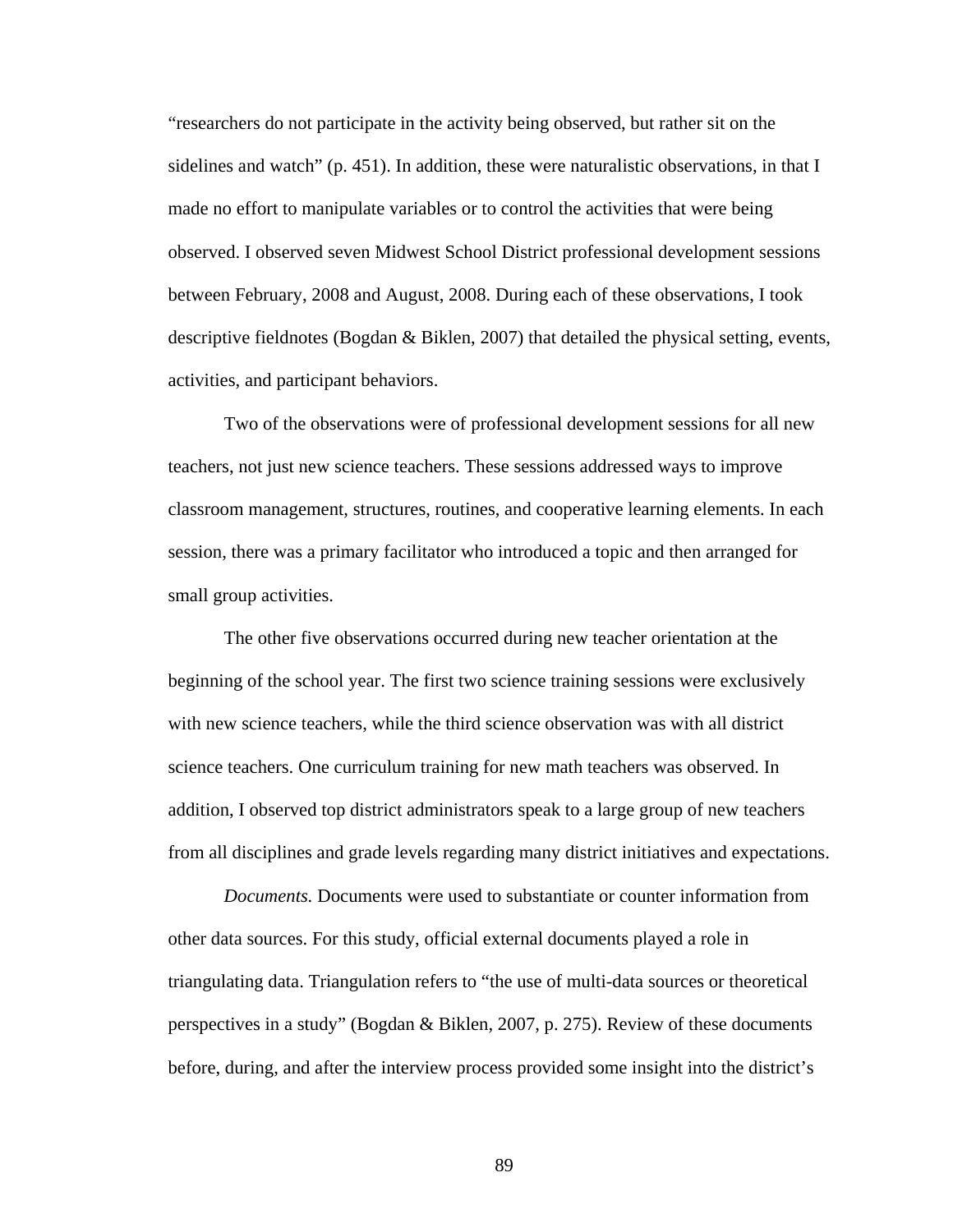“researchers do not participate in the activity being observed, but rather sit on the sidelines and watch” (p. 451). In addition, these were naturalistic observations, in that I made no effort to manipulate variables or to control the activities that were being observed. I observed seven Midwest School District professional development sessions between February, 2008 and August, 2008. During each of these observations, I took descriptive fieldnotes (Bogdan & Biklen, 2007) that detailed the physical setting, events, activities, and participant behaviors.

Two of the observations were of professional development sessions for all new teachers, not just new science teachers. These sessions addressed ways to improve classroom management, structures, routines, and cooperative learning elements. In each session, there was a primary facilitator who introduced a topic and then arranged for small group activities.

The other five observations occurred during new teacher orientation at the beginning of the school year. The first two science training sessions were exclusively with new science teachers, while the third science observation was with all district science teachers. One curriculum training for new math teachers was observed. In addition, I observed top district administrators speak to a large group of new teachers from all disciplines and grade levels regarding many district initiatives and expectations.

*Documents.* Documents were used to substantiate or counter information from other data sources. For this study, official external documents played a role in triangulating data. Triangulation refers to “the use of multi-data sources or theoretical perspectives in a study” (Bogdan & Biklen, 2007, p. 275). Review of these documents before, during, and after the interview process provided some insight into the district’s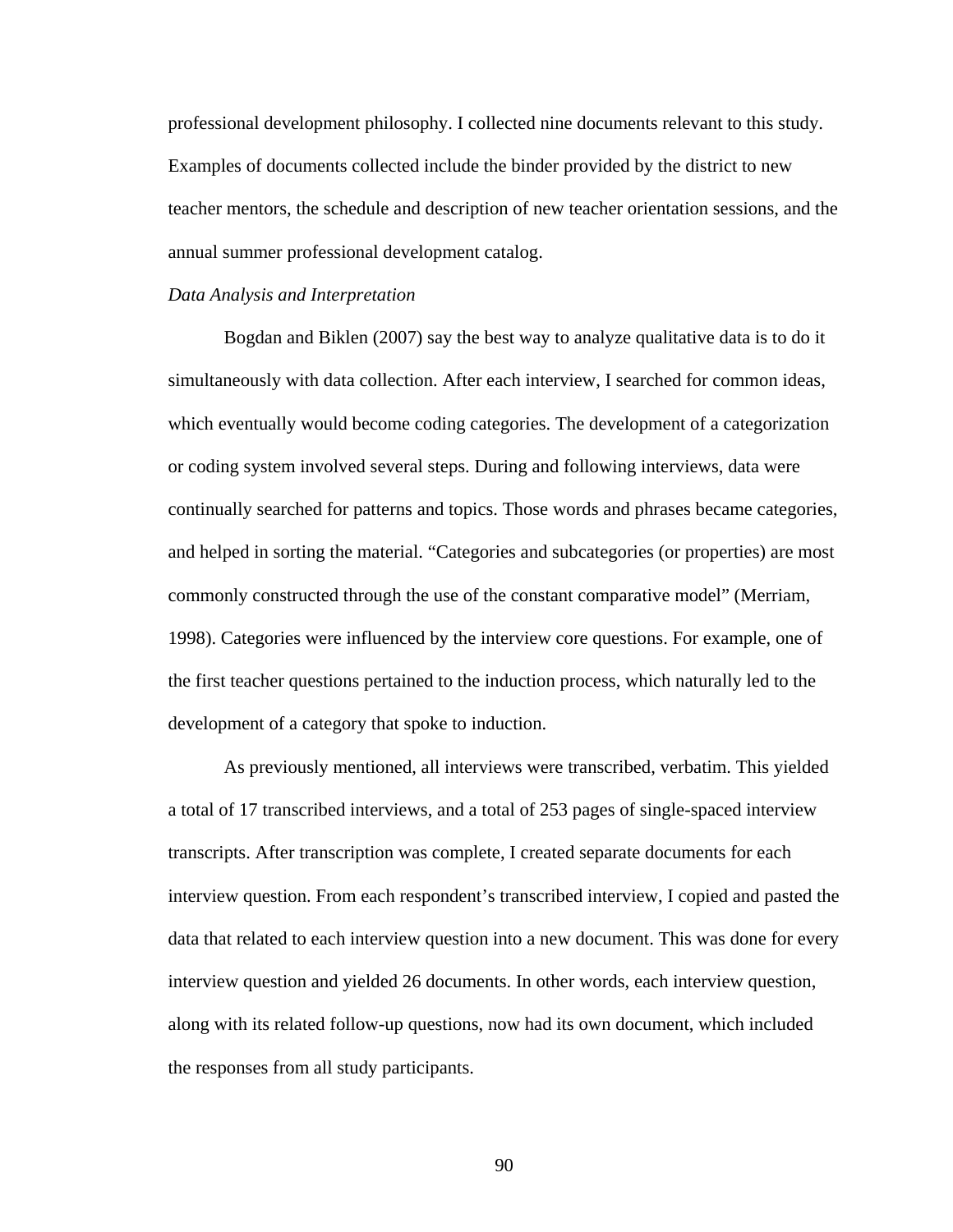professional development philosophy. I collected nine documents relevant to this study. Examples of documents collected include the binder provided by the district to new teacher mentors, the schedule and description of new teacher orientation sessions, and the annual summer professional development catalog.

### *Data Analysis and Interpretation*

Bogdan and Biklen (2007) say the best way to analyze qualitative data is to do it simultaneously with data collection. After each interview, I searched for common ideas, which eventually would become coding categories. The development of a categorization or coding system involved several steps. During and following interviews, data were continually searched for patterns and topics. Those words and phrases became categories, and helped in sorting the material. "Categories and subcategories (or properties) are most commonly constructed through the use of the constant comparative model" (Merriam, 1998). Categories were influenced by the interview core questions. For example, one of the first teacher questions pertained to the induction process, which naturally led to the development of a category that spoke to induction.

As previously mentioned, all interviews were transcribed, verbatim. This yielded a total of 17 transcribed interviews, and a total of 253 pages of single-spaced interview transcripts. After transcription was complete, I created separate documents for each interview question. From each respondent's transcribed interview, I copied and pasted the data that related to each interview question into a new document. This was done for every interview question and yielded 26 documents. In other words, each interview question, along with its related follow-up questions, now had its own document, which included the responses from all study participants.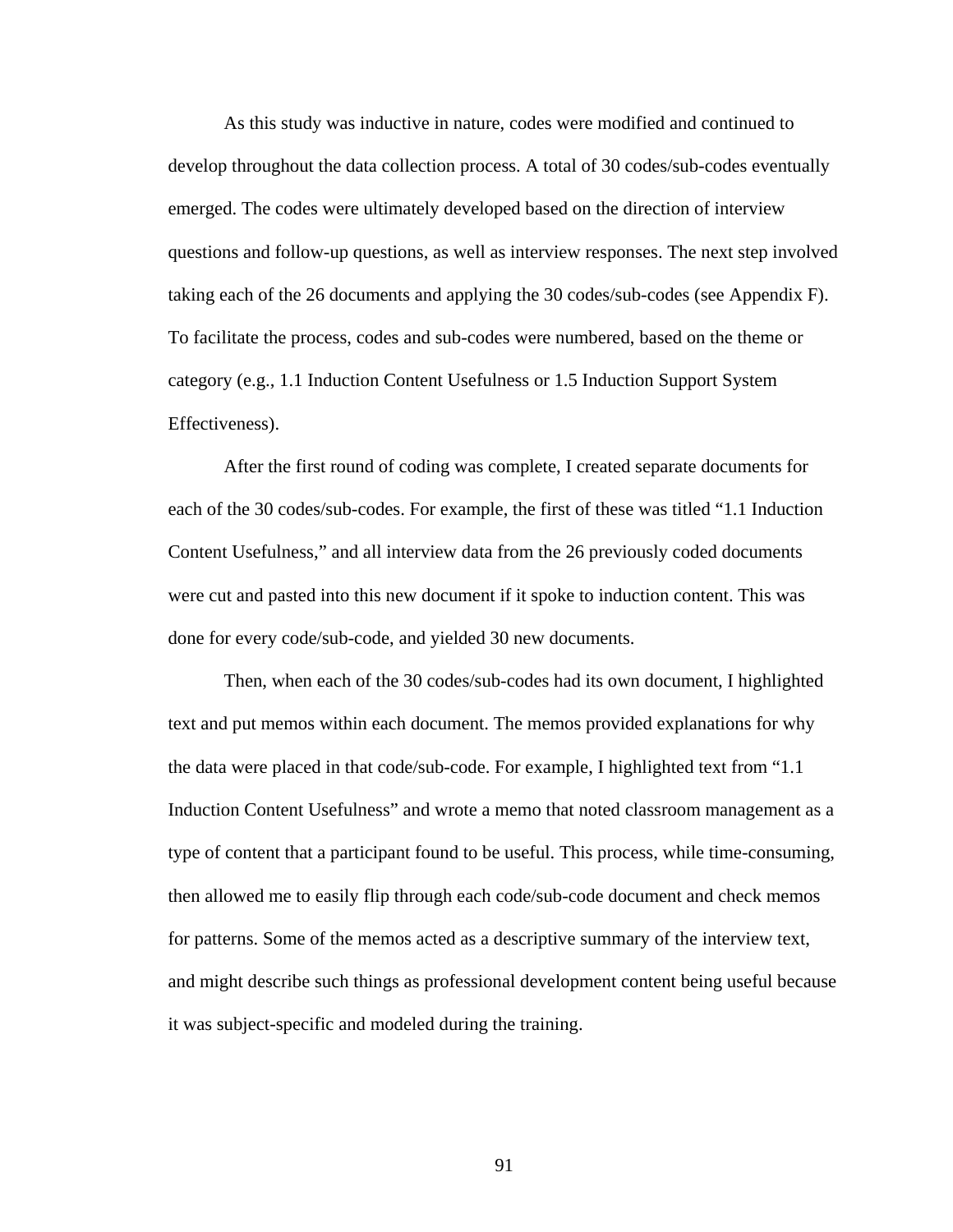As this study was inductive in nature, codes were modified and continued to develop throughout the data collection process. A total of 30 codes/sub-codes eventually emerged. The codes were ultimately developed based on the direction of interview questions and follow-up questions, as well as interview responses. The next step involved taking each of the 26 documents and applying the 30 codes/sub-codes (see Appendix F). To facilitate the process, codes and sub-codes were numbered, based on the theme or category (e.g., 1.1 Induction Content Usefulness or 1.5 Induction Support System Effectiveness).

After the first round of coding was complete, I created separate documents for each of the 30 codes/sub-codes. For example, the first of these was titled "1.1 Induction Content Usefulness," and all interview data from the 26 previously coded documents were cut and pasted into this new document if it spoke to induction content. This was done for every code/sub-code, and yielded 30 new documents.

Then, when each of the 30 codes/sub-codes had its own document, I highlighted text and put memos within each document. The memos provided explanations for why the data were placed in that code/sub-code. For example, I highlighted text from "1.1 Induction Content Usefulness" and wrote a memo that noted classroom management as a type of content that a participant found to be useful. This process, while time-consuming, then allowed me to easily flip through each code/sub-code document and check memos for patterns. Some of the memos acted as a descriptive summary of the interview text, and might describe such things as professional development content being useful because it was subject-specific and modeled during the training.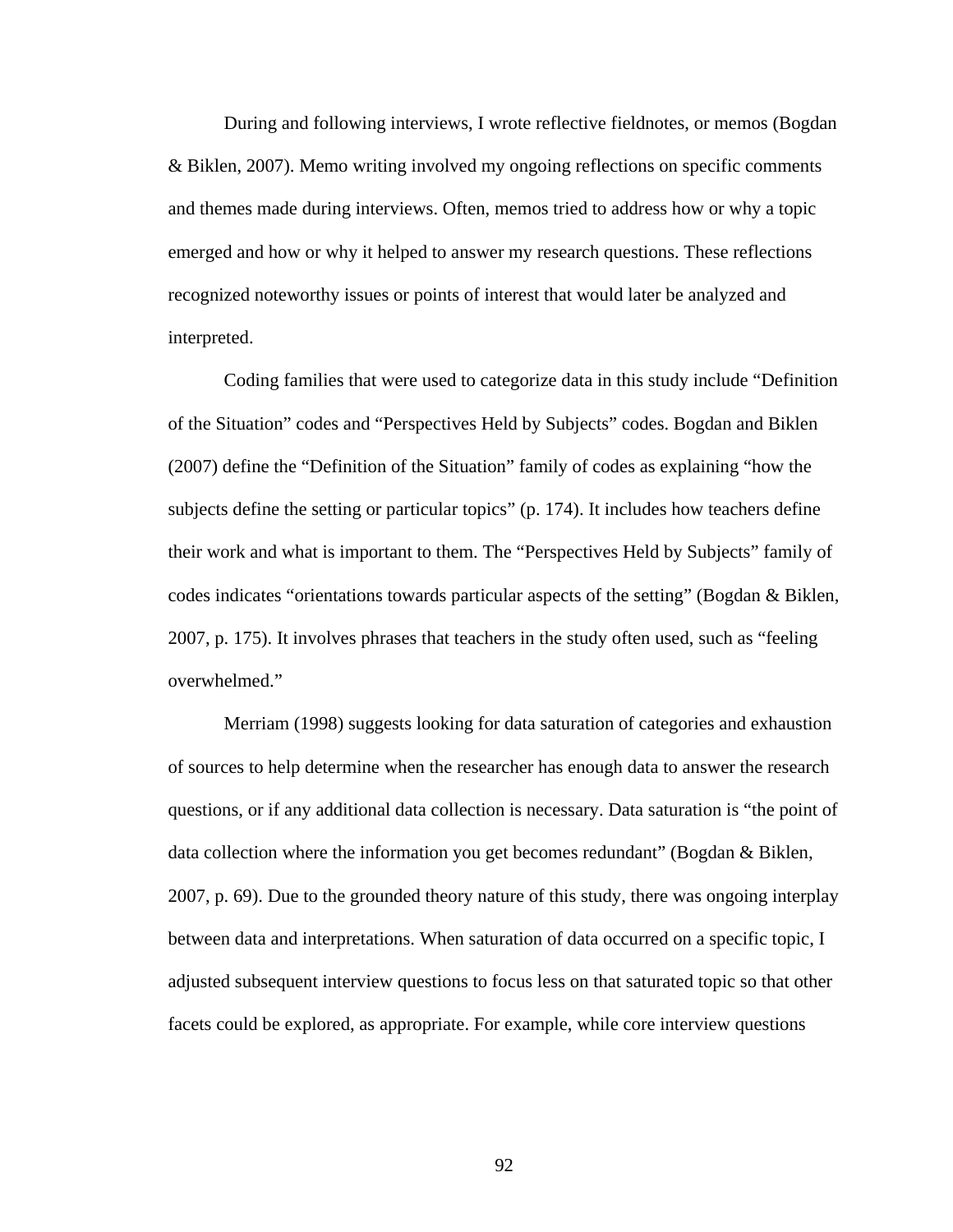During and following interviews, I wrote reflective fieldnotes, or memos (Bogdan & Biklen, 2007). Memo writing involved my ongoing reflections on specific comments and themes made during interviews. Often, memos tried to address how or why a topic emerged and how or why it helped to answer my research questions. These reflections recognized noteworthy issues or points of interest that would later be analyzed and interpreted.

Coding families that were used to categorize data in this study include “Definition of the Situation” codes and “Perspectives Held by Subjects” codes. Bogdan and Biklen (2007) define the “Definition of the Situation” family of codes as explaining “how the subjects define the setting or particular topics” (p. 174). It includes how teachers define their work and what is important to them. The “Perspectives Held by Subjects” family of codes indicates “orientations towards particular aspects of the setting” (Bogdan & Biklen, 2007, p. 175). It involves phrases that teachers in the study often used, such as “feeling overwhelmed.”

Merriam (1998) suggests looking for data saturation of categories and exhaustion of sources to help determine when the researcher has enough data to answer the research questions, or if any additional data collection is necessary. Data saturation is “the point of data collection where the information you get becomes redundant” (Bogdan & Biklen, 2007, p. 69). Due to the grounded theory nature of this study, there was ongoing interplay between data and interpretations. When saturation of data occurred on a specific topic, I adjusted subsequent interview questions to focus less on that saturated topic so that other facets could be explored, as appropriate. For example, while core interview questions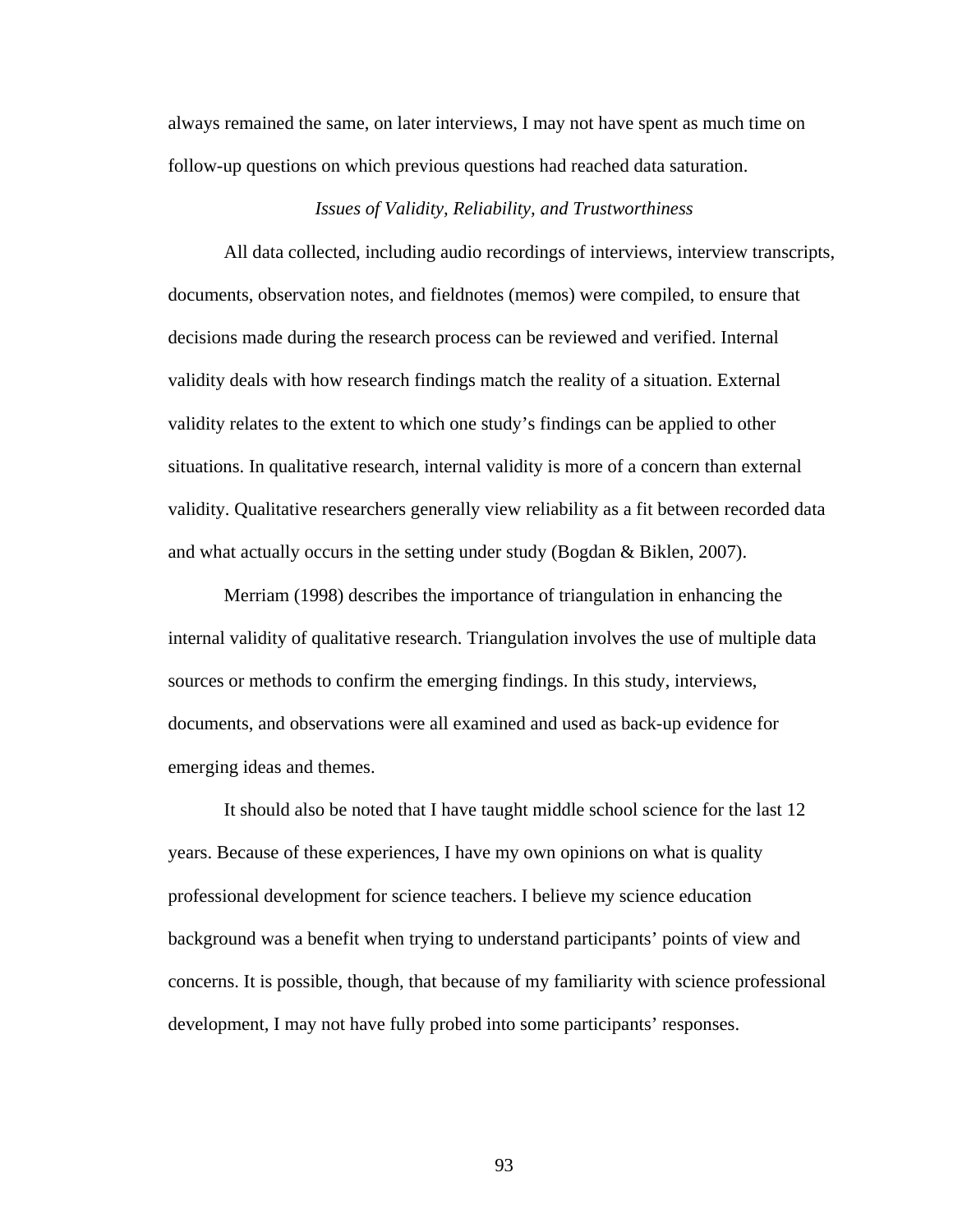always remained the same, on later interviews, I may not have spent as much time on follow-up questions on which previous questions had reached data saturation.

### *Issues of Validity, Reliability, and Trustworthiness*

All data collected, including audio recordings of interviews, interview transcripts, documents, observation notes, and fieldnotes (memos) were compiled, to ensure that decisions made during the research process can be reviewed and verified. Internal validity deals with how research findings match the reality of a situation. External validity relates to the extent to which one study's findings can be applied to other situations. In qualitative research, internal validity is more of a concern than external validity. Qualitative researchers generally view reliability as a fit between recorded data and what actually occurs in the setting under study (Bogdan & Biklen, 2007).

Merriam (1998) describes the importance of triangulation in enhancing the internal validity of qualitative research. Triangulation involves the use of multiple data sources or methods to confirm the emerging findings. In this study, interviews, documents, and observations were all examined and used as back-up evidence for emerging ideas and themes.

It should also be noted that I have taught middle school science for the last 12 years. Because of these experiences, I have my own opinions on what is quality professional development for science teachers. I believe my science education background was a benefit when trying to understand participants' points of view and concerns. It is possible, though, that because of my familiarity with science professional development, I may not have fully probed into some participants' responses.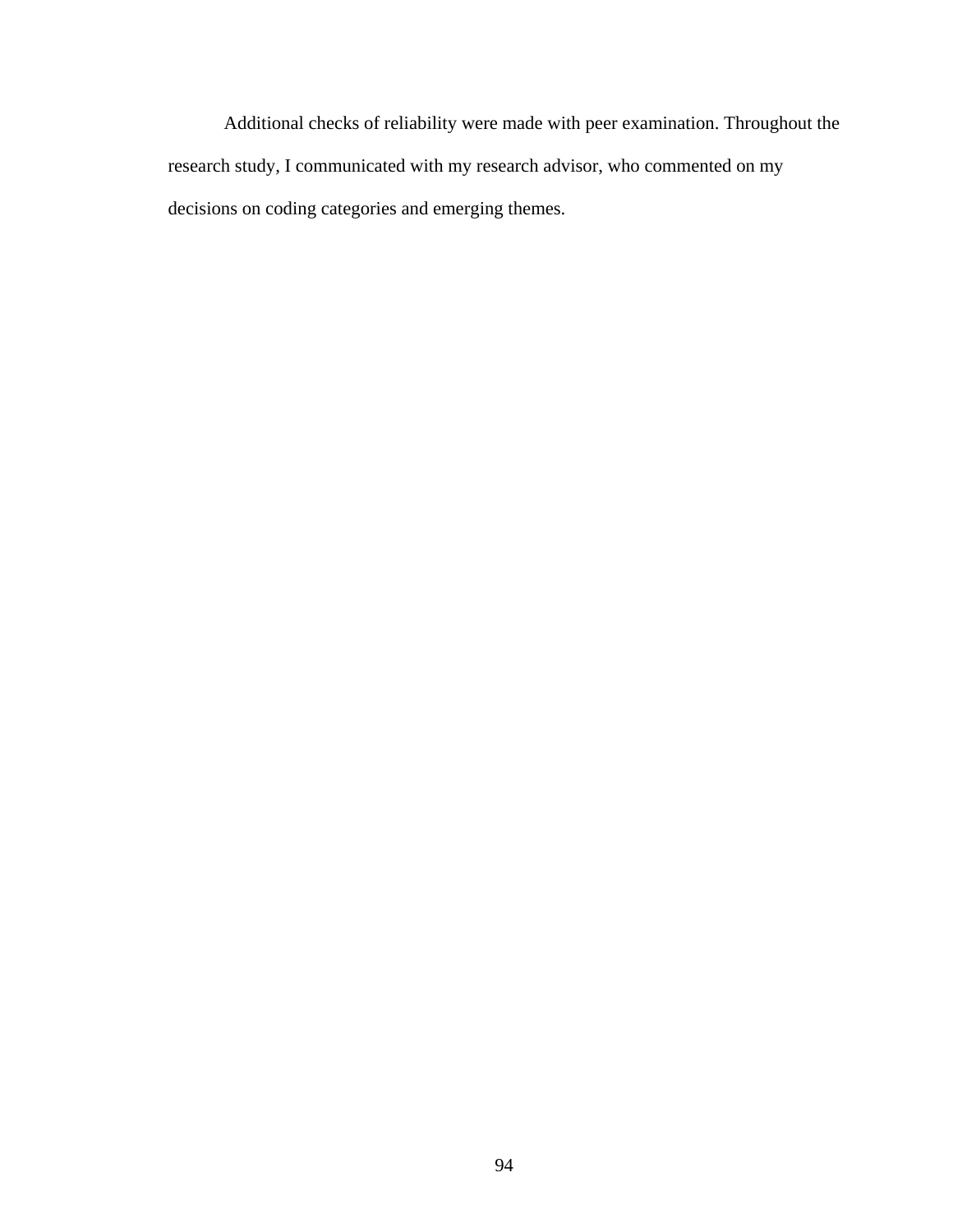Additional checks of reliability were made with peer examination. Throughout the research study, I communicated with my research advisor, who commented on my decisions on coding categories and emerging themes.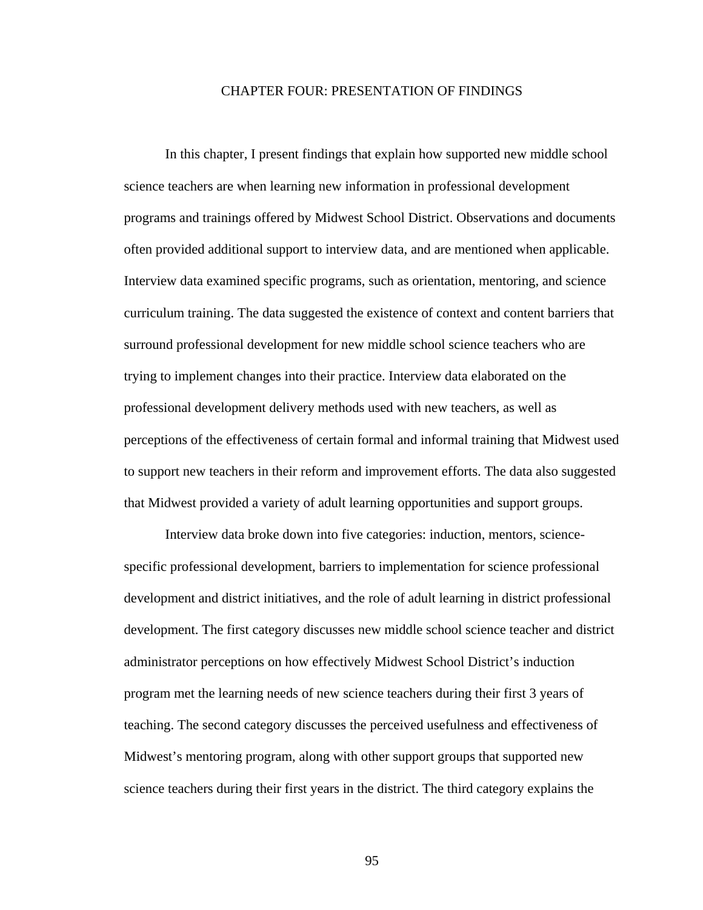# CHAPTER FOUR: PRESENTATION OF FINDINGS

In this chapter, I present findings that explain how supported new middle school science teachers are when learning new information in professional development programs and trainings offered by Midwest School District. Observations and documents often provided additional support to interview data, and are mentioned when applicable. Interview data examined specific programs, such as orientation, mentoring, and science curriculum training. The data suggested the existence of context and content barriers that surround professional development for new middle school science teachers who are trying to implement changes into their practice. Interview data elaborated on the professional development delivery methods used with new teachers, as well as perceptions of the effectiveness of certain formal and informal training that Midwest used to support new teachers in their reform and improvement efforts. The data also suggested that Midwest provided a variety of adult learning opportunities and support groups.

Interview data broke down into five categories: induction, mentors, science-specific professional development, barriers to implementation for science professional development and district initiatives, and the role of adult learning in district professional development. The first category discusses new middle school science teacher and district administrator perceptions on how effectively Midwest School District's induction program met the learning needs of new science teachers during their first 3 years of teaching. The second category discusses the perceived usefulness and effectiveness of Midwest's mentoring program, along with other support groups that supported new science teachers during their first years in the district. The third category explains the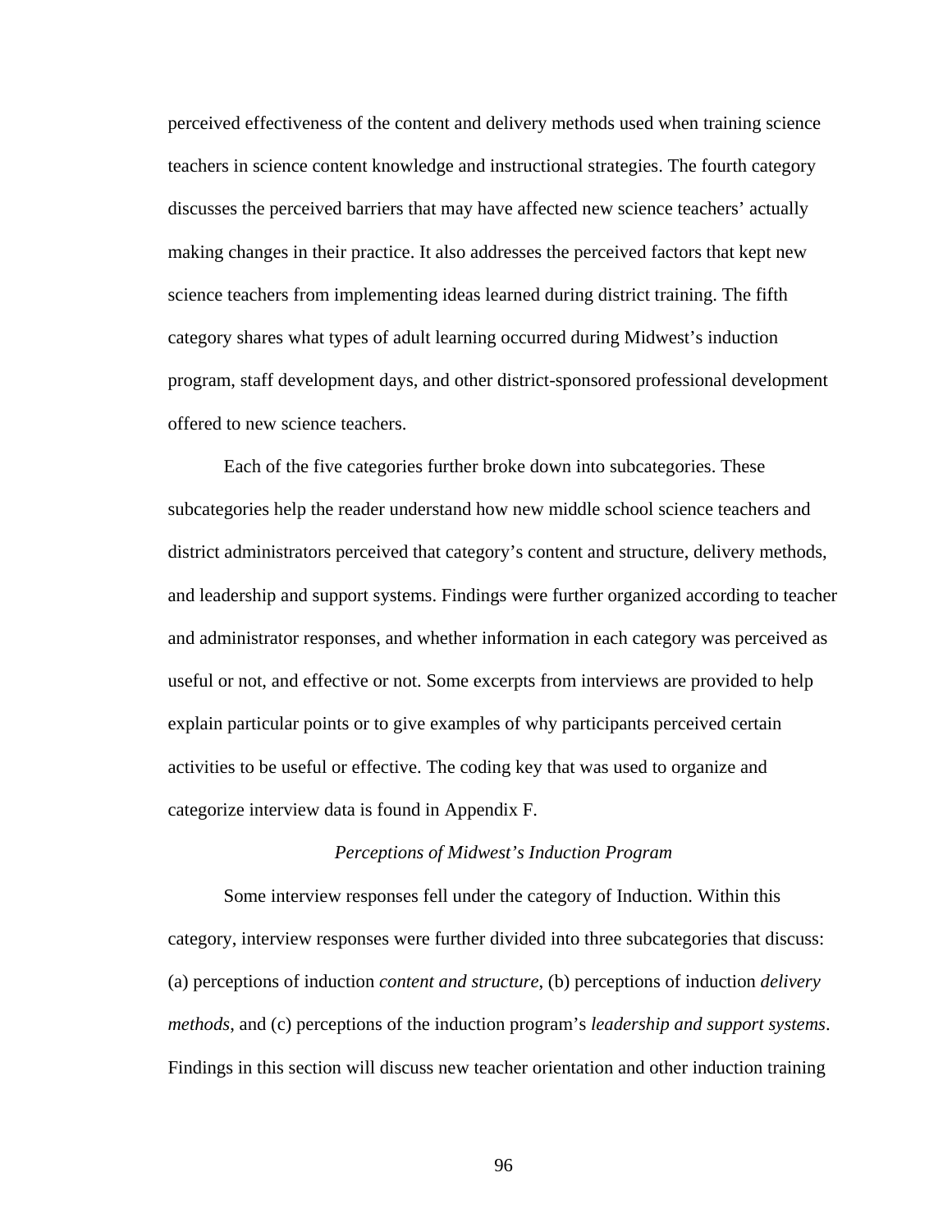perceived effectiveness of the content and delivery methods used when training science teachers in science content knowledge and instructional strategies. The fourth category discusses the perceived barriers that may have affected new science teachers' actually making changes in their practice. It also addresses the perceived factors that kept new science teachers from implementing ideas learned during district training. The fifth category shares what types of adult learning occurred during Midwest's induction program, staff development days, and other district-sponsored professional development offered to new science teachers.

Each of the five categories further broke down into subcategories. These subcategories help the reader understand how new middle school science teachers and district administrators perceived that category's content and structure, delivery methods, and leadership and support systems. Findings were further organized according to teacher and administrator responses, and whether information in each category was perceived as useful or not, and effective or not. Some excerpts from interviews are provided to help explain particular points or to give examples of why participants perceived certain activities to be useful or effective. The coding key that was used to organize and categorize interview data is found in Appendix F.

### *Perceptions of Midwest's Induction Program*

Some interview responses fell under the category of Induction. Within this category, interview responses were further divided into three subcategories that discuss: (a) perceptions of induction *content and structure*, (b) perceptions of induction *delivery methods*, and (c) perceptions of the induction program's *leadership and support systems*. Findings in this section will discuss new teacher orientation and other induction training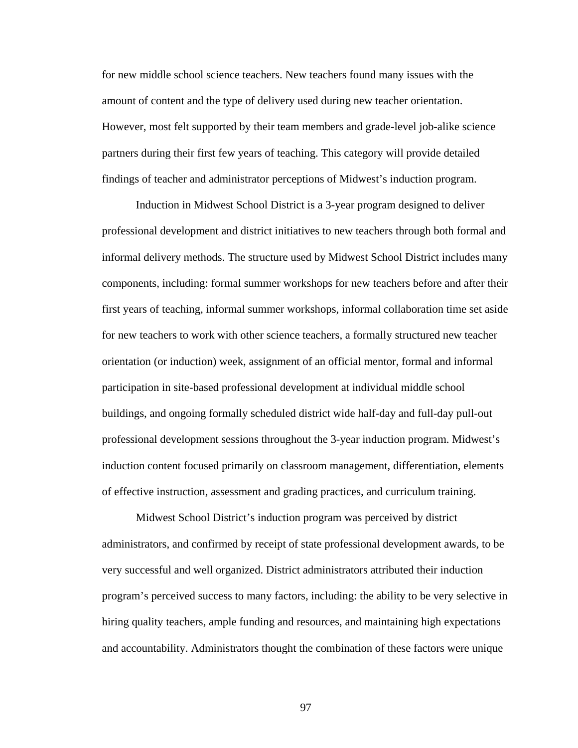for new middle school science teachers. New teachers found many issues with the amount of content and the type of delivery used during new teacher orientation. However, most felt supported by their team members and grade-level job-alike science partners during their first few years of teaching. This category will provide detailed findings of teacher and administrator perceptions of Midwest's induction program.

Induction in Midwest School District is a 3-year program designed to deliver professional development and district initiatives to new teachers through both formal and informal delivery methods. The structure used by Midwest School District includes many components, including: formal summer workshops for new teachers before and after their first years of teaching, informal summer workshops, informal collaboration time set aside for new teachers to work with other science teachers, a formally structured new teacher orientation (or induction) week, assignment of an official mentor, formal and informal participation in site-based professional development at individual middle school buildings, and ongoing formally scheduled district wide half-day and full-day pull-out professional development sessions throughout the 3-year induction program. Midwest's induction content focused primarily on classroom management, differentiation, elements of effective instruction, assessment and grading practices, and curriculum training.

Midwest School District's induction program was perceived by district administrators, and confirmed by receipt of state professional development awards, to be very successful and well organized. District administrators attributed their induction program's perceived success to many factors, including: the ability to be very selective in hiring quality teachers, ample funding and resources, and maintaining high expectations and accountability. Administrators thought the combination of these factors were unique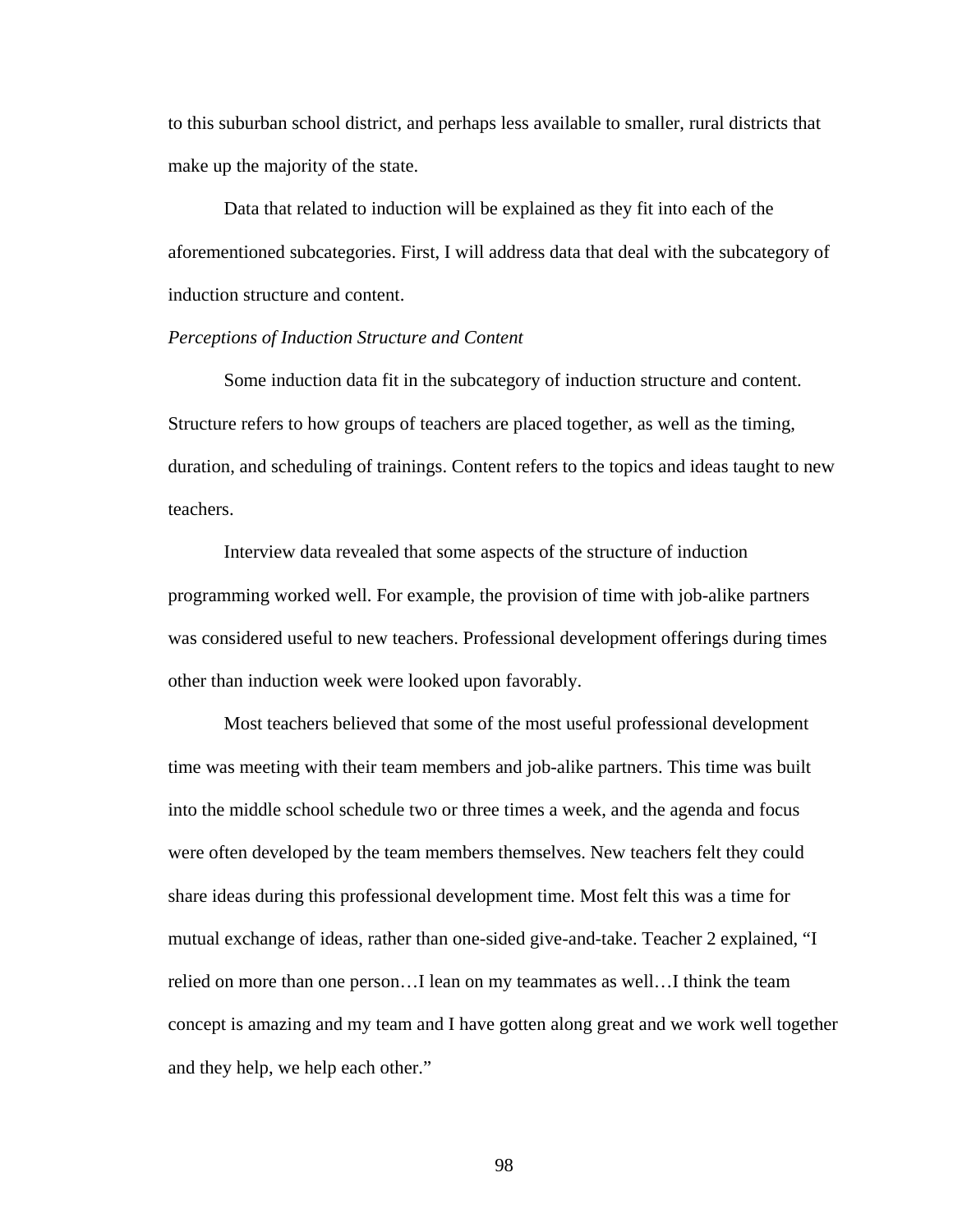to this suburban school district, and perhaps less available to smaller, rural districts that make up the majority of the state.

Data that related to induction will be explained as they fit into each of the aforementioned subcategories. First, I will address data that deal with the subcategory of induction structure and content.

*Perceptions of Induction Structure and Content*

Some induction data fit in the subcategory of induction structure and content. Structure refers to how groups of teachers are placed together, as well as the timing, duration, and scheduling of trainings. Content refers to the topics and ideas taught to new teachers.

Interview data revealed that some aspects of the structure of induction programming worked well. For example, the provision of time with job-alike partners was considered useful to new teachers. Professional development offerings during times other than induction week were looked upon favorably.

Most teachers believed that some of the most useful professional development time was meeting with their team members and job-alike partners. This time was built into the middle school schedule two or three times a week, and the agenda and focus were often developed by the team members themselves. New teachers felt they could share ideas during this professional development time. Most felt this was a time for mutual exchange of ideas, rather than one-sided give-and-take. Teacher 2 explained, "I relied on more than one person…I lean on my teammates as well…I think the team concept is amazing and my team and I have gotten along great and we work well together and they help, we help each other."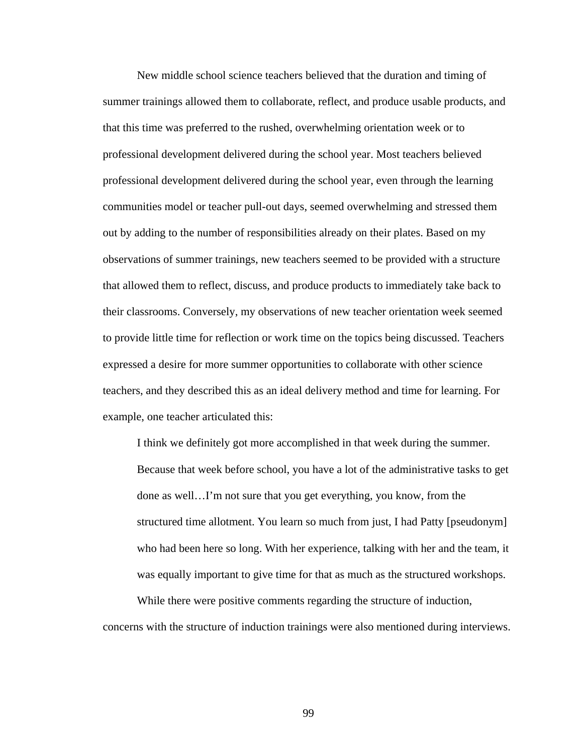New middle school science teachers believed that the duration and timing of summer trainings allowed them to collaborate, reflect, and produce usable products, and that this time was preferred to the rushed, overwhelming orientation week or to professional development delivered during the school year. Most teachers believed professional development delivered during the school year, even through the learning communities model or teacher pull-out days, seemed overwhelming and stressed them out by adding to the number of responsibilities already on their plates. Based on my observations of summer trainings, new teachers seemed to be provided with a structure that allowed them to reflect, discuss, and produce products to immediately take back to their classrooms. Conversely, my observations of new teacher orientation week seemed to provide little time for reflection or work time on the topics being discussed. Teachers expressed a desire for more summer opportunities to collaborate with other science teachers, and they described this as an ideal delivery method and time for learning. For example, one teacher articulated this:

> I think we definitely got more accomplished in that week during the summer. Because that week before school, you have a lot of the administrative tasks to get done as well…I'm not sure that you get everything, you know, from the structured time allotment. You learn so much from just, I had Patty [pseudonym] who had been here so long. With her experience, talking with her and the team, it was equally important to give time for that as much as the structured workshops.

While there were positive comments regarding the structure of induction, concerns with the structure of induction trainings were also mentioned during interviews.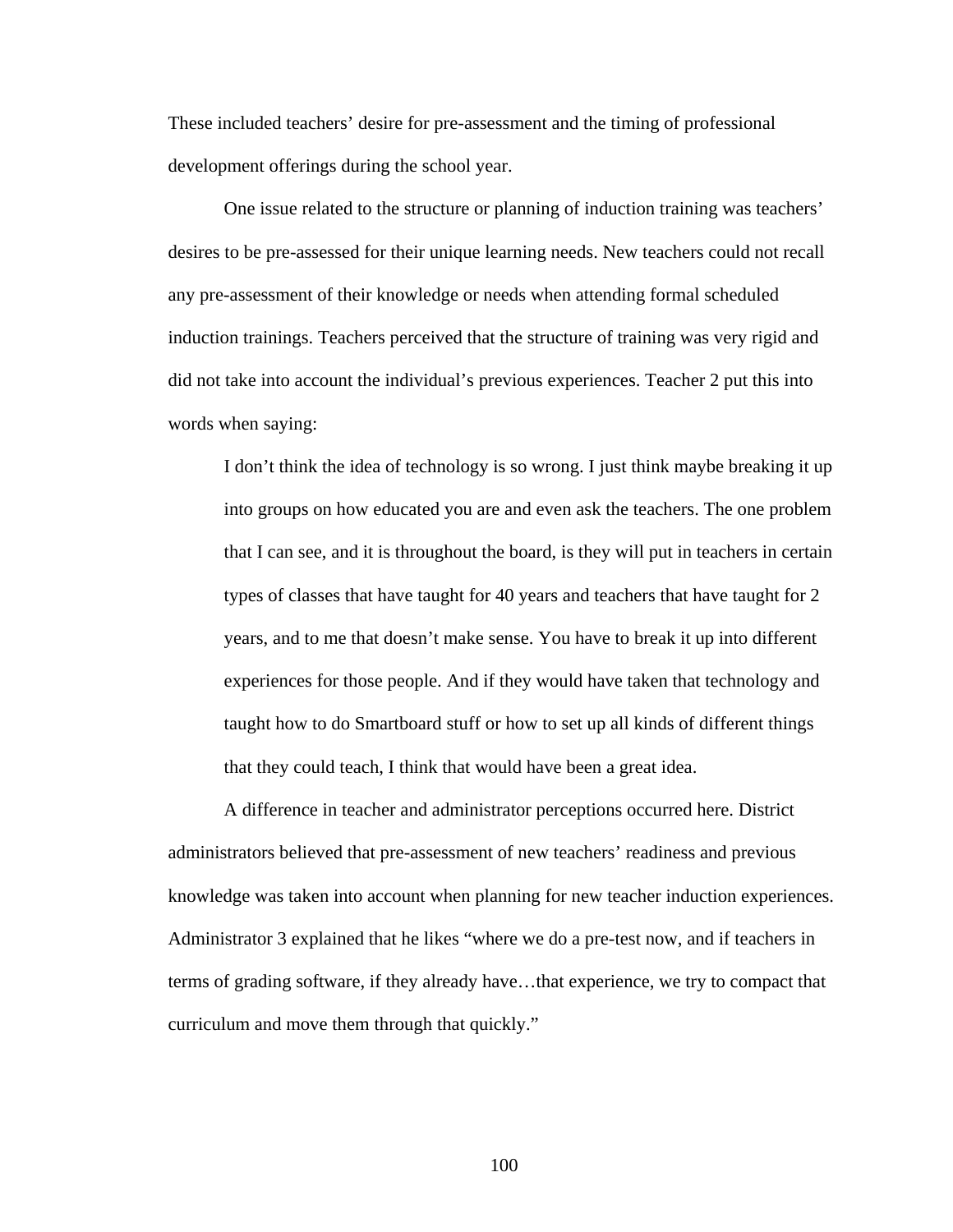These included teachers' desire for pre-assessment and the timing of professional development offerings during the school year.

One issue related to the structure or planning of induction training was teachers' desires to be pre-assessed for their unique learning needs. New teachers could not recall any pre-assessment of their knowledge or needs when attending formal scheduled induction trainings. Teachers perceived that the structure of training was very rigid and did not take into account the individual's previous experiences. Teacher 2 put this into words when saying:

> I don't think the idea of technology is so wrong. I just think maybe breaking it up into groups on how educated you are and even ask the teachers. The one problem that I can see, and it is throughout the board, is they will put in teachers in certain types of classes that have taught for 40 years and teachers that have taught for 2 years, and to me that doesn't make sense. You have to break it up into different experiences for those people. And if they would have taken that technology and taught how to do Smartboard stuff or how to set up all kinds of different things that they could teach, I think that would have been a great idea.

A difference in teacher and administrator perceptions occurred here. District administrators believed that pre-assessment of new teachers' readiness and previous knowledge was taken into account when planning for new teacher induction experiences. Administrator 3 explained that he likes "where we do a pre-test now, and if teachers in terms of grading software, if they already have…that experience, we try to compact that curriculum and move them through that quickly."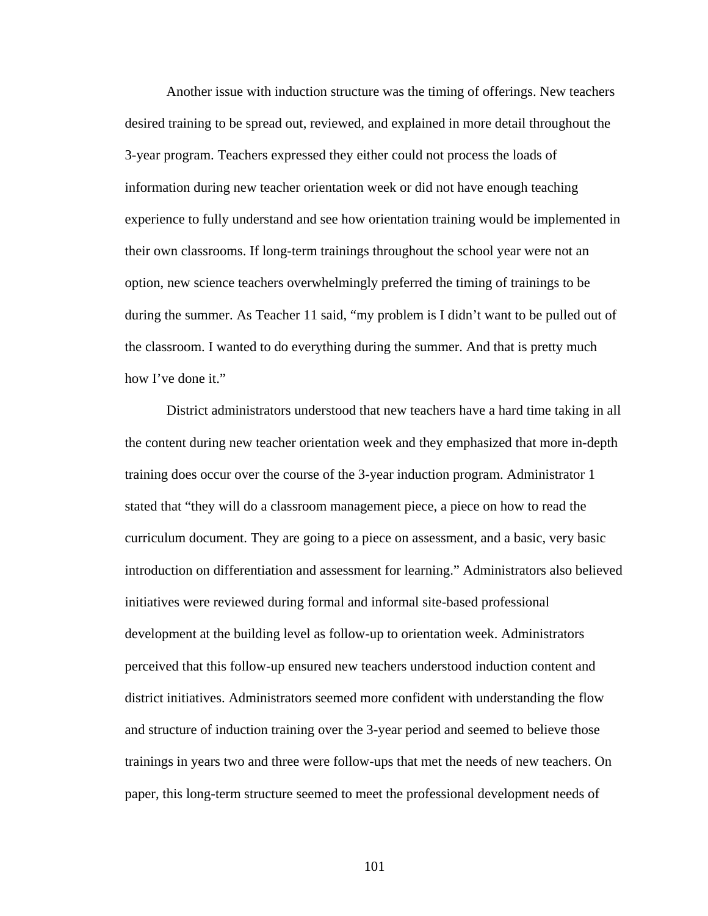Another issue with induction structure was the timing of offerings. New teachers desired training to be spread out, reviewed, and explained in more detail throughout the 3-year program. Teachers expressed they either could not process the loads of information during new teacher orientation week or did not have enough teaching experience to fully understand and see how orientation training would be implemented in their own classrooms. If long-term trainings throughout the school year were not an option, new science teachers overwhelmingly preferred the timing of trainings to be during the summer. As Teacher 11 said, "my problem is I didn't want to be pulled out of the classroom. I wanted to do everything during the summer. And that is pretty much how I've done it."

District administrators understood that new teachers have a hard time taking in all the content during new teacher orientation week and they emphasized that more in-depth training does occur over the course of the 3-year induction program. Administrator 1 stated that "they will do a classroom management piece, a piece on how to read the curriculum document. They are going to a piece on assessment, and a basic, very basic introduction on differentiation and assessment for learning." Administrators also believed initiatives were reviewed during formal and informal site-based professional development at the building level as follow-up to orientation week. Administrators perceived that this follow-up ensured new teachers understood induction content and district initiatives. Administrators seemed more confident with understanding the flow and structure of induction training over the 3-year period and seemed to believe those trainings in years two and three were follow-ups that met the needs of new teachers. On paper, this long-term structure seemed to meet the professional development needs of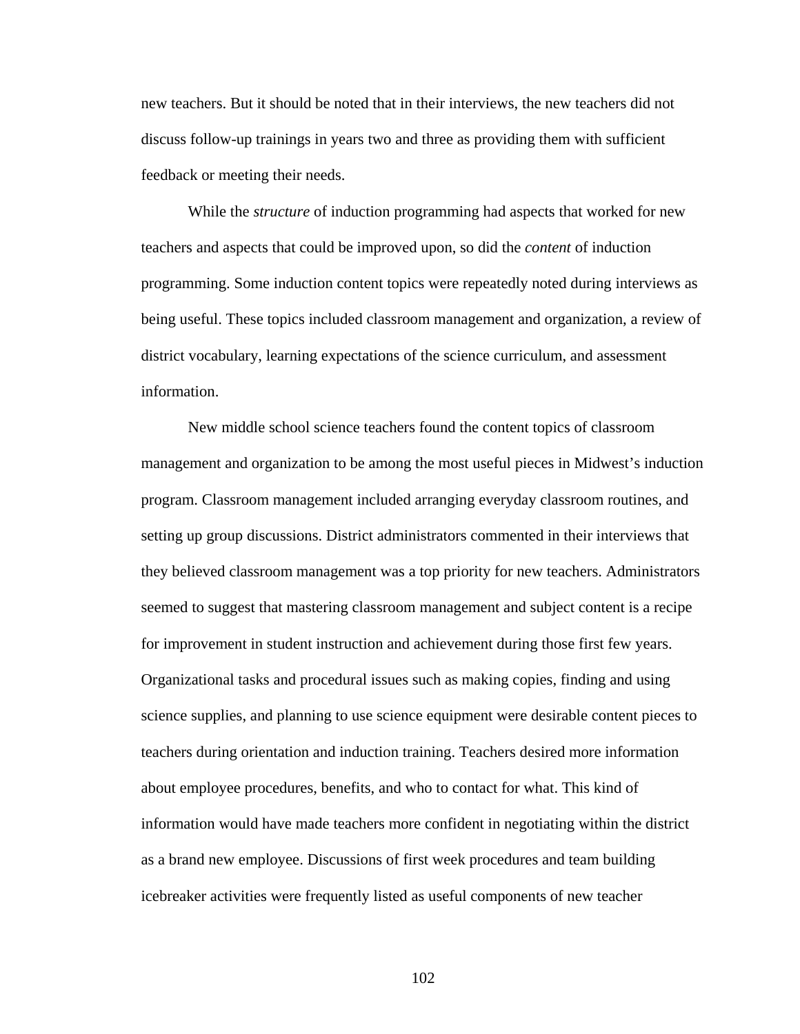new teachers. But it should be noted that in their interviews, the new teachers did not discuss follow-up trainings in years two and three as providing them with sufficient feedback or meeting their needs.

While the *structure* of induction programming had aspects that worked for new teachers and aspects that could be improved upon, so did the *content* of induction programming. Some induction content topics were repeatedly noted during interviews as being useful. These topics included classroom management and organization, a review of district vocabulary, learning expectations of the science curriculum, and assessment information.

New middle school science teachers found the content topics of classroom management and organization to be among the most useful pieces in Midwest's induction program. Classroom management included arranging everyday classroom routines, and setting up group discussions. District administrators commented in their interviews that they believed classroom management was a top priority for new teachers. Administrators seemed to suggest that mastering classroom management and subject content is a recipe for improvement in student instruction and achievement during those first few years. Organizational tasks and procedural issues such as making copies, finding and using science supplies, and planning to use science equipment were desirable content pieces to teachers during orientation and induction training. Teachers desired more information about employee procedures, benefits, and who to contact for what. This kind of information would have made teachers more confident in negotiating within the district as a brand new employee. Discussions of first week procedures and team building icebreaker activities were frequently listed as useful components of new teacher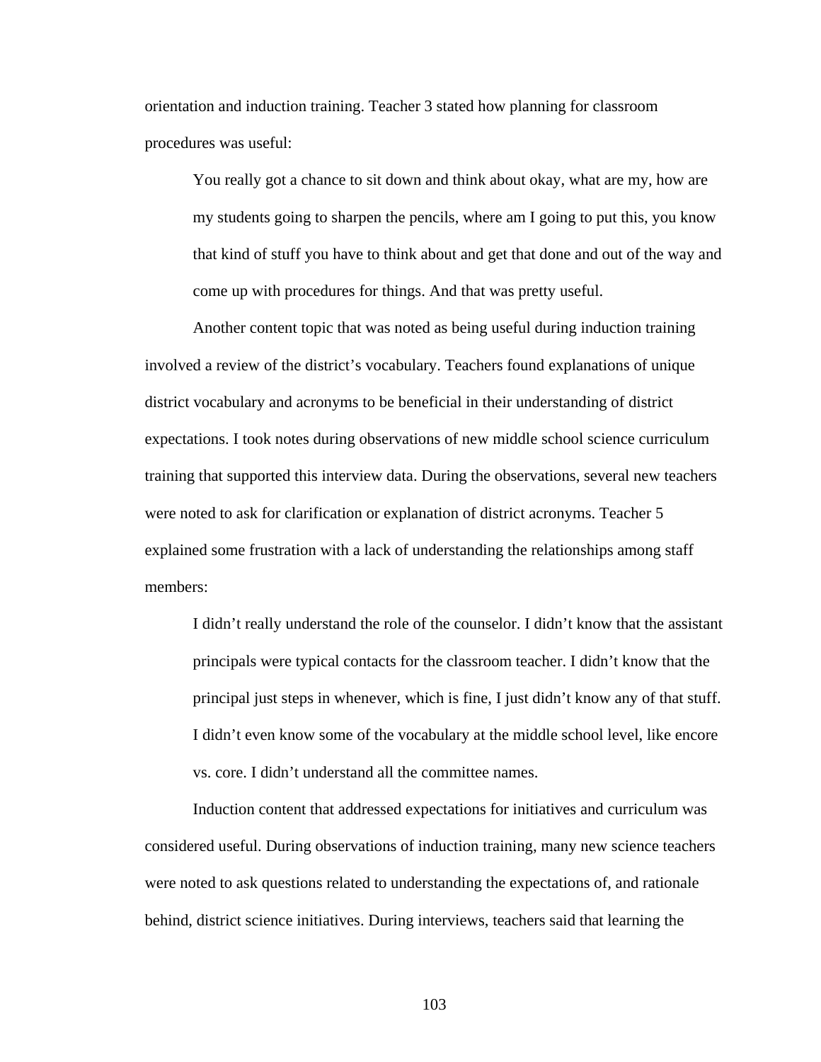orientation and induction training. Teacher 3 stated how planning for classroom procedures was useful:

> You really got a chance to sit down and think about okay, what are my, how are my students going to sharpen the pencils, where am I going to put this, you know that kind of stuff you have to think about and get that done and out of the way and come up with procedures for things. And that was pretty useful.

Another content topic that was noted as being useful during induction training involved a review of the district's vocabulary. Teachers found explanations of unique district vocabulary and acronyms to be beneficial in their understanding of district expectations. I took notes during observations of new middle school science curriculum training that supported this interview data. During the observations, several new teachers were noted to ask for clarification or explanation of district acronyms. Teacher 5 explained some frustration with a lack of understanding the relationships among staff members:

> I didn't really understand the role of the counselor. I didn't know that the assistant principals were typical contacts for the classroom teacher. I didn't know that the principal just steps in whenever, which is fine, I just didn't know any of that stuff. I didn't even know some of the vocabulary at the middle school level, like encore vs. core. I didn't understand all the committee names.

Induction content that addressed expectations for initiatives and curriculum was considered useful. During observations of induction training, many new science teachers were noted to ask questions related to understanding the expectations of, and rationale behind, district science initiatives. During interviews, teachers said that learning the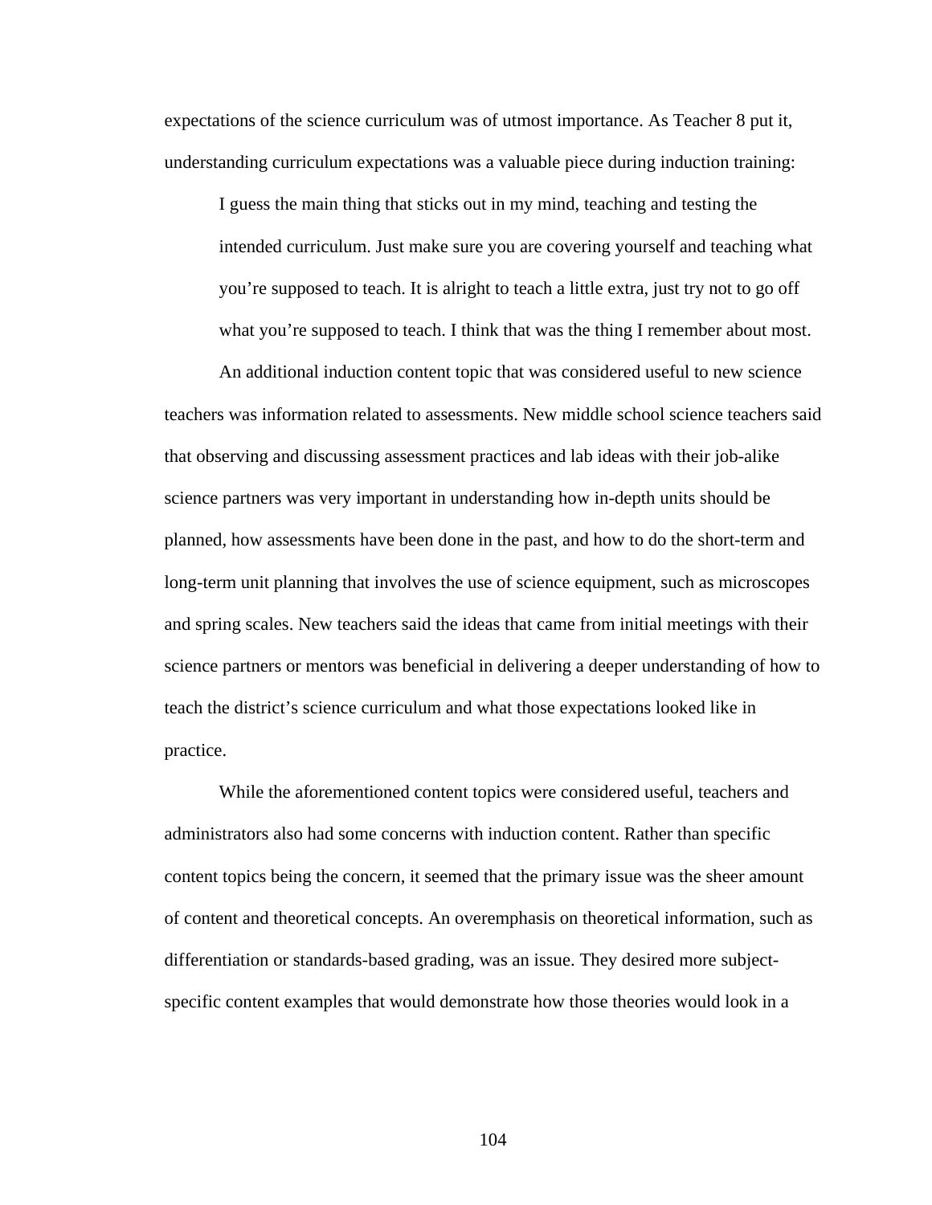expectations of the science curriculum was of utmost importance. As Teacher 8 put it, understanding curriculum expectations was a valuable piece during induction training:

> I guess the main thing that sticks out in my mind, teaching and testing the intended curriculum. Just make sure you are covering yourself and teaching what you're supposed to teach. It is alright to teach a little extra, just try not to go off what you're supposed to teach. I think that was the thing I remember about most.

An additional induction content topic that was considered useful to new science teachers was information related to assessments. New middle school science teachers said that observing and discussing assessment practices and lab ideas with their job-alike science partners was very important in understanding how in-depth units should be planned, how assessments have been done in the past, and how to do the short-term and long-term unit planning that involves the use of science equipment, such as microscopes and spring scales. New teachers said the ideas that came from initial meetings with their science partners or mentors was beneficial in delivering a deeper understanding of how to teach the district's science curriculum and what those expectations looked like in practice.

While the aforementioned content topics were considered useful, teachers and administrators also had some concerns with induction content. Rather than specific content topics being the concern, it seemed that the primary issue was the sheer amount of content and theoretical concepts. An overemphasis on theoretical information, such as differentiation or standards-based grading, was an issue. They desired more subject-specific content examples that would demonstrate how those theories would look in a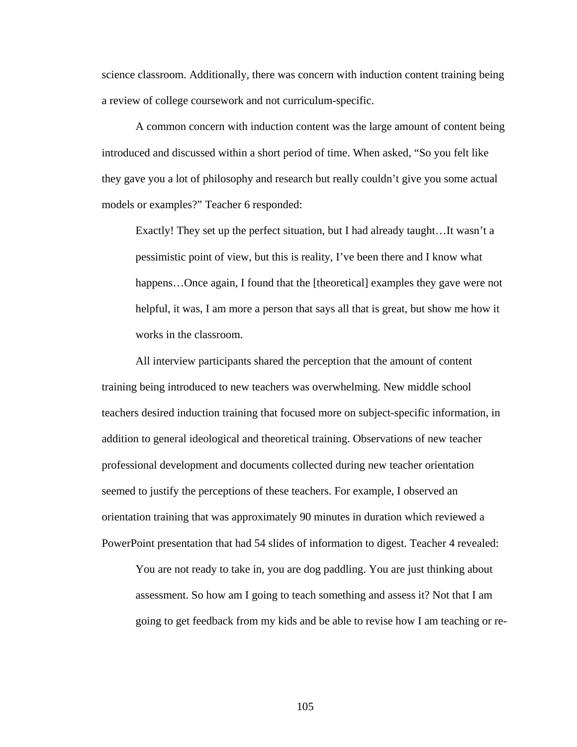science classroom. Additionally, there was concern with induction content training being a review of college coursework and not curriculum-specific.

A common concern with induction content was the large amount of content being introduced and discussed within a short period of time. When asked, "So you felt like they gave you a lot of philosophy and research but really couldn't give you some actual models or examples?" Teacher 6 responded:

> Exactly! They set up the perfect situation, but I had already taught…It wasn't a pessimistic point of view, but this is reality, I've been there and I know what happens…Once again, I found that the [theoretical] examples they gave were not helpful, it was, I am more a person that says all that is great, but show me how it works in the classroom.

All interview participants shared the perception that the amount of content training being introduced to new teachers was overwhelming. New middle school teachers desired induction training that focused more on subject-specific information, in addition to general ideological and theoretical training. Observations of new teacher professional development and documents collected during new teacher orientation seemed to justify the perceptions of these teachers. For example, I observed an orientation training that was approximately 90 minutes in duration which reviewed a PowerPoint presentation that had 54 slides of information to digest. Teacher 4 revealed:

> You are not ready to take in, you are dog paddling. You are just thinking about assessment. So how am I going to teach something and assess it? Not that I am going to get feedback from my kids and be able to revise how I am teaching or re-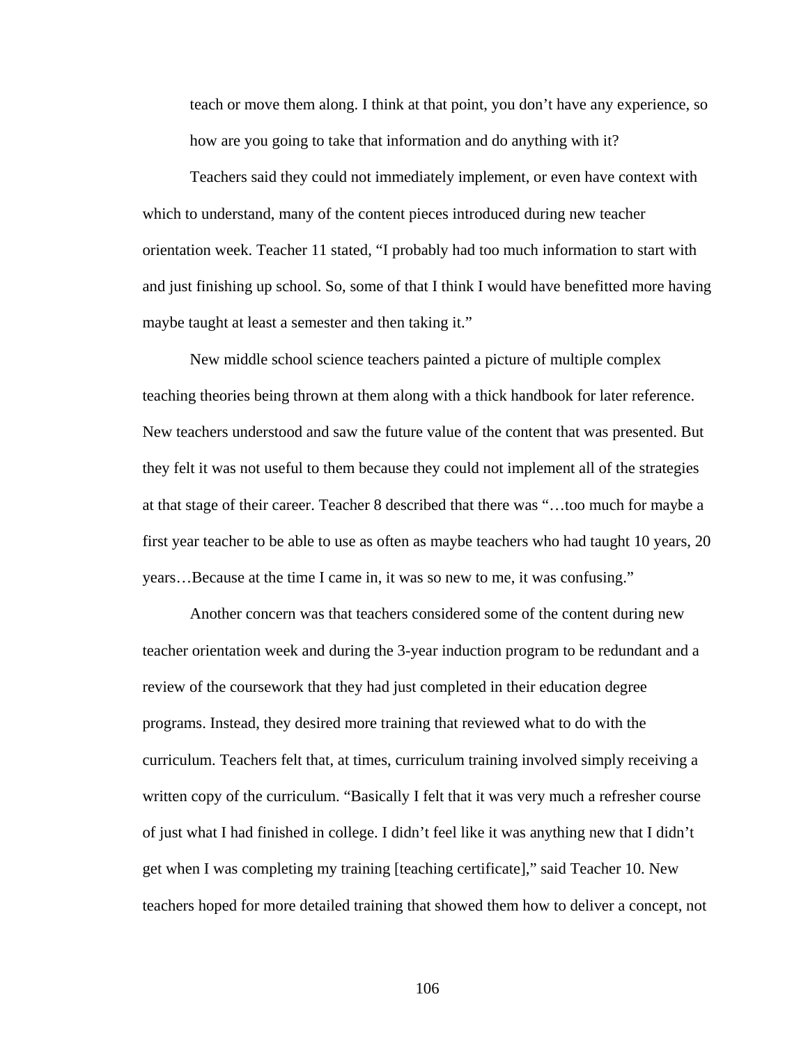> teach or move them along. I think at that point, you don't have any experience, so how are you going to take that information and do anything with it?

Teachers said they could not immediately implement, or even have context with which to understand, many of the content pieces introduced during new teacher orientation week. Teacher 11 stated, "I probably had too much information to start with and just finishing up school. So, some of that I think I would have benefitted more having maybe taught at least a semester and then taking it."

New middle school science teachers painted a picture of multiple complex teaching theories being thrown at them along with a thick handbook for later reference. New teachers understood and saw the future value of the content that was presented. But they felt it was not useful to them because they could not implement all of the strategies at that stage of their career. Teacher 8 described that there was "…too much for maybe a first year teacher to be able to use as often as maybe teachers who had taught 10 years, 20 years…Because at the time I came in, it was so new to me, it was confusing."

Another concern was that teachers considered some of the content during new teacher orientation week and during the 3-year induction program to be redundant and a review of the coursework that they had just completed in their education degree programs. Instead, they desired more training that reviewed what to do with the curriculum. Teachers felt that, at times, curriculum training involved simply receiving a written copy of the curriculum. "Basically I felt that it was very much a refresher course of just what I had finished in college. I didn't feel like it was anything new that I didn't get when I was completing my training [teaching certificate]," said Teacher 10. New teachers hoped for more detailed training that showed them how to deliver a concept, not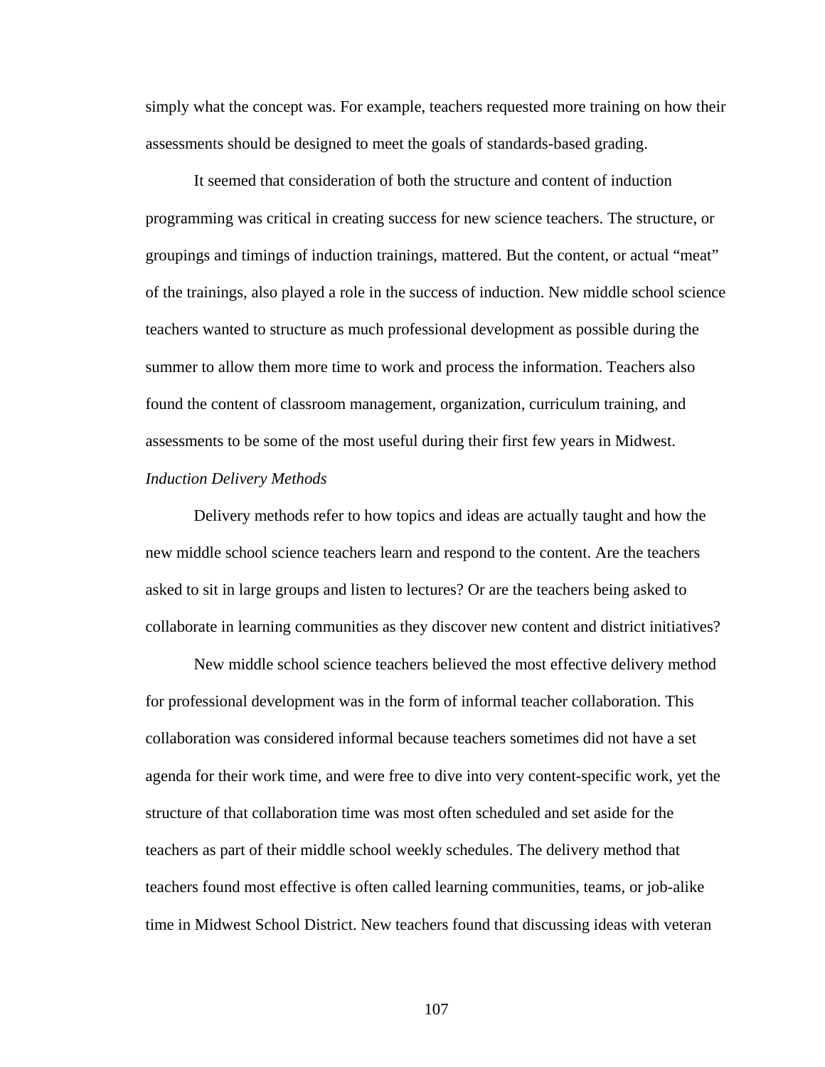simply what the concept was. For example, teachers requested more training on how their assessments should be designed to meet the goals of standards-based grading.

It seemed that consideration of both the structure and content of induction programming was critical in creating success for new science teachers. The structure, or groupings and timings of induction trainings, mattered. But the content, or actual "meat" of the trainings, also played a role in the success of induction. New middle school science teachers wanted to structure as much professional development as possible during the summer to allow them more time to work and process the information. Teachers also found the content of classroom management, organization, curriculum training, and assessments to be some of the most useful during their first few years in Midwest.

*Induction Delivery Methods*

Delivery methods refer to how topics and ideas are actually taught and how the new middle school science teachers learn and respond to the content. Are the teachers asked to sit in large groups and listen to lectures? Or are the teachers being asked to collaborate in learning communities as they discover new content and district initiatives?

New middle school science teachers believed the most effective delivery method for professional development was in the form of informal teacher collaboration. This collaboration was considered informal because teachers sometimes did not have a set agenda for their work time, and were free to dive into very content-specific work, yet the structure of that collaboration time was most often scheduled and set aside for the teachers as part of their middle school weekly schedules. The delivery method that teachers found most effective is often called learning communities, teams, or job-alike time in Midwest School District. New teachers found that discussing ideas with veteran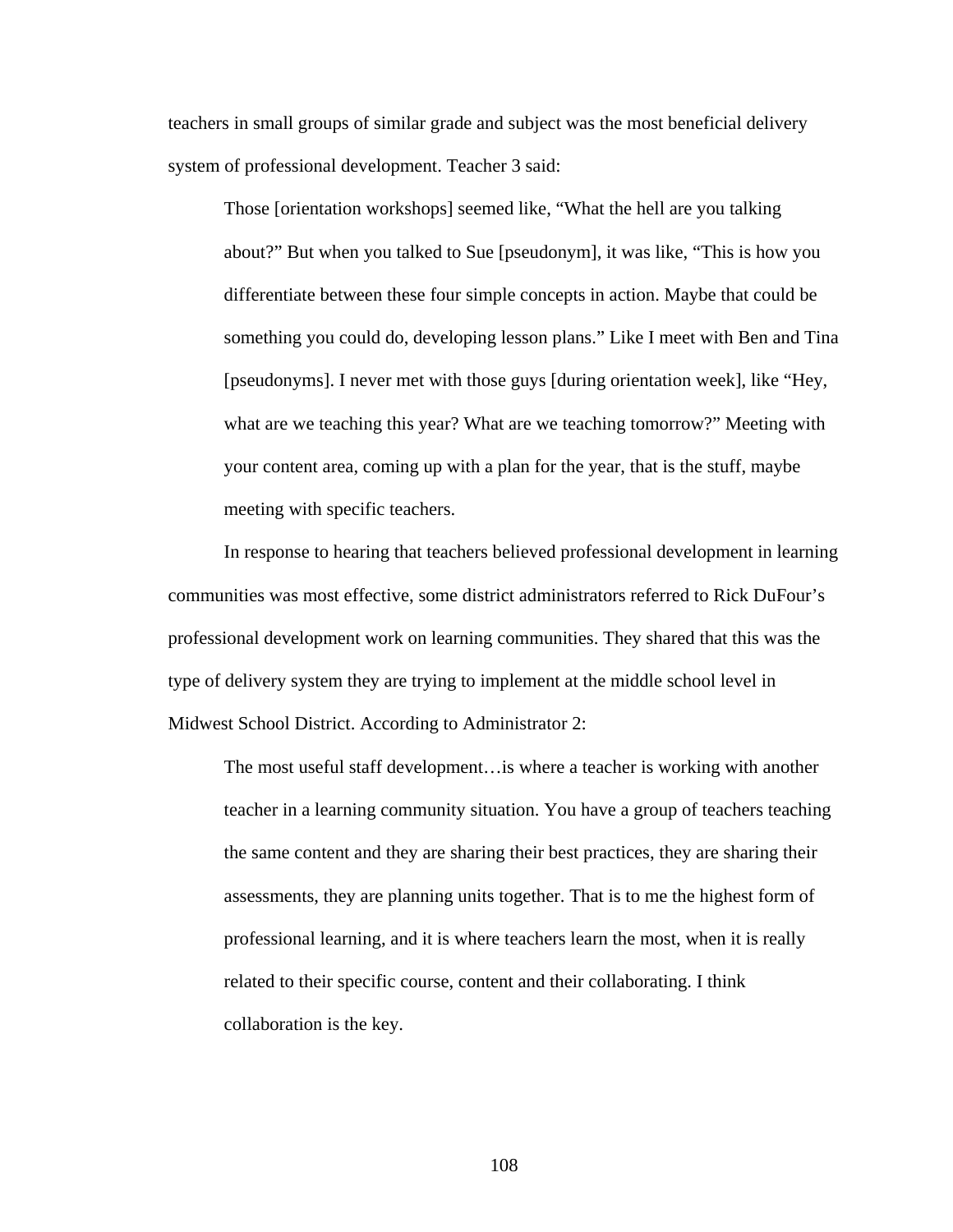teachers in small groups of similar grade and subject was the most beneficial delivery system of professional development. Teacher 3 said:

> Those [orientation workshops] seemed like, "What the hell are you talking about?" But when you talked to Sue [pseudonym], it was like, "This is how you differentiate between these four simple concepts in action. Maybe that could be something you could do, developing lesson plans." Like I meet with Ben and Tina [pseudonyms]. I never met with those guys [during orientation week], like "Hey, what are we teaching this year? What are we teaching tomorrow?" Meeting with your content area, coming up with a plan for the year, that is the stuff, maybe meeting with specific teachers.

In response to hearing that teachers believed professional development in learning communities was most effective, some district administrators referred to Rick DuFour's professional development work on learning communities. They shared that this was the type of delivery system they are trying to implement at the middle school level in Midwest School District. According to Administrator 2:

> The most useful staff development…is where a teacher is working with another teacher in a learning community situation. You have a group of teachers teaching the same content and they are sharing their best practices, they are sharing their assessments, they are planning units together. That is to me the highest form of professional learning, and it is where teachers learn the most, when it is really related to their specific course, content and their collaborating. I think collaboration is the key.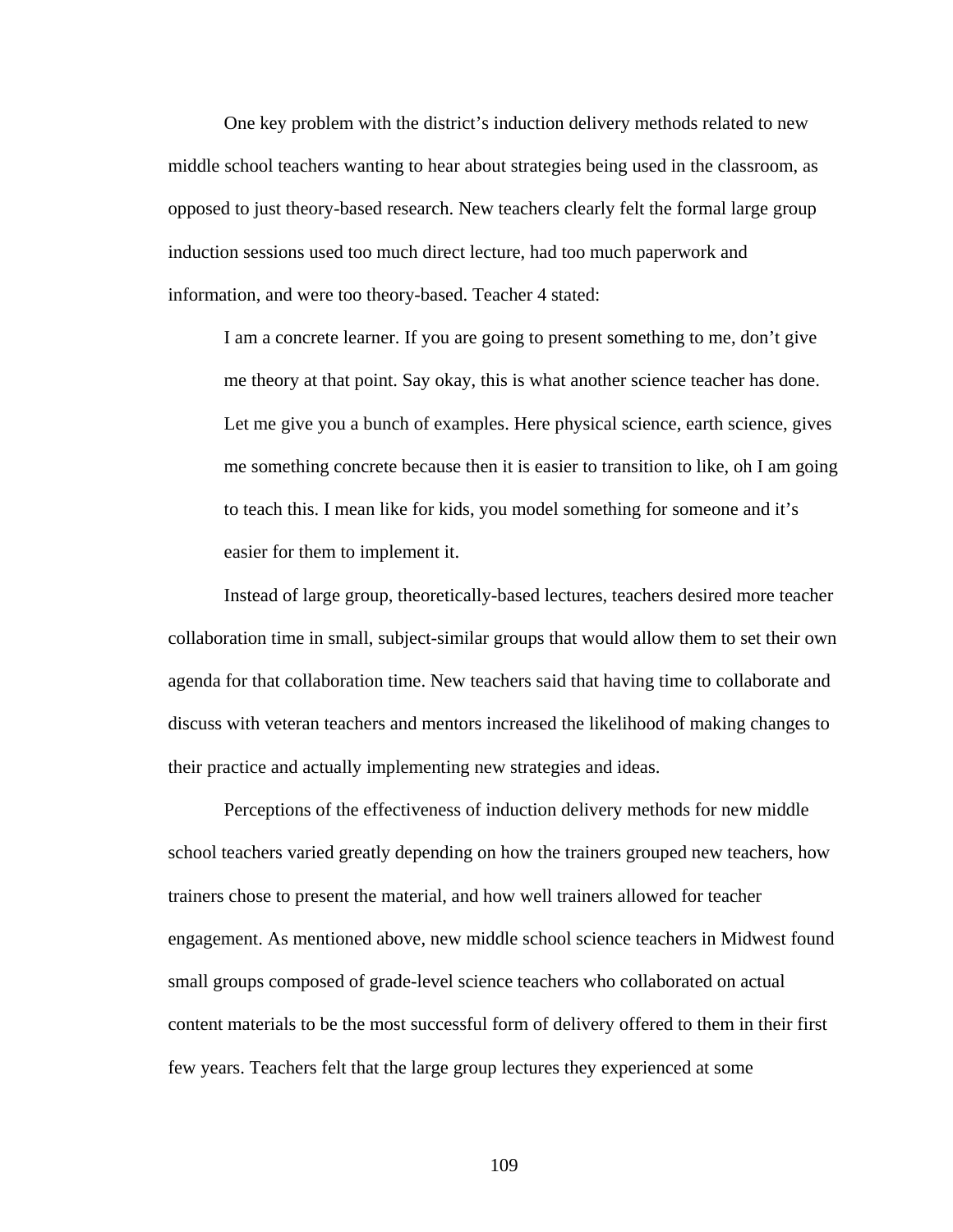One key problem with the district's induction delivery methods related to new middle school teachers wanting to hear about strategies being used in the classroom, as opposed to just theory-based research. New teachers clearly felt the formal large group induction sessions used too much direct lecture, had too much paperwork and information, and were too theory-based. Teacher 4 stated:

> I am a concrete learner. If you are going to present something to me, don't give me theory at that point. Say okay, this is what another science teacher has done. Let me give you a bunch of examples. Here physical science, earth science, gives me something concrete because then it is easier to transition to like, oh I am going to teach this. I mean like for kids, you model something for someone and it's easier for them to implement it.

Instead of large group, theoretically-based lectures, teachers desired more teacher collaboration time in small, subject-similar groups that would allow them to set their own agenda for that collaboration time. New teachers said that having time to collaborate and discuss with veteran teachers and mentors increased the likelihood of making changes to their practice and actually implementing new strategies and ideas.

Perceptions of the effectiveness of induction delivery methods for new middle school teachers varied greatly depending on how the trainers grouped new teachers, how trainers chose to present the material, and how well trainers allowed for teacher engagement. As mentioned above, new middle school science teachers in Midwest found small groups composed of grade-level science teachers who collaborated on actual content materials to be the most successful form of delivery offered to them in their first few years. Teachers felt that the large group lectures they experienced at some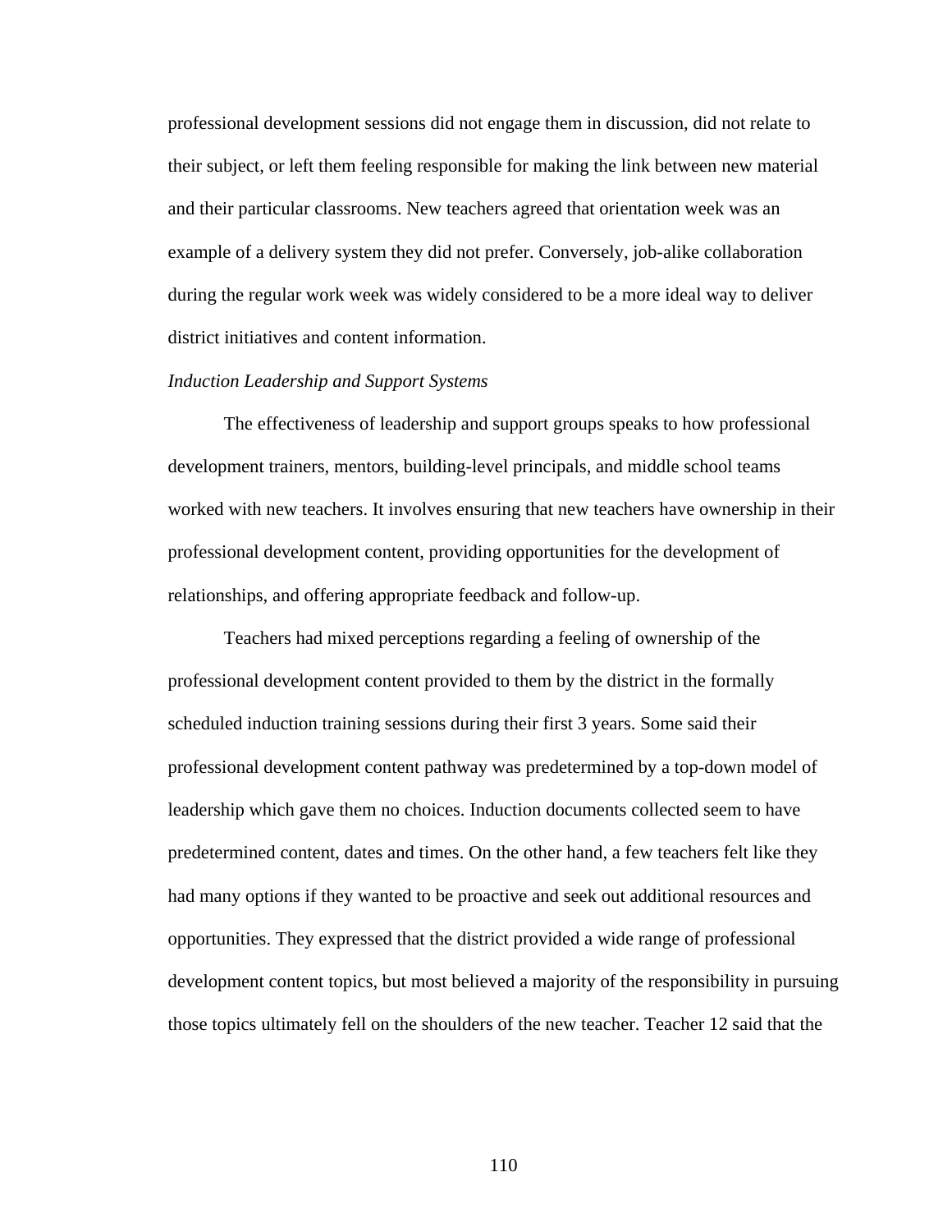professional development sessions did not engage them in discussion, did not relate to their subject, or left them feeling responsible for making the link between new material and their particular classrooms. New teachers agreed that orientation week was an example of a delivery system they did not prefer. Conversely, job-alike collaboration during the regular work week was widely considered to be a more ideal way to deliver district initiatives and content information.

*Induction Leadership and Support Systems*

The effectiveness of leadership and support groups speaks to how professional development trainers, mentors, building-level principals, and middle school teams worked with new teachers. It involves ensuring that new teachers have ownership in their professional development content, providing opportunities for the development of relationships, and offering appropriate feedback and follow-up.

Teachers had mixed perceptions regarding a feeling of ownership of the professional development content provided to them by the district in the formally scheduled induction training sessions during their first 3 years. Some said their professional development content pathway was predetermined by a top-down model of leadership which gave them no choices. Induction documents collected seem to have predetermined content, dates and times. On the other hand, a few teachers felt like they had many options if they wanted to be proactive and seek out additional resources and opportunities. They expressed that the district provided a wide range of professional development content topics, but most believed a majority of the responsibility in pursuing those topics ultimately fell on the shoulders of the new teacher. Teacher 12 said that the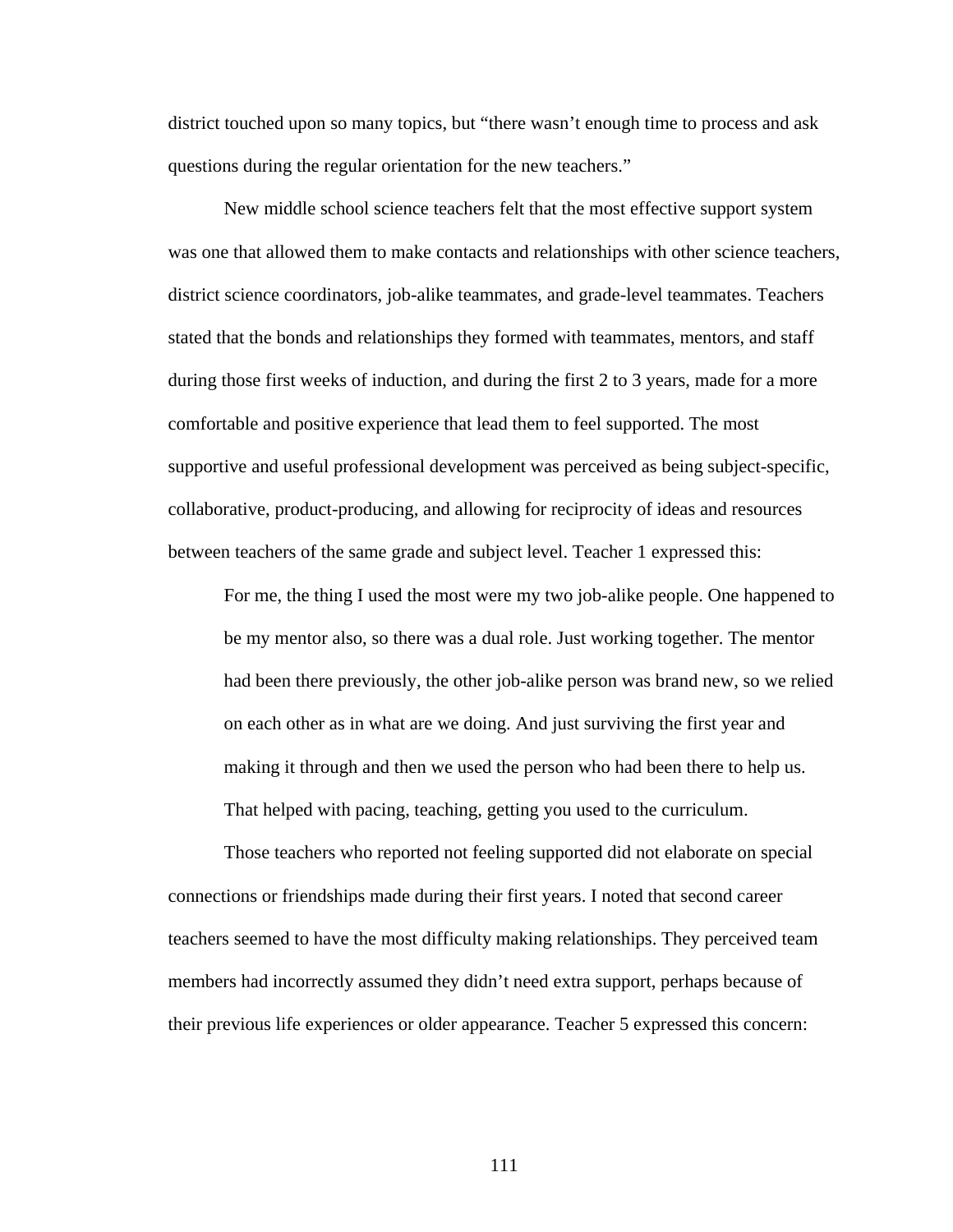district touched upon so many topics, but “there wasn’t enough time to process and ask questions during the regular orientation for the new teachers.”

New middle school science teachers felt that the most effective support system was one that allowed them to make contacts and relationships with other science teachers, district science coordinators, job-alike teammates, and grade-level teammates. Teachers stated that the bonds and relationships they formed with teammates, mentors, and staff during those first weeks of induction, and during the first 2 to 3 years, made for a more comfortable and positive experience that lead them to feel supported. The most supportive and useful professional development was perceived as being subject-specific, collaborative, product-producing, and allowing for reciprocity of ideas and resources between teachers of the same grade and subject level. Teacher 1 expressed this:

> For me, the thing I used the most were my two job-alike people. One happened to be my mentor also, so there was a dual role. Just working together. The mentor had been there previously, the other job-alike person was brand new, so we relied on each other as in what are we doing. And just surviving the first year and making it through and then we used the person who had been there to help us. That helped with pacing, teaching, getting you used to the curriculum.

Those teachers who reported not feeling supported did not elaborate on special connections or friendships made during their first years. I noted that second career teachers seemed to have the most difficulty making relationships. They perceived team members had incorrectly assumed they didn’t need extra support, perhaps because of their previous life experiences or older appearance. Teacher 5 expressed this concern: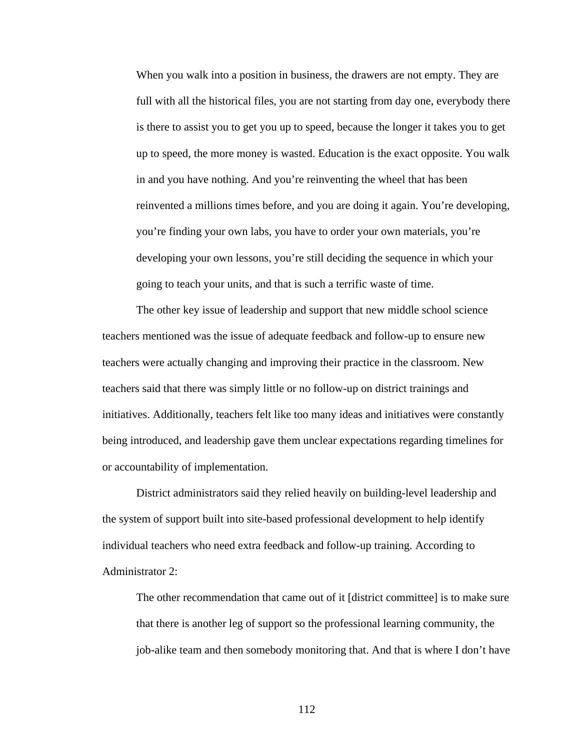> When you walk into a position in business, the drawers are not empty. They are full with all the historical files, you are not starting from day one, everybody there is there to assist you to get you up to speed, because the longer it takes you to get up to speed, the more money is wasted. Education is the exact opposite. You walk in and you have nothing. And you're reinventing the wheel that has been reinvented a millions times before, and you are doing it again. You're developing, you're finding your own labs, you have to order your own materials, you're developing your own lessons, you're still deciding the sequence in which your going to teach your units, and that is such a terrific waste of time.

The other key issue of leadership and support that new middle school science teachers mentioned was the issue of adequate feedback and follow-up to ensure new teachers were actually changing and improving their practice in the classroom. New teachers said that there was simply little or no follow-up on district trainings and initiatives. Additionally, teachers felt like too many ideas and initiatives were constantly being introduced, and leadership gave them unclear expectations regarding timelines for or accountability of implementation.

District administrators said they relied heavily on building-level leadership and the system of support built into site-based professional development to help identify individual teachers who need extra feedback and follow-up training. According to Administrator 2:

> The other recommendation that came out of it [district committee] is to make sure that there is another leg of support so the professional learning community, the job-alike team and then somebody monitoring that. And that is where I don't have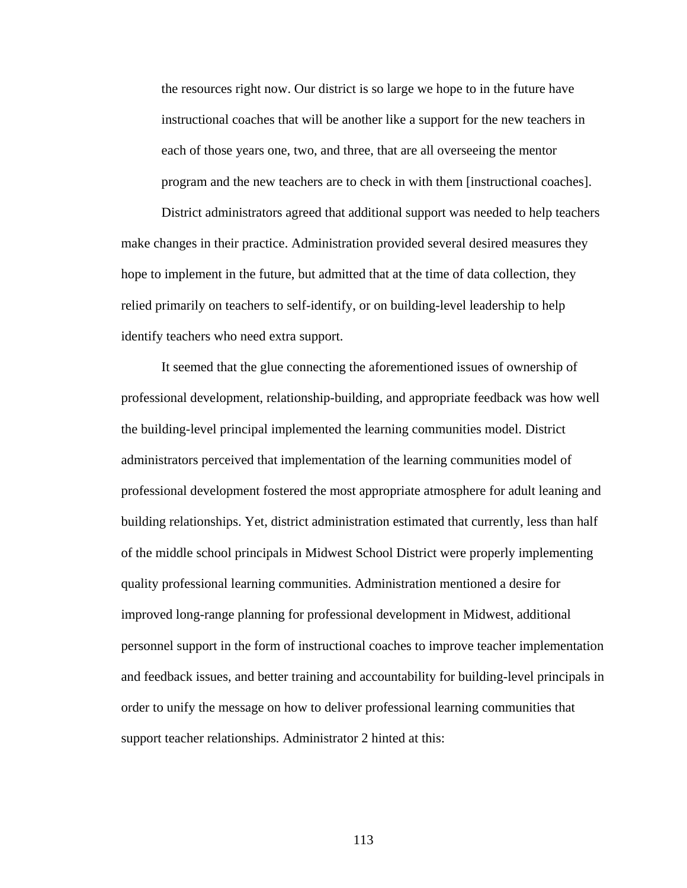> the resources right now. Our district is so large we hope to in the future have instructional coaches that will be another like a support for the new teachers in each of those years one, two, and three, that are all overseeing the mentor program and the new teachers are to check in with them [instructional coaches].

District administrators agreed that additional support was needed to help teachers make changes in their practice. Administration provided several desired measures they hope to implement in the future, but admitted that at the time of data collection, they relied primarily on teachers to self-identify, or on building-level leadership to help identify teachers who need extra support.

It seemed that the glue connecting the aforementioned issues of ownership of professional development, relationship-building, and appropriate feedback was how well the building-level principal implemented the learning communities model. District administrators perceived that implementation of the learning communities model of professional development fostered the most appropriate atmosphere for adult leaning and building relationships. Yet, district administration estimated that currently, less than half of the middle school principals in Midwest School District were properly implementing quality professional learning communities. Administration mentioned a desire for improved long-range planning for professional development in Midwest, additional personnel support in the form of instructional coaches to improve teacher implementation and feedback issues, and better training and accountability for building-level principals in order to unify the message on how to deliver professional learning communities that support teacher relationships. Administrator 2 hinted at this: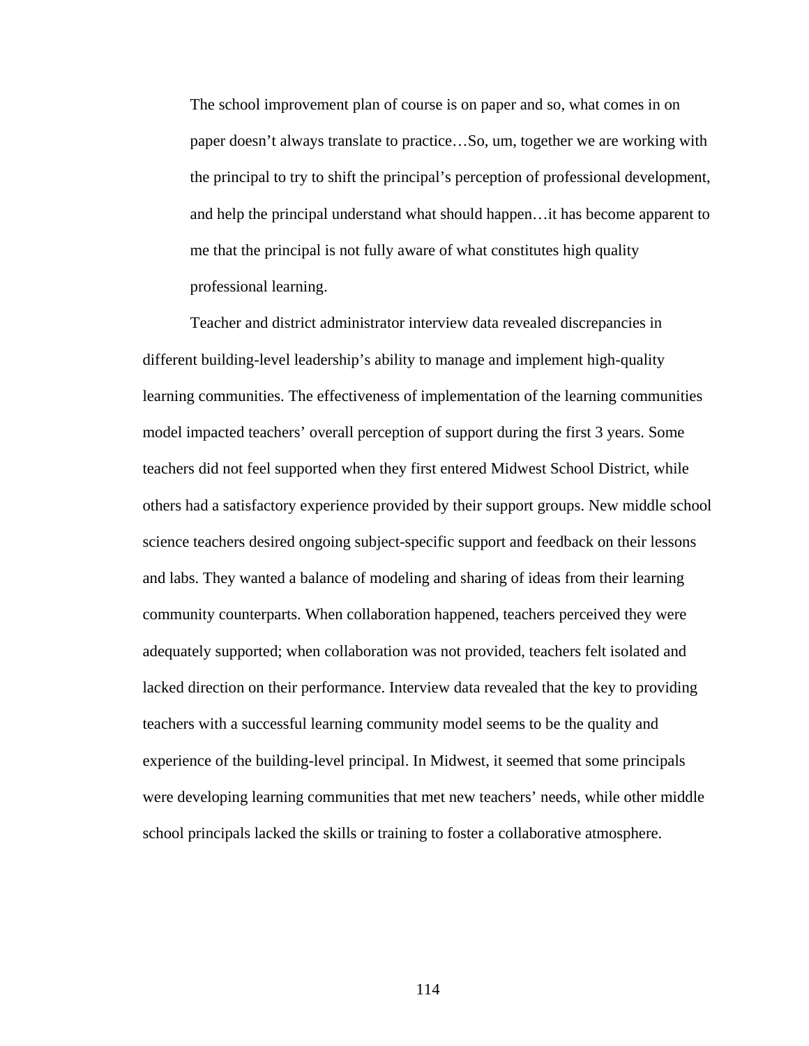> The school improvement plan of course is on paper and so, what comes in on paper doesn't always translate to practice…So, um, together we are working with the principal to try to shift the principal's perception of professional development, and help the principal understand what should happen…it has become apparent to me that the principal is not fully aware of what constitutes high quality professional learning.

Teacher and district administrator interview data revealed discrepancies in different building-level leadership's ability to manage and implement high-quality learning communities. The effectiveness of implementation of the learning communities model impacted teachers' overall perception of support during the first 3 years. Some teachers did not feel supported when they first entered Midwest School District, while others had a satisfactory experience provided by their support groups. New middle school science teachers desired ongoing subject-specific support and feedback on their lessons and labs. They wanted a balance of modeling and sharing of ideas from their learning community counterparts. When collaboration happened, teachers perceived they were adequately supported; when collaboration was not provided, teachers felt isolated and lacked direction on their performance. Interview data revealed that the key to providing teachers with a successful learning community model seems to be the quality and experience of the building-level principal. In Midwest, it seemed that some principals were developing learning communities that met new teachers' needs, while other middle school principals lacked the skills or training to foster a collaborative atmosphere.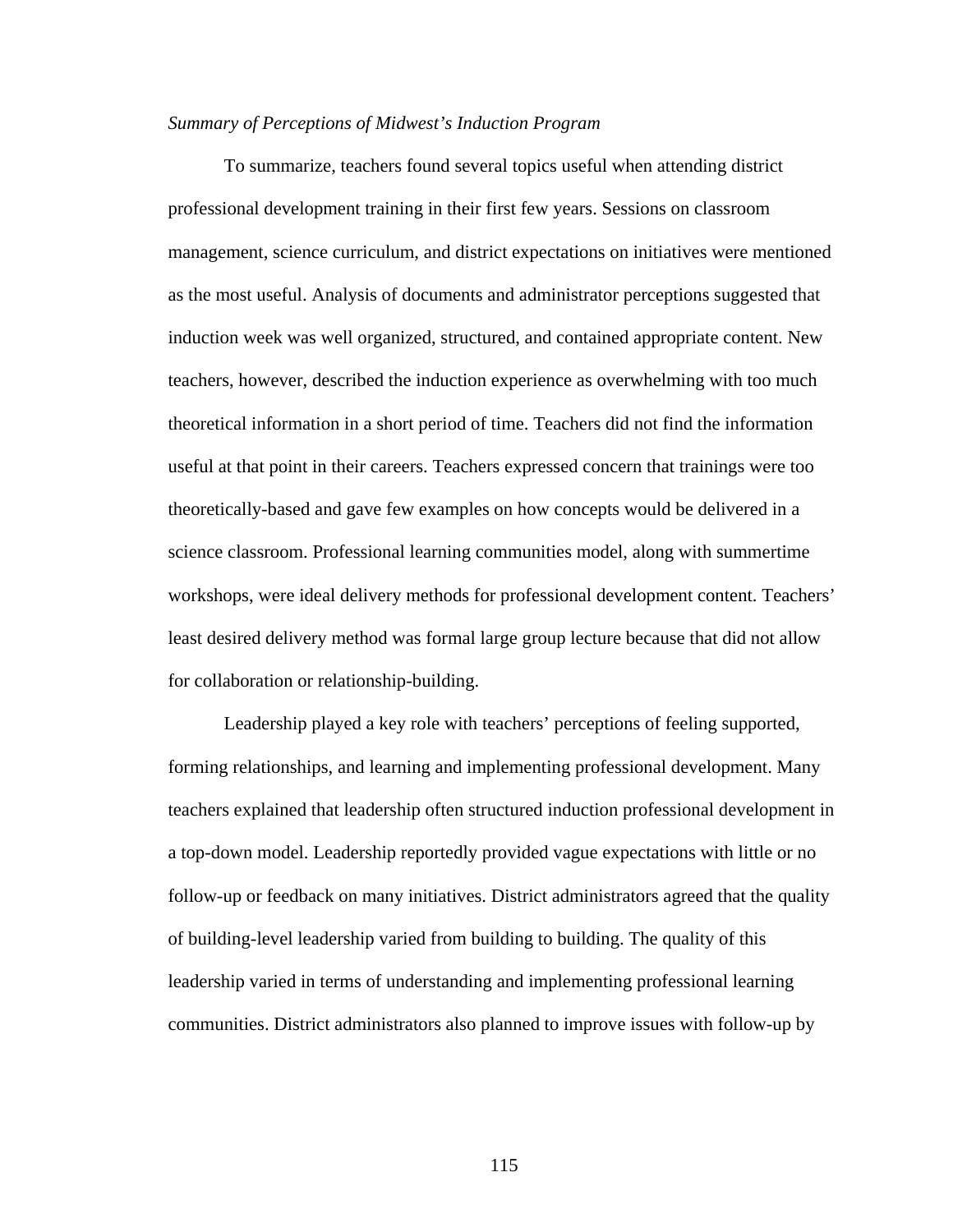*Summary of Perceptions of Midwest's Induction Program*

To summarize, teachers found several topics useful when attending district professional development training in their first few years. Sessions on classroom management, science curriculum, and district expectations on initiatives were mentioned as the most useful. Analysis of documents and administrator perceptions suggested that induction week was well organized, structured, and contained appropriate content. New teachers, however, described the induction experience as overwhelming with too much theoretical information in a short period of time. Teachers did not find the information useful at that point in their careers. Teachers expressed concern that trainings were too theoretically-based and gave few examples on how concepts would be delivered in a science classroom. Professional learning communities model, along with summertime workshops, were ideal delivery methods for professional development content. Teachers' least desired delivery method was formal large group lecture because that did not allow for collaboration or relationship-building.

Leadership played a key role with teachers' perceptions of feeling supported, forming relationships, and learning and implementing professional development. Many teachers explained that leadership often structured induction professional development in a top-down model. Leadership reportedly provided vague expectations with little or no follow-up or feedback on many initiatives. District administrators agreed that the quality of building-level leadership varied from building to building. The quality of this leadership varied in terms of understanding and implementing professional learning communities. District administrators also planned to improve issues with follow-up by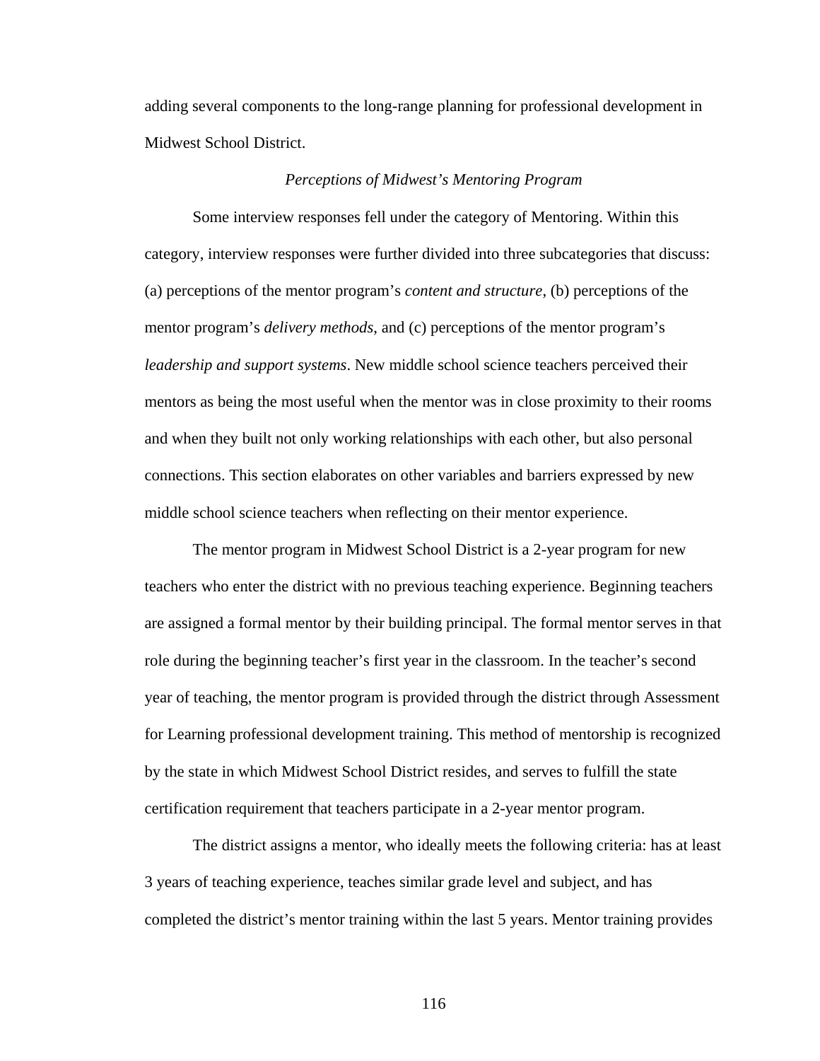adding several components to the long-range planning for professional development in Midwest School District.

### *Perceptions of Midwest's Mentoring Program*

Some interview responses fell under the category of Mentoring. Within this category, interview responses were further divided into three subcategories that discuss: (a) perceptions of the mentor program's *content and structure,* (b) perceptions of the mentor program's *delivery methods*, and (c) perceptions of the mentor program's *leadership and support systems*. New middle school science teachers perceived their mentors as being the most useful when the mentor was in close proximity to their rooms and when they built not only working relationships with each other, but also personal connections. This section elaborates on other variables and barriers expressed by new middle school science teachers when reflecting on their mentor experience.

The mentor program in Midwest School District is a 2-year program for new teachers who enter the district with no previous teaching experience. Beginning teachers are assigned a formal mentor by their building principal. The formal mentor serves in that role during the beginning teacher's first year in the classroom. In the teacher's second year of teaching, the mentor program is provided through the district through Assessment for Learning professional development training. This method of mentorship is recognized by the state in which Midwest School District resides, and serves to fulfill the state certification requirement that teachers participate in a 2-year mentor program.

The district assigns a mentor, who ideally meets the following criteria: has at least 3 years of teaching experience, teaches similar grade level and subject, and has completed the district's mentor training within the last 5 years. Mentor training provides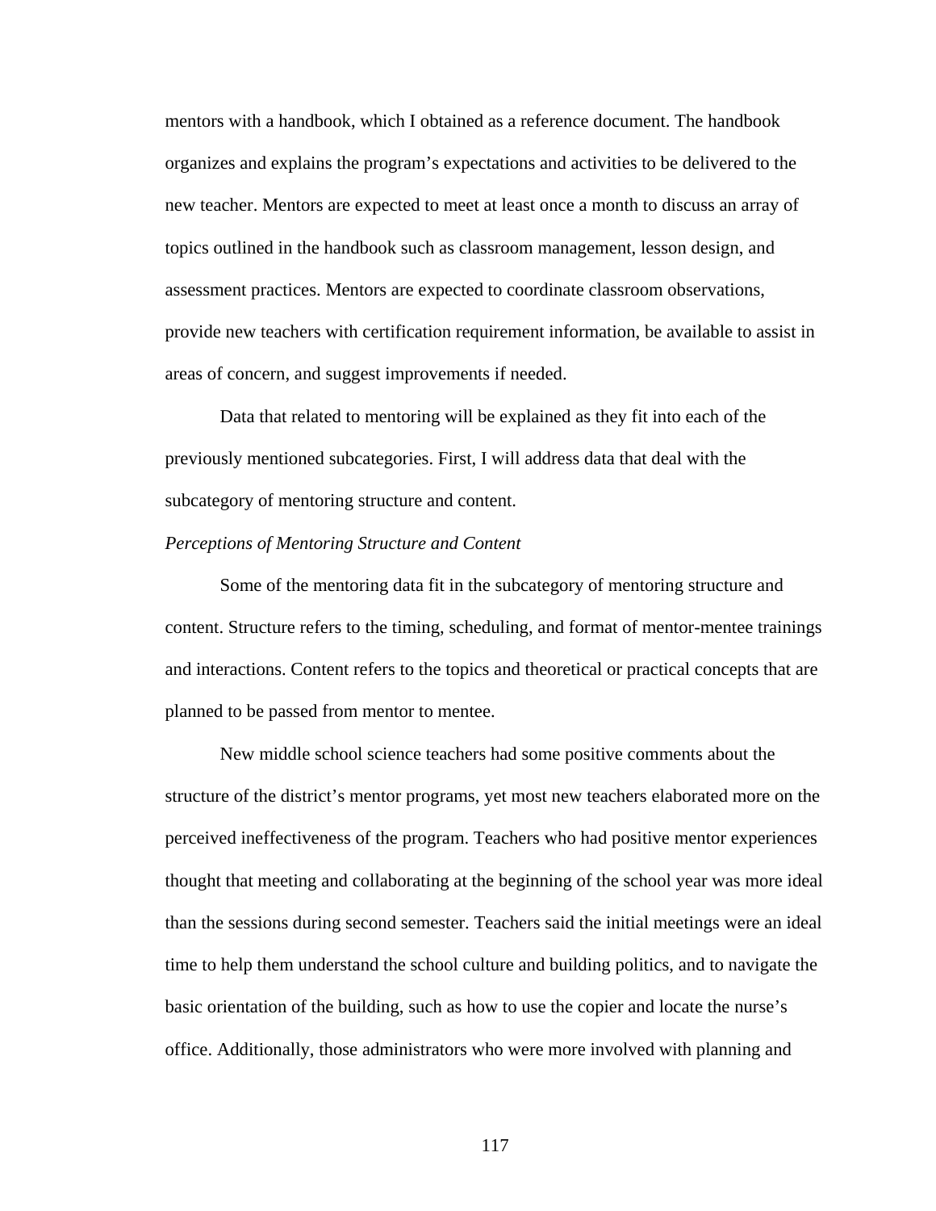mentors with a handbook, which I obtained as a reference document. The handbook organizes and explains the program's expectations and activities to be delivered to the new teacher. Mentors are expected to meet at least once a month to discuss an array of topics outlined in the handbook such as classroom management, lesson design, and assessment practices. Mentors are expected to coordinate classroom observations, provide new teachers with certification requirement information, be available to assist in areas of concern, and suggest improvements if needed.

Data that related to mentoring will be explained as they fit into each of the previously mentioned subcategories. First, I will address data that deal with the subcategory of mentoring structure and content.

*Perceptions of Mentoring Structure and Content*

Some of the mentoring data fit in the subcategory of mentoring structure and content. Structure refers to the timing, scheduling, and format of mentor-mentee trainings and interactions. Content refers to the topics and theoretical or practical concepts that are planned to be passed from mentor to mentee.

New middle school science teachers had some positive comments about the structure of the district's mentor programs, yet most new teachers elaborated more on the perceived ineffectiveness of the program. Teachers who had positive mentor experiences thought that meeting and collaborating at the beginning of the school year was more ideal than the sessions during second semester. Teachers said the initial meetings were an ideal time to help them understand the school culture and building politics, and to navigate the basic orientation of the building, such as how to use the copier and locate the nurse's office. Additionally, those administrators who were more involved with planning and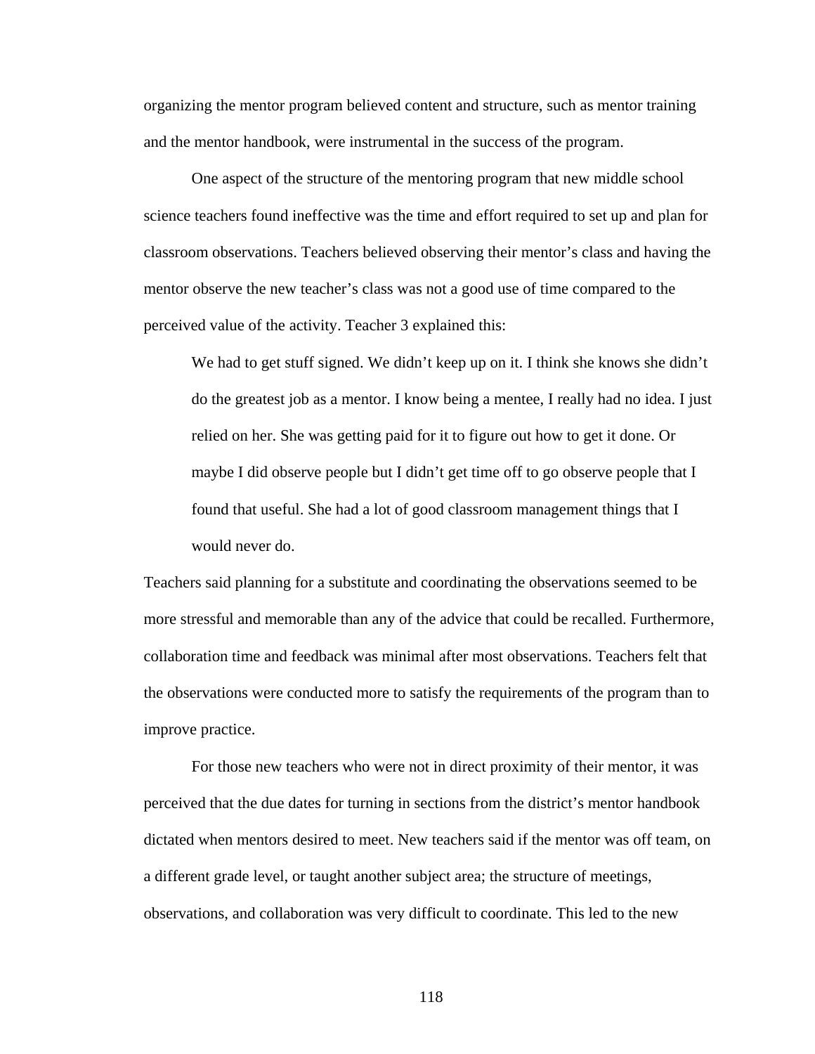organizing the mentor program believed content and structure, such as mentor training and the mentor handbook, were instrumental in the success of the program.

One aspect of the structure of the mentoring program that new middle school science teachers found ineffective was the time and effort required to set up and plan for classroom observations. Teachers believed observing their mentor's class and having the mentor observe the new teacher's class was not a good use of time compared to the perceived value of the activity. Teacher 3 explained this:

> We had to get stuff signed. We didn't keep up on it. I think she knows she didn't do the greatest job as a mentor. I know being a mentee, I really had no idea. I just relied on her. She was getting paid for it to figure out how to get it done. Or maybe I did observe people but I didn't get time off to go observe people that I found that useful. She had a lot of good classroom management things that I would never do.

Teachers said planning for a substitute and coordinating the observations seemed to be more stressful and memorable than any of the advice that could be recalled. Furthermore, collaboration time and feedback was minimal after most observations. Teachers felt that the observations were conducted more to satisfy the requirements of the program than to improve practice.

For those new teachers who were not in direct proximity of their mentor, it was perceived that the due dates for turning in sections from the district's mentor handbook dictated when mentors desired to meet. New teachers said if the mentor was off team, on a different grade level, or taught another subject area; the structure of meetings, observations, and collaboration was very difficult to coordinate. This led to the new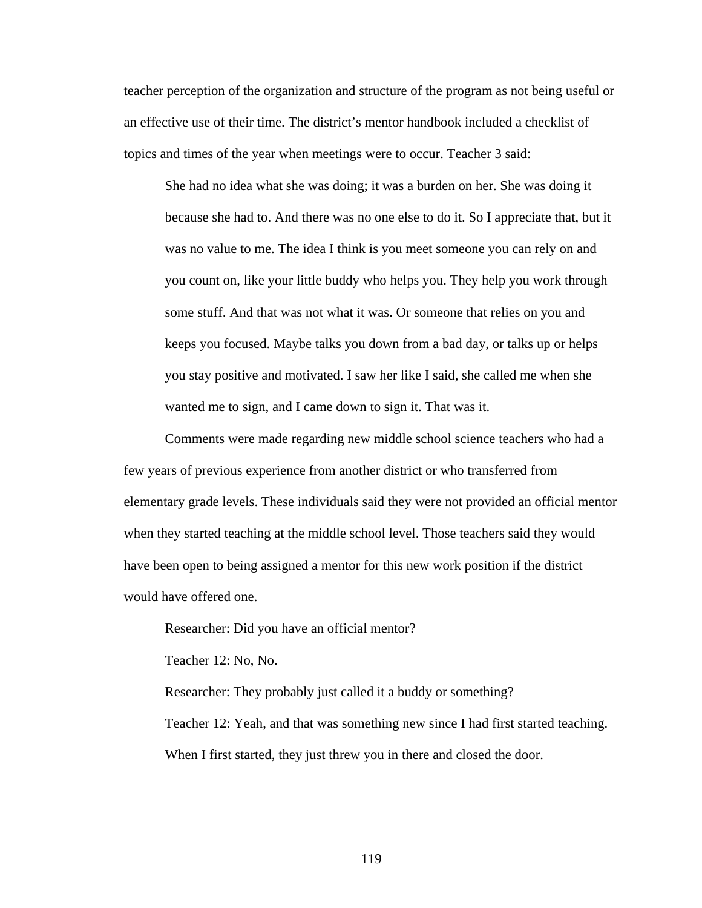teacher perception of the organization and structure of the program as not being useful or an effective use of their time. The district's mentor handbook included a checklist of topics and times of the year when meetings were to occur. Teacher 3 said:

> She had no idea what she was doing; it was a burden on her. She was doing it because she had to. And there was no one else to do it. So I appreciate that, but it was no value to me. The idea I think is you meet someone you can rely on and you count on, like your little buddy who helps you. They help you work through some stuff. And that was not what it was. Or someone that relies on you and keeps you focused. Maybe talks you down from a bad day, or talks up or helps you stay positive and motivated. I saw her like I said, she called me when she wanted me to sign, and I came down to sign it. That was it.

Comments were made regarding new middle school science teachers who had a few years of previous experience from another district or who transferred from elementary grade levels. These individuals said they were not provided an official mentor when they started teaching at the middle school level. Those teachers said they would have been open to being assigned a mentor for this new work position if the district would have offered one.

> Researcher: Did you have an official mentor?
>
> Teacher 12: No, No.
>
> Researcher: They probably just called it a buddy or something?
>
> Teacher 12: Yeah, and that was something new since I had first started teaching. When I first started, they just threw you in there and closed the door.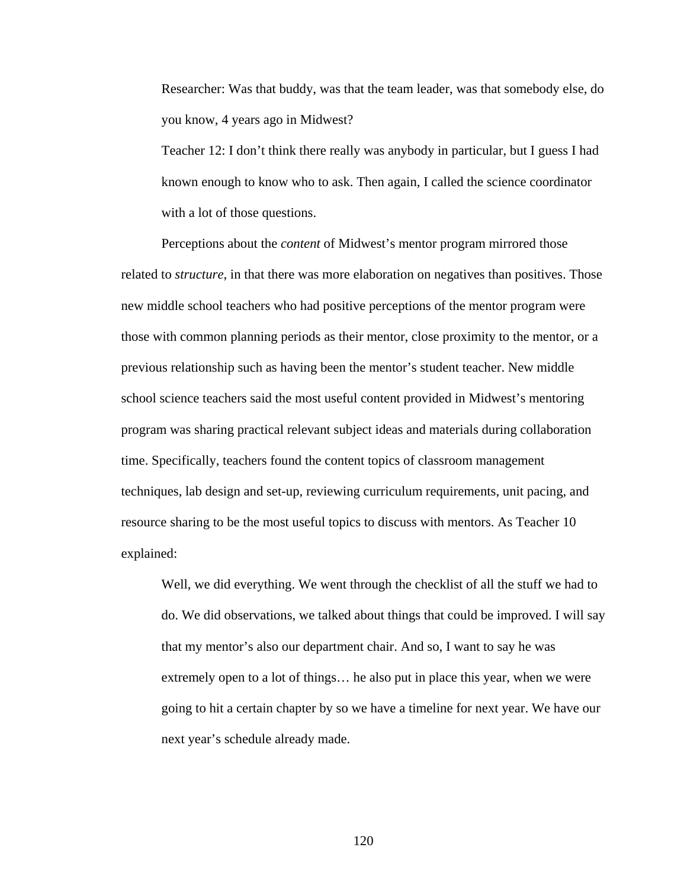> Researcher: Was that buddy, was that the team leader, was that somebody else, do you know, 4 years ago in Midwest?
>
> Teacher 12: I don't think there really was anybody in particular, but I guess I had known enough to know who to ask. Then again, I called the science coordinator with a lot of those questions.

Perceptions about the *content* of Midwest's mentor program mirrored those related to *structure*, in that there was more elaboration on negatives than positives. Those new middle school teachers who had positive perceptions of the mentor program were those with common planning periods as their mentor, close proximity to the mentor, or a previous relationship such as having been the mentor's student teacher. New middle school science teachers said the most useful content provided in Midwest's mentoring program was sharing practical relevant subject ideas and materials during collaboration time. Specifically, teachers found the content topics of classroom management techniques, lab design and set-up, reviewing curriculum requirements, unit pacing, and resource sharing to be the most useful topics to discuss with mentors. As Teacher 10 explained:

> Well, we did everything. We went through the checklist of all the stuff we had to do. We did observations, we talked about things that could be improved. I will say that my mentor's also our department chair. And so, I want to say he was extremely open to a lot of things… he also put in place this year, when we were going to hit a certain chapter by so we have a timeline for next year. We have our next year's schedule already made.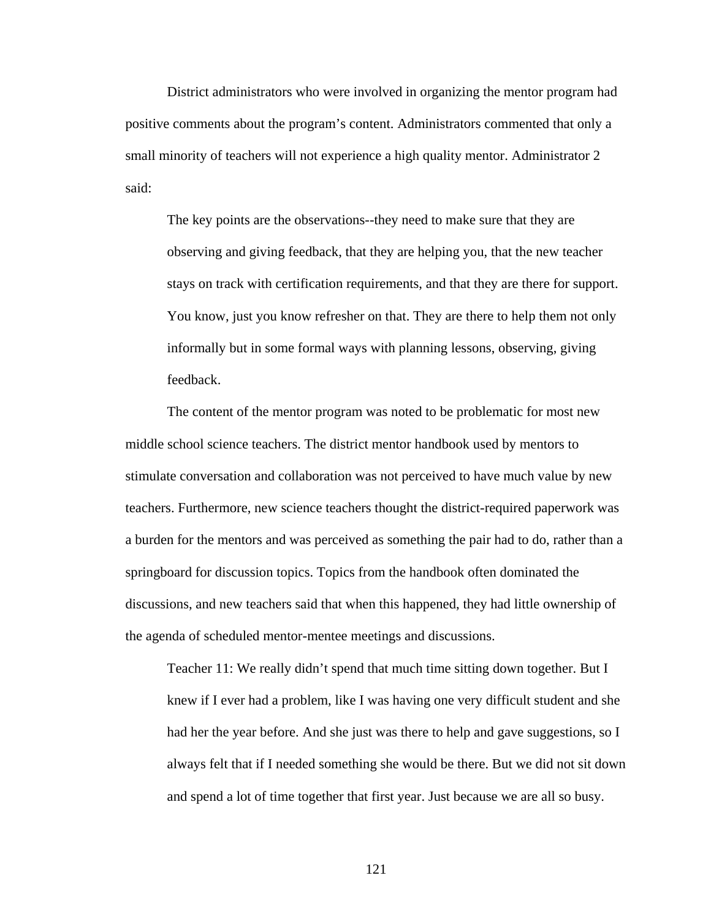District administrators who were involved in organizing the mentor program had positive comments about the program's content. Administrators commented that only a small minority of teachers will not experience a high quality mentor. Administrator 2 said:

> The key points are the observations--they need to make sure that they are observing and giving feedback, that they are helping you, that the new teacher stays on track with certification requirements, and that they are there for support. You know, just you know refresher on that. They are there to help them not only informally but in some formal ways with planning lessons, observing, giving feedback.

The content of the mentor program was noted to be problematic for most new middle school science teachers. The district mentor handbook used by mentors to stimulate conversation and collaboration was not perceived to have much value by new teachers. Furthermore, new science teachers thought the district-required paperwork was a burden for the mentors and was perceived as something the pair had to do, rather than a springboard for discussion topics. Topics from the handbook often dominated the discussions, and new teachers said that when this happened, they had little ownership of the agenda of scheduled mentor-mentee meetings and discussions.

> Teacher 11: We really didn't spend that much time sitting down together. But I knew if I ever had a problem, like I was having one very difficult student and she had her the year before. And she just was there to help and gave suggestions, so I always felt that if I needed something she would be there. But we did not sit down and spend a lot of time together that first year. Just because we are all so busy.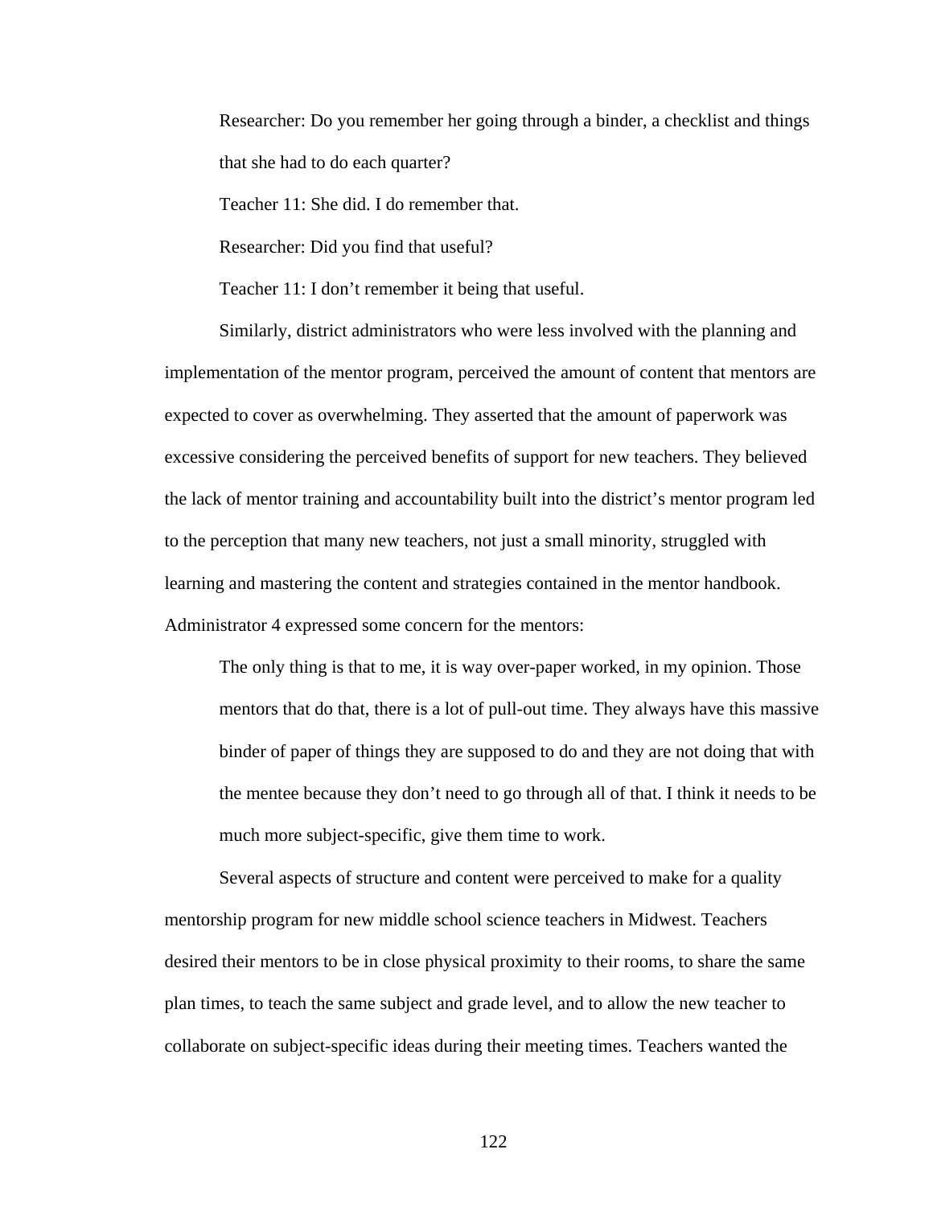Researcher: Do you remember her going through a binder, a checklist and things that she had to do each quarter?

Teacher 11: She did. I do remember that.

Researcher: Did you find that useful?

Teacher 11: I don't remember it being that useful.

Similarly, district administrators who were less involved with the planning and implementation of the mentor program, perceived the amount of content that mentors are expected to cover as overwhelming. They asserted that the amount of paperwork was excessive considering the perceived benefits of support for new teachers. They believed the lack of mentor training and accountability built into the district's mentor program led to the perception that many new teachers, not just a small minority, struggled with learning and mastering the content and strategies contained in the mentor handbook. Administrator 4 expressed some concern for the mentors:

> The only thing is that to me, it is way over-paper worked, in my opinion. Those mentors that do that, there is a lot of pull-out time. They always have this massive binder of paper of things they are supposed to do and they are not doing that with the mentee because they don't need to go through all of that. I think it needs to be much more subject-specific, give them time to work.

Several aspects of structure and content were perceived to make for a quality mentorship program for new middle school science teachers in Midwest. Teachers desired their mentors to be in close physical proximity to their rooms, to share the same plan times, to teach the same subject and grade level, and to allow the new teacher to collaborate on subject-specific ideas during their meeting times. Teachers wanted the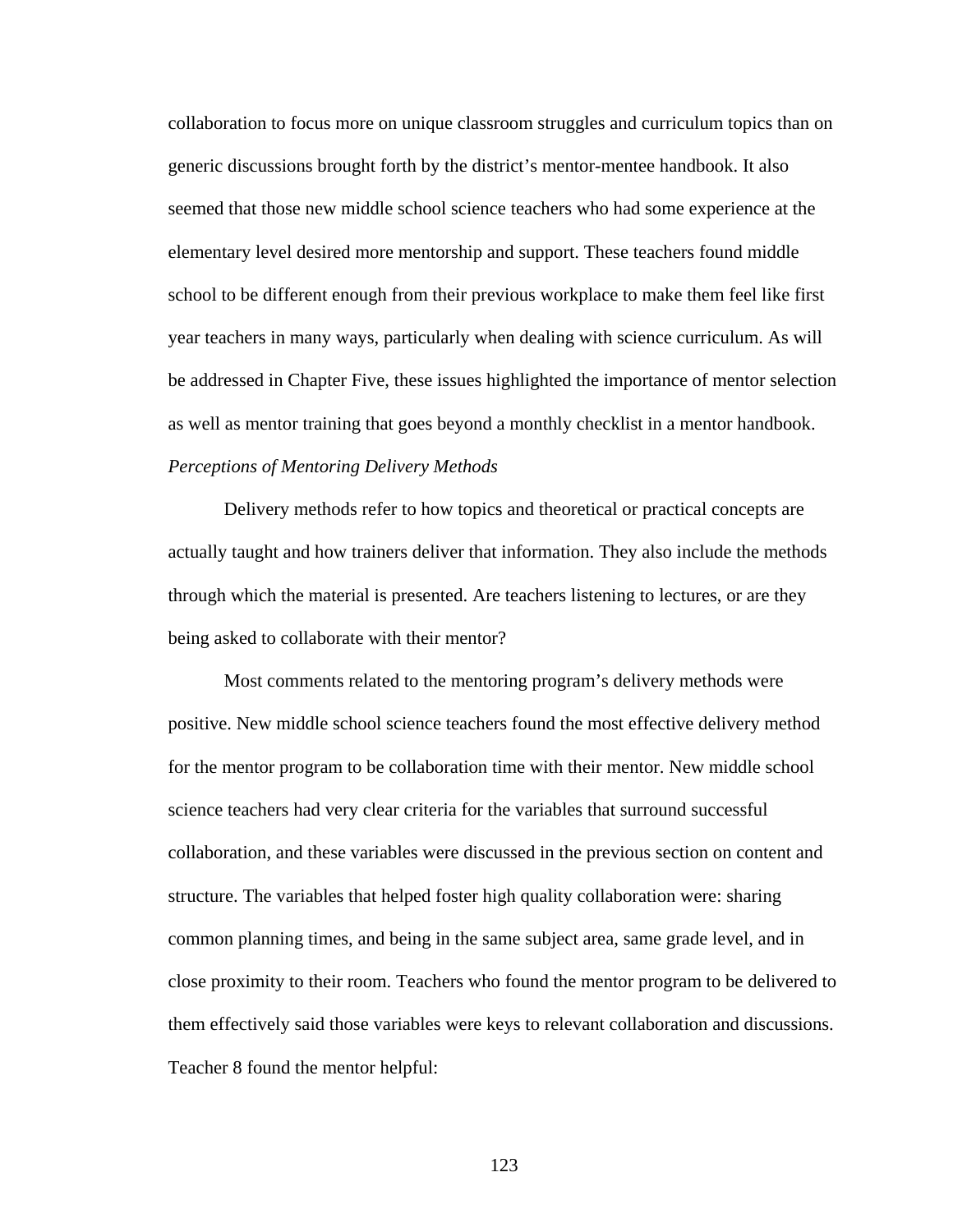collaboration to focus more on unique classroom struggles and curriculum topics than on generic discussions brought forth by the district's mentor-mentee handbook. It also seemed that those new middle school science teachers who had some experience at the elementary level desired more mentorship and support. These teachers found middle school to be different enough from their previous workplace to make them feel like first year teachers in many ways, particularly when dealing with science curriculum. As will be addressed in Chapter Five, these issues highlighted the importance of mentor selection as well as mentor training that goes beyond a monthly checklist in a mentor handbook.

*Perceptions of Mentoring Delivery Methods*

Delivery methods refer to how topics and theoretical or practical concepts are actually taught and how trainers deliver that information. They also include the methods through which the material is presented. Are teachers listening to lectures, or are they being asked to collaborate with their mentor?

Most comments related to the mentoring program's delivery methods were positive. New middle school science teachers found the most effective delivery method for the mentor program to be collaboration time with their mentor. New middle school science teachers had very clear criteria for the variables that surround successful collaboration, and these variables were discussed in the previous section on content and structure. The variables that helped foster high quality collaboration were: sharing common planning times, and being in the same subject area, same grade level, and in close proximity to their room. Teachers who found the mentor program to be delivered to them effectively said those variables were keys to relevant collaboration and discussions. Teacher 8 found the mentor helpful: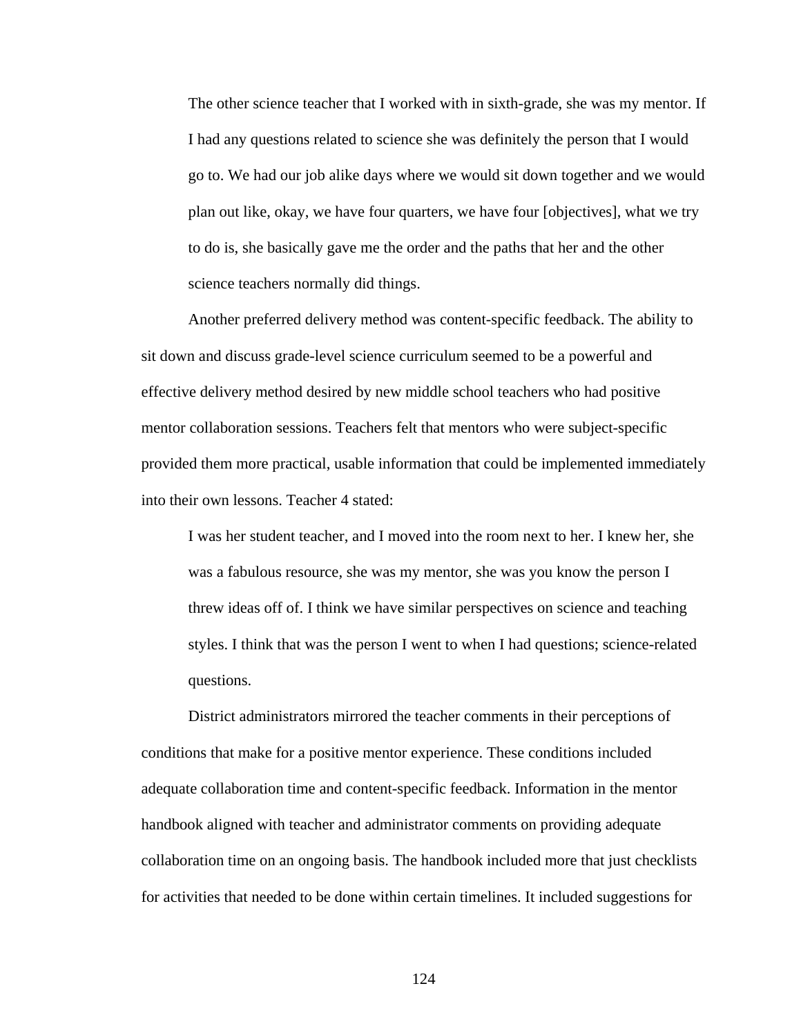> The other science teacher that I worked with in sixth-grade, she was my mentor. If I had any questions related to science she was definitely the person that I would go to. We had our job alike days where we would sit down together and we would plan out like, okay, we have four quarters, we have four [objectives], what we try to do is, she basically gave me the order and the paths that her and the other science teachers normally did things.

Another preferred delivery method was content-specific feedback. The ability to sit down and discuss grade-level science curriculum seemed to be a powerful and effective delivery method desired by new middle school teachers who had positive mentor collaboration sessions. Teachers felt that mentors who were subject-specific provided them more practical, usable information that could be implemented immediately into their own lessons. Teacher 4 stated:

> I was her student teacher, and I moved into the room next to her. I knew her, she was a fabulous resource, she was my mentor, she was you know the person I threw ideas off of. I think we have similar perspectives on science and teaching styles. I think that was the person I went to when I had questions; science-related questions.

District administrators mirrored the teacher comments in their perceptions of conditions that make for a positive mentor experience. These conditions included adequate collaboration time and content-specific feedback. Information in the mentor handbook aligned with teacher and administrator comments on providing adequate collaboration time on an ongoing basis. The handbook included more that just checklists for activities that needed to be done within certain timelines. It included suggestions for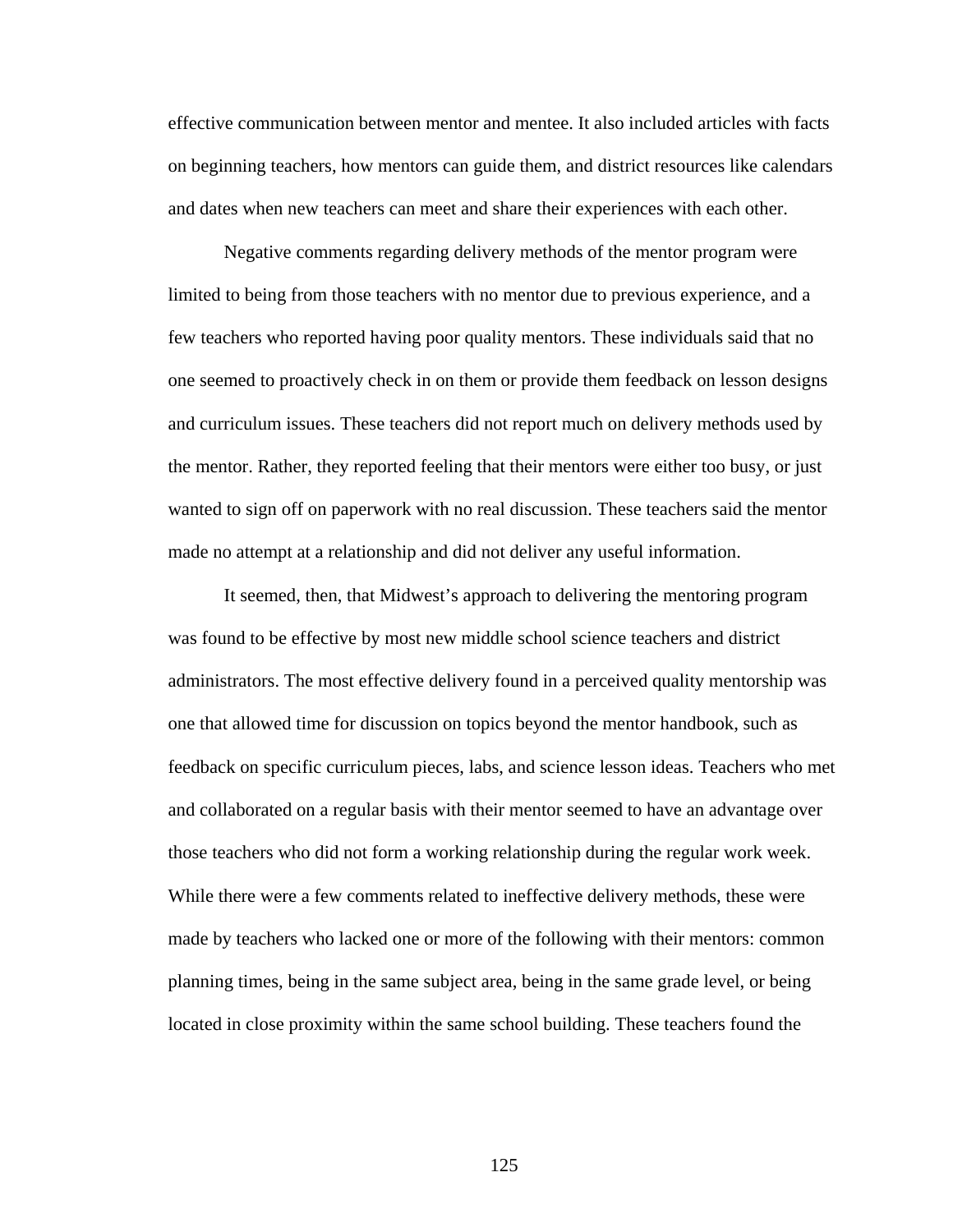effective communication between mentor and mentee. It also included articles with facts on beginning teachers, how mentors can guide them, and district resources like calendars and dates when new teachers can meet and share their experiences with each other.

Negative comments regarding delivery methods of the mentor program were limited to being from those teachers with no mentor due to previous experience, and a few teachers who reported having poor quality mentors. These individuals said that no one seemed to proactively check in on them or provide them feedback on lesson designs and curriculum issues. These teachers did not report much on delivery methods used by the mentor. Rather, they reported feeling that their mentors were either too busy, or just wanted to sign off on paperwork with no real discussion. These teachers said the mentor made no attempt at a relationship and did not deliver any useful information.

It seemed, then, that Midwest's approach to delivering the mentoring program was found to be effective by most new middle school science teachers and district administrators. The most effective delivery found in a perceived quality mentorship was one that allowed time for discussion on topics beyond the mentor handbook, such as feedback on specific curriculum pieces, labs, and science lesson ideas. Teachers who met and collaborated on a regular basis with their mentor seemed to have an advantage over those teachers who did not form a working relationship during the regular work week. While there were a few comments related to ineffective delivery methods, these were made by teachers who lacked one or more of the following with their mentors: common planning times, being in the same subject area, being in the same grade level, or being located in close proximity within the same school building. These teachers found the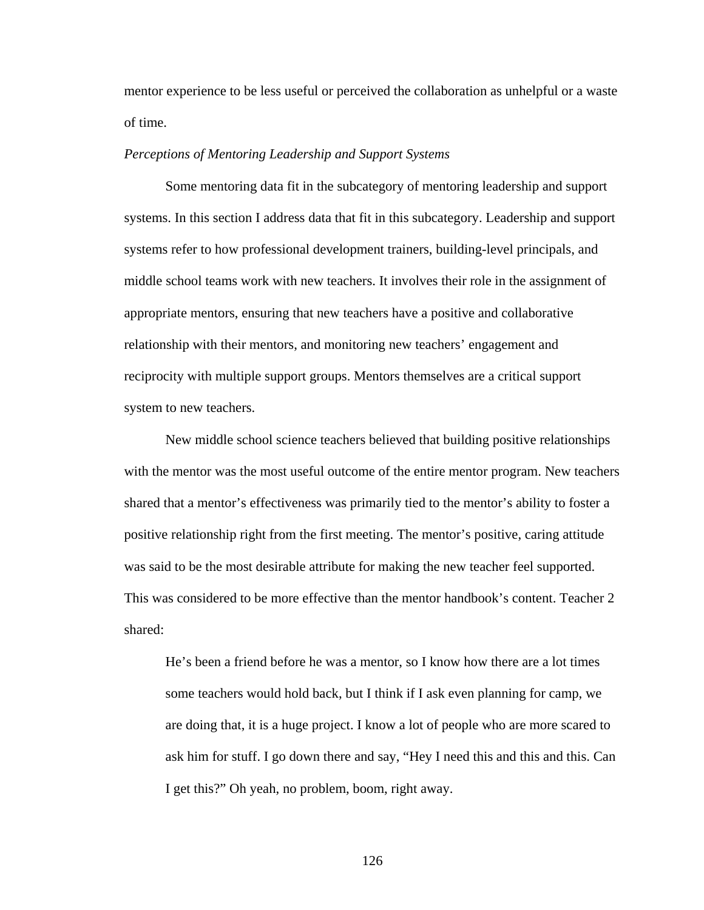mentor experience to be less useful or perceived the collaboration as unhelpful or a waste of time.

*Perceptions of Mentoring Leadership and Support Systems*

Some mentoring data fit in the subcategory of mentoring leadership and support systems. In this section I address data that fit in this subcategory. Leadership and support systems refer to how professional development trainers, building-level principals, and middle school teams work with new teachers. It involves their role in the assignment of appropriate mentors, ensuring that new teachers have a positive and collaborative relationship with their mentors, and monitoring new teachers' engagement and reciprocity with multiple support groups. Mentors themselves are a critical support system to new teachers.

New middle school science teachers believed that building positive relationships with the mentor was the most useful outcome of the entire mentor program. New teachers shared that a mentor's effectiveness was primarily tied to the mentor's ability to foster a positive relationship right from the first meeting. The mentor's positive, caring attitude was said to be the most desirable attribute for making the new teacher feel supported. This was considered to be more effective than the mentor handbook's content. Teacher 2 shared:

> He's been a friend before he was a mentor, so I know how there are a lot times some teachers would hold back, but I think if I ask even planning for camp, we are doing that, it is a huge project. I know a lot of people who are more scared to ask him for stuff. I go down there and say, "Hey I need this and this and this. Can I get this?" Oh yeah, no problem, boom, right away.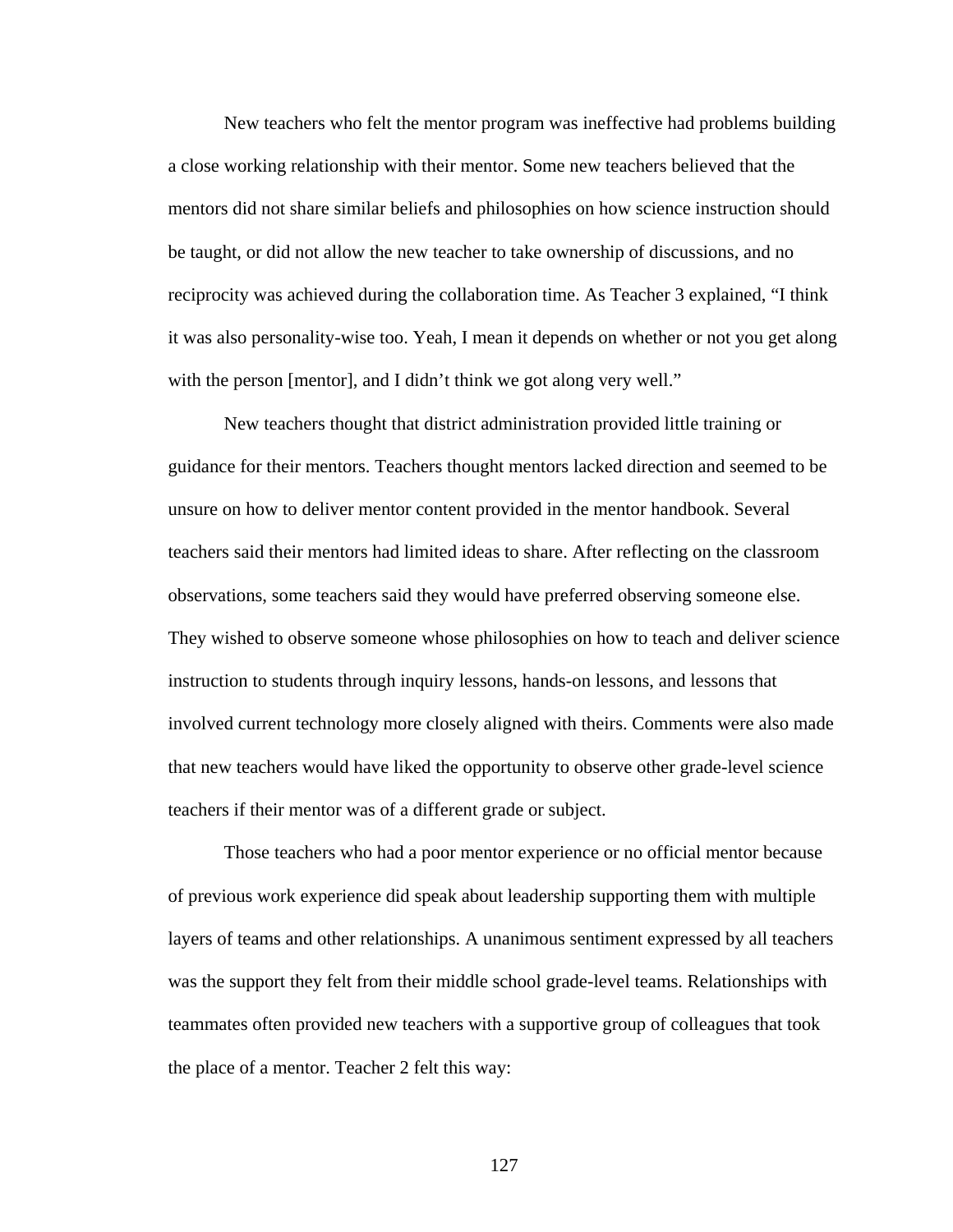New teachers who felt the mentor program was ineffective had problems building a close working relationship with their mentor. Some new teachers believed that the mentors did not share similar beliefs and philosophies on how science instruction should be taught, or did not allow the new teacher to take ownership of discussions, and no reciprocity was achieved during the collaboration time. As Teacher 3 explained, "I think it was also personality-wise too. Yeah, I mean it depends on whether or not you get along with the person [mentor], and I didn't think we got along very well."

New teachers thought that district administration provided little training or guidance for their mentors. Teachers thought mentors lacked direction and seemed to be unsure on how to deliver mentor content provided in the mentor handbook. Several teachers said their mentors had limited ideas to share. After reflecting on the classroom observations, some teachers said they would have preferred observing someone else. They wished to observe someone whose philosophies on how to teach and deliver science instruction to students through inquiry lessons, hands-on lessons, and lessons that involved current technology more closely aligned with theirs. Comments were also made that new teachers would have liked the opportunity to observe other grade-level science teachers if their mentor was of a different grade or subject.

Those teachers who had a poor mentor experience or no official mentor because of previous work experience did speak about leadership supporting them with multiple layers of teams and other relationships. A unanimous sentiment expressed by all teachers was the support they felt from their middle school grade-level teams. Relationships with teammates often provided new teachers with a supportive group of colleagues that took the place of a mentor. Teacher 2 felt this way: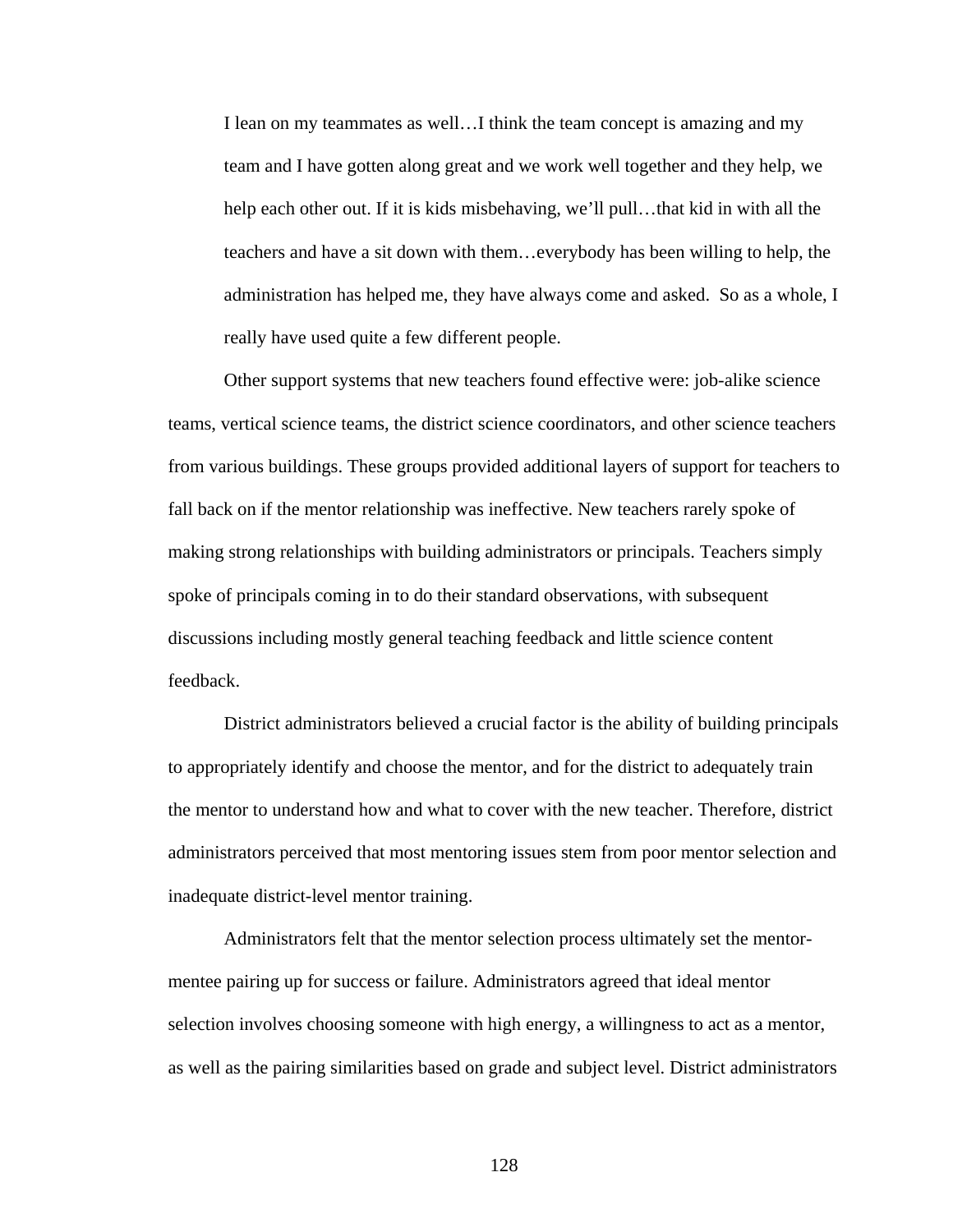> I lean on my teammates as well…I think the team concept is amazing and my team and I have gotten along great and we work well together and they help, we help each other out. If it is kids misbehaving, we'll pull…that kid in with all the teachers and have a sit down with them…everybody has been willing to help, the administration has helped me, they have always come and asked. So as a whole, I really have used quite a few different people.

Other support systems that new teachers found effective were: job-alike science teams, vertical science teams, the district science coordinators, and other science teachers from various buildings. These groups provided additional layers of support for teachers to fall back on if the mentor relationship was ineffective. New teachers rarely spoke of making strong relationships with building administrators or principals. Teachers simply spoke of principals coming in to do their standard observations, with subsequent discussions including mostly general teaching feedback and little science content feedback.

District administrators believed a crucial factor is the ability of building principals to appropriately identify and choose the mentor, and for the district to adequately train the mentor to understand how and what to cover with the new teacher. Therefore, district administrators perceived that most mentoring issues stem from poor mentor selection and inadequate district-level mentor training.

Administrators felt that the mentor selection process ultimately set the mentor-mentee pairing up for success or failure. Administrators agreed that ideal mentor selection involves choosing someone with high energy, a willingness to act as a mentor, as well as the pairing similarities based on grade and subject level. District administrators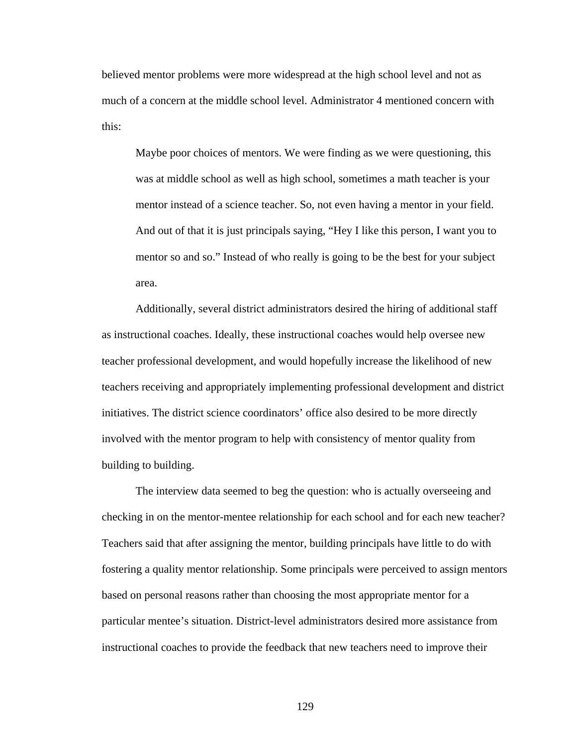believed mentor problems were more widespread at the high school level and not as much of a concern at the middle school level. Administrator 4 mentioned concern with this:

> Maybe poor choices of mentors. We were finding as we were questioning, this was at middle school as well as high school, sometimes a math teacher is your mentor instead of a science teacher. So, not even having a mentor in your field. And out of that it is just principals saying, "Hey I like this person, I want you to mentor so and so." Instead of who really is going to be the best for your subject area.

Additionally, several district administrators desired the hiring of additional staff as instructional coaches. Ideally, these instructional coaches would help oversee new teacher professional development, and would hopefully increase the likelihood of new teachers receiving and appropriately implementing professional development and district initiatives. The district science coordinators' office also desired to be more directly involved with the mentor program to help with consistency of mentor quality from building to building.

The interview data seemed to beg the question: who is actually overseeing and checking in on the mentor-mentee relationship for each school and for each new teacher? Teachers said that after assigning the mentor, building principals have little to do with fostering a quality mentor relationship. Some principals were perceived to assign mentors based on personal reasons rather than choosing the most appropriate mentor for a particular mentee's situation. District-level administrators desired more assistance from instructional coaches to provide the feedback that new teachers need to improve their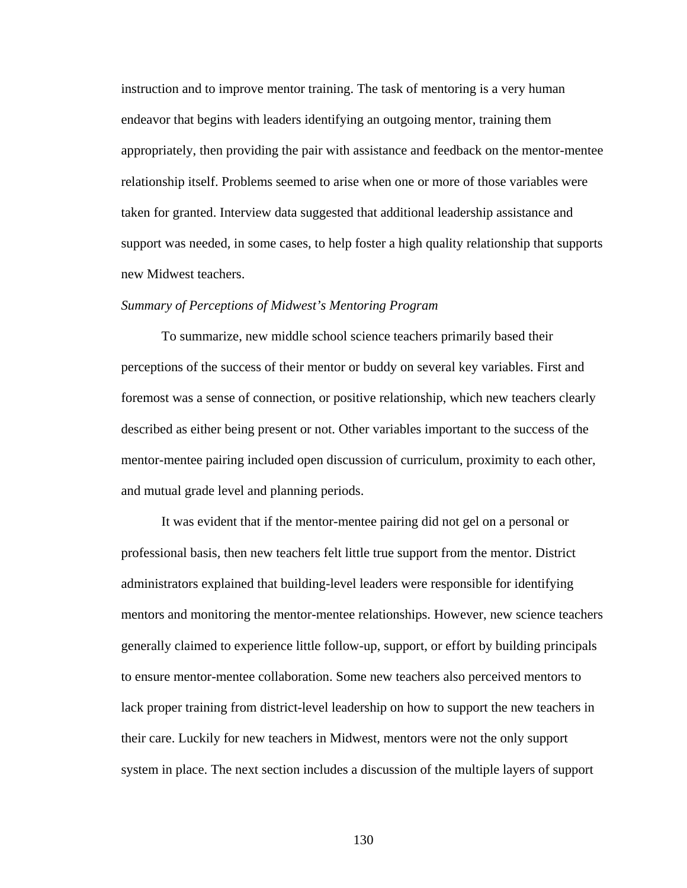instruction and to improve mentor training. The task of mentoring is a very human endeavor that begins with leaders identifying an outgoing mentor, training them appropriately, then providing the pair with assistance and feedback on the mentor-mentee relationship itself. Problems seemed to arise when one or more of those variables were taken for granted. Interview data suggested that additional leadership assistance and support was needed, in some cases, to help foster a high quality relationship that supports new Midwest teachers.

### *Summary of Perceptions of Midwest's Mentoring Program*

To summarize, new middle school science teachers primarily based their perceptions of the success of their mentor or buddy on several key variables. First and foremost was a sense of connection, or positive relationship, which new teachers clearly described as either being present or not. Other variables important to the success of the mentor-mentee pairing included open discussion of curriculum, proximity to each other, and mutual grade level and planning periods.

It was evident that if the mentor-mentee pairing did not gel on a personal or professional basis, then new teachers felt little true support from the mentor. District administrators explained that building-level leaders were responsible for identifying mentors and monitoring the mentor-mentee relationships. However, new science teachers generally claimed to experience little follow-up, support, or effort by building principals to ensure mentor-mentee collaboration. Some new teachers also perceived mentors to lack proper training from district-level leadership on how to support the new teachers in their care. Luckily for new teachers in Midwest, mentors were not the only support system in place. The next section includes a discussion of the multiple layers of support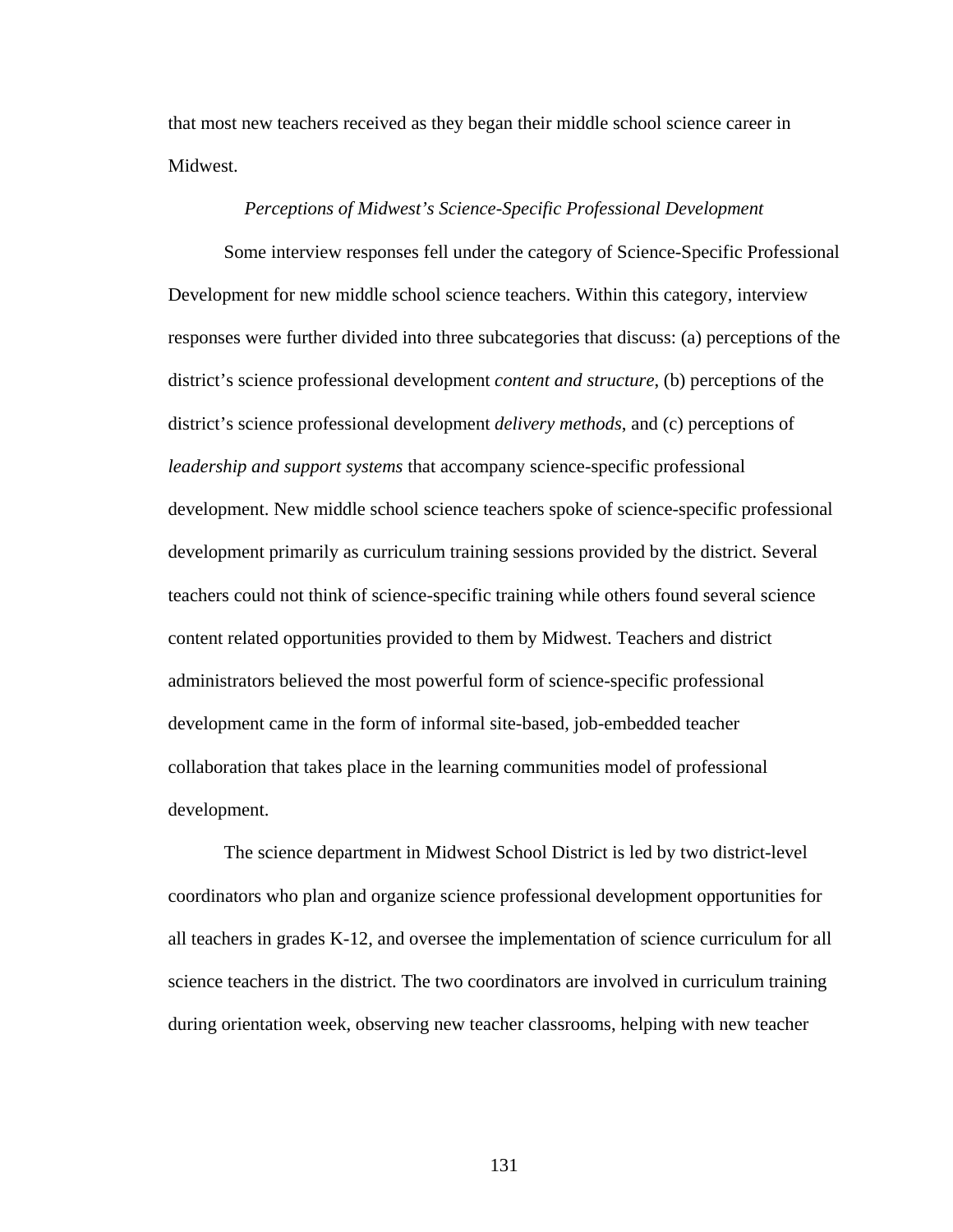that most new teachers received as they began their middle school science career in Midwest.

### *Perceptions of Midwest's Science-Specific Professional Development*

Some interview responses fell under the category of Science-Specific Professional Development for new middle school science teachers. Within this category, interview responses were further divided into three subcategories that discuss: (a) perceptions of the district's science professional development *content and structure*, (b) perceptions of the district's science professional development *delivery methods*, and (c) perceptions of *leadership and support systems* that accompany science-specific professional development. New middle school science teachers spoke of science-specific professional development primarily as curriculum training sessions provided by the district. Several teachers could not think of science-specific training while others found several science content related opportunities provided to them by Midwest. Teachers and district administrators believed the most powerful form of science-specific professional development came in the form of informal site-based, job-embedded teacher collaboration that takes place in the learning communities model of professional development.

The science department in Midwest School District is led by two district-level coordinators who plan and organize science professional development opportunities for all teachers in grades K-12, and oversee the implementation of science curriculum for all science teachers in the district. The two coordinators are involved in curriculum training during orientation week, observing new teacher classrooms, helping with new teacher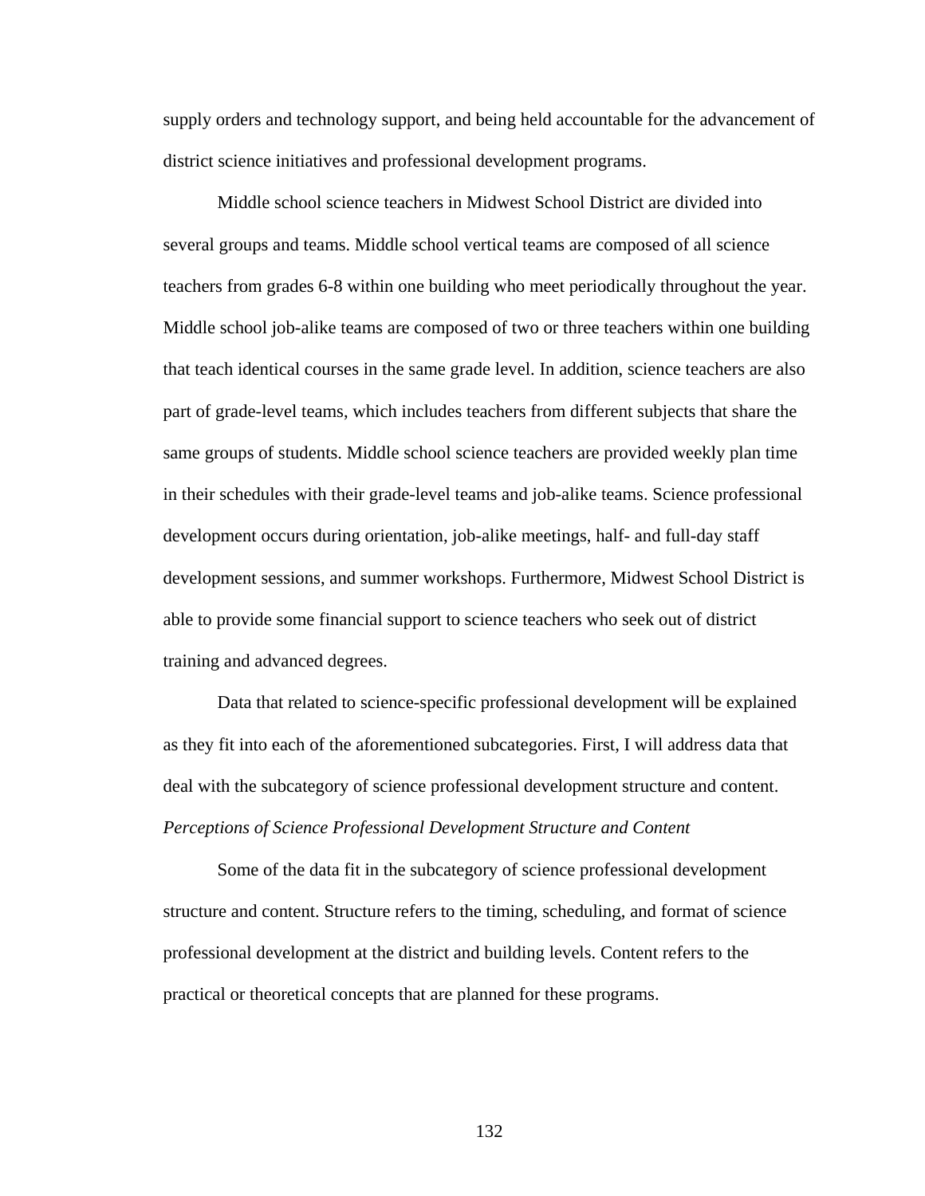supply orders and technology support, and being held accountable for the advancement of district science initiatives and professional development programs.

Middle school science teachers in Midwest School District are divided into several groups and teams. Middle school vertical teams are composed of all science teachers from grades 6-8 within one building who meet periodically throughout the year. Middle school job-alike teams are composed of two or three teachers within one building that teach identical courses in the same grade level. In addition, science teachers are also part of grade-level teams, which includes teachers from different subjects that share the same groups of students. Middle school science teachers are provided weekly plan time in their schedules with their grade-level teams and job-alike teams. Science professional development occurs during orientation, job-alike meetings, half- and full-day staff development sessions, and summer workshops. Furthermore, Midwest School District is able to provide some financial support to science teachers who seek out of district training and advanced degrees.

Data that related to science-specific professional development will be explained as they fit into each of the aforementioned subcategories. First, I will address data that deal with the subcategory of science professional development structure and content.

*Perceptions of Science Professional Development Structure and Content*

Some of the data fit in the subcategory of science professional development structure and content. Structure refers to the timing, scheduling, and format of science professional development at the district and building levels. Content refers to the practical or theoretical concepts that are planned for these programs.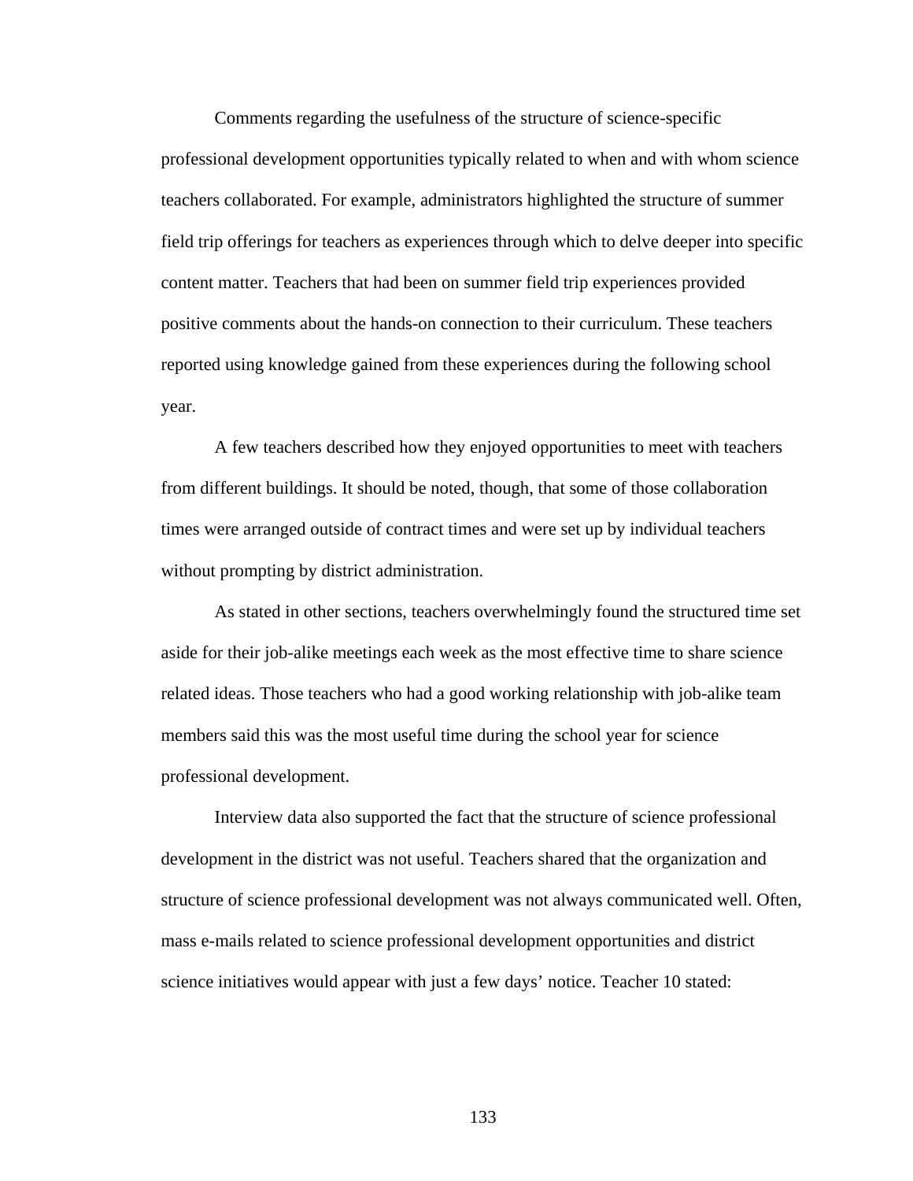Comments regarding the usefulness of the structure of science-specific professional development opportunities typically related to when and with whom science teachers collaborated. For example, administrators highlighted the structure of summer field trip offerings for teachers as experiences through which to delve deeper into specific content matter. Teachers that had been on summer field trip experiences provided positive comments about the hands-on connection to their curriculum. These teachers reported using knowledge gained from these experiences during the following school year.

A few teachers described how they enjoyed opportunities to meet with teachers from different buildings. It should be noted, though, that some of those collaboration times were arranged outside of contract times and were set up by individual teachers without prompting by district administration.

As stated in other sections, teachers overwhelmingly found the structured time set aside for their job-alike meetings each week as the most effective time to share science related ideas. Those teachers who had a good working relationship with job-alike team members said this was the most useful time during the school year for science professional development.

Interview data also supported the fact that the structure of science professional development in the district was not useful. Teachers shared that the organization and structure of science professional development was not always communicated well. Often, mass e-mails related to science professional development opportunities and district science initiatives would appear with just a few days' notice. Teacher 10 stated: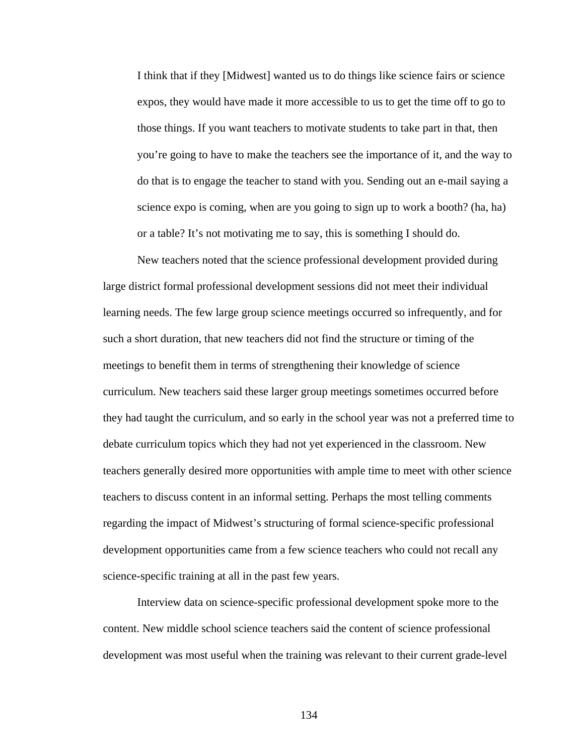> I think that if they [Midwest] wanted us to do things like science fairs or science expos, they would have made it more accessible to us to get the time off to go to those things. If you want teachers to motivate students to take part in that, then you're going to have to make the teachers see the importance of it, and the way to do that is to engage the teacher to stand with you. Sending out an e-mail saying a science expo is coming, when are you going to sign up to work a booth? (ha, ha) or a table? It's not motivating me to say, this is something I should do.

New teachers noted that the science professional development provided during large district formal professional development sessions did not meet their individual learning needs. The few large group science meetings occurred so infrequently, and for such a short duration, that new teachers did not find the structure or timing of the meetings to benefit them in terms of strengthening their knowledge of science curriculum. New teachers said these larger group meetings sometimes occurred before they had taught the curriculum, and so early in the school year was not a preferred time to debate curriculum topics which they had not yet experienced in the classroom. New teachers generally desired more opportunities with ample time to meet with other science teachers to discuss content in an informal setting. Perhaps the most telling comments regarding the impact of Midwest's structuring of formal science-specific professional development opportunities came from a few science teachers who could not recall any science-specific training at all in the past few years.

Interview data on science-specific professional development spoke more to the content. New middle school science teachers said the content of science professional development was most useful when the training was relevant to their current grade-level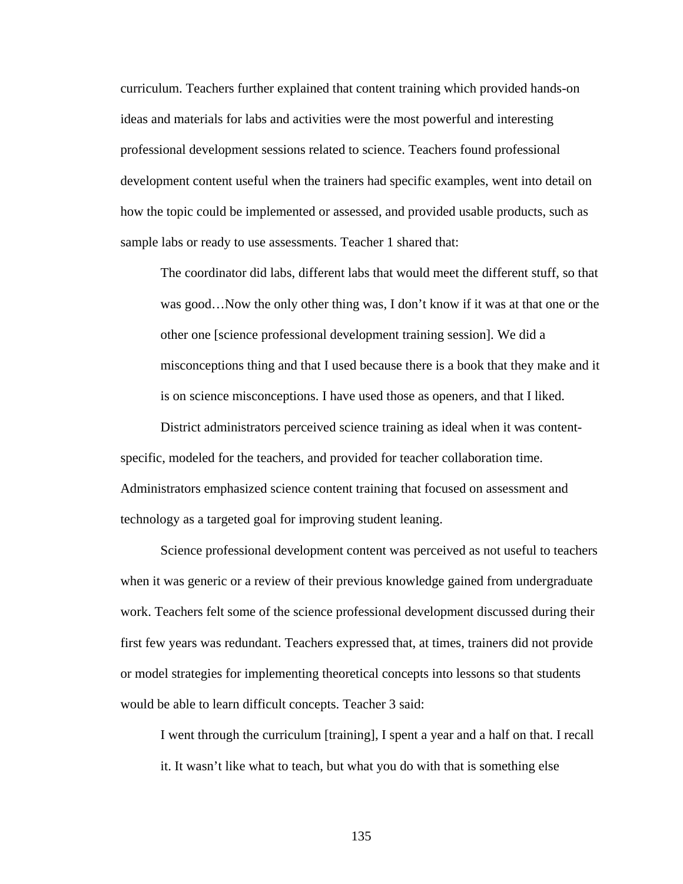curriculum. Teachers further explained that content training which provided hands-on ideas and materials for labs and activities were the most powerful and interesting professional development sessions related to science. Teachers found professional development content useful when the trainers had specific examples, went into detail on how the topic could be implemented or assessed, and provided usable products, such as sample labs or ready to use assessments. Teacher 1 shared that:

> The coordinator did labs, different labs that would meet the different stuff, so that was good…Now the only other thing was, I don't know if it was at that one or the other one [science professional development training session]. We did a misconceptions thing and that I used because there is a book that they make and it is on science misconceptions. I have used those as openers, and that I liked.

District administrators perceived science training as ideal when it was content-specific, modeled for the teachers, and provided for teacher collaboration time. Administrators emphasized science content training that focused on assessment and technology as a targeted goal for improving student leaning.

Science professional development content was perceived as not useful to teachers when it was generic or a review of their previous knowledge gained from undergraduate work. Teachers felt some of the science professional development discussed during their first few years was redundant. Teachers expressed that, at times, trainers did not provide or model strategies for implementing theoretical concepts into lessons so that students would be able to learn difficult concepts. Teacher 3 said:

> I went through the curriculum [training], I spent a year and a half on that. I recall it. It wasn't like what to teach, but what you do with that is something else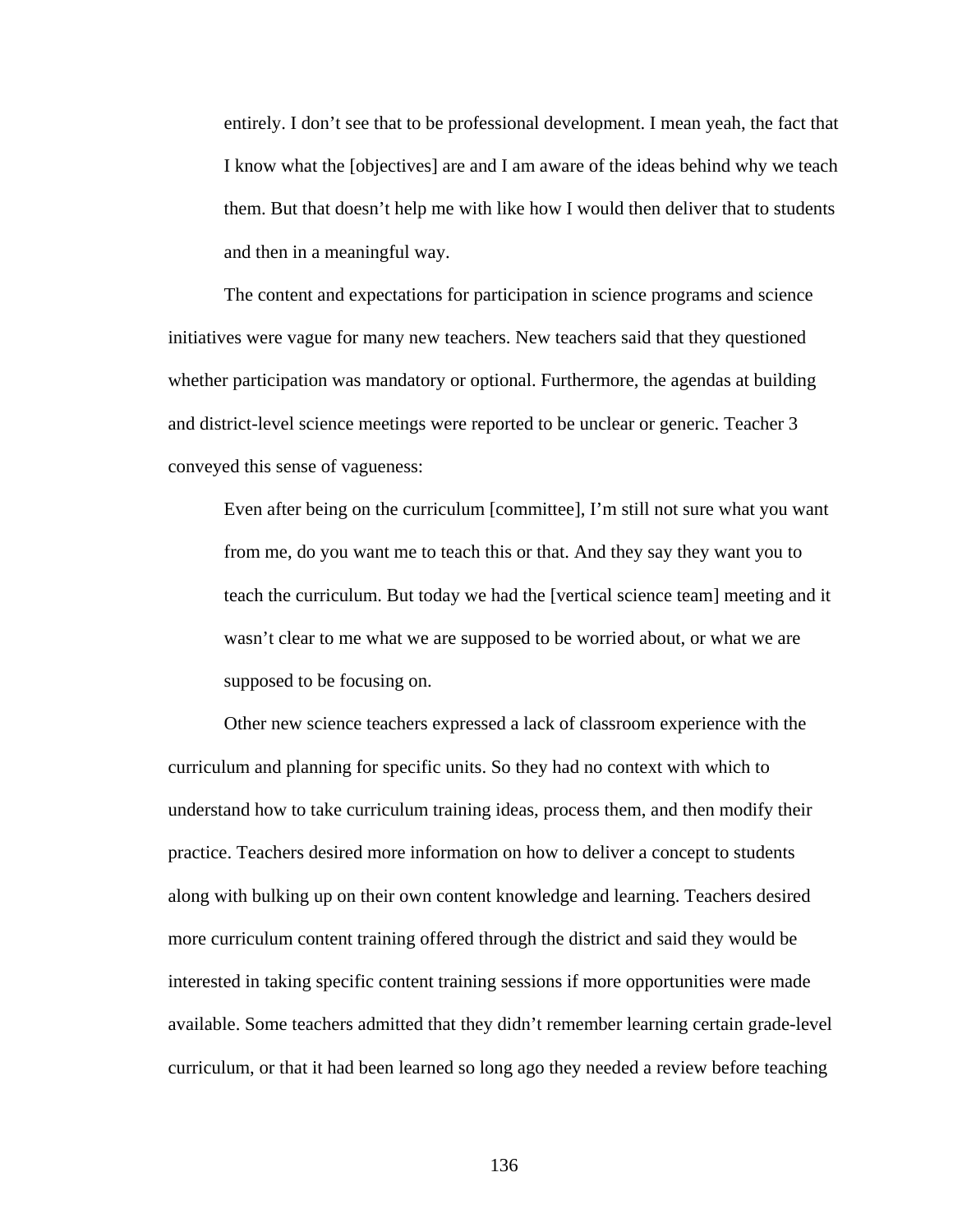> entirely. I don't see that to be professional development. I mean yeah, the fact that I know what the [objectives] are and I am aware of the ideas behind why we teach them. But that doesn't help me with like how I would then deliver that to students and then in a meaningful way.

The content and expectations for participation in science programs and science initiatives were vague for many new teachers. New teachers said that they questioned whether participation was mandatory or optional. Furthermore, the agendas at building and district-level science meetings were reported to be unclear or generic. Teacher 3 conveyed this sense of vagueness:

> Even after being on the curriculum [committee], I'm still not sure what you want from me, do you want me to teach this or that. And they say they want you to teach the curriculum. But today we had the [vertical science team] meeting and it wasn't clear to me what we are supposed to be worried about, or what we are supposed to be focusing on.

Other new science teachers expressed a lack of classroom experience with the curriculum and planning for specific units. So they had no context with which to understand how to take curriculum training ideas, process them, and then modify their practice. Teachers desired more information on how to deliver a concept to students along with bulking up on their own content knowledge and learning. Teachers desired more curriculum content training offered through the district and said they would be interested in taking specific content training sessions if more opportunities were made available. Some teachers admitted that they didn't remember learning certain grade-level curriculum, or that it had been learned so long ago they needed a review before teaching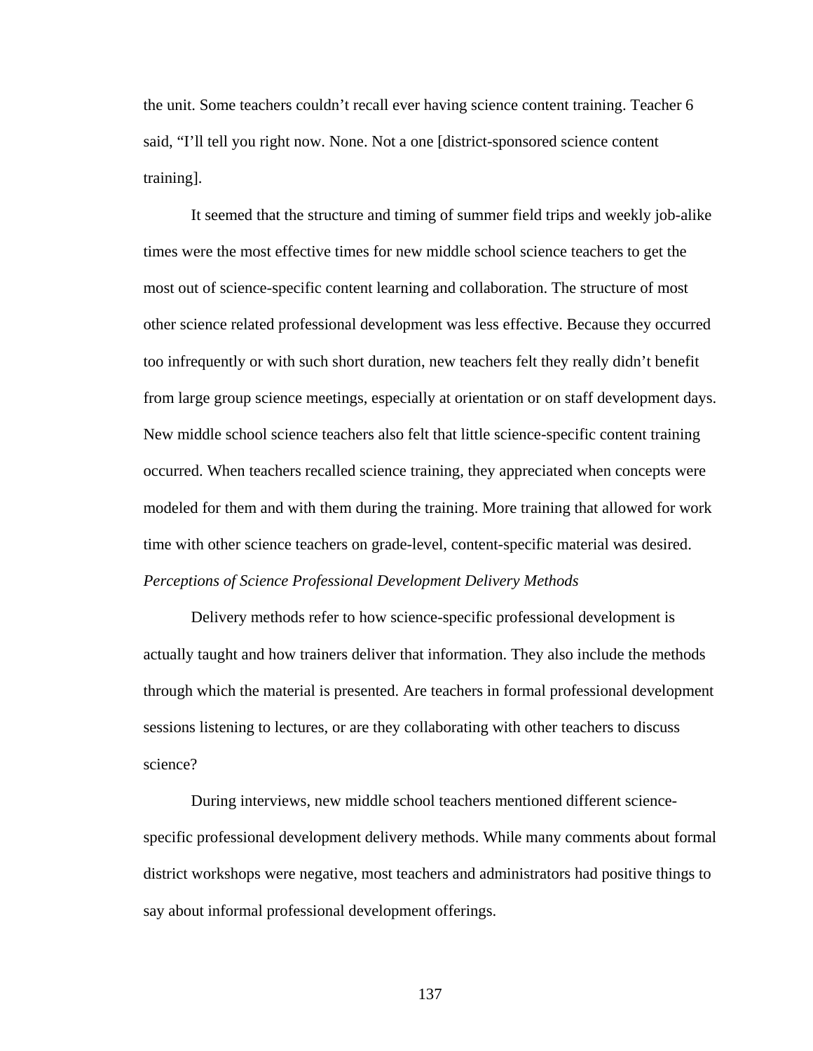the unit. Some teachers couldn't recall ever having science content training. Teacher 6 said, "I'll tell you right now. None. Not a one [district-sponsored science content training].

It seemed that the structure and timing of summer field trips and weekly job-alike times were the most effective times for new middle school science teachers to get the most out of science-specific content learning and collaboration. The structure of most other science related professional development was less effective. Because they occurred too infrequently or with such short duration, new teachers felt they really didn't benefit from large group science meetings, especially at orientation or on staff development days. New middle school science teachers also felt that little science-specific content training occurred. When teachers recalled science training, they appreciated when concepts were modeled for them and with them during the training. More training that allowed for work time with other science teachers on grade-level, content-specific material was desired.

*Perceptions of Science Professional Development Delivery Methods*

Delivery methods refer to how science-specific professional development is actually taught and how trainers deliver that information. They also include the methods through which the material is presented. Are teachers in formal professional development sessions listening to lectures, or are they collaborating with other teachers to discuss science?

During interviews, new middle school teachers mentioned different science-specific professional development delivery methods. While many comments about formal district workshops were negative, most teachers and administrators had positive things to say about informal professional development offerings.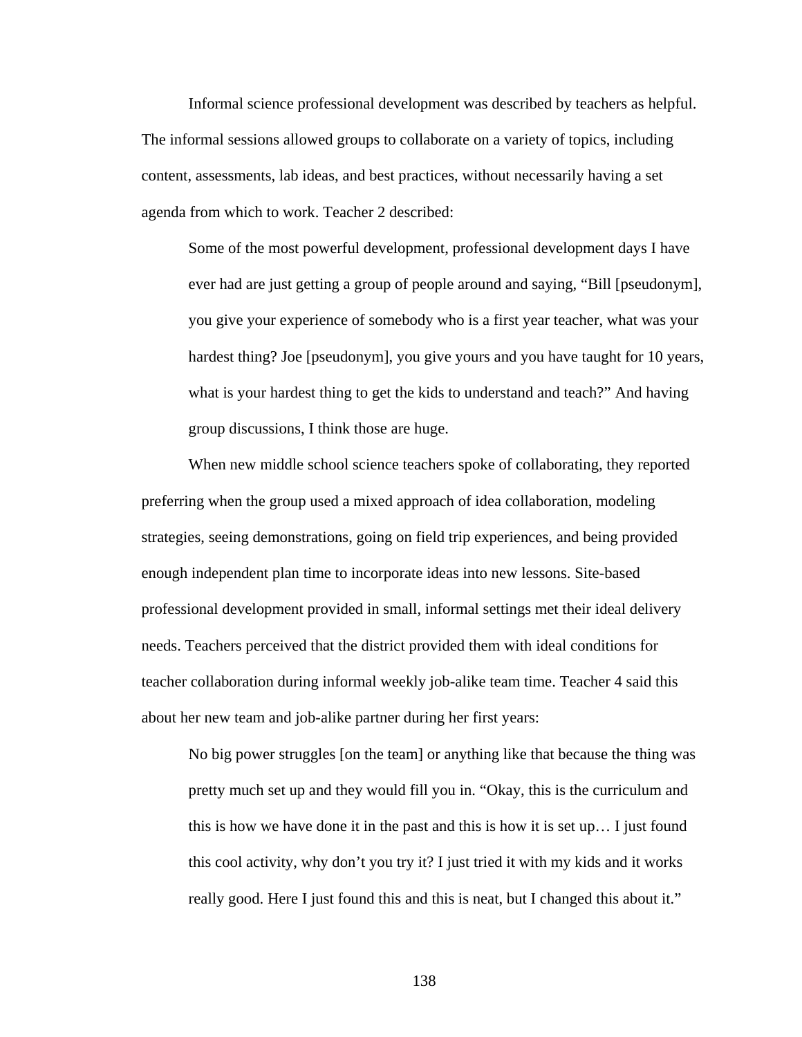Informal science professional development was described by teachers as helpful. The informal sessions allowed groups to collaborate on a variety of topics, including content, assessments, lab ideas, and best practices, without necessarily having a set agenda from which to work. Teacher 2 described:

> Some of the most powerful development, professional development days I have ever had are just getting a group of people around and saying, "Bill [pseudonym], you give your experience of somebody who is a first year teacher, what was your hardest thing? Joe [pseudonym], you give yours and you have taught for 10 years, what is your hardest thing to get the kids to understand and teach?" And having group discussions, I think those are huge.

When new middle school science teachers spoke of collaborating, they reported preferring when the group used a mixed approach of idea collaboration, modeling strategies, seeing demonstrations, going on field trip experiences, and being provided enough independent plan time to incorporate ideas into new lessons. Site-based professional development provided in small, informal settings met their ideal delivery needs. Teachers perceived that the district provided them with ideal conditions for teacher collaboration during informal weekly job-alike team time. Teacher 4 said this about her new team and job-alike partner during her first years:

> No big power struggles [on the team] or anything like that because the thing was pretty much set up and they would fill you in. "Okay, this is the curriculum and this is how we have done it in the past and this is how it is set up… I just found this cool activity, why don't you try it? I just tried it with my kids and it works really good. Here I just found this and this is neat, but I changed this about it."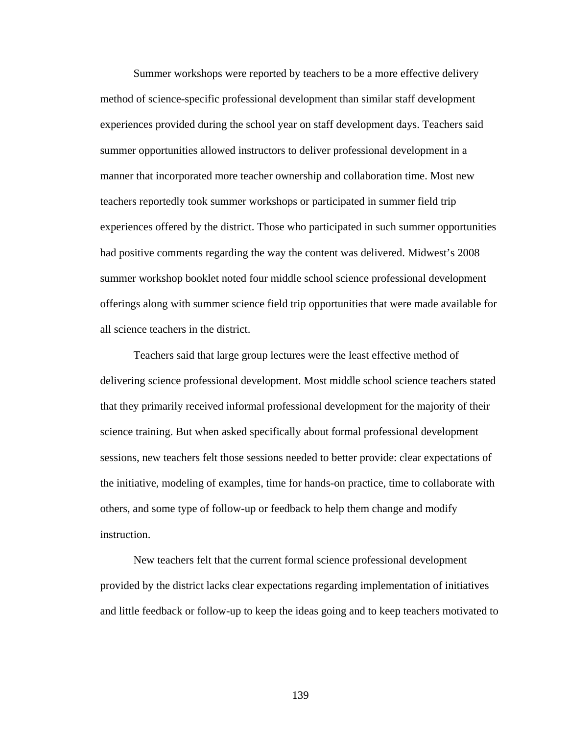Summer workshops were reported by teachers to be a more effective delivery method of science-specific professional development than similar staff development experiences provided during the school year on staff development days. Teachers said summer opportunities allowed instructors to deliver professional development in a manner that incorporated more teacher ownership and collaboration time. Most new teachers reportedly took summer workshops or participated in summer field trip experiences offered by the district. Those who participated in such summer opportunities had positive comments regarding the way the content was delivered. Midwest's 2008 summer workshop booklet noted four middle school science professional development offerings along with summer science field trip opportunities that were made available for all science teachers in the district.

Teachers said that large group lectures were the least effective method of delivering science professional development. Most middle school science teachers stated that they primarily received informal professional development for the majority of their science training. But when asked specifically about formal professional development sessions, new teachers felt those sessions needed to better provide: clear expectations of the initiative, modeling of examples, time for hands-on practice, time to collaborate with others, and some type of follow-up or feedback to help them change and modify instruction.

New teachers felt that the current formal science professional development provided by the district lacks clear expectations regarding implementation of initiatives and little feedback or follow-up to keep the ideas going and to keep teachers motivated to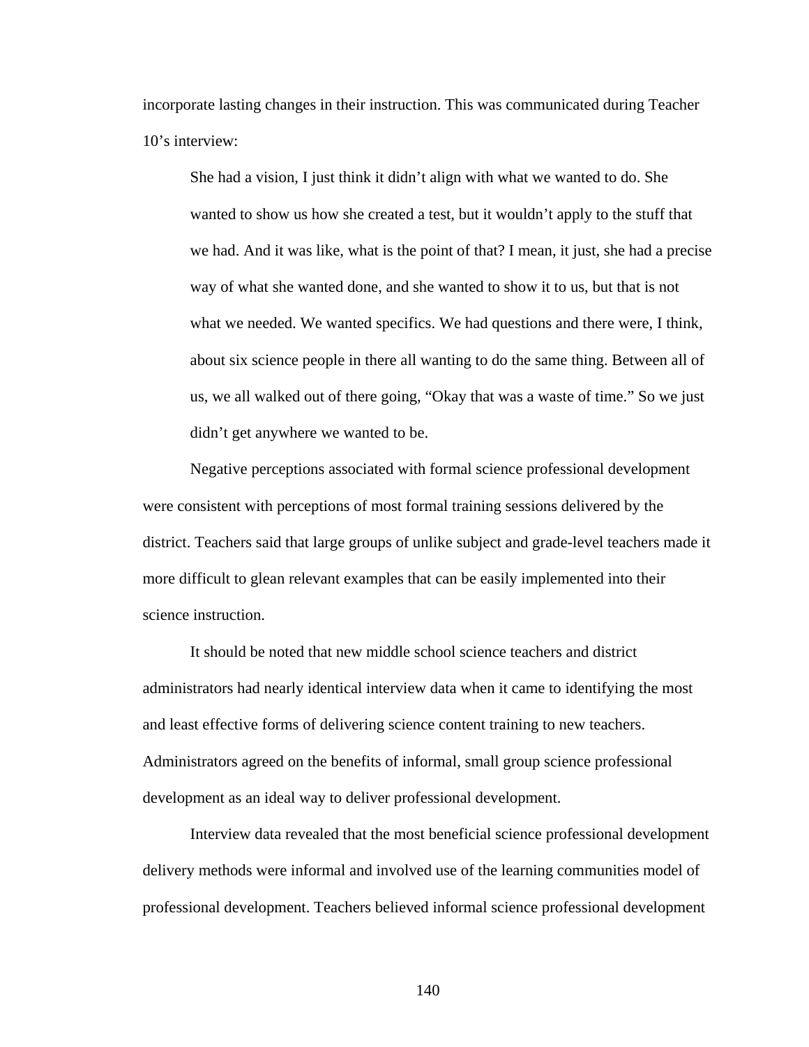incorporate lasting changes in their instruction. This was communicated during Teacher 10's interview:

> She had a vision, I just think it didn't align with what we wanted to do. She wanted to show us how she created a test, but it wouldn't apply to the stuff that we had. And it was like, what is the point of that? I mean, it just, she had a precise way of what she wanted done, and she wanted to show it to us, but that is not what we needed. We wanted specifics. We had questions and there were, I think, about six science people in there all wanting to do the same thing. Between all of us, we all walked out of there going, "Okay that was a waste of time." So we just didn't get anywhere we wanted to be.

Negative perceptions associated with formal science professional development were consistent with perceptions of most formal training sessions delivered by the district. Teachers said that large groups of unlike subject and grade-level teachers made it more difficult to glean relevant examples that can be easily implemented into their science instruction.

It should be noted that new middle school science teachers and district administrators had nearly identical interview data when it came to identifying the most and least effective forms of delivering science content training to new teachers. Administrators agreed on the benefits of informal, small group science professional development as an ideal way to deliver professional development.

Interview data revealed that the most beneficial science professional development delivery methods were informal and involved use of the learning communities model of professional development. Teachers believed informal science professional development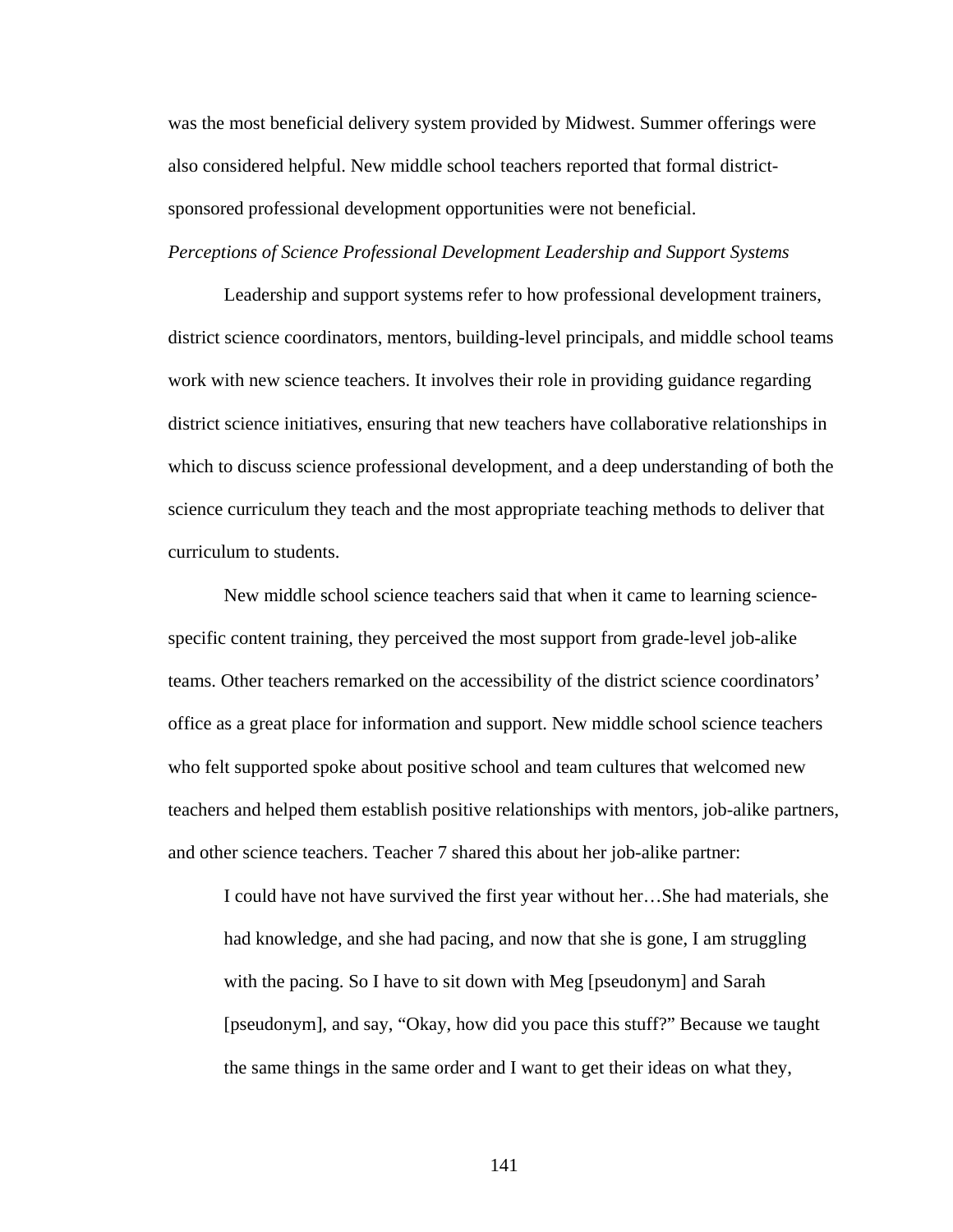was the most beneficial delivery system provided by Midwest. Summer offerings were also considered helpful. New middle school teachers reported that formal district-sponsored professional development opportunities were not beneficial.

*Perceptions of Science Professional Development Leadership and Support Systems*

Leadership and support systems refer to how professional development trainers, district science coordinators, mentors, building-level principals, and middle school teams work with new science teachers. It involves their role in providing guidance regarding district science initiatives, ensuring that new teachers have collaborative relationships in which to discuss science professional development, and a deep understanding of both the science curriculum they teach and the most appropriate teaching methods to deliver that curriculum to students.

New middle school science teachers said that when it came to learning science-specific content training, they perceived the most support from grade-level job-alike teams. Other teachers remarked on the accessibility of the district science coordinators' office as a great place for information and support. New middle school science teachers who felt supported spoke about positive school and team cultures that welcomed new teachers and helped them establish positive relationships with mentors, job-alike partners, and other science teachers. Teacher 7 shared this about her job-alike partner:

> I could have not have survived the first year without her…She had materials, she had knowledge, and she had pacing, and now that she is gone, I am struggling with the pacing. So I have to sit down with Meg [pseudonym] and Sarah [pseudonym], and say, "Okay, how did you pace this stuff?" Because we taught the same things in the same order and I want to get their ideas on what they,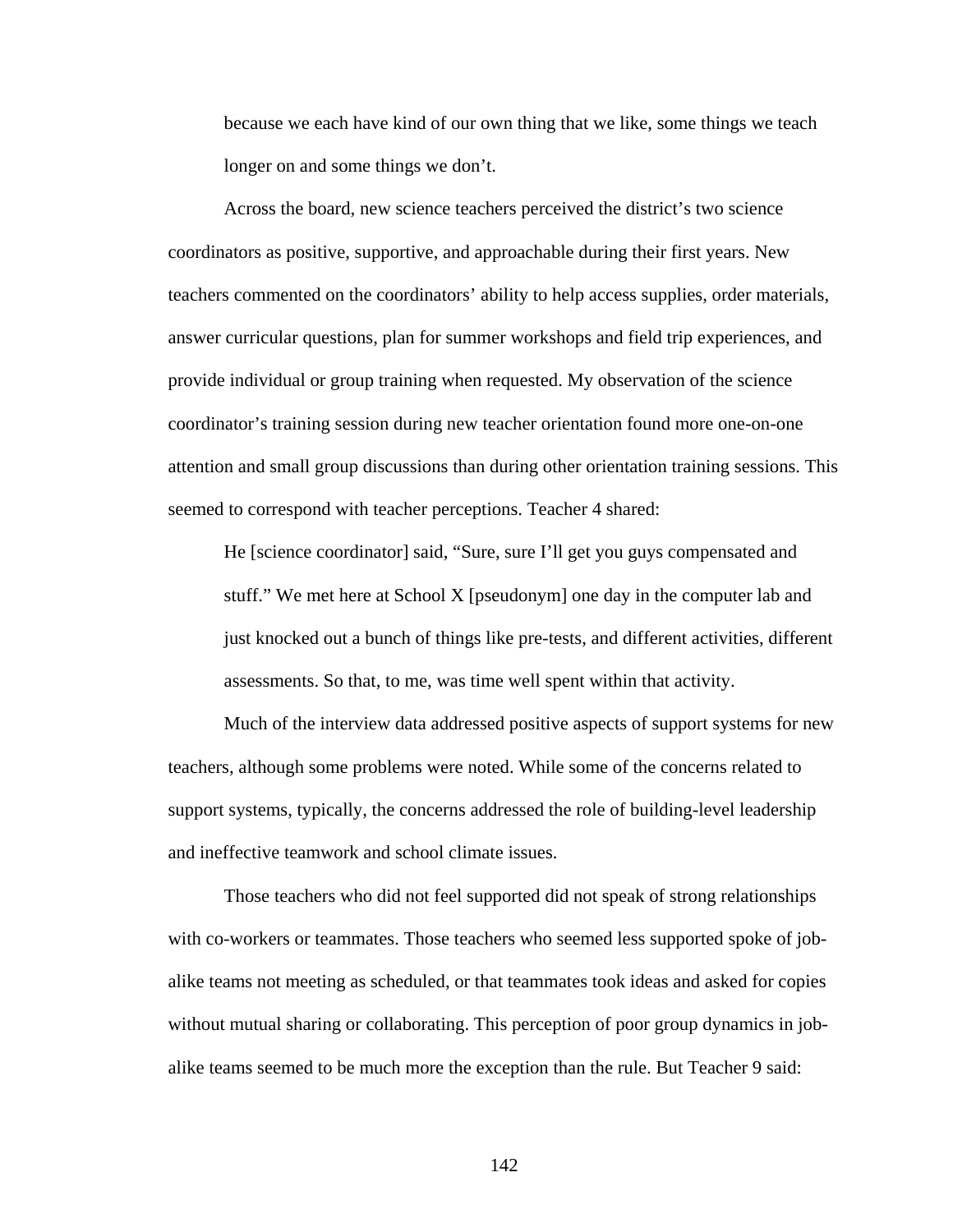> because we each have kind of our own thing that we like, some things we teach longer on and some things we don't.

Across the board, new science teachers perceived the district's two science coordinators as positive, supportive, and approachable during their first years. New teachers commented on the coordinators' ability to help access supplies, order materials, answer curricular questions, plan for summer workshops and field trip experiences, and provide individual or group training when requested. My observation of the science coordinator's training session during new teacher orientation found more one-on-one attention and small group discussions than during other orientation training sessions. This seemed to correspond with teacher perceptions. Teacher 4 shared:

> He [science coordinator] said, "Sure, sure I'll get you guys compensated and stuff." We met here at School X [pseudonym] one day in the computer lab and just knocked out a bunch of things like pre-tests, and different activities, different assessments. So that, to me, was time well spent within that activity.

Much of the interview data addressed positive aspects of support systems for new teachers, although some problems were noted. While some of the concerns related to support systems, typically, the concerns addressed the role of building-level leadership and ineffective teamwork and school climate issues.

Those teachers who did not feel supported did not speak of strong relationships with co-workers or teammates. Those teachers who seemed less supported spoke of job-alike teams not meeting as scheduled, or that teammates took ideas and asked for copies without mutual sharing or collaborating. This perception of poor group dynamics in job-alike teams seemed to be much more the exception than the rule. But Teacher 9 said: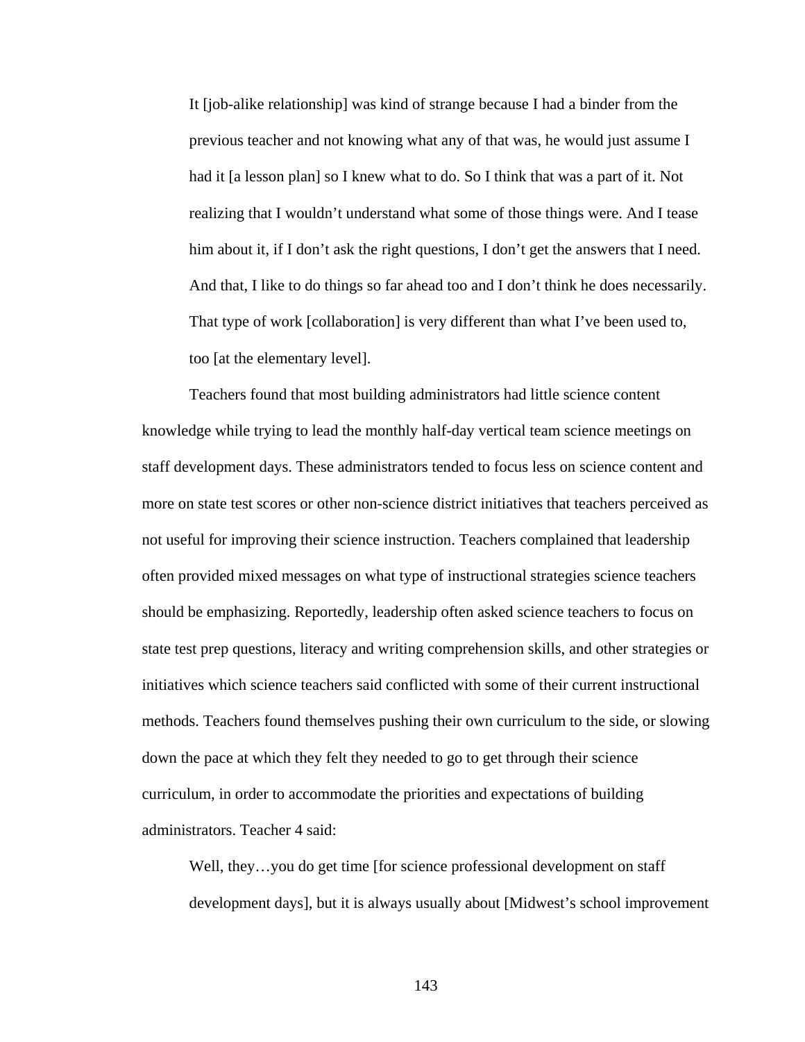> It [job-alike relationship] was kind of strange because I had a binder from the previous teacher and not knowing what any of that was, he would just assume I had it [a lesson plan] so I knew what to do. So I think that was a part of it. Not realizing that I wouldn't understand what some of those things were. And I tease him about it, if I don't ask the right questions, I don't get the answers that I need. And that, I like to do things so far ahead too and I don't think he does necessarily. That type of work [collaboration] is very different than what I've been used to, too [at the elementary level].

Teachers found that most building administrators had little science content knowledge while trying to lead the monthly half-day vertical team science meetings on staff development days. These administrators tended to focus less on science content and more on state test scores or other non-science district initiatives that teachers perceived as not useful for improving their science instruction. Teachers complained that leadership often provided mixed messages on what type of instructional strategies science teachers should be emphasizing. Reportedly, leadership often asked science teachers to focus on state test prep questions, literacy and writing comprehension skills, and other strategies or initiatives which science teachers said conflicted with some of their current instructional methods. Teachers found themselves pushing their own curriculum to the side, or slowing down the pace at which they felt they needed to go to get through their science curriculum, in order to accommodate the priorities and expectations of building administrators. Teacher 4 said:

> Well, they…you do get time [for science professional development on staff development days], but it is always usually about [Midwest's school improvement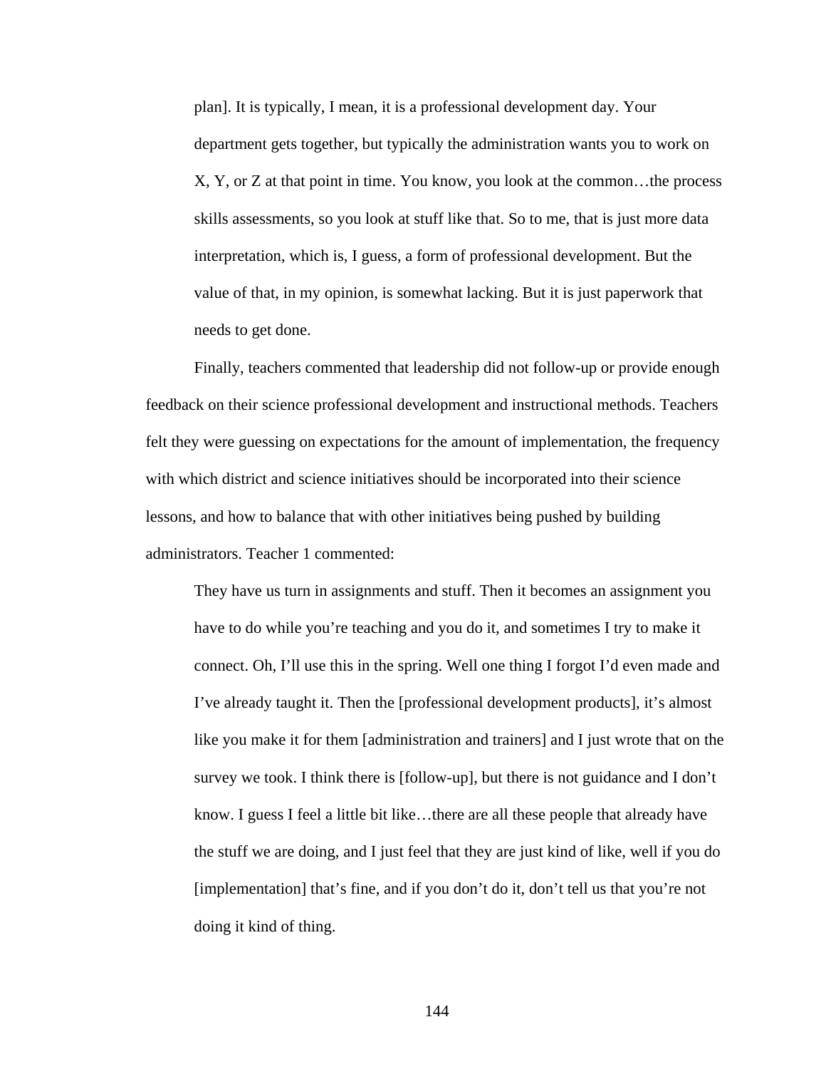> plan]. It is typically, I mean, it is a professional development day. Your department gets together, but typically the administration wants you to work on X, Y, or Z at that point in time. You know, you look at the common…the process skills assessments, so you look at stuff like that. So to me, that is just more data interpretation, which is, I guess, a form of professional development. But the value of that, in my opinion, is somewhat lacking. But it is just paperwork that needs to get done.

Finally, teachers commented that leadership did not follow-up or provide enough feedback on their science professional development and instructional methods. Teachers felt they were guessing on expectations for the amount of implementation, the frequency with which district and science initiatives should be incorporated into their science lessons, and how to balance that with other initiatives being pushed by building administrators. Teacher 1 commented:

> They have us turn in assignments and stuff. Then it becomes an assignment you have to do while you're teaching and you do it, and sometimes I try to make it connect. Oh, I'll use this in the spring. Well one thing I forgot I'd even made and I've already taught it. Then the [professional development products], it's almost like you make it for them [administration and trainers] and I just wrote that on the survey we took. I think there is [follow-up], but there is not guidance and I don't know. I guess I feel a little bit like…there are all these people that already have the stuff we are doing, and I just feel that they are just kind of like, well if you do [implementation] that's fine, and if you don't do it, don't tell us that you're not doing it kind of thing.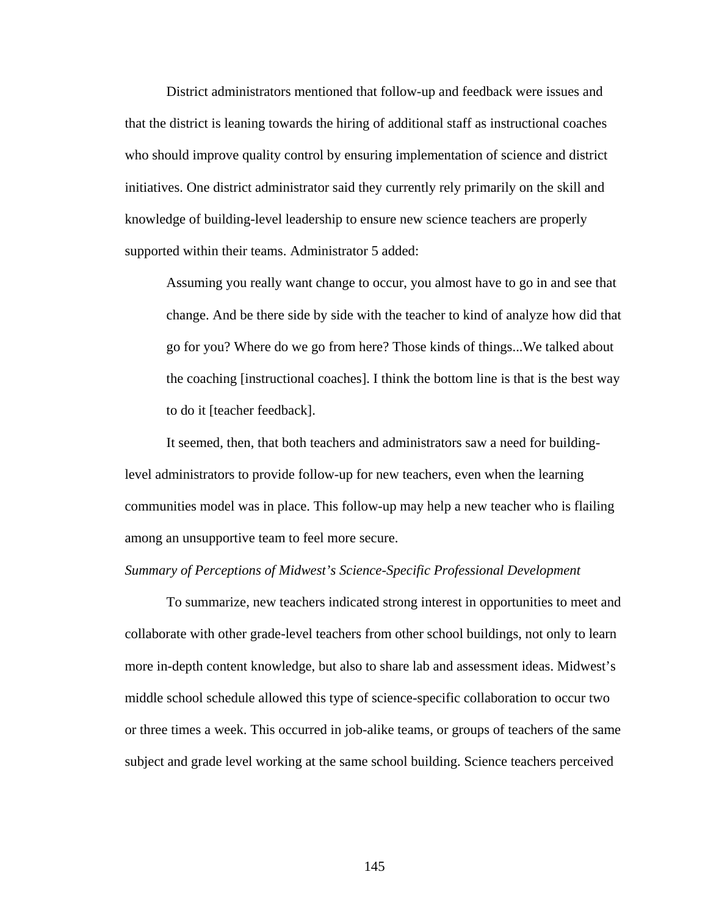District administrators mentioned that follow-up and feedback were issues and that the district is leaning towards the hiring of additional staff as instructional coaches who should improve quality control by ensuring implementation of science and district initiatives. One district administrator said they currently rely primarily on the skill and knowledge of building-level leadership to ensure new science teachers are properly supported within their teams. Administrator 5 added:

> Assuming you really want change to occur, you almost have to go in and see that change. And be there side by side with the teacher to kind of analyze how did that go for you? Where do we go from here? Those kinds of things...We talked about the coaching [instructional coaches]. I think the bottom line is that is the best way to do it [teacher feedback].

It seemed, then, that both teachers and administrators saw a need for building-level administrators to provide follow-up for new teachers, even when the learning communities model was in place. This follow-up may help a new teacher who is flailing among an unsupportive team to feel more secure.

*Summary of Perceptions of Midwest's Science-Specific Professional Development*

To summarize, new teachers indicated strong interest in opportunities to meet and collaborate with other grade-level teachers from other school buildings, not only to learn more in-depth content knowledge, but also to share lab and assessment ideas. Midwest's middle school schedule allowed this type of science-specific collaboration to occur two or three times a week. This occurred in job-alike teams, or groups of teachers of the same subject and grade level working at the same school building. Science teachers perceived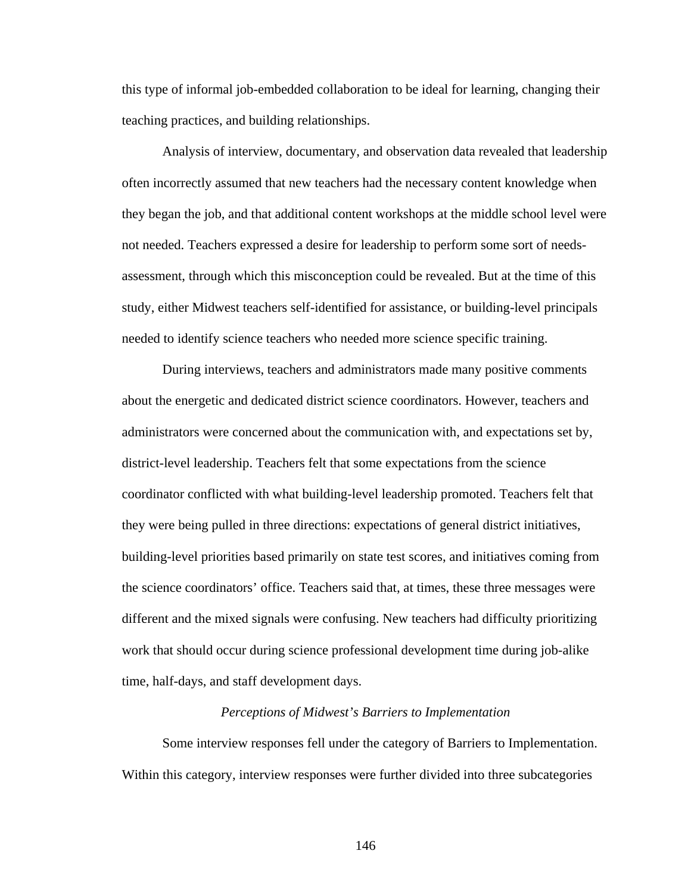this type of informal job-embedded collaboration to be ideal for learning, changing their teaching practices, and building relationships.

Analysis of interview, documentary, and observation data revealed that leadership often incorrectly assumed that new teachers had the necessary content knowledge when they began the job, and that additional content workshops at the middle school level were not needed. Teachers expressed a desire for leadership to perform some sort of needs-assessment, through which this misconception could be revealed. But at the time of this study, either Midwest teachers self-identified for assistance, or building-level principals needed to identify science teachers who needed more science specific training.

During interviews, teachers and administrators made many positive comments about the energetic and dedicated district science coordinators. However, teachers and administrators were concerned about the communication with, and expectations set by, district-level leadership. Teachers felt that some expectations from the science coordinator conflicted with what building-level leadership promoted. Teachers felt that they were being pulled in three directions: expectations of general district initiatives, building-level priorities based primarily on state test scores, and initiatives coming from the science coordinators' office. Teachers said that, at times, these three messages were different and the mixed signals were confusing. New teachers had difficulty prioritizing work that should occur during science professional development time during job-alike time, half-days, and staff development days.

### *Perceptions of Midwest's Barriers to Implementation*

Some interview responses fell under the category of Barriers to Implementation. Within this category, interview responses were further divided into three subcategories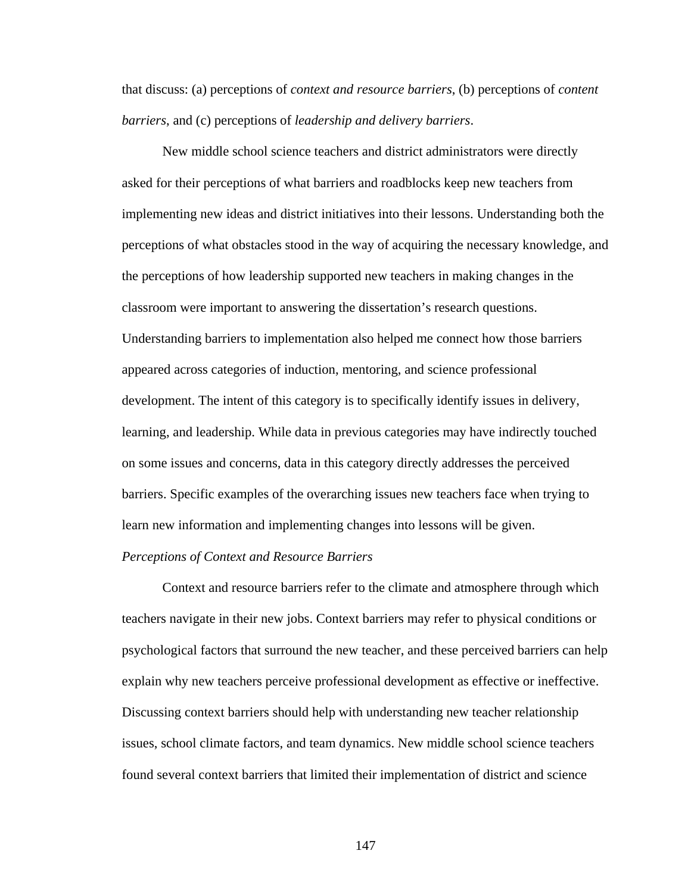that discuss: (a) perceptions of *context and resource barriers*, (b) perceptions of *content barriers*, and (c) perceptions of *leadership and delivery barriers*.

New middle school science teachers and district administrators were directly asked for their perceptions of what barriers and roadblocks keep new teachers from implementing new ideas and district initiatives into their lessons. Understanding both the perceptions of what obstacles stood in the way of acquiring the necessary knowledge, and the perceptions of how leadership supported new teachers in making changes in the classroom were important to answering the dissertation's research questions. Understanding barriers to implementation also helped me connect how those barriers appeared across categories of induction, mentoring, and science professional development. The intent of this category is to specifically identify issues in delivery, learning, and leadership. While data in previous categories may have indirectly touched on some issues and concerns, data in this category directly addresses the perceived barriers. Specific examples of the overarching issues new teachers face when trying to learn new information and implementing changes into lessons will be given.

*Perceptions of Context and Resource Barriers*

Context and resource barriers refer to the climate and atmosphere through which teachers navigate in their new jobs. Context barriers may refer to physical conditions or psychological factors that surround the new teacher, and these perceived barriers can help explain why new teachers perceive professional development as effective or ineffective. Discussing context barriers should help with understanding new teacher relationship issues, school climate factors, and team dynamics. New middle school science teachers found several context barriers that limited their implementation of district and science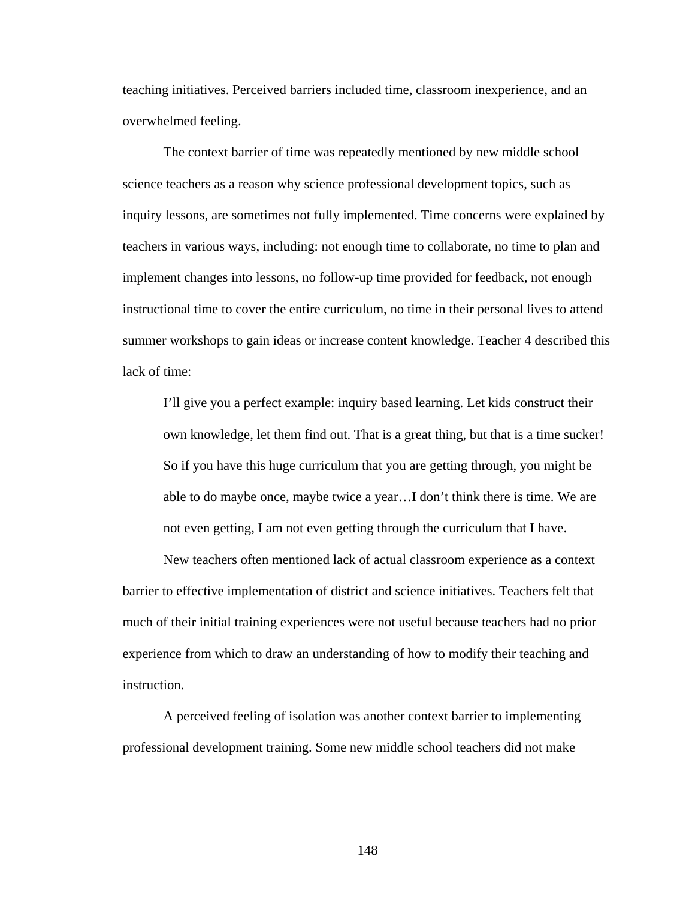teaching initiatives. Perceived barriers included time, classroom inexperience, and an overwhelmed feeling.

The context barrier of time was repeatedly mentioned by new middle school science teachers as a reason why science professional development topics, such as inquiry lessons, are sometimes not fully implemented. Time concerns were explained by teachers in various ways, including: not enough time to collaborate, no time to plan and implement changes into lessons, no follow-up time provided for feedback, not enough instructional time to cover the entire curriculum, no time in their personal lives to attend summer workshops to gain ideas or increase content knowledge. Teacher 4 described this lack of time:

> I'll give you a perfect example: inquiry based learning. Let kids construct their own knowledge, let them find out. That is a great thing, but that is a time sucker! So if you have this huge curriculum that you are getting through, you might be able to do maybe once, maybe twice a year…I don't think there is time. We are not even getting, I am not even getting through the curriculum that I have.

New teachers often mentioned lack of actual classroom experience as a context barrier to effective implementation of district and science initiatives. Teachers felt that much of their initial training experiences were not useful because teachers had no prior experience from which to draw an understanding of how to modify their teaching and instruction.

A perceived feeling of isolation was another context barrier to implementing professional development training. Some new middle school teachers did not make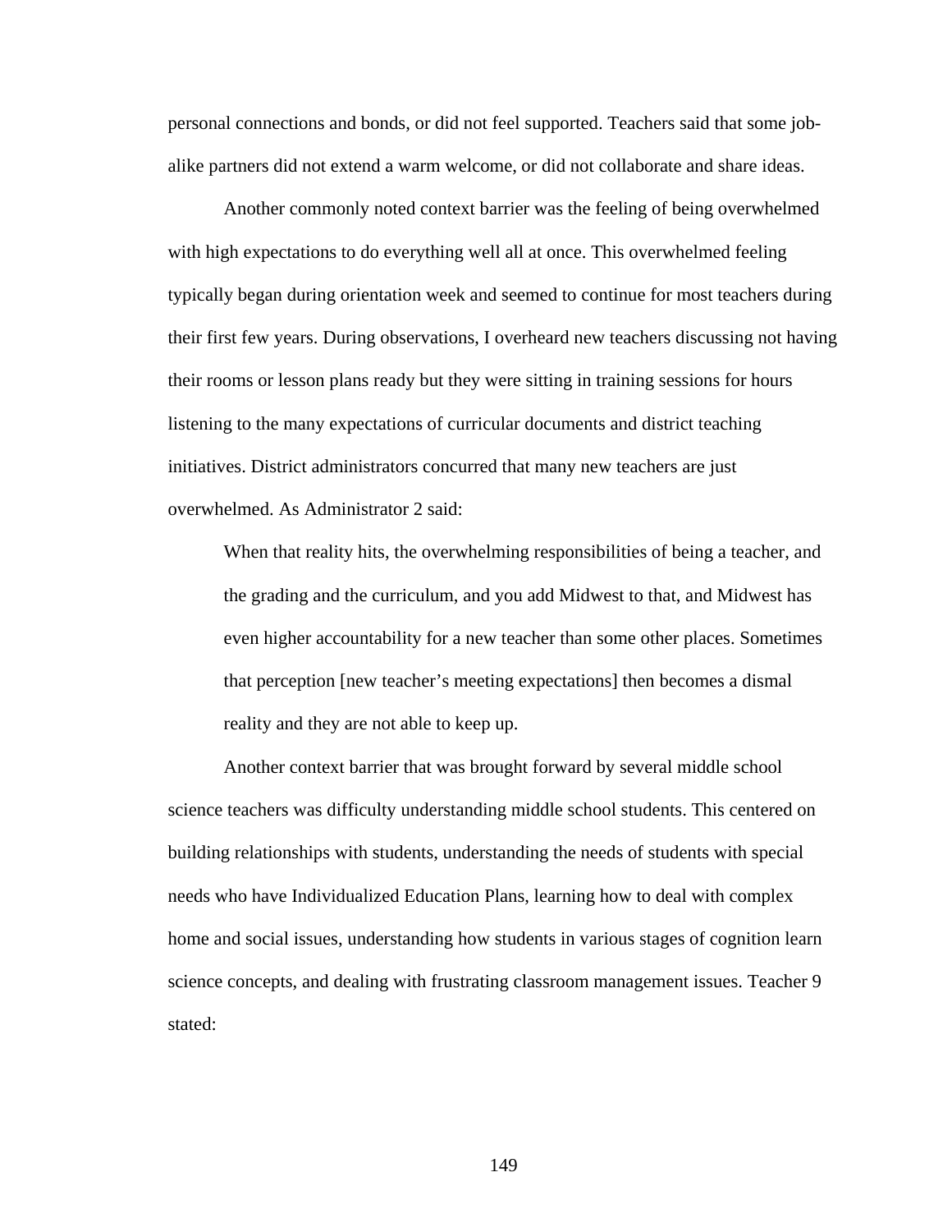personal connections and bonds, or did not feel supported. Teachers said that some job-alike partners did not extend a warm welcome, or did not collaborate and share ideas.

Another commonly noted context barrier was the feeling of being overwhelmed with high expectations to do everything well all at once. This overwhelmed feeling typically began during orientation week and seemed to continue for most teachers during their first few years. During observations, I overheard new teachers discussing not having their rooms or lesson plans ready but they were sitting in training sessions for hours listening to the many expectations of curricular documents and district teaching initiatives. District administrators concurred that many new teachers are just overwhelmed. As Administrator 2 said:

> When that reality hits, the overwhelming responsibilities of being a teacher, and the grading and the curriculum, and you add Midwest to that, and Midwest has even higher accountability for a new teacher than some other places. Sometimes that perception [new teacher's meeting expectations] then becomes a dismal reality and they are not able to keep up.

Another context barrier that was brought forward by several middle school science teachers was difficulty understanding middle school students. This centered on building relationships with students, understanding the needs of students with special needs who have Individualized Education Plans, learning how to deal with complex home and social issues, understanding how students in various stages of cognition learn science concepts, and dealing with frustrating classroom management issues. Teacher 9 stated: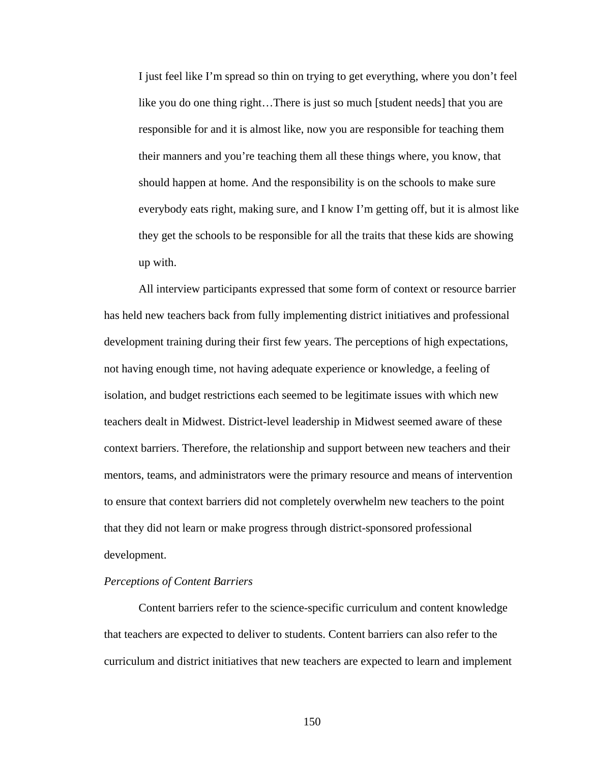> I just feel like I'm spread so thin on trying to get everything, where you don't feel like you do one thing right…There is just so much [student needs] that you are responsible for and it is almost like, now you are responsible for teaching them their manners and you're teaching them all these things where, you know, that should happen at home. And the responsibility is on the schools to make sure everybody eats right, making sure, and I know I'm getting off, but it is almost like they get the schools to be responsible for all the traits that these kids are showing up with.

All interview participants expressed that some form of context or resource barrier has held new teachers back from fully implementing district initiatives and professional development training during their first few years. The perceptions of high expectations, not having enough time, not having adequate experience or knowledge, a feeling of isolation, and budget restrictions each seemed to be legitimate issues with which new teachers dealt in Midwest. District-level leadership in Midwest seemed aware of these context barriers. Therefore, the relationship and support between new teachers and their mentors, teams, and administrators were the primary resource and means of intervention to ensure that context barriers did not completely overwhelm new teachers to the point that they did not learn or make progress through district-sponsored professional development.

*Perceptions of Content Barriers*

Content barriers refer to the science-specific curriculum and content knowledge that teachers are expected to deliver to students. Content barriers can also refer to the curriculum and district initiatives that new teachers are expected to learn and implement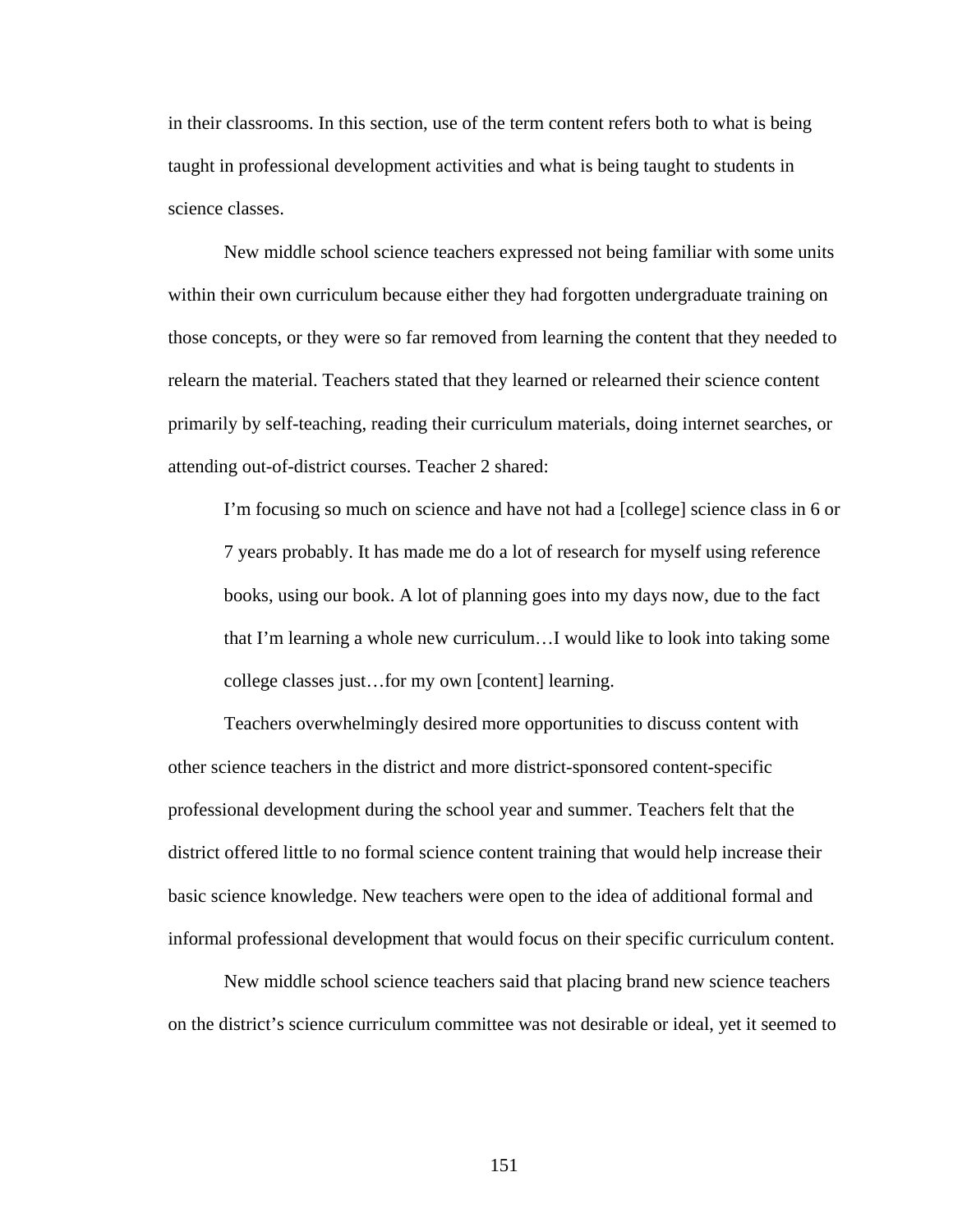in their classrooms. In this section, use of the term content refers both to what is being taught in professional development activities and what is being taught to students in science classes.

New middle school science teachers expressed not being familiar with some units within their own curriculum because either they had forgotten undergraduate training on those concepts, or they were so far removed from learning the content that they needed to relearn the material. Teachers stated that they learned or relearned their science content primarily by self-teaching, reading their curriculum materials, doing internet searches, or attending out-of-district courses. Teacher 2 shared:

> I'm focusing so much on science and have not had a [college] science class in 6 or 7 years probably. It has made me do a lot of research for myself using reference books, using our book. A lot of planning goes into my days now, due to the fact that I'm learning a whole new curriculum…I would like to look into taking some college classes just…for my own [content] learning.

Teachers overwhelmingly desired more opportunities to discuss content with other science teachers in the district and more district-sponsored content-specific professional development during the school year and summer. Teachers felt that the district offered little to no formal science content training that would help increase their basic science knowledge. New teachers were open to the idea of additional formal and informal professional development that would focus on their specific curriculum content.

New middle school science teachers said that placing brand new science teachers on the district's science curriculum committee was not desirable or ideal, yet it seemed to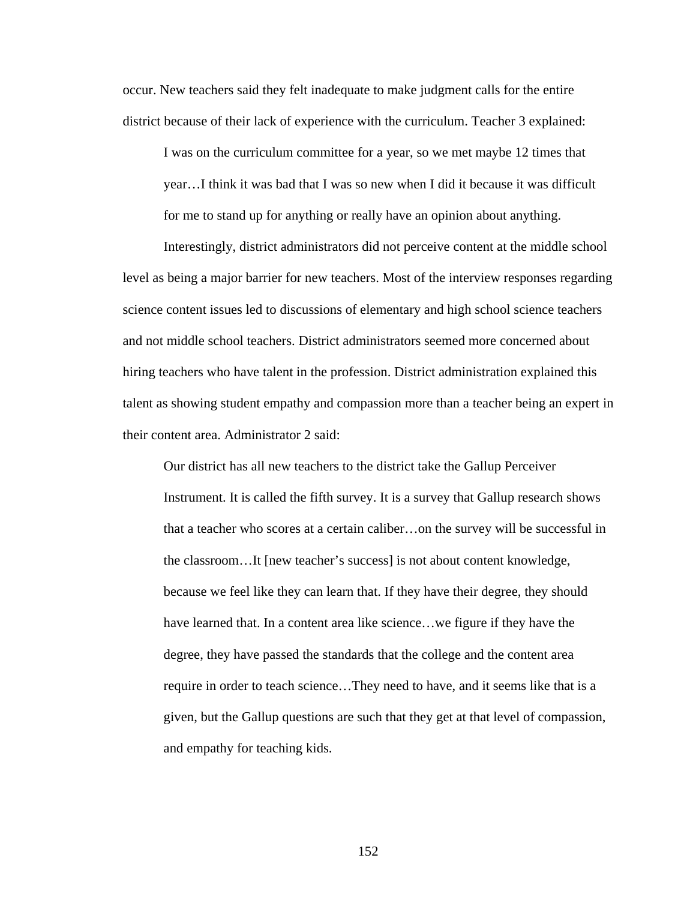occur. New teachers said they felt inadequate to make judgment calls for the entire district because of their lack of experience with the curriculum. Teacher 3 explained:

> I was on the curriculum committee for a year, so we met maybe 12 times that year…I think it was bad that I was so new when I did it because it was difficult for me to stand up for anything or really have an opinion about anything.

Interestingly, district administrators did not perceive content at the middle school level as being a major barrier for new teachers. Most of the interview responses regarding science content issues led to discussions of elementary and high school science teachers and not middle school teachers. District administrators seemed more concerned about hiring teachers who have talent in the profession. District administration explained this talent as showing student empathy and compassion more than a teacher being an expert in their content area. Administrator 2 said:

> Our district has all new teachers to the district take the Gallup Perceiver Instrument. It is called the fifth survey. It is a survey that Gallup research shows that a teacher who scores at a certain caliber…on the survey will be successful in the classroom…It [new teacher's success] is not about content knowledge, because we feel like they can learn that. If they have their degree, they should have learned that. In a content area like science…we figure if they have the degree, they have passed the standards that the college and the content area require in order to teach science…They need to have, and it seems like that is a given, but the Gallup questions are such that they get at that level of compassion, and empathy for teaching kids.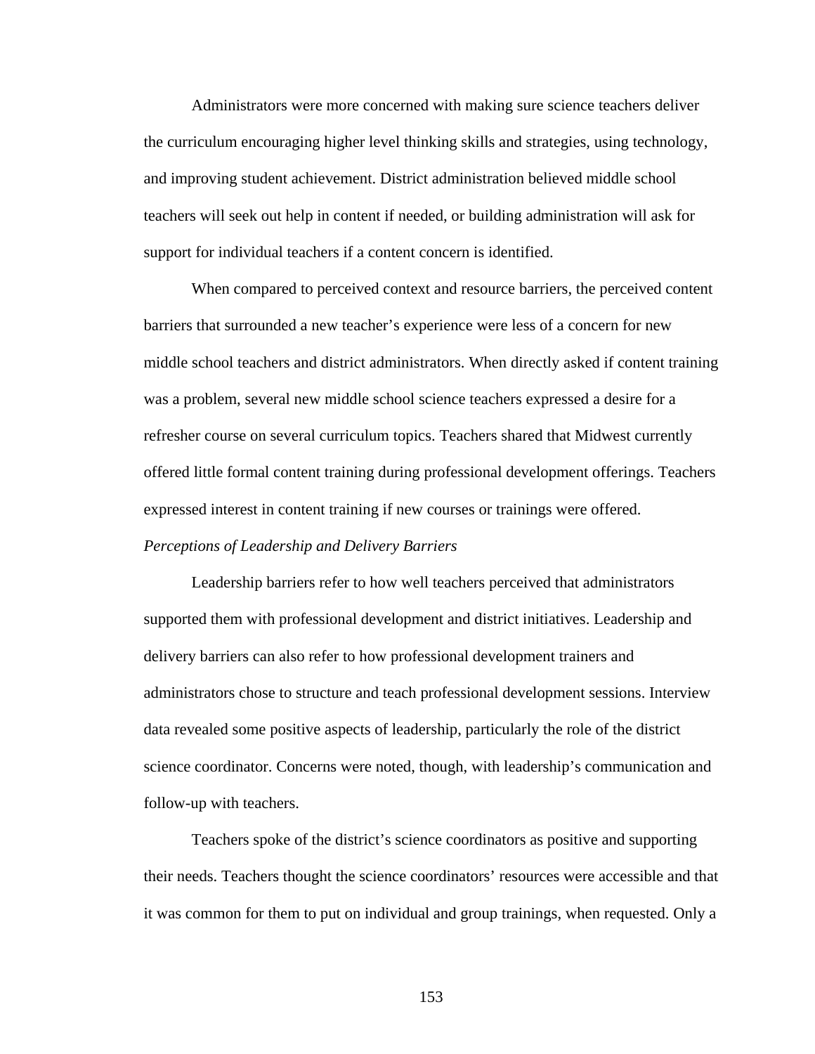Administrators were more concerned with making sure science teachers deliver the curriculum encouraging higher level thinking skills and strategies, using technology, and improving student achievement. District administration believed middle school teachers will seek out help in content if needed, or building administration will ask for support for individual teachers if a content concern is identified.

When compared to perceived context and resource barriers, the perceived content barriers that surrounded a new teacher's experience were less of a concern for new middle school teachers and district administrators. When directly asked if content training was a problem, several new middle school science teachers expressed a desire for a refresher course on several curriculum topics. Teachers shared that Midwest currently offered little formal content training during professional development offerings. Teachers expressed interest in content training if new courses or trainings were offered.

*Perceptions of Leadership and Delivery Barriers*

Leadership barriers refer to how well teachers perceived that administrators supported them with professional development and district initiatives. Leadership and delivery barriers can also refer to how professional development trainers and administrators chose to structure and teach professional development sessions. Interview data revealed some positive aspects of leadership, particularly the role of the district science coordinator. Concerns were noted, though, with leadership's communication and follow-up with teachers.

Teachers spoke of the district's science coordinators as positive and supporting their needs. Teachers thought the science coordinators' resources were accessible and that it was common for them to put on individual and group trainings, when requested. Only a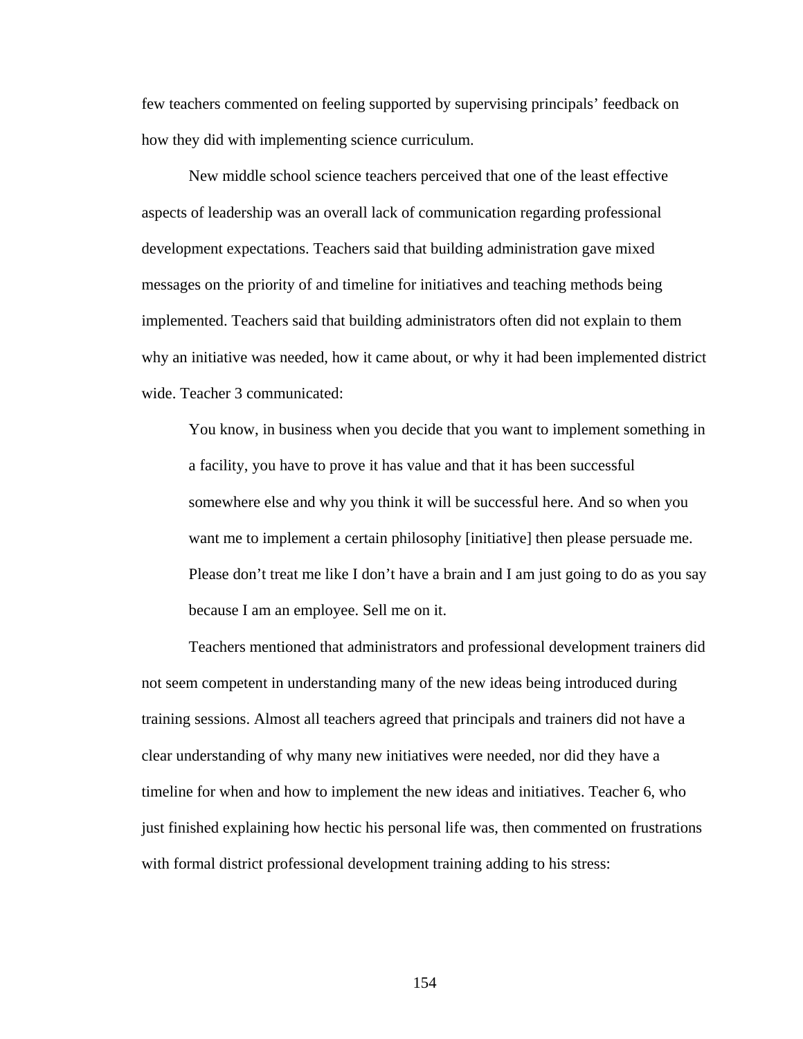few teachers commented on feeling supported by supervising principals' feedback on how they did with implementing science curriculum.

New middle school science teachers perceived that one of the least effective aspects of leadership was an overall lack of communication regarding professional development expectations. Teachers said that building administration gave mixed messages on the priority of and timeline for initiatives and teaching methods being implemented. Teachers said that building administrators often did not explain to them why an initiative was needed, how it came about, or why it had been implemented district wide. Teacher 3 communicated:

> You know, in business when you decide that you want to implement something in a facility, you have to prove it has value and that it has been successful somewhere else and why you think it will be successful here. And so when you want me to implement a certain philosophy [initiative] then please persuade me. Please don't treat me like I don't have a brain and I am just going to do as you say because I am an employee. Sell me on it.

Teachers mentioned that administrators and professional development trainers did not seem competent in understanding many of the new ideas being introduced during training sessions. Almost all teachers agreed that principals and trainers did not have a clear understanding of why many new initiatives were needed, nor did they have a timeline for when and how to implement the new ideas and initiatives. Teacher 6, who just finished explaining how hectic his personal life was, then commented on frustrations with formal district professional development training adding to his stress: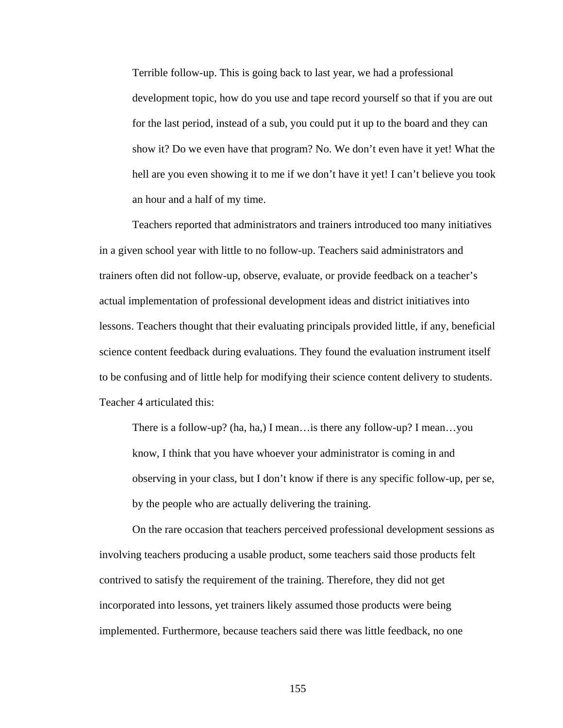> Terrible follow-up. This is going back to last year, we had a professional development topic, how do you use and tape record yourself so that if you are out for the last period, instead of a sub, you could put it up to the board and they can show it? Do we even have that program? No. We don't even have it yet! What the hell are you even showing it to me if we don't have it yet! I can't believe you took an hour and a half of my time.

Teachers reported that administrators and trainers introduced too many initiatives in a given school year with little to no follow-up. Teachers said administrators and trainers often did not follow-up, observe, evaluate, or provide feedback on a teacher's actual implementation of professional development ideas and district initiatives into lessons. Teachers thought that their evaluating principals provided little, if any, beneficial science content feedback during evaluations. They found the evaluation instrument itself to be confusing and of little help for modifying their science content delivery to students. Teacher 4 articulated this:

> There is a follow-up? (ha, ha,) I mean…is there any follow-up? I mean…you know, I think that you have whoever your administrator is coming in and observing in your class, but I don't know if there is any specific follow-up, per se, by the people who are actually delivering the training.

On the rare occasion that teachers perceived professional development sessions as involving teachers producing a usable product, some teachers said those products felt contrived to satisfy the requirement of the training. Therefore, they did not get incorporated into lessons, yet trainers likely assumed those products were being implemented. Furthermore, because teachers said there was little feedback, no one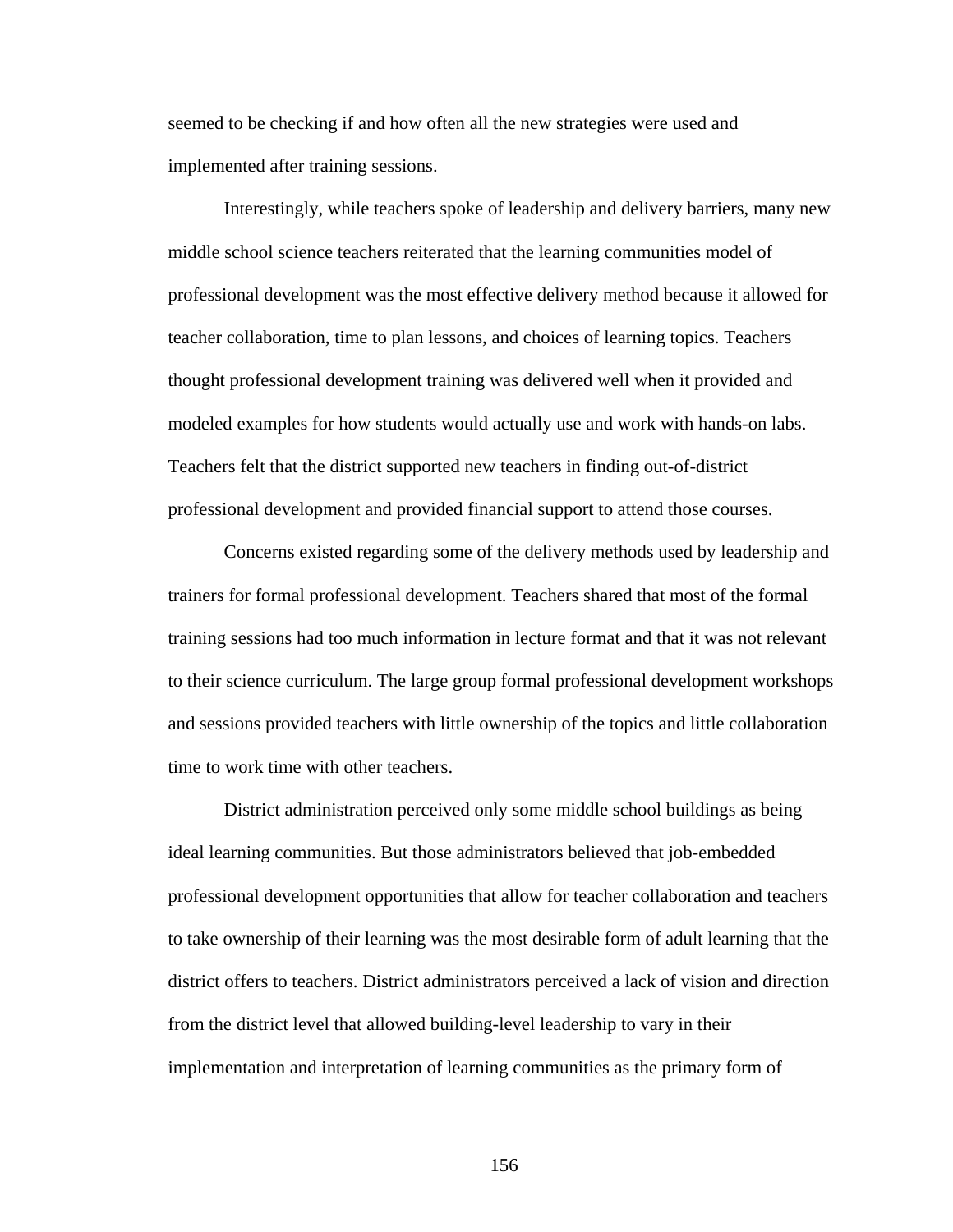seemed to be checking if and how often all the new strategies were used and implemented after training sessions.

Interestingly, while teachers spoke of leadership and delivery barriers, many new middle school science teachers reiterated that the learning communities model of professional development was the most effective delivery method because it allowed for teacher collaboration, time to plan lessons, and choices of learning topics. Teachers thought professional development training was delivered well when it provided and modeled examples for how students would actually use and work with hands-on labs. Teachers felt that the district supported new teachers in finding out-of-district professional development and provided financial support to attend those courses.

Concerns existed regarding some of the delivery methods used by leadership and trainers for formal professional development. Teachers shared that most of the formal training sessions had too much information in lecture format and that it was not relevant to their science curriculum. The large group formal professional development workshops and sessions provided teachers with little ownership of the topics and little collaboration time to work time with other teachers.

District administration perceived only some middle school buildings as being ideal learning communities. But those administrators believed that job-embedded professional development opportunities that allow for teacher collaboration and teachers to take ownership of their learning was the most desirable form of adult learning that the district offers to teachers. District administrators perceived a lack of vision and direction from the district level that allowed building-level leadership to vary in their implementation and interpretation of learning communities as the primary form of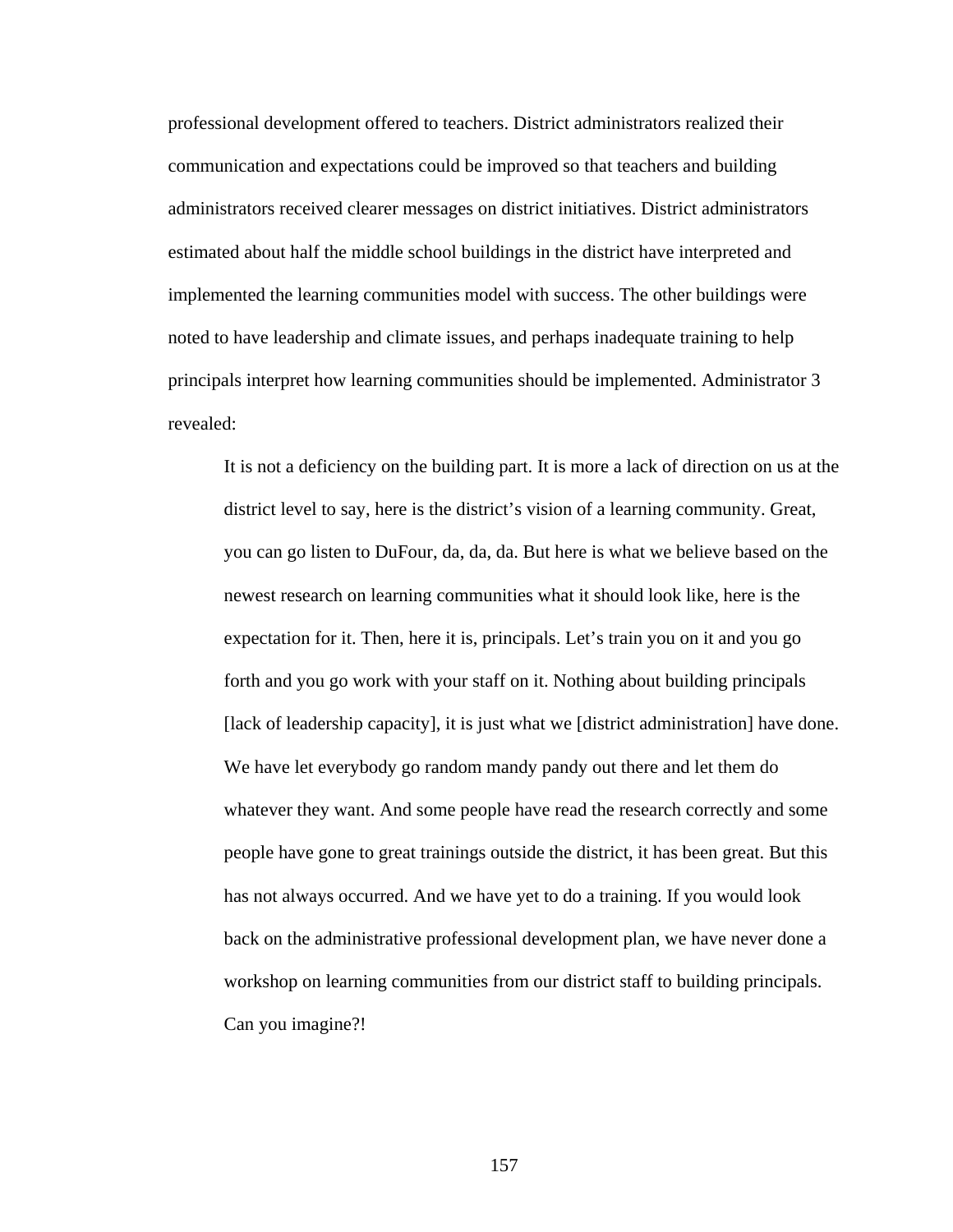professional development offered to teachers. District administrators realized their communication and expectations could be improved so that teachers and building administrators received clearer messages on district initiatives. District administrators estimated about half the middle school buildings in the district have interpreted and implemented the learning communities model with success. The other buildings were noted to have leadership and climate issues, and perhaps inadequate training to help principals interpret how learning communities should be implemented. Administrator 3 revealed:

> It is not a deficiency on the building part. It is more a lack of direction on us at the district level to say, here is the district's vision of a learning community. Great, you can go listen to DuFour, da, da, da. But here is what we believe based on the newest research on learning communities what it should look like, here is the expectation for it. Then, here it is, principals. Let's train you on it and you go forth and you go work with your staff on it. Nothing about building principals [lack of leadership capacity], it is just what we [district administration] have done. We have let everybody go random mandy pandy out there and let them do whatever they want. And some people have read the research correctly and some people have gone to great trainings outside the district, it has been great. But this has not always occurred. And we have yet to do a training. If you would look back on the administrative professional development plan, we have never done a workshop on learning communities from our district staff to building principals. Can you imagine?!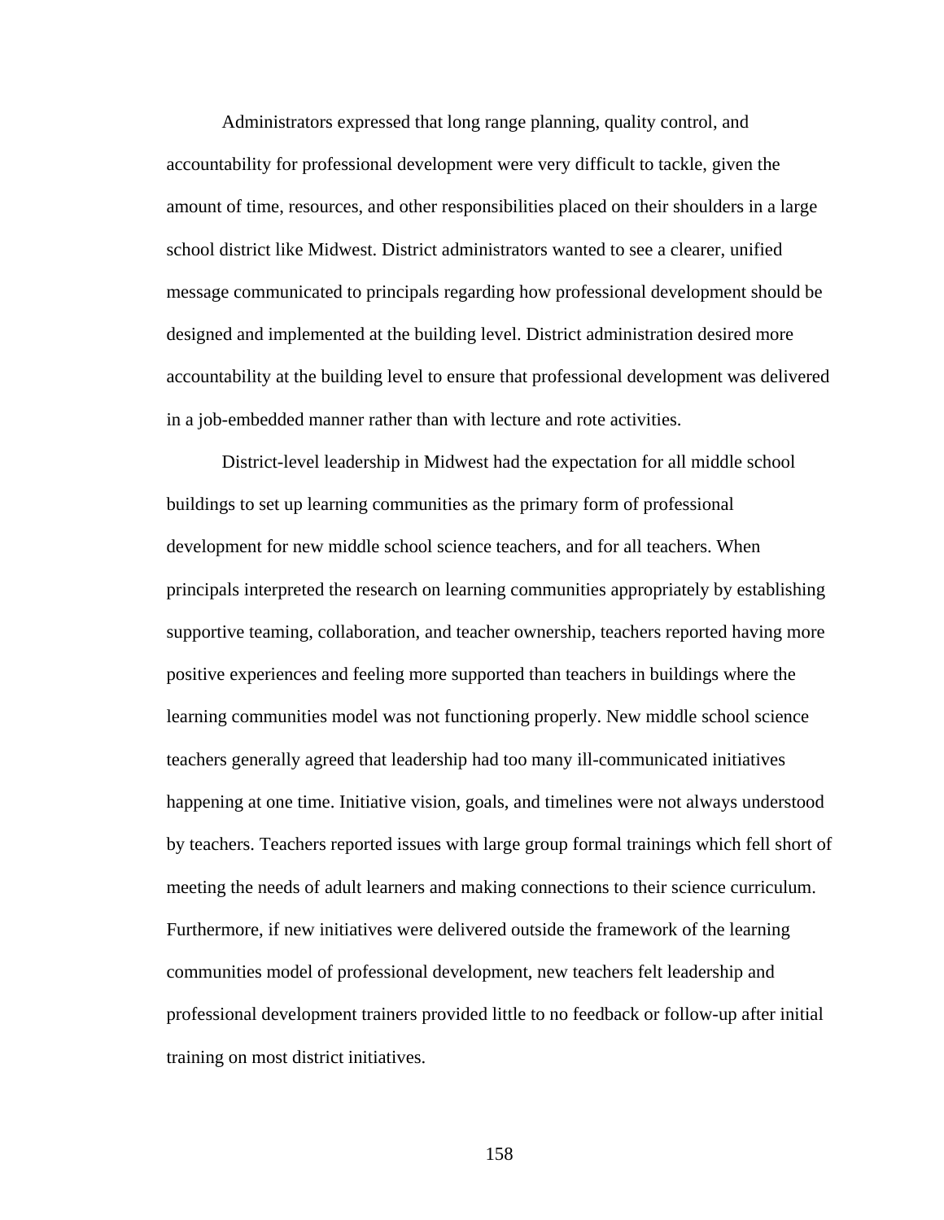Administrators expressed that long range planning, quality control, and accountability for professional development were very difficult to tackle, given the amount of time, resources, and other responsibilities placed on their shoulders in a large school district like Midwest. District administrators wanted to see a clearer, unified message communicated to principals regarding how professional development should be designed and implemented at the building level. District administration desired more accountability at the building level to ensure that professional development was delivered in a job-embedded manner rather than with lecture and rote activities.

District-level leadership in Midwest had the expectation for all middle school buildings to set up learning communities as the primary form of professional development for new middle school science teachers, and for all teachers. When principals interpreted the research on learning communities appropriately by establishing supportive teaming, collaboration, and teacher ownership, teachers reported having more positive experiences and feeling more supported than teachers in buildings where the learning communities model was not functioning properly. New middle school science teachers generally agreed that leadership had too many ill-communicated initiatives happening at one time. Initiative vision, goals, and timelines were not always understood by teachers. Teachers reported issues with large group formal trainings which fell short of meeting the needs of adult learners and making connections to their science curriculum. Furthermore, if new initiatives were delivered outside the framework of the learning communities model of professional development, new teachers felt leadership and professional development trainers provided little to no feedback or follow-up after initial training on most district initiatives.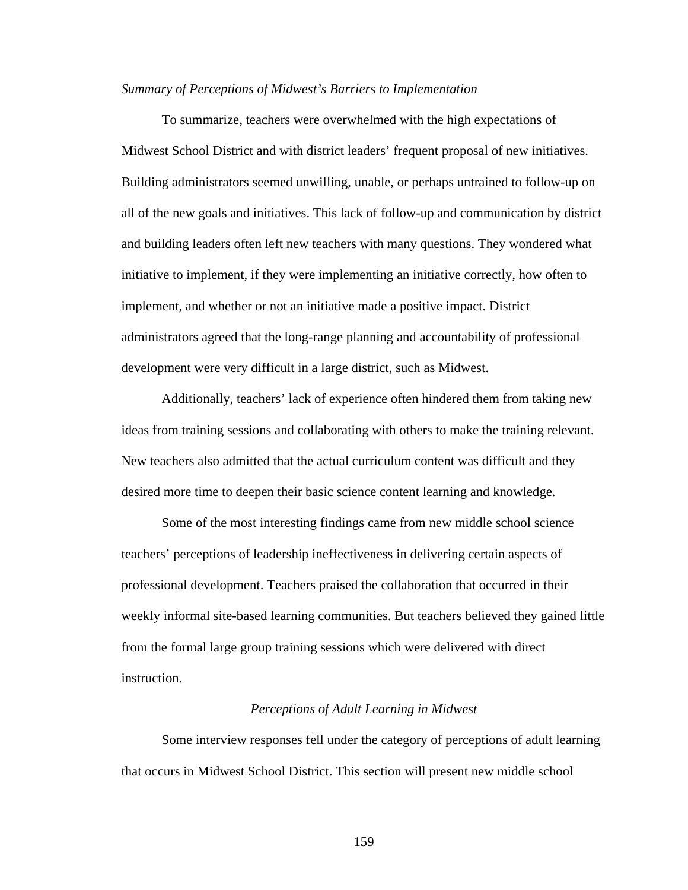*Summary of Perceptions of Midwest's Barriers to Implementation*

To summarize, teachers were overwhelmed with the high expectations of Midwest School District and with district leaders' frequent proposal of new initiatives. Building administrators seemed unwilling, unable, or perhaps untrained to follow-up on all of the new goals and initiatives. This lack of follow-up and communication by district and building leaders often left new teachers with many questions. They wondered what initiative to implement, if they were implementing an initiative correctly, how often to implement, and whether or not an initiative made a positive impact. District administrators agreed that the long-range planning and accountability of professional development were very difficult in a large district, such as Midwest.

Additionally, teachers' lack of experience often hindered them from taking new ideas from training sessions and collaborating with others to make the training relevant. New teachers also admitted that the actual curriculum content was difficult and they desired more time to deepen their basic science content learning and knowledge.

Some of the most interesting findings came from new middle school science teachers' perceptions of leadership ineffectiveness in delivering certain aspects of professional development. Teachers praised the collaboration that occurred in their weekly informal site-based learning communities. But teachers believed they gained little from the formal large group training sessions which were delivered with direct instruction.

## *Perceptions of Adult Learning in Midwest*

Some interview responses fell under the category of perceptions of adult learning that occurs in Midwest School District. This section will present new middle school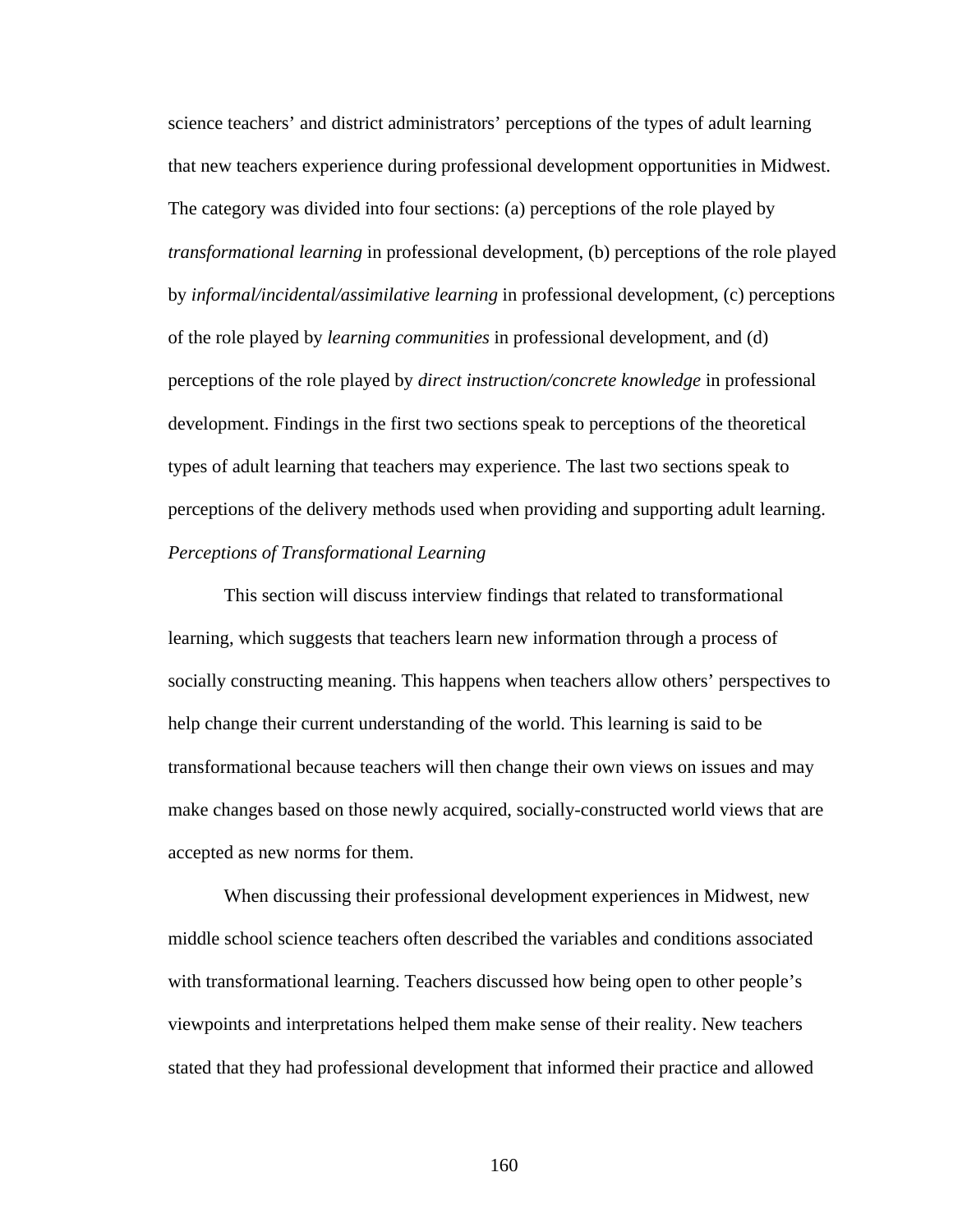science teachers' and district administrators' perceptions of the types of adult learning that new teachers experience during professional development opportunities in Midwest. The category was divided into four sections: (a) perceptions of the role played by *transformational learning* in professional development, (b) perceptions of the role played by *informal/incidental/assimilative learning* in professional development, (c) perceptions of the role played by *learning communities* in professional development, and (d) perceptions of the role played by *direct instruction/concrete knowledge* in professional development. Findings in the first two sections speak to perceptions of the theoretical types of adult learning that teachers may experience. The last two sections speak to perceptions of the delivery methods used when providing and supporting adult learning.

*Perceptions of Transformational Learning*

This section will discuss interview findings that related to transformational learning, which suggests that teachers learn new information through a process of socially constructing meaning. This happens when teachers allow others' perspectives to help change their current understanding of the world. This learning is said to be transformational because teachers will then change their own views on issues and may make changes based on those newly acquired, socially-constructed world views that are accepted as new norms for them.

When discussing their professional development experiences in Midwest, new middle school science teachers often described the variables and conditions associated with transformational learning. Teachers discussed how being open to other people's viewpoints and interpretations helped them make sense of their reality. New teachers stated that they had professional development that informed their practice and allowed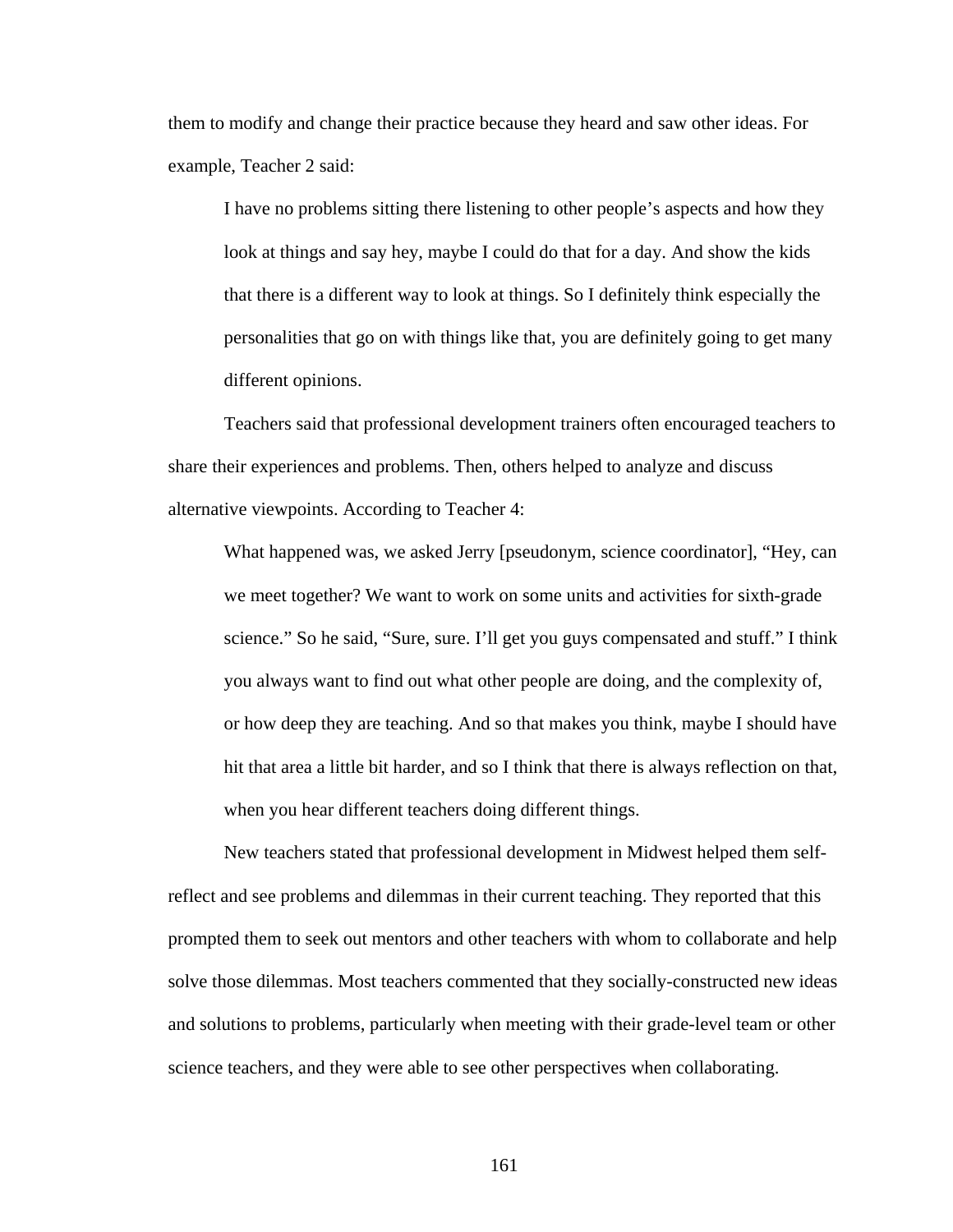them to modify and change their practice because they heard and saw other ideas. For example, Teacher 2 said:

> I have no problems sitting there listening to other people's aspects and how they look at things and say hey, maybe I could do that for a day. And show the kids that there is a different way to look at things. So I definitely think especially the personalities that go on with things like that, you are definitely going to get many different opinions.

Teachers said that professional development trainers often encouraged teachers to share their experiences and problems. Then, others helped to analyze and discuss alternative viewpoints. According to Teacher 4:

> What happened was, we asked Jerry [pseudonym, science coordinator], "Hey, can we meet together? We want to work on some units and activities for sixth-grade science." So he said, "Sure, sure. I'll get you guys compensated and stuff." I think you always want to find out what other people are doing, and the complexity of, or how deep they are teaching. And so that makes you think, maybe I should have hit that area a little bit harder, and so I think that there is always reflection on that, when you hear different teachers doing different things.

New teachers stated that professional development in Midwest helped them self-reflect and see problems and dilemmas in their current teaching. They reported that this prompted them to seek out mentors and other teachers with whom to collaborate and help solve those dilemmas. Most teachers commented that they socially-constructed new ideas and solutions to problems, particularly when meeting with their grade-level team or other science teachers, and they were able to see other perspectives when collaborating.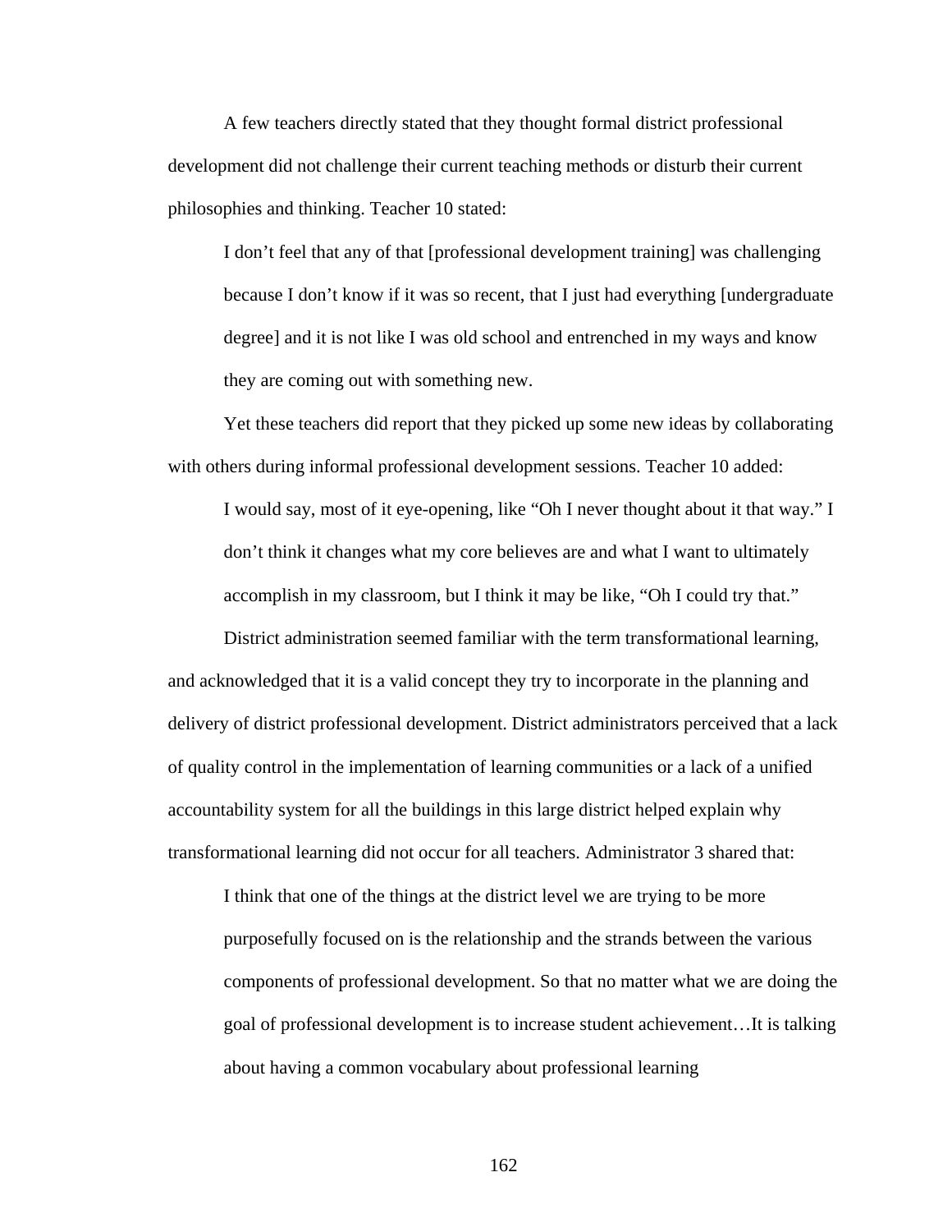A few teachers directly stated that they thought formal district professional development did not challenge their current teaching methods or disturb their current philosophies and thinking. Teacher 10 stated:

> I don't feel that any of that [professional development training] was challenging because I don't know if it was so recent, that I just had everything [undergraduate degree] and it is not like I was old school and entrenched in my ways and know they are coming out with something new.

Yet these teachers did report that they picked up some new ideas by collaborating with others during informal professional development sessions. Teacher 10 added:

> I would say, most of it eye-opening, like "Oh I never thought about it that way." I don't think it changes what my core believes are and what I want to ultimately accomplish in my classroom, but I think it may be like, "Oh I could try that."

District administration seemed familiar with the term transformational learning, and acknowledged that it is a valid concept they try to incorporate in the planning and delivery of district professional development. District administrators perceived that a lack of quality control in the implementation of learning communities or a lack of a unified accountability system for all the buildings in this large district helped explain why transformational learning did not occur for all teachers. Administrator 3 shared that:

> I think that one of the things at the district level we are trying to be more purposefully focused on is the relationship and the strands between the various components of professional development. So that no matter what we are doing the goal of professional development is to increase student achievement…It is talking about having a common vocabulary about professional learning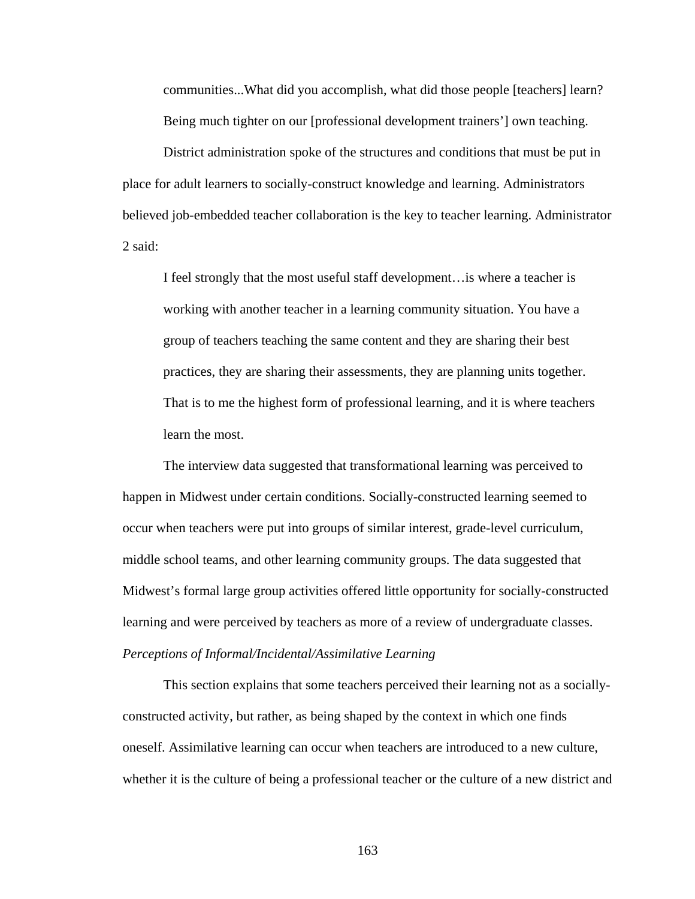> communities...What did you accomplish, what did those people [teachers] learn? Being much tighter on our [professional development trainers'] own teaching.

District administration spoke of the structures and conditions that must be put in place for adult learners to socially-construct knowledge and learning. Administrators believed job-embedded teacher collaboration is the key to teacher learning. Administrator 2 said:

> I feel strongly that the most useful staff development…is where a teacher is working with another teacher in a learning community situation. You have a group of teachers teaching the same content and they are sharing their best practices, they are sharing their assessments, they are planning units together. That is to me the highest form of professional learning, and it is where teachers learn the most.

The interview data suggested that transformational learning was perceived to happen in Midwest under certain conditions. Socially-constructed learning seemed to occur when teachers were put into groups of similar interest, grade-level curriculum, middle school teams, and other learning community groups. The data suggested that Midwest's formal large group activities offered little opportunity for socially-constructed learning and were perceived by teachers as more of a review of undergraduate classes.

*Perceptions of Informal/Incidental/Assimilative Learning*

This section explains that some teachers perceived their learning not as a socially-constructed activity, but rather, as being shaped by the context in which one finds oneself. Assimilative learning can occur when teachers are introduced to a new culture, whether it is the culture of being a professional teacher or the culture of a new district and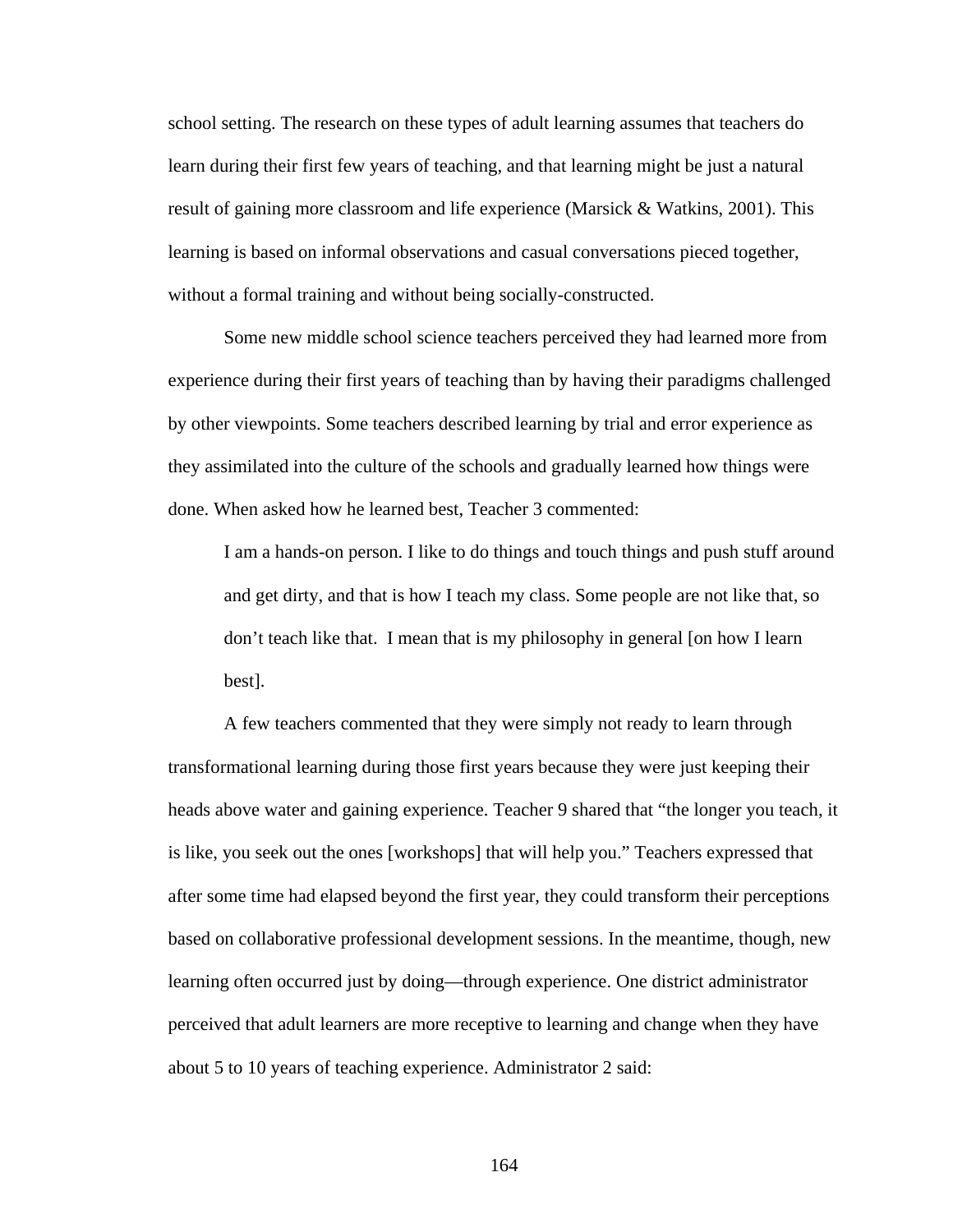school setting. The research on these types of adult learning assumes that teachers do learn during their first few years of teaching, and that learning might be just a natural result of gaining more classroom and life experience (Marsick & Watkins, 2001). This learning is based on informal observations and casual conversations pieced together, without a formal training and without being socially-constructed.

Some new middle school science teachers perceived they had learned more from experience during their first years of teaching than by having their paradigms challenged by other viewpoints. Some teachers described learning by trial and error experience as they assimilated into the culture of the schools and gradually learned how things were done. When asked how he learned best, Teacher 3 commented:

> I am a hands-on person. I like to do things and touch things and push stuff around and get dirty, and that is how I teach my class. Some people are not like that, so don't teach like that. I mean that is my philosophy in general [on how I learn best].

A few teachers commented that they were simply not ready to learn through transformational learning during those first years because they were just keeping their heads above water and gaining experience. Teacher 9 shared that "the longer you teach, it is like, you seek out the ones [workshops] that will help you." Teachers expressed that after some time had elapsed beyond the first year, they could transform their perceptions based on collaborative professional development sessions. In the meantime, though, new learning often occurred just by doing—through experience. One district administrator perceived that adult learners are more receptive to learning and change when they have about 5 to 10 years of teaching experience. Administrator 2 said: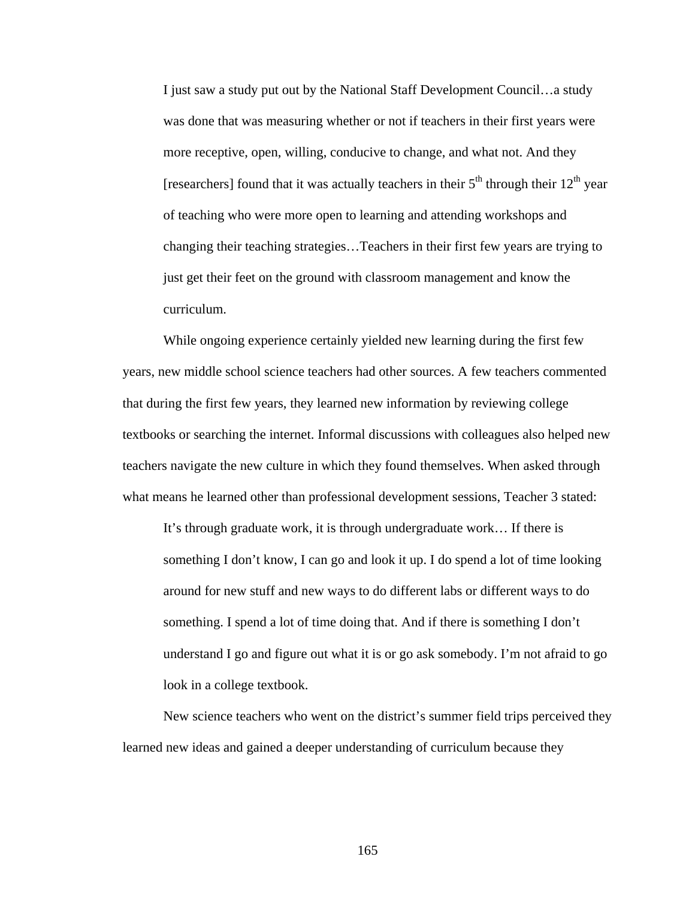> I just saw a study put out by the National Staff Development Council…a study was done that was measuring whether or not if teachers in their first years were more receptive, open, willing, conducive to change, and what not. And they [researchers] found that it was actually teachers in their 5th through their 12th year of teaching who were more open to learning and attending workshops and changing their teaching strategies…Teachers in their first few years are trying to just get their feet on the ground with classroom management and know the curriculum.

While ongoing experience certainly yielded new learning during the first few years, new middle school science teachers had other sources. A few teachers commented that during the first few years, they learned new information by reviewing college textbooks or searching the internet. Informal discussions with colleagues also helped new teachers navigate the new culture in which they found themselves. When asked through what means he learned other than professional development sessions, Teacher 3 stated:

> It's through graduate work, it is through undergraduate work… If there is something I don't know, I can go and look it up. I do spend a lot of time looking around for new stuff and new ways to do different labs or different ways to do something. I spend a lot of time doing that. And if there is something I don't understand I go and figure out what it is or go ask somebody. I'm not afraid to go look in a college textbook.

New science teachers who went on the district's summer field trips perceived they learned new ideas and gained a deeper understanding of curriculum because they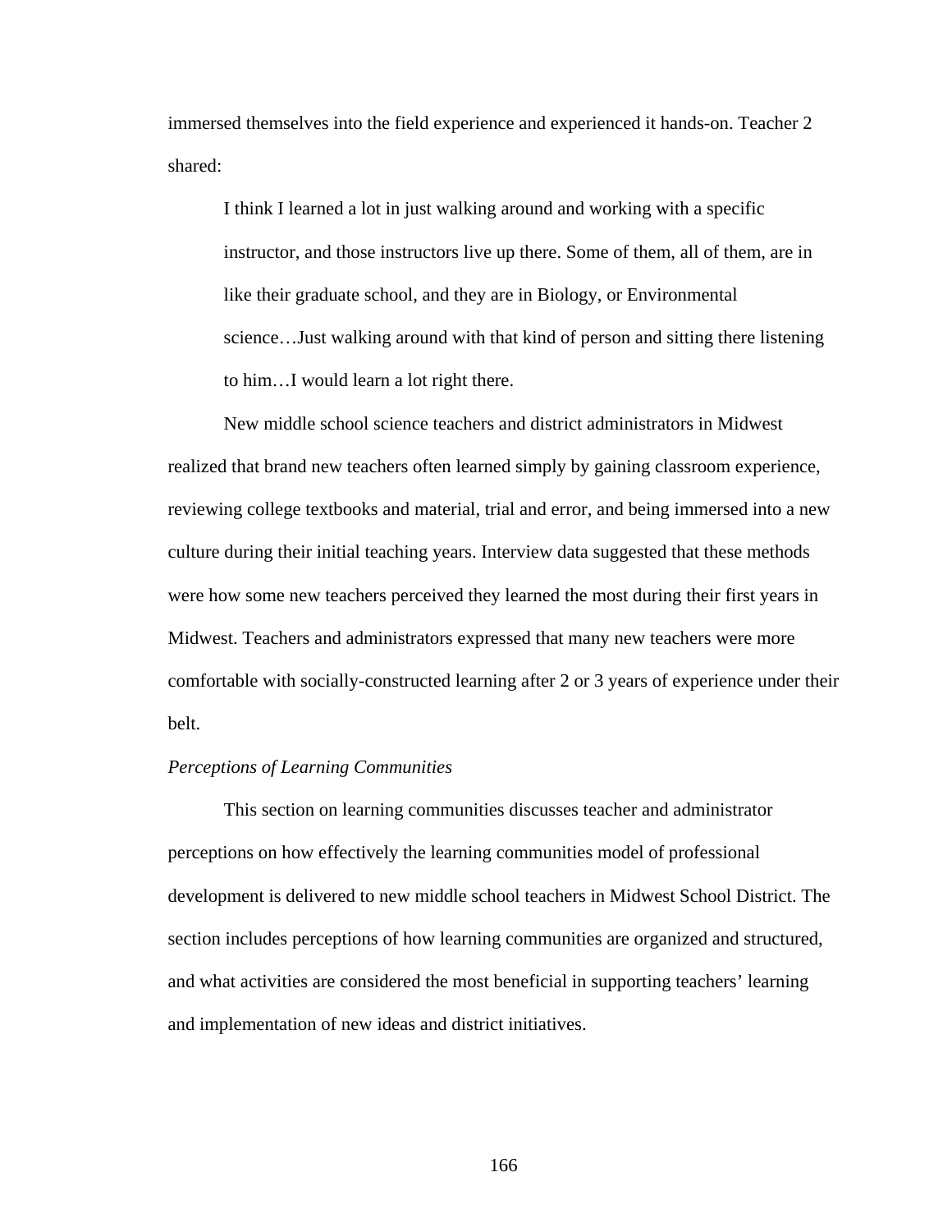immersed themselves into the field experience and experienced it hands-on. Teacher 2 shared:

> I think I learned a lot in just walking around and working with a specific instructor, and those instructors live up there. Some of them, all of them, are in like their graduate school, and they are in Biology, or Environmental science…Just walking around with that kind of person and sitting there listening to him…I would learn a lot right there.

New middle school science teachers and district administrators in Midwest realized that brand new teachers often learned simply by gaining classroom experience, reviewing college textbooks and material, trial and error, and being immersed into a new culture during their initial teaching years. Interview data suggested that these methods were how some new teachers perceived they learned the most during their first years in Midwest. Teachers and administrators expressed that many new teachers were more comfortable with socially-constructed learning after 2 or 3 years of experience under their belt.

*Perceptions of Learning Communities*

This section on learning communities discusses teacher and administrator perceptions on how effectively the learning communities model of professional development is delivered to new middle school teachers in Midwest School District. The section includes perceptions of how learning communities are organized and structured, and what activities are considered the most beneficial in supporting teachers' learning and implementation of new ideas and district initiatives.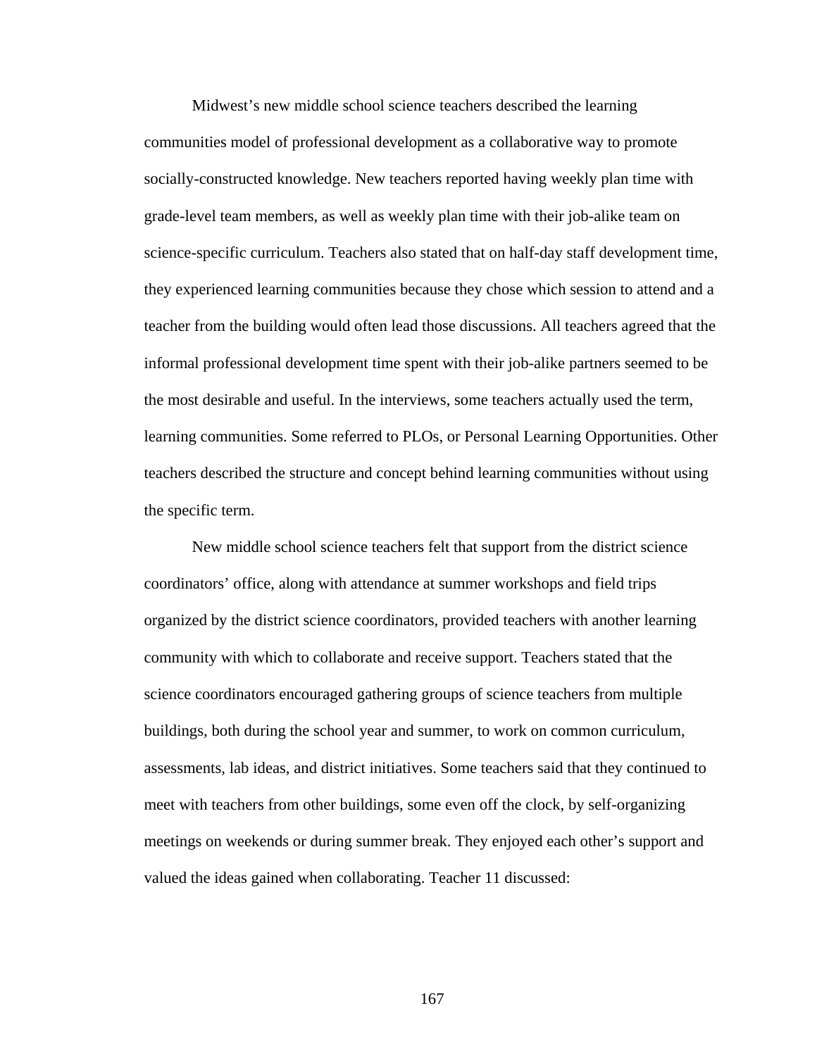Midwest's new middle school science teachers described the learning communities model of professional development as a collaborative way to promote socially-constructed knowledge. New teachers reported having weekly plan time with grade-level team members, as well as weekly plan time with their job-alike team on science-specific curriculum. Teachers also stated that on half-day staff development time, they experienced learning communities because they chose which session to attend and a teacher from the building would often lead those discussions. All teachers agreed that the informal professional development time spent with their job-alike partners seemed to be the most desirable and useful. In the interviews, some teachers actually used the term, learning communities. Some referred to PLOs, or Personal Learning Opportunities. Other teachers described the structure and concept behind learning communities without using the specific term.

New middle school science teachers felt that support from the district science coordinators' office, along with attendance at summer workshops and field trips organized by the district science coordinators, provided teachers with another learning community with which to collaborate and receive support. Teachers stated that the science coordinators encouraged gathering groups of science teachers from multiple buildings, both during the school year and summer, to work on common curriculum, assessments, lab ideas, and district initiatives. Some teachers said that they continued to meet with teachers from other buildings, some even off the clock, by self-organizing meetings on weekends or during summer break. They enjoyed each other's support and valued the ideas gained when collaborating. Teacher 11 discussed: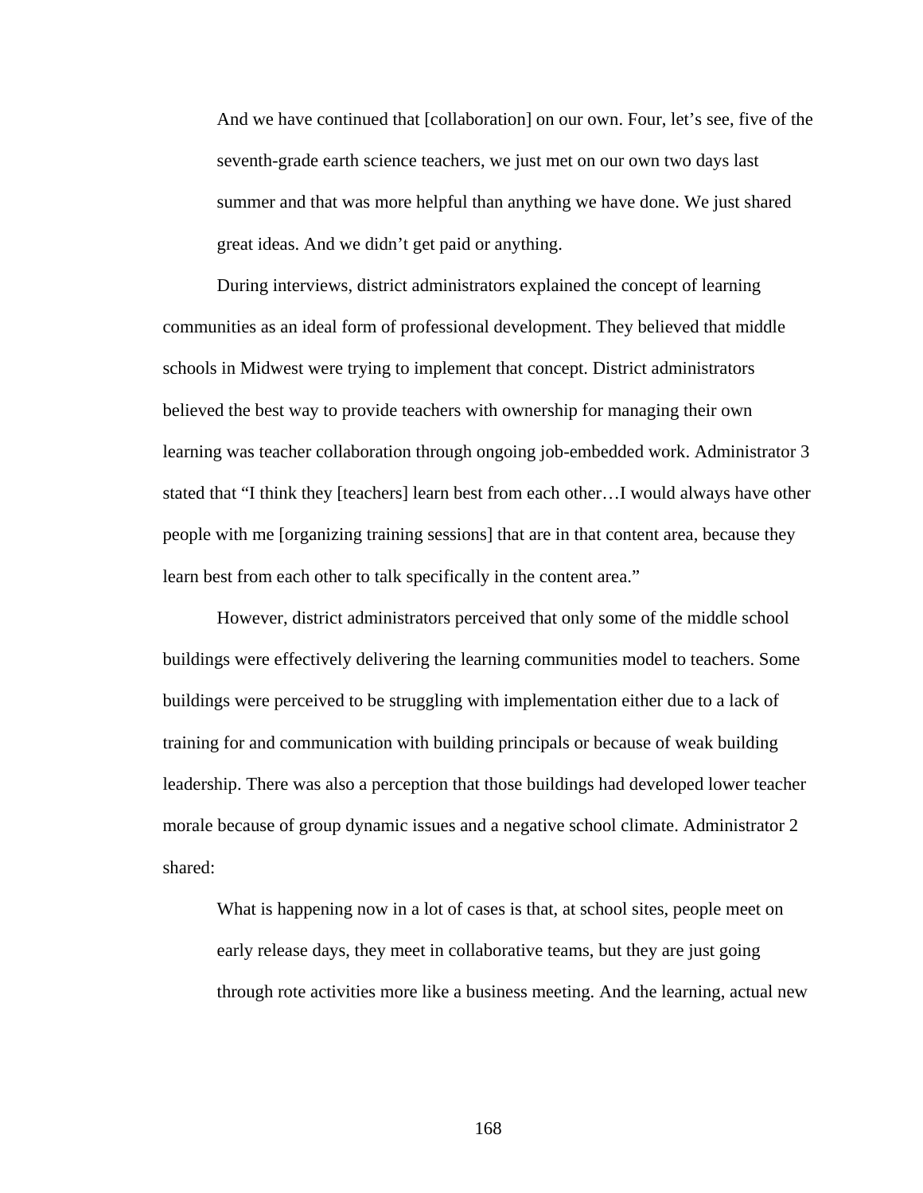> And we have continued that [collaboration] on our own. Four, let's see, five of the seventh-grade earth science teachers, we just met on our own two days last summer and that was more helpful than anything we have done. We just shared great ideas. And we didn't get paid or anything.

During interviews, district administrators explained the concept of learning communities as an ideal form of professional development. They believed that middle schools in Midwest were trying to implement that concept. District administrators believed the best way to provide teachers with ownership for managing their own learning was teacher collaboration through ongoing job-embedded work. Administrator 3 stated that "I think they [teachers] learn best from each other…I would always have other people with me [organizing training sessions] that are in that content area, because they learn best from each other to talk specifically in the content area."

However, district administrators perceived that only some of the middle school buildings were effectively delivering the learning communities model to teachers. Some buildings were perceived to be struggling with implementation either due to a lack of training for and communication with building principals or because of weak building leadership. There was also a perception that those buildings had developed lower teacher morale because of group dynamic issues and a negative school climate. Administrator 2 shared:

> What is happening now in a lot of cases is that, at school sites, people meet on early release days, they meet in collaborative teams, but they are just going through rote activities more like a business meeting. And the learning, actual new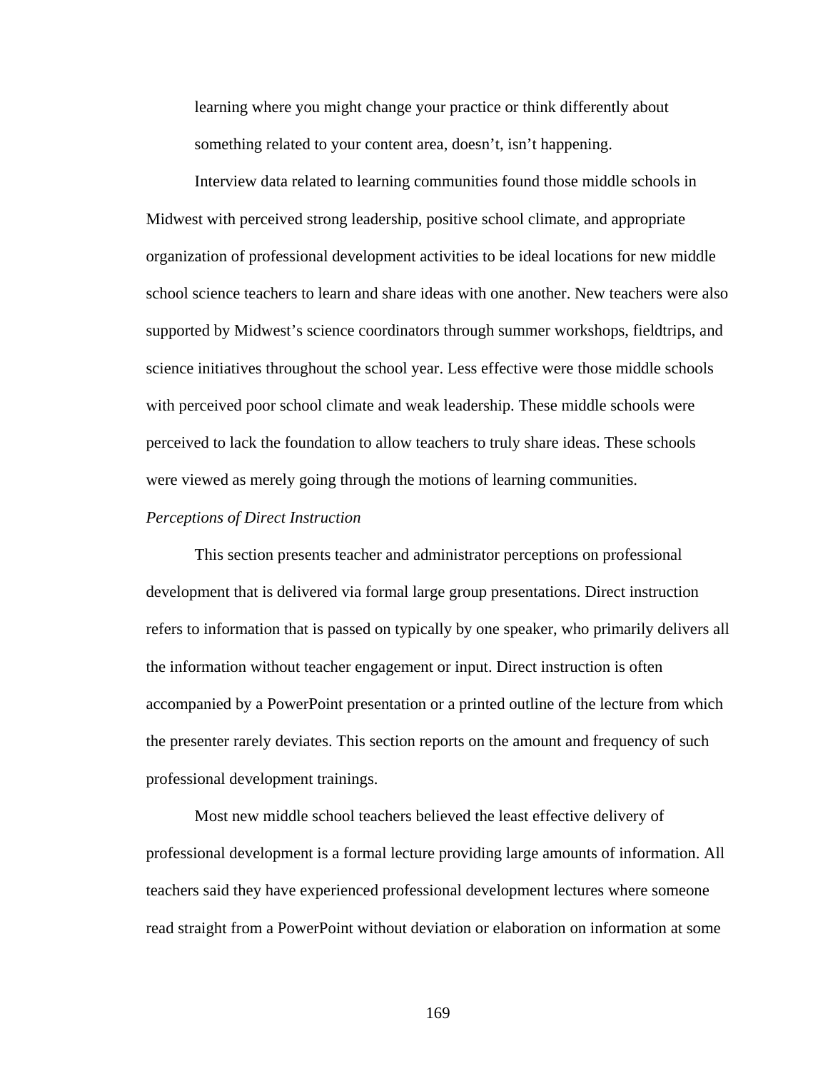> learning where you might change your practice or think differently about something related to your content area, doesn't, isn't happening.

Interview data related to learning communities found those middle schools in Midwest with perceived strong leadership, positive school climate, and appropriate organization of professional development activities to be ideal locations for new middle school science teachers to learn and share ideas with one another. New teachers were also supported by Midwest's science coordinators through summer workshops, fieldtrips, and science initiatives throughout the school year. Less effective were those middle schools with perceived poor school climate and weak leadership. These middle schools were perceived to lack the foundation to allow teachers to truly share ideas. These schools were viewed as merely going through the motions of learning communities.

*Perceptions of Direct Instruction*

This section presents teacher and administrator perceptions on professional development that is delivered via formal large group presentations. Direct instruction refers to information that is passed on typically by one speaker, who primarily delivers all the information without teacher engagement or input. Direct instruction is often accompanied by a PowerPoint presentation or a printed outline of the lecture from which the presenter rarely deviates. This section reports on the amount and frequency of such professional development trainings.

Most new middle school teachers believed the least effective delivery of professional development is a formal lecture providing large amounts of information. All teachers said they have experienced professional development lectures where someone read straight from a PowerPoint without deviation or elaboration on information at some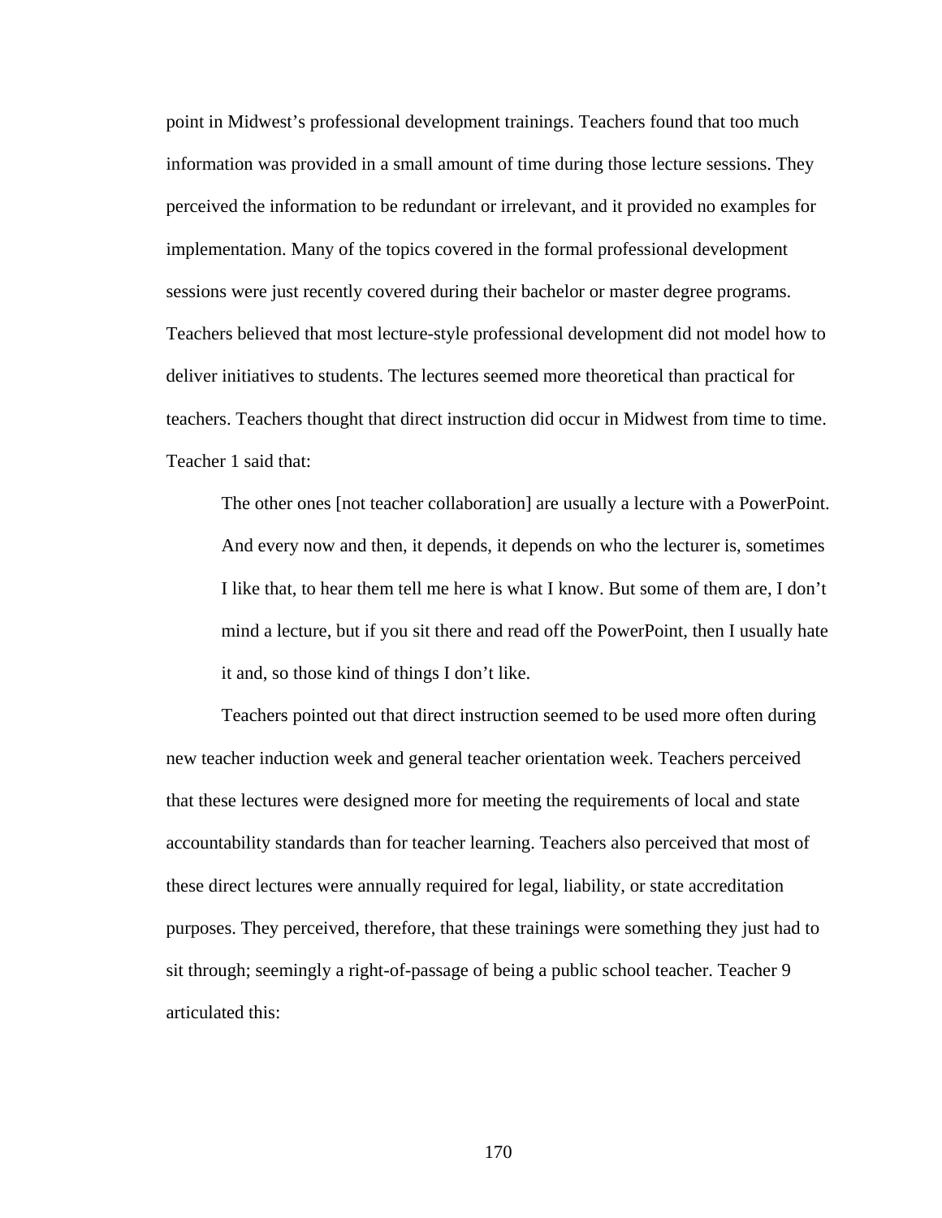point in Midwest's professional development trainings. Teachers found that too much information was provided in a small amount of time during those lecture sessions. They perceived the information to be redundant or irrelevant, and it provided no examples for implementation. Many of the topics covered in the formal professional development sessions were just recently covered during their bachelor or master degree programs. Teachers believed that most lecture-style professional development did not model how to deliver initiatives to students. The lectures seemed more theoretical than practical for teachers. Teachers thought that direct instruction did occur in Midwest from time to time. Teacher 1 said that:

> The other ones [not teacher collaboration] are usually a lecture with a PowerPoint. And every now and then, it depends, it depends on who the lecturer is, sometimes I like that, to hear them tell me here is what I know. But some of them are, I don't mind a lecture, but if you sit there and read off the PowerPoint, then I usually hate it and, so those kind of things I don't like.

Teachers pointed out that direct instruction seemed to be used more often during new teacher induction week and general teacher orientation week. Teachers perceived that these lectures were designed more for meeting the requirements of local and state accountability standards than for teacher learning. Teachers also perceived that most of these direct lectures were annually required for legal, liability, or state accreditation purposes. They perceived, therefore, that these trainings were something they just had to sit through; seemingly a right-of-passage of being a public school teacher. Teacher 9 articulated this: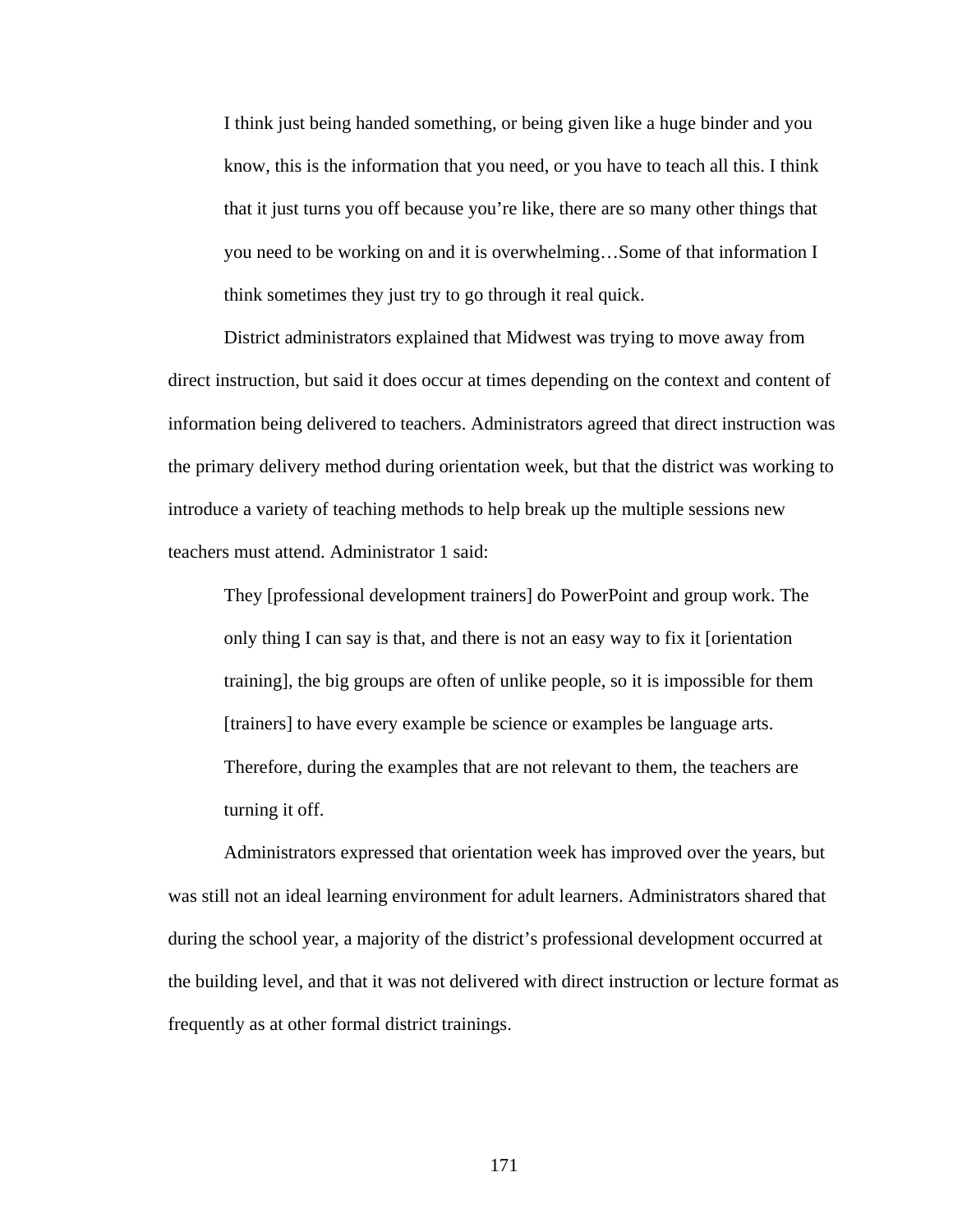> I think just being handed something, or being given like a huge binder and you know, this is the information that you need, or you have to teach all this. I think that it just turns you off because you're like, there are so many other things that you need to be working on and it is overwhelming…Some of that information I think sometimes they just try to go through it real quick.

District administrators explained that Midwest was trying to move away from direct instruction, but said it does occur at times depending on the context and content of information being delivered to teachers. Administrators agreed that direct instruction was the primary delivery method during orientation week, but that the district was working to introduce a variety of teaching methods to help break up the multiple sessions new teachers must attend. Administrator 1 said:

> They [professional development trainers] do PowerPoint and group work. The only thing I can say is that, and there is not an easy way to fix it [orientation training], the big groups are often of unlike people, so it is impossible for them [trainers] to have every example be science or examples be language arts. Therefore, during the examples that are not relevant to them, the teachers are turning it off.

Administrators expressed that orientation week has improved over the years, but was still not an ideal learning environment for adult learners. Administrators shared that during the school year, a majority of the district's professional development occurred at the building level, and that it was not delivered with direct instruction or lecture format as frequently as at other formal district trainings.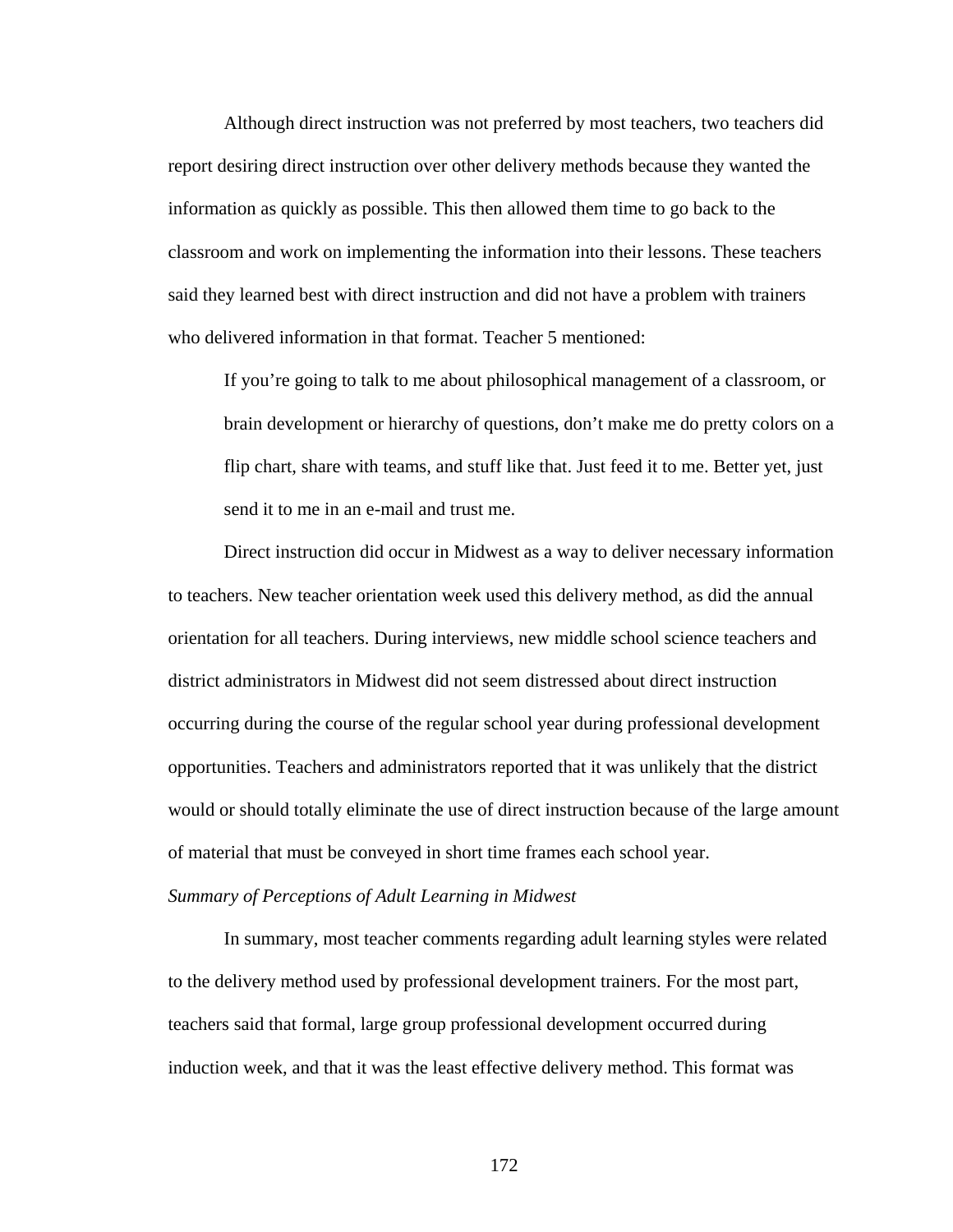Although direct instruction was not preferred by most teachers, two teachers did report desiring direct instruction over other delivery methods because they wanted the information as quickly as possible. This then allowed them time to go back to the classroom and work on implementing the information into their lessons. These teachers said they learned best with direct instruction and did not have a problem with trainers who delivered information in that format. Teacher 5 mentioned:

> If you're going to talk to me about philosophical management of a classroom, or brain development or hierarchy of questions, don't make me do pretty colors on a flip chart, share with teams, and stuff like that. Just feed it to me. Better yet, just send it to me in an e-mail and trust me.

Direct instruction did occur in Midwest as a way to deliver necessary information to teachers. New teacher orientation week used this delivery method, as did the annual orientation for all teachers. During interviews, new middle school science teachers and district administrators in Midwest did not seem distressed about direct instruction occurring during the course of the regular school year during professional development opportunities. Teachers and administrators reported that it was unlikely that the district would or should totally eliminate the use of direct instruction because of the large amount of material that must be conveyed in short time frames each school year.

*Summary of Perceptions of Adult Learning in Midwest*

In summary, most teacher comments regarding adult learning styles were related to the delivery method used by professional development trainers. For the most part, teachers said that formal, large group professional development occurred during induction week, and that it was the least effective delivery method. This format was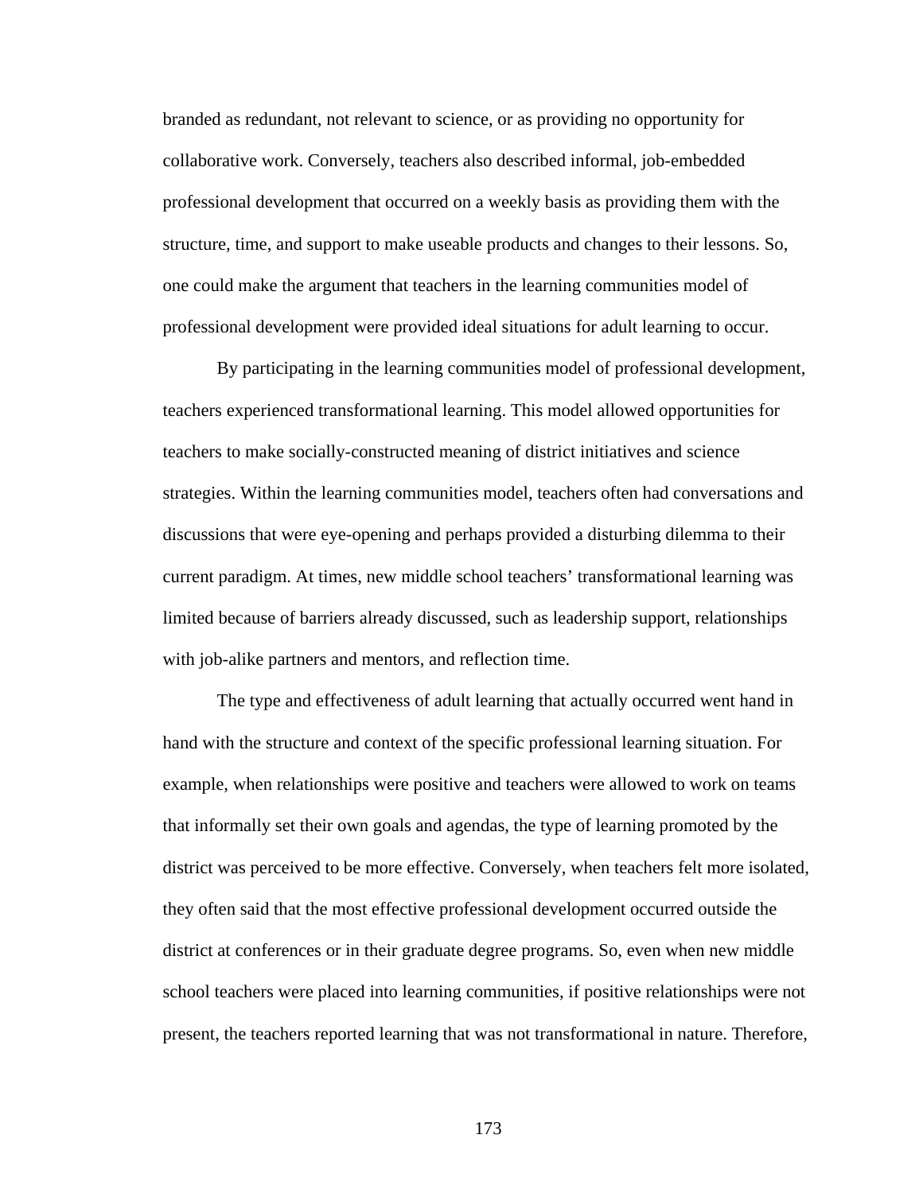branded as redundant, not relevant to science, or as providing no opportunity for collaborative work. Conversely, teachers also described informal, job-embedded professional development that occurred on a weekly basis as providing them with the structure, time, and support to make useable products and changes to their lessons. So, one could make the argument that teachers in the learning communities model of professional development were provided ideal situations for adult learning to occur.

By participating in the learning communities model of professional development, teachers experienced transformational learning. This model allowed opportunities for teachers to make socially-constructed meaning of district initiatives and science strategies. Within the learning communities model, teachers often had conversations and discussions that were eye-opening and perhaps provided a disturbing dilemma to their current paradigm. At times, new middle school teachers' transformational learning was limited because of barriers already discussed, such as leadership support, relationships with job-alike partners and mentors, and reflection time.

The type and effectiveness of adult learning that actually occurred went hand in hand with the structure and context of the specific professional learning situation. For example, when relationships were positive and teachers were allowed to work on teams that informally set their own goals and agendas, the type of learning promoted by the district was perceived to be more effective. Conversely, when teachers felt more isolated, they often said that the most effective professional development occurred outside the district at conferences or in their graduate degree programs. So, even when new middle school teachers were placed into learning communities, if positive relationships were not present, the teachers reported learning that was not transformational in nature. Therefore,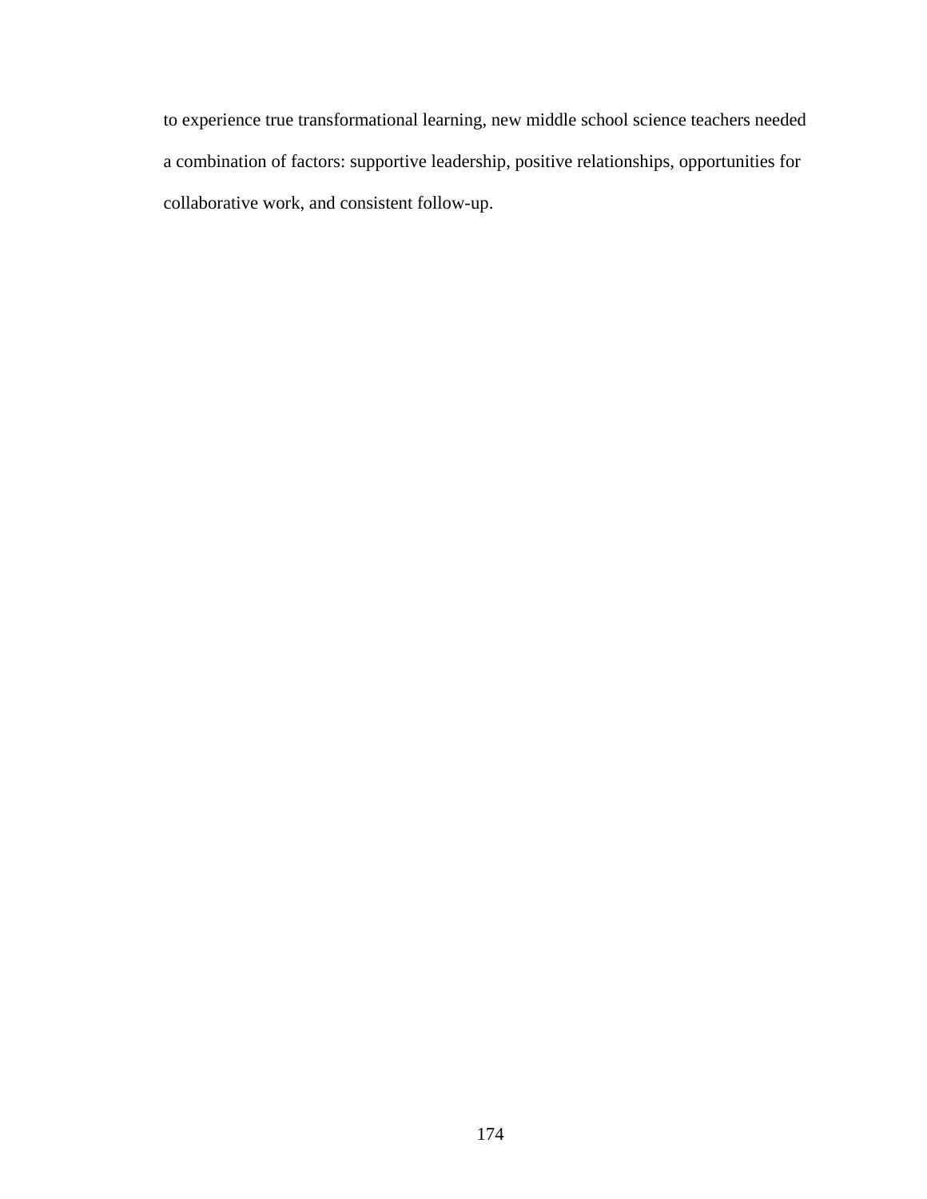to experience true transformational learning, new middle school science teachers needed a combination of factors: supportive leadership, positive relationships, opportunities for collaborative work, and consistent follow-up.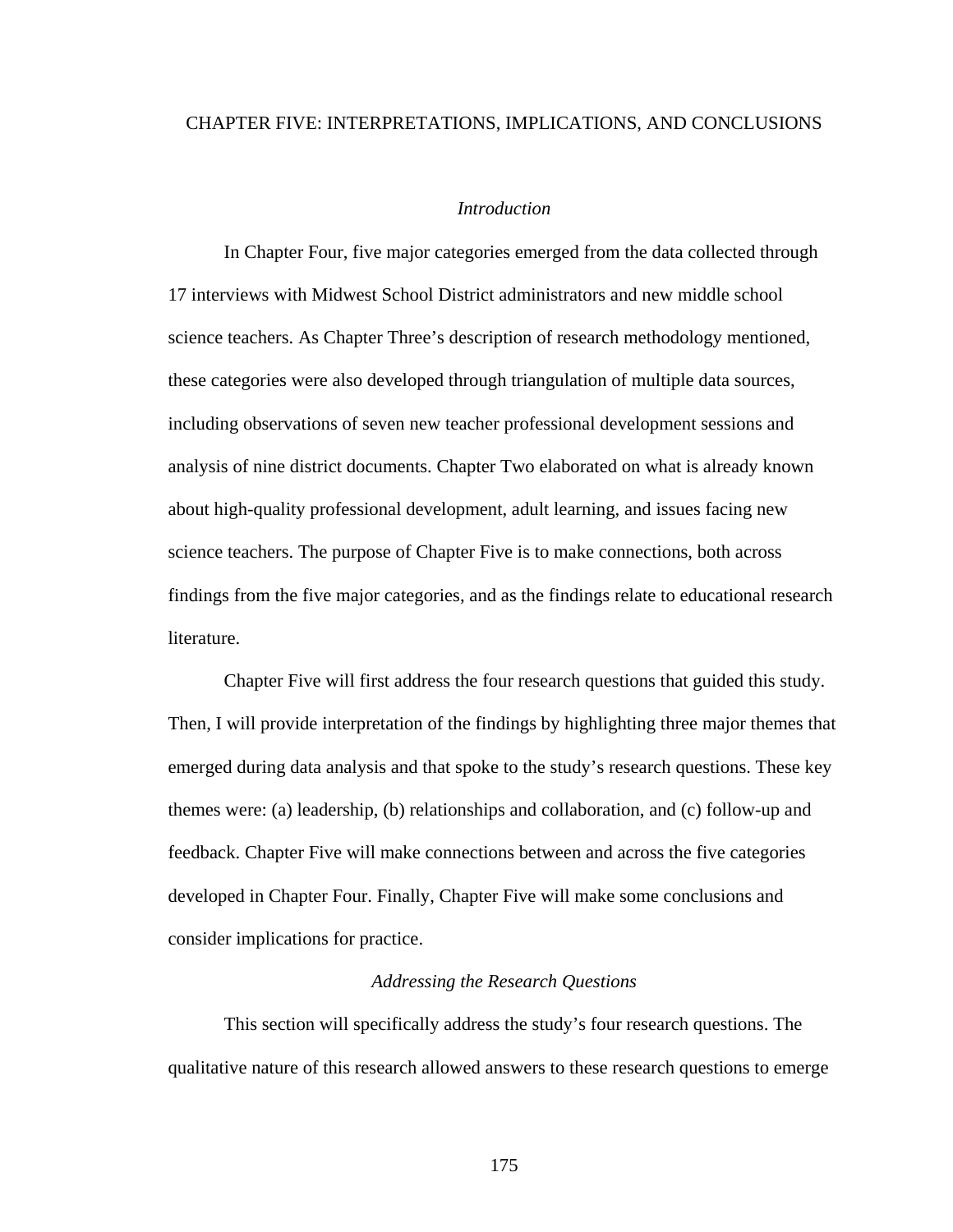# CHAPTER FIVE: INTERPRETATIONS, IMPLICATIONS, AND CONCLUSIONS

## *Introduction*

In Chapter Four, five major categories emerged from the data collected through 17 interviews with Midwest School District administrators and new middle school science teachers. As Chapter Three's description of research methodology mentioned, these categories were also developed through triangulation of multiple data sources, including observations of seven new teacher professional development sessions and analysis of nine district documents. Chapter Two elaborated on what is already known about high-quality professional development, adult learning, and issues facing new science teachers. The purpose of Chapter Five is to make connections, both across findings from the five major categories, and as the findings relate to educational research literature.

Chapter Five will first address the four research questions that guided this study. Then, I will provide interpretation of the findings by highlighting three major themes that emerged during data analysis and that spoke to the study's research questions. These key themes were: (a) leadership, (b) relationships and collaboration, and (c) follow-up and feedback. Chapter Five will make connections between and across the five categories developed in Chapter Four. Finally, Chapter Five will make some conclusions and consider implications for practice.

## *Addressing the Research Questions*

This section will specifically address the study's four research questions. The qualitative nature of this research allowed answers to these research questions to emerge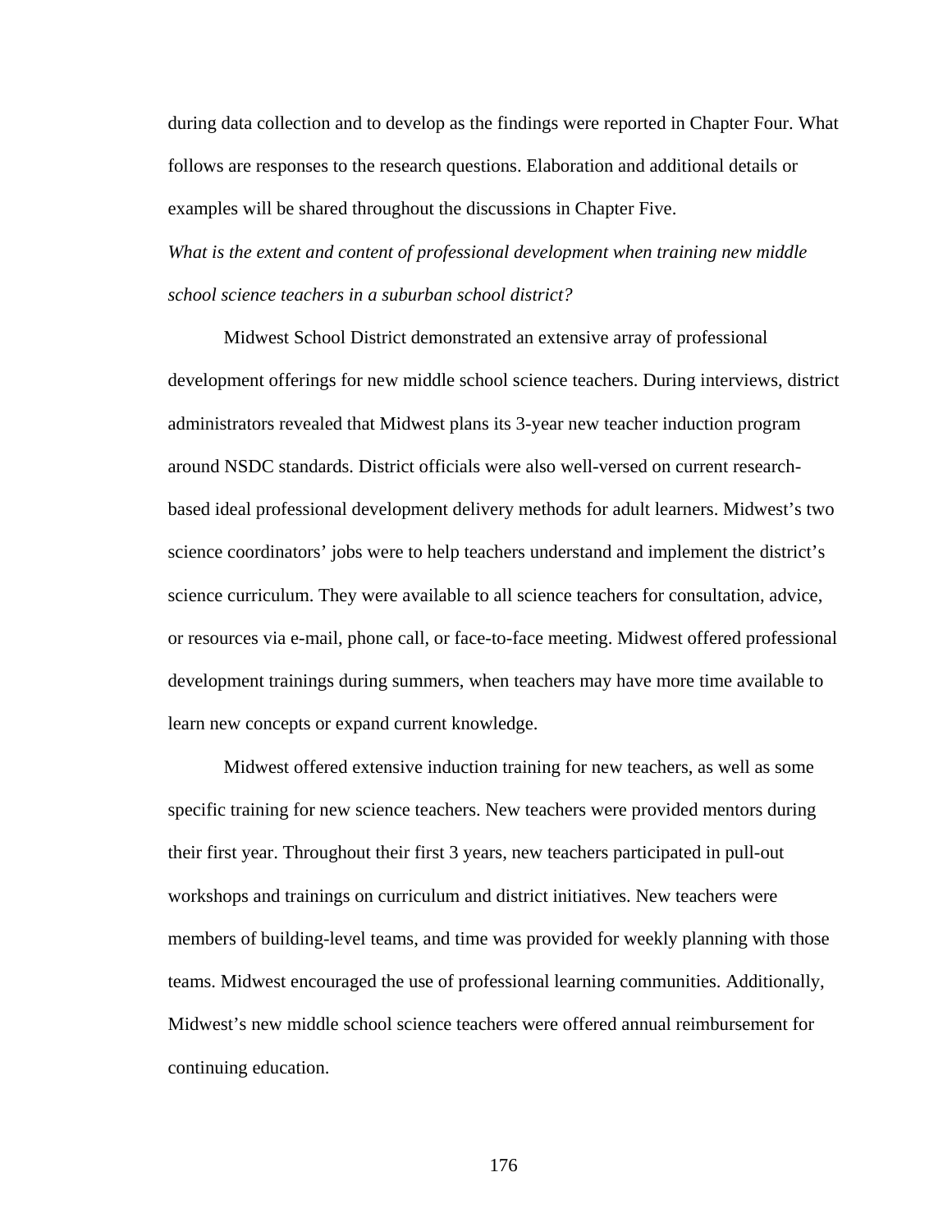during data collection and to develop as the findings were reported in Chapter Four. What follows are responses to the research questions. Elaboration and additional details or examples will be shared throughout the discussions in Chapter Five.

*What is the extent and content of professional development when training new middle school science teachers in a suburban school district?*

Midwest School District demonstrated an extensive array of professional development offerings for new middle school science teachers. During interviews, district administrators revealed that Midwest plans its 3-year new teacher induction program around NSDC standards. District officials were also well-versed on current research-based ideal professional development delivery methods for adult learners. Midwest's two science coordinators' jobs were to help teachers understand and implement the district's science curriculum. They were available to all science teachers for consultation, advice, or resources via e-mail, phone call, or face-to-face meeting. Midwest offered professional development trainings during summers, when teachers may have more time available to learn new concepts or expand current knowledge.

Midwest offered extensive induction training for new teachers, as well as some specific training for new science teachers. New teachers were provided mentors during their first year. Throughout their first 3 years, new teachers participated in pull-out workshops and trainings on curriculum and district initiatives. New teachers were members of building-level teams, and time was provided for weekly planning with those teams. Midwest encouraged the use of professional learning communities. Additionally, Midwest's new middle school science teachers were offered annual reimbursement for continuing education.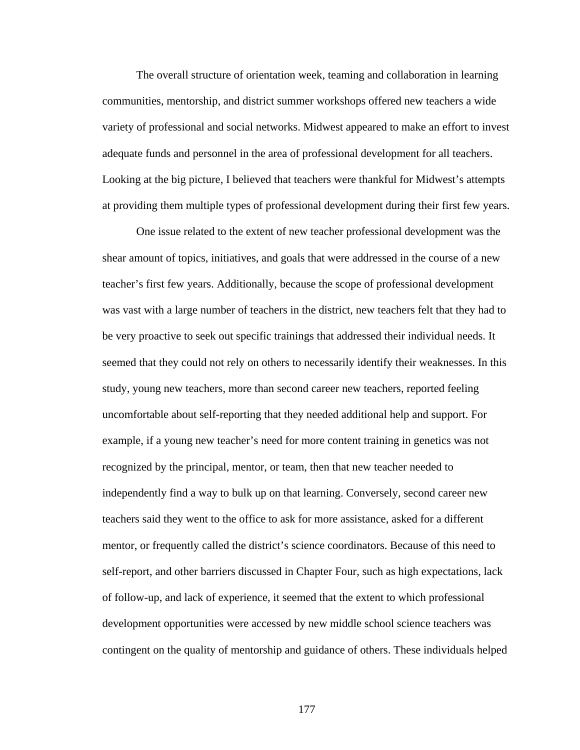The overall structure of orientation week, teaming and collaboration in learning communities, mentorship, and district summer workshops offered new teachers a wide variety of professional and social networks. Midwest appeared to make an effort to invest adequate funds and personnel in the area of professional development for all teachers. Looking at the big picture, I believed that teachers were thankful for Midwest's attempts at providing them multiple types of professional development during their first few years.

One issue related to the extent of new teacher professional development was the shear amount of topics, initiatives, and goals that were addressed in the course of a new teacher's first few years. Additionally, because the scope of professional development was vast with a large number of teachers in the district, new teachers felt that they had to be very proactive to seek out specific trainings that addressed their individual needs. It seemed that they could not rely on others to necessarily identify their weaknesses. In this study, young new teachers, more than second career new teachers, reported feeling uncomfortable about self-reporting that they needed additional help and support. For example, if a young new teacher's need for more content training in genetics was not recognized by the principal, mentor, or team, then that new teacher needed to independently find a way to bulk up on that learning. Conversely, second career new teachers said they went to the office to ask for more assistance, asked for a different mentor, or frequently called the district's science coordinators. Because of this need to self-report, and other barriers discussed in Chapter Four, such as high expectations, lack of follow-up, and lack of experience, it seemed that the extent to which professional development opportunities were accessed by new middle school science teachers was contingent on the quality of mentorship and guidance of others. These individuals helped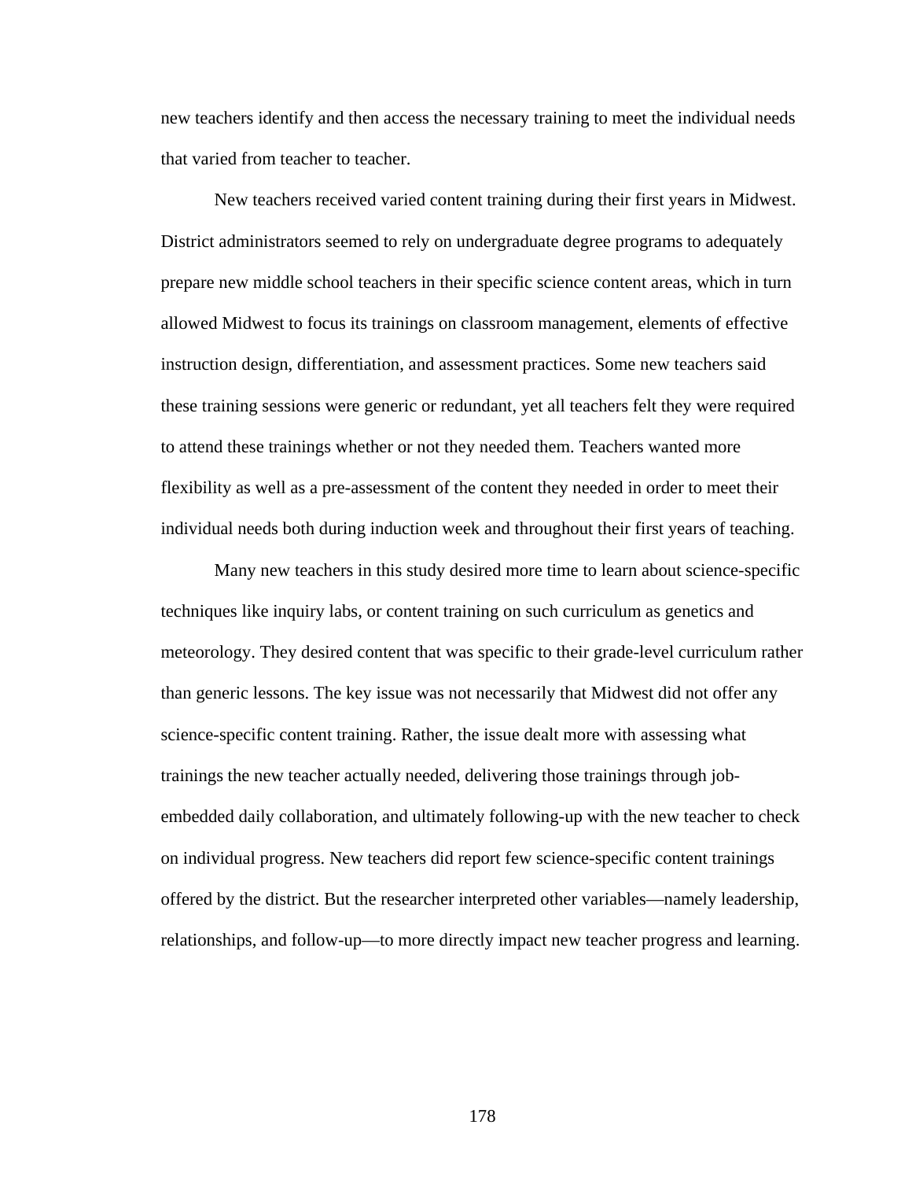new teachers identify and then access the necessary training to meet the individual needs that varied from teacher to teacher.

New teachers received varied content training during their first years in Midwest. District administrators seemed to rely on undergraduate degree programs to adequately prepare new middle school teachers in their specific science content areas, which in turn allowed Midwest to focus its trainings on classroom management, elements of effective instruction design, differentiation, and assessment practices. Some new teachers said these training sessions were generic or redundant, yet all teachers felt they were required to attend these trainings whether or not they needed them. Teachers wanted more flexibility as well as a pre-assessment of the content they needed in order to meet their individual needs both during induction week and throughout their first years of teaching.

Many new teachers in this study desired more time to learn about science-specific techniques like inquiry labs, or content training on such curriculum as genetics and meteorology. They desired content that was specific to their grade-level curriculum rather than generic lessons. The key issue was not necessarily that Midwest did not offer any science-specific content training. Rather, the issue dealt more with assessing what trainings the new teacher actually needed, delivering those trainings through job-embedded daily collaboration, and ultimately following-up with the new teacher to check on individual progress. New teachers did report few science-specific content trainings offered by the district. But the researcher interpreted other variables—namely leadership, relationships, and follow-up—to more directly impact new teacher progress and learning.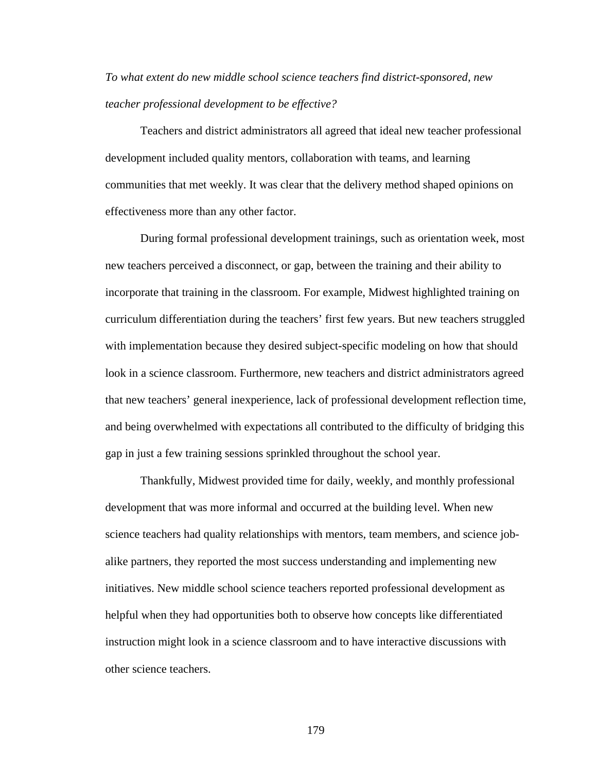*To what extent do new middle school science teachers find district-sponsored, new teacher professional development to be effective?*

Teachers and district administrators all agreed that ideal new teacher professional development included quality mentors, collaboration with teams, and learning communities that met weekly. It was clear that the delivery method shaped opinions on effectiveness more than any other factor.

During formal professional development trainings, such as orientation week, most new teachers perceived a disconnect, or gap, between the training and their ability to incorporate that training in the classroom. For example, Midwest highlighted training on curriculum differentiation during the teachers' first few years. But new teachers struggled with implementation because they desired subject-specific modeling on how that should look in a science classroom. Furthermore, new teachers and district administrators agreed that new teachers' general inexperience, lack of professional development reflection time, and being overwhelmed with expectations all contributed to the difficulty of bridging this gap in just a few training sessions sprinkled throughout the school year.

Thankfully, Midwest provided time for daily, weekly, and monthly professional development that was more informal and occurred at the building level. When new science teachers had quality relationships with mentors, team members, and science job-alike partners, they reported the most success understanding and implementing new initiatives. New middle school science teachers reported professional development as helpful when they had opportunities both to observe how concepts like differentiated instruction might look in a science classroom and to have interactive discussions with other science teachers.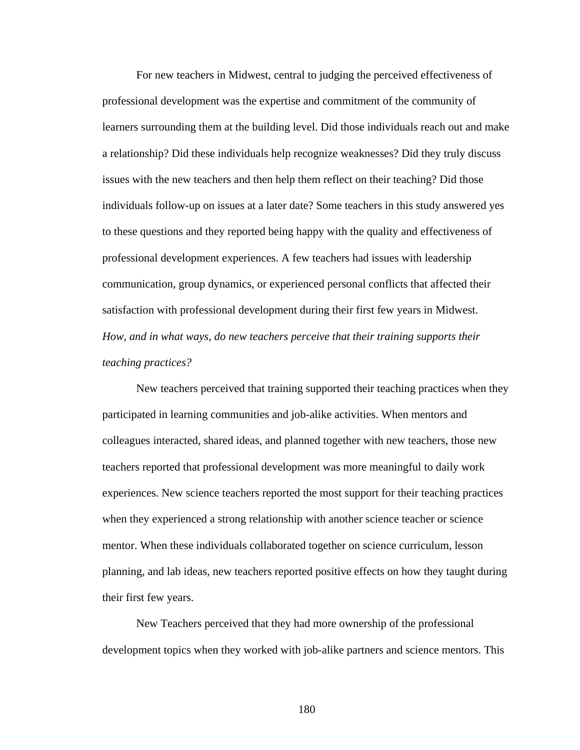For new teachers in Midwest, central to judging the perceived effectiveness of professional development was the expertise and commitment of the community of learners surrounding them at the building level. Did those individuals reach out and make a relationship? Did these individuals help recognize weaknesses? Did they truly discuss issues with the new teachers and then help them reflect on their teaching? Did those individuals follow-up on issues at a later date? Some teachers in this study answered yes to these questions and they reported being happy with the quality and effectiveness of professional development experiences. A few teachers had issues with leadership communication, group dynamics, or experienced personal conflicts that affected their satisfaction with professional development during their first few years in Midwest.

*How, and in what ways, do new teachers perceive that their training supports their teaching practices?*

New teachers perceived that training supported their teaching practices when they participated in learning communities and job-alike activities. When mentors and colleagues interacted, shared ideas, and planned together with new teachers, those new teachers reported that professional development was more meaningful to daily work experiences. New science teachers reported the most support for their teaching practices when they experienced a strong relationship with another science teacher or science mentor. When these individuals collaborated together on science curriculum, lesson planning, and lab ideas, new teachers reported positive effects on how they taught during their first few years.

New Teachers perceived that they had more ownership of the professional development topics when they worked with job-alike partners and science mentors. This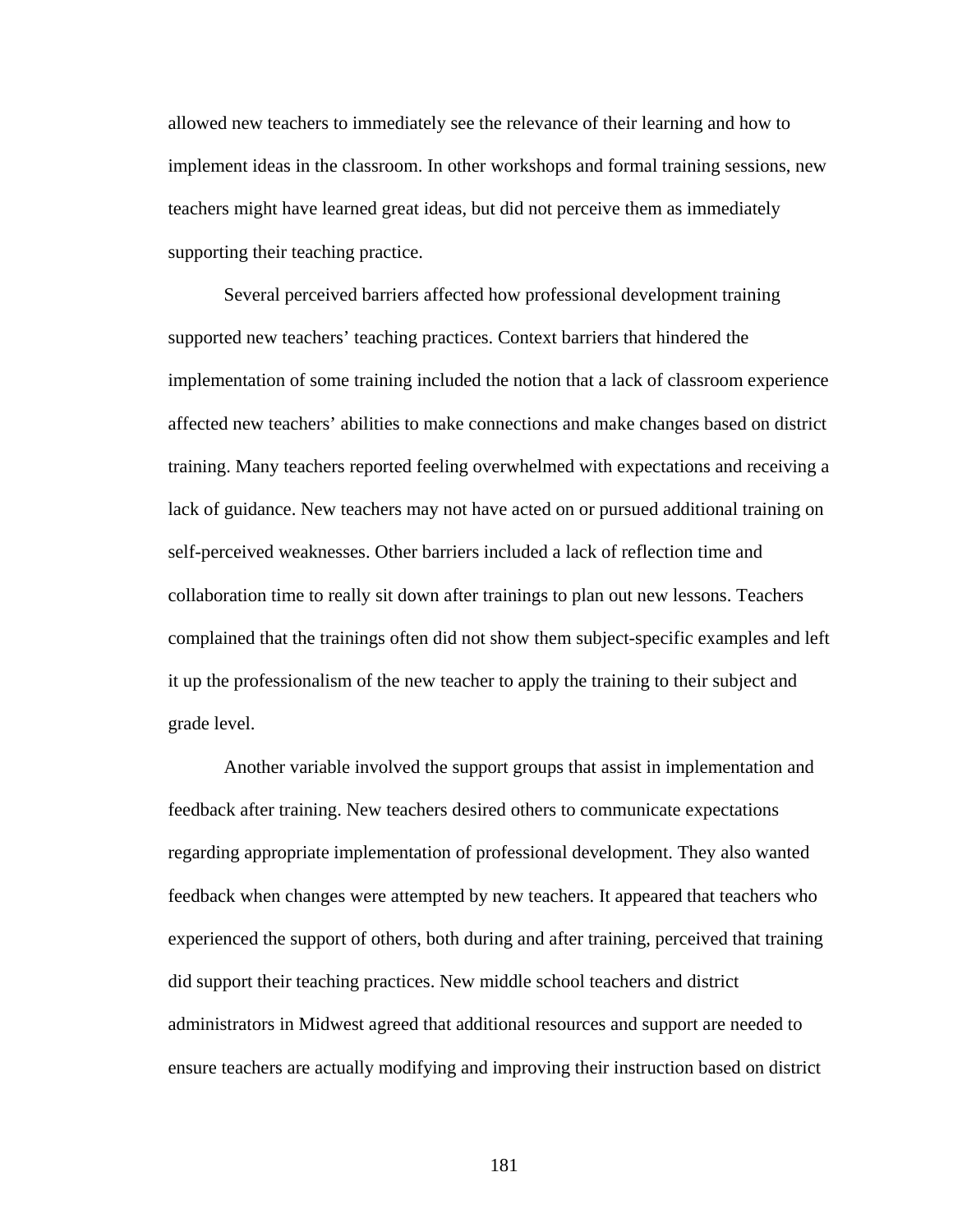allowed new teachers to immediately see the relevance of their learning and how to implement ideas in the classroom. In other workshops and formal training sessions, new teachers might have learned great ideas, but did not perceive them as immediately supporting their teaching practice.

Several perceived barriers affected how professional development training supported new teachers' teaching practices. Context barriers that hindered the implementation of some training included the notion that a lack of classroom experience affected new teachers' abilities to make connections and make changes based on district training. Many teachers reported feeling overwhelmed with expectations and receiving a lack of guidance. New teachers may not have acted on or pursued additional training on self-perceived weaknesses. Other barriers included a lack of reflection time and collaboration time to really sit down after trainings to plan out new lessons. Teachers complained that the trainings often did not show them subject-specific examples and left it up the professionalism of the new teacher to apply the training to their subject and grade level.

Another variable involved the support groups that assist in implementation and feedback after training. New teachers desired others to communicate expectations regarding appropriate implementation of professional development. They also wanted feedback when changes were attempted by new teachers. It appeared that teachers who experienced the support of others, both during and after training, perceived that training did support their teaching practices. New middle school teachers and district administrators in Midwest agreed that additional resources and support are needed to ensure teachers are actually modifying and improving their instruction based on district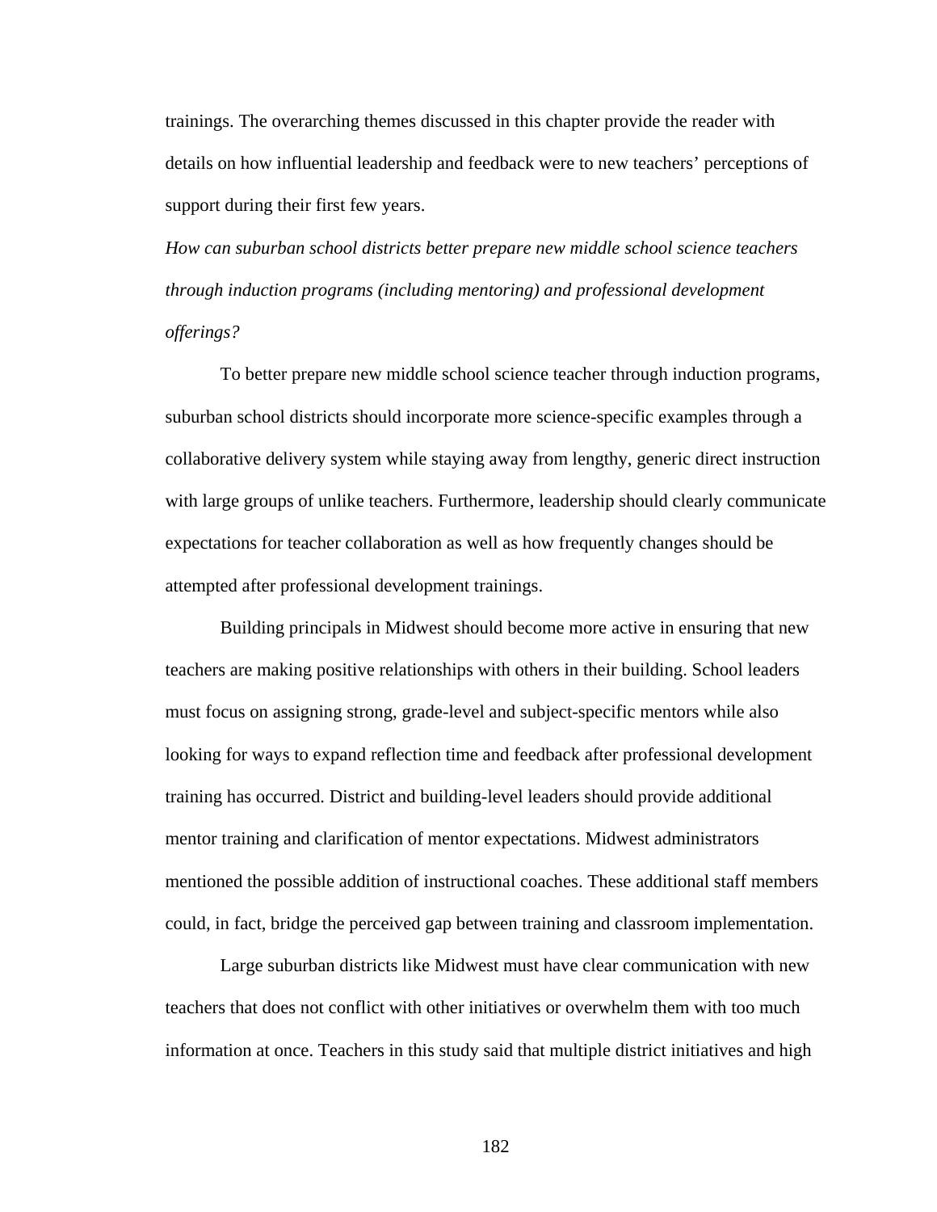trainings. The overarching themes discussed in this chapter provide the reader with details on how influential leadership and feedback were to new teachers' perceptions of support during their first few years.

*How can suburban school districts better prepare new middle school science teachers through induction programs (including mentoring) and professional development offerings?*

To better prepare new middle school science teacher through induction programs, suburban school districts should incorporate more science-specific examples through a collaborative delivery system while staying away from lengthy, generic direct instruction with large groups of unlike teachers. Furthermore, leadership should clearly communicate expectations for teacher collaboration as well as how frequently changes should be attempted after professional development trainings.

Building principals in Midwest should become more active in ensuring that new teachers are making positive relationships with others in their building. School leaders must focus on assigning strong, grade-level and subject-specific mentors while also looking for ways to expand reflection time and feedback after professional development training has occurred. District and building-level leaders should provide additional mentor training and clarification of mentor expectations. Midwest administrators mentioned the possible addition of instructional coaches. These additional staff members could, in fact, bridge the perceived gap between training and classroom implementation.

Large suburban districts like Midwest must have clear communication with new teachers that does not conflict with other initiatives or overwhelm them with too much information at once. Teachers in this study said that multiple district initiatives and high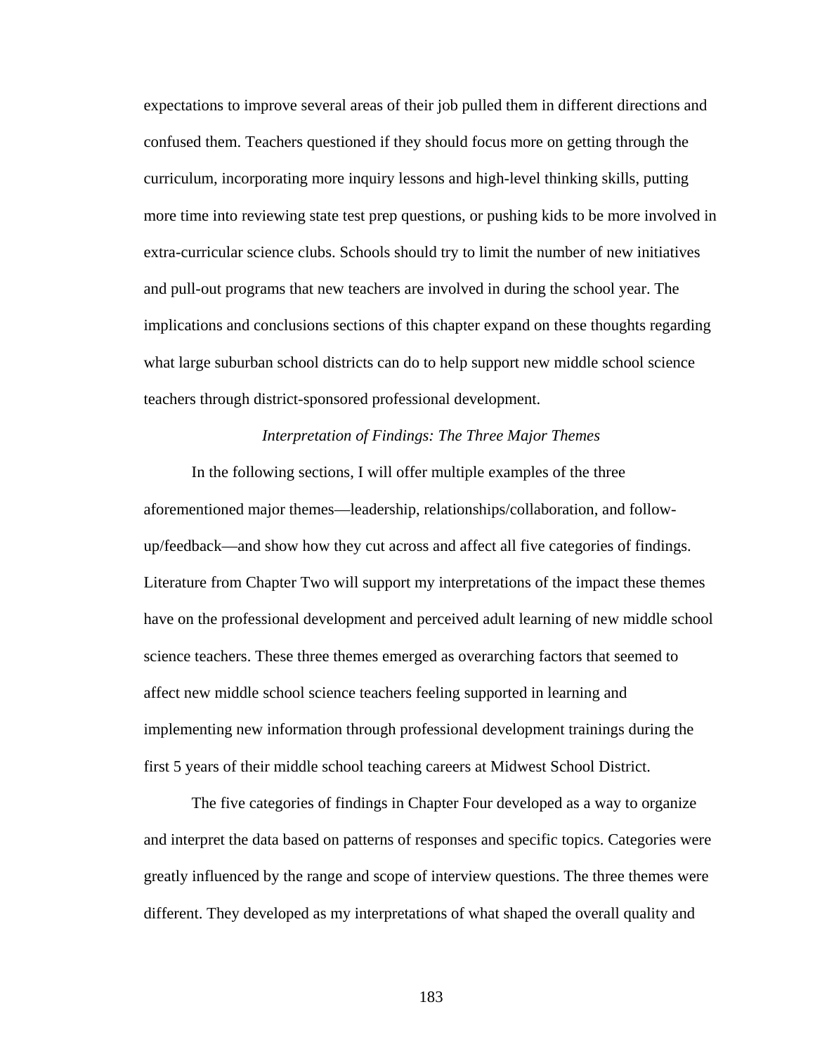expectations to improve several areas of their job pulled them in different directions and confused them. Teachers questioned if they should focus more on getting through the curriculum, incorporating more inquiry lessons and high-level thinking skills, putting more time into reviewing state test prep questions, or pushing kids to be more involved in extra-curricular science clubs. Schools should try to limit the number of new initiatives and pull-out programs that new teachers are involved in during the school year. The implications and conclusions sections of this chapter expand on these thoughts regarding what large suburban school districts can do to help support new middle school science teachers through district-sponsored professional development.

### *Interpretation of Findings: The Three Major Themes*

In the following sections, I will offer multiple examples of the three aforementioned major themes—leadership, relationships/collaboration, and follow-up/feedback—and show how they cut across and affect all five categories of findings. Literature from Chapter Two will support my interpretations of the impact these themes have on the professional development and perceived adult learning of new middle school science teachers. These three themes emerged as overarching factors that seemed to affect new middle school science teachers feeling supported in learning and implementing new information through professional development trainings during the first 5 years of their middle school teaching careers at Midwest School District.

The five categories of findings in Chapter Four developed as a way to organize and interpret the data based on patterns of responses and specific topics. Categories were greatly influenced by the range and scope of interview questions. The three themes were different. They developed as my interpretations of what shaped the overall quality and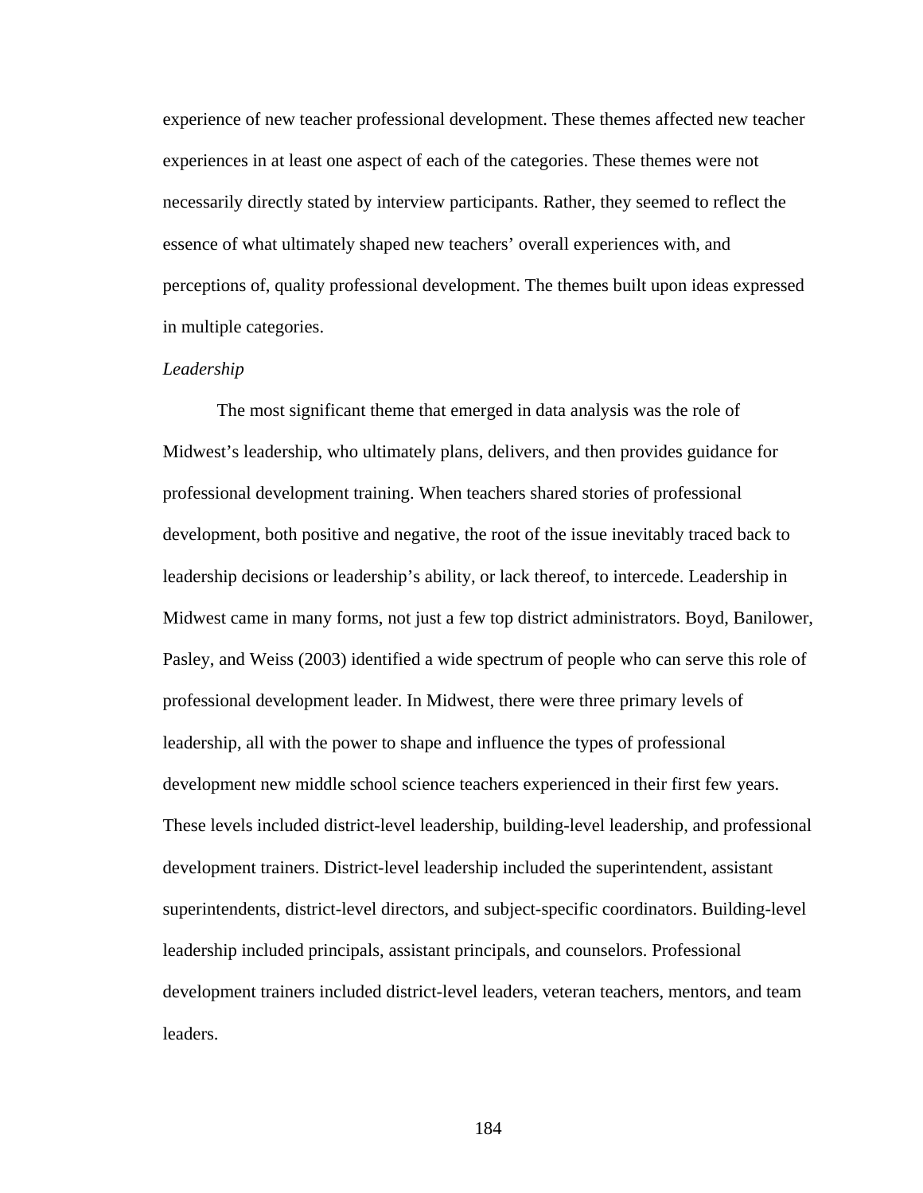experience of new teacher professional development. These themes affected new teacher experiences in at least one aspect of each of the categories. These themes were not necessarily directly stated by interview participants. Rather, they seemed to reflect the essence of what ultimately shaped new teachers' overall experiences with, and perceptions of, quality professional development. The themes built upon ideas expressed in multiple categories.

*Leadership*

The most significant theme that emerged in data analysis was the role of Midwest's leadership, who ultimately plans, delivers, and then provides guidance for professional development training. When teachers shared stories of professional development, both positive and negative, the root of the issue inevitably traced back to leadership decisions or leadership's ability, or lack thereof, to intercede. Leadership in Midwest came in many forms, not just a few top district administrators. Boyd, Banilower, Pasley, and Weiss (2003) identified a wide spectrum of people who can serve this role of professional development leader. In Midwest, there were three primary levels of leadership, all with the power to shape and influence the types of professional development new middle school science teachers experienced in their first few years. These levels included district-level leadership, building-level leadership, and professional development trainers. District-level leadership included the superintendent, assistant superintendents, district-level directors, and subject-specific coordinators. Building-level leadership included principals, assistant principals, and counselors. Professional development trainers included district-level leaders, veteran teachers, mentors, and team leaders.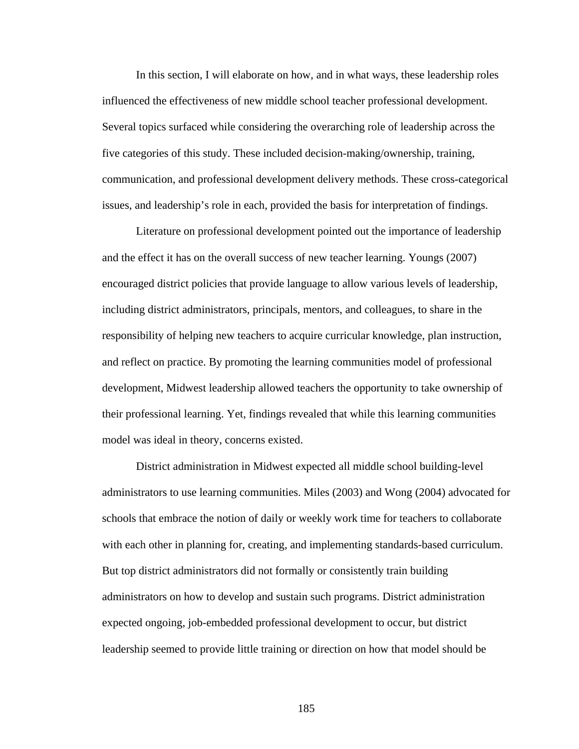In this section, I will elaborate on how, and in what ways, these leadership roles influenced the effectiveness of new middle school teacher professional development. Several topics surfaced while considering the overarching role of leadership across the five categories of this study. These included decision-making/ownership, training, communication, and professional development delivery methods. These cross-categorical issues, and leadership's role in each, provided the basis for interpretation of findings.

Literature on professional development pointed out the importance of leadership and the effect it has on the overall success of new teacher learning. Youngs (2007) encouraged district policies that provide language to allow various levels of leadership, including district administrators, principals, mentors, and colleagues, to share in the responsibility of helping new teachers to acquire curricular knowledge, plan instruction, and reflect on practice. By promoting the learning communities model of professional development, Midwest leadership allowed teachers the opportunity to take ownership of their professional learning. Yet, findings revealed that while this learning communities model was ideal in theory, concerns existed.

District administration in Midwest expected all middle school building-level administrators to use learning communities. Miles (2003) and Wong (2004) advocated for schools that embrace the notion of daily or weekly work time for teachers to collaborate with each other in planning for, creating, and implementing standards-based curriculum. But top district administrators did not formally or consistently train building administrators on how to develop and sustain such programs. District administration expected ongoing, job-embedded professional development to occur, but district leadership seemed to provide little training or direction on how that model should be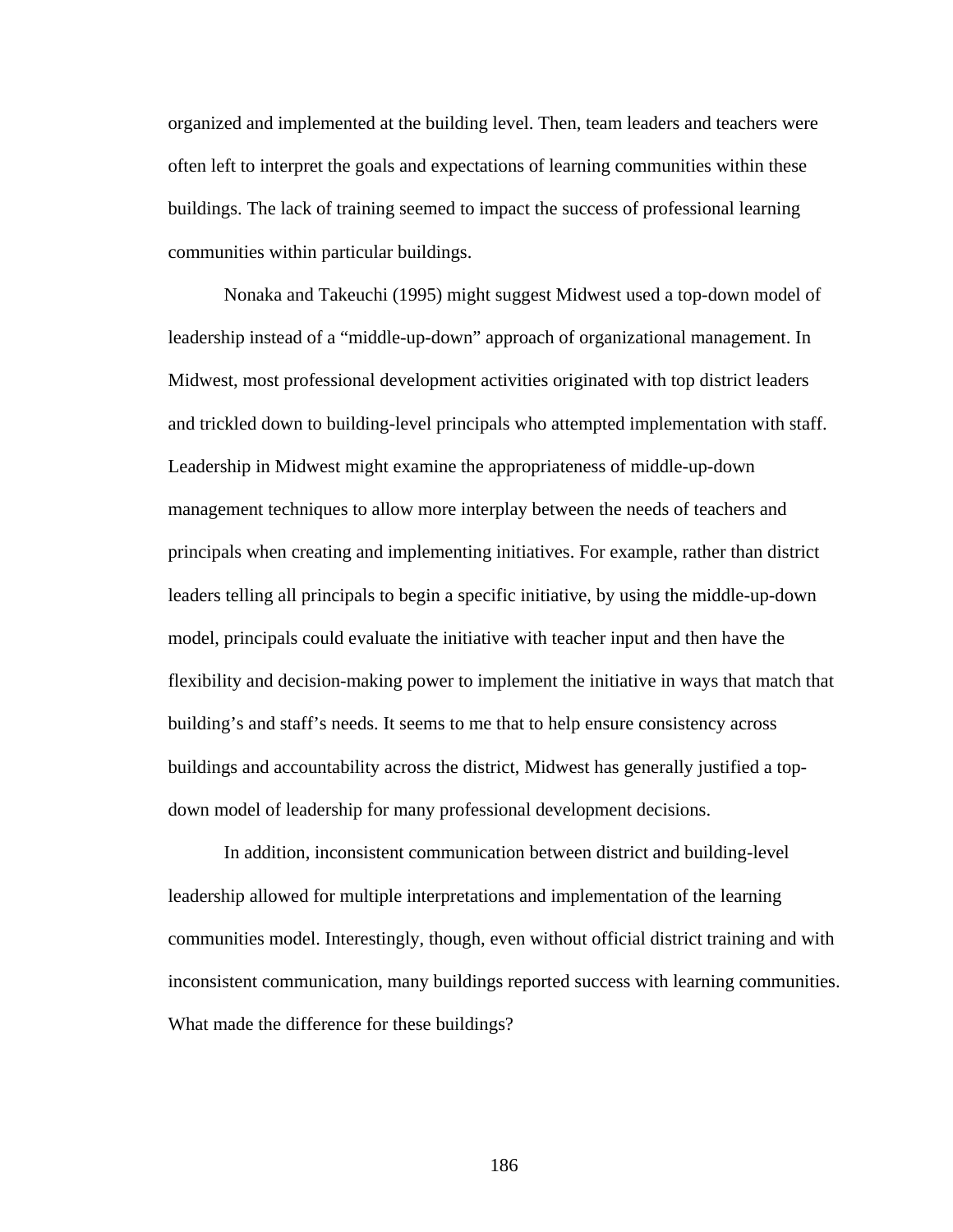organized and implemented at the building level. Then, team leaders and teachers were often left to interpret the goals and expectations of learning communities within these buildings. The lack of training seemed to impact the success of professional learning communities within particular buildings.

Nonaka and Takeuchi (1995) might suggest Midwest used a top-down model of leadership instead of a "middle-up-down" approach of organizational management. In Midwest, most professional development activities originated with top district leaders and trickled down to building-level principals who attempted implementation with staff. Leadership in Midwest might examine the appropriateness of middle-up-down management techniques to allow more interplay between the needs of teachers and principals when creating and implementing initiatives. For example, rather than district leaders telling all principals to begin a specific initiative, by using the middle-up-down model, principals could evaluate the initiative with teacher input and then have the flexibility and decision-making power to implement the initiative in ways that match that building's and staff's needs. It seems to me that to help ensure consistency across buildings and accountability across the district, Midwest has generally justified a top-down model of leadership for many professional development decisions.

In addition, inconsistent communication between district and building-level leadership allowed for multiple interpretations and implementation of the learning communities model. Interestingly, though, even without official district training and with inconsistent communication, many buildings reported success with learning communities. What made the difference for these buildings?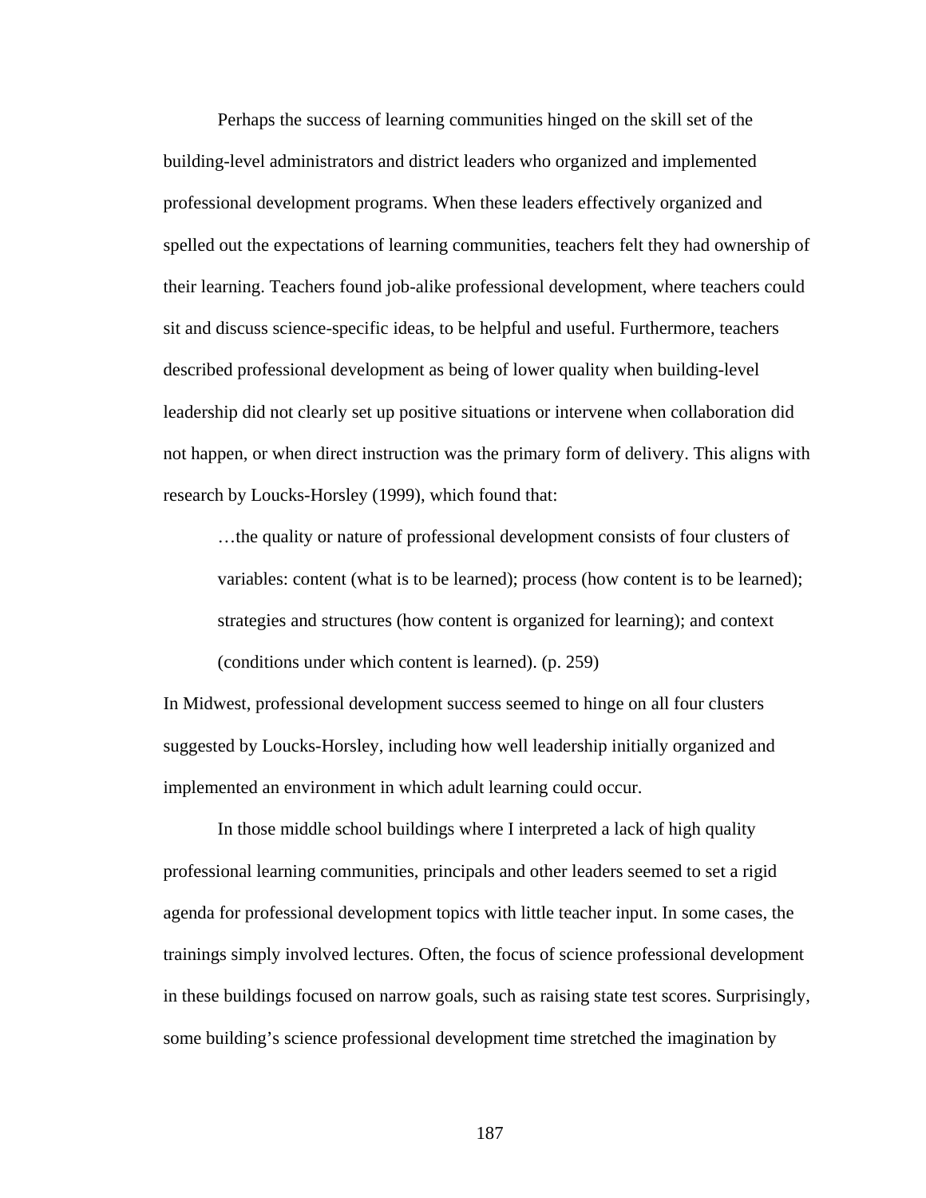Perhaps the success of learning communities hinged on the skill set of the building-level administrators and district leaders who organized and implemented professional development programs. When these leaders effectively organized and spelled out the expectations of learning communities, teachers felt they had ownership of their learning. Teachers found job-alike professional development, where teachers could sit and discuss science-specific ideas, to be helpful and useful. Furthermore, teachers described professional development as being of lower quality when building-level leadership did not clearly set up positive situations or intervene when collaboration did not happen, or when direct instruction was the primary form of delivery. This aligns with research by Loucks-Horsley (1999), which found that:

> …the quality or nature of professional development consists of four clusters of variables: content (what is to be learned); process (how content is to be learned); strategies and structures (how content is organized for learning); and context (conditions under which content is learned). (p. 259)

In Midwest, professional development success seemed to hinge on all four clusters suggested by Loucks-Horsley, including how well leadership initially organized and implemented an environment in which adult learning could occur.

In those middle school buildings where I interpreted a lack of high quality professional learning communities, principals and other leaders seemed to set a rigid agenda for professional development topics with little teacher input. In some cases, the trainings simply involved lectures. Often, the focus of science professional development in these buildings focused on narrow goals, such as raising state test scores. Surprisingly, some building's science professional development time stretched the imagination by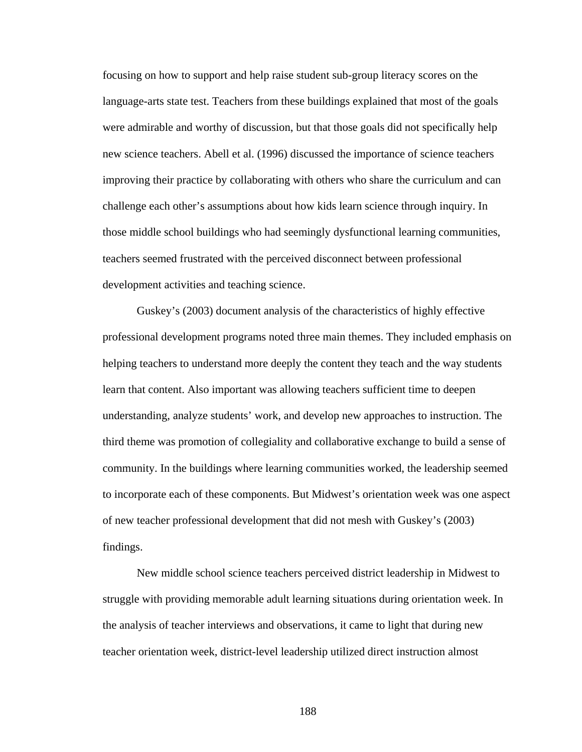focusing on how to support and help raise student sub-group literacy scores on the language-arts state test. Teachers from these buildings explained that most of the goals were admirable and worthy of discussion, but that those goals did not specifically help new science teachers. Abell et al. (1996) discussed the importance of science teachers improving their practice by collaborating with others who share the curriculum and can challenge each other's assumptions about how kids learn science through inquiry. In those middle school buildings who had seemingly dysfunctional learning communities, teachers seemed frustrated with the perceived disconnect between professional development activities and teaching science.

Guskey's (2003) document analysis of the characteristics of highly effective professional development programs noted three main themes. They included emphasis on helping teachers to understand more deeply the content they teach and the way students learn that content. Also important was allowing teachers sufficient time to deepen understanding, analyze students' work, and develop new approaches to instruction. The third theme was promotion of collegiality and collaborative exchange to build a sense of community. In the buildings where learning communities worked, the leadership seemed to incorporate each of these components. But Midwest's orientation week was one aspect of new teacher professional development that did not mesh with Guskey's (2003) findings.

New middle school science teachers perceived district leadership in Midwest to struggle with providing memorable adult learning situations during orientation week. In the analysis of teacher interviews and observations, it came to light that during new teacher orientation week, district-level leadership utilized direct instruction almost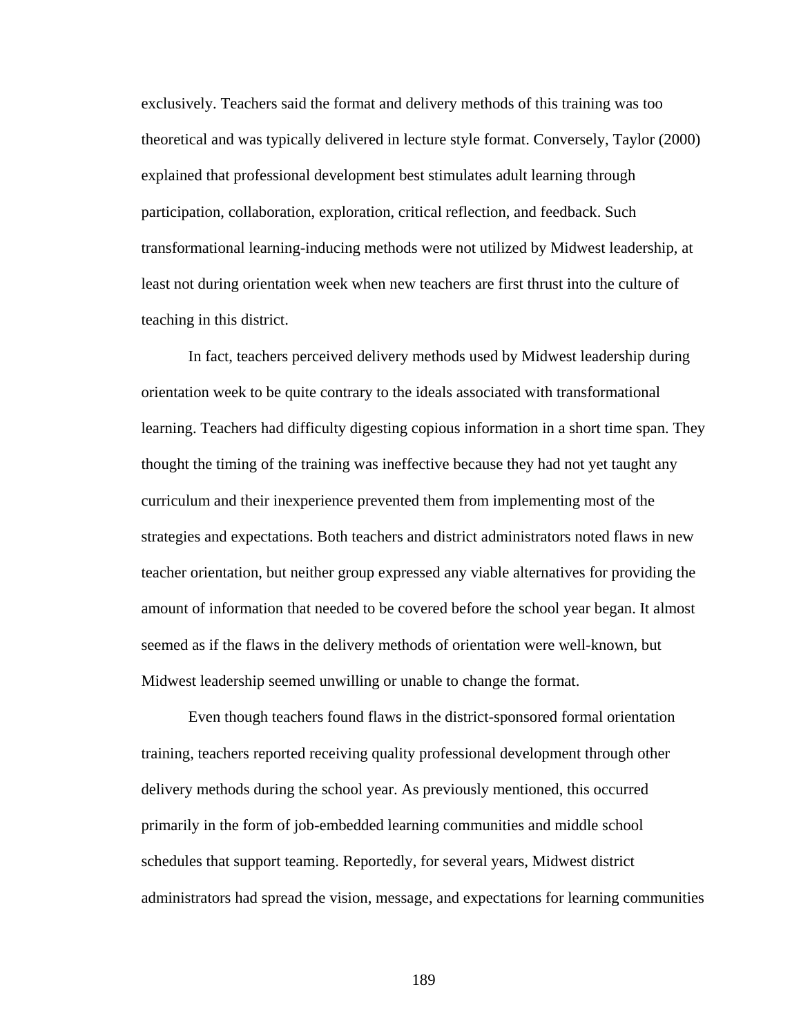exclusively. Teachers said the format and delivery methods of this training was too theoretical and was typically delivered in lecture style format. Conversely, Taylor (2000) explained that professional development best stimulates adult learning through participation, collaboration, exploration, critical reflection, and feedback. Such transformational learning-inducing methods were not utilized by Midwest leadership, at least not during orientation week when new teachers are first thrust into the culture of teaching in this district.

In fact, teachers perceived delivery methods used by Midwest leadership during orientation week to be quite contrary to the ideals associated with transformational learning. Teachers had difficulty digesting copious information in a short time span. They thought the timing of the training was ineffective because they had not yet taught any curriculum and their inexperience prevented them from implementing most of the strategies and expectations. Both teachers and district administrators noted flaws in new teacher orientation, but neither group expressed any viable alternatives for providing the amount of information that needed to be covered before the school year began. It almost seemed as if the flaws in the delivery methods of orientation were well-known, but Midwest leadership seemed unwilling or unable to change the format.

Even though teachers found flaws in the district-sponsored formal orientation training, teachers reported receiving quality professional development through other delivery methods during the school year. As previously mentioned, this occurred primarily in the form of job-embedded learning communities and middle school schedules that support teaming. Reportedly, for several years, Midwest district administrators had spread the vision, message, and expectations for learning communities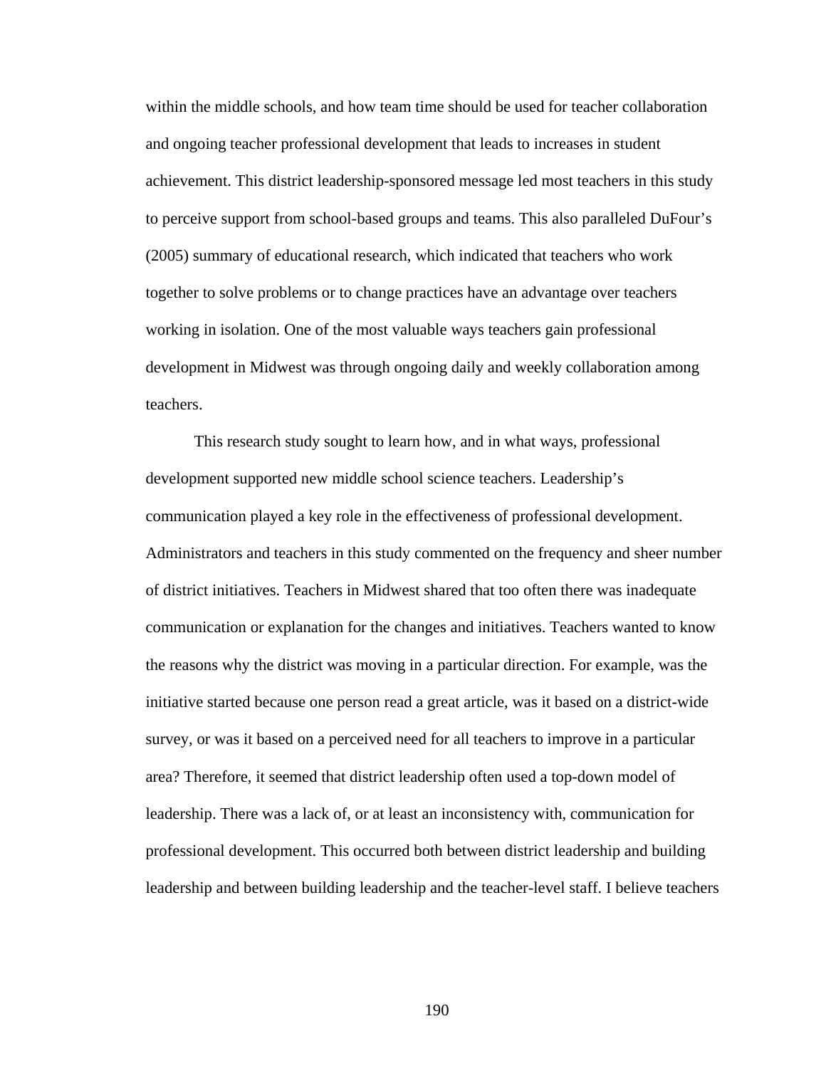within the middle schools, and how team time should be used for teacher collaboration and ongoing teacher professional development that leads to increases in student achievement. This district leadership-sponsored message led most teachers in this study to perceive support from school-based groups and teams. This also paralleled DuFour's (2005) summary of educational research, which indicated that teachers who work together to solve problems or to change practices have an advantage over teachers working in isolation. One of the most valuable ways teachers gain professional development in Midwest was through ongoing daily and weekly collaboration among teachers.

This research study sought to learn how, and in what ways, professional development supported new middle school science teachers. Leadership's communication played a key role in the effectiveness of professional development. Administrators and teachers in this study commented on the frequency and sheer number of district initiatives. Teachers in Midwest shared that too often there was inadequate communication or explanation for the changes and initiatives. Teachers wanted to know the reasons why the district was moving in a particular direction. For example, was the initiative started because one person read a great article, was it based on a district-wide survey, or was it based on a perceived need for all teachers to improve in a particular area? Therefore, it seemed that district leadership often used a top-down model of leadership. There was a lack of, or at least an inconsistency with, communication for professional development. This occurred both between district leadership and building leadership and between building leadership and the teacher-level staff. I believe teachers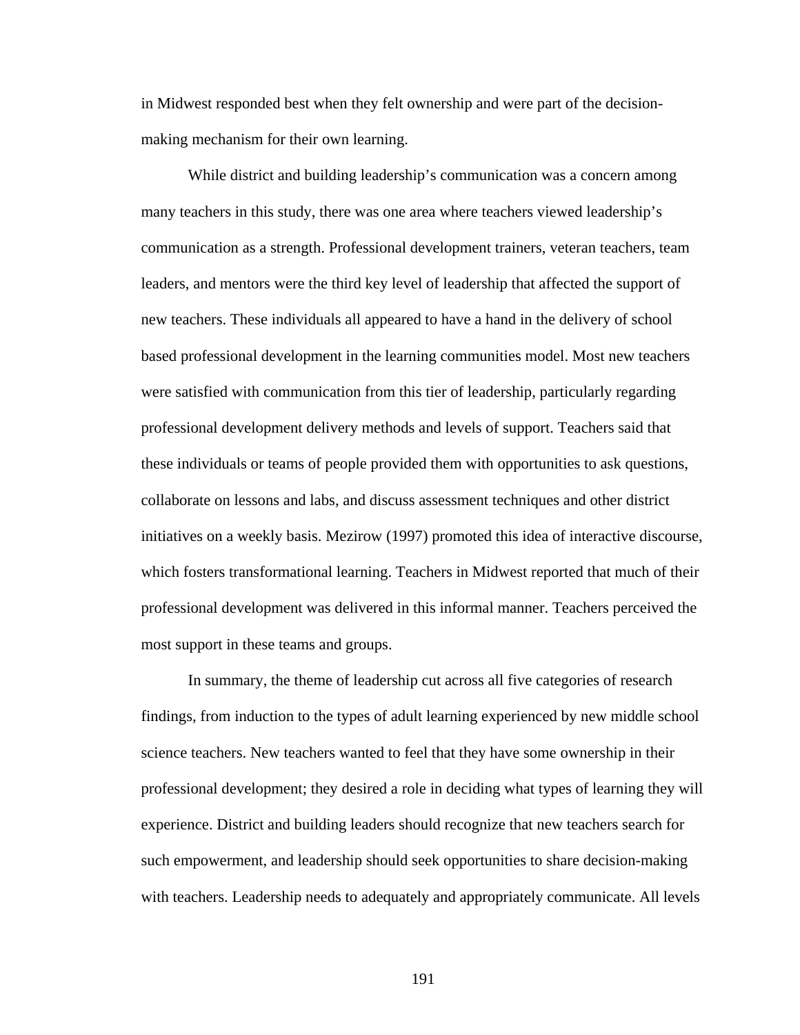in Midwest responded best when they felt ownership and were part of the decision-making mechanism for their own learning.

While district and building leadership's communication was a concern among many teachers in this study, there was one area where teachers viewed leadership's communication as a strength. Professional development trainers, veteran teachers, team leaders, and mentors were the third key level of leadership that affected the support of new teachers. These individuals all appeared to have a hand in the delivery of school based professional development in the learning communities model. Most new teachers were satisfied with communication from this tier of leadership, particularly regarding professional development delivery methods and levels of support. Teachers said that these individuals or teams of people provided them with opportunities to ask questions, collaborate on lessons and labs, and discuss assessment techniques and other district initiatives on a weekly basis. Mezirow (1997) promoted this idea of interactive discourse, which fosters transformational learning. Teachers in Midwest reported that much of their professional development was delivered in this informal manner. Teachers perceived the most support in these teams and groups.

In summary, the theme of leadership cut across all five categories of research findings, from induction to the types of adult learning experienced by new middle school science teachers. New teachers wanted to feel that they have some ownership in their professional development; they desired a role in deciding what types of learning they will experience. District and building leaders should recognize that new teachers search for such empowerment, and leadership should seek opportunities to share decision-making with teachers. Leadership needs to adequately and appropriately communicate. All levels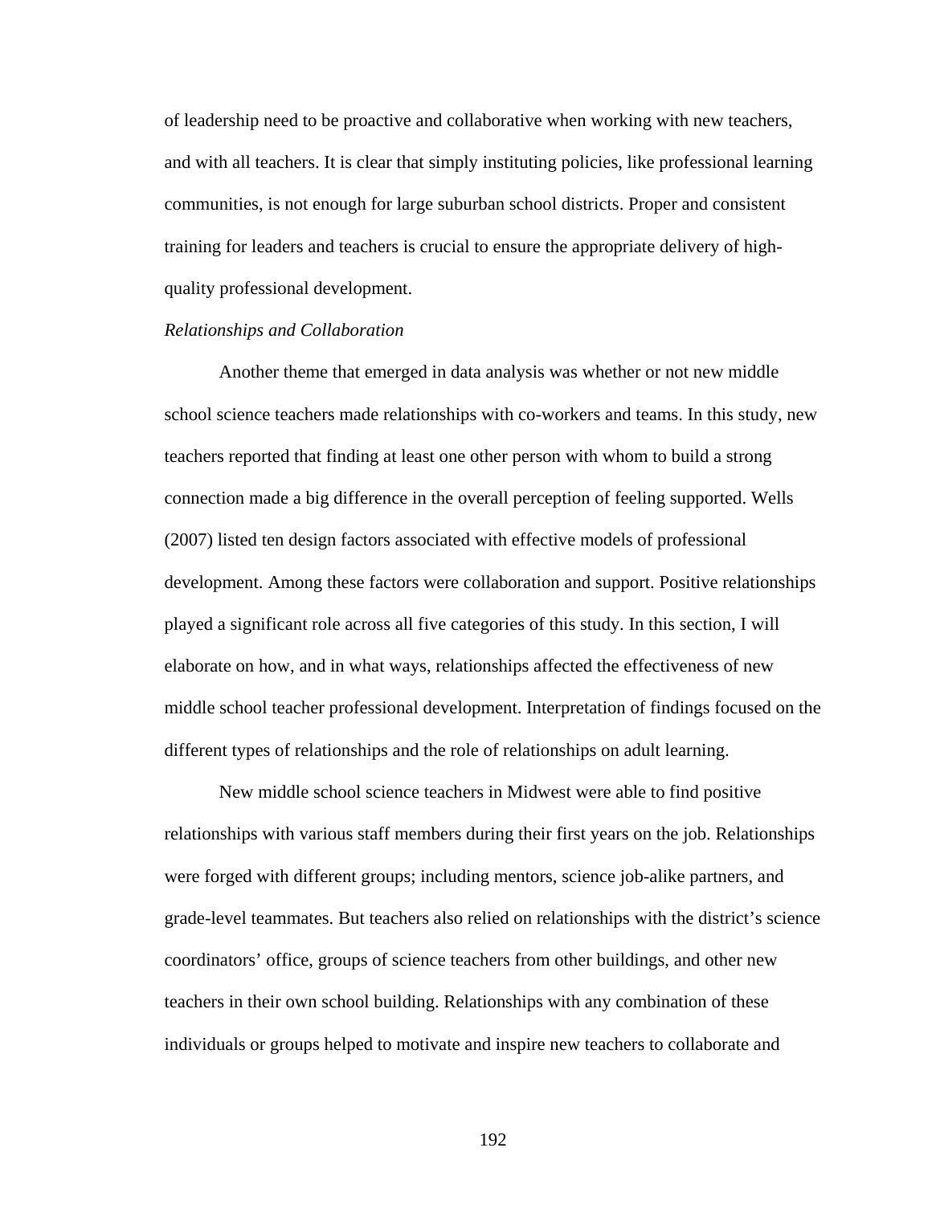of leadership need to be proactive and collaborative when working with new teachers, and with all teachers. It is clear that simply instituting policies, like professional learning communities, is not enough for large suburban school districts. Proper and consistent training for leaders and teachers is crucial to ensure the appropriate delivery of high-quality professional development.

*Relationships and Collaboration*

Another theme that emerged in data analysis was whether or not new middle school science teachers made relationships with co-workers and teams. In this study, new teachers reported that finding at least one other person with whom to build a strong connection made a big difference in the overall perception of feeling supported. Wells (2007) listed ten design factors associated with effective models of professional development. Among these factors were collaboration and support. Positive relationships played a significant role across all five categories of this study. In this section, I will elaborate on how, and in what ways, relationships affected the effectiveness of new middle school teacher professional development. Interpretation of findings focused on the different types of relationships and the role of relationships on adult learning.

New middle school science teachers in Midwest were able to find positive relationships with various staff members during their first years on the job. Relationships were forged with different groups; including mentors, science job-alike partners, and grade-level teammates. But teachers also relied on relationships with the district's science coordinators' office, groups of science teachers from other buildings, and other new teachers in their own school building. Relationships with any combination of these individuals or groups helped to motivate and inspire new teachers to collaborate and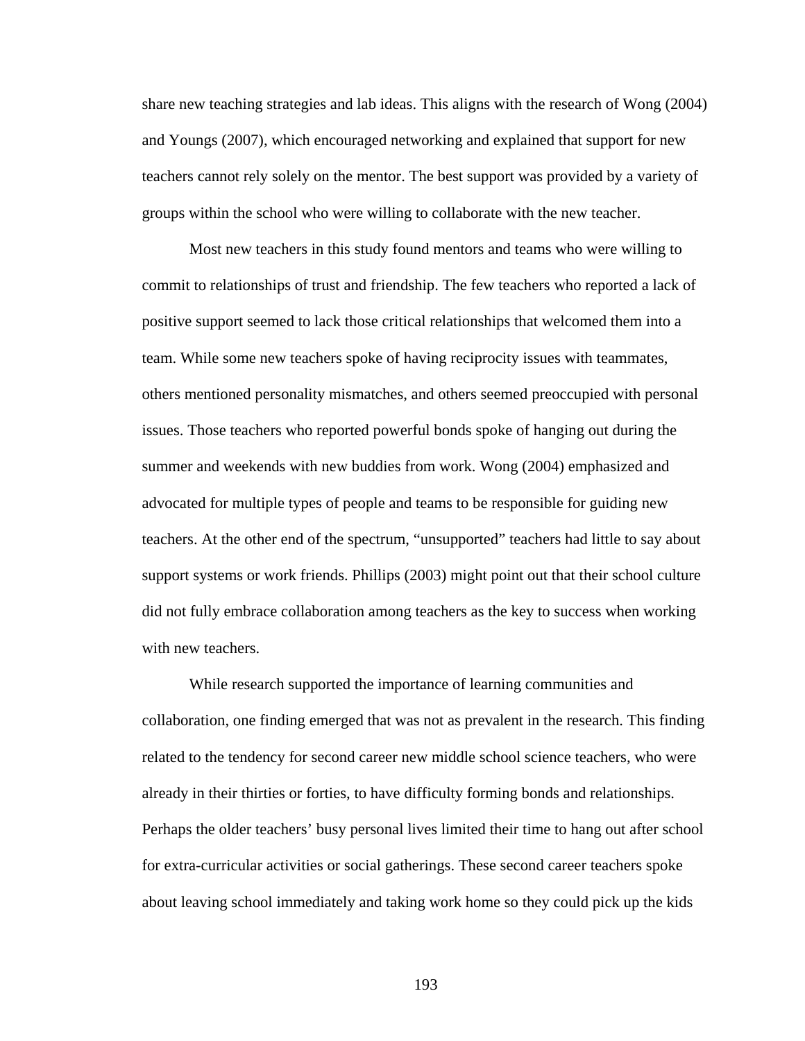share new teaching strategies and lab ideas. This aligns with the research of Wong (2004) and Youngs (2007), which encouraged networking and explained that support for new teachers cannot rely solely on the mentor. The best support was provided by a variety of groups within the school who were willing to collaborate with the new teacher.

Most new teachers in this study found mentors and teams who were willing to commit to relationships of trust and friendship. The few teachers who reported a lack of positive support seemed to lack those critical relationships that welcomed them into a team. While some new teachers spoke of having reciprocity issues with teammates, others mentioned personality mismatches, and others seemed preoccupied with personal issues. Those teachers who reported powerful bonds spoke of hanging out during the summer and weekends with new buddies from work. Wong (2004) emphasized and advocated for multiple types of people and teams to be responsible for guiding new teachers. At the other end of the spectrum, "unsupported" teachers had little to say about support systems or work friends. Phillips (2003) might point out that their school culture did not fully embrace collaboration among teachers as the key to success when working with new teachers.

While research supported the importance of learning communities and collaboration, one finding emerged that was not as prevalent in the research. This finding related to the tendency for second career new middle school science teachers, who were already in their thirties or forties, to have difficulty forming bonds and relationships. Perhaps the older teachers' busy personal lives limited their time to hang out after school for extra-curricular activities or social gatherings. These second career teachers spoke about leaving school immediately and taking work home so they could pick up the kids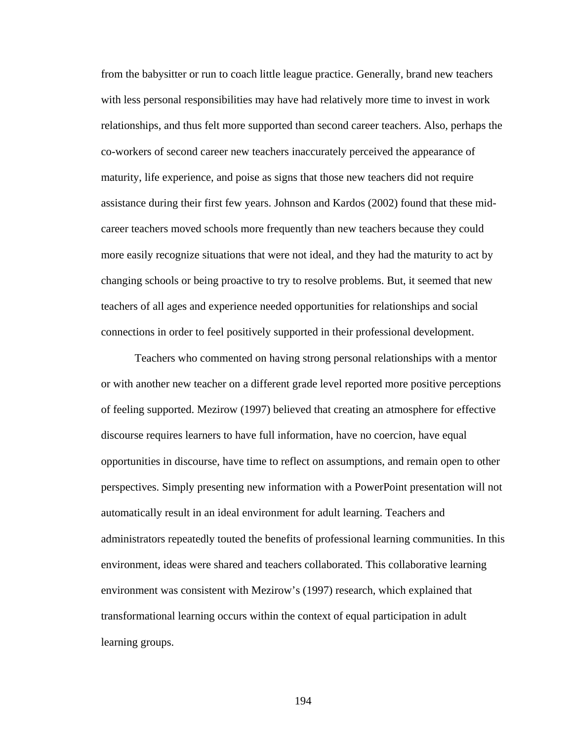from the babysitter or run to coach little league practice. Generally, brand new teachers with less personal responsibilities may have had relatively more time to invest in work relationships, and thus felt more supported than second career teachers. Also, perhaps the co-workers of second career new teachers inaccurately perceived the appearance of maturity, life experience, and poise as signs that those new teachers did not require assistance during their first few years. Johnson and Kardos (2002) found that these mid-career teachers moved schools more frequently than new teachers because they could more easily recognize situations that were not ideal, and they had the maturity to act by changing schools or being proactive to try to resolve problems. But, it seemed that new teachers of all ages and experience needed opportunities for relationships and social connections in order to feel positively supported in their professional development.

Teachers who commented on having strong personal relationships with a mentor or with another new teacher on a different grade level reported more positive perceptions of feeling supported. Mezirow (1997) believed that creating an atmosphere for effective discourse requires learners to have full information, have no coercion, have equal opportunities in discourse, have time to reflect on assumptions, and remain open to other perspectives. Simply presenting new information with a PowerPoint presentation will not automatically result in an ideal environment for adult learning. Teachers and administrators repeatedly touted the benefits of professional learning communities. In this environment, ideas were shared and teachers collaborated. This collaborative learning environment was consistent with Mezirow's (1997) research, which explained that transformational learning occurs within the context of equal participation in adult learning groups.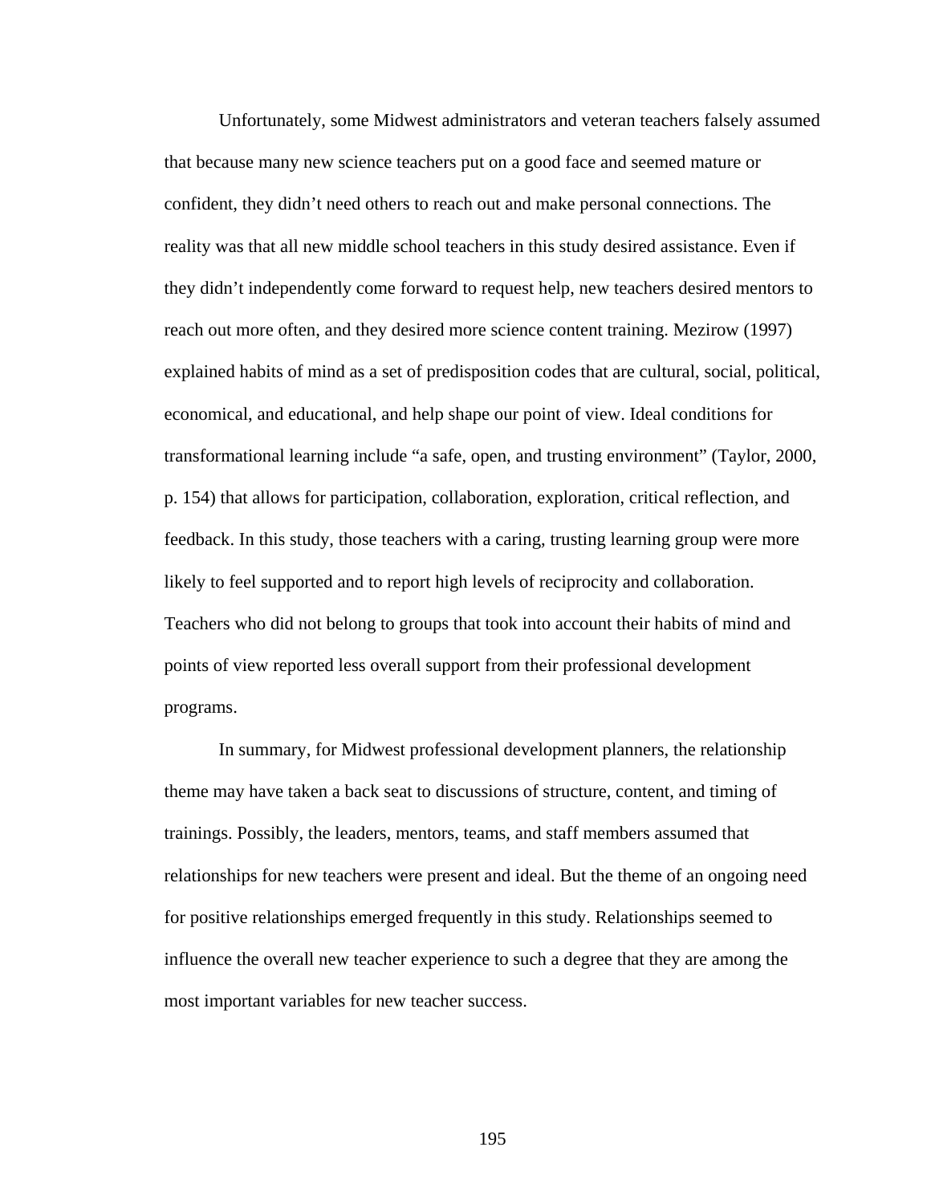Unfortunately, some Midwest administrators and veteran teachers falsely assumed that because many new science teachers put on a good face and seemed mature or confident, they didn't need others to reach out and make personal connections. The reality was that all new middle school teachers in this study desired assistance. Even if they didn't independently come forward to request help, new teachers desired mentors to reach out more often, and they desired more science content training. Mezirow (1997) explained habits of mind as a set of predisposition codes that are cultural, social, political, economical, and educational, and help shape our point of view. Ideal conditions for transformational learning include "a safe, open, and trusting environment" (Taylor, 2000, p. 154) that allows for participation, collaboration, exploration, critical reflection, and feedback. In this study, those teachers with a caring, trusting learning group were more likely to feel supported and to report high levels of reciprocity and collaboration. Teachers who did not belong to groups that took into account their habits of mind and points of view reported less overall support from their professional development programs.

In summary, for Midwest professional development planners, the relationship theme may have taken a back seat to discussions of structure, content, and timing of trainings. Possibly, the leaders, mentors, teams, and staff members assumed that relationships for new teachers were present and ideal. But the theme of an ongoing need for positive relationships emerged frequently in this study. Relationships seemed to influence the overall new teacher experience to such a degree that they are among the most important variables for new teacher success.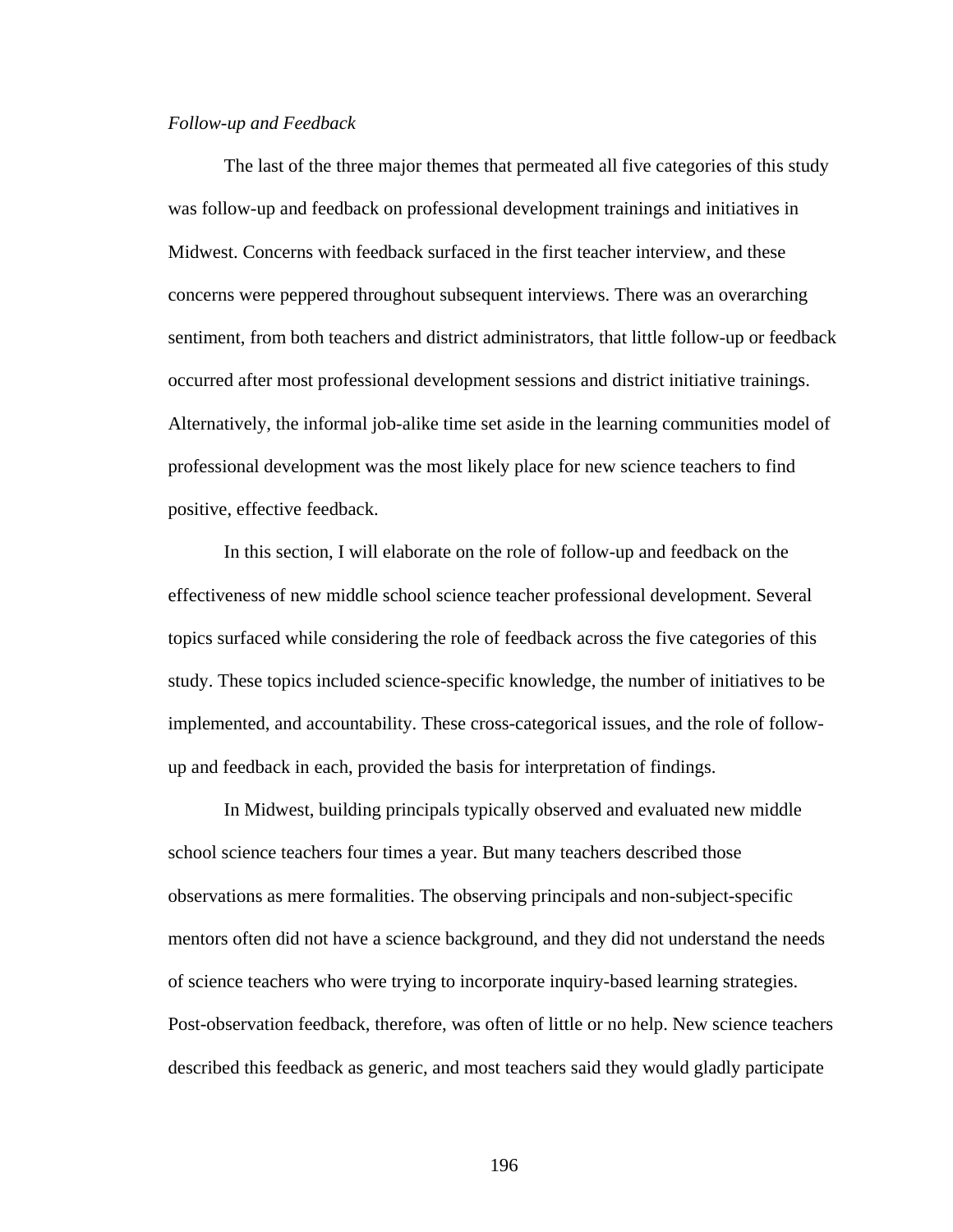*Follow-up and Feedback*

The last of the three major themes that permeated all five categories of this study was follow-up and feedback on professional development trainings and initiatives in Midwest. Concerns with feedback surfaced in the first teacher interview, and these concerns were peppered throughout subsequent interviews. There was an overarching sentiment, from both teachers and district administrators, that little follow-up or feedback occurred after most professional development sessions and district initiative trainings. Alternatively, the informal job-alike time set aside in the learning communities model of professional development was the most likely place for new science teachers to find positive, effective feedback.

In this section, I will elaborate on the role of follow-up and feedback on the effectiveness of new middle school science teacher professional development. Several topics surfaced while considering the role of feedback across the five categories of this study. These topics included science-specific knowledge, the number of initiatives to be implemented, and accountability. These cross-categorical issues, and the role of follow-up and feedback in each, provided the basis for interpretation of findings.

In Midwest, building principals typically observed and evaluated new middle school science teachers four times a year. But many teachers described those observations as mere formalities. The observing principals and non-subject-specific mentors often did not have a science background, and they did not understand the needs of science teachers who were trying to incorporate inquiry-based learning strategies. Post-observation feedback, therefore, was often of little or no help. New science teachers described this feedback as generic, and most teachers said they would gladly participate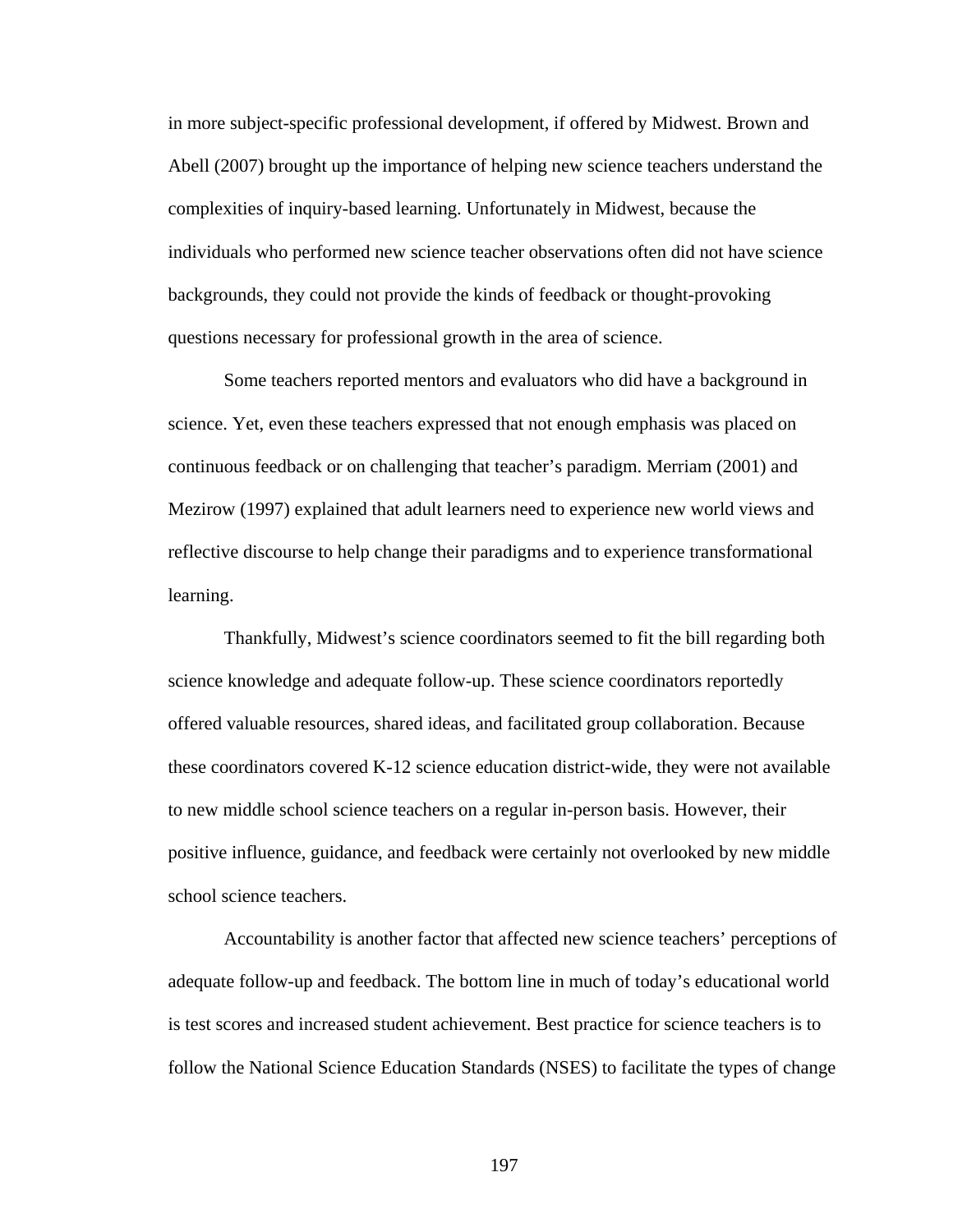in more subject-specific professional development, if offered by Midwest. Brown and Abell (2007) brought up the importance of helping new science teachers understand the complexities of inquiry-based learning. Unfortunately in Midwest, because the individuals who performed new science teacher observations often did not have science backgrounds, they could not provide the kinds of feedback or thought-provoking questions necessary for professional growth in the area of science.

Some teachers reported mentors and evaluators who did have a background in science. Yet, even these teachers expressed that not enough emphasis was placed on continuous feedback or on challenging that teacher's paradigm. Merriam (2001) and Mezirow (1997) explained that adult learners need to experience new world views and reflective discourse to help change their paradigms and to experience transformational learning.

Thankfully, Midwest's science coordinators seemed to fit the bill regarding both science knowledge and adequate follow-up. These science coordinators reportedly offered valuable resources, shared ideas, and facilitated group collaboration. Because these coordinators covered K-12 science education district-wide, they were not available to new middle school science teachers on a regular in-person basis. However, their positive influence, guidance, and feedback were certainly not overlooked by new middle school science teachers.

Accountability is another factor that affected new science teachers' perceptions of adequate follow-up and feedback. The bottom line in much of today's educational world is test scores and increased student achievement. Best practice for science teachers is to follow the National Science Education Standards (NSES) to facilitate the types of change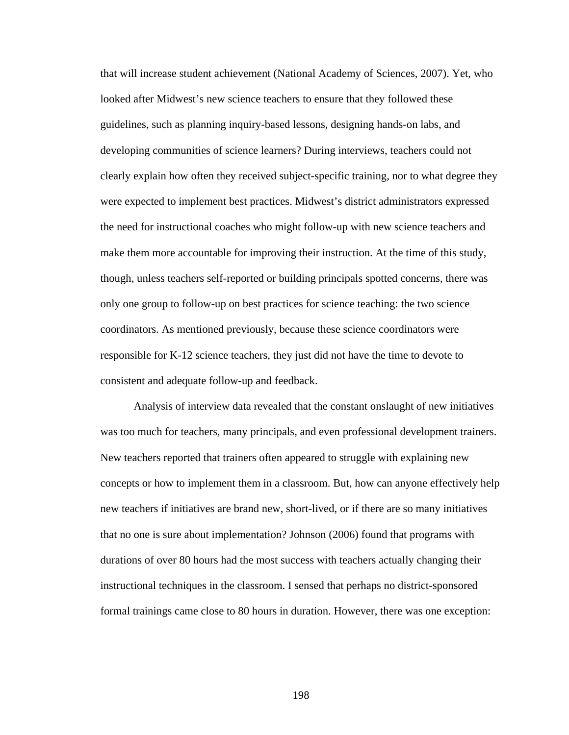that will increase student achievement (National Academy of Sciences, 2007). Yet, who looked after Midwest's new science teachers to ensure that they followed these guidelines, such as planning inquiry-based lessons, designing hands-on labs, and developing communities of science learners? During interviews, teachers could not clearly explain how often they received subject-specific training, nor to what degree they were expected to implement best practices. Midwest's district administrators expressed the need for instructional coaches who might follow-up with new science teachers and make them more accountable for improving their instruction. At the time of this study, though, unless teachers self-reported or building principals spotted concerns, there was only one group to follow-up on best practices for science teaching: the two science coordinators. As mentioned previously, because these science coordinators were responsible for K-12 science teachers, they just did not have the time to devote to consistent and adequate follow-up and feedback.

Analysis of interview data revealed that the constant onslaught of new initiatives was too much for teachers, many principals, and even professional development trainers. New teachers reported that trainers often appeared to struggle with explaining new concepts or how to implement them in a classroom. But, how can anyone effectively help new teachers if initiatives are brand new, short-lived, or if there are so many initiatives that no one is sure about implementation? Johnson (2006) found that programs with durations of over 80 hours had the most success with teachers actually changing their instructional techniques in the classroom. I sensed that perhaps no district-sponsored formal trainings came close to 80 hours in duration. However, there was one exception: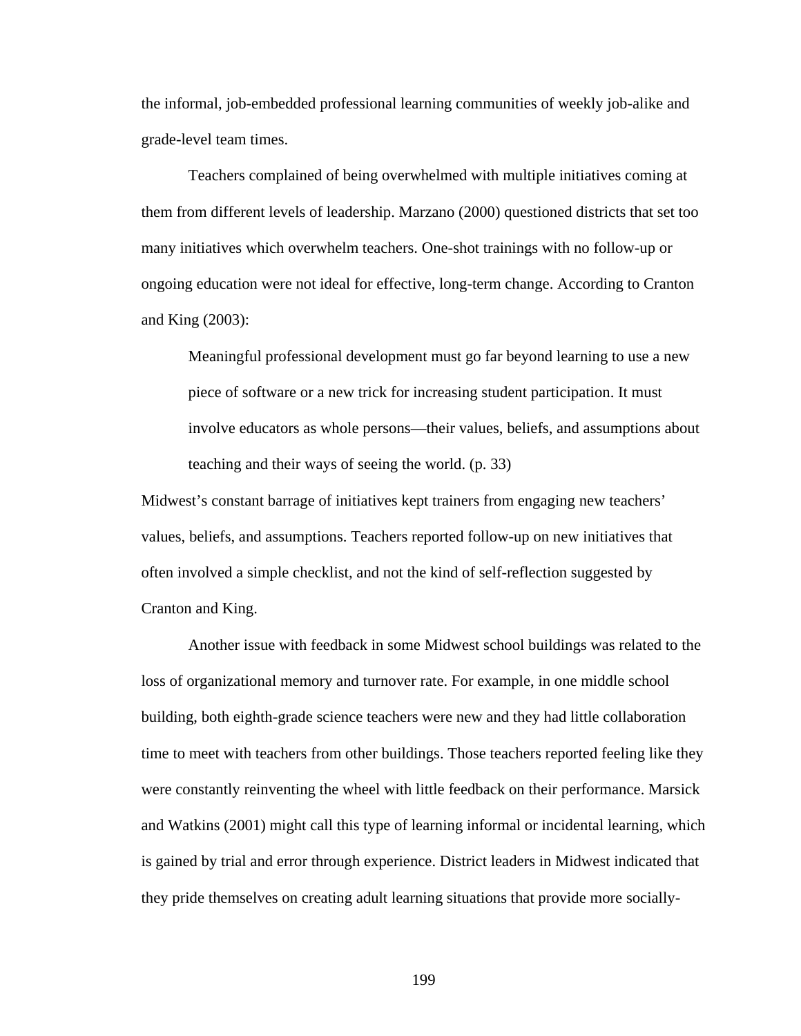the informal, job-embedded professional learning communities of weekly job-alike and grade-level team times.

Teachers complained of being overwhelmed with multiple initiatives coming at them from different levels of leadership. Marzano (2000) questioned districts that set too many initiatives which overwhelm teachers. One-shot trainings with no follow-up or ongoing education were not ideal for effective, long-term change. According to Cranton and King (2003):

> Meaningful professional development must go far beyond learning to use a new piece of software or a new trick for increasing student participation. It must involve educators as whole persons—their values, beliefs, and assumptions about teaching and their ways of seeing the world. (p. 33)

Midwest's constant barrage of initiatives kept trainers from engaging new teachers' values, beliefs, and assumptions. Teachers reported follow-up on new initiatives that often involved a simple checklist, and not the kind of self-reflection suggested by Cranton and King.

Another issue with feedback in some Midwest school buildings was related to the loss of organizational memory and turnover rate. For example, in one middle school building, both eighth-grade science teachers were new and they had little collaboration time to meet with teachers from other buildings. Those teachers reported feeling like they were constantly reinventing the wheel with little feedback on their performance. Marsick and Watkins (2001) might call this type of learning informal or incidental learning, which is gained by trial and error through experience. District leaders in Midwest indicated that they pride themselves on creating adult learning situations that provide more socially-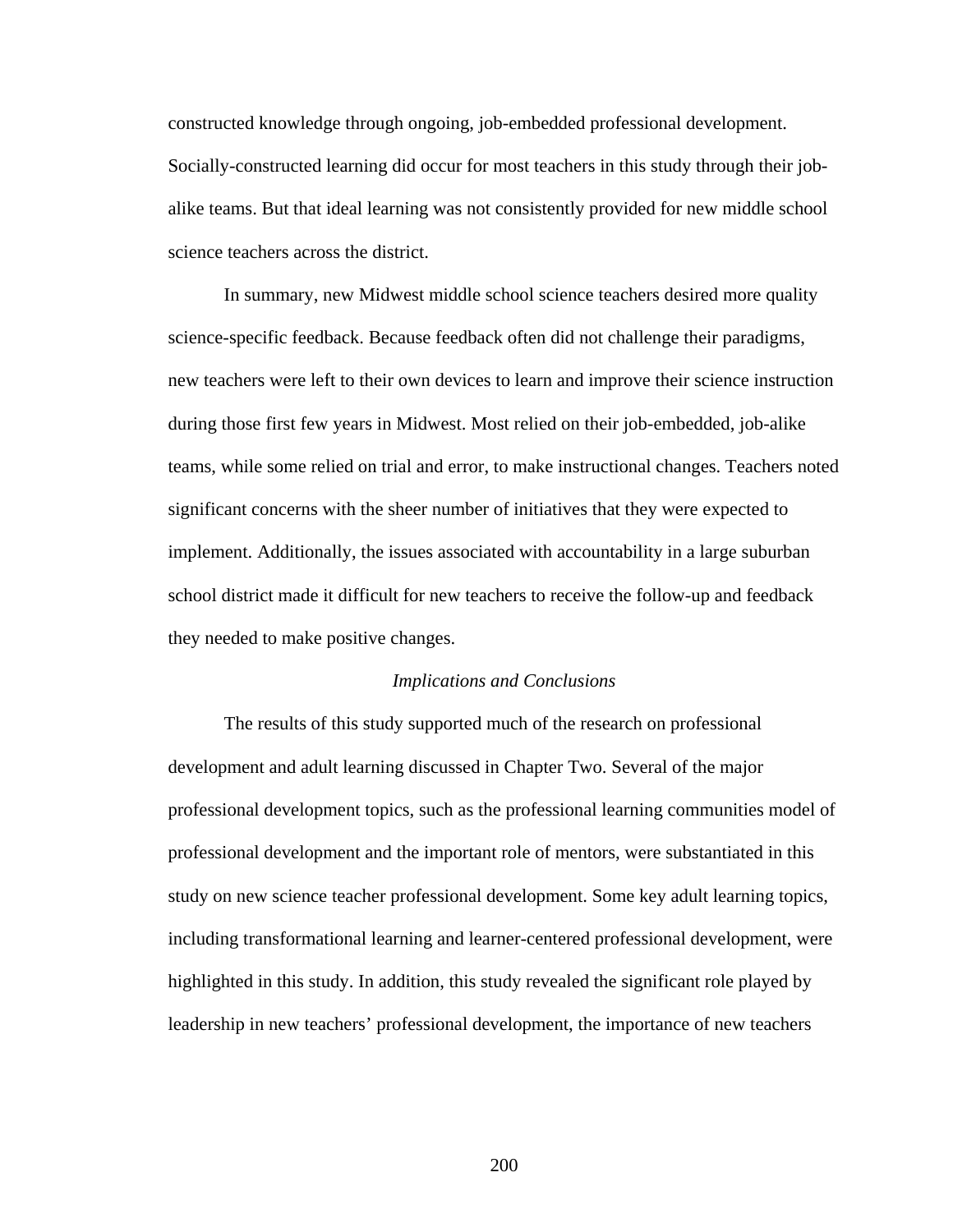constructed knowledge through ongoing, job-embedded professional development. Socially-constructed learning did occur for most teachers in this study through their job-alike teams. But that ideal learning was not consistently provided for new middle school science teachers across the district.

In summary, new Midwest middle school science teachers desired more quality science-specific feedback. Because feedback often did not challenge their paradigms, new teachers were left to their own devices to learn and improve their science instruction during those first few years in Midwest. Most relied on their job-embedded, job-alike teams, while some relied on trial and error, to make instructional changes. Teachers noted significant concerns with the sheer number of initiatives that they were expected to implement. Additionally, the issues associated with accountability in a large suburban school district made it difficult for new teachers to receive the follow-up and feedback they needed to make positive changes.

### *Implications and Conclusions*

The results of this study supported much of the research on professional development and adult learning discussed in Chapter Two. Several of the major professional development topics, such as the professional learning communities model of professional development and the important role of mentors, were substantiated in this study on new science teacher professional development. Some key adult learning topics, including transformational learning and learner-centered professional development, were highlighted in this study. In addition, this study revealed the significant role played by leadership in new teachers' professional development, the importance of new teachers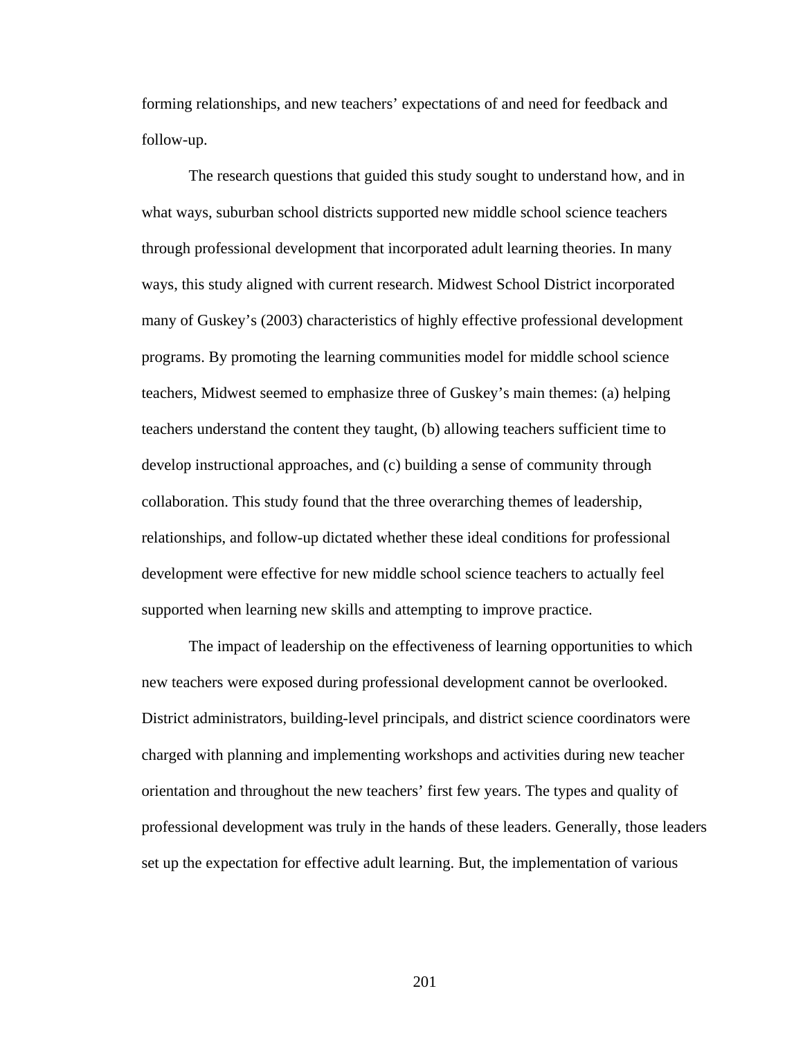forming relationships, and new teachers' expectations of and need for feedback and follow-up.

The research questions that guided this study sought to understand how, and in what ways, suburban school districts supported new middle school science teachers through professional development that incorporated adult learning theories. In many ways, this study aligned with current research. Midwest School District incorporated many of Guskey's (2003) characteristics of highly effective professional development programs. By promoting the learning communities model for middle school science teachers, Midwest seemed to emphasize three of Guskey's main themes: (a) helping teachers understand the content they taught, (b) allowing teachers sufficient time to develop instructional approaches, and (c) building a sense of community through collaboration. This study found that the three overarching themes of leadership, relationships, and follow-up dictated whether these ideal conditions for professional development were effective for new middle school science teachers to actually feel supported when learning new skills and attempting to improve practice.

The impact of leadership on the effectiveness of learning opportunities to which new teachers were exposed during professional development cannot be overlooked. District administrators, building-level principals, and district science coordinators were charged with planning and implementing workshops and activities during new teacher orientation and throughout the new teachers' first few years. The types and quality of professional development was truly in the hands of these leaders. Generally, those leaders set up the expectation for effective adult learning. But, the implementation of various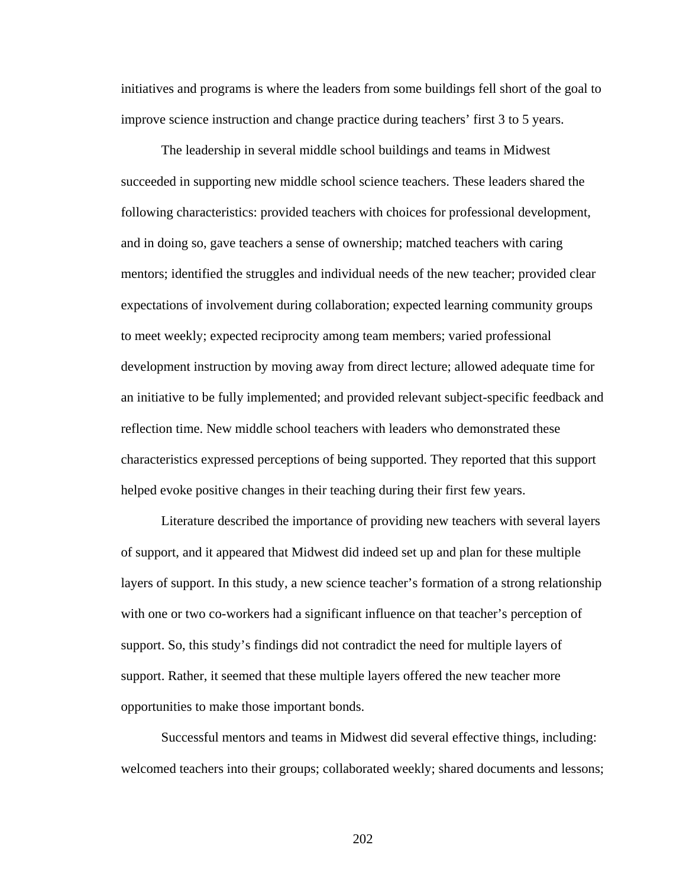initiatives and programs is where the leaders from some buildings fell short of the goal to improve science instruction and change practice during teachers' first 3 to 5 years.

The leadership in several middle school buildings and teams in Midwest succeeded in supporting new middle school science teachers. These leaders shared the following characteristics: provided teachers with choices for professional development, and in doing so, gave teachers a sense of ownership; matched teachers with caring mentors; identified the struggles and individual needs of the new teacher; provided clear expectations of involvement during collaboration; expected learning community groups to meet weekly; expected reciprocity among team members; varied professional development instruction by moving away from direct lecture; allowed adequate time for an initiative to be fully implemented; and provided relevant subject-specific feedback and reflection time. New middle school teachers with leaders who demonstrated these characteristics expressed perceptions of being supported. They reported that this support helped evoke positive changes in their teaching during their first few years.

Literature described the importance of providing new teachers with several layers of support, and it appeared that Midwest did indeed set up and plan for these multiple layers of support. In this study, a new science teacher's formation of a strong relationship with one or two co-workers had a significant influence on that teacher's perception of support. So, this study's findings did not contradict the need for multiple layers of support. Rather, it seemed that these multiple layers offered the new teacher more opportunities to make those important bonds.

Successful mentors and teams in Midwest did several effective things, including: welcomed teachers into their groups; collaborated weekly; shared documents and lessons;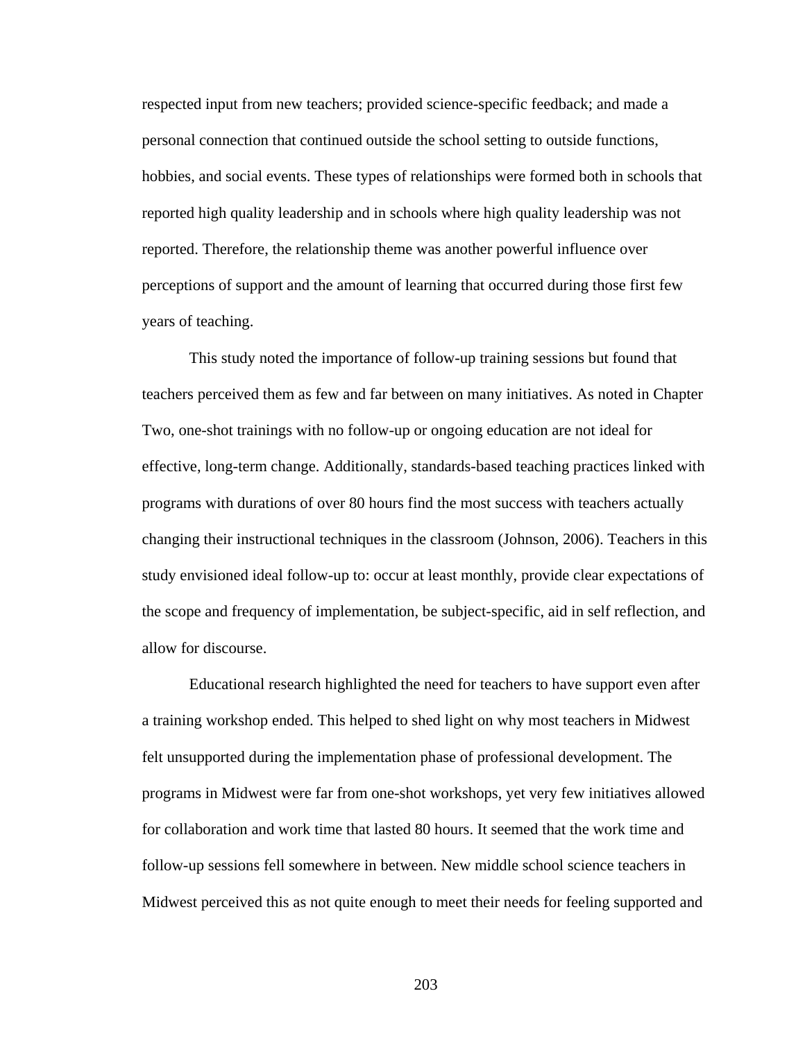respected input from new teachers; provided science-specific feedback; and made a personal connection that continued outside the school setting to outside functions, hobbies, and social events. These types of relationships were formed both in schools that reported high quality leadership and in schools where high quality leadership was not reported. Therefore, the relationship theme was another powerful influence over perceptions of support and the amount of learning that occurred during those first few years of teaching.

This study noted the importance of follow-up training sessions but found that teachers perceived them as few and far between on many initiatives. As noted in Chapter Two, one-shot trainings with no follow-up or ongoing education are not ideal for effective, long-term change. Additionally, standards-based teaching practices linked with programs with durations of over 80 hours find the most success with teachers actually changing their instructional techniques in the classroom (Johnson, 2006). Teachers in this study envisioned ideal follow-up to: occur at least monthly, provide clear expectations of the scope and frequency of implementation, be subject-specific, aid in self reflection, and allow for discourse.

Educational research highlighted the need for teachers to have support even after a training workshop ended. This helped to shed light on why most teachers in Midwest felt unsupported during the implementation phase of professional development. The programs in Midwest were far from one-shot workshops, yet very few initiatives allowed for collaboration and work time that lasted 80 hours. It seemed that the work time and follow-up sessions fell somewhere in between. New middle school science teachers in Midwest perceived this as not quite enough to meet their needs for feeling supported and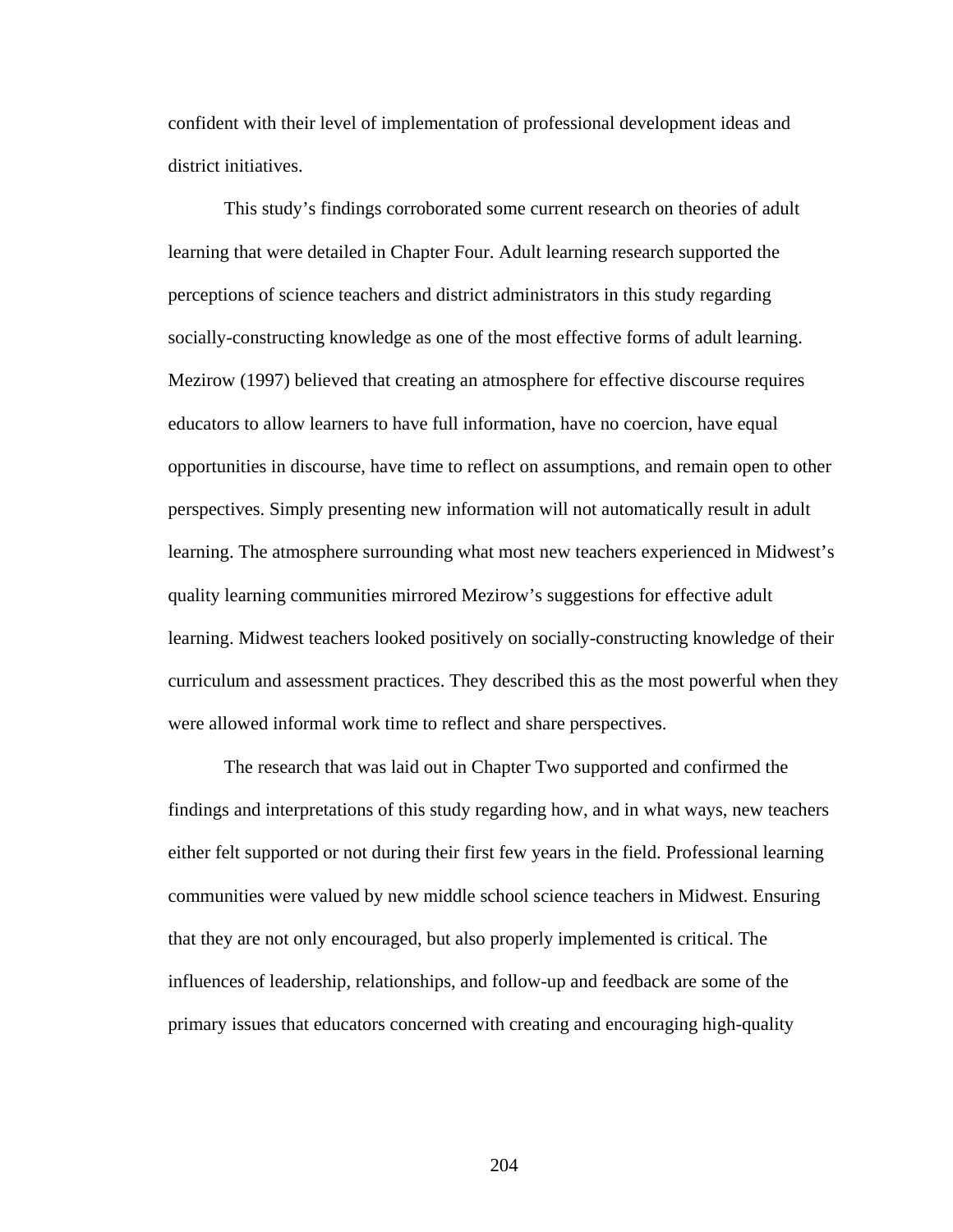confident with their level of implementation of professional development ideas and district initiatives.

This study's findings corroborated some current research on theories of adult learning that were detailed in Chapter Four. Adult learning research supported the perceptions of science teachers and district administrators in this study regarding socially-constructing knowledge as one of the most effective forms of adult learning. Mezirow (1997) believed that creating an atmosphere for effective discourse requires educators to allow learners to have full information, have no coercion, have equal opportunities in discourse, have time to reflect on assumptions, and remain open to other perspectives. Simply presenting new information will not automatically result in adult learning. The atmosphere surrounding what most new teachers experienced in Midwest's quality learning communities mirrored Mezirow's suggestions for effective adult learning. Midwest teachers looked positively on socially-constructing knowledge of their curriculum and assessment practices. They described this as the most powerful when they were allowed informal work time to reflect and share perspectives.

The research that was laid out in Chapter Two supported and confirmed the findings and interpretations of this study regarding how, and in what ways, new teachers either felt supported or not during their first few years in the field. Professional learning communities were valued by new middle school science teachers in Midwest. Ensuring that they are not only encouraged, but also properly implemented is critical. The influences of leadership, relationships, and follow-up and feedback are some of the primary issues that educators concerned with creating and encouraging high-quality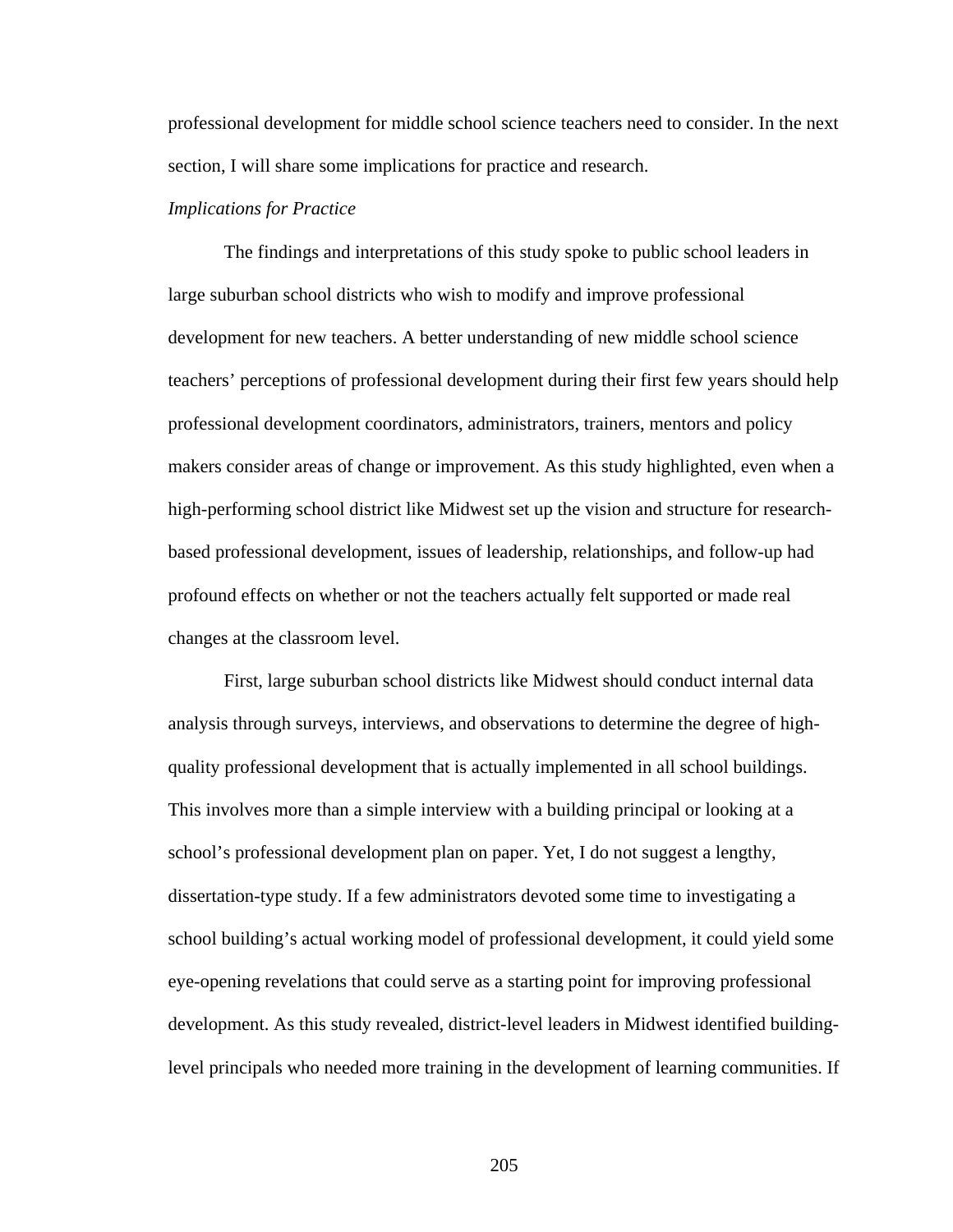professional development for middle school science teachers need to consider. In the next section, I will share some implications for practice and research.

*Implications for Practice*

The findings and interpretations of this study spoke to public school leaders in large suburban school districts who wish to modify and improve professional development for new teachers. A better understanding of new middle school science teachers' perceptions of professional development during their first few years should help professional development coordinators, administrators, trainers, mentors and policy makers consider areas of change or improvement. As this study highlighted, even when a high-performing school district like Midwest set up the vision and structure for research-based professional development, issues of leadership, relationships, and follow-up had profound effects on whether or not the teachers actually felt supported or made real changes at the classroom level.

First, large suburban school districts like Midwest should conduct internal data analysis through surveys, interviews, and observations to determine the degree of high-quality professional development that is actually implemented in all school buildings. This involves more than a simple interview with a building principal or looking at a school's professional development plan on paper. Yet, I do not suggest a lengthy, dissertation-type study. If a few administrators devoted some time to investigating a school building's actual working model of professional development, it could yield some eye-opening revelations that could serve as a starting point for improving professional development. As this study revealed, district-level leaders in Midwest identified building-level principals who needed more training in the development of learning communities. If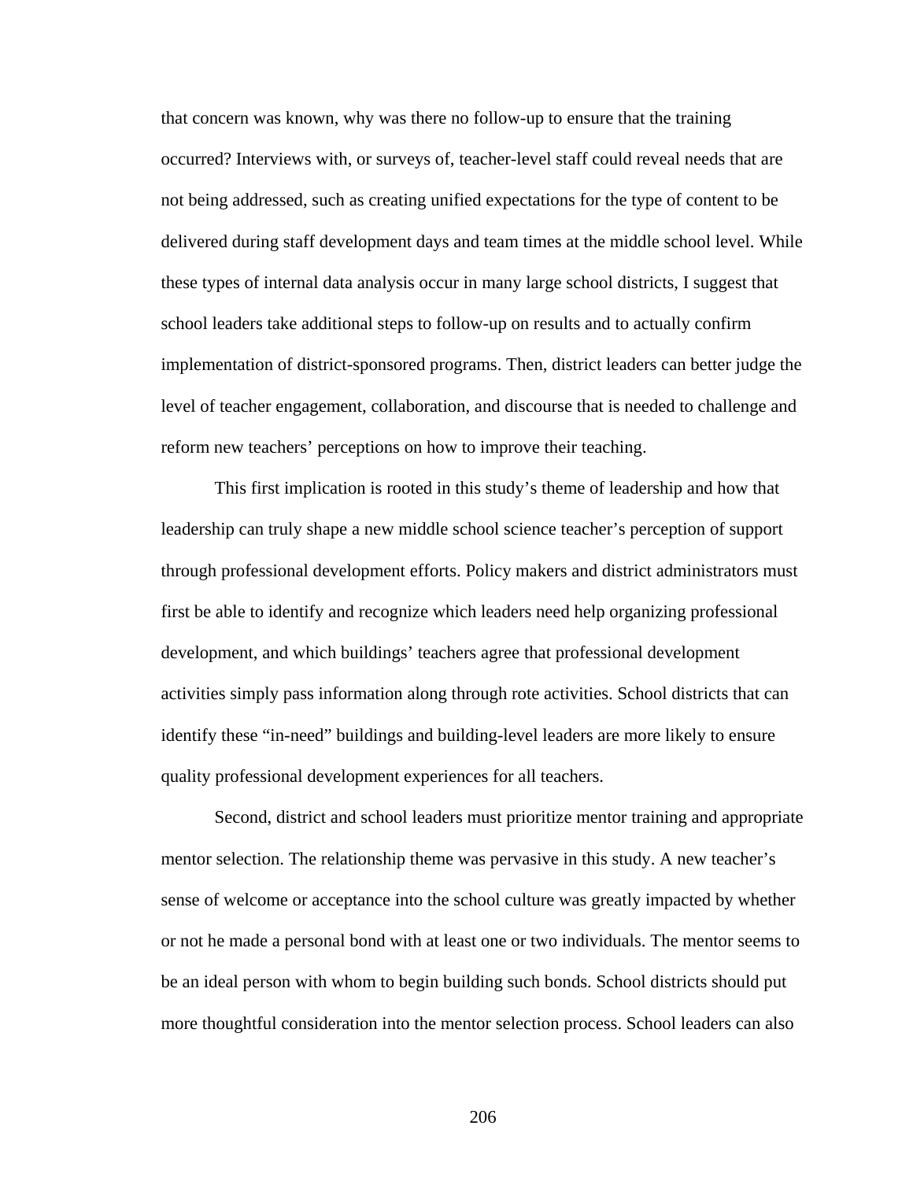that concern was known, why was there no follow-up to ensure that the training occurred? Interviews with, or surveys of, teacher-level staff could reveal needs that are not being addressed, such as creating unified expectations for the type of content to be delivered during staff development days and team times at the middle school level. While these types of internal data analysis occur in many large school districts, I suggest that school leaders take additional steps to follow-up on results and to actually confirm implementation of district-sponsored programs. Then, district leaders can better judge the level of teacher engagement, collaboration, and discourse that is needed to challenge and reform new teachers' perceptions on how to improve their teaching.

This first implication is rooted in this study's theme of leadership and how that leadership can truly shape a new middle school science teacher's perception of support through professional development efforts. Policy makers and district administrators must first be able to identify and recognize which leaders need help organizing professional development, and which buildings' teachers agree that professional development activities simply pass information along through rote activities. School districts that can identify these "in-need" buildings and building-level leaders are more likely to ensure quality professional development experiences for all teachers.

Second, district and school leaders must prioritize mentor training and appropriate mentor selection. The relationship theme was pervasive in this study. A new teacher's sense of welcome or acceptance into the school culture was greatly impacted by whether or not he made a personal bond with at least one or two individuals. The mentor seems to be an ideal person with whom to begin building such bonds. School districts should put more thoughtful consideration into the mentor selection process. School leaders can also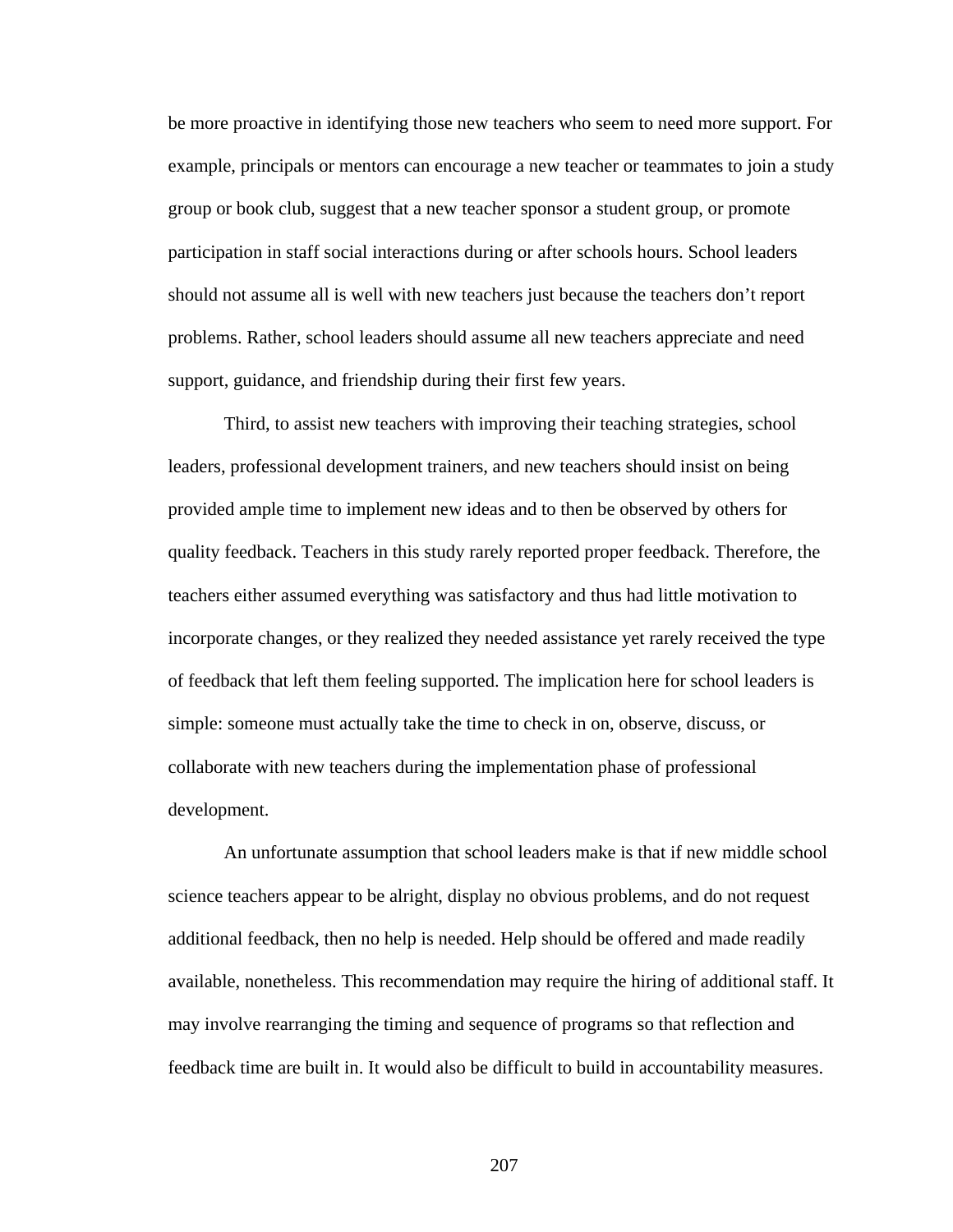be more proactive in identifying those new teachers who seem to need more support. For example, principals or mentors can encourage a new teacher or teammates to join a study group or book club, suggest that a new teacher sponsor a student group, or promote participation in staff social interactions during or after schools hours. School leaders should not assume all is well with new teachers just because the teachers don't report problems. Rather, school leaders should assume all new teachers appreciate and need support, guidance, and friendship during their first few years.

Third, to assist new teachers with improving their teaching strategies, school leaders, professional development trainers, and new teachers should insist on being provided ample time to implement new ideas and to then be observed by others for quality feedback. Teachers in this study rarely reported proper feedback. Therefore, the teachers either assumed everything was satisfactory and thus had little motivation to incorporate changes, or they realized they needed assistance yet rarely received the type of feedback that left them feeling supported. The implication here for school leaders is simple: someone must actually take the time to check in on, observe, discuss, or collaborate with new teachers during the implementation phase of professional development.

An unfortunate assumption that school leaders make is that if new middle school science teachers appear to be alright, display no obvious problems, and do not request additional feedback, then no help is needed. Help should be offered and made readily available, nonetheless. This recommendation may require the hiring of additional staff. It may involve rearranging the timing and sequence of programs so that reflection and feedback time are built in. It would also be difficult to build in accountability measures.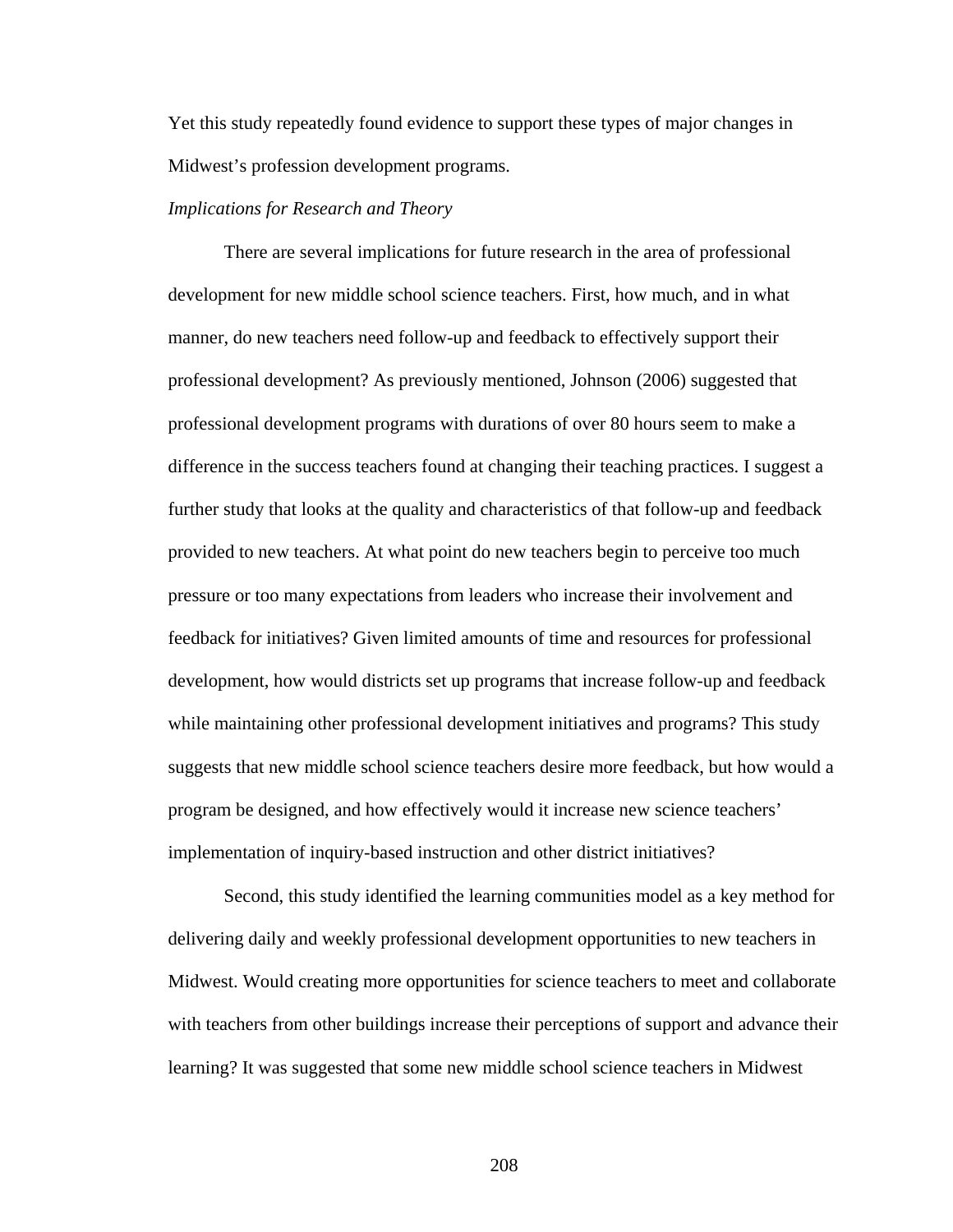Yet this study repeatedly found evidence to support these types of major changes in Midwest's profession development programs.

*Implications for Research and Theory*

There are several implications for future research in the area of professional development for new middle school science teachers. First, how much, and in what manner, do new teachers need follow-up and feedback to effectively support their professional development? As previously mentioned, Johnson (2006) suggested that professional development programs with durations of over 80 hours seem to make a difference in the success teachers found at changing their teaching practices. I suggest a further study that looks at the quality and characteristics of that follow-up and feedback provided to new teachers. At what point do new teachers begin to perceive too much pressure or too many expectations from leaders who increase their involvement and feedback for initiatives? Given limited amounts of time and resources for professional development, how would districts set up programs that increase follow-up and feedback while maintaining other professional development initiatives and programs? This study suggests that new middle school science teachers desire more feedback, but how would a program be designed, and how effectively would it increase new science teachers' implementation of inquiry-based instruction and other district initiatives?

Second, this study identified the learning communities model as a key method for delivering daily and weekly professional development opportunities to new teachers in Midwest. Would creating more opportunities for science teachers to meet and collaborate with teachers from other buildings increase their perceptions of support and advance their learning? It was suggested that some new middle school science teachers in Midwest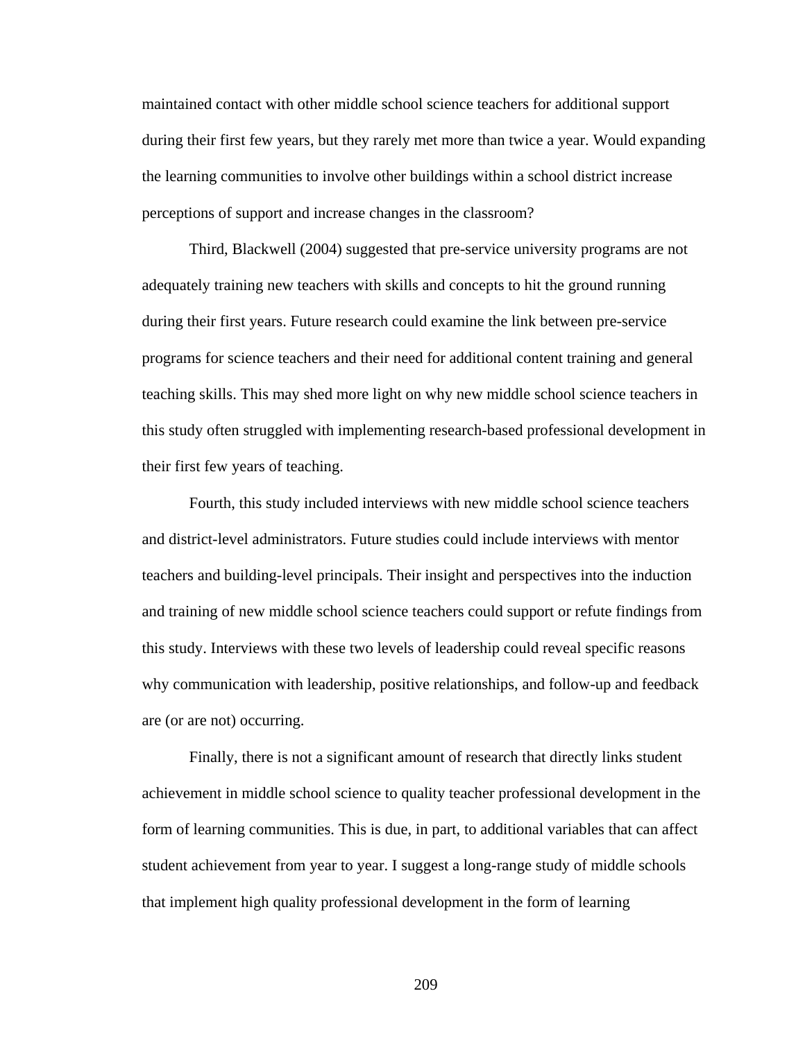maintained contact with other middle school science teachers for additional support during their first few years, but they rarely met more than twice a year. Would expanding the learning communities to involve other buildings within a school district increase perceptions of support and increase changes in the classroom?

Third, Blackwell (2004) suggested that pre-service university programs are not adequately training new teachers with skills and concepts to hit the ground running during their first years. Future research could examine the link between pre-service programs for science teachers and their need for additional content training and general teaching skills. This may shed more light on why new middle school science teachers in this study often struggled with implementing research-based professional development in their first few years of teaching.

Fourth, this study included interviews with new middle school science teachers and district-level administrators. Future studies could include interviews with mentor teachers and building-level principals. Their insight and perspectives into the induction and training of new middle school science teachers could support or refute findings from this study. Interviews with these two levels of leadership could reveal specific reasons why communication with leadership, positive relationships, and follow-up and feedback are (or are not) occurring.

Finally, there is not a significant amount of research that directly links student achievement in middle school science to quality teacher professional development in the form of learning communities. This is due, in part, to additional variables that can affect student achievement from year to year. I suggest a long-range study of middle schools that implement high quality professional development in the form of learning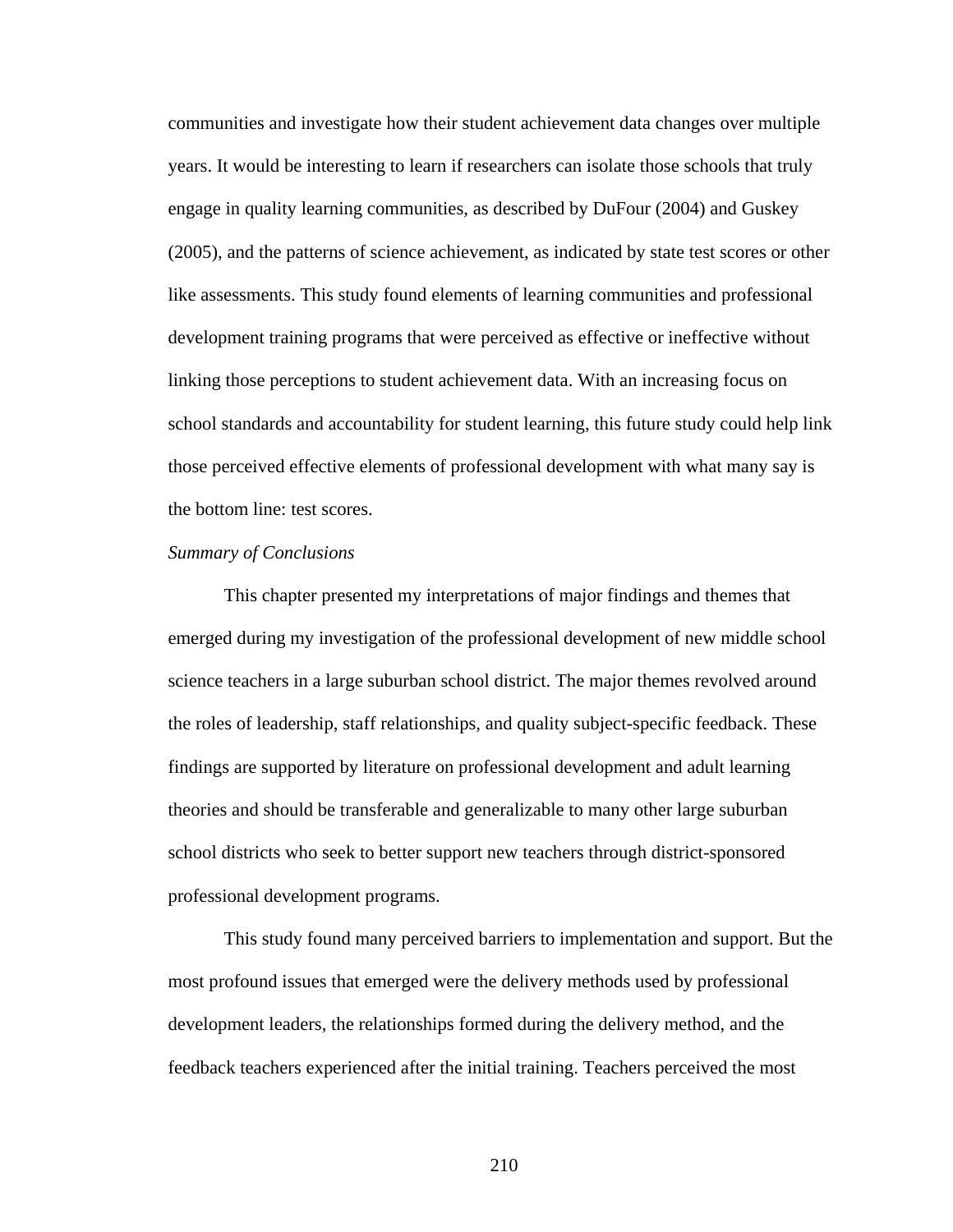communities and investigate how their student achievement data changes over multiple years. It would be interesting to learn if researchers can isolate those schools that truly engage in quality learning communities, as described by DuFour (2004) and Guskey (2005), and the patterns of science achievement, as indicated by state test scores or other like assessments. This study found elements of learning communities and professional development training programs that were perceived as effective or ineffective without linking those perceptions to student achievement data. With an increasing focus on school standards and accountability for student learning, this future study could help link those perceived effective elements of professional development with what many say is the bottom line: test scores.

*Summary of Conclusions*

This chapter presented my interpretations of major findings and themes that emerged during my investigation of the professional development of new middle school science teachers in a large suburban school district. The major themes revolved around the roles of leadership, staff relationships, and quality subject-specific feedback. These findings are supported by literature on professional development and adult learning theories and should be transferable and generalizable to many other large suburban school districts who seek to better support new teachers through district-sponsored professional development programs.

This study found many perceived barriers to implementation and support. But the most profound issues that emerged were the delivery methods used by professional development leaders, the relationships formed during the delivery method, and the feedback teachers experienced after the initial training. Teachers perceived the most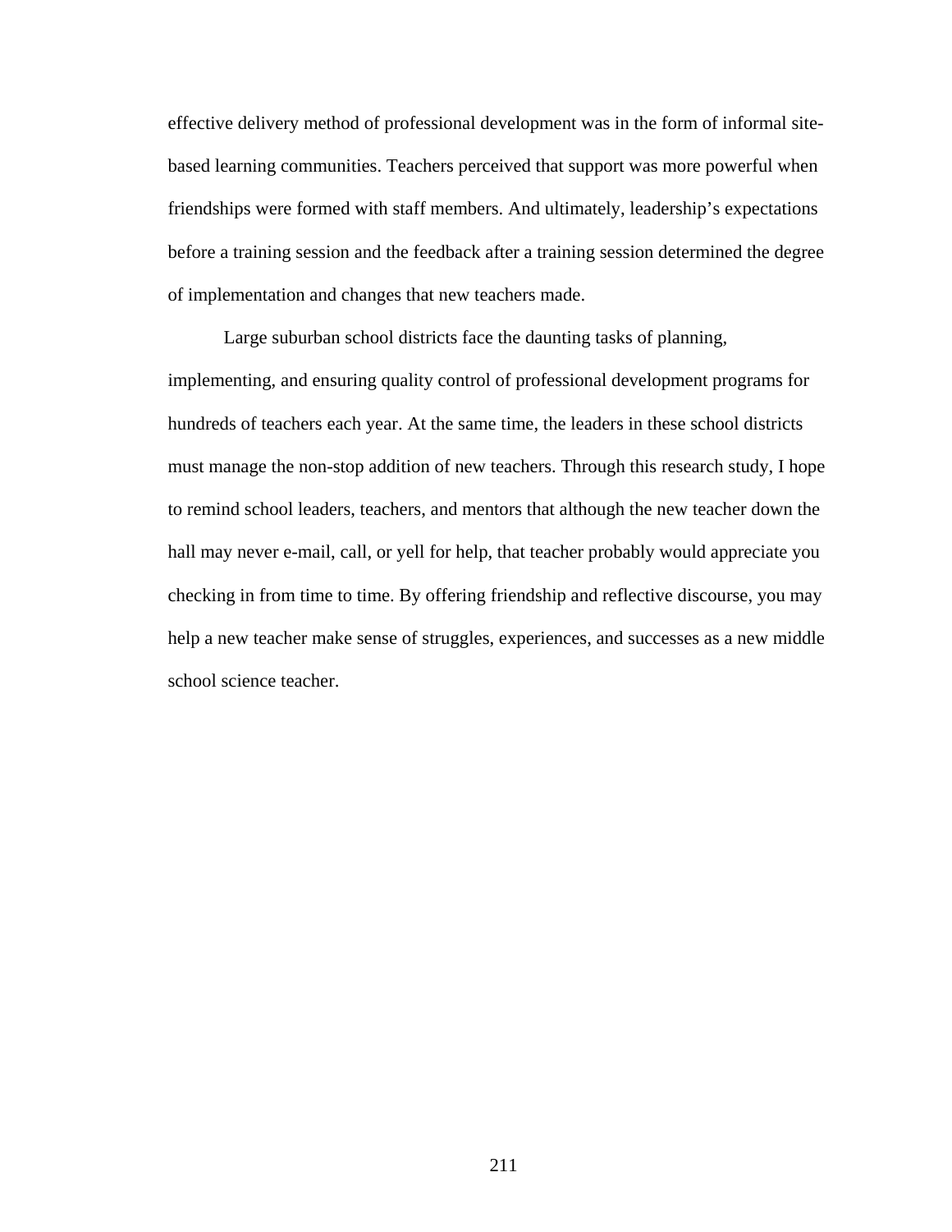effective delivery method of professional development was in the form of informal site-based learning communities. Teachers perceived that support was more powerful when friendships were formed with staff members. And ultimately, leadership's expectations before a training session and the feedback after a training session determined the degree of implementation and changes that new teachers made.

Large suburban school districts face the daunting tasks of planning, implementing, and ensuring quality control of professional development programs for hundreds of teachers each year. At the same time, the leaders in these school districts must manage the non-stop addition of new teachers. Through this research study, I hope to remind school leaders, teachers, and mentors that although the new teacher down the hall may never e-mail, call, or yell for help, that teacher probably would appreciate you checking in from time to time. By offering friendship and reflective discourse, you may help a new teacher make sense of struggles, experiences, and successes as a new middle school science teacher.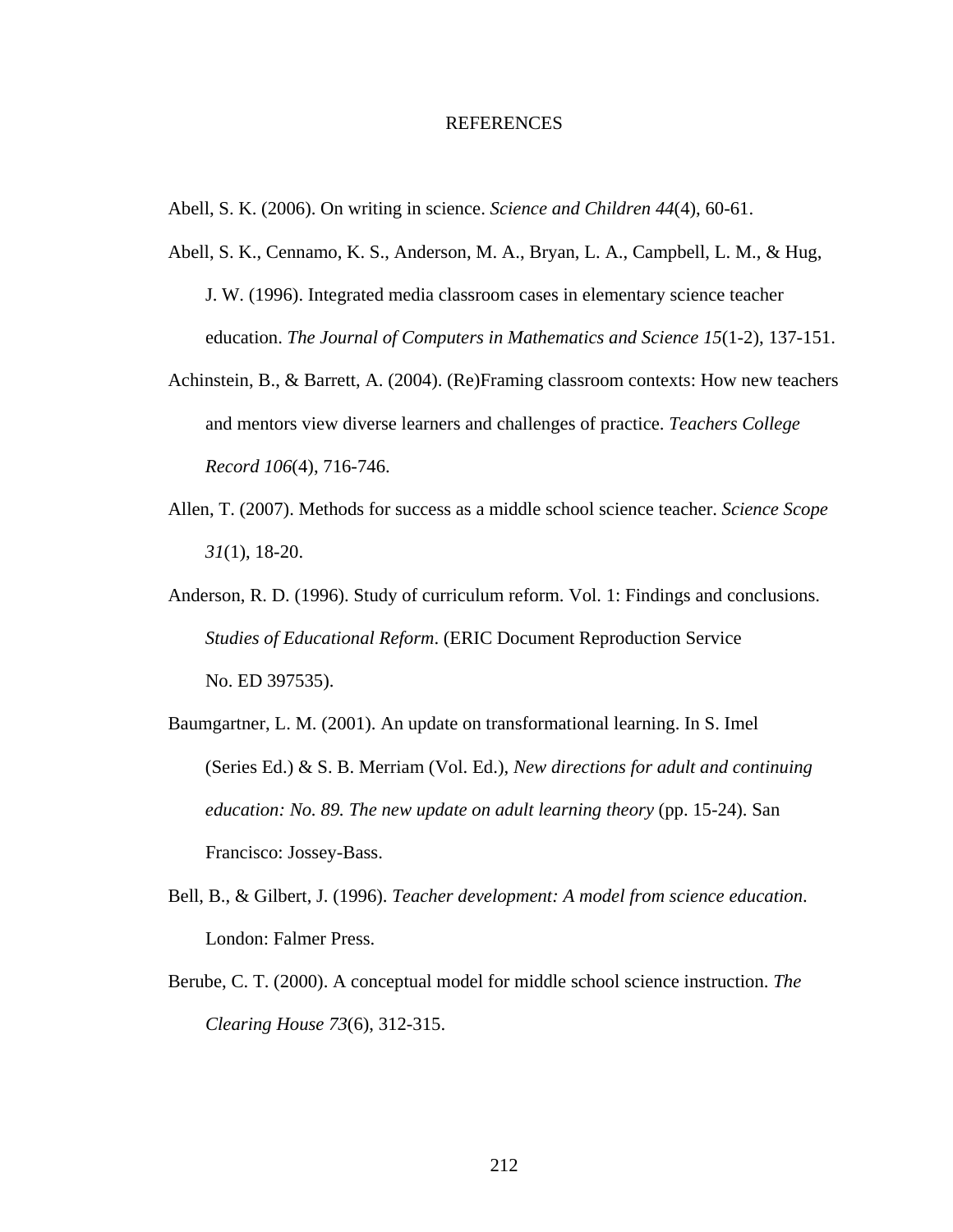# REFERENCES

Abell, S. K. (2006). On writing in science. *Science and Children 44*(4), 60-61.

Abell, S. K., Cennamo, K. S., Anderson, M. A., Bryan, L. A., Campbell, L. M., & Hug, J. W. (1996). Integrated media classroom cases in elementary science teacher education. *The Journal of Computers in Mathematics and Science 15*(1-2), 137-151.

Achinstein, B., & Barrett, A. (2004). (Re)Framing classroom contexts: How new teachers and mentors view diverse learners and challenges of practice. *Teachers College Record 106*(4), 716-746.

Allen, T. (2007). Methods for success as a middle school science teacher. *Science Scope 31*(1), 18-20.

Anderson, R. D. (1996). Study of curriculum reform. Vol. 1: Findings and conclusions. *Studies of Educational Reform*. (ERIC Document Reproduction Service No. ED 397535).

Baumgartner, L. M. (2001). An update on transformational learning. In S. Imel (Series Ed.) & S. B. Merriam (Vol. Ed.), *New directions for adult and continuing education: No. 89. The new update on adult learning theory* (pp. 15-24). San Francisco: Jossey-Bass.

Bell, B., & Gilbert, J. (1996). *Teacher development: A model from science education*. London: Falmer Press.

Berube, C. T. (2000). A conceptual model for middle school science instruction. *The Clearing House 73*(6), 312-315.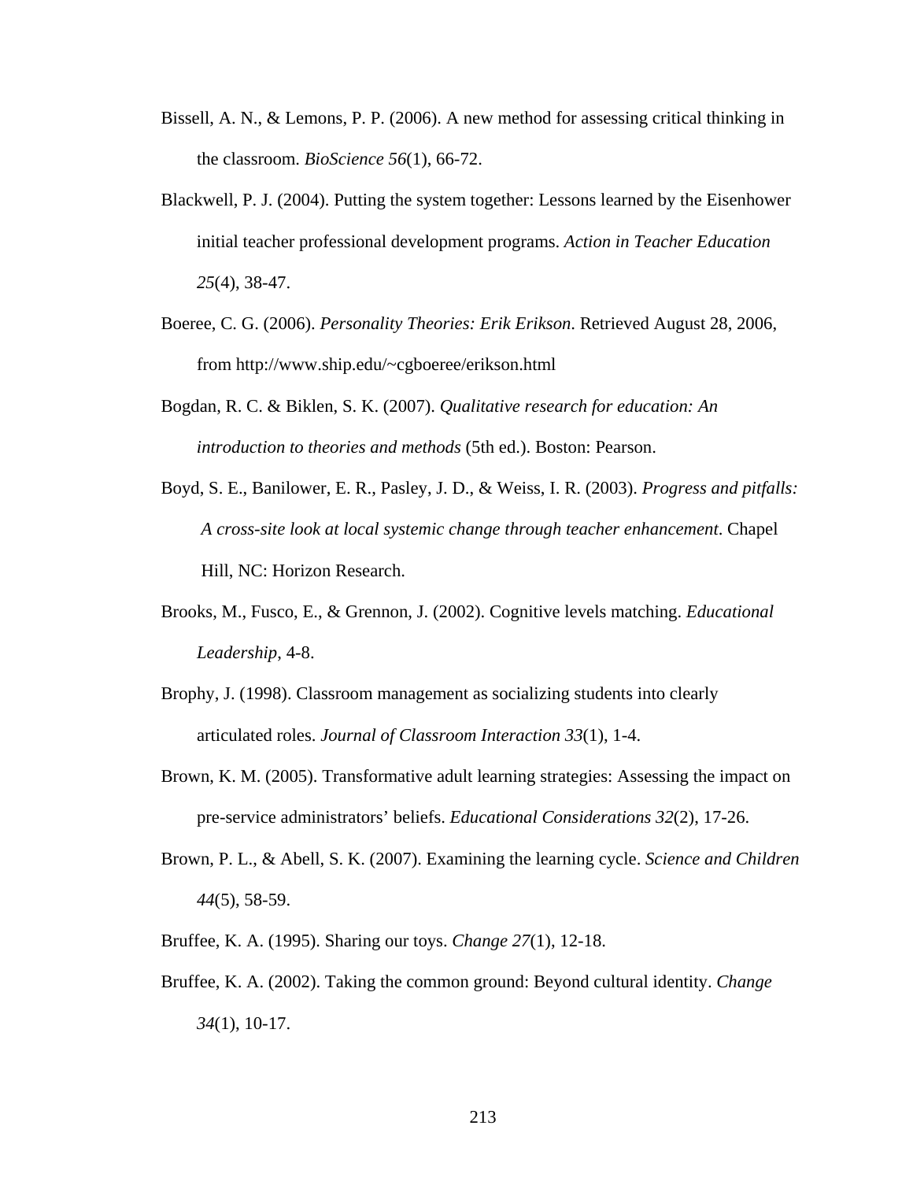Bissell, A. N., & Lemons, P. P. (2006). A new method for assessing critical thinking in the classroom. *BioScience 56*(1), 66-72.

Blackwell, P. J. (2004). Putting the system together: Lessons learned by the Eisenhower initial teacher professional development programs. *Action in Teacher Education 25*(4), 38-47.

Boeree, C. G. (2006). *Personality Theories: Erik Erikson*. Retrieved August 28, 2006, from http://www.ship.edu/~cgboeree/erikson.html

Bogdan, R. C. & Biklen, S. K. (2007). *Qualitative research for education: An introduction to theories and methods* (5th ed.). Boston: Pearson.

Boyd, S. E., Banilower, E. R., Pasley, J. D., & Weiss, I. R. (2003). *Progress and pitfalls: A cross-site look at local systemic change through teacher enhancement*. Chapel Hill, NC: Horizon Research.

Brooks, M., Fusco, E., & Grennon, J. (2002). Cognitive levels matching. *Educational Leadership*, 4-8.

Brophy, J. (1998). Classroom management as socializing students into clearly articulated roles. *Journal of Classroom Interaction 33*(1), 1-4.

Brown, K. M. (2005). Transformative adult learning strategies: Assessing the impact on pre-service administrators' beliefs. *Educational Considerations 32*(2), 17-26.

Brown, P. L., & Abell, S. K. (2007). Examining the learning cycle. *Science and Children 44*(5), 58-59.

Bruffee, K. A. (1995). Sharing our toys. *Change 27*(1), 12-18.

Bruffee, K. A. (2002). Taking the common ground: Beyond cultural identity. *Change 34*(1), 10-17.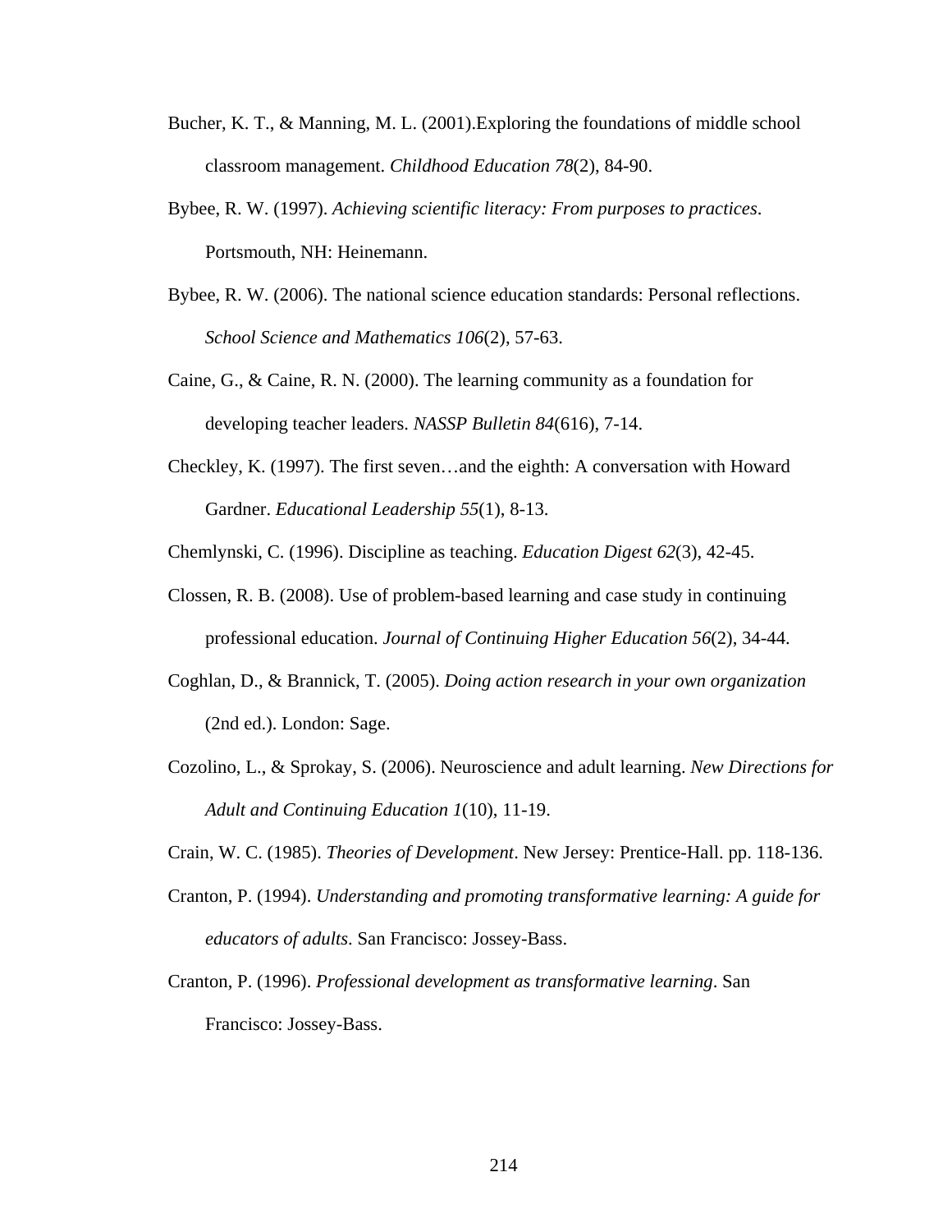Bucher, K. T., & Manning, M. L. (2001).Exploring the foundations of middle school classroom management. *Childhood Education 78*(2), 84-90.

Bybee, R. W. (1997). *Achieving scientific literacy: From purposes to practices*. Portsmouth, NH: Heinemann.

Bybee, R. W. (2006). The national science education standards: Personal reflections. *School Science and Mathematics 106*(2), 57-63.

Caine, G., & Caine, R. N. (2000). The learning community as a foundation for developing teacher leaders. *NASSP Bulletin 84*(616), 7-14.

Checkley, K. (1997). The first seven…and the eighth: A conversation with Howard Gardner. *Educational Leadership 55*(1), 8-13.

Chemlynski, C. (1996). Discipline as teaching. *Education Digest 62*(3), 42-45.

Clossen, R. B. (2008). Use of problem-based learning and case study in continuing professional education. *Journal of Continuing Higher Education 56*(2), 34-44.

Coghlan, D., & Brannick, T. (2005). *Doing action research in your own organization* (2nd ed.). London: Sage.

Cozolino, L., & Sprokay, S. (2006). Neuroscience and adult learning. *New Directions for Adult and Continuing Education 1*(10), 11-19.

Crain, W. C. (1985). *Theories of Development*. New Jersey: Prentice-Hall. pp. 118-136.

Cranton, P. (1994). *Understanding and promoting transformative learning: A guide for educators of adults*. San Francisco: Jossey-Bass.

Cranton, P. (1996). *Professional development as transformative learning*. San Francisco: Jossey-Bass.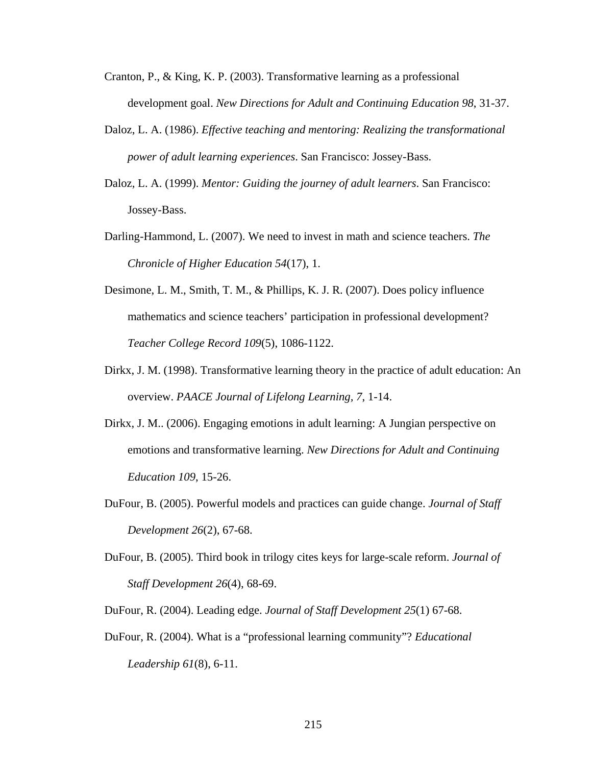Cranton, P., & King, K. P. (2003). Transformative learning as a professional development goal. *New Directions for Adult and Continuing Education 98*, 31-37.

Daloz, L. A. (1986). *Effective teaching and mentoring: Realizing the transformational power of adult learning experiences*. San Francisco: Jossey-Bass.

Daloz, L. A. (1999). *Mentor: Guiding the journey of adult learners*. San Francisco: Jossey-Bass.

Darling-Hammond, L. (2007). We need to invest in math and science teachers. *The Chronicle of Higher Education 54*(17), 1.

Desimone, L. M., Smith, T. M., & Phillips, K. J. R. (2007). Does policy influence mathematics and science teachers' participation in professional development? *Teacher College Record 109*(5), 1086-1122.

Dirkx, J. M. (1998). Transformative learning theory in the practice of adult education: An overview. *PAACE Journal of Lifelong Learning, 7*, 1-14.

Dirkx, J. M.. (2006). Engaging emotions in adult learning: A Jungian perspective on emotions and transformative learning. *New Directions for Adult and Continuing Education 109*, 15-26.

DuFour, B. (2005). Powerful models and practices can guide change. *Journal of Staff Development 26*(2), 67-68.

DuFour, B. (2005). Third book in trilogy cites keys for large-scale reform. *Journal of Staff Development 26*(4), 68-69.

DuFour, R. (2004). Leading edge. *Journal of Staff Development 25*(1) 67-68.

DuFour, R. (2004). What is a "professional learning community"? *Educational Leadership 61*(8), 6-11.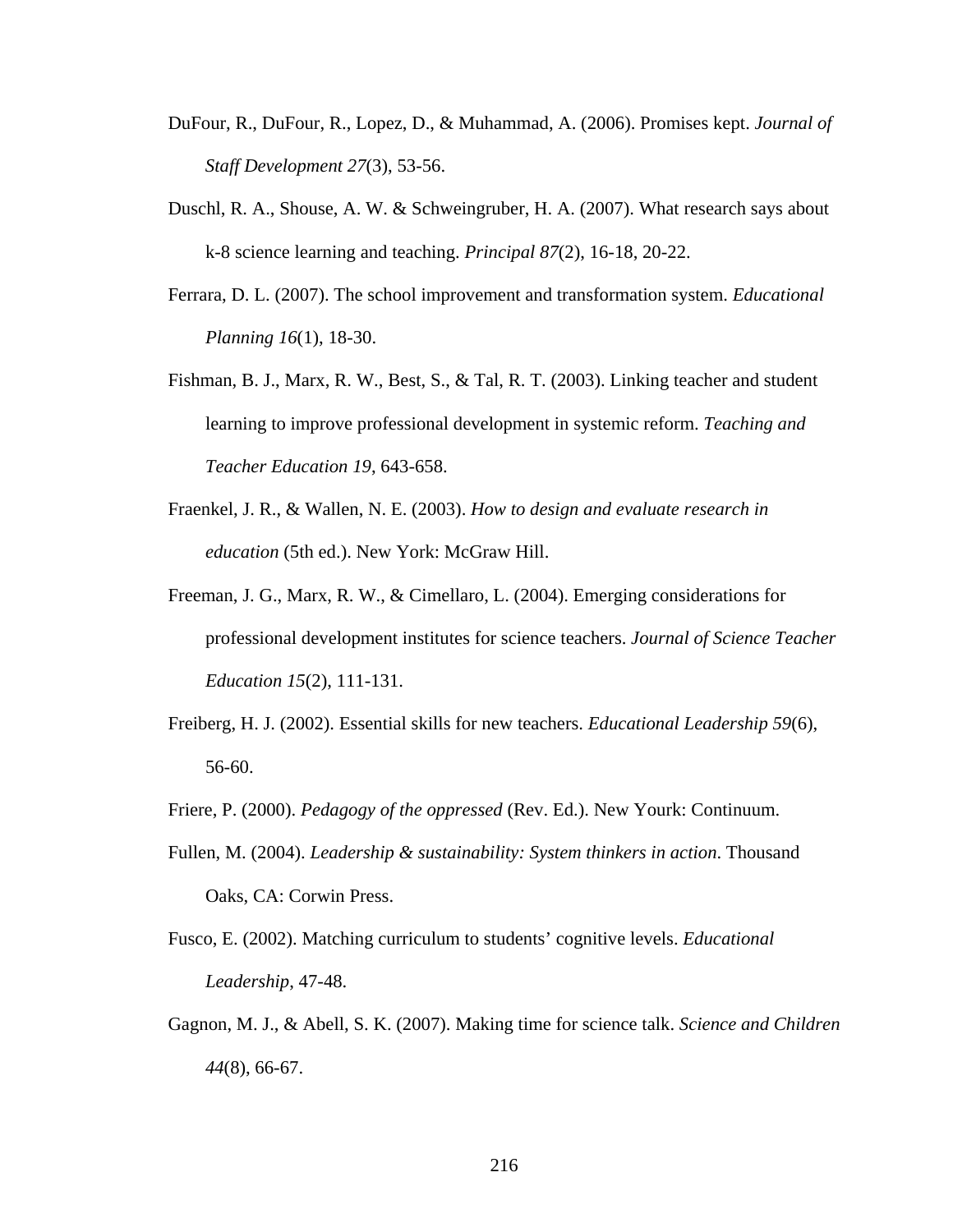DuFour, R., DuFour, R., Lopez, D., & Muhammad, A. (2006). Promises kept. *Journal of Staff Development 27*(3), 53-56.

Duschl, R. A., Shouse, A. W. & Schweingruber, H. A. (2007). What research says about k-8 science learning and teaching. *Principal 87*(2), 16-18, 20-22.

Ferrara, D. L. (2007). The school improvement and transformation system. *Educational Planning 16*(1), 18-30.

Fishman, B. J., Marx, R. W., Best, S., & Tal, R. T. (2003). Linking teacher and student learning to improve professional development in systemic reform. *Teaching and Teacher Education 19*, 643-658.

Fraenkel, J. R., & Wallen, N. E. (2003). *How to design and evaluate research in education* (5th ed.). New York: McGraw Hill.

Freeman, J. G., Marx, R. W., & Cimellaro, L. (2004). Emerging considerations for professional development institutes for science teachers. *Journal of Science Teacher Education 15*(2), 111-131.

Freiberg, H. J. (2002). Essential skills for new teachers. *Educational Leadership 59*(6), 56-60.

Friere, P. (2000). *Pedagogy of the oppressed* (Rev. Ed.). New Yourk: Continuum.

Fullen, M. (2004). *Leadership & sustainability: System thinkers in action*. Thousand Oaks, CA: Corwin Press.

Fusco, E. (2002). Matching curriculum to students' cognitive levels. *Educational Leadership*, 47-48.

Gagnon, M. J., & Abell, S. K. (2007). Making time for science talk. *Science and Children 44*(8), 66-67.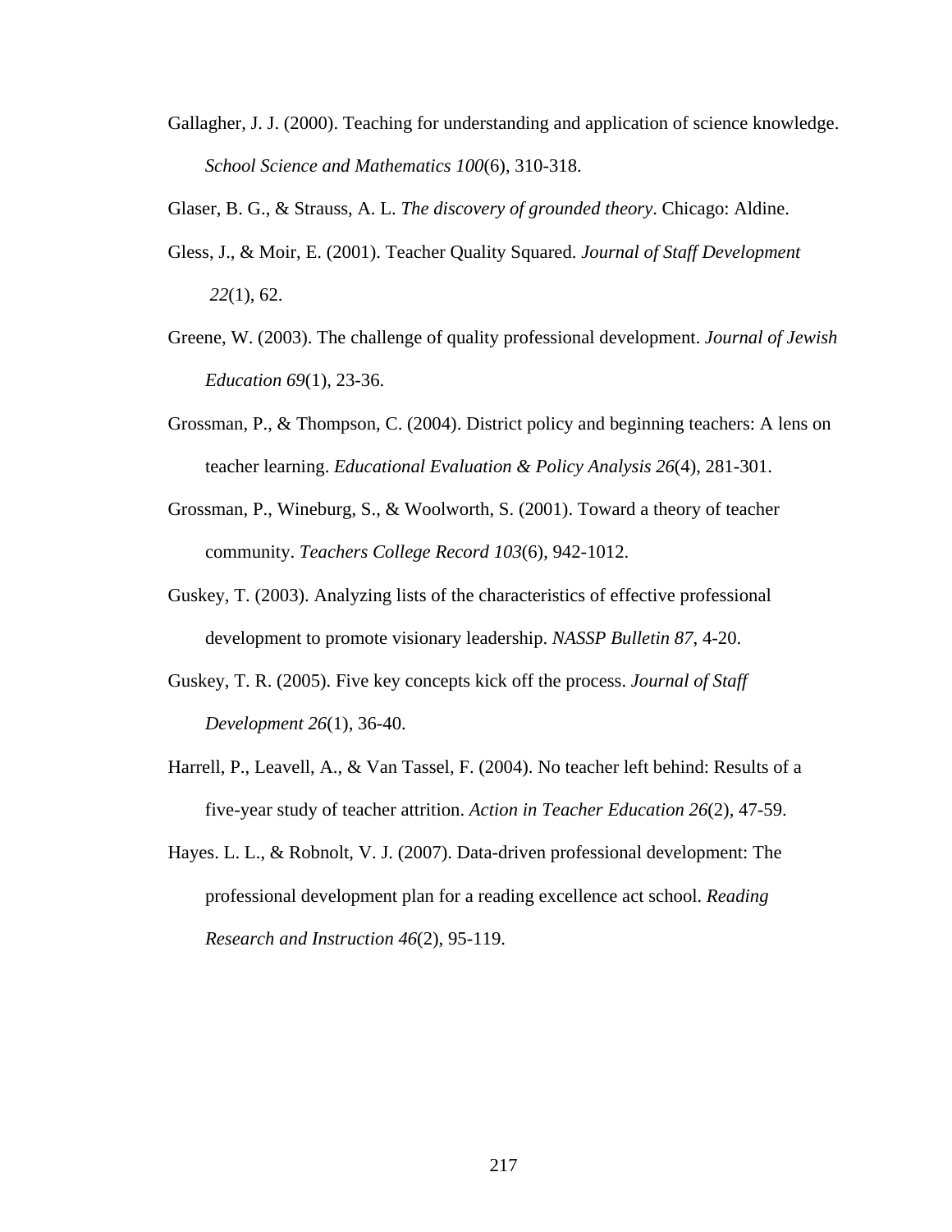Gallagher, J. J. (2000). Teaching for understanding and application of science knowledge. *School Science and Mathematics 100*(6), 310-318.

Glaser, B. G., & Strauss, A. L. *The discovery of grounded theory*. Chicago: Aldine.

Gless, J., & Moir, E. (2001). Teacher Quality Squared. *Journal of Staff Development 22*(1), 62.

Greene, W. (2003). The challenge of quality professional development. *Journal of Jewish Education 69*(1), 23-36.

Grossman, P., & Thompson, C. (2004). District policy and beginning teachers: A lens on teacher learning. *Educational Evaluation & Policy Analysis 26*(4), 281-301.

Grossman, P., Wineburg, S., & Woolworth, S. (2001). Toward a theory of teacher community. *Teachers College Record 103*(6), 942-1012.

Guskey, T. (2003). Analyzing lists of the characteristics of effective professional development to promote visionary leadership. *NASSP Bulletin 87*, 4-20.

Guskey, T. R. (2005). Five key concepts kick off the process. *Journal of Staff Development 26*(1), 36-40.

Harrell, P., Leavell, A., & Van Tassel, F. (2004). No teacher left behind: Results of a five-year study of teacher attrition. *Action in Teacher Education 26*(2), 47-59.

Hayes. L. L., & Robnolt, V. J. (2007). Data-driven professional development: The professional development plan for a reading excellence act school. *Reading Research and Instruction 46*(2), 95-119.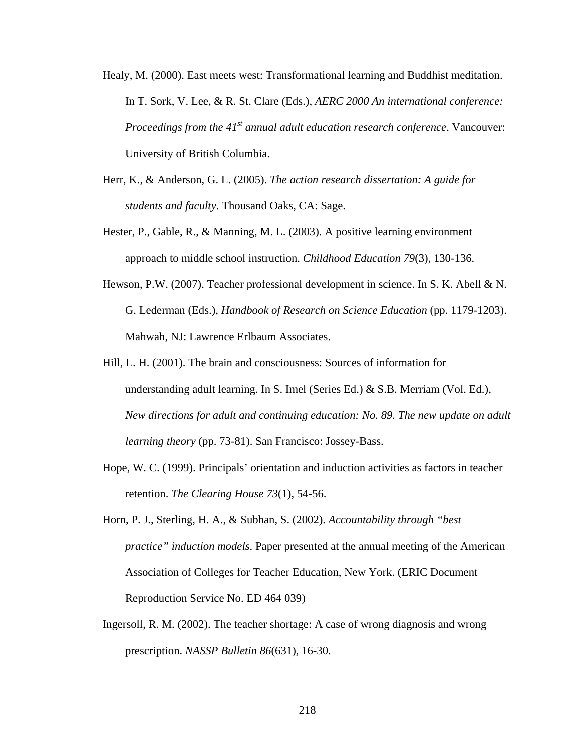Healy, M. (2000). East meets west: Transformational learning and Buddhist meditation. In T. Sork, V. Lee, & R. St. Clare (Eds.), *AERC 2000 An international conference: Proceedings from the 41st annual adult education research conference*. Vancouver: University of British Columbia.

Herr, K., & Anderson, G. L. (2005). *The action research dissertation: A guide for students and faculty*. Thousand Oaks, CA: Sage.

Hester, P., Gable, R., & Manning, M. L. (2003). A positive learning environment approach to middle school instruction. *Childhood Education 79*(3), 130-136.

Hewson, P.W. (2007). Teacher professional development in science. In S. K. Abell & N. G. Lederman (Eds.), *Handbook of Research on Science Education* (pp. 1179-1203). Mahwah, NJ: Lawrence Erlbaum Associates.

Hill, L. H. (2001). The brain and consciousness: Sources of information for understanding adult learning. In S. Imel (Series Ed.) & S.B. Merriam (Vol. Ed.), *New directions for adult and continuing education: No. 89. The new update on adult learning theory* (pp. 73-81). San Francisco: Jossey-Bass.

Hope, W. C. (1999). Principals' orientation and induction activities as factors in teacher retention. *The Clearing House 73*(1), 54-56.

Horn, P. J., Sterling, H. A., & Subhan, S. (2002). *Accountability through "best practice" induction models*. Paper presented at the annual meeting of the American Association of Colleges for Teacher Education, New York. (ERIC Document Reproduction Service No. ED 464 039)

Ingersoll, R. M. (2002). The teacher shortage: A case of wrong diagnosis and wrong prescription. *NASSP Bulletin 86*(631), 16-30.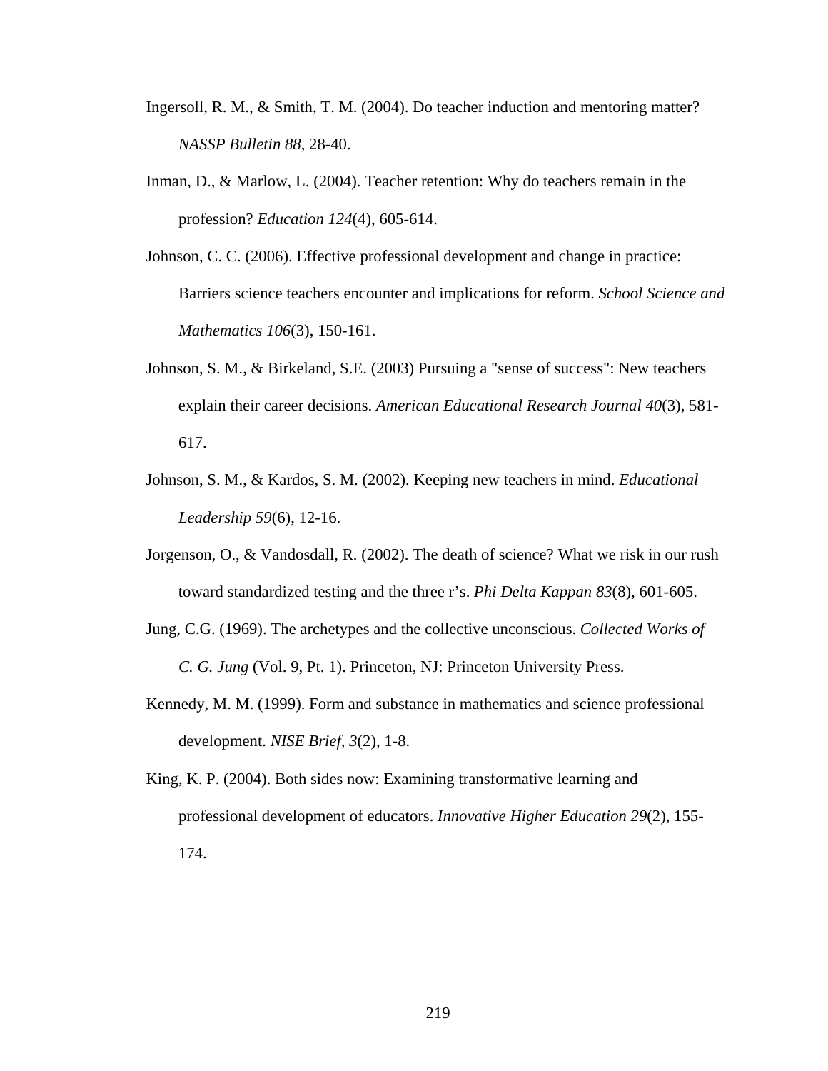Ingersoll, R. M., & Smith, T. M. (2004). Do teacher induction and mentoring matter? *NASSP Bulletin 88*, 28-40.

Inman, D., & Marlow, L. (2004). Teacher retention: Why do teachers remain in the profession? *Education 124*(4), 605-614.

Johnson, C. C. (2006). Effective professional development and change in practice: Barriers science teachers encounter and implications for reform. *School Science and Mathematics 106*(3), 150-161.

Johnson, S. M., & Birkeland, S.E. (2003) Pursuing a "sense of success": New teachers explain their career decisions. *American Educational Research Journal 40*(3), 581-617.

Johnson, S. M., & Kardos, S. M. (2002). Keeping new teachers in mind. *Educational Leadership 59*(6), 12-16.

Jorgenson, O., & Vandosdall, R. (2002). The death of science? What we risk in our rush toward standardized testing and the three r's. *Phi Delta Kappan 83*(8), 601-605.

Jung, C.G. (1969). The archetypes and the collective unconscious. *Collected Works of C. G. Jung* (Vol. 9, Pt. 1). Princeton, NJ: Princeton University Press.

Kennedy, M. M. (1999). Form and substance in mathematics and science professional development. *NISE Brief, 3*(2), 1-8.

King, K. P. (2004). Both sides now: Examining transformative learning and professional development of educators. *Innovative Higher Education 29*(2), 155-174.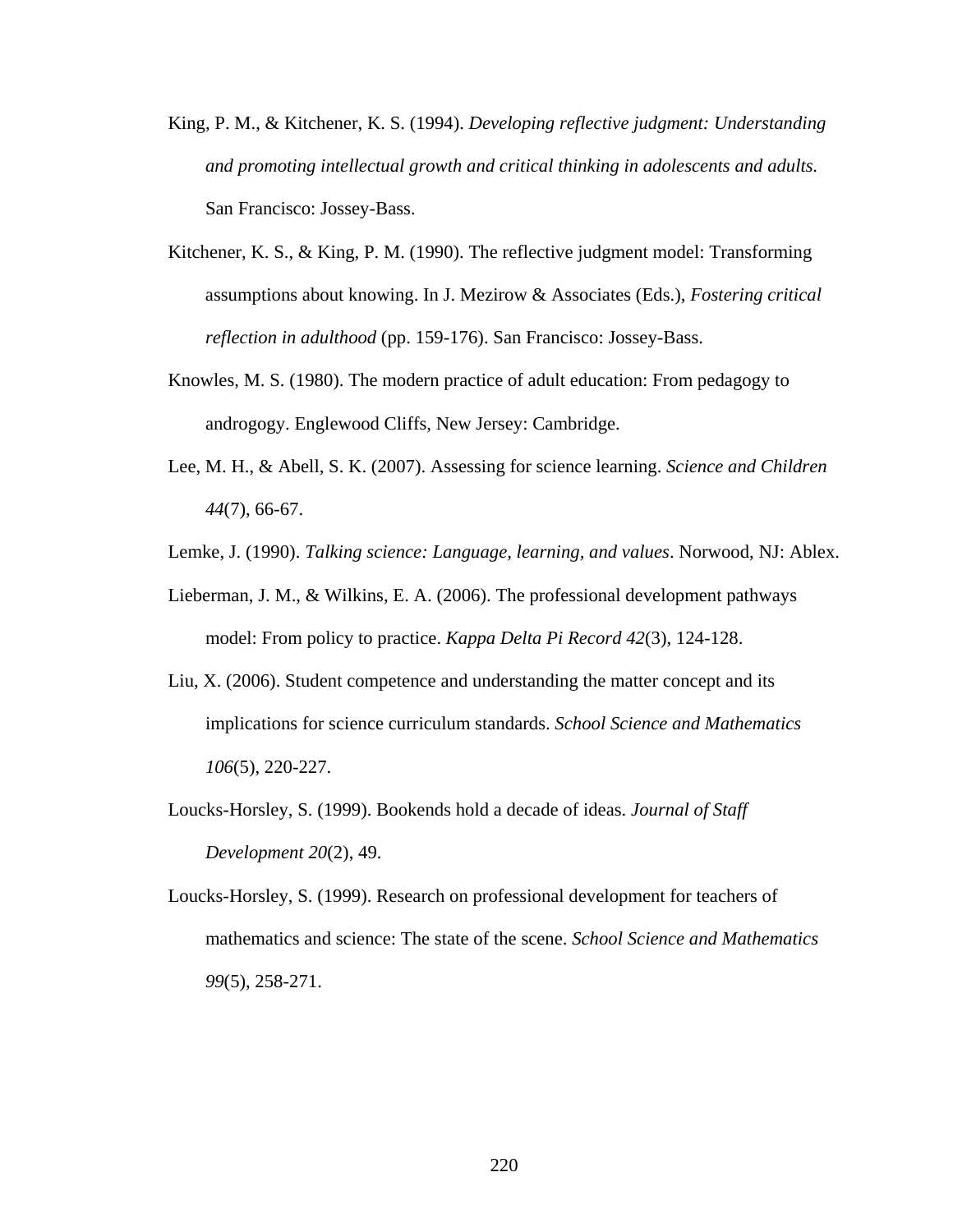King, P. M., & Kitchener, K. S. (1994). *Developing reflective judgment: Understanding and promoting intellectual growth and critical thinking in adolescents and adults.* San Francisco: Jossey-Bass.

Kitchener, K. S., & King, P. M. (1990). The reflective judgment model: Transforming assumptions about knowing. In J. Mezirow & Associates (Eds.), *Fostering critical reflection in adulthood* (pp. 159-176). San Francisco: Jossey-Bass.

Knowles, M. S. (1980). The modern practice of adult education: From pedagogy to androgogy. Englewood Cliffs, New Jersey: Cambridge.

Lee, M. H., & Abell, S. K. (2007). Assessing for science learning. *Science and Children 44*(7), 66-67.

Lemke, J. (1990). *Talking science: Language, learning, and values*. Norwood, NJ: Ablex.

Lieberman, J. M., & Wilkins, E. A. (2006). The professional development pathways model: From policy to practice. *Kappa Delta Pi Record 42*(3), 124-128.

Liu, X. (2006). Student competence and understanding the matter concept and its implications for science curriculum standards. *School Science and Mathematics 106*(5), 220-227.

Loucks-Horsley, S. (1999). Bookends hold a decade of ideas. *Journal of Staff Development 20*(2), 49.

Loucks-Horsley, S. (1999). Research on professional development for teachers of mathematics and science: The state of the scene. *School Science and Mathematics 99*(5), 258-271.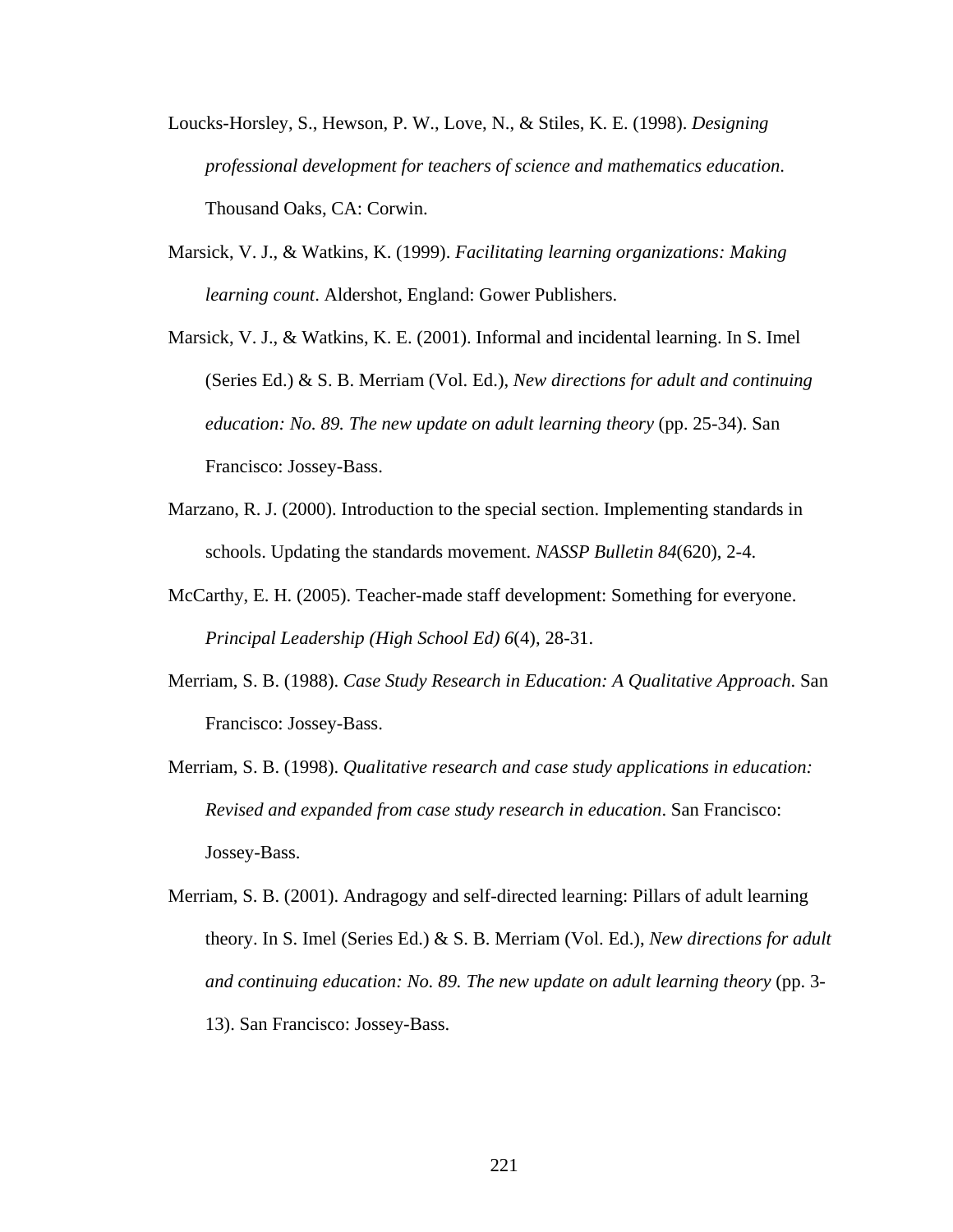Loucks-Horsley, S., Hewson, P. W., Love, N., & Stiles, K. E. (1998). *Designing professional development for teachers of science and mathematics education*. Thousand Oaks, CA: Corwin.

Marsick, V. J., & Watkins, K. (1999). *Facilitating learning organizations: Making learning count*. Aldershot, England: Gower Publishers.

Marsick, V. J., & Watkins, K. E. (2001). Informal and incidental learning. In S. Imel (Series Ed.) & S. B. Merriam (Vol. Ed.), *New directions for adult and continuing education: No. 89. The new update on adult learning theory* (pp. 25-34). San Francisco: Jossey-Bass.

Marzano, R. J. (2000). Introduction to the special section. Implementing standards in schools. Updating the standards movement. *NASSP Bulletin 84*(620), 2-4.

McCarthy, E. H. (2005). Teacher-made staff development: Something for everyone. *Principal Leadership (High School Ed) 6*(4), 28-31.

Merriam, S. B. (1988). *Case Study Research in Education: A Qualitative Approach*. San Francisco: Jossey-Bass.

Merriam, S. B. (1998). *Qualitative research and case study applications in education: Revised and expanded from case study research in education*. San Francisco: Jossey-Bass.

Merriam, S. B. (2001). Andragogy and self-directed learning: Pillars of adult learning theory. In S. Imel (Series Ed.) & S. B. Merriam (Vol. Ed.), *New directions for adult and continuing education: No. 89. The new update on adult learning theory* (pp. 3-13). San Francisco: Jossey-Bass.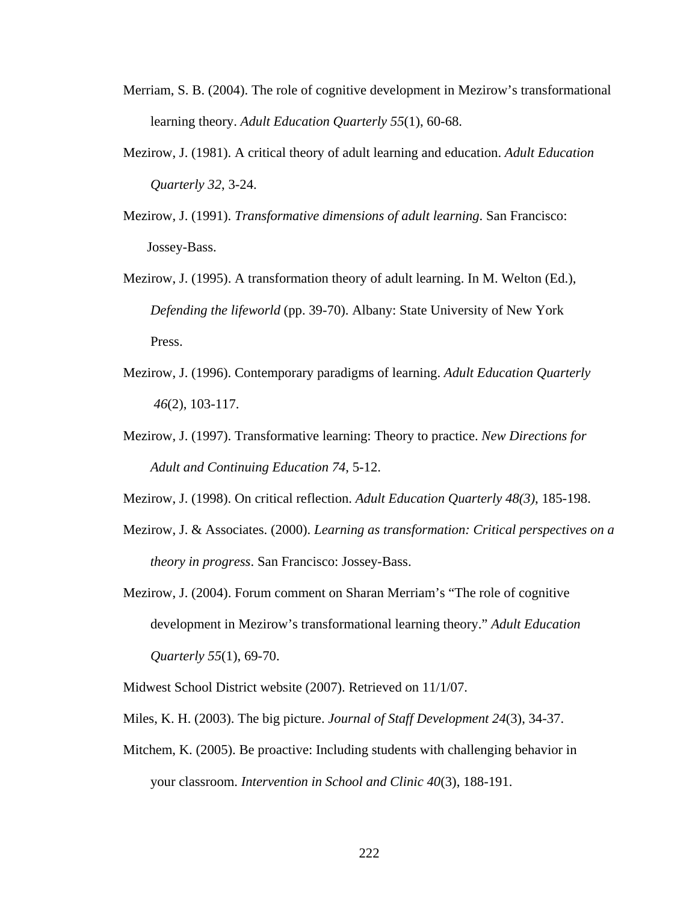Merriam, S. B. (2004). The role of cognitive development in Mezirow's transformational learning theory. *Adult Education Quarterly 55*(1), 60-68.

Mezirow, J. (1981). A critical theory of adult learning and education. *Adult Education Quarterly 32*, 3-24.

Mezirow, J. (1991). *Transformative dimensions of adult learning*. San Francisco: Jossey-Bass.

Mezirow, J. (1995). A transformation theory of adult learning. In M. Welton (Ed.), *Defending the lifeworld* (pp. 39-70). Albany: State University of New York Press.

Mezirow, J. (1996). Contemporary paradigms of learning. *Adult Education Quarterly 46*(2), 103-117.

Mezirow, J. (1997). Transformative learning: Theory to practice. *New Directions for Adult and Continuing Education 74*, 5-12.

Mezirow, J. (1998). On critical reflection. *Adult Education Quarterly 48(3)*, 185-198.

Mezirow, J. & Associates. (2000). *Learning as transformation: Critical perspectives on a theory in progress*. San Francisco: Jossey-Bass.

Mezirow, J. (2004). Forum comment on Sharan Merriam's "The role of cognitive development in Mezirow's transformational learning theory." *Adult Education Quarterly 55*(1), 69-70.

Midwest School District website (2007). Retrieved on 11/1/07.

Miles, K. H. (2003). The big picture. *Journal of Staff Development 24*(3), 34-37.

Mitchem, K. (2005). Be proactive: Including students with challenging behavior in your classroom. *Intervention in School and Clinic 40*(3), 188-191.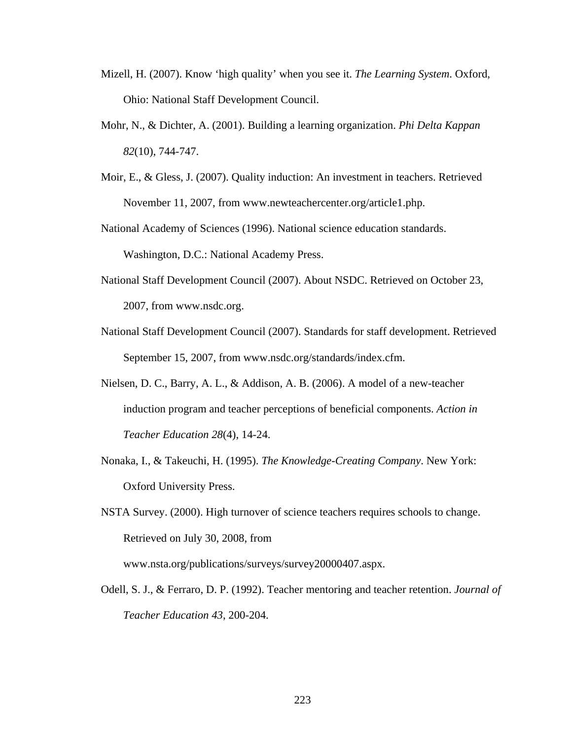Mizell, H. (2007). Know 'high quality' when you see it. *The Learning System*. Oxford, Ohio: National Staff Development Council.

Mohr, N., & Dichter, A. (2001). Building a learning organization. *Phi Delta Kappan 82*(10), 744-747.

Moir, E., & Gless, J. (2007). Quality induction: An investment in teachers. Retrieved November 11, 2007, from www.newteachercenter.org/article1.php.

National Academy of Sciences (1996). National science education standards. Washington, D.C.: National Academy Press.

National Staff Development Council (2007). About NSDC. Retrieved on October 23, 2007, from www.nsdc.org.

National Staff Development Council (2007). Standards for staff development. Retrieved September 15, 2007, from www.nsdc.org/standards/index.cfm.

Nielsen, D. C., Barry, A. L., & Addison, A. B. (2006). A model of a new-teacher induction program and teacher perceptions of beneficial components. *Action in Teacher Education 28*(4), 14-24.

Nonaka, I., & Takeuchi, H. (1995). *The Knowledge-Creating Company*. New York: Oxford University Press.

NSTA Survey. (2000). High turnover of science teachers requires schools to change. Retrieved on July 30, 2008, from www.nsta.org/publications/surveys/survey20000407.aspx.

Odell, S. J., & Ferraro, D. P. (1992). Teacher mentoring and teacher retention. *Journal of Teacher Education 43*, 200-204.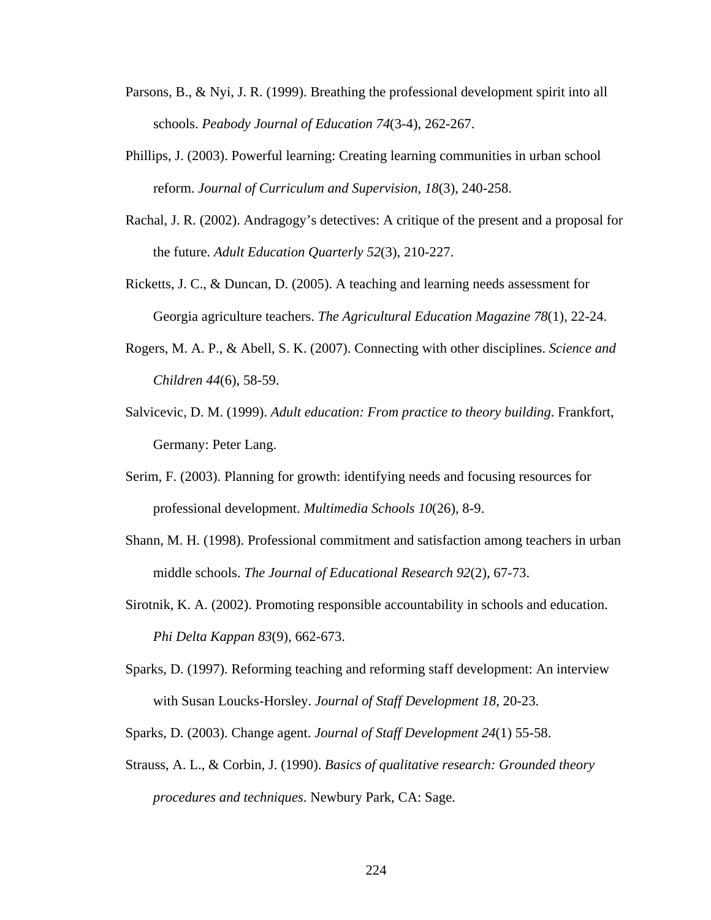Parsons, B., & Nyi, J. R. (1999). Breathing the professional development spirit into all schools. *Peabody Journal of Education 74*(3-4), 262-267.

Phillips, J. (2003). Powerful learning: Creating learning communities in urban school reform. *Journal of Curriculum and Supervision*, *18*(3), 240-258.

Rachal, J. R. (2002). Andragogy's detectives: A critique of the present and a proposal for the future. *Adult Education Quarterly 52*(3), 210-227.

Ricketts, J. C., & Duncan, D. (2005). A teaching and learning needs assessment for Georgia agriculture teachers. *The Agricultural Education Magazine 78*(1), 22-24.

Rogers, M. A. P., & Abell, S. K. (2007). Connecting with other disciplines. *Science and Children 44*(6), 58-59.

Salvicevic, D. M. (1999). *Adult education: From practice to theory building*. Frankfort, Germany: Peter Lang.

Serim, F. (2003). Planning for growth: identifying needs and focusing resources for professional development. *Multimedia Schools 10*(26), 8-9.

Shann, M. H. (1998). Professional commitment and satisfaction among teachers in urban middle schools. *The Journal of Educational Research 92*(2), 67-73.

Sirotnik, K. A. (2002). Promoting responsible accountability in schools and education. *Phi Delta Kappan 83*(9), 662-673.

Sparks, D. (1997). Reforming teaching and reforming staff development: An interview with Susan Loucks-Horsley. *Journal of Staff Development 18*, 20-23.

Sparks, D. (2003). Change agent. *Journal of Staff Development 24*(1) 55-58.

Strauss, A. L., & Corbin, J. (1990). *Basics of qualitative research: Grounded theory procedures and techniques*. Newbury Park, CA: Sage.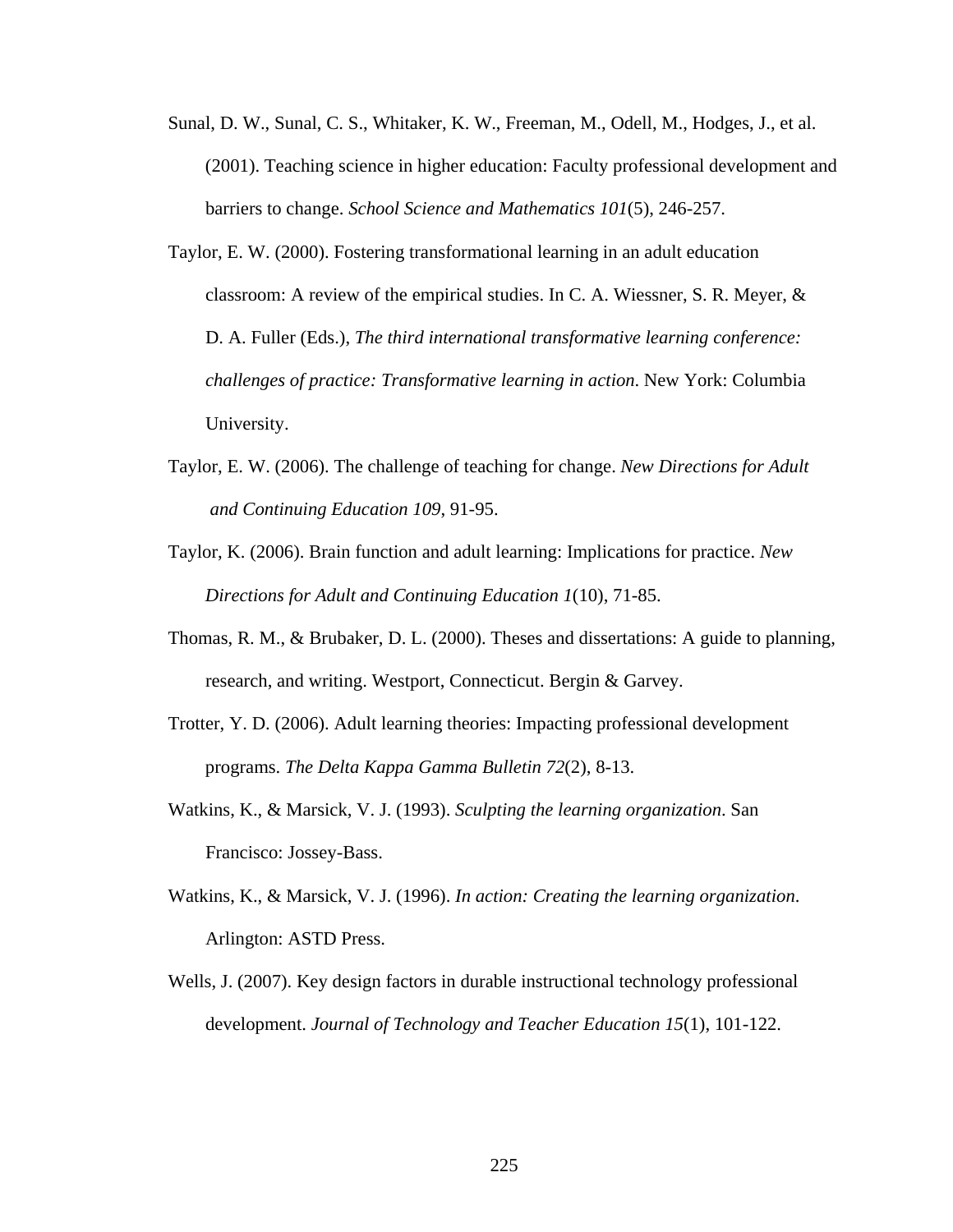Sunal, D. W., Sunal, C. S., Whitaker, K. W., Freeman, M., Odell, M., Hodges, J., et al. (2001). Teaching science in higher education: Faculty professional development and barriers to change. *School Science and Mathematics 101*(5), 246-257.

Taylor, E. W. (2000). Fostering transformational learning in an adult education classroom: A review of the empirical studies. In C. A. Wiessner, S. R. Meyer, & D. A. Fuller (Eds.), *The third international transformative learning conference: challenges of practice: Transformative learning in action*. New York: Columbia University.

Taylor, E. W. (2006). The challenge of teaching for change. *New Directions for Adult and Continuing Education 109*, 91-95.

Taylor, K. (2006). Brain function and adult learning: Implications for practice. *New Directions for Adult and Continuing Education 1*(10), 71-85.

Thomas, R. M., & Brubaker, D. L. (2000). Theses and dissertations: A guide to planning, research, and writing. Westport, Connecticut. Bergin & Garvey.

Trotter, Y. D. (2006). Adult learning theories: Impacting professional development programs. *The Delta Kappa Gamma Bulletin 72*(2), 8-13.

Watkins, K., & Marsick, V. J. (1993). *Sculpting the learning organization*. San Francisco: Jossey-Bass.

Watkins, K., & Marsick, V. J. (1996). *In action: Creating the learning organization*. Arlington: ASTD Press.

Wells, J. (2007). Key design factors in durable instructional technology professional development. *Journal of Technology and Teacher Education 15*(1), 101-122.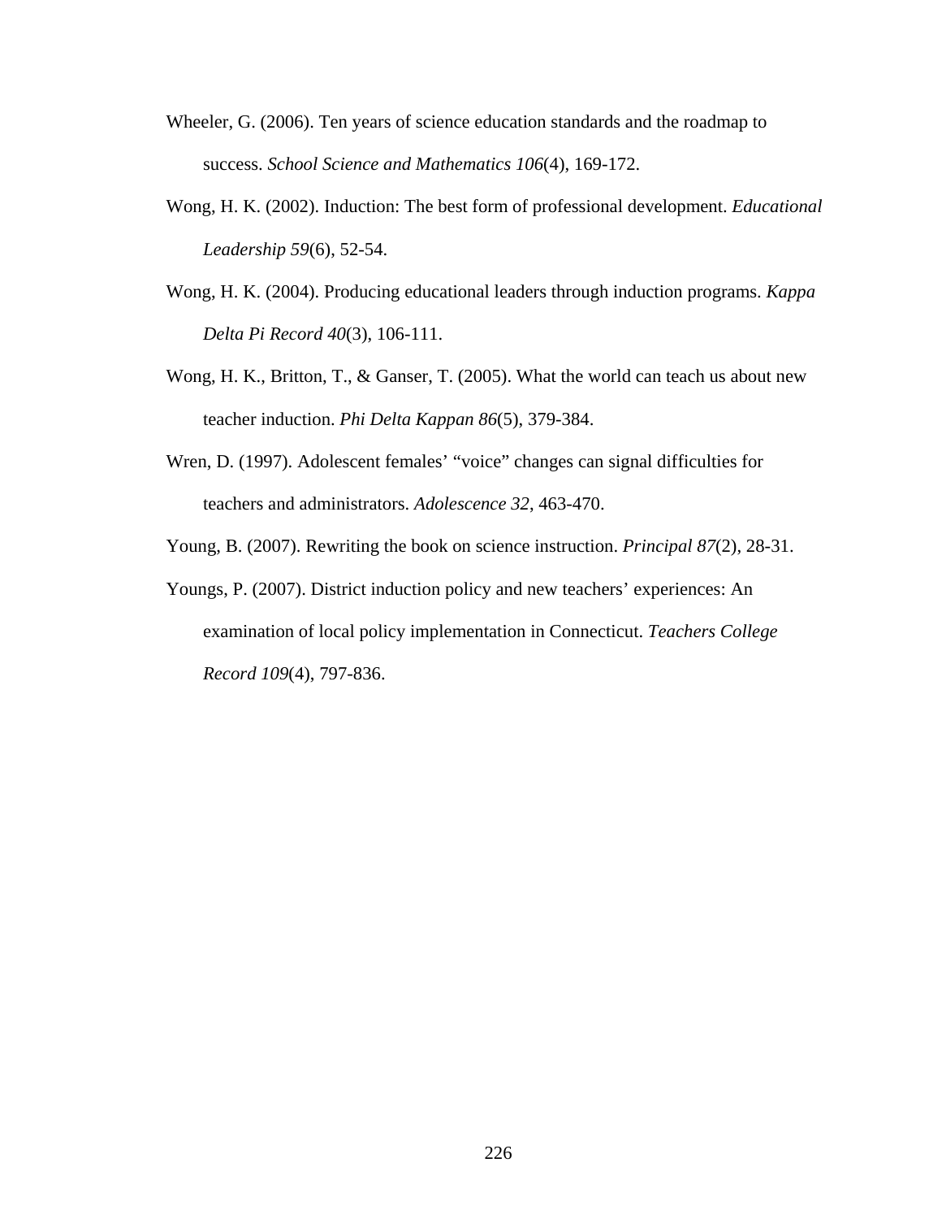Wheeler, G. (2006). Ten years of science education standards and the roadmap to success. *School Science and Mathematics 106*(4), 169-172.

Wong, H. K. (2002). Induction: The best form of professional development. *Educational Leadership 59*(6), 52-54.

Wong, H. K. (2004). Producing educational leaders through induction programs. *Kappa Delta Pi Record 40*(3), 106-111.

Wong, H. K., Britton, T., & Ganser, T. (2005). What the world can teach us about new teacher induction. *Phi Delta Kappan 86*(5), 379-384.

Wren, D. (1997). Adolescent females' "voice" changes can signal difficulties for teachers and administrators. *Adolescence 32*, 463-470.

Young, B. (2007). Rewriting the book on science instruction. *Principal 87*(2), 28-31.

Youngs, P. (2007). District induction policy and new teachers' experiences: An examination of local policy implementation in Connecticut. *Teachers College Record 109*(4), 797-836.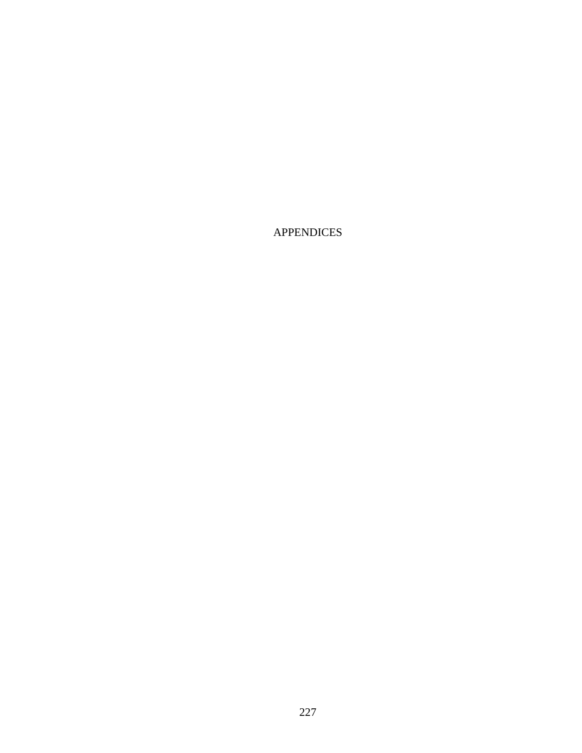# APPENDICES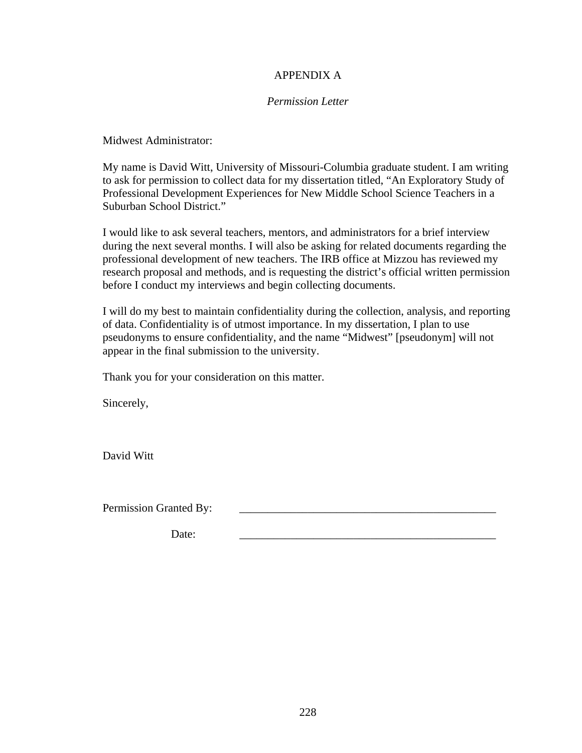# APPENDIX A

*Permission Letter*

Midwest Administrator:

My name is David Witt, University of Missouri-Columbia graduate student. I am writing to ask for permission to collect data for my dissertation titled, "An Exploratory Study of Professional Development Experiences for New Middle School Science Teachers in a Suburban School District."

I would like to ask several teachers, mentors, and administrators for a brief interview during the next several months. I will also be asking for related documents regarding the professional development of new teachers. The IRB office at Mizzou has reviewed my research proposal and methods, and is requesting the district's official written permission before I conduct my interviews and begin collecting documents.

I will do my best to maintain confidentiality during the collection, analysis, and reporting of data. Confidentiality is of utmost importance. In my dissertation, I plan to use pseudonyms to ensure confidentiality, and the name "Midwest" [pseudonym] will not appear in the final submission to the university.

Thank you for your consideration on this matter.

Sincerely,

David Witt

Permission Granted By: ______________________________________________

Date: ______________________________________________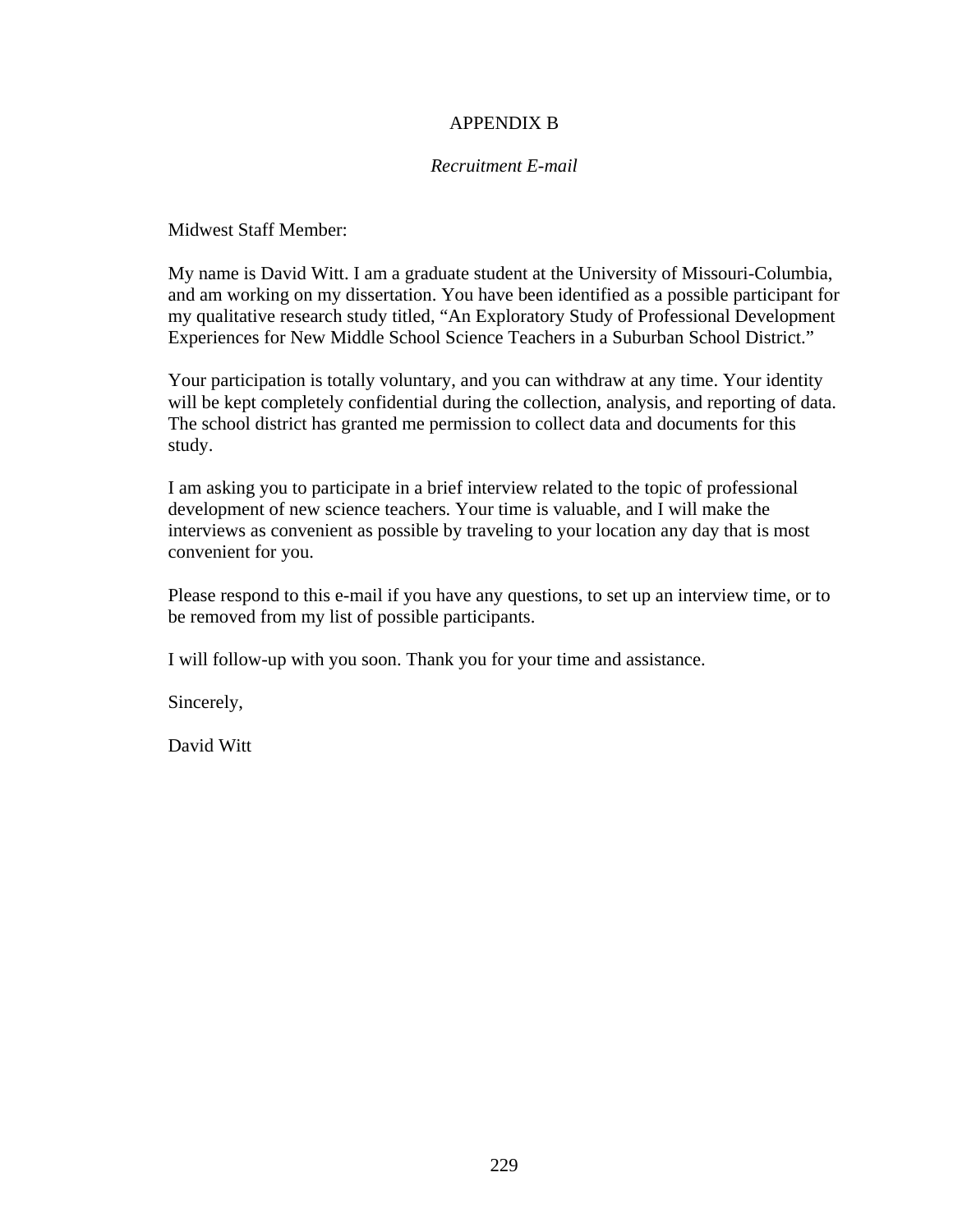# APPENDIX B

*Recruitment E-mail*

Midwest Staff Member:

My name is David Witt. I am a graduate student at the University of Missouri-Columbia, and am working on my dissertation. You have been identified as a possible participant for my qualitative research study titled, "An Exploratory Study of Professional Development Experiences for New Middle School Science Teachers in a Suburban School District."

Your participation is totally voluntary, and you can withdraw at any time. Your identity will be kept completely confidential during the collection, analysis, and reporting of data. The school district has granted me permission to collect data and documents for this study.

I am asking you to participate in a brief interview related to the topic of professional development of new science teachers. Your time is valuable, and I will make the interviews as convenient as possible by traveling to your location any day that is most convenient for you.

Please respond to this e-mail if you have any questions, to set up an interview time, or to be removed from my list of possible participants.

I will follow-up with you soon. Thank you for your time and assistance.

Sincerely,

David Witt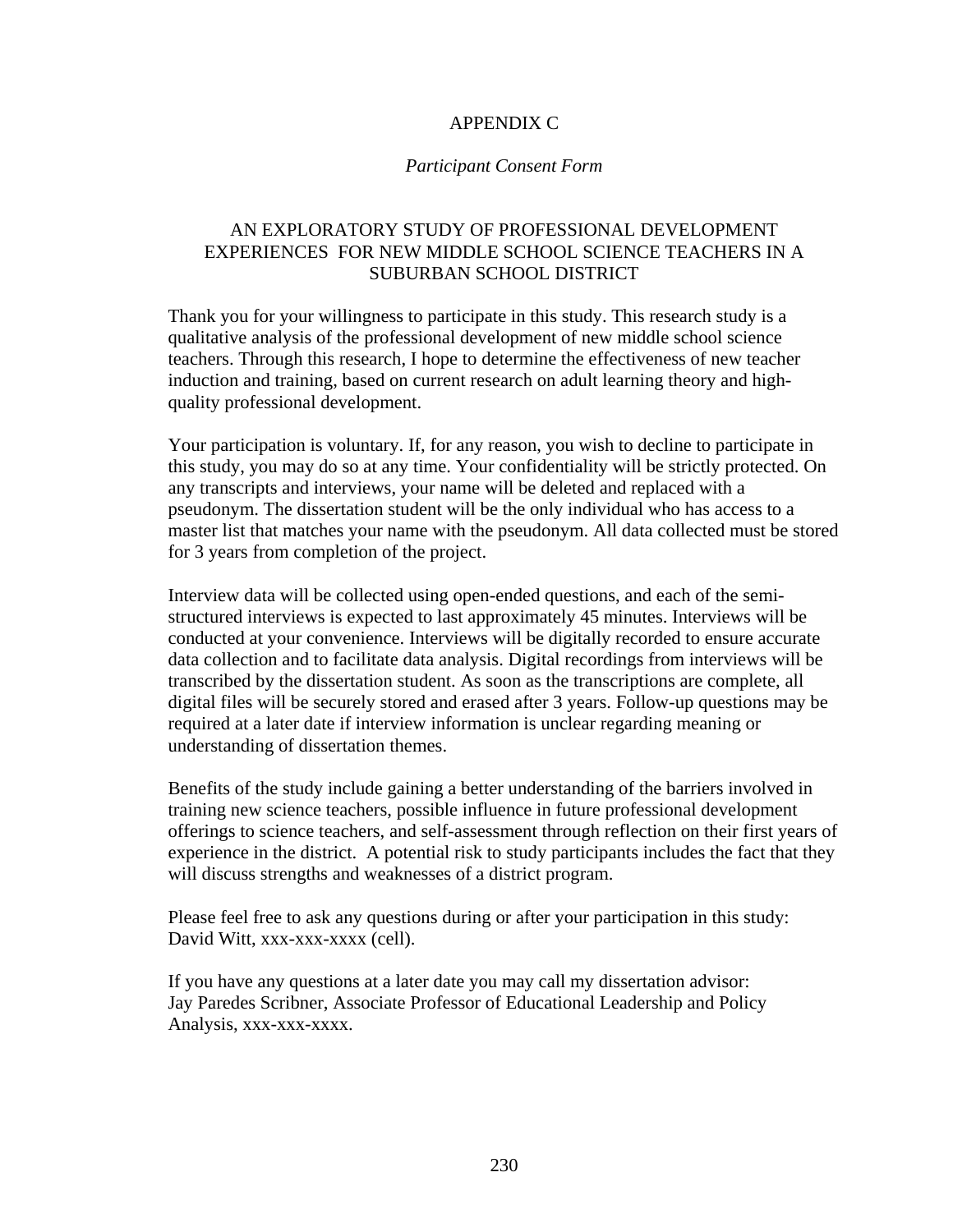# APPENDIX C

*Participant Consent Form*

## AN EXPLORATORY STUDY OF PROFESSIONAL DEVELOPMENT EXPERIENCES FOR NEW MIDDLE SCHOOL SCIENCE TEACHERS IN A SUBURBAN SCHOOL DISTRICT

Thank you for your willingness to participate in this study. This research study is a qualitative analysis of the professional development of new middle school science teachers. Through this research, I hope to determine the effectiveness of new teacher induction and training, based on current research on adult learning theory and high-quality professional development.

Your participation is voluntary. If, for any reason, you wish to decline to participate in this study, you may do so at any time. Your confidentiality will be strictly protected. On any transcripts and interviews, your name will be deleted and replaced with a pseudonym. The dissertation student will be the only individual who has access to a master list that matches your name with the pseudonym. All data collected must be stored for 3 years from completion of the project.

Interview data will be collected using open-ended questions, and each of the semi-structured interviews is expected to last approximately 45 minutes. Interviews will be conducted at your convenience. Interviews will be digitally recorded to ensure accurate data collection and to facilitate data analysis. Digital recordings from interviews will be transcribed by the dissertation student. As soon as the transcriptions are complete, all digital files will be securely stored and erased after 3 years. Follow-up questions may be required at a later date if interview information is unclear regarding meaning or understanding of dissertation themes.

Benefits of the study include gaining a better understanding of the barriers involved in training new science teachers, possible influence in future professional development offerings to science teachers, and self-assessment through reflection on their first years of experience in the district. A potential risk to study participants includes the fact that they will discuss strengths and weaknesses of a district program.

Please feel free to ask any questions during or after your participation in this study: David Witt, xxx-xxx-xxxx (cell).

If you have any questions at a later date you may call my dissertation advisor: Jay Paredes Scribner, Associate Professor of Educational Leadership and Policy Analysis, xxx-xxx-xxxx.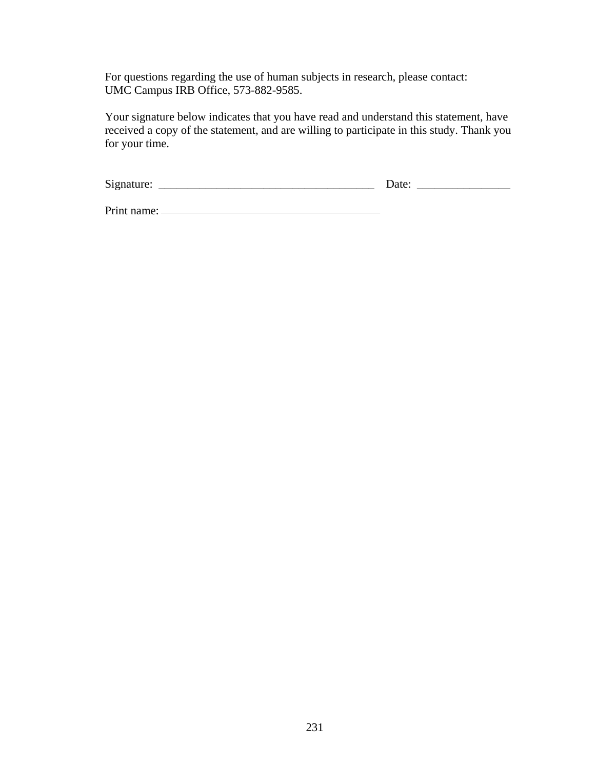For questions regarding the use of human subjects in research, please contact:
UMC Campus IRB Office, 573-882-9585.

Your signature below indicates that you have read and understand this statement, have received a copy of the statement, and are willing to participate in this study. Thank you for your time.

Signature: ______________________________________ Date: ________________

Print name: _______________________________________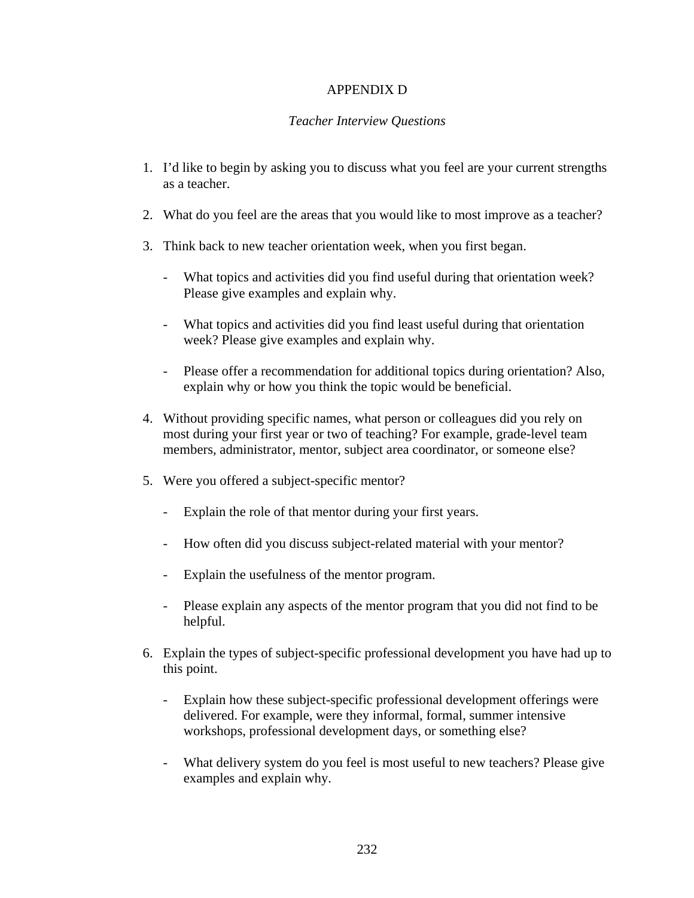# APPENDIX D

*Teacher Interview Questions*

1. I'd like to begin by asking you to discuss what you feel are your current strengths as a teacher.

2. What do you feel are the areas that you would like to most improve as a teacher?

3. Think back to new teacher orientation week, when you first began.

    - What topics and activities did you find useful during that orientation week? Please give examples and explain why.

    - What topics and activities did you find least useful during that orientation week? Please give examples and explain why.

    - Please offer a recommendation for additional topics during orientation? Also, explain why or how you think the topic would be beneficial.

4. Without providing specific names, what person or colleagues did you rely on most during your first year or two of teaching? For example, grade-level team members, administrator, mentor, subject area coordinator, or someone else?

5. Were you offered a subject-specific mentor?

    - Explain the role of that mentor during your first years.

    - How often did you discuss subject-related material with your mentor?

    - Explain the usefulness of the mentor program.

    - Please explain any aspects of the mentor program that you did not find to be helpful.

6. Explain the types of subject-specific professional development you have had up to this point.

    - Explain how these subject-specific professional development offerings were delivered. For example, were they informal, formal, summer intensive workshops, professional development days, or something else?

    - What delivery system do you feel is most useful to new teachers? Please give examples and explain why.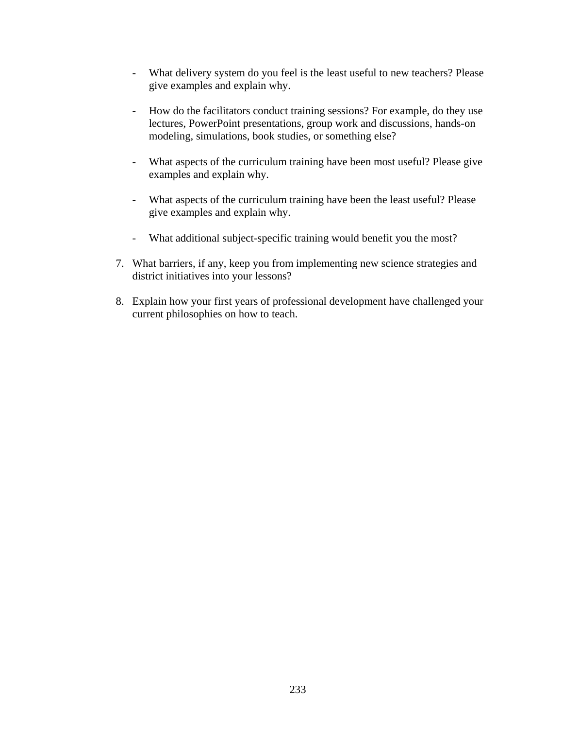- What delivery system do you feel is the least useful to new teachers? Please give examples and explain why.

- How do the facilitators conduct training sessions? For example, do they use lectures, PowerPoint presentations, group work and discussions, hands-on modeling, simulations, book studies, or something else?

- What aspects of the curriculum training have been most useful? Please give examples and explain why.

- What aspects of the curriculum training have been the least useful? Please give examples and explain why.

- What additional subject-specific training would benefit you the most?

7. What barriers, if any, keep you from implementing new science strategies and district initiatives into your lessons?

8. Explain how your first years of professional development have challenged your current philosophies on how to teach.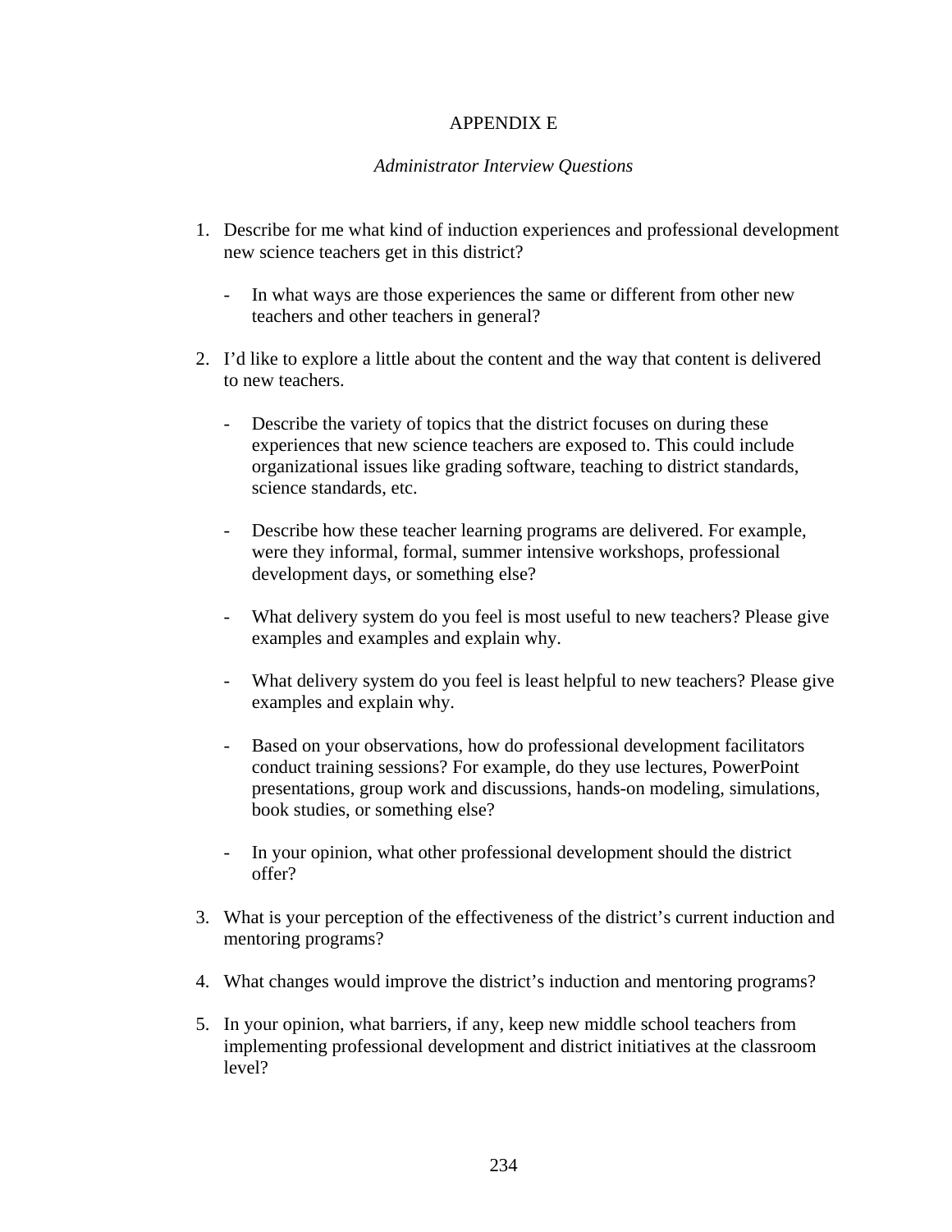# APPENDIX E

*Administrator Interview Questions*

1. Describe for me what kind of induction experiences and professional development new science teachers get in this district?

   - In what ways are those experiences the same or different from other new teachers and other teachers in general?

2. I'd like to explore a little about the content and the way that content is delivered to new teachers.

   - Describe the variety of topics that the district focuses on during these experiences that new science teachers are exposed to. This could include organizational issues like grading software, teaching to district standards, science standards, etc.

   - Describe how these teacher learning programs are delivered. For example, were they informal, formal, summer intensive workshops, professional development days, or something else?

   - What delivery system do you feel is most useful to new teachers? Please give examples and examples and explain why.

   - What delivery system do you feel is least helpful to new teachers? Please give examples and explain why.

   - Based on your observations, how do professional development facilitators conduct training sessions? For example, do they use lectures, PowerPoint presentations, group work and discussions, hands-on modeling, simulations, book studies, or something else?

   - In your opinion, what other professional development should the district offer?

3. What is your perception of the effectiveness of the district's current induction and mentoring programs?

4. What changes would improve the district's induction and mentoring programs?

5. In your opinion, what barriers, if any, keep new middle school teachers from implementing professional development and district initiatives at the classroom level?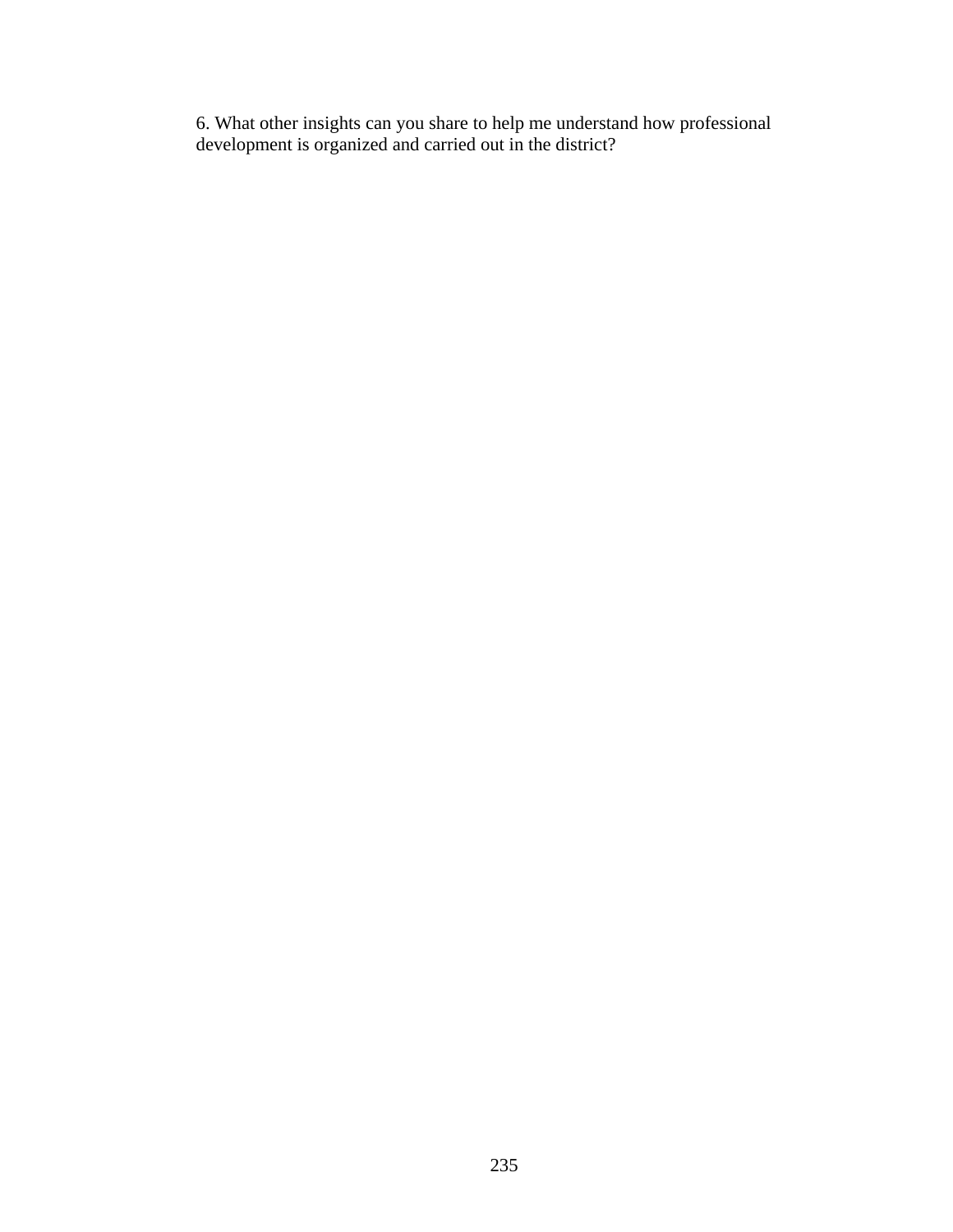6. What other insights can you share to help me understand how professional development is organized and carried out in the district?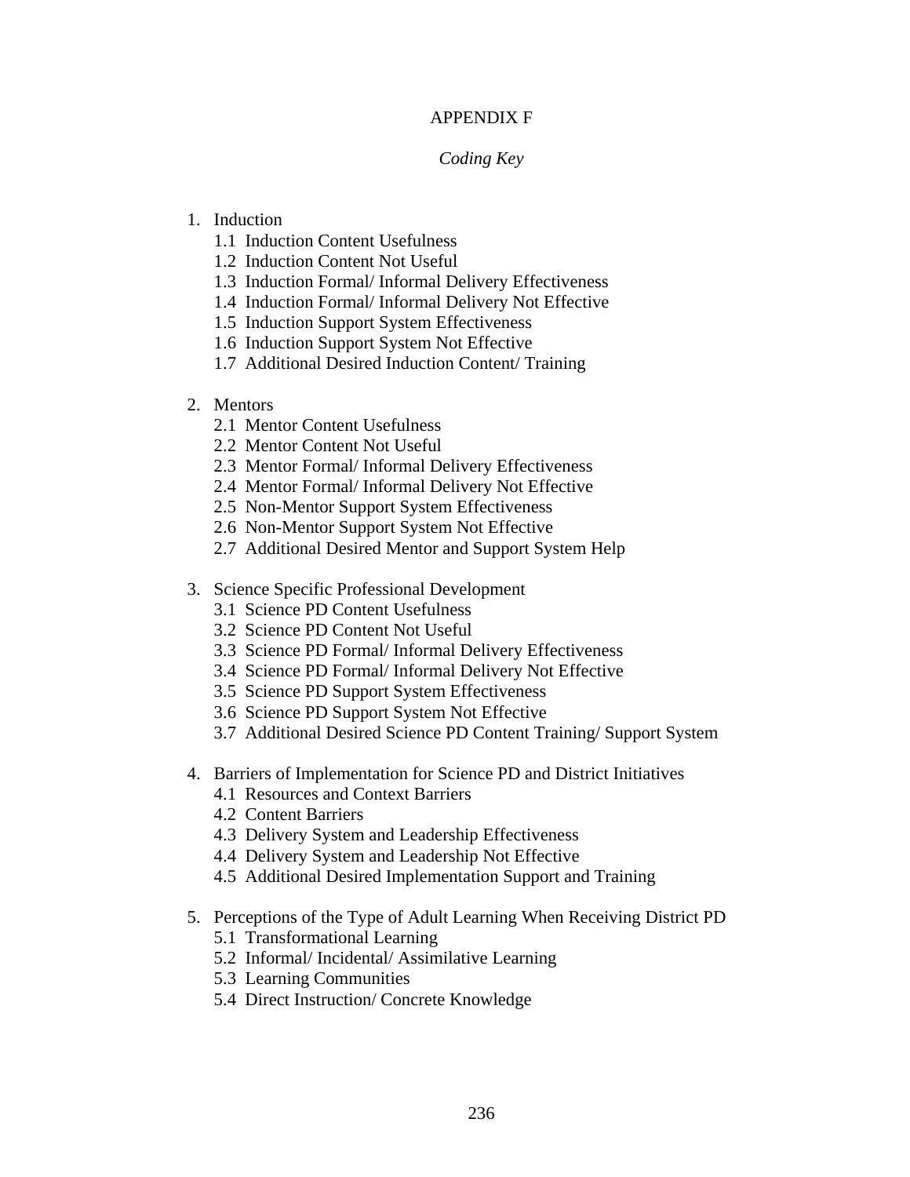# APPENDIX F

*Coding Key*

1. Induction
   - 1.1 Induction Content Usefulness
   - 1.2 Induction Content Not Useful
   - 1.3 Induction Formal/ Informal Delivery Effectiveness
   - 1.4 Induction Formal/ Informal Delivery Not Effective
   - 1.5 Induction Support System Effectiveness
   - 1.6 Induction Support System Not Effective
   - 1.7 Additional Desired Induction Content/ Training

2. Mentors
   - 2.1 Mentor Content Usefulness
   - 2.2 Mentor Content Not Useful
   - 2.3 Mentor Formal/ Informal Delivery Effectiveness
   - 2.4 Mentor Formal/ Informal Delivery Not Effective
   - 2.5 Non-Mentor Support System Effectiveness
   - 2.6 Non-Mentor Support System Not Effective
   - 2.7 Additional Desired Mentor and Support System Help

3. Science Specific Professional Development
   - 3.1 Science PD Content Usefulness
   - 3.2 Science PD Content Not Useful
   - 3.3 Science PD Formal/ Informal Delivery Effectiveness
   - 3.4 Science PD Formal/ Informal Delivery Not Effective
   - 3.5 Science PD Support System Effectiveness
   - 3.6 Science PD Support System Not Effective
   - 3.7 Additional Desired Science PD Content Training/ Support System

4. Barriers of Implementation for Science PD and District Initiatives
   - 4.1 Resources and Context Barriers
   - 4.2 Content Barriers
   - 4.3 Delivery System and Leadership Effectiveness
   - 4.4 Delivery System and Leadership Not Effective
   - 4.5 Additional Desired Implementation Support and Training

5. Perceptions of the Type of Adult Learning When Receiving District PD
   - 5.1 Transformational Learning
   - 5.2 Informal/ Incidental/ Assimilative Learning
   - 5.3 Learning Communities
   - 5.4 Direct Instruction/ Concrete Knowledge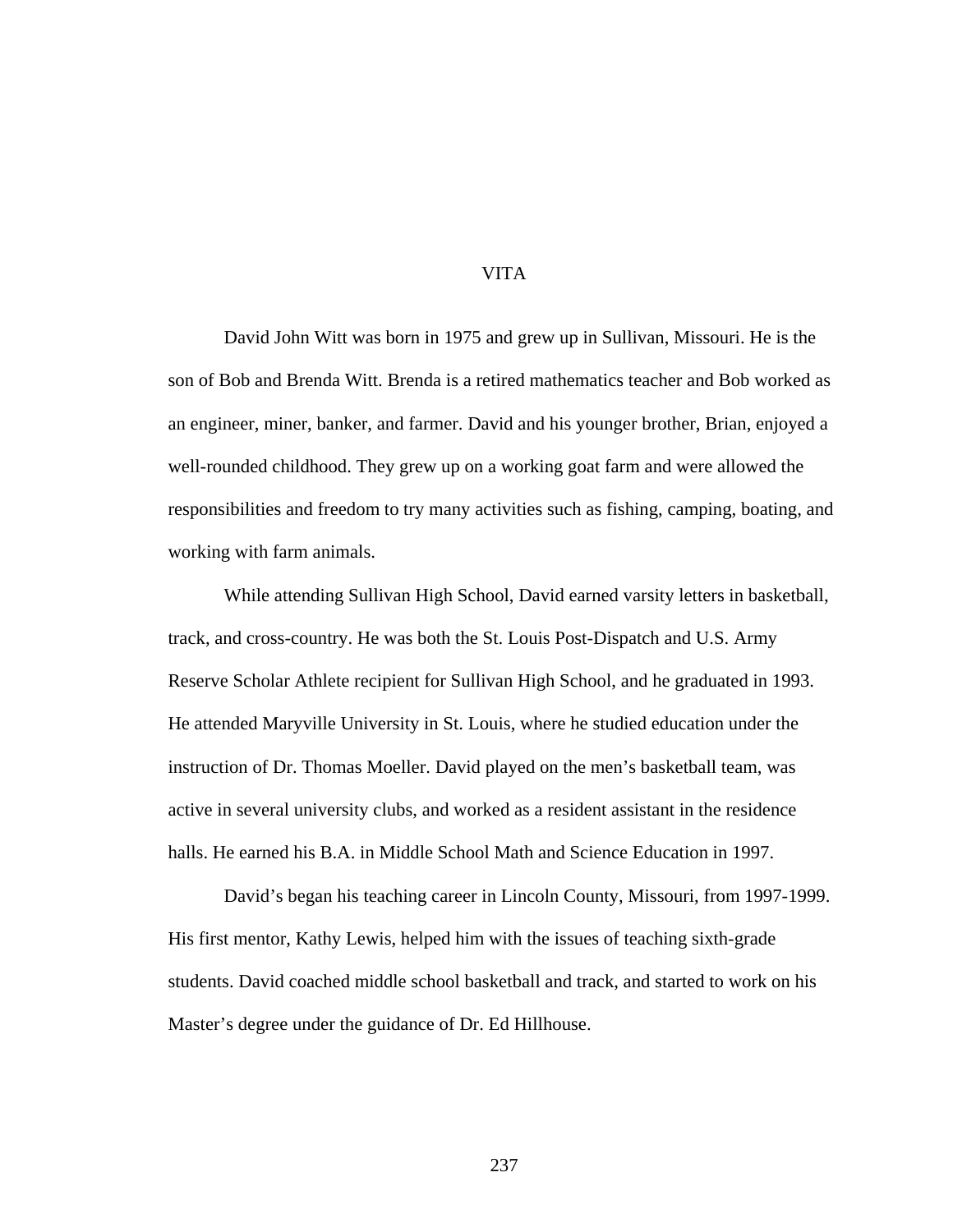# VITA

David John Witt was born in 1975 and grew up in Sullivan, Missouri. He is the son of Bob and Brenda Witt. Brenda is a retired mathematics teacher and Bob worked as an engineer, miner, banker, and farmer. David and his younger brother, Brian, enjoyed a well-rounded childhood. They grew up on a working goat farm and were allowed the responsibilities and freedom to try many activities such as fishing, camping, boating, and working with farm animals.

While attending Sullivan High School, David earned varsity letters in basketball, track, and cross-country. He was both the St. Louis Post-Dispatch and U.S. Army Reserve Scholar Athlete recipient for Sullivan High School, and he graduated in 1993. He attended Maryville University in St. Louis, where he studied education under the instruction of Dr. Thomas Moeller. David played on the men's basketball team, was active in several university clubs, and worked as a resident assistant in the residence halls. He earned his B.A. in Middle School Math and Science Education in 1997.

David's began his teaching career in Lincoln County, Missouri, from 1997-1999. His first mentor, Kathy Lewis, helped him with the issues of teaching sixth-grade students. David coached middle school basketball and track, and started to work on his Master's degree under the guidance of Dr. Ed Hillhouse.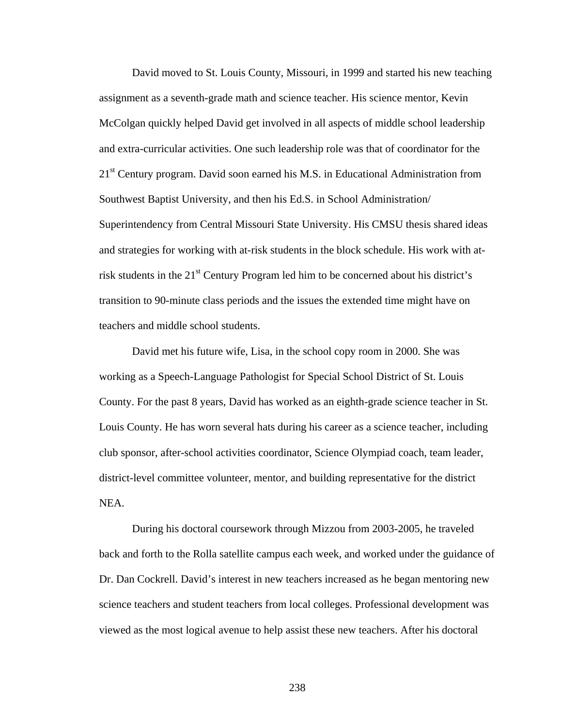David moved to St. Louis County, Missouri, in 1999 and started his new teaching assignment as a seventh-grade math and science teacher. His science mentor, Kevin McColgan quickly helped David get involved in all aspects of middle school leadership and extra-curricular activities. One such leadership role was that of coordinator for the 21st Century program. David soon earned his M.S. in Educational Administration from Southwest Baptist University, and then his Ed.S. in School Administration/ Superintendency from Central Missouri State University. His CMSU thesis shared ideas and strategies for working with at-risk students in the block schedule. His work with at-risk students in the 21st Century Program led him to be concerned about his district's transition to 90-minute class periods and the issues the extended time might have on teachers and middle school students.

David met his future wife, Lisa, in the school copy room in 2000. She was working as a Speech-Language Pathologist for Special School District of St. Louis County. For the past 8 years, David has worked as an eighth-grade science teacher in St. Louis County. He has worn several hats during his career as a science teacher, including club sponsor, after-school activities coordinator, Science Olympiad coach, team leader, district-level committee volunteer, mentor, and building representative for the district NEA.

During his doctoral coursework through Mizzou from 2003-2005, he traveled back and forth to the Rolla satellite campus each week, and worked under the guidance of Dr. Dan Cockrell. David's interest in new teachers increased as he began mentoring new science teachers and student teachers from local colleges. Professional development was viewed as the most logical avenue to help assist these new teachers. After his doctoral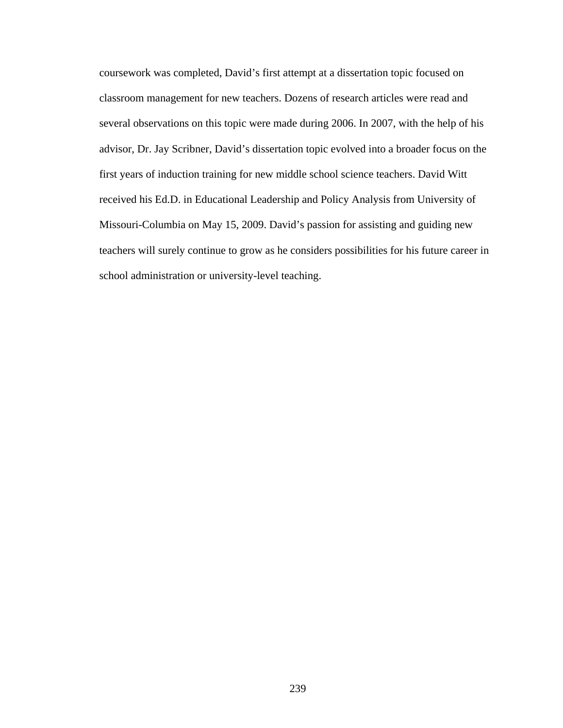coursework was completed, David's first attempt at a dissertation topic focused on classroom management for new teachers. Dozens of research articles were read and several observations on this topic were made during 2006. In 2007, with the help of his advisor, Dr. Jay Scribner, David's dissertation topic evolved into a broader focus on the first years of induction training for new middle school science teachers. David Witt received his Ed.D. in Educational Leadership and Policy Analysis from University of Missouri-Columbia on May 15, 2009. David's passion for assisting and guiding new teachers will surely continue to grow as he considers possibilities for his future career in school administration or university-level teaching.